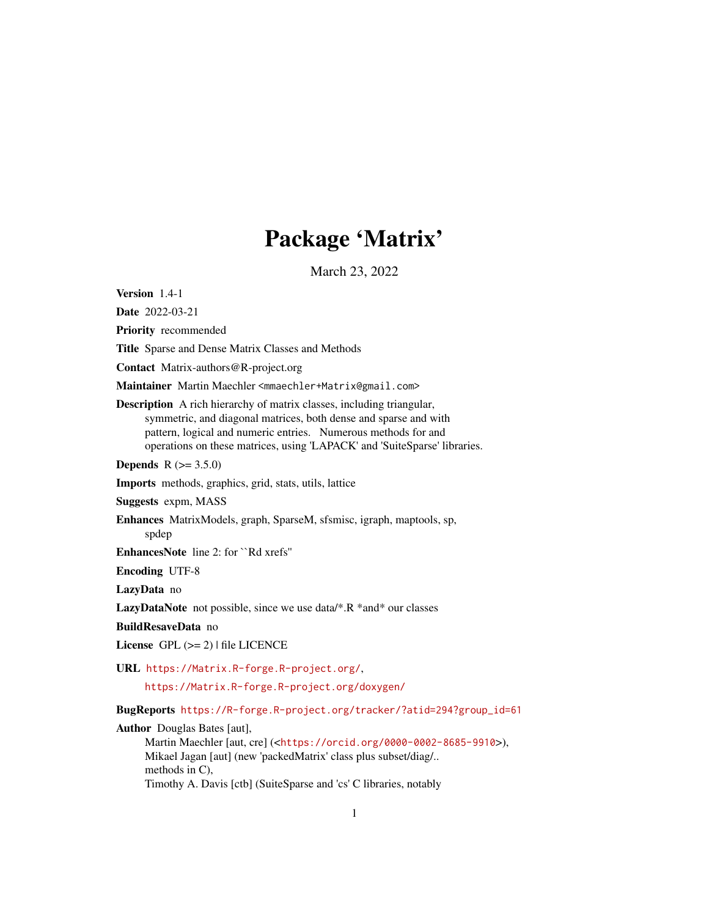# Package 'Matrix'

March 23, 2022

**Version** 1.4-1

**Date** 2022-03-21

**Priority** recommended

**Title** Sparse and Dense Matrix Classes and Methods

**Contact** Matrix-authors@R-project.org

**Maintainer** Martin Maechler <mmaechler+Matrix@gmail.com>

**Description** A rich hierarchy of matrix classes, including triangular, symmetric, and diagonal matrices, both dense and sparse and with pattern, logical and numeric entries. Numerous methods for and operations on these matrices, using 'LAPACK' and 'SuiteSparse' libraries.

**Depends** R (>= 3.5.0)

**Imports** methods, graphics, grid, stats, utils, lattice

**Suggests** expm, MASS

**Enhances** MatrixModels, graph, SparseM, sfsmisc, igraph, maptools, sp, spdep

**EnhancesNote** line 2: for ``Rd xrefs''

**Encoding** UTF-8

**LazyData** no

**LazyDataNote** not possible, since we use data/*.R *and* our classes

**BuildResaveData** no

**License** GPL (>= 2) | file LICENCE

**URL** https://Matrix.R-forge.R-project.org/, https://Matrix.R-forge.R-project.org/doxygen/

**BugReports** https://R-forge.R-project.org/tracker/?atid=294?group_id=61

**Author** Douglas Bates [aut],
Martin Maechler [aut, cre] (<https://orcid.org/0000-0002-8685-9910>),
Mikael Jagan [aut] (new 'packedMatrix' class plus subset/diag/.. methods in C),
Timothy A. Davis [ctb] (SuiteSparse and 'cs' C libraries, notably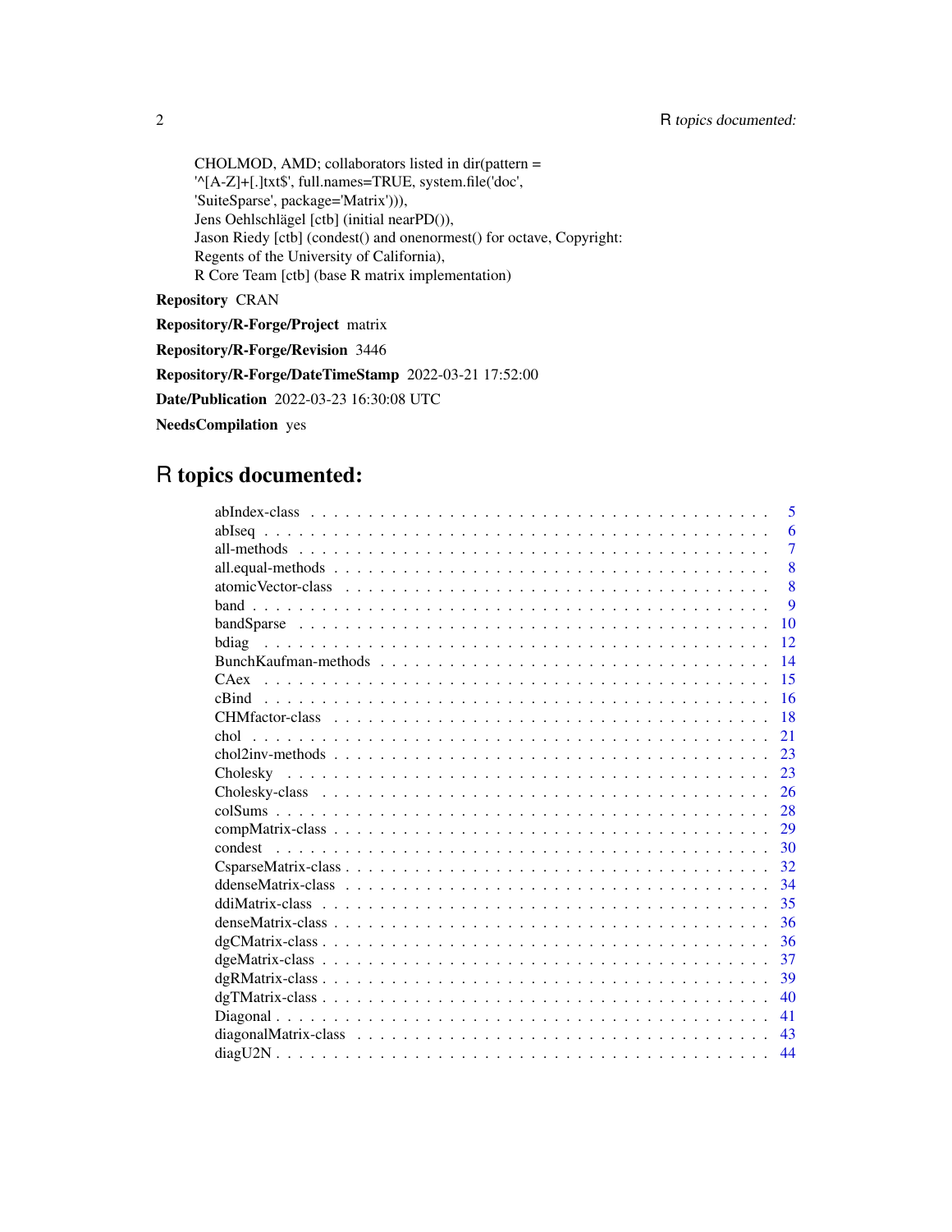CHOLMOD, AMD; collaborators listed in dir(pattern = '^[A-Z]+[.]txt$', full.names=TRUE, system.file('doc', 'SuiteSparse', package='Matrix'))),
Jens Oehlschlägel [ctb] (initial nearPD()),
Jason Riedy [ctb] (condest() and onenormest() for octave, Copyright: Regents of the University of California),
R Core Team [ctb] (base R matrix implementation)

**Repository** CRAN

**Repository/R-Forge/Project** matrix

**Repository/R-Forge/Revision** 3446

**Repository/R-Forge/DateTimeStamp** 2022-03-21 17:52:00

**Date/Publication** 2022-03-23 16:30:08 UTC

**NeedsCompilation** yes

# R topics documented:

| | |
|---|---|
| abIndex-class | 5 |
| abIseq | 6 |
| all-methods | 7 |
| all.equal-methods | 8 |
| atomicVector-class | 8 |
| band | 9 |
| bandSparse | 10 |
| bdiag | 12 |
| BunchKaufman-methods | 14 |
| CAex | 15 |
| cBind | 16 |
| CHMfactor-class | 18 |
| chol | 21 |
| chol2inv-methods | 23 |
| Cholesky | 23 |
| Cholesky-class | 26 |
| colSums | 28 |
| compMatrix-class | 29 |
| condest | 30 |
| CsparseMatrix-class | 32 |
| ddenseMatrix-class | 34 |
| ddiMatrix-class | 35 |
| denseMatrix-class | 36 |
| dgCMatrix-class | 36 |
| dgeMatrix-class | 37 |
| dgRMatrix-class | 39 |
| dgTMatrix-class | 40 |
| Diagonal | 41 |
| diagonalMatrix-class | 43 |
| diagU2N | 44 |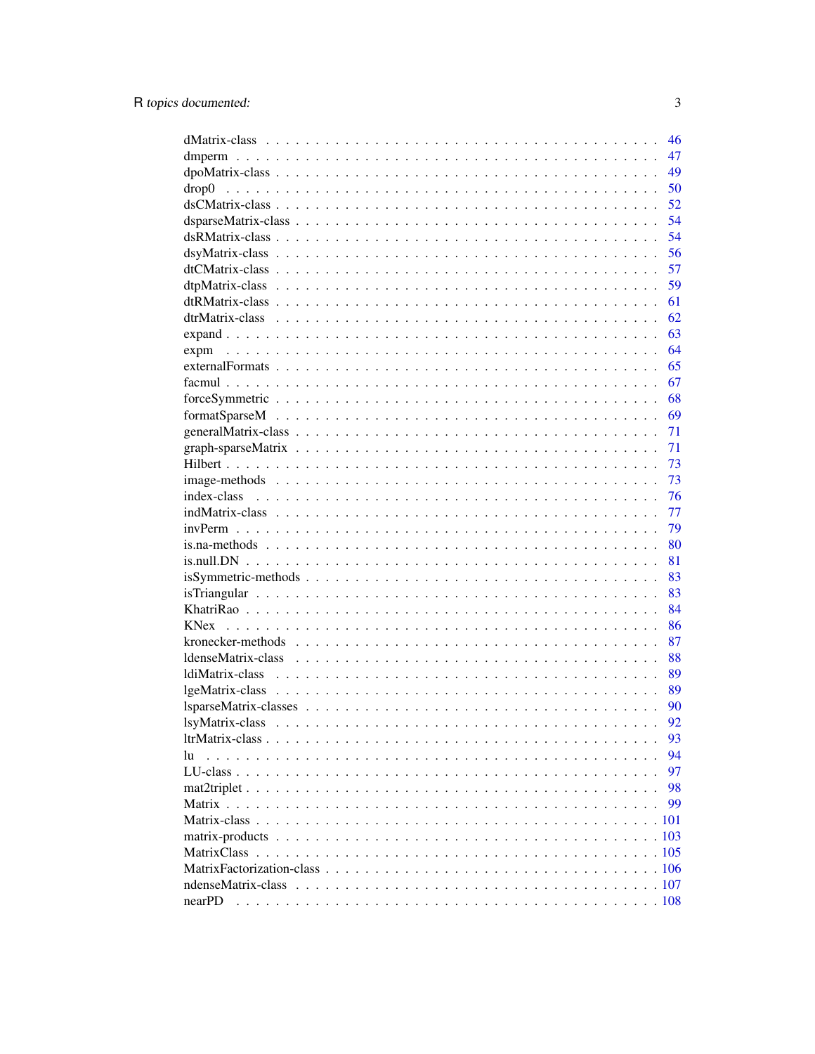dMatrix-class . . . . . . . . . . . . . . . . . . . . . . . . . . . . . . . . . . . . . . . 46
dmperm . . . . . . . . . . . . . . . . . . . . . . . . . . . . . . . . . . . . . . . . . . 47
dpoMatrix-class . . . . . . . . . . . . . . . . . . . . . . . . . . . . . . . . . . . . . . 49
drop0 . . . . . . . . . . . . . . . . . . . . . . . . . . . . . . . . . . . . . . . . . . . 50
dsCMatrix-class . . . . . . . . . . . . . . . . . . . . . . . . . . . . . . . . . . . . . . 52
dsparseMatrix-class . . . . . . . . . . . . . . . . . . . . . . . . . . . . . . . . . . . . 54
dsRMatrix-class . . . . . . . . . . . . . . . . . . . . . . . . . . . . . . . . . . . . . . 54
dsyMatrix-class . . . . . . . . . . . . . . . . . . . . . . . . . . . . . . . . . . . . . . 56
dtCMatrix-class . . . . . . . . . . . . . . . . . . . . . . . . . . . . . . . . . . . . . . 57
dtpMatrix-class . . . . . . . . . . . . . . . . . . . . . . . . . . . . . . . . . . . . . . 59
dtRMatrix-class . . . . . . . . . . . . . . . . . . . . . . . . . . . . . . . . . . . . . . 61
dtrMatrix-class . . . . . . . . . . . . . . . . . . . . . . . . . . . . . . . . . . . . . . 62
expand . . . . . . . . . . . . . . . . . . . . . . . . . . . . . . . . . . . . . . . . . . . 63
expm . . . . . . . . . . . . . . . . . . . . . . . . . . . . . . . . . . . . . . . . . . . . 64
externalFormats . . . . . . . . . . . . . . . . . . . . . . . . . . . . . . . . . . . . . . 65
facmul . . . . . . . . . . . . . . . . . . . . . . . . . . . . . . . . . . . . . . . . . . . 67
forceSymmetric . . . . . . . . . . . . . . . . . . . . . . . . . . . . . . . . . . . . . . 68
formatSparseM . . . . . . . . . . . . . . . . . . . . . . . . . . . . . . . . . . . . . . . 69
generalMatrix-class . . . . . . . . . . . . . . . . . . . . . . . . . . . . . . . . . . . . 71
graph-sparseMatrix . . . . . . . . . . . . . . . . . . . . . . . . . . . . . . . . . . . . 71
Hilbert . . . . . . . . . . . . . . . . . . . . . . . . . . . . . . . . . . . . . . . . . . . 73
image-methods . . . . . . . . . . . . . . . . . . . . . . . . . . . . . . . . . . . . . . . 73
index-class . . . . . . . . . . . . . . . . . . . . . . . . . . . . . . . . . . . . . . . . . 76
indMatrix-class . . . . . . . . . . . . . . . . . . . . . . . . . . . . . . . . . . . . . . 77
invPerm . . . . . . . . . . . . . . . . . . . . . . . . . . . . . . . . . . . . . . . . . . . 79
is.na-methods . . . . . . . . . . . . . . . . . . . . . . . . . . . . . . . . . . . . . . . 80
is.null.DN . . . . . . . . . . . . . . . . . . . . . . . . . . . . . . . . . . . . . . . . . 81
isSymmetric-methods . . . . . . . . . . . . . . . . . . . . . . . . . . . . . . . . . . . 83
isTriangular . . . . . . . . . . . . . . . . . . . . . . . . . . . . . . . . . . . . . . . . 83
KhatriRao . . . . . . . . . . . . . . . . . . . . . . . . . . . . . . . . . . . . . . . . . 84
KNex . . . . . . . . . . . . . . . . . . . . . . . . . . . . . . . . . . . . . . . . . . . . 86
kronecker-methods . . . . . . . . . . . . . . . . . . . . . . . . . . . . . . . . . . . . 87
ldenseMatrix-class . . . . . . . . . . . . . . . . . . . . . . . . . . . . . . . . . . . . 88
ldiMatrix-class . . . . . . . . . . . . . . . . . . . . . . . . . . . . . . . . . . . . . . 89
lgeMatrix-class . . . . . . . . . . . . . . . . . . . . . . . . . . . . . . . . . . . . . . 89
lsparseMatrix-classes . . . . . . . . . . . . . . . . . . . . . . . . . . . . . . . . . . . 90
lsyMatrix-class . . . . . . . . . . . . . . . . . . . . . . . . . . . . . . . . . . . . . . 92
ltrMatrix-class . . . . . . . . . . . . . . . . . . . . . . . . . . . . . . . . . . . . . . 93
lu . . . . . . . . . . . . . . . . . . . . . . . . . . . . . . . . . . . . . . . . . . . . . 94
LU-class . . . . . . . . . . . . . . . . . . . . . . . . . . . . . . . . . . . . . . . . . . 97
mat2triplet . . . . . . . . . . . . . . . . . . . . . . . . . . . . . . . . . . . . . . . . 98
Matrix . . . . . . . . . . . . . . . . . . . . . . . . . . . . . . . . . . . . . . . . . . . 99
Matrix-class . . . . . . . . . . . . . . . . . . . . . . . . . . . . . . . . . . . . . . . . 101
matrix-products . . . . . . . . . . . . . . . . . . . . . . . . . . . . . . . . . . . . . . 103
MatrixClass . . . . . . . . . . . . . . . . . . . . . . . . . . . . . . . . . . . . . . . . 105
MatrixFactorization-class . . . . . . . . . . . . . . . . . . . . . . . . . . . . . . . . 106
ndenseMatrix-class . . . . . . . . . . . . . . . . . . . . . . . . . . . . . . . . . . . . 107
nearPD . . . . . . . . . . . . . . . . . . . . . . . . . . . . . . . . . . . . . . . . . . . 108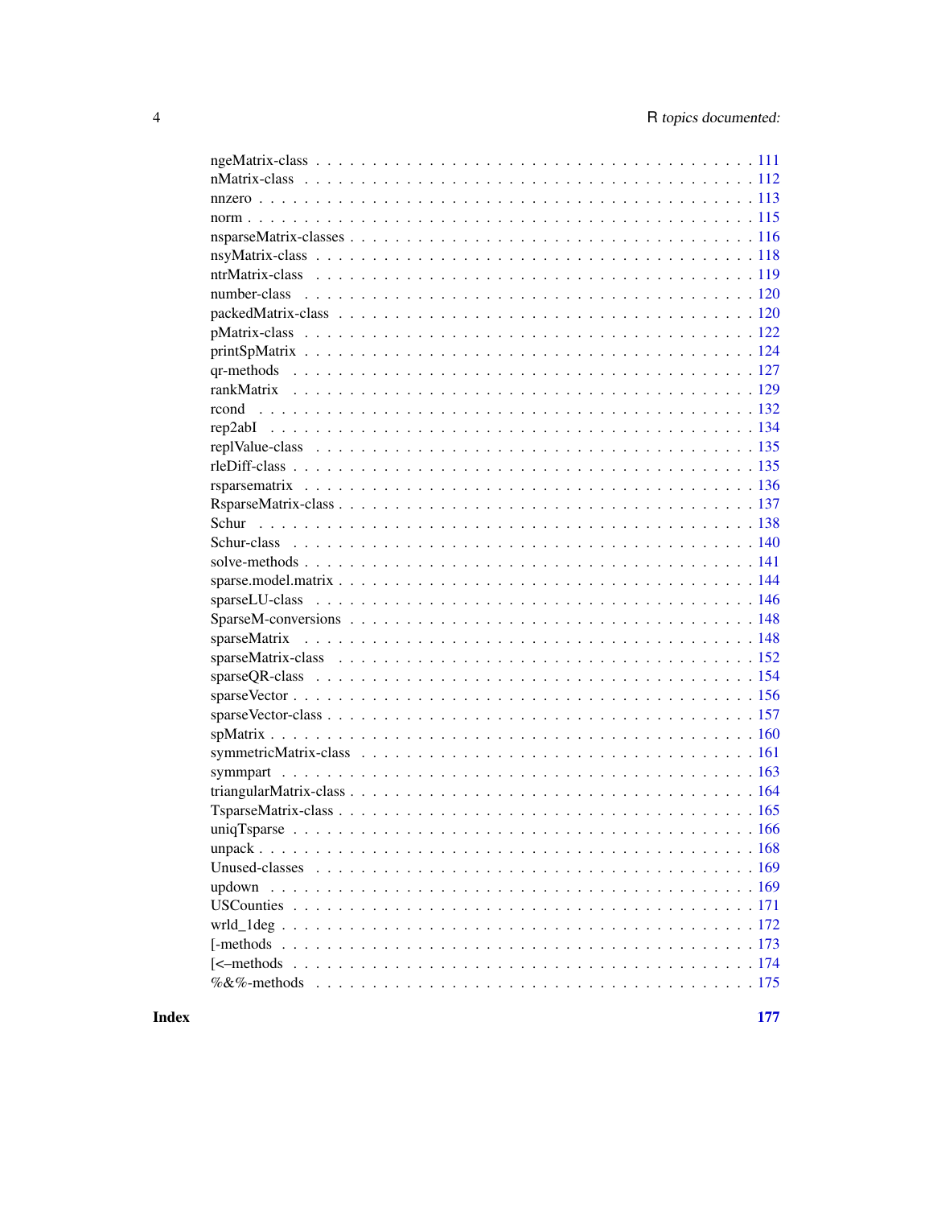ngeMatrix-class . . . . . . . . . . . . . . . . . . . . . . . . . . . . . . . . . . . . 111
nMatrix-class . . . . . . . . . . . . . . . . . . . . . . . . . . . . . . . . . . . . . 112
nnzero . . . . . . . . . . . . . . . . . . . . . . . . . . . . . . . . . . . . . . . . 113
norm . . . . . . . . . . . . . . . . . . . . . . . . . . . . . . . . . . . . . . . . . 115
nsparseMatrix-classes . . . . . . . . . . . . . . . . . . . . . . . . . . . . . . . . 116
nsyMatrix-class . . . . . . . . . . . . . . . . . . . . . . . . . . . . . . . . . . . . 118
ntrMatrix-class . . . . . . . . . . . . . . . . . . . . . . . . . . . . . . . . . . . . 119
number-class . . . . . . . . . . . . . . . . . . . . . . . . . . . . . . . . . . . . . 120
packedMatrix-class . . . . . . . . . . . . . . . . . . . . . . . . . . . . . . . . . . 120
pMatrix-class . . . . . . . . . . . . . . . . . . . . . . . . . . . . . . . . . . . . . 122
printSpMatrix . . . . . . . . . . . . . . . . . . . . . . . . . . . . . . . . . . . . . 124
qr-methods . . . . . . . . . . . . . . . . . . . . . . . . . . . . . . . . . . . . . . 127
rankMatrix . . . . . . . . . . . . . . . . . . . . . . . . . . . . . . . . . . . . . . 129
rcond . . . . . . . . . . . . . . . . . . . . . . . . . . . . . . . . . . . . . . . . . 132
rep2abI . . . . . . . . . . . . . . . . . . . . . . . . . . . . . . . . . . . . . . . . 134
replValue-class . . . . . . . . . . . . . . . . . . . . . . . . . . . . . . . . . . . . 135
rleDiff-class . . . . . . . . . . . . . . . . . . . . . . . . . . . . . . . . . . . . . 135
rsparsematrix . . . . . . . . . . . . . . . . . . . . . . . . . . . . . . . . . . . . . 136
RsparseMatrix-class . . . . . . . . . . . . . . . . . . . . . . . . . . . . . . . . . . 137
Schur . . . . . . . . . . . . . . . . . . . . . . . . . . . . . . . . . . . . . . . . . 138
Schur-class . . . . . . . . . . . . . . . . . . . . . . . . . . . . . . . . . . . . . . 140
solve-methods . . . . . . . . . . . . . . . . . . . . . . . . . . . . . . . . . . . . . 141
sparse.model.matrix . . . . . . . . . . . . . . . . . . . . . . . . . . . . . . . . . . 144
sparseLU-class . . . . . . . . . . . . . . . . . . . . . . . . . . . . . . . . . . . . . 146
SparseM-conversions . . . . . . . . . . . . . . . . . . . . . . . . . . . . . . . . . . 148
sparseMatrix . . . . . . . . . . . . . . . . . . . . . . . . . . . . . . . . . . . . . . 148
sparseMatrix-class . . . . . . . . . . . . . . . . . . . . . . . . . . . . . . . . . . . 152
sparseQR-class . . . . . . . . . . . . . . . . . . . . . . . . . . . . . . . . . . . . . 154
sparseVector . . . . . . . . . . . . . . . . . . . . . . . . . . . . . . . . . . . . . . 156
sparseVector-class . . . . . . . . . . . . . . . . . . . . . . . . . . . . . . . . . . . 157
spMatrix . . . . . . . . . . . . . . . . . . . . . . . . . . . . . . . . . . . . . . . . 160
symmetricMatrix-class . . . . . . . . . . . . . . . . . . . . . . . . . . . . . . . . . 161
symmpart . . . . . . . . . . . . . . . . . . . . . . . . . . . . . . . . . . . . . . . . 163
triangularMatrix-class . . . . . . . . . . . . . . . . . . . . . . . . . . . . . . . . . 164
TsparseMatrix-class . . . . . . . . . . . . . . . . . . . . . . . . . . . . . . . . . . 165
uniqTsparse . . . . . . . . . . . . . . . . . . . . . . . . . . . . . . . . . . . . . . 166
unpack . . . . . . . . . . . . . . . . . . . . . . . . . . . . . . . . . . . . . . . . . 168
Unused-classes . . . . . . . . . . . . . . . . . . . . . . . . . . . . . . . . . . . . . 169
updown . . . . . . . . . . . . . . . . . . . . . . . . . . . . . . . . . . . . . . . . . 169
USCounties . . . . . . . . . . . . . . . . . . . . . . . . . . . . . . . . . . . . . . . 171
wrld_1deg . . . . . . . . . . . . . . . . . . . . . . . . . . . . . . . . . . . . . . . . 172
[-methods . . . . . . . . . . . . . . . . . . . . . . . . . . . . . . . . . . . . . . . . 173
[<–methods . . . . . . . . . . . . . . . . . . . . . . . . . . . . . . . . . . . . . . . 174
%&%-methods . . . . . . . . . . . . . . . . . . . . . . . . . . . . . . . . . . . . . . 175

**Index** **177**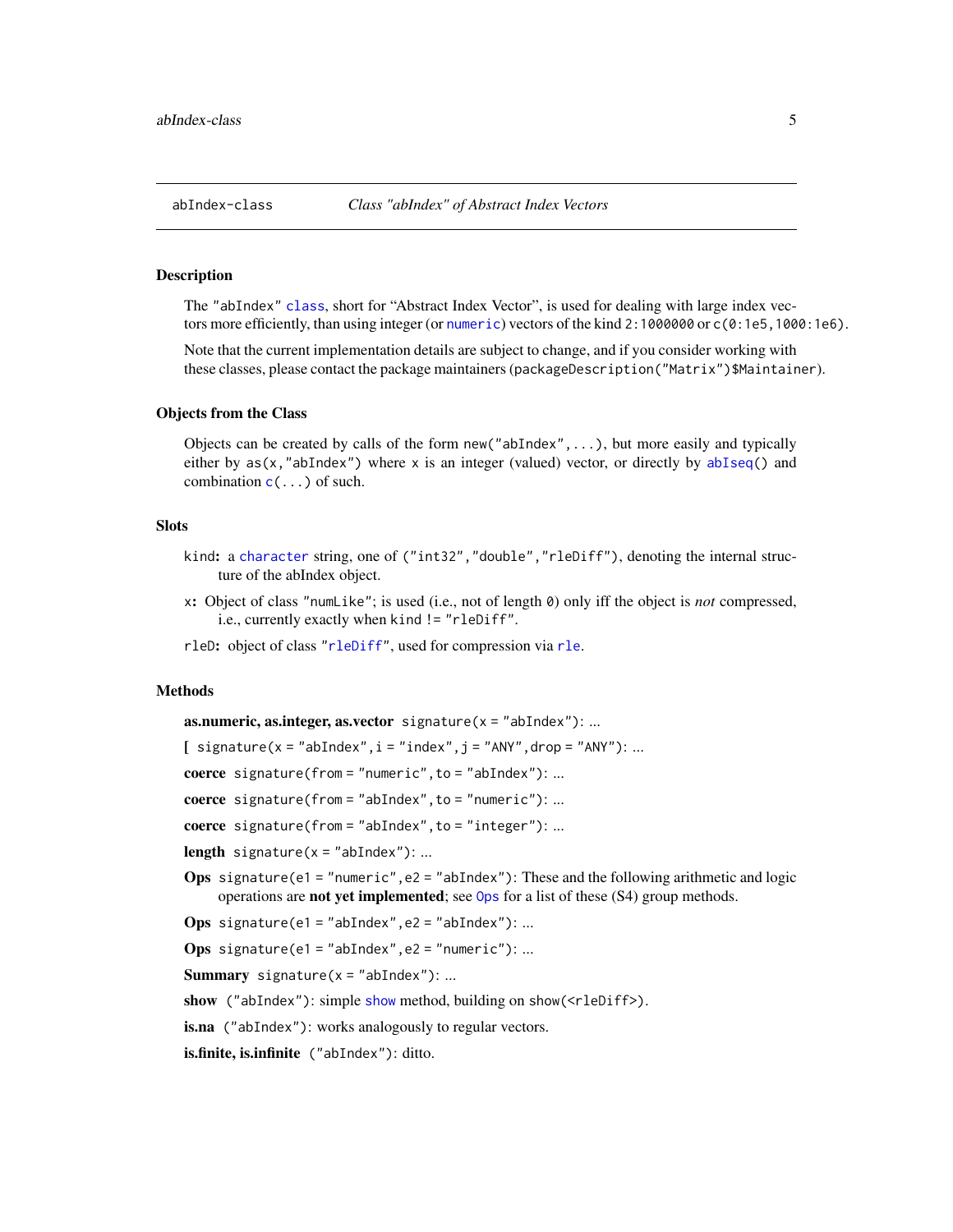abIndex-class *Class "abIndex" of Abstract Index Vectors*

## Description

The "abIndex" `class`, short for "Abstract Index Vector", is used for dealing with large index vectors more efficiently, than using integer (or `numeric`) vectors of the kind `2:1000000` or `c(0:1e5,1000:1e6)`.

Note that the current implementation details are subject to change, and if you consider working with these classes, please contact the package maintainers (`packageDescription("Matrix")$Maintainer`).

## Objects from the Class

Objects can be created by calls of the form `new("abIndex",...)`, but more easily and typically either by `as(x,"abIndex")` where `x` is an integer (valued) vector, or directly by `abIseq()` and combination `c(...)` of such.

## Slots

- **kind**: a `character` string, one of `("int32","double","rleDiff")`, denoting the internal structure of the abIndex object.
- **x**: Object of class "numLike"; is used (i.e., not of length `0`) only iff the object is *not* compressed, i.e., currently exactly when `kind != "rleDiff"`.
- **rleD**: object of class "`rleDiff`", used for compression via `rle`.

## Methods

- **as.numeric, as.integer, as.vector** `signature(x = "abIndex")`: ...
- **[** `signature(x = "abIndex", i = "index", j = "ANY", drop = "ANY")`: ...
- **coerce** `signature(from = "numeric", to = "abIndex")`: ...
- **coerce** `signature(from = "abIndex", to = "numeric")`: ...
- **coerce** `signature(from = "abIndex", to = "integer")`: ...
- **length** `signature(x = "abIndex")`: ...
- **Ops** `signature(e1 = "numeric", e2 = "abIndex")`: These and the following arithmetic and logic operations are **not yet implemented**; see `Ops` for a list of these (S4) group methods.
- **Ops** `signature(e1 = "abIndex", e2 = "abIndex")`: ...
- **Ops** `signature(e1 = "abIndex", e2 = "numeric")`: ...
- **Summary** `signature(x = "abIndex")`: ...
- **show** `("abIndex")`: simple `show` method, building on `show(<rleDiff>)`.
- **is.na** `("abIndex")`: works analogously to regular vectors.
- **is.finite, is.infinite** `("abIndex")`: ditto.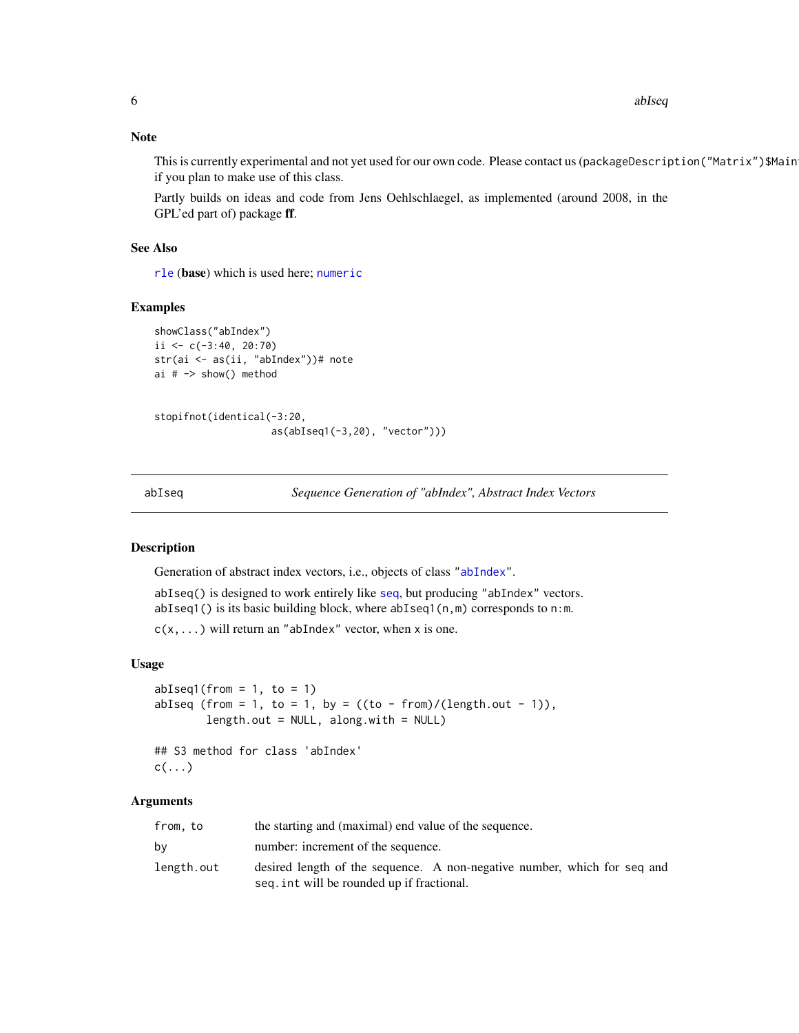### Note

This is currently experimental and not yet used for our own code. Please contact us (packageDescription("Matrix")$Maint if you plan to make use of this class.

Partly builds on ideas and code from Jens Oehlschlaegel, as implemented (around 2008, in the GPL'ed part of) package **ff**.

### See Also

`rle` (**base**) which is used here; `numeric`

### Examples

```
showClass("abIndex")
ii <- c(-3:40, 20:70)
str(ai <- as(ii, "abIndex"))# note
ai # -> show() method


stopifnot(identical(-3:20,
                    as(abIseq1(-3,20), "vector")))
```

---

## abIseq — *Sequence Generation of "abIndex", Abstract Index Vectors*

### Description

Generation of abstract index vectors, i.e., objects of class "`abIndex`".

`abIseq()` is designed to work entirely like `seq`, but producing "abIndex" vectors.
`abIseq1()` is its basic building block, where `abIseq1(n,m)` corresponds to `n:m`.

`c(x,...)` will return an "abIndex" vector, when `x` is one.

### Usage

```
abIseq1(from = 1, to = 1)
abIseq (from = 1, to = 1, by = ((to - from)/(length.out - 1)),
        length.out = NULL, along.with = NULL)

## S3 method for class 'abIndex'
c(...)
```

### Arguments

| | |
|---|---|
| `from, to` | the starting and (maximal) end value of the sequence. |
| `by` | number: increment of the sequence. |
| `length.out` | desired length of the sequence. A non-negative number, which for seq and seq.int will be rounded up if fractional. |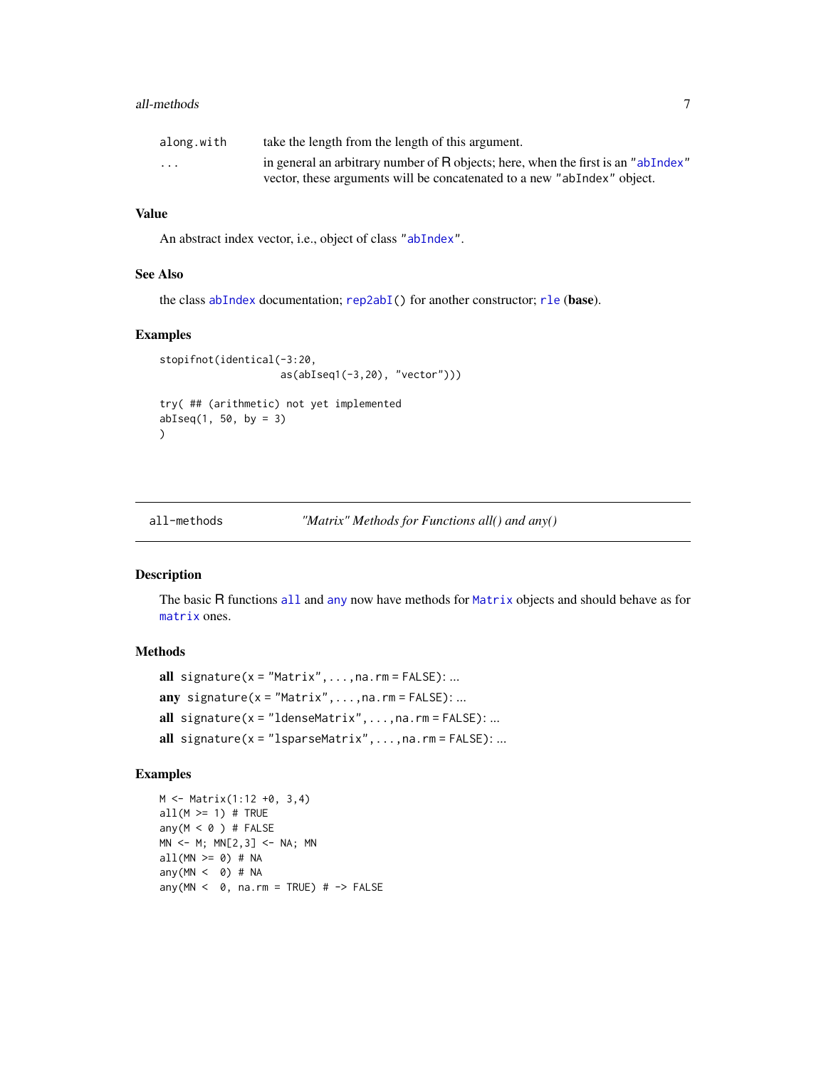| | |
|---|---|
| along.with | take the length from the length of this argument. |
| ... | in general an arbitrary number of R objects; here, when the first is an "abIndex" vector, these arguments will be concatenated to a new "abIndex" object. |

### Value

An abstract index vector, i.e., object of class "abIndex".

### See Also

the class abIndex documentation; rep2abI() for another constructor; rle (**base**).

### Examples

```
stopifnot(identical(-3:20,
                    as(abIseq1(-3,20), "vector")))

try( ## (arithmetic) not yet implemented
abIseq(1, 50, by = 3)
)
```

---

## all-methods — *"Matrix" Methods for Functions all() and any()*

### Description

The basic R functions all and any now have methods for Matrix objects and should behave as for matrix ones.

### Methods

**all** `signature(x = "Matrix", ..., na.rm = FALSE)`: ...

**any** `signature(x = "Matrix", ..., na.rm = FALSE)`: ...

**all** `signature(x = "ldenseMatrix", ..., na.rm = FALSE)`: ...

**all** `signature(x = "lsparseMatrix", ..., na.rm = FALSE)`: ...

### Examples

```
M <- Matrix(1:12 +0, 3,4)
all(M >= 1) # TRUE
any(M < 0 ) # FALSE
MN <- M; MN[2,3] <- NA; MN
all(MN >= 0) # NA
any(MN <  0) # NA
any(MN <  0, na.rm = TRUE) # -> FALSE
```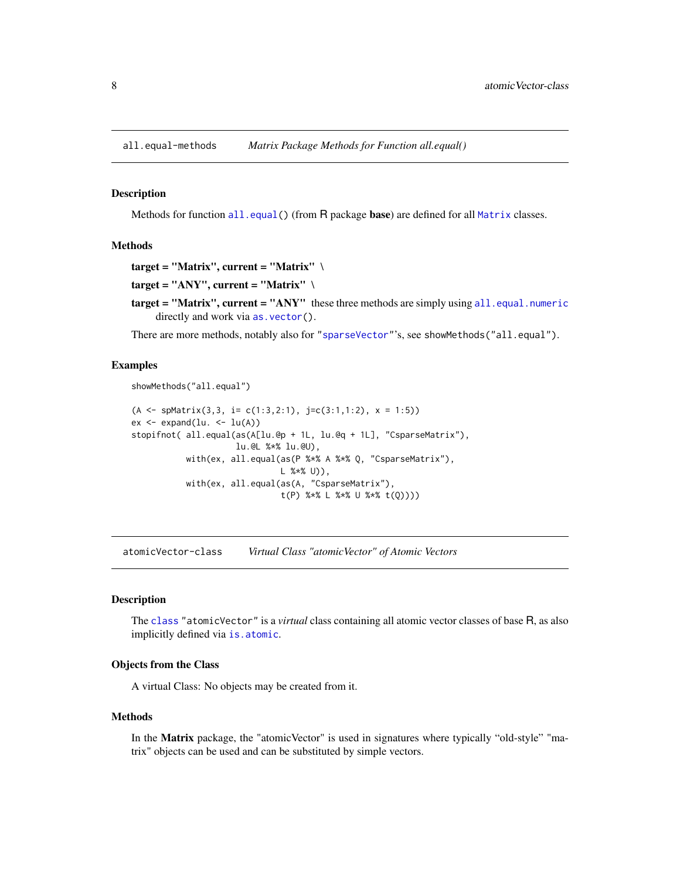## all.equal-methods    *Matrix Package Methods for Function all.equal()*

### Description

Methods for function `all.equal()` (from R package **base**) are defined for all `Matrix` classes.

### Methods

**target = "Matrix", current = "Matrix"** \

**target = "ANY", current = "Matrix"** \

**target = "Matrix", current = "ANY"** these three methods are simply using `all.equal.numeric` directly and work via `as.vector()`.

There are more methods, notably also for "`sparseVector`"'s, see `showMethods("all.equal")`.

### Examples

```
showMethods("all.equal")

(A <- spMatrix(3,3, i= c(1:3,2:1), j=c(3:1,1:2), x = 1:5))
ex <- expand(lu. <- lu(A))
stopifnot( all.equal(as(A[lu.@p + 1L, lu.@q + 1L], "CsparseMatrix"),
                     lu.@L %*% lu.@U),
           with(ex, all.equal(as(P %*% A %*% Q, "CsparseMatrix"),
                              L %*% U)),
           with(ex, all.equal(as(A, "CsparseMatrix"),
                              t(P) %*% L %*% U %*% t(Q))))
```

## atomicVector-class    *Virtual Class "atomicVector" of Atomic Vectors*

### Description

The `class` `"atomicVector"` is a *virtual* class containing all atomic vector classes of base R, as also implicitly defined via `is.atomic`.

### Objects from the Class

A virtual Class: No objects may be created from it.

### Methods

In the **Matrix** package, the "atomicVector" is used in signatures where typically "old-style" "matrix" objects can be used and can be substituted by simple vectors.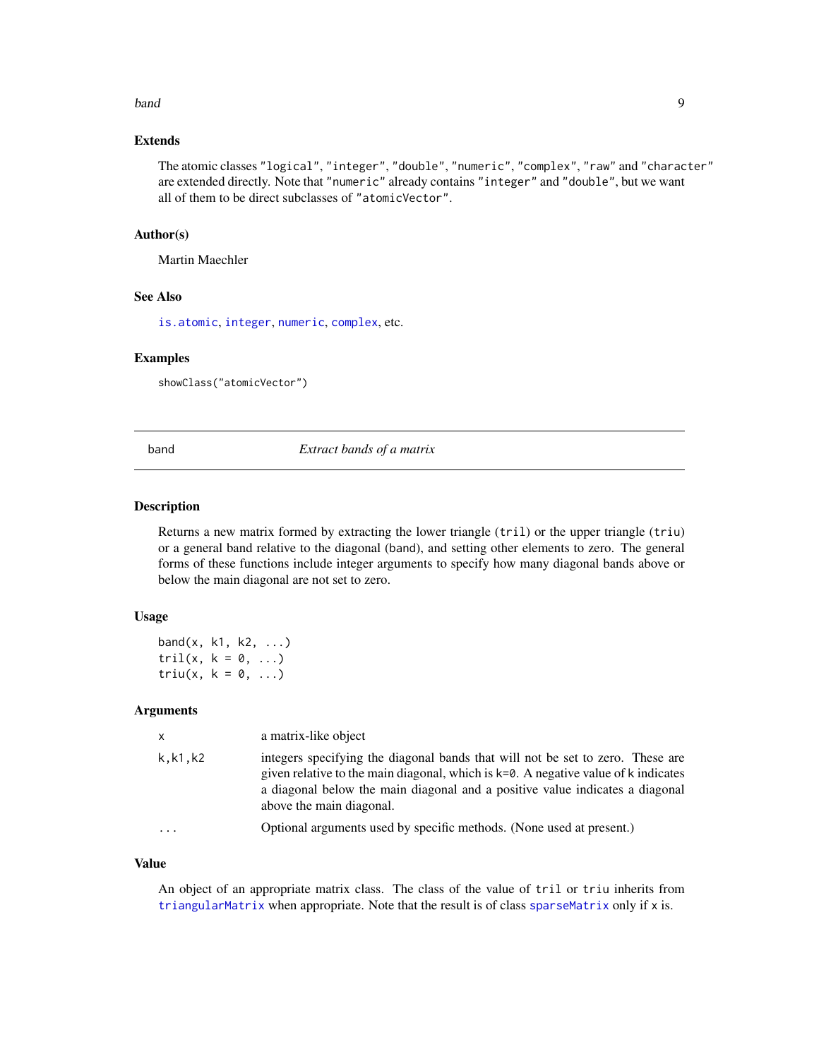### Extends

The atomic classes "logical", "integer", "double", "numeric", "complex", "raw" and "character" are extended directly. Note that "numeric" already contains "integer" and "double", but we want all of them to be direct subclasses of "atomicVector".

### Author(s)

Martin Maechler

### See Also

is.atomic, integer, numeric, complex, etc.

### Examples

```
showClass("atomicVector")
```

---

## band *Extract bands of a matrix*

---

### Description

Returns a new matrix formed by extracting the lower triangle (tril) or the upper triangle (triu) or a general band relative to the diagonal (band), and setting other elements to zero. The general forms of these functions include integer arguments to specify how many diagonal bands above or below the main diagonal are not set to zero.

### Usage

```
band(x, k1, k2, ...)
tril(x, k = 0, ...)
triu(x, k = 0, ...)
```

### Arguments

| | |
|---|---|
| x | a matrix-like object |
| k,k1,k2 | integers specifying the diagonal bands that will not be set to zero. These are given relative to the main diagonal, which is k=0. A negative value of k indicates a diagonal below the main diagonal and a positive value indicates a diagonal above the main diagonal. |
| ... | Optional arguments used by specific methods. (None used at present.) |

### Value

An object of an appropriate matrix class. The class of the value of tril or triu inherits from triangularMatrix when appropriate. Note that the result is of class sparseMatrix only if x is.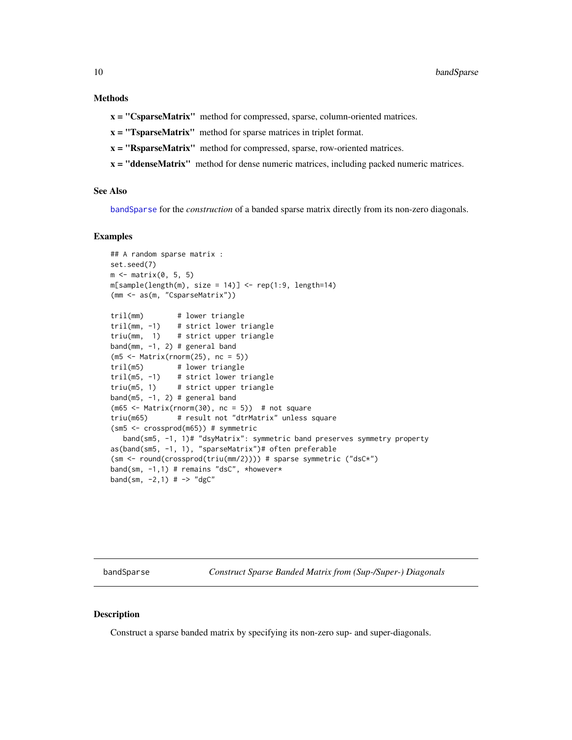### Methods

**x = "CsparseMatrix"** method for compressed, sparse, column-oriented matrices.

**x = "TsparseMatrix"** method for sparse matrices in triplet format.

**x = "RsparseMatrix"** method for compressed, sparse, row-oriented matrices.

**x = "ddenseMatrix"** method for dense numeric matrices, including packed numeric matrices.

### See Also

`bandSparse` for the *construction* of a banded sparse matrix directly from its non-zero diagonals.

### Examples

```
## A random sparse matrix :
set.seed(7)
m <- matrix(0, 5, 5)
m[sample(length(m), size = 14)] <- rep(1:9, length=14)
(mm <- as(m, "CsparseMatrix"))

tril(mm)        # lower triangle
tril(mm, -1)    # strict lower triangle
triu(mm,  1)    # strict upper triangle
band(mm, -1, 2) # general band
(m5 <- Matrix(rnorm(25), nc = 5))
tril(m5)        # lower triangle
tril(m5, -1)    # strict lower triangle
triu(m5, 1)     # strict upper triangle
band(m5, -1, 2) # general band
(m65 <- Matrix(rnorm(30), nc = 5))  # not square
triu(m65)       # result not "dtrMatrix" unless square
(sm5 <- crossprod(m65)) # symmetric
   band(sm5, -1, 1)# "dsyMatrix": symmetric band preserves symmetry property
as(band(sm5, -1, 1), "sparseMatrix")# often preferable
(sm <- round(crossprod(triu(mm/2)))) # sparse symmetric ("dsC*")
band(sm, -1,1) # remains "dsC", *however*
band(sm, -2,1) # -> "dgC"
```

## bandSparse — *Construct Sparse Banded Matrix from (Sup-/Super-) Diagonals*

### Description

Construct a sparse banded matrix by specifying its non-zero sup- and super-diagonals.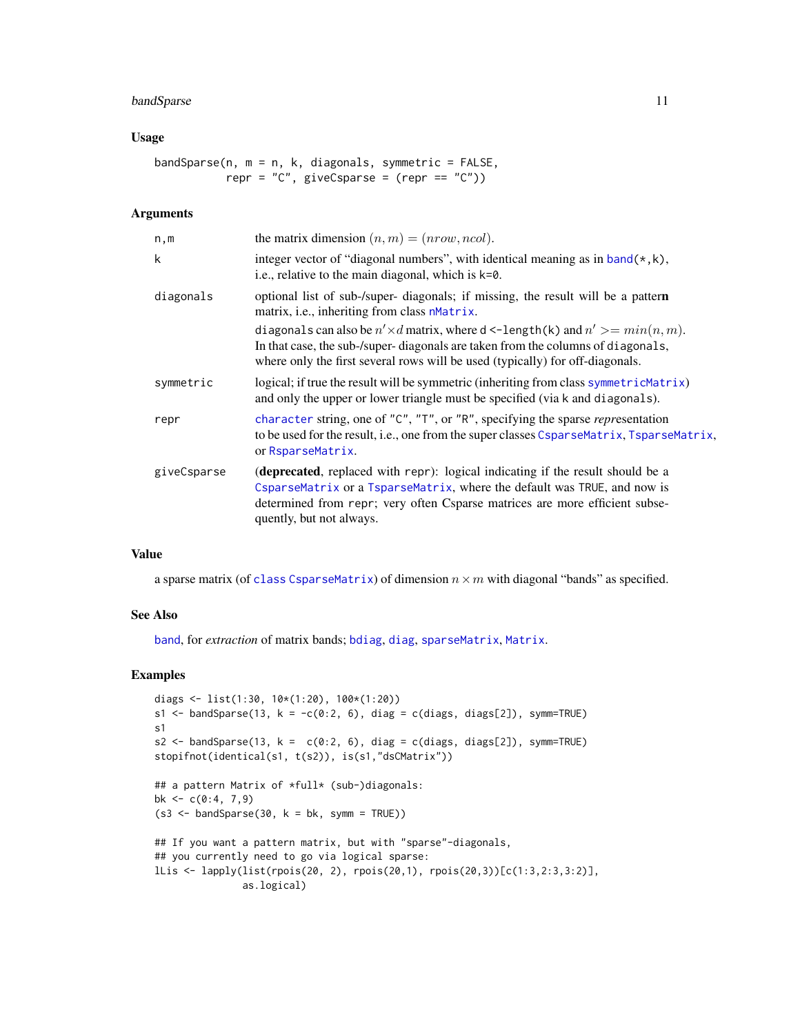## Usage

```
bandSparse(n, m = n, k, diagonals, symmetric = FALSE,
           repr = "C", giveCsparse = (repr == "C"))
```

## Arguments

- **n,m** — the matrix dimension $(n, m) = (nrow, ncol)$.
- **k** — integer vector of "diagonal numbers", with identical meaning as in `band(*,k)`, i.e., relative to the main diagonal, which is `k=0`.
- **diagonals** — optional list of sub-/super- diagonals; if missing, the result will be a pattern matrix, i.e., inheriting from class `nMatrix`.

  `diagonals` can also be $n' \times d$ matrix, where `d <-length(k)` and $n' >= min(n, m)$. In that case, the sub-/super- diagonals are taken from the columns of `diagonals`, where only the first several rows will be used (typically) for off-diagonals.
- **symmetric** — logical; if true the result will be symmetric (inheriting from class `symmetricMatrix`) and only the upper or lower triangle must be specified (via `k` and `diagonals`).
- **repr** — `character` string, one of `"C"`, `"T"`, or `"R"`, specifying the sparse *repr*esentation to be used for the result, i.e., one from the super classes `CsparseMatrix`, `TsparseMatrix`, or `RsparseMatrix`.
- **giveCsparse** — (**deprecated**, replaced with `repr`): logical indicating if the result should be a `CsparseMatrix` or a `TsparseMatrix`, where the default was `TRUE`, and now is determined from `repr`; very often Csparse matrices are more efficient subsequently, but not always.

## Value

a sparse matrix (of `class CsparseMatrix`) of dimension $n \times m$ with diagonal "bands" as specified.

## See Also

`band`, for *extraction* of matrix bands; `bdiag`, `diag`, `sparseMatrix`, `Matrix`.

## Examples

```
diags <- list(1:30, 10*(1:20), 100*(1:20))
s1 <- bandSparse(13, k = -c(0:2, 6), diag = c(diags, diags[2]), symm=TRUE)
s1
s2 <- bandSparse(13, k =  c(0:2, 6), diag = c(diags, diags[2]), symm=TRUE)
stopifnot(identical(s1, t(s2)), is(s1,"dsCMatrix"))

## a pattern Matrix of *full* (sub-)diagonals:
bk <- c(0:4, 7,9)
(s3 <- bandSparse(30, k = bk, symm = TRUE))

## If you want a pattern matrix, but with "sparse"-diagonals,
## you currently need to go via logical sparse:
lLis <- lapply(list(rpois(20, 2), rpois(20,1), rpois(20,3))[c(1:3,2:3,3:2)],
               as.logical)
```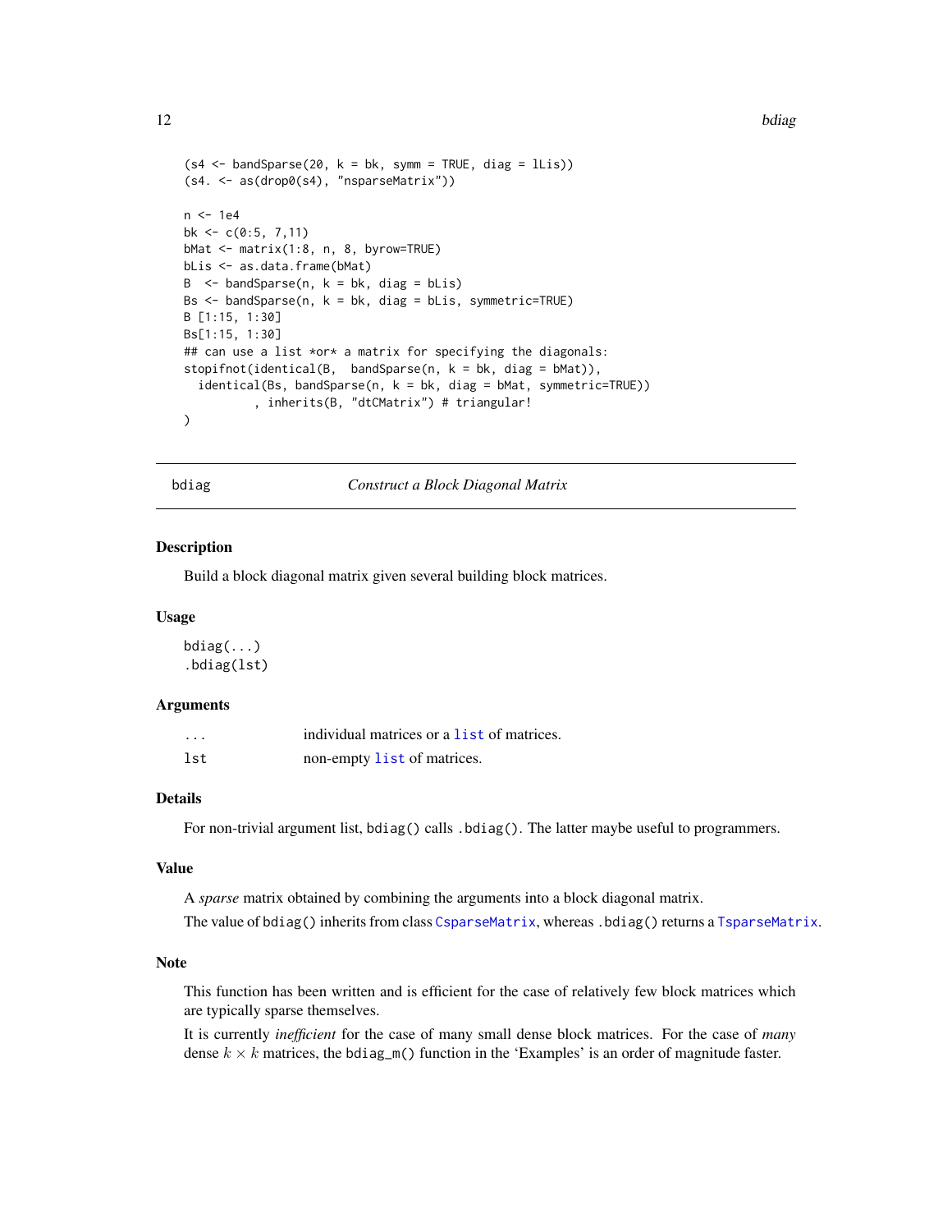```
(s4 <- bandSparse(20, k = bk, symm = TRUE, diag = lLis))
(s4. <- as(drop0(s4), "nsparseMatrix"))

n <- 1e4
bk <- c(0:5, 7,11)
bMat <- matrix(1:8, n, 8, byrow=TRUE)
bLis <- as.data.frame(bMat)
B  <- bandSparse(n, k = bk, diag = bLis)
Bs <- bandSparse(n, k = bk, diag = bLis, symmetric=TRUE)
B [1:15, 1:30]
Bs[1:15, 1:30]
## can use a list *or* a matrix for specifying the diagonals:
stopifnot(identical(B,  bandSparse(n, k = bk, diag = bMat)),
  identical(Bs, bandSparse(n, k = bk, diag = bMat, symmetric=TRUE))
          , inherits(B, "dtCMatrix") # triangular!
)
```

---

## bdiag — *Construct a Block Diagonal Matrix*

### Description

Build a block diagonal matrix given several building block matrices.

### Usage

```
bdiag(...)
.bdiag(lst)
```

### Arguments

| | |
|---|---|
| `...` | individual matrices or a `list` of matrices. |
| `lst` | non-empty `list` of matrices. |

### Details

For non-trivial argument list, `bdiag()` calls `.bdiag()`. The latter maybe useful to programmers.

### Value

A *sparse* matrix obtained by combining the arguments into a block diagonal matrix.

The value of `bdiag()` inherits from class `CsparseMatrix`, whereas `.bdiag()` returns a `TsparseMatrix`.

### Note

This function has been written and is efficient for the case of relatively few block matrices which are typically sparse themselves.

It is currently *inefficient* for the case of many small dense block matrices. For the case of *many* dense $k \times k$ matrices, the `bdiag_m()` function in the 'Examples' is an order of magnitude faster.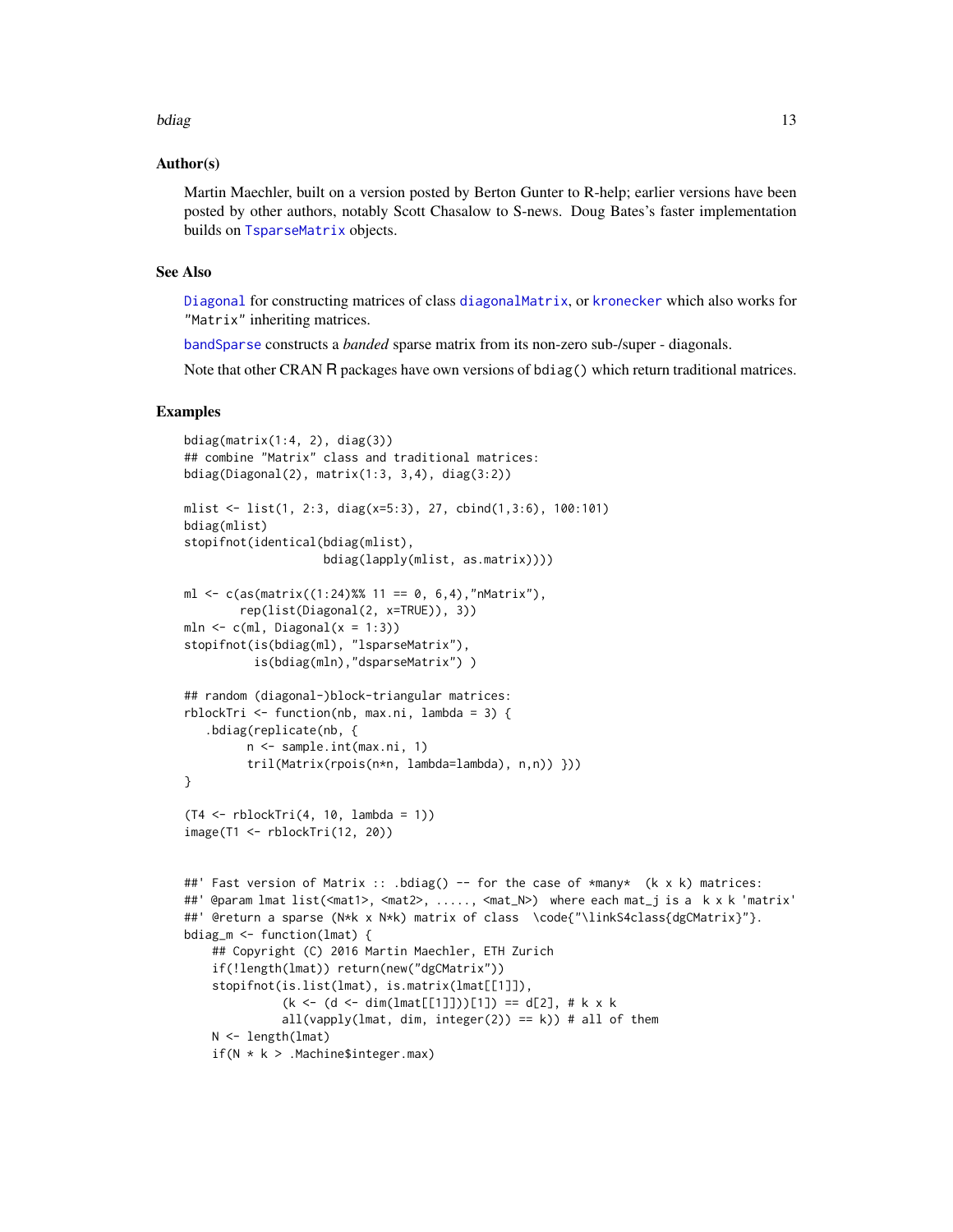### Author(s)

Martin Maechler, built on a version posted by Berton Gunter to R-help; earlier versions have been posted by other authors, notably Scott Chasalow to S-news. Doug Bates's faster implementation builds on TsparseMatrix objects.

### See Also

Diagonal for constructing matrices of class diagonalMatrix, or kronecker which also works for "Matrix" inheriting matrices.

bandSparse constructs a *banded* sparse matrix from its non-zero sub-/super - diagonals.

Note that other CRAN R packages have own versions of bdiag() which return traditional matrices.

### Examples

```
bdiag(matrix(1:4, 2), diag(3))
## combine "Matrix" class and traditional matrices:
bdiag(Diagonal(2), matrix(1:3, 3,4), diag(3:2))

mlist <- list(1, 2:3, diag(x=5:3), 27, cbind(1,3:6), 100:101)
bdiag(mlist)
stopifnot(identical(bdiag(mlist),
                    bdiag(lapply(mlist, as.matrix))))

ml <- c(as(matrix((1:24)%% 11 == 0, 6,4),"nMatrix"),
        rep(list(Diagonal(2, x=TRUE)), 3))
mln <- c(ml, Diagonal(x = 1:3))
stopifnot(is(bdiag(ml), "lsparseMatrix"),
          is(bdiag(mln),"dsparseMatrix") )

## random (diagonal-)block-triangular matrices:
rblockTri <- function(nb, max.ni, lambda = 3) {
   .bdiag(replicate(nb, {
         n <- sample.int(max.ni, 1)
         tril(Matrix(rpois(n*n, lambda=lambda), n,n)) }))
}

(T4 <- rblockTri(4, 10, lambda = 1))
image(T1 <- rblockTri(12, 20))


##' Fast version of Matrix :: .bdiag() -- for the case of *many*  (k x k) matrices:
##' @param lmat list(<mat1>, <mat2>, ....., <mat_N>)  where each mat_j is a  k x k 'matrix'
##' @return a sparse (N*k x N*k) matrix of class  \code{"\linkS4class{dgCMatrix}"}.
bdiag_m <- function(lmat) {
    ## Copyright (C) 2016 Martin Maechler, ETH Zurich
    if(!length(lmat)) return(new("dgCMatrix"))
    stopifnot(is.list(lmat), is.matrix(lmat[[1]]),
              (k <- (d <- dim(lmat[[1]]))[1]) == d[2], # k x k
              all(vapply(lmat, dim, integer(2)) == k)) # all of them
    N <- length(lmat)
    if(N * k > .Machine$integer.max)
```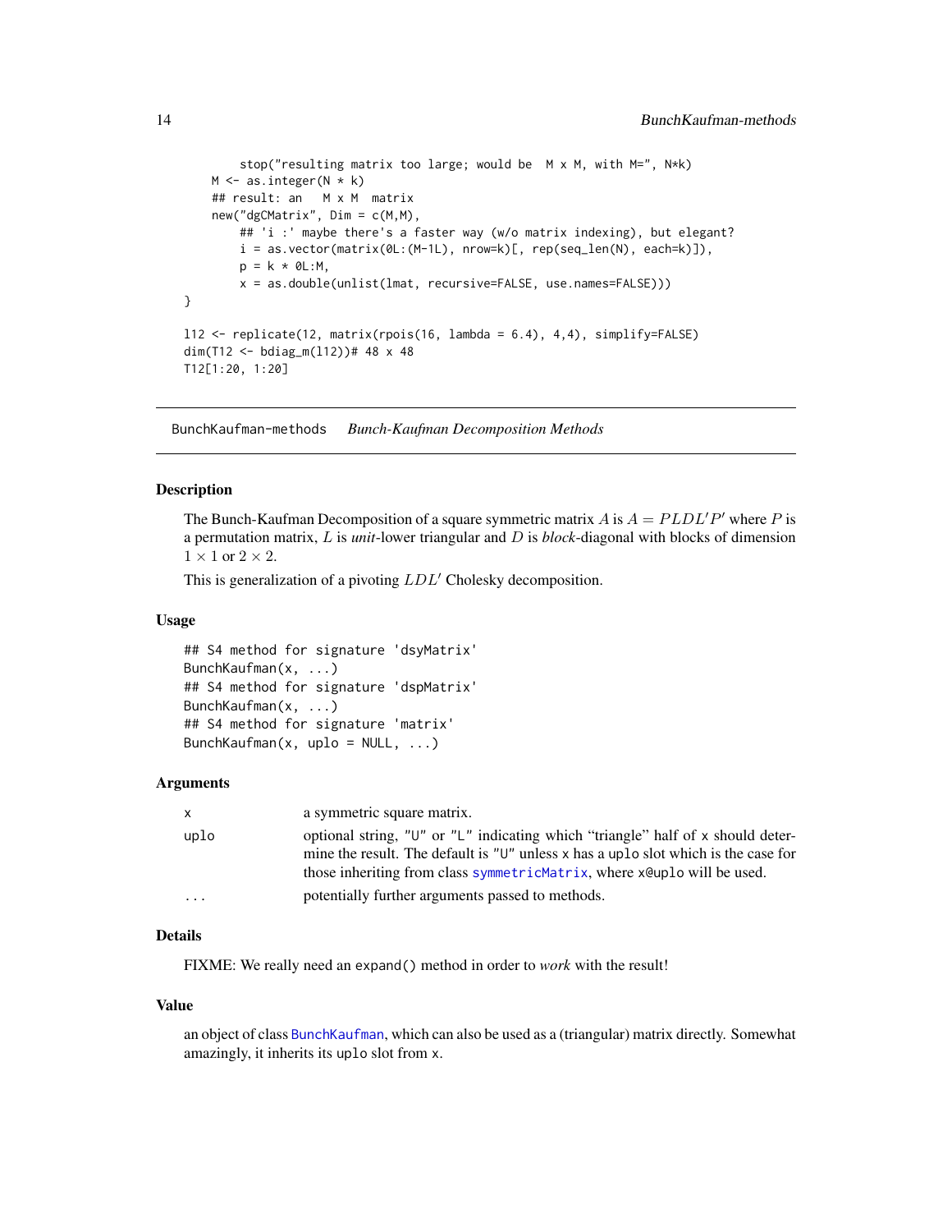```
        stop("resulting matrix too large; would be  M x M, with M=", N*k)
    M <- as.integer(N * k)
    ## result: an   M x M  matrix
    new("dgCMatrix", Dim = c(M,M),
        ## 'i :' maybe there's a faster way (w/o matrix indexing), but elegant?
        i = as.vector(matrix(0L:(M-1L), nrow=k)[, rep(seq_len(N), each=k)]),
        p = k * 0L:M,
        x = as.double(unlist(lmat, recursive=FALSE, use.names=FALSE)))
}

l12 <- replicate(12, matrix(rpois(16, lambda = 6.4), 4,4), simplify=FALSE)
dim(T12 <- bdiag_m(l12))# 48 x 48
T12[1:20, 1:20]
```

---

## BunchKaufman-methods *Bunch-Kaufman Decomposition Methods*

---

### Description

The Bunch-Kaufman Decomposition of a square symmetric matrix $A$ is $A = PLDL'P'$ where $P$ is a permutation matrix, $L$ is *unit*-lower triangular and $D$ is *block*-diagonal with blocks of dimension $1 \times 1$ or $2 \times 2$.

This is generalization of a pivoting $LDL'$ Cholesky decomposition.

### Usage

```
## S4 method for signature 'dsyMatrix'
BunchKaufman(x, ...)
## S4 method for signature 'dspMatrix'
BunchKaufman(x, ...)
## S4 method for signature 'matrix'
BunchKaufman(x, uplo = NULL, ...)
```

### Arguments

| | |
|---|---|
| x | a symmetric square matrix. |
| uplo | optional string, "U" or "L" indicating which "triangle" half of x should determine the result. The default is "U" unless x has a uplo slot which is the case for those inheriting from class symmetricMatrix, where x@uplo will be used. |
| ... | potentially further arguments passed to methods. |

### Details

FIXME: We really need an `expand()` method in order to *work* with the result!

### Value

an object of class BunchKaufman, which can also be used as a (triangular) matrix directly. Somewhat amazingly, it inherits its uplo slot from x.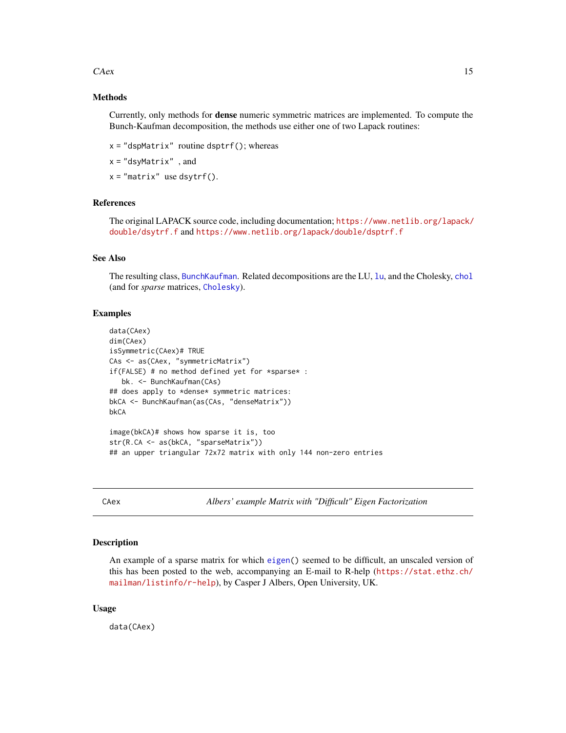## Methods

Currently, only methods for **dense** numeric symmetric matrices are implemented. To compute the Bunch-Kaufman decomposition, the methods use either one of two Lapack routines:

x = "dspMatrix" routine dsptrf(); whereas

x = "dsyMatrix" , and

x = "matrix" use dsytrf().

## References

The original LAPACK source code, including documentation; https://www.netlib.org/lapack/double/dsytrf.f and https://www.netlib.org/lapack/double/dsptrf.f

## See Also

The resulting class, BunchKaufman. Related decompositions are the LU, lu, and the Cholesky, chol (and for *sparse* matrices, Cholesky).

## Examples

```
data(CAex)
dim(CAex)
isSymmetric(CAex)# TRUE
CAs <- as(CAex, "symmetricMatrix")
if(FALSE) # no method defined yet for *sparse* :
   bk. <- BunchKaufman(CAs)
## does apply to *dense* symmetric matrices:
bkCA <- BunchKaufman(as(CAs, "denseMatrix"))
bkCA

image(bkCA)# shows how sparse it is, too
str(R.CA <- as(bkCA, "sparseMatrix"))
## an upper triangular 72x72 matrix with only 144 non-zero entries
```

---

# CAex — *Albers' example Matrix with "Difficult" Eigen Factorization*

## Description

An example of a sparse matrix for which eigen() seemed to be difficult, an unscaled version of this has been posted to the web, accompanying an E-mail to R-help (https://stat.ethz.ch/mailman/listinfo/r-help), by Casper J Albers, Open University, UK.

## Usage

```
data(CAex)
```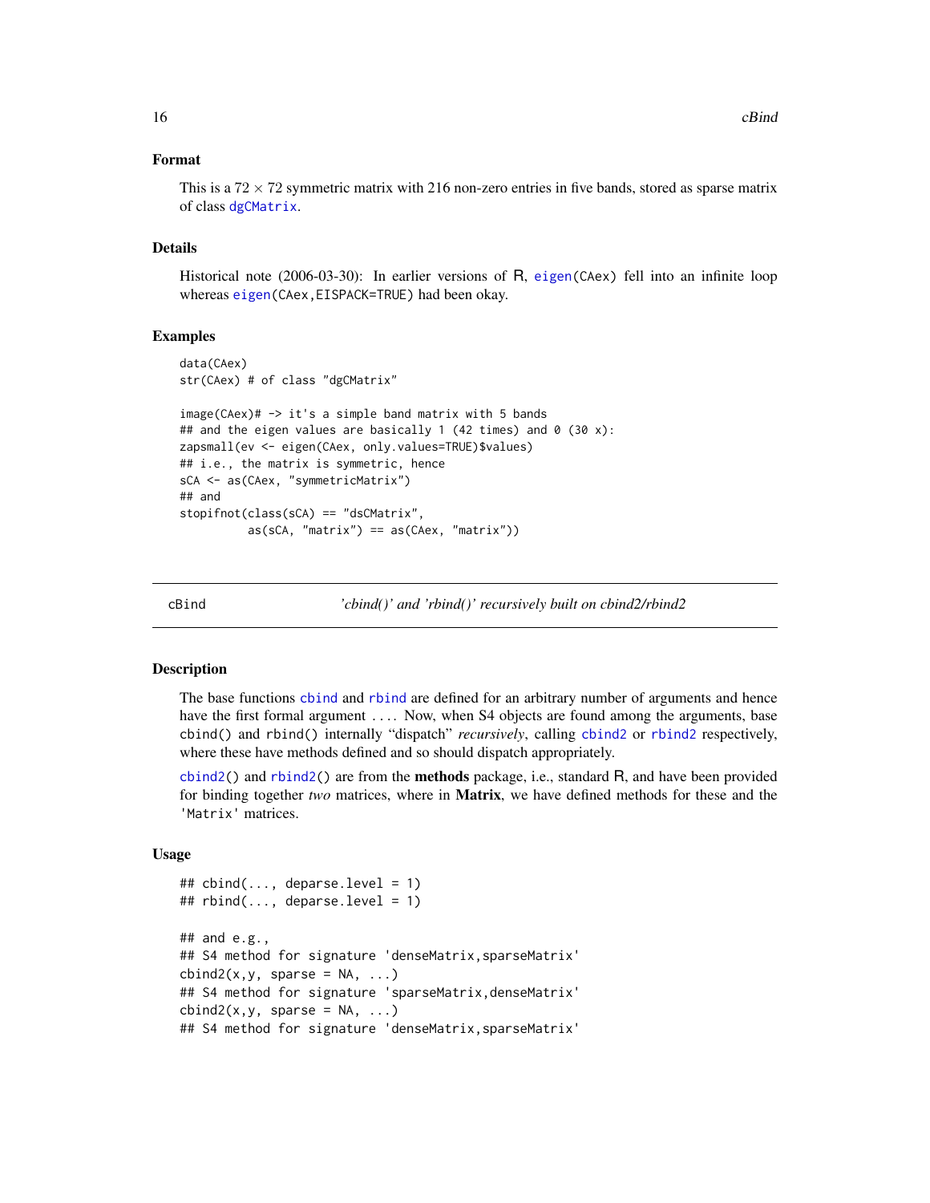### Format

This is a $72 \times 72$ symmetric matrix with 216 non-zero entries in five bands, stored as sparse matrix of class `dgCMatrix`.

### Details

Historical note (2006-03-30): In earlier versions of R, `eigen(CAex)` fell into an infinite loop whereas `eigen(CAex,EISPACK=TRUE)` had been okay.

### Examples

```
data(CAex)
str(CAex) # of class "dgCMatrix"

image(CAex)# -> it's a simple band matrix with 5 bands
## and the eigen values are basically 1 (42 times) and 0 (30 x):
zapsmall(ev <- eigen(CAex, only.values=TRUE)$values)
## i.e., the matrix is symmetric, hence
sCA <- as(CAex, "symmetricMatrix")
## and
stopifnot(class(sCA) == "dsCMatrix",
          as(sCA, "matrix") == as(CAex, "matrix"))
```

---

## cBind — *'cbind()' and 'rbind()' recursively built on cbind2/rbind2*

### Description

The base functions `cbind` and `rbind` are defined for an arbitrary number of arguments and hence have the first formal argument `...`. Now, when S4 objects are found among the arguments, base cbind() and rbind() internally "dispatch" *recursively*, calling `cbind2` or `rbind2` respectively, where these have methods defined and so should dispatch appropriately.

`cbind2()` and `rbind2()` are from the **methods** package, i.e., standard R, and have been provided for binding together *two* matrices, where in **Matrix**, we have defined methods for these and the `'Matrix'` matrices.

### Usage

```
## cbind(..., deparse.level = 1)
## rbind(..., deparse.level = 1)

## and e.g.,
## S4 method for signature 'denseMatrix,sparseMatrix'
cbind2(x,y, sparse = NA, ...)
## S4 method for signature 'sparseMatrix,denseMatrix'
cbind2(x,y, sparse = NA, ...)
## S4 method for signature 'denseMatrix,sparseMatrix'
```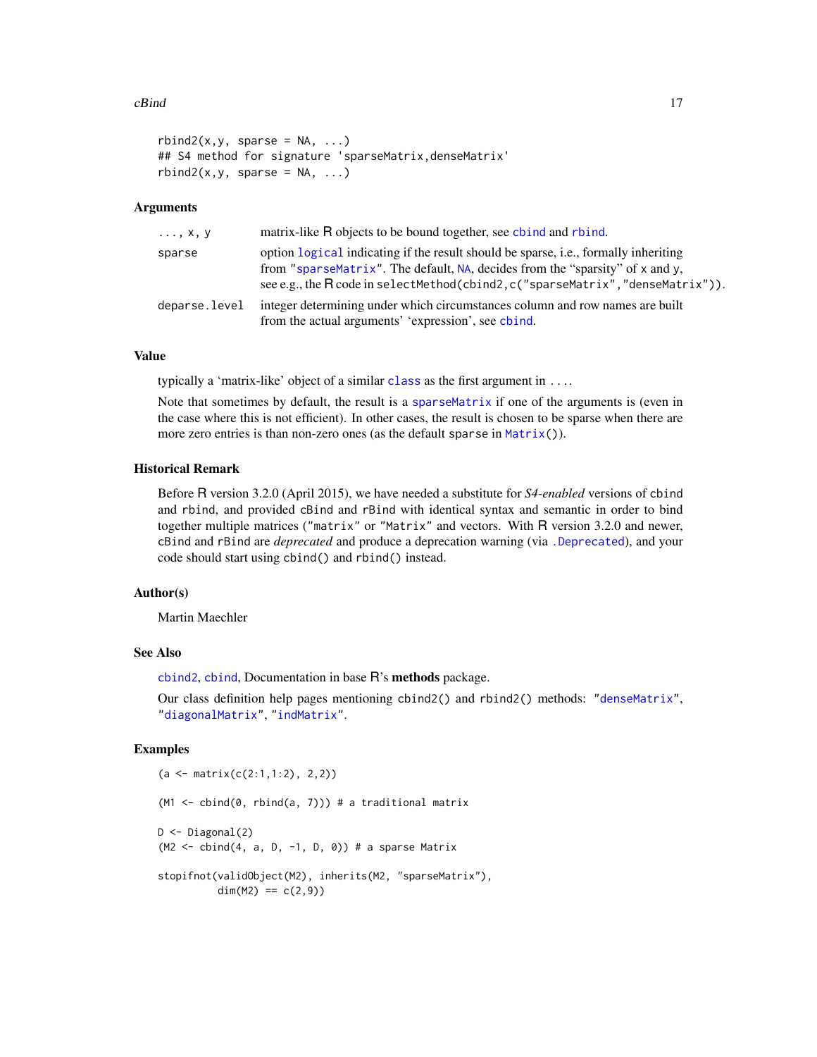```
rbind2(x,y, sparse = NA, ...)
## S4 method for signature 'sparseMatrix,denseMatrix'
rbind2(x,y, sparse = NA, ...)
```

## Arguments

| | |
|---|---|
| `..., x, y` | matrix-like R objects to be bound together, see `cbind` and `rbind`. |
| `sparse` | option `logical` indicating if the result should be sparse, i.e., formally inheriting from `"sparseMatrix"`. The default, `NA`, decides from the "sparsity" of `x` and `y`, see e.g., the R code in `selectMethod(cbind2,c("sparseMatrix","denseMatrix"))`. |
| `deparse.level` | integer determining under which circumstances column and row names are built from the actual arguments' 'expression', see `cbind`. |

## Value

typically a 'matrix-like' object of a similar `class` as the first argument in `...`.

Note that sometimes by default, the result is a `sparseMatrix` if one of the arguments is (even in the case where this is not efficient). In other cases, the result is chosen to be sparse when there are more zero entries is than non-zero ones (as the default `sparse` in `Matrix()`).

## Historical Remark

Before R version 3.2.0 (April 2015), we have needed a substitute for *S4-enabled* versions of `cbind` and `rbind`, and provided `cBind` and `rBind` with identical syntax and semantic in order to bind together multiple matrices (`"matrix"` or `"Matrix"` and vectors. With R version 3.2.0 and newer, `cBind` and `rBind` are *deprecated* and produce a deprecation warning (via `.Deprecated`), and your code should start using `cbind()` and `rbind()` instead.

## Author(s)

Martin Maechler

## See Also

`cbind2`, `cbind`, Documentation in base R's **methods** package.

Our class definition help pages mentioning `cbind2()` and `rbind2()` methods: `"denseMatrix"`, `"diagonalMatrix"`, `"indMatrix"`.

## Examples

```
(a <- matrix(c(2:1,1:2), 2,2))

(M1 <- cbind(0, rbind(a, 7))) # a traditional matrix

D <- Diagonal(2)
(M2 <- cbind(4, a, D, -1, D, 0)) # a sparse Matrix

stopifnot(validObject(M2), inherits(M2, "sparseMatrix"),
          dim(M2) == c(2,9))
```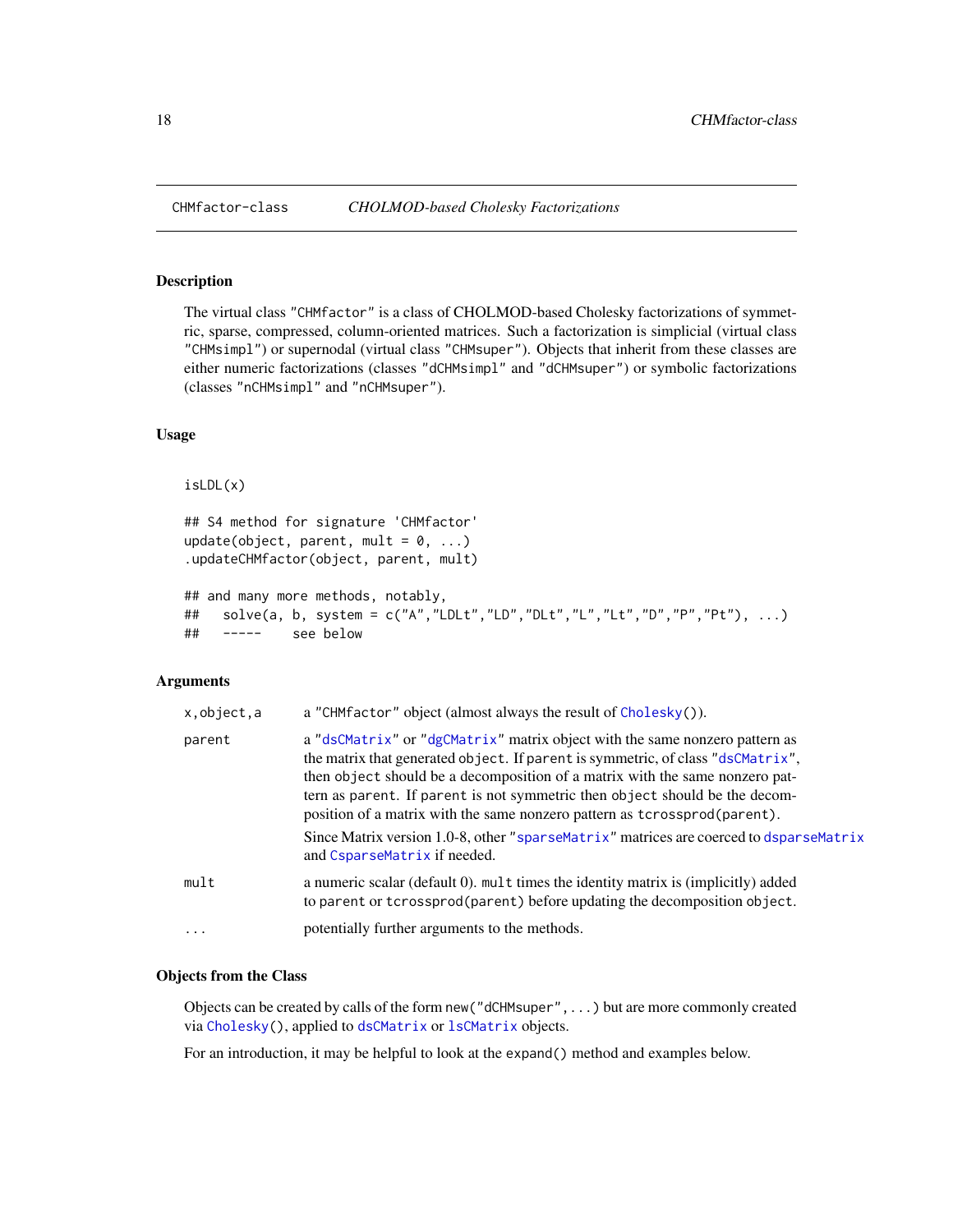CHMfactor-class *CHOLMOD-based Cholesky Factorizations*

### Description

The virtual class "CHMfactor" is a class of CHOLMOD-based Cholesky factorizations of symmetric, sparse, compressed, column-oriented matrices. Such a factorization is simplicial (virtual class "CHMsimpl") or supernodal (virtual class "CHMsuper"). Objects that inherit from these classes are either numeric factorizations (classes "dCHMsimpl" and "dCHMsuper") or symbolic factorizations (classes "nCHMsimpl" and "nCHMsuper").

### Usage

```
isLDL(x)

## S4 method for signature 'CHMfactor'
update(object, parent, mult = 0, ...)
.updateCHMfactor(object, parent, mult)

## and many more methods, notably,
##   solve(a, b, system = c("A","LDLt","LD","DLt","L","Lt","D","P","Pt"), ...)
##   -----    see below
```

### Arguments

| | |
|---|---|
| x,object,a | a "CHMfactor" object (almost always the result of Cholesky()). |
| parent | a "dsCMatrix" or "dgCMatrix" matrix object with the same nonzero pattern as the matrix that generated object. If parent is symmetric, of class "dsCMatrix", then object should be a decomposition of a matrix with the same nonzero pattern as parent. If parent is not symmetric then object should be the decomposition of a matrix with the same nonzero pattern as tcrossprod(parent). Since Matrix version 1.0-8, other "sparseMatrix" matrices are coerced to dsparseMatrix and CsparseMatrix if needed. |
| mult | a numeric scalar (default 0). mult times the identity matrix is (implicitly) added to parent or tcrossprod(parent) before updating the decomposition object. |
| ... | potentially further arguments to the methods. |

### Objects from the Class

Objects can be created by calls of the form new("dCHMsuper",...) but are more commonly created via Cholesky(), applied to dsCMatrix or lsCMatrix objects.

For an introduction, it may be helpful to look at the expand() method and examples below.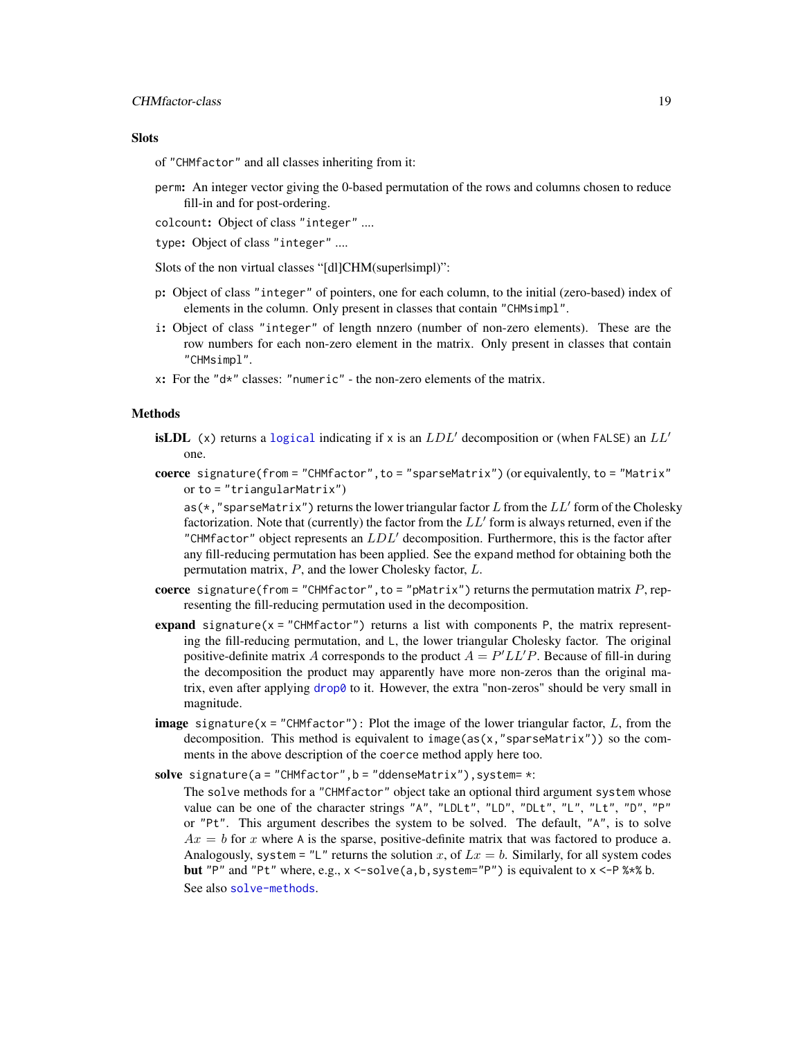### Slots

of "CHMfactor" and all classes inheriting from it:

`perm`: An integer vector giving the 0-based permutation of the rows and columns chosen to reduce fill-in and for post-ordering.

`colcount`: Object of class "integer" ....

`type`: Object of class "integer" ....

Slots of the non virtual classes "[dl]CHM(super|simpl)":

`p`: Object of class "integer" of pointers, one for each column, to the initial (zero-based) index of elements in the column. Only present in classes that contain "CHMsimpl".

`i`: Object of class "integer" of length nnzero (number of non-zero elements). These are the row numbers for each non-zero element in the matrix. Only present in classes that contain "CHMsimpl".

`x`: For the "d*" classes: "numeric" - the non-zero elements of the matrix.

### Methods

**isLDL** `(x)` returns a `logical` indicating if `x` is an $LDL'$ decomposition or (when `FALSE`) an $LL'$ one.

**coerce** `signature(from = "CHMfactor", to = "sparseMatrix")` (or equivalently, `to = "Matrix"` or `to = "triangularMatrix"`)

`as(*, "sparseMatrix")` returns the lower triangular factor $L$ from the $LL'$ form of the Cholesky factorization. Note that (currently) the factor from the $LL'$ form is always returned, even if the "CHMfactor" object represents an $LDL'$ decomposition. Furthermore, this is the factor after any fill-reducing permutation has been applied. See the `expand` method for obtaining both the permutation matrix, $P$, and the lower Cholesky factor, $L$.

**coerce** `signature(from = "CHMfactor", to = "pMatrix")` returns the permutation matrix $P$, representing the fill-reducing permutation used in the decomposition.

**expand** `signature(x = "CHMfactor")` returns a list with components `P`, the matrix representing the fill-reducing permutation, and `L`, the lower triangular Cholesky factor. The original positive-definite matrix $A$ corresponds to the product $A = P'LL'P$. Because of fill-in during the decomposition the product may apparently have more non-zeros than the original matrix, even after applying `drop0` to it. However, the extra "non-zeros" should be very small in magnitude.

**image** `signature(x = "CHMfactor")`: Plot the image of the lower triangular factor, $L$, from the decomposition. This method is equivalent to `image(as(x, "sparseMatrix"))` so the comments in the above description of the `coerce` method apply here too.

**solve** `signature(a = "CHMfactor", b = "ddenseMatrix"), system= *`:

The `solve` methods for a "CHMfactor" object take an optional third argument `system` whose value can be one of the character strings "A", "LDLt", "LD", "DLt", "L", "Lt", "D", "P" or "Pt". This argument describes the system to be solved. The default, "A", is to solve $Ax = b$ for $x$ where `A` is the sparse, positive-definite matrix that was factored to produce `a`. Analogously, `system = "L"` returns the solution $x$, of $Lx = b$. Similarly, for all system codes **but** "P" and "Pt" where, e.g., `x <-solve(a,b,system="P")` is equivalent to `x <-P %*% b`.

See also `solve-methods`.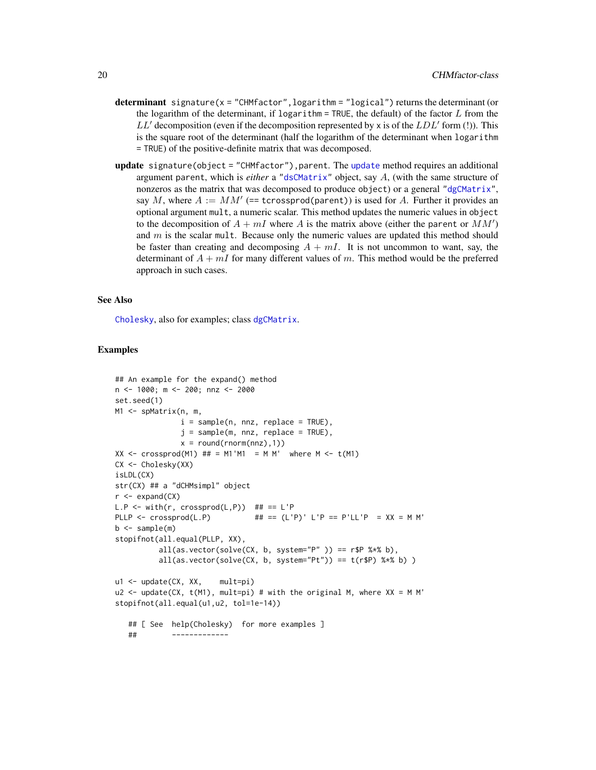**determinant** `signature(x = "CHMfactor", logarithm = "logical")` returns the determinant (or the logarithm of the determinant, if `logarithm = TRUE`, the default) of the factor $L$ from the $LL'$ decomposition (even if the decomposition represented by `x` is of the $LDL'$ form (!)). This is the square root of the determinant (half the logarithm of the determinant when `logarithm = TRUE`) of the positive-definite matrix that was decomposed.

**update** `signature(object = "CHMfactor"), parent`. The `update` method requires an additional argument `parent`, which is *either* a `"dsCMatrix"` object, say $A$, (with the same structure of nonzeros as the matrix that was decomposed to produce `object`) or a general `"dgCMatrix"`, say $M$, where $A := MM'$ (== `tcrossprod(parent)`) is used for $A$. Further it provides an optional argument `mult`, a numeric scalar. This method updates the numeric values in `object` to the decomposition of $A + mI$ where $A$ is the matrix above (either the `parent` or $MM'$) and $m$ is the scalar `mult`. Because only the numeric values are updated this method should be faster than creating and decomposing $A + mI$. It is not uncommon to want, say, the determinant of $A + mI$ for many different values of $m$. This method would be the preferred approach in such cases.

## See Also

`Cholesky`, also for examples; class `dgCMatrix`.

## Examples

```
## An example for the expand() method
n <- 1000; m <- 200; nnz <- 2000
set.seed(1)
M1 <- spMatrix(n, m,
               i = sample(n, nnz, replace = TRUE),
               j = sample(m, nnz, replace = TRUE),
               x = round(rnorm(nnz),1))
XX <- crossprod(M1) ## = M1'M1  = M M'  where M <- t(M1)
CX <- Cholesky(XX)
isLDL(CX)
str(CX) ## a "dCHMsimpl" object
r <- expand(CX)
L.P <- with(r, crossprod(L,P))  ## == L'P
PLLP <- crossprod(L.P)          ## == (L'P)' L'P == P'LL'P  = XX = M M'
b <- sample(m)
stopifnot(all.equal(PLLP, XX),
          all(as.vector(solve(CX, b, system="P" )) == r$P %*% b),
          all(as.vector(solve(CX, b, system="Pt")) == t(r$P) %*% b) )

u1 <- update(CX, XX,    mult=pi)
u2 <- update(CX, t(M1), mult=pi) # with the original M, where XX = M M'
stopifnot(all.equal(u1,u2, tol=1e-14))

   ## [ See  help(Cholesky)  for more examples ]
   ##        -------------
```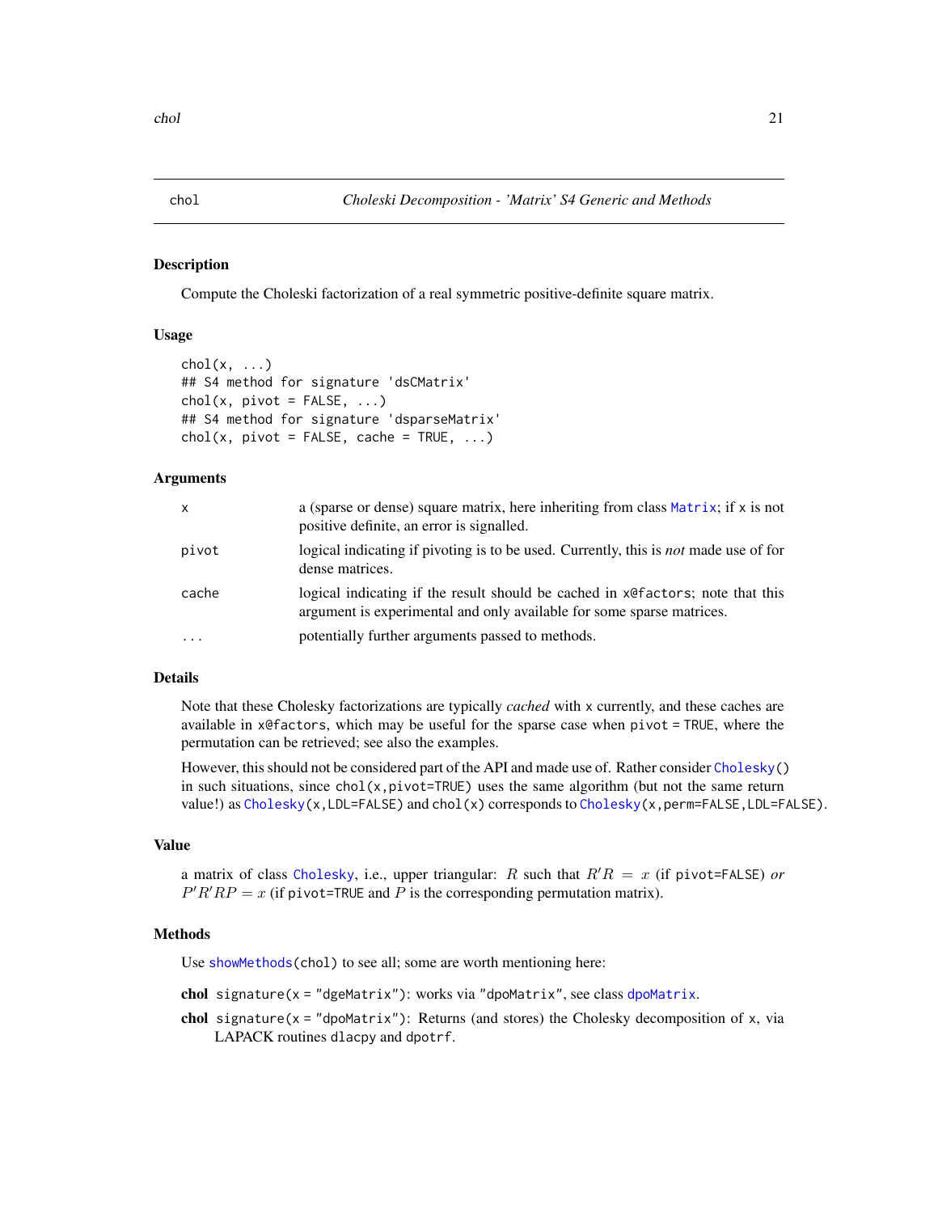# chol — *Choleski Decomposition - 'Matrix' S4 Generic and Methods*

## Description

Compute the Choleski factorization of a real symmetric positive-definite square matrix.

## Usage

```
chol(x, ...)
## S4 method for signature 'dsCMatrix'
chol(x, pivot = FALSE, ...)
## S4 method for signature 'dsparseMatrix'
chol(x, pivot = FALSE, cache = TRUE, ...)
```

## Arguments

| | |
|---|---|
| `x` | a (sparse or dense) square matrix, here inheriting from class `Matrix`; if `x` is not positive definite, an error is signalled. |
| `pivot` | logical indicating if pivoting is to be used. Currently, this is *not* made use of for dense matrices. |
| `cache` | logical indicating if the result should be cached in `x@factors`; note that this argument is experimental and only available for some sparse matrices. |
| `...` | potentially further arguments passed to methods. |

## Details

Note that these Cholesky factorizations are typically *cached* with `x` currently, and these caches are available in `x@factors`, which may be useful for the sparse case when `pivot = TRUE`, where the permutation can be retrieved; see also the examples.

However, this should not be considered part of the API and made use of. Rather consider `Cholesky()` in such situations, since `chol(x,pivot=TRUE)` uses the same algorithm (but not the same return value!) as `Cholesky(x,LDL=FALSE)` and `chol(x)` corresponds to `Cholesky(x,perm=FALSE,LDL=FALSE)`.

## Value

a matrix of class `Cholesky`, i.e., upper triangular: $R$ such that $R'R = x$ (if `pivot=FALSE`) *or* $P'R'RP = x$ (if `pivot=TRUE` and $P$ is the corresponding permutation matrix).

## Methods

Use `showMethods(chol)` to see all; some are worth mentioning here:

**chol** `signature(x = "dgeMatrix")`: works via `"dpoMatrix"`, see class `dpoMatrix`.

**chol** `signature(x = "dpoMatrix")`: Returns (and stores) the Cholesky decomposition of `x`, via LAPACK routines `dlacpy` and `dpotrf`.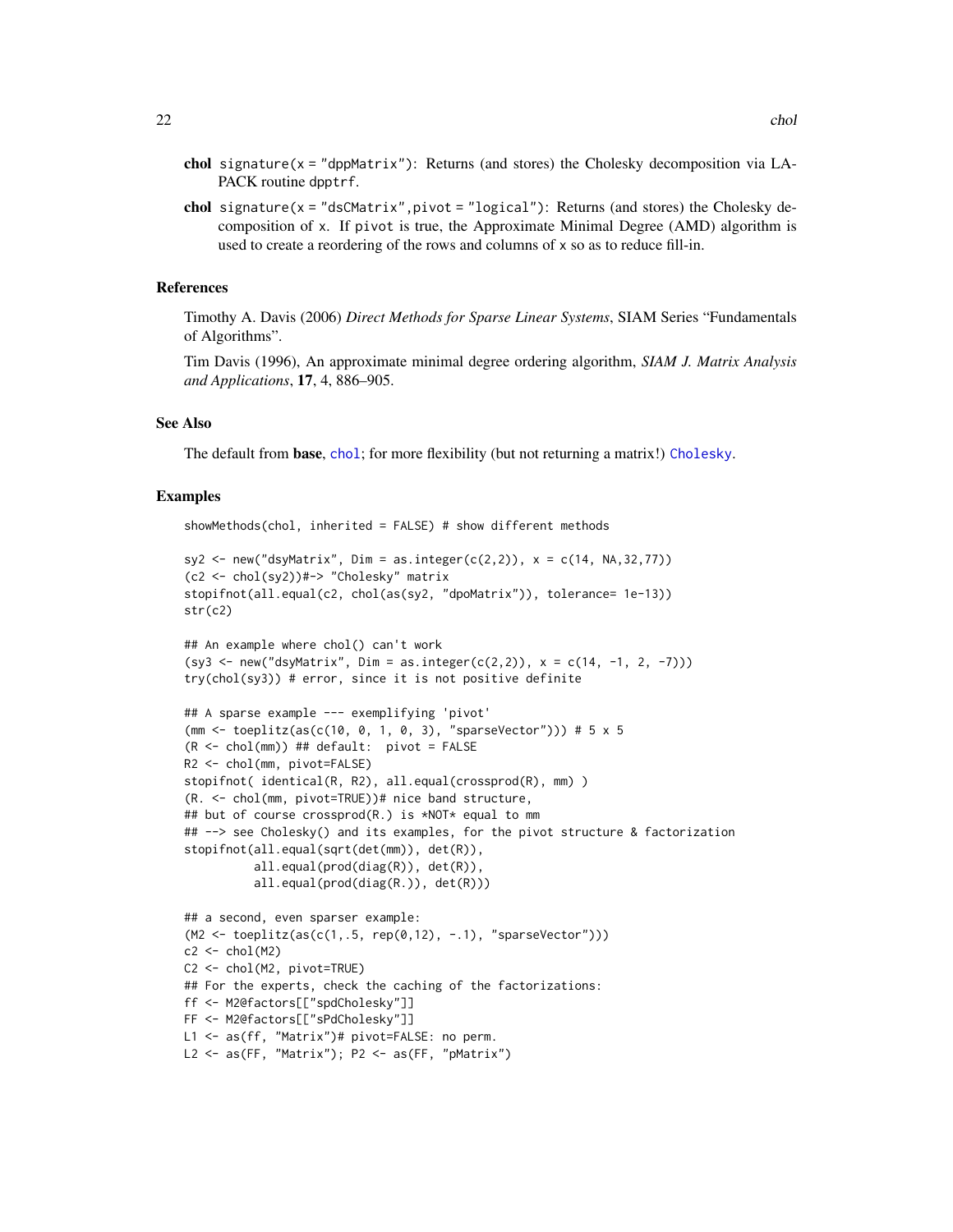**chol** `signature(x = "dppMatrix")`: Returns (and stores) the Cholesky decomposition via LAPACK routine dpptrf.

**chol** `signature(x = "dsCMatrix",pivot = "logical")`: Returns (and stores) the Cholesky decomposition of x. If pivot is true, the Approximate Minimal Degree (AMD) algorithm is used to create a reordering of the rows and columns of x so as to reduce fill-in.

## References

Timothy A. Davis (2006) *Direct Methods for Sparse Linear Systems*, SIAM Series "Fundamentals of Algorithms".

Tim Davis (1996), An approximate minimal degree ordering algorithm, *SIAM J. Matrix Analysis and Applications*, **17**, 4, 886–905.

## See Also

The default from **base**, `chol`; for more flexibility (but not returning a matrix!) `Cholesky`.

## Examples

```
showMethods(chol, inherited = FALSE) # show different methods

sy2 <- new("dsyMatrix", Dim = as.integer(c(2,2)), x = c(14, NA,32,77))
(c2 <- chol(sy2))#-> "Cholesky" matrix
stopifnot(all.equal(c2, chol(as(sy2, "dpoMatrix")), tolerance= 1e-13))
str(c2)

## An example where chol() can't work
(sy3 <- new("dsyMatrix", Dim = as.integer(c(2,2)), x = c(14, -1, 2, -7)))
try(chol(sy3)) # error, since it is not positive definite

## A sparse example --- exemplifying 'pivot'
(mm <- toeplitz(as(c(10, 0, 1, 0, 3), "sparseVector"))) # 5 x 5
(R <- chol(mm)) ## default:  pivot = FALSE
R2 <- chol(mm, pivot=FALSE)
stopifnot( identical(R, R2), all.equal(crossprod(R), mm) )
(R. <- chol(mm, pivot=TRUE))# nice band structure,
## but of course crossprod(R.) is *NOT* equal to mm
## --> see Cholesky() and its examples, for the pivot structure & factorization
stopifnot(all.equal(sqrt(det(mm)), det(R)),
          all.equal(prod(diag(R)), det(R)),
          all.equal(prod(diag(R.)), det(R)))

## a second, even sparser example:
(M2 <- toeplitz(as(c(1,.5, rep(0,12), -.1), "sparseVector")))
c2 <- chol(M2)
C2 <- chol(M2, pivot=TRUE)
## For the experts, check the caching of the factorizations:
ff <- M2@factors[["spdCholesky"]]
FF <- M2@factors[["sPdCholesky"]]
L1 <- as(ff, "Matrix")# pivot=FALSE: no perm.
L2 <- as(FF, "Matrix"); P2 <- as(FF, "pMatrix")
```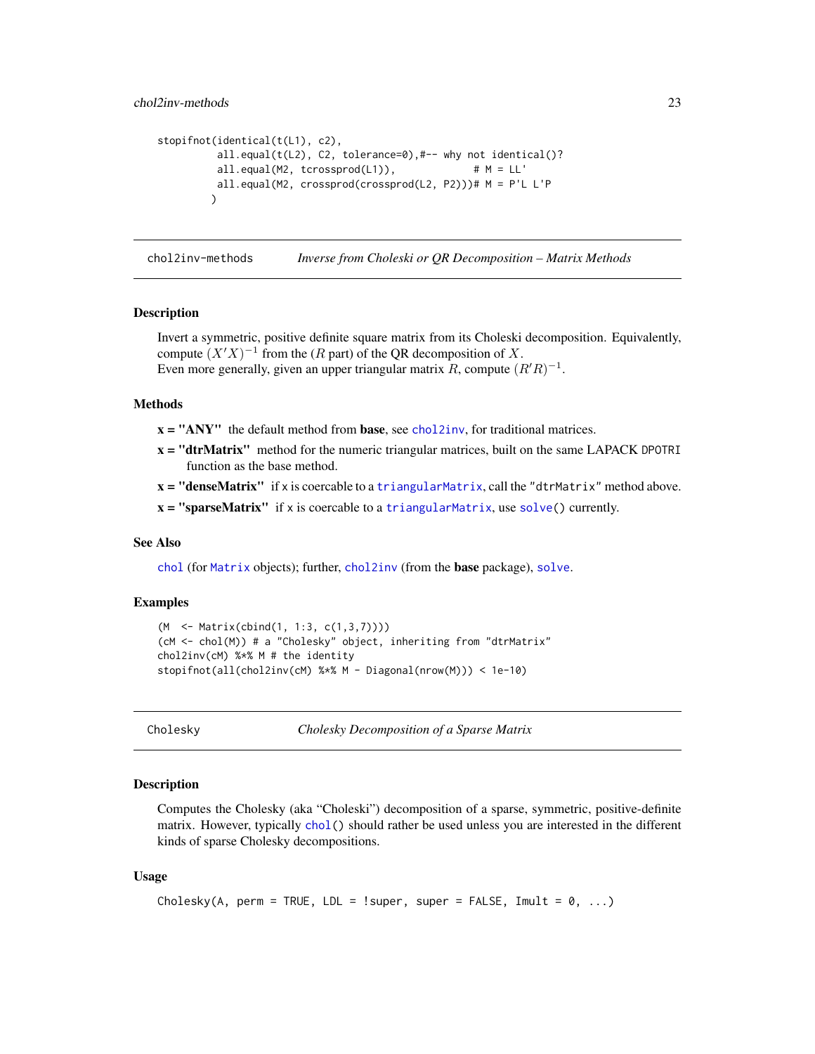```
stopifnot(identical(t(L1), c2),
          all.equal(t(L2), C2, tolerance=0),#-- why not identical()?
          all.equal(M2, tcrossprod(L1)),            # M = LL'
          all.equal(M2, crossprod(crossprod(L2, P2)))# M = P'L L'P
         )
```

## chol2inv-methods &nbsp;&nbsp;&nbsp;&nbsp; *Inverse from Choleski or QR Decomposition – Matrix Methods*

### Description

Invert a symmetric, positive definite square matrix from its Choleski decomposition. Equivalently, compute $(X'X)^{-1}$ from the ($R$ part) of the QR decomposition of $X$.
Even more generally, given an upper triangular matrix $R$, compute $(R'R)^{-1}$.

### Methods

**x = "ANY"** the default method from **base**, see `chol2inv`, for traditional matrices.

**x = "dtrMatrix"** method for the numeric triangular matrices, built on the same LAPACK `DPOTRI` function as the base method.

**x = "denseMatrix"** if `x` is coercable to a `triangularMatrix`, call the `"dtrMatrix"` method above.

**x = "sparseMatrix"** if `x` is coercable to a `triangularMatrix`, use `solve()` currently.

### See Also

`chol` (for `Matrix` objects); further, `chol2inv` (from the **base** package), `solve`.

### Examples

```
(M  <- Matrix(cbind(1, 1:3, c(1,3,7))))
(cM <- chol(M)) # a "Cholesky" object, inheriting from "dtrMatrix"
chol2inv(cM) %*% M # the identity
stopifnot(all(chol2inv(cM) %*% M - Diagonal(nrow(M))) < 1e-10)
```

## Cholesky &nbsp;&nbsp;&nbsp;&nbsp; *Cholesky Decomposition of a Sparse Matrix*

### Description

Computes the Cholesky (aka "Choleski") decomposition of a sparse, symmetric, positive-definite matrix. However, typically `chol()` should rather be used unless you are interested in the different kinds of sparse Cholesky decompositions.

### Usage

```
Cholesky(A, perm = TRUE, LDL = !super, super = FALSE, Imult = 0, ...)
```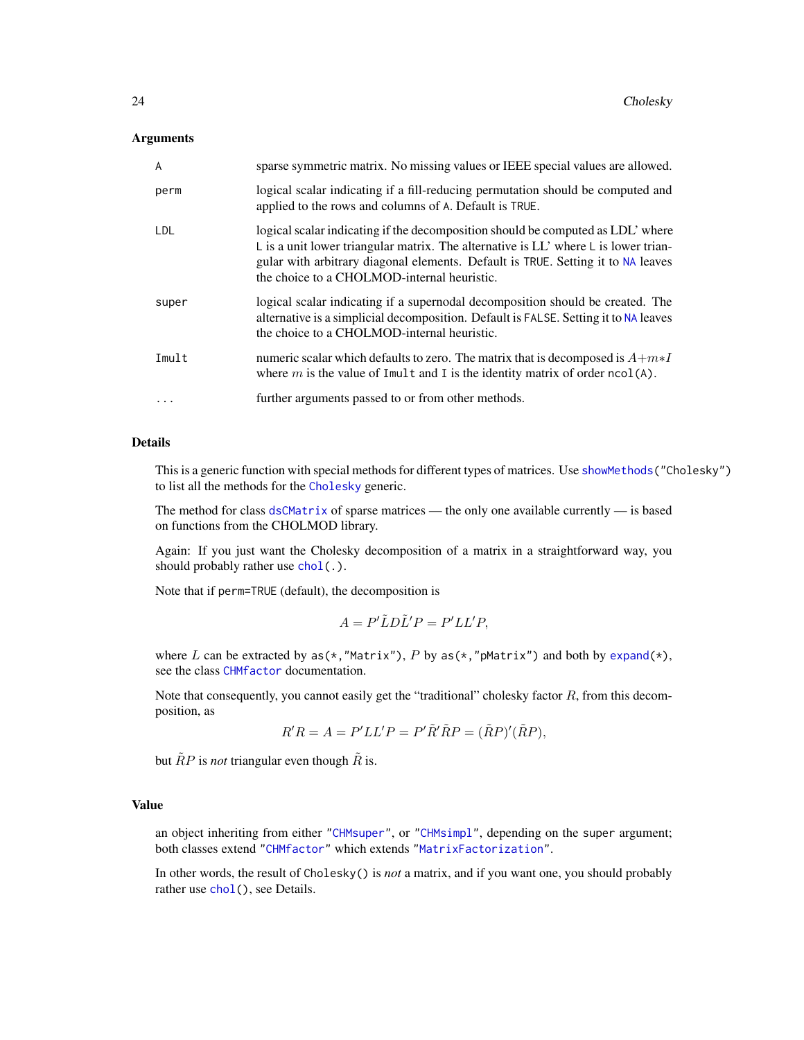### Arguments

- `A` sparse symmetric matrix. No missing values or IEEE special values are allowed.
- `perm` logical scalar indicating if a fill-reducing permutation should be computed and applied to the rows and columns of `A`. Default is `TRUE`.
- `LDL` logical scalar indicating if the decomposition should be computed as LDL' where `L` is a unit lower triangular matrix. The alternative is LL' where `L` is lower triangular with arbitrary diagonal elements. Default is `TRUE`. Setting it to `NA` leaves the choice to a CHOLMOD-internal heuristic.
- `super` logical scalar indicating if a supernodal decomposition should be created. The alternative is a simplicial decomposition. Default is `FALSE`. Setting it to `NA` leaves the choice to a CHOLMOD-internal heuristic.
- `Imult` numeric scalar which defaults to zero. The matrix that is decomposed is $A + m * I$ where $m$ is the value of `Imult` and `I` is the identity matrix of order `ncol(A)`.
- `...` further arguments passed to or from other methods.

### Details

This is a generic function with special methods for different types of matrices. Use `showMethods("Cholesky")` to list all the methods for the `Cholesky` generic.

The method for class `dsCMatrix` of sparse matrices — the only one available currently — is based on functions from the CHOLMOD library.

Again: If you just want the Cholesky decomposition of a matrix in a straightforward way, you should probably rather use `chol(.)`.

Note that if `perm=TRUE` (default), the decomposition is

$$A = P' \tilde{L} D \tilde{L}' P = P' L L' P,$$

where $L$ can be extracted by `as(*,"Matrix")`, $P$ by `as(*,"pMatrix")` and both by `expand(*)`, see the class `CHMfactor` documentation.

Note that consequently, you cannot easily get the "traditional" cholesky factor $R$, from this decomposition, as

$$R'R = A = P' L L' P = P' \tilde{R}' \tilde{R} P = (\tilde{R} P)'(\tilde{R} P),$$

but $\tilde{R} P$ is *not* triangular even though $\tilde{R}$ is.

### Value

an object inheriting from either `"CHMsuper"`, or `"CHMsimpl"`, depending on the `super` argument; both classes extend `"CHMfactor"` which extends `"MatrixFactorization"`.

In other words, the result of `Cholesky()` is *not* a matrix, and if you want one, you should probably rather use `chol()`, see Details.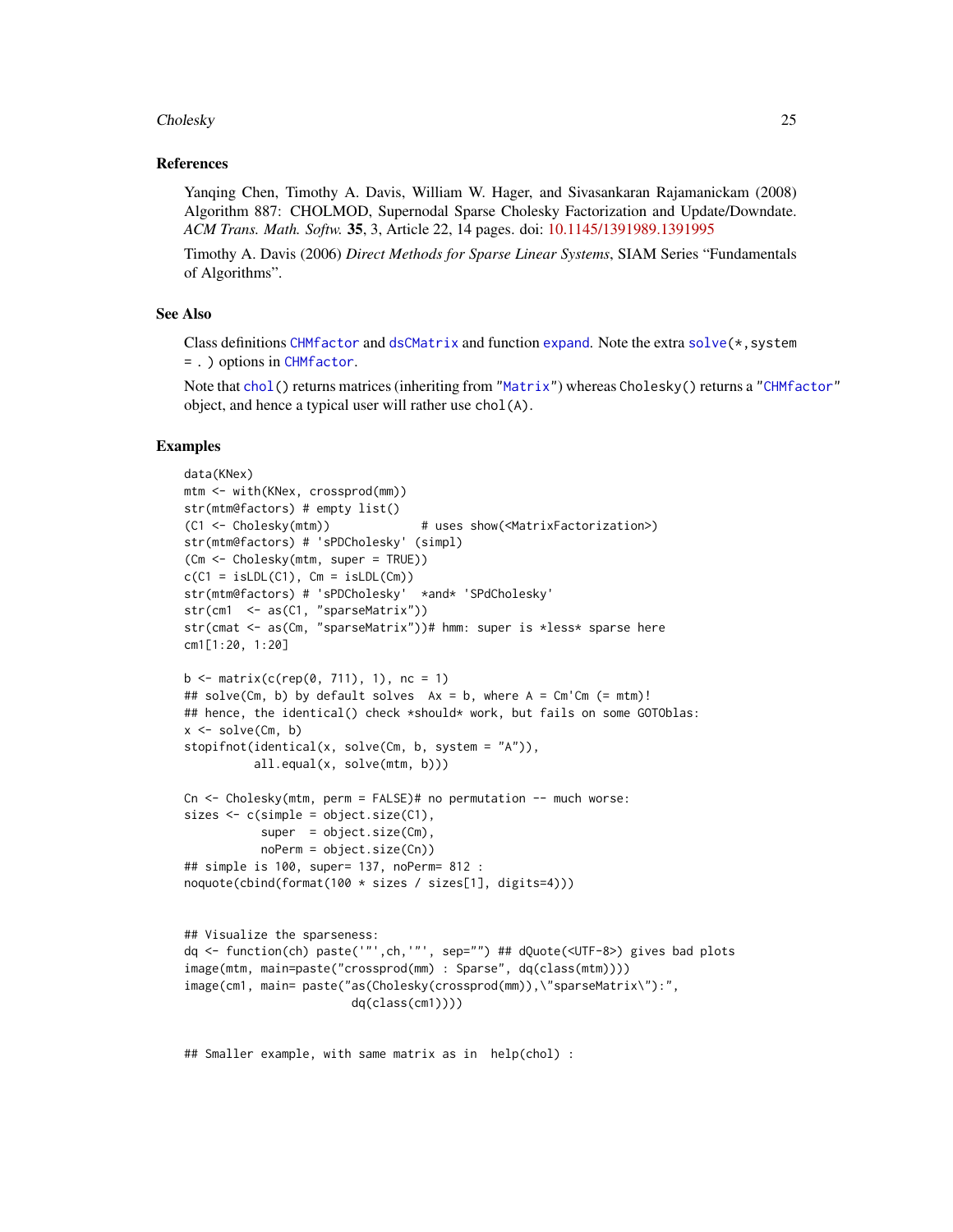## References

Yanqing Chen, Timothy A. Davis, William W. Hager, and Sivasankaran Rajamanickam (2008) Algorithm 887: CHOLMOD, Supernodal Sparse Cholesky Factorization and Update/Downdate. *ACM Trans. Math. Softw.* **35**, 3, Article 22, 14 pages. doi: 10.1145/1391989.1391995

Timothy A. Davis (2006) *Direct Methods for Sparse Linear Systems*, SIAM Series "Fundamentals of Algorithms".

## See Also

Class definitions `CHMfactor` and `dsCMatrix` and function `expand`. Note the extra `solve(*, system = . )` options in `CHMfactor`.

Note that `chol()` returns matrices (inheriting from `"Matrix"`) whereas `Cholesky()` returns a `"CHMfactor"` object, and hence a typical user will rather use `chol(A)`.

## Examples

```
data(KNex)
mtm <- with(KNex, crossprod(mm))
str(mtm@factors) # empty list()
(C1 <- Cholesky(mtm))             # uses show(<MatrixFactorization>)
str(mtm@factors) # 'sPDCholesky' (simpl)
(Cm <- Cholesky(mtm, super = TRUE))
c(C1 = isLDL(C1), Cm = isLDL(Cm))
str(mtm@factors) # 'sPDCholesky'  *and* 'SPdCholesky'
str(cm1  <- as(C1, "sparseMatrix"))
str(cmat <- as(Cm, "sparseMatrix"))# hmm: super is *less* sparse here
cm1[1:20, 1:20]

b <- matrix(c(rep(0, 711), 1), nc = 1)
## solve(Cm, b) by default solves  Ax = b, where A = Cm'Cm (= mtm)!
## hence, the identical() check *should* work, but fails on some GOTOblas:
x <- solve(Cm, b)
stopifnot(identical(x, solve(Cm, b, system = "A")),
          all.equal(x, solve(mtm, b)))

Cn <- Cholesky(mtm, perm = FALSE)# no permutation -- much worse:
sizes <- c(simple = object.size(C1),
           super  = object.size(Cm),
           noPerm = object.size(Cn))
## simple is 100, super= 137, noPerm= 812 :
noquote(cbind(format(100 * sizes / sizes[1], digits=4)))


## Visualize the sparseness:
dq <- function(ch) paste('"',ch,'"', sep="") ## dQuote(<UTF-8>) gives bad plots
image(mtm, main=paste("crossprod(mm) : Sparse", dq(class(mtm))))
image(cm1, main= paste("as(Cholesky(crossprod(mm)),\"sparseMatrix\"):",
                        dq(class(cm1))))


## Smaller example, with same matrix as in  help(chol) :
```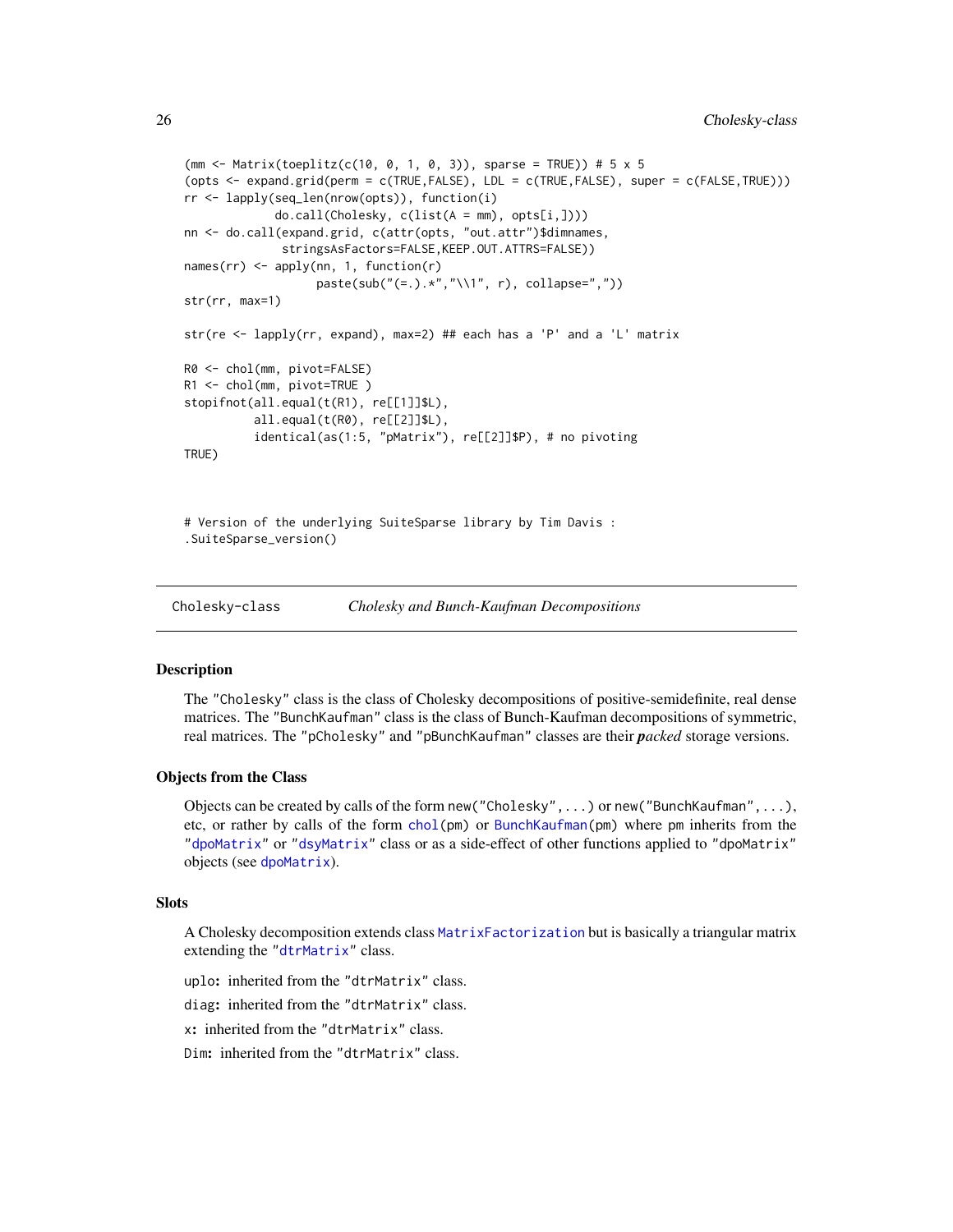```
(mm <- Matrix(toeplitz(c(10, 0, 1, 0, 3)), sparse = TRUE)) # 5 x 5
(opts <- expand.grid(perm = c(TRUE,FALSE), LDL = c(TRUE,FALSE), super = c(FALSE,TRUE)))
rr <- lapply(seq_len(nrow(opts)), function(i)
             do.call(Cholesky, c(list(A = mm), opts[i,])))
nn <- do.call(expand.grid, c(attr(opts, "out.attr")$dimnames,
              stringsAsFactors=FALSE,KEEP.OUT.ATTRS=FALSE))
names(rr) <- apply(nn, 1, function(r)
                   paste(sub("(=.).*","\\1", r), collapse=","))
str(rr, max=1)

str(re <- lapply(rr, expand), max=2) ## each has a 'P' and a 'L' matrix

R0 <- chol(mm, pivot=FALSE)
R1 <- chol(mm, pivot=TRUE )
stopifnot(all.equal(t(R1), re[[1]]$L),
          all.equal(t(R0), re[[2]]$L),
          identical(as(1:5, "pMatrix"), re[[2]]$P), # no pivoting
TRUE)


# Version of the underlying SuiteSparse library by Tim Davis :
.SuiteSparse_version()
```

## Cholesky-class — *Cholesky and Bunch-Kaufman Decompositions*

### Description

The "Cholesky" class is the class of Cholesky decompositions of positive-semidefinite, real dense matrices. The "BunchKaufman" class is the class of Bunch-Kaufman decompositions of symmetric, real matrices. The "pCholesky" and "pBunchKaufman" classes are their ***packed*** storage versions.

### Objects from the Class

Objects can be created by calls of the form `new("Cholesky",...)` or `new("BunchKaufman",...)`, etc, or rather by calls of the form `chol(pm)` or `BunchKaufman(pm)` where `pm` inherits from the "dpoMatrix" or "dsyMatrix" class or as a side-effect of other functions applied to "dpoMatrix" objects (see dpoMatrix).

### Slots

A Cholesky decomposition extends class MatrixFactorization but is basically a triangular matrix extending the "dtrMatrix" class.

**uplo:** inherited from the "dtrMatrix" class.

**diag:** inherited from the "dtrMatrix" class.

**x:** inherited from the "dtrMatrix" class.

**Dim:** inherited from the "dtrMatrix" class.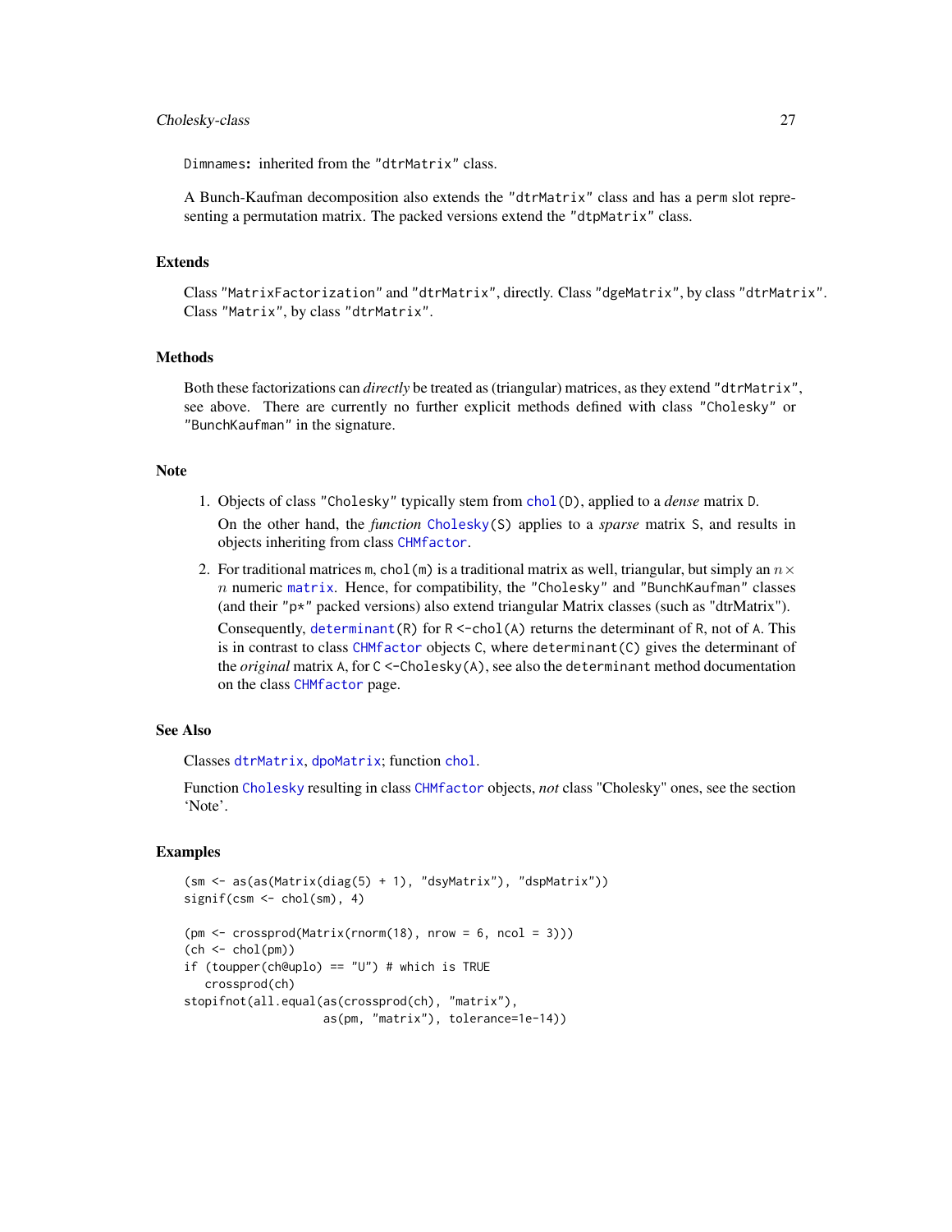`Dimnames`: inherited from the `"dtrMatrix"` class.

A Bunch-Kaufman decomposition also extends the `"dtrMatrix"` class and has a `perm` slot representing a permutation matrix. The packed versions extend the `"dtpMatrix"` class.

## Extends

Class `"MatrixFactorization"` and `"dtrMatrix"`, directly. Class `"dgeMatrix"`, by class `"dtrMatrix"`. Class `"Matrix"`, by class `"dtrMatrix"`.

## Methods

Both these factorizations can *directly* be treated as (triangular) matrices, as they extend `"dtrMatrix"`, see above. There are currently no further explicit methods defined with class `"Cholesky"` or `"BunchKaufman"` in the signature.

## Note

1. Objects of class `"Cholesky"` typically stem from `chol(D)`, applied to a *dense* matrix `D`.

   On the other hand, the *function* `Cholesky(S)` applies to a *sparse* matrix `S`, and results in objects inheriting from class `CHMfactor`.

2. For traditional matrices `m`, `chol(m)` is a traditional matrix as well, triangular, but simply an $n \times n$ numeric `matrix`. Hence, for compatibility, the `"Cholesky"` and `"BunchKaufman"` classes (and their `"p*"` packed versions) also extend triangular Matrix classes (such as "dtrMatrix").

   Consequently, `determinant(R)` for `R <-chol(A)` returns the determinant of `R`, not of `A`. This is in contrast to class `CHMfactor` objects `C`, where `determinant(C)` gives the determinant of the *original* matrix `A`, for `C <-Cholesky(A)`, see also the `determinant` method documentation on the class `CHMfactor` page.

## See Also

Classes `dtrMatrix`, `dpoMatrix`; function `chol`.

Function `Cholesky` resulting in class `CHMfactor` objects, *not* class "Cholesky" ones, see the section 'Note'.

## Examples

```
(sm <- as(as(Matrix(diag(5) + 1), "dsyMatrix"), "dspMatrix"))
signif(csm <- chol(sm), 4)

(pm <- crossprod(Matrix(rnorm(18), nrow = 6, ncol = 3)))
(ch <- chol(pm))
if (toupper(ch@uplo) == "U") # which is TRUE
   crossprod(ch)
stopifnot(all.equal(as(crossprod(ch), "matrix"),
                    as(pm, "matrix"), tolerance=1e-14))
```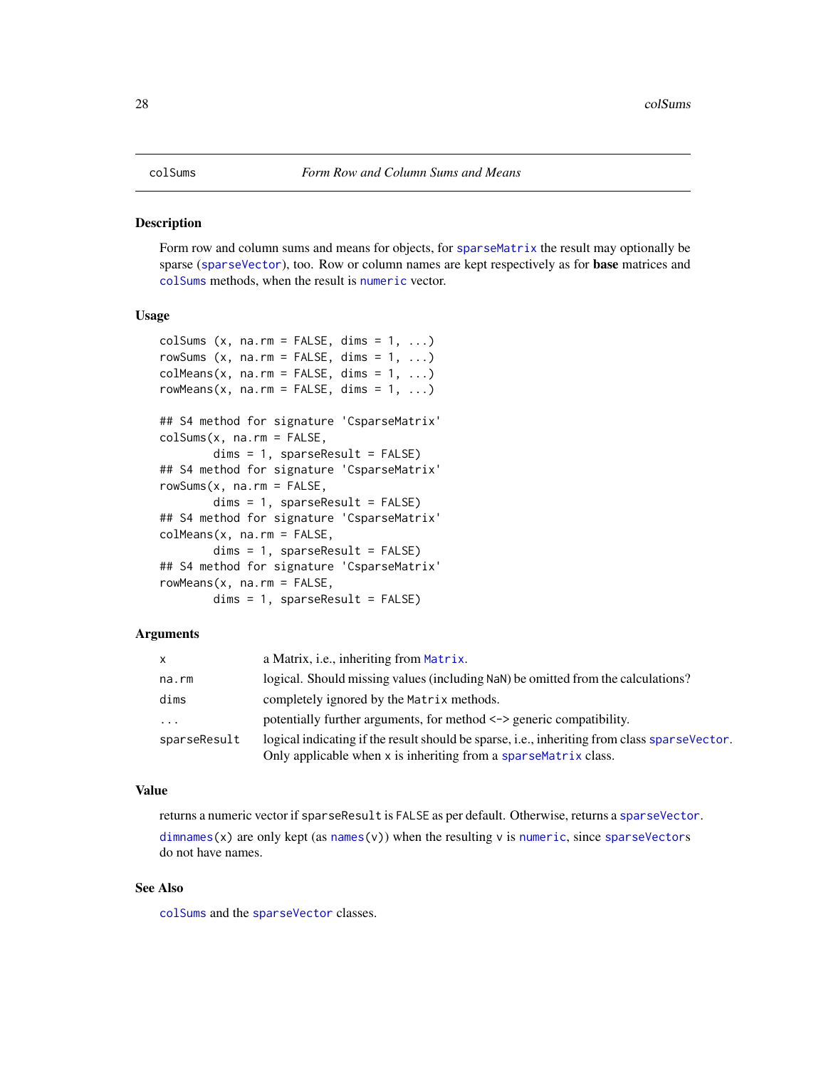# colSums — *Form Row and Column Sums and Means*

## Description

Form row and column sums and means for objects, for `sparseMatrix` the result may optionally be sparse (`sparseVector`), too. Row or column names are kept respectively as for **base** matrices and `colSums` methods, when the result is `numeric` vector.

## Usage

```
colSums (x, na.rm = FALSE, dims = 1, ...)
rowSums (x, na.rm = FALSE, dims = 1, ...)
colMeans(x, na.rm = FALSE, dims = 1, ...)
rowMeans(x, na.rm = FALSE, dims = 1, ...)

## S4 method for signature 'CsparseMatrix'
colSums(x, na.rm = FALSE,
        dims = 1, sparseResult = FALSE)
## S4 method for signature 'CsparseMatrix'
rowSums(x, na.rm = FALSE,
        dims = 1, sparseResult = FALSE)
## S4 method for signature 'CsparseMatrix'
colMeans(x, na.rm = FALSE,
        dims = 1, sparseResult = FALSE)
## S4 method for signature 'CsparseMatrix'
rowMeans(x, na.rm = FALSE,
        dims = 1, sparseResult = FALSE)
```

## Arguments

| | |
|---|---|
| `x` | a Matrix, i.e., inheriting from `Matrix`. |
| `na.rm` | logical. Should missing values (including `NaN`) be omitted from the calculations? |
| `dims` | completely ignored by the `Matrix` methods. |
| `...` | potentially further arguments, for method <-> generic compatibility. |
| `sparseResult` | logical indicating if the result should be sparse, i.e., inheriting from class `sparseVector`. Only applicable when `x` is inheriting from a `sparseMatrix` class. |

## Value

returns a numeric vector if `sparseResult` is `FALSE` as per default. Otherwise, returns a `sparseVector`.

`dimnames(x)` are only kept (as `names(v)`) when the resulting `v` is `numeric`, since `sparseVector`s do not have names.

## See Also

`colSums` and the `sparseVector` classes.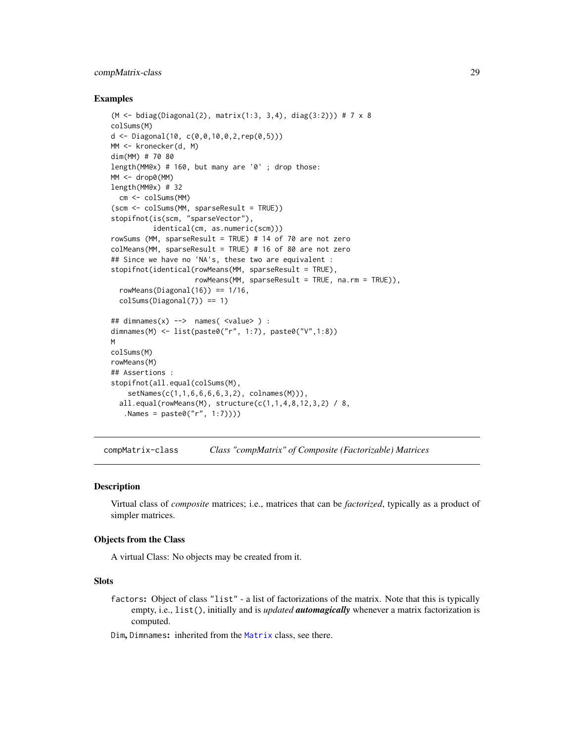### Examples

```
(M <- bdiag(Diagonal(2), matrix(1:3, 3,4), diag(3:2))) # 7 x 8
colSums(M)
d <- Diagonal(10, c(0,0,10,0,2,rep(0,5)))
MM <- kronecker(d, M)
dim(MM) # 70 80
length(MM@x) # 160, but many are '0' ; drop those:
MM <- drop0(MM)
length(MM@x) # 32
  cm <- colSums(MM)
(scm <- colSums(MM, sparseResult = TRUE))
stopifnot(is(scm, "sparseVector"),
          identical(cm, as.numeric(scm)))
rowSums (MM, sparseResult = TRUE) # 14 of 70 are not zero
colMeans(MM, sparseResult = TRUE) # 16 of 80 are not zero
## Since we have no 'NA's, these two are equivalent :
stopifnot(identical(rowMeans(MM, sparseResult = TRUE),
                    rowMeans(MM, sparseResult = TRUE, na.rm = TRUE)),
  rowMeans(Diagonal(16)) == 1/16,
  colSums(Diagonal(7)) == 1)

## dimnames(x) -->  names( <value> ) :
dimnames(M) <- list(paste0("r", 1:7), paste0("V",1:8))
M
colSums(M)
rowMeans(M)
## Assertions :
stopifnot(all.equal(colSums(M),
    setNames(c(1,1,6,6,6,6,3,2), colnames(M))),
  all.equal(rowMeans(M), structure(c(1,1,4,8,12,3,2) / 8,
   .Names = paste0("r", 1:7))))
```

---

## compMatrix-class — *Class "compMatrix" of Composite (Factorizable) Matrices*

### Description

Virtual class of *composite* matrices; i.e., matrices that can be *factorized*, typically as a product of simpler matrices.

### Objects from the Class

A virtual Class: No objects may be created from it.

### Slots

`factors`: Object of class `"list"` - a list of factorizations of the matrix. Note that this is typically empty, i.e., `list()`, initially and is *updated* ***automagically*** whenever a matrix factorization is computed.

`Dim`, `Dimnames`: inherited from the `Matrix` class, see there.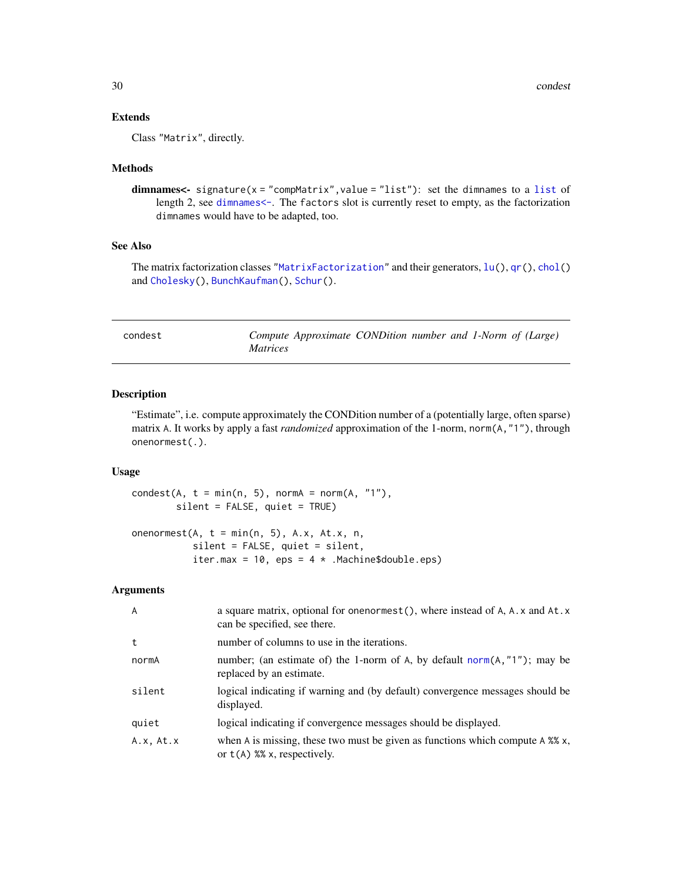### Extends

Class "Matrix", directly.

### Methods

**dimnames<-** `signature(x = "compMatrix",value = "list")`: set the dimnames to a `list` of length 2, see `dimnames<-`. The `factors` slot is currently reset to empty, as the factorization `dimnames` would have to be adapted, too.

### See Also

The matrix factorization classes "`MatrixFactorization`" and their generators, `lu()`, `qr()`, `chol()` and `Cholesky()`, `BunchKaufman()`, `Schur()`.

---

## condest — *Compute Approximate CONDition number and 1-Norm of (Large) Matrices*

---

### Description

"Estimate", i.e. compute approximately the CONDition number of a (potentially large, often sparse) matrix A. It works by apply a fast *randomized* approximation of the 1-norm, `norm(A,"1")`, through `onenormest(.)`.

### Usage

```
condest(A, t = min(n, 5), normA = norm(A, "1"),
        silent = FALSE, quiet = TRUE)

onenormest(A, t = min(n, 5), A.x, At.x, n,
           silent = FALSE, quiet = silent,
           iter.max = 10, eps = 4 * .Machine$double.eps)
```

### Arguments

| | |
|---|---|
| `A` | a square matrix, optional for `onenormest()`, where instead of `A`, `A.x` and `At.x` can be specified, see there. |
| `t` | number of columns to use in the iterations. |
| `normA` | number; (an estimate of) the 1-norm of `A`, by default `norm(A,"1")`; may be replaced by an estimate. |
| `silent` | logical indicating if warning and (by default) convergence messages should be displayed. |
| `quiet` | logical indicating if convergence messages should be displayed. |
| `A.x, At.x` | when `A` is missing, these two must be given as functions which compute `A %% x`, or `t(A) %% x`, respectively. |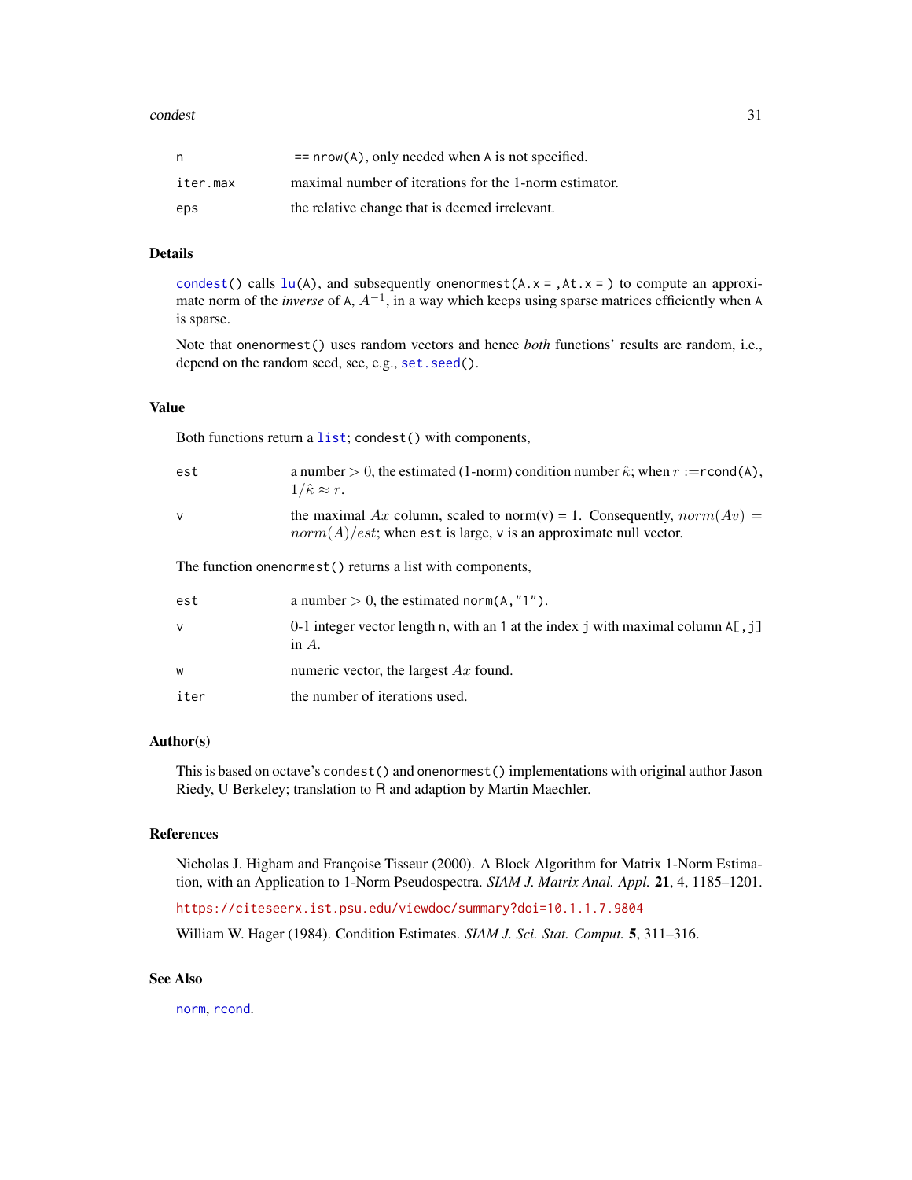| | |
|---|---|
| n | == nrow(A), only needed when A is not specified. |
| iter.max | maximal number of iterations for the 1-norm estimator. |
| eps | the relative change that is deemed irrelevant. |

## Details

condest() calls lu(A), and subsequently onenormest(A.x = ,At.x = ) to compute an approximate norm of the *inverse* of A, $A^{-1}$, in a way which keeps using sparse matrices efficiently when A is sparse.

Note that onenormest() uses random vectors and hence *both* functions' results are random, i.e., depend on the random seed, see, e.g., set.seed().

## Value

Both functions return a list; condest() with components,

| | |
|---|---|
| est | a number $> 0$, the estimated (1-norm) condition number $\hat{\kappa}$; when $r$ :=rcond(A), $1/\hat{\kappa} \approx r$. |
| v | the maximal $Ax$ column, scaled to norm(v) = 1. Consequently, $norm(Av) = norm(A)/est$; when est is large, v is an approximate null vector. |

The function onenormest() returns a list with components,

| | |
|---|---|
| est | a number $> 0$, the estimated norm(A,"1"). |
| v | 0-1 integer vector length n, with an 1 at the index j with maximal column A[,j] in $A$. |
| w | numeric vector, the largest $Ax$ found. |
| iter | the number of iterations used. |

## Author(s)

This is based on octave's condest() and onenormest() implementations with original author Jason Riedy, U Berkeley; translation to R and adaption by Martin Maechler.

## References

Nicholas J. Higham and Françoise Tisseur (2000). A Block Algorithm for Matrix 1-Norm Estimation, with an Application to 1-Norm Pseudospectra. *SIAM J. Matrix Anal. Appl.* **21**, 4, 1185–1201.

https://citeseerx.ist.psu.edu/viewdoc/summary?doi=10.1.1.7.9804

William W. Hager (1984). Condition Estimates. *SIAM J. Sci. Stat. Comput.* **5**, 311–316.

## See Also

norm, rcond.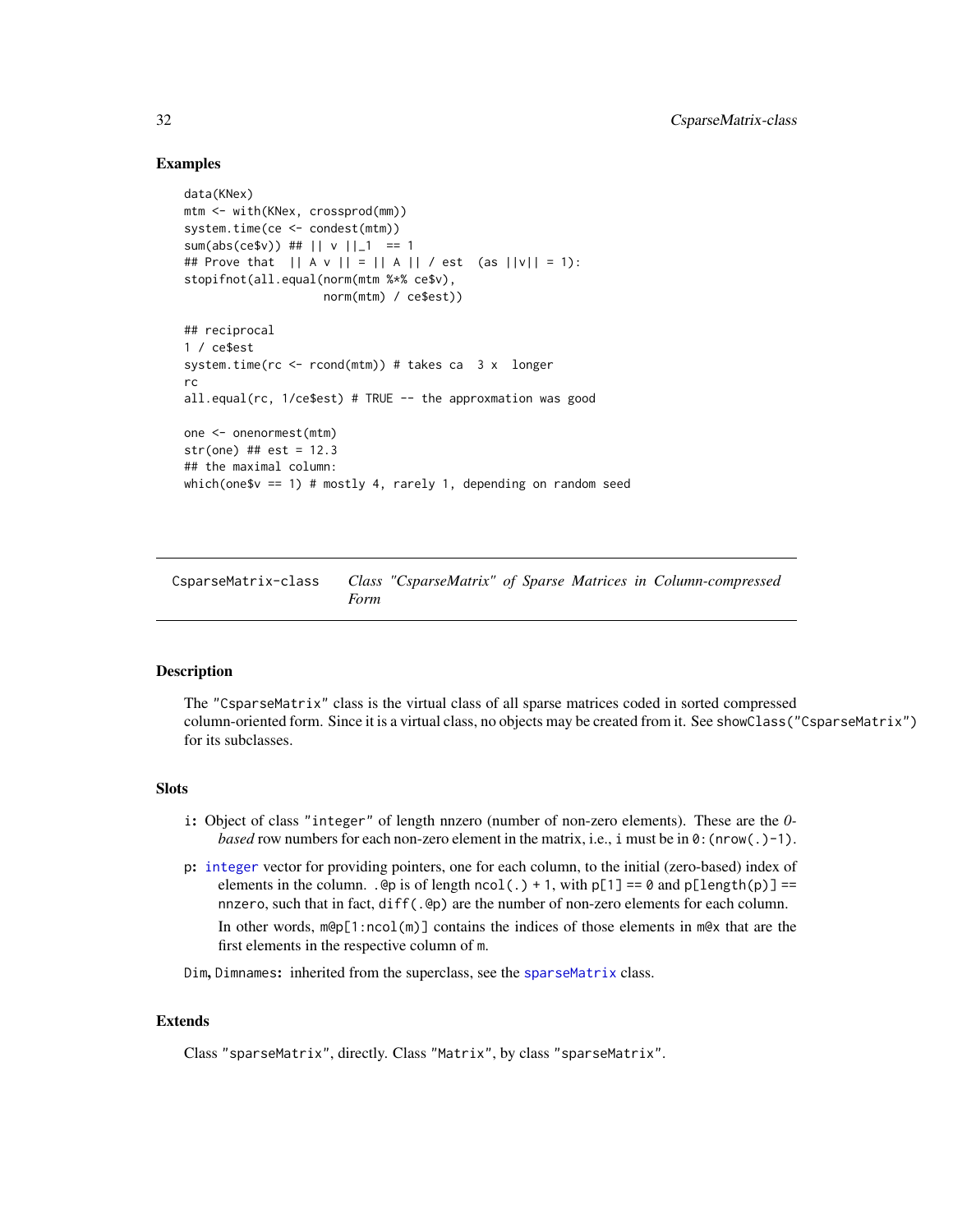## Examples

```
data(KNex)
mtm <- with(KNex, crossprod(mm))
system.time(ce <- condest(mtm))
sum(abs(ce$v)) ## || v ||_1  == 1
## Prove that  || A v || = || A || / est  (as ||v|| = 1):
stopifnot(all.equal(norm(mtm %*% ce$v),
                    norm(mtm) / ce$est))

## reciprocal
1 / ce$est
system.time(rc <- rcond(mtm)) # takes ca  3 x  longer
rc
all.equal(rc, 1/ce$est) # TRUE -- the approxmation was good

one <- onenormest(mtm)
str(one) ## est = 12.3
## the maximal column:
which(one$v == 1) # mostly 4, rarely 1, depending on random seed
```

---

CsparseMatrix-class *Class "CsparseMatrix" of Sparse Matrices in Column-compressed Form*

---

## Description

The "CsparseMatrix" class is the virtual class of all sparse matrices coded in sorted compressed column-oriented form. Since it is a virtual class, no objects may be created from it. See showClass("CsparseMatrix") for its subclasses.

## Slots

**i:** Object of class "integer" of length nnzero (number of non-zero elements). These are the *0-based* row numbers for each non-zero element in the matrix, i.e., i must be in 0:(nrow(.)-1).

**p:** integer vector for providing pointers, one for each column, to the initial (zero-based) index of elements in the column. .@p is of length ncol(.) + 1, with p[1] == 0 and p[length(p)] == nnzero, such that in fact, diff(.@p) are the number of non-zero elements for each column.

In other words, m@p[1:ncol(m)] contains the indices of those elements in m@x that are the first elements in the respective column of m.

**Dim, Dimnames:** inherited from the superclass, see the sparseMatrix class.

## Extends

Class "sparseMatrix", directly. Class "Matrix", by class "sparseMatrix".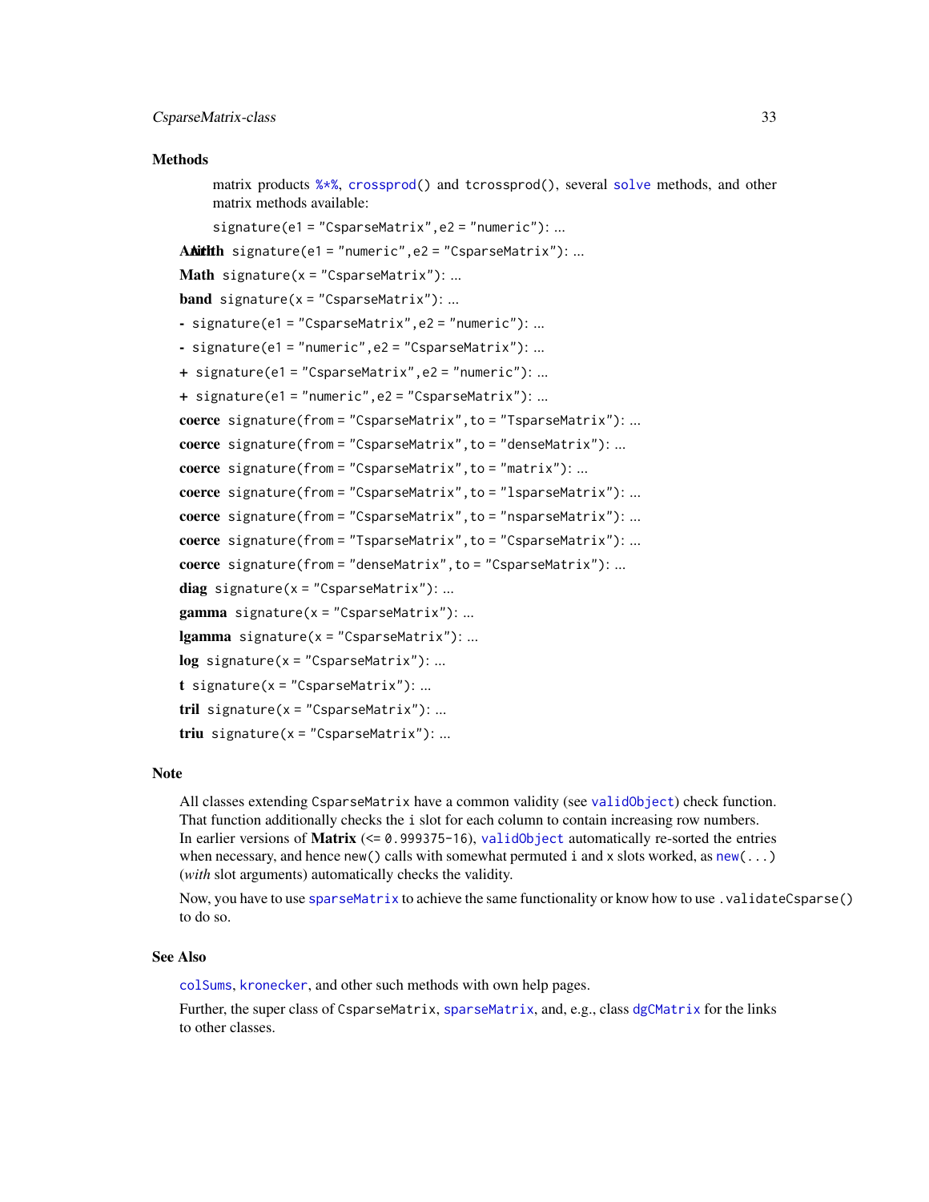## Methods

matrix products %*%, crossprod() and tcrossprod(), several solve methods, and other matrix methods available:

signature(e1 = "CsparseMatrix", e2 = "numeric"): ...

**Arith** signature(e1 = "numeric", e2 = "CsparseMatrix"): ...

**Math** signature(x = "CsparseMatrix"): ...

**band** signature(x = "CsparseMatrix"): ...

**-** signature(e1 = "CsparseMatrix", e2 = "numeric"): ...

**-** signature(e1 = "numeric", e2 = "CsparseMatrix"): ...

**+** signature(e1 = "CsparseMatrix", e2 = "numeric"): ...

**+** signature(e1 = "numeric", e2 = "CsparseMatrix"): ...

**coerce** signature(from = "CsparseMatrix", to = "TsparseMatrix"): ...

**coerce** signature(from = "CsparseMatrix", to = "denseMatrix"): ...

**coerce** signature(from = "CsparseMatrix", to = "matrix"): ...

**coerce** signature(from = "CsparseMatrix", to = "lsparseMatrix"): ...

**coerce** signature(from = "CsparseMatrix", to = "nsparseMatrix"): ...

**coerce** signature(from = "TsparseMatrix", to = "CsparseMatrix"): ...

**coerce** signature(from = "denseMatrix", to = "CsparseMatrix"): ...

**diag** signature(x = "CsparseMatrix"): ...

**gamma** signature(x = "CsparseMatrix"): ...

**lgamma** signature(x = "CsparseMatrix"): ...

**log** signature(x = "CsparseMatrix"): ...

**t** signature(x = "CsparseMatrix"): ...

**tril** signature(x = "CsparseMatrix"): ...

**triu** signature(x = "CsparseMatrix"): ...

## Note

All classes extending CsparseMatrix have a common validity (see validObject) check function. That function additionally checks the i slot for each column to contain increasing row numbers. In earlier versions of **Matrix** (<= 0.999375-16), validObject automatically re-sorted the entries when necessary, and hence new() calls with somewhat permuted i and x slots worked, as new(...) (*with* slot arguments) automatically checks the validity.

Now, you have to use sparseMatrix to achieve the same functionality or know how to use .validateCsparse() to do so.

## See Also

colSums, kronecker, and other such methods with own help pages.

Further, the super class of CsparseMatrix, sparseMatrix, and, e.g., class dgCMatrix for the links to other classes.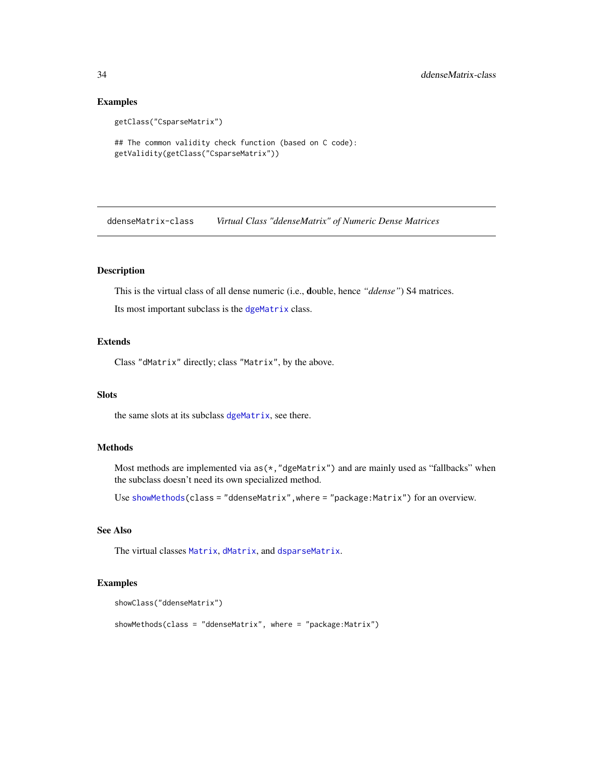### Examples

```
getClass("CsparseMatrix")

## The common validity check function (based on C code):
getValidity(getClass("CsparseMatrix"))
```

---

## ddenseMatrix-class *Virtual Class "ddenseMatrix" of Numeric Dense Matrices*

---

### Description

This is the virtual class of all dense numeric (i.e., **d**ouble, hence *"ddense"*) S4 matrices.

Its most important subclass is the `dgeMatrix` class.

### Extends

Class `"dMatrix"` directly; class `"Matrix"`, by the above.

### Slots

the same slots at its subclass `dgeMatrix`, see there.

### Methods

Most methods are implemented via `as(*,"dgeMatrix")` and are mainly used as "fallbacks" when the subclass doesn't need its own specialized method.

Use `showMethods(class = "ddenseMatrix",where = "package:Matrix")` for an overview.

### See Also

The virtual classes `Matrix`, `dMatrix`, and `dsparseMatrix`.

### Examples

```
showClass("ddenseMatrix")

showMethods(class = "ddenseMatrix", where = "package:Matrix")
```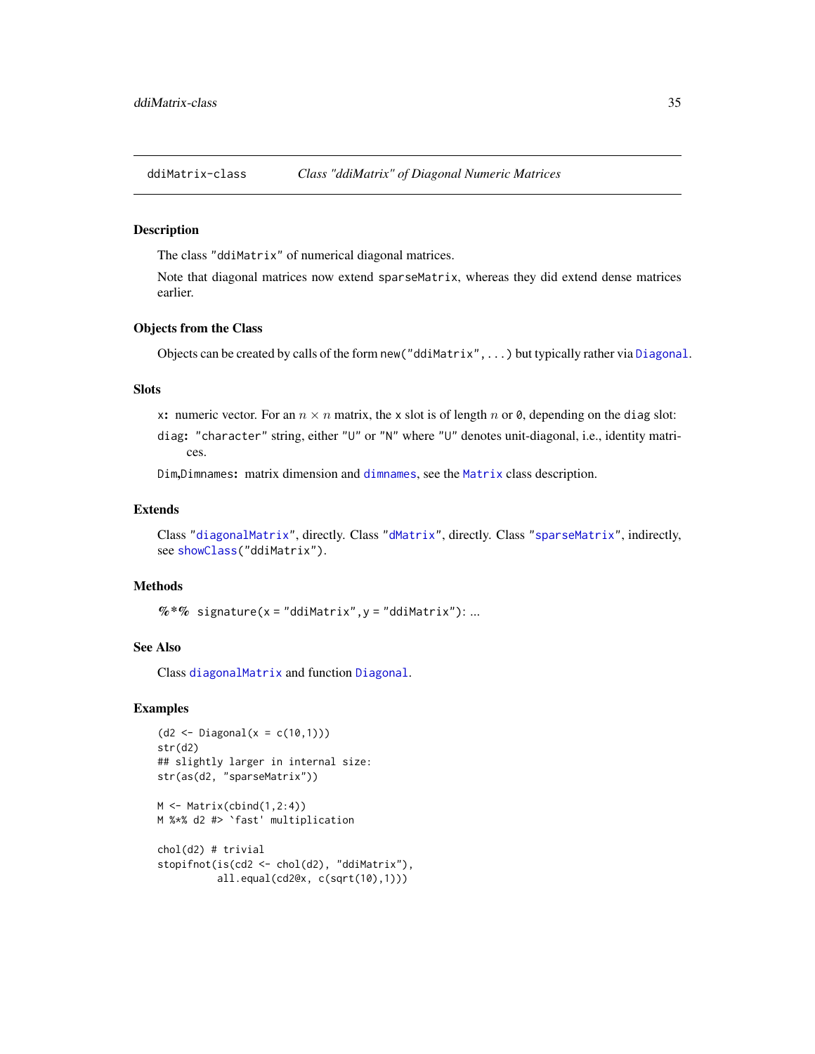ddiMatrix-class *Class "ddiMatrix" of Diagonal Numeric Matrices*

## Description

The class "ddiMatrix" of numerical diagonal matrices.

Note that diagonal matrices now extend sparseMatrix, whereas they did extend dense matrices earlier.

## Objects from the Class

Objects can be created by calls of the form new("ddiMatrix", ...) but typically rather via Diagonal.

## Slots

**x:** numeric vector. For an $n \times n$ matrix, the x slot is of length $n$ or 0, depending on the diag slot:

**diag:** "character" string, either "U" or "N" where "U" denotes unit-diagonal, i.e., identity matrices.

**Dim,Dimnames:** matrix dimension and dimnames, see the Matrix class description.

## Extends

Class "diagonalMatrix", directly. Class "dMatrix", directly. Class "sparseMatrix", indirectly, see showClass("ddiMatrix").

## Methods

**%*%** signature(x = "ddiMatrix", y = "ddiMatrix"): ...

## See Also

Class diagonalMatrix and function Diagonal.

## Examples

```
(d2 <- Diagonal(x = c(10,1)))
str(d2)
## slightly larger in internal size:
str(as(d2, "sparseMatrix"))

M <- Matrix(cbind(1,2:4))
M %*% d2 #> `fast' multiplication

chol(d2) # trivial
stopifnot(is(cd2 <- chol(d2), "ddiMatrix"),
          all.equal(cd2@x, c(sqrt(10),1)))
```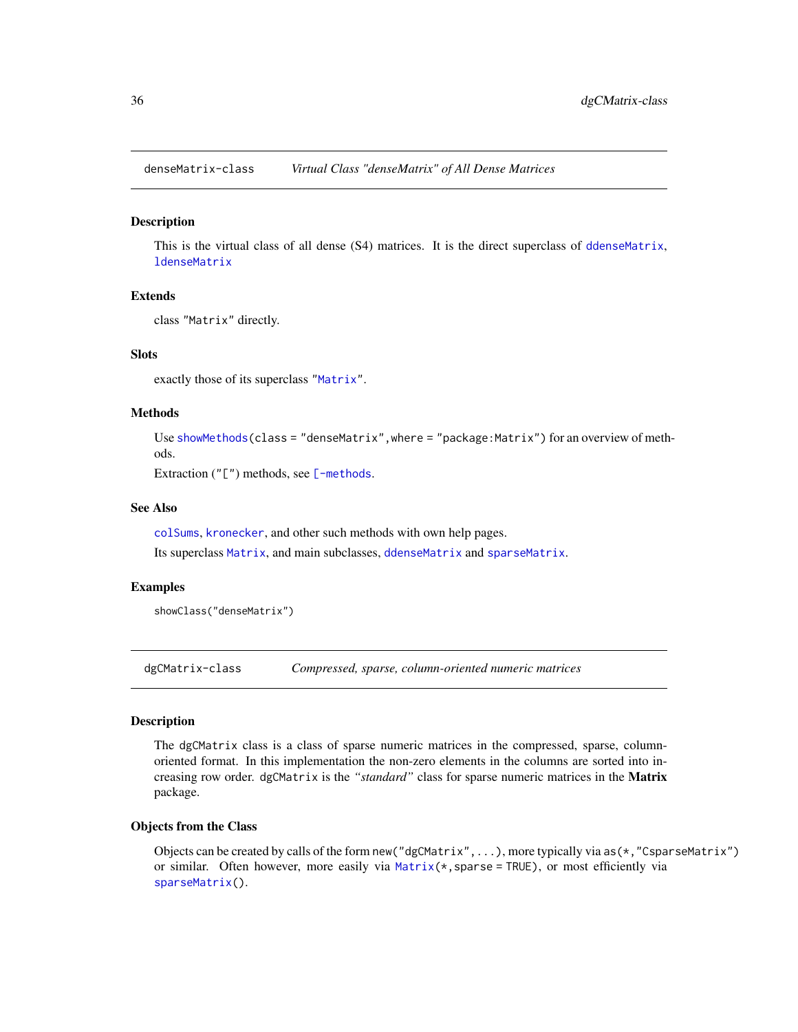## denseMatrix-class — *Virtual Class "denseMatrix" of All Dense Matrices*

### Description

This is the virtual class of all dense (S4) matrices. It is the direct superclass of `ddenseMatrix`, `ldenseMatrix`

### Extends

class `"Matrix"` directly.

### Slots

exactly those of its superclass `"Matrix"`.

### Methods

Use `showMethods(class = "denseMatrix", where = "package:Matrix")` for an overview of methods.

Extraction (`"["`) methods, see `[-methods`.

### See Also

`colSums`, `kronecker`, and other such methods with own help pages.

Its superclass `Matrix`, and main subclasses, `ddenseMatrix` and `sparseMatrix`.

### Examples

```
showClass("denseMatrix")
```

## dgCMatrix-class — *Compressed, sparse, column-oriented numeric matrices*

### Description

The `dgCMatrix` class is a class of sparse numeric matrices in the compressed, sparse, column-oriented format. In this implementation the non-zero elements in the columns are sorted into increasing row order. `dgCMatrix` is the *"standard"* class for sparse numeric matrices in the **Matrix** package.

### Objects from the Class

Objects can be created by calls of the form `new("dgCMatrix", ...)`, more typically via `as(*, "CsparseMatrix")` or similar. Often however, more easily via `Matrix(*, sparse = TRUE)`, or most efficiently via `sparseMatrix()`.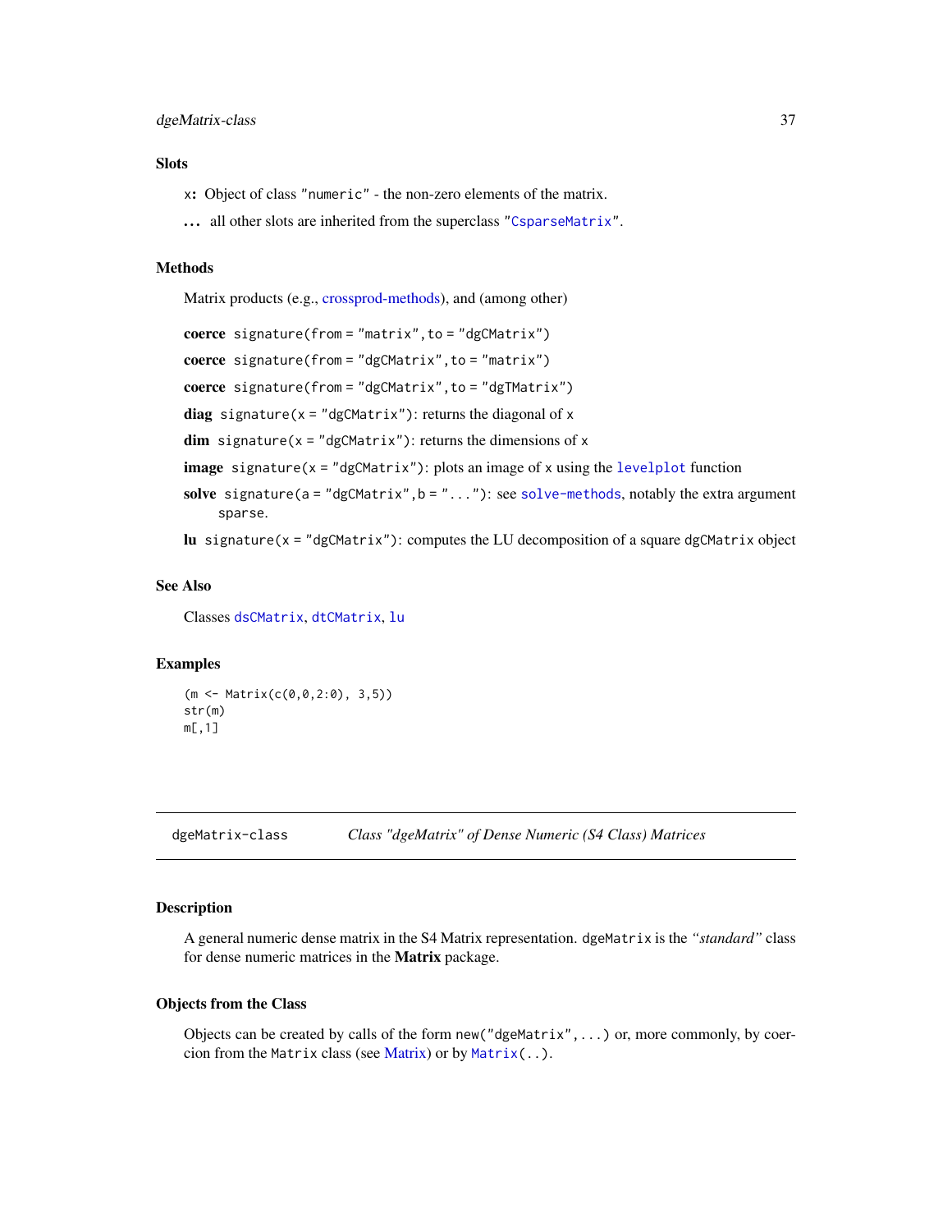## Slots

**x:** Object of class "numeric" - the non-zero elements of the matrix.

**...** all other slots are inherited from the superclass "CsparseMatrix".

## Methods

Matrix products (e.g., crossprod-methods), and (among other)

**coerce** `signature(from = "matrix", to = "dgCMatrix")`

**coerce** `signature(from = "dgCMatrix", to = "matrix")`

**coerce** `signature(from = "dgCMatrix", to = "dgTMatrix")`

**diag** `signature(x = "dgCMatrix")`: returns the diagonal of `x`

**dim** `signature(x = "dgCMatrix")`: returns the dimensions of `x`

**image** `signature(x = "dgCMatrix")`: plots an image of `x` using the `levelplot` function

**solve** `signature(a = "dgCMatrix", b = "...")`: see `solve-methods`, notably the extra argument `sparse`.

**lu** `signature(x = "dgCMatrix")`: computes the LU decomposition of a square `dgCMatrix` object

## See Also

Classes `dsCMatrix`, `dtCMatrix`, `lu`

## Examples

```
(m <- Matrix(c(0,0,2:0), 3,5))
str(m)
m[,1]
```

---

# dgeMatrix-class    *Class "dgeMatrix" of Dense Numeric (S4 Class) Matrices*

## Description

A general numeric dense matrix in the S4 Matrix representation. `dgeMatrix` is the *"standard"* class for dense numeric matrices in the **Matrix** package.

## Objects from the Class

Objects can be created by calls of the form `new("dgeMatrix", ...)` or, more commonly, by coercion from the `Matrix` class (see Matrix) or by `Matrix(..)`.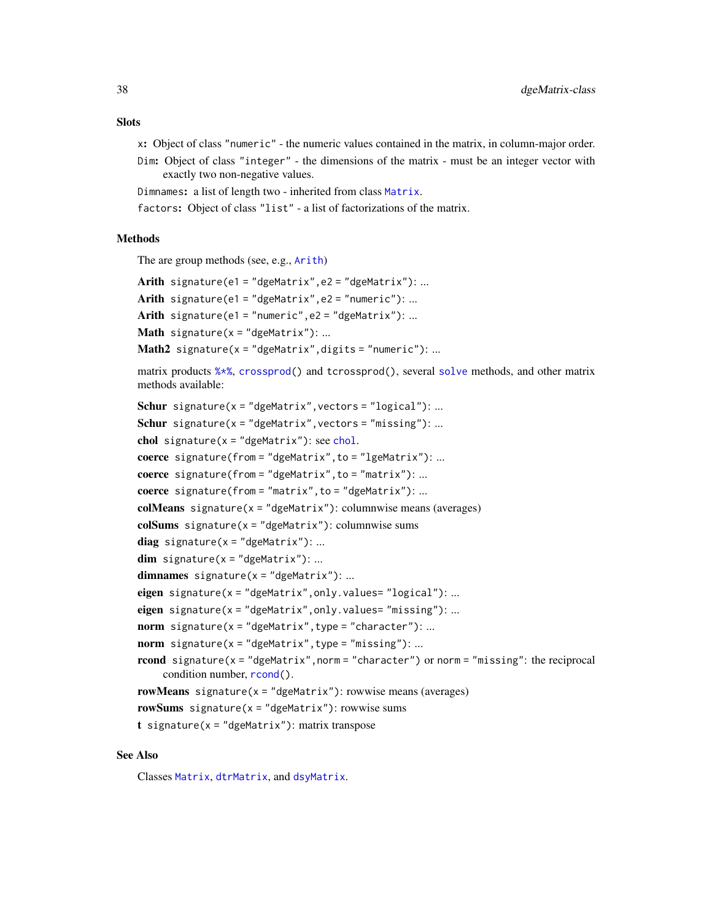## Slots

x: Object of class "numeric" - the numeric values contained in the matrix, in column-major order.

Dim: Object of class "integer" - the dimensions of the matrix - must be an integer vector with exactly two non-negative values.

Dimnames: a list of length two - inherited from class Matrix.

factors: Object of class "list" - a list of factorizations of the matrix.

## Methods

The are group methods (see, e.g., Arith)

**Arith** `signature(e1 = "dgeMatrix", e2 = "dgeMatrix")`: ...

**Arith** `signature(e1 = "dgeMatrix", e2 = "numeric")`: ...

**Arith** `signature(e1 = "numeric", e2 = "dgeMatrix")`: ...

**Math** `signature(x = "dgeMatrix")`: ...

**Math2** `signature(x = "dgeMatrix", digits = "numeric")`: ...

matrix products %*%, crossprod() and tcrossprod(), several solve methods, and other matrix methods available:

**Schur** `signature(x = "dgeMatrix", vectors = "logical")`: ...

**Schur** `signature(x = "dgeMatrix", vectors = "missing")`: ...

**chol** `signature(x = "dgeMatrix")`: see chol.

**coerce** `signature(from = "dgeMatrix", to = "lgeMatrix")`: ...

**coerce** `signature(from = "dgeMatrix", to = "matrix")`: ...

**coerce** `signature(from = "matrix", to = "dgeMatrix")`: ...

**colMeans** `signature(x = "dgeMatrix")`: columnwise means (averages)

**colSums** `signature(x = "dgeMatrix")`: columnwise sums

**diag** `signature(x = "dgeMatrix")`: ...

**dim** `signature(x = "dgeMatrix")`: ...

**dimnames** `signature(x = "dgeMatrix")`: ...

**eigen** `signature(x = "dgeMatrix", only.values= "logical")`: ...

**eigen** `signature(x = "dgeMatrix", only.values= "missing")`: ...

**norm** `signature(x = "dgeMatrix", type = "character")`: ...

**norm** `signature(x = "dgeMatrix", type = "missing")`: ...

**rcond** `signature(x = "dgeMatrix", norm = "character")` or `norm = "missing"`: the reciprocal condition number, rcond().

**rowMeans** `signature(x = "dgeMatrix")`: rowwise means (averages)

**rowSums** `signature(x = "dgeMatrix")`: rowwise sums

**t** `signature(x = "dgeMatrix")`: matrix transpose

## See Also

Classes Matrix, dtrMatrix, and dsyMatrix.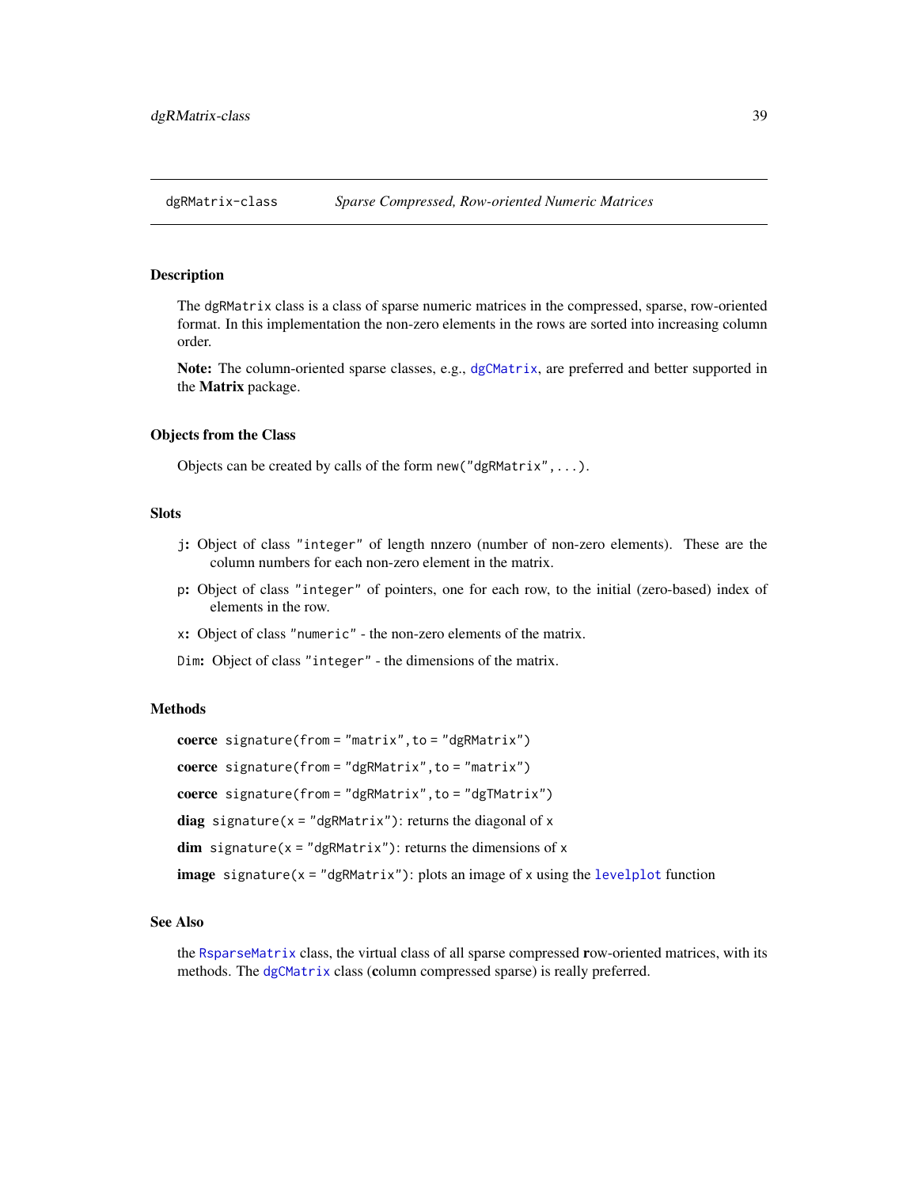# dgRMatrix-class    *Sparse Compressed, Row-oriented Numeric Matrices*

## Description

The `dgRMatrix` class is a class of sparse numeric matrices in the compressed, sparse, row-oriented format. In this implementation the non-zero elements in the rows are sorted into increasing column order.

**Note:** The column-oriented sparse classes, e.g., `dgCMatrix`, are preferred and better supported in the **Matrix** package.

## Objects from the Class

Objects can be created by calls of the form `new("dgRMatrix",...)`.

## Slots

`j`**:** Object of class `"integer"` of length nnzero (number of non-zero elements). These are the column numbers for each non-zero element in the matrix.

`p`**:** Object of class `"integer"` of pointers, one for each row, to the initial (zero-based) index of elements in the row.

`x`**:** Object of class `"numeric"` - the non-zero elements of the matrix.

`Dim`**:** Object of class `"integer"` - the dimensions of the matrix.

## Methods

**coerce** `signature(from = "matrix", to = "dgRMatrix")`

**coerce** `signature(from = "dgRMatrix", to = "matrix")`

**coerce** `signature(from = "dgRMatrix", to = "dgTMatrix")`

**diag** `signature(x = "dgRMatrix")`: returns the diagonal of `x`

**dim** `signature(x = "dgRMatrix")`: returns the dimensions of `x`

**image** `signature(x = "dgRMatrix")`: plots an image of `x` using the `levelplot` function

## See Also

the `RsparseMatrix` class, the virtual class of all sparse compressed **r**ow-oriented matrices, with its methods. The `dgCMatrix` class (**c**olumn compressed sparse) is really preferred.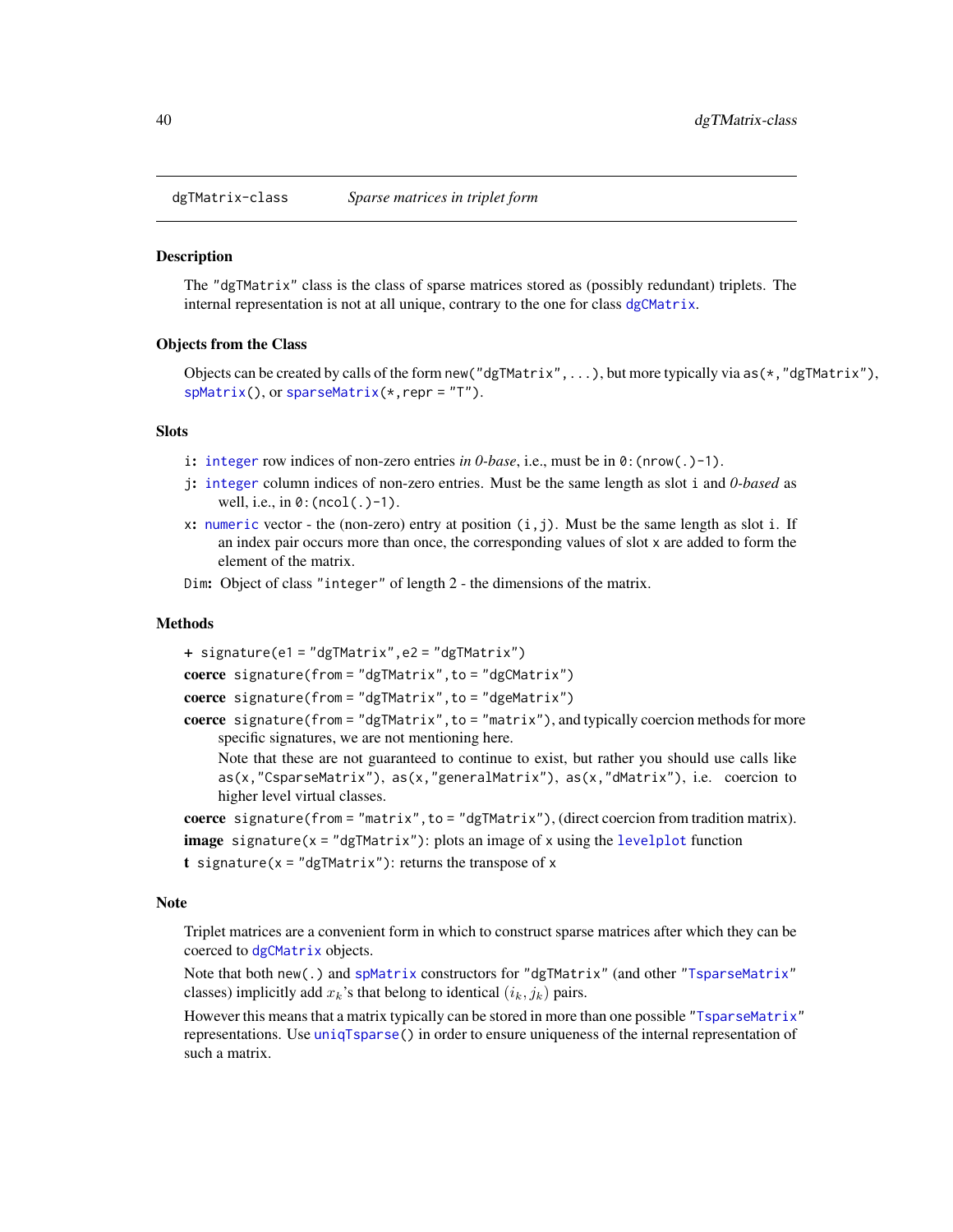dgTMatrix-class    *Sparse matrices in triplet form*

## Description

The "dgTMatrix" class is the class of sparse matrices stored as (possibly redundant) triplets. The internal representation is not at all unique, contrary to the one for class dgCMatrix.

## Objects from the Class

Objects can be created by calls of the form `new("dgTMatrix", ...)`, but more typically via `as(*, "dgTMatrix")`, `spMatrix()`, or `sparseMatrix(*, repr = "T")`.

## Slots

- **i:** integer row indices of non-zero entries *in 0-base*, i.e., must be in `0:(nrow(.)-1)`.
- **j:** integer column indices of non-zero entries. Must be the same length as slot i and *0-based* as well, i.e., in `0:(ncol(.)-1)`.
- **x:** numeric vector - the (non-zero) entry at position `(i,j)`. Must be the same length as slot i. If an index pair occurs more than once, the corresponding values of slot x are added to form the element of the matrix.
- **Dim:** Object of class "integer" of length 2 - the dimensions of the matrix.

## Methods

**+** `signature(e1 = "dgTMatrix", e2 = "dgTMatrix")`

**coerce** `signature(from = "dgTMatrix", to = "dgCMatrix")`

**coerce** `signature(from = "dgTMatrix", to = "dgeMatrix")`

**coerce** `signature(from = "dgTMatrix", to = "matrix")`, and typically coercion methods for more specific signatures, we are not mentioning here.

Note that these are not guaranteed to continue to exist, but rather you should use calls like `as(x, "CsparseMatrix")`, `as(x, "generalMatrix")`, `as(x, "dMatrix")`, i.e. coercion to higher level virtual classes.

**coerce** `signature(from = "matrix", to = "dgTMatrix")`, (direct coercion from tradition matrix).

**image** `signature(x = "dgTMatrix")`: plots an image of x using the levelplot function

**t** `signature(x = "dgTMatrix")`: returns the transpose of x

## Note

Triplet matrices are a convenient form in which to construct sparse matrices after which they can be coerced to dgCMatrix objects.

Note that both `new(.)` and spMatrix constructors for "dgTMatrix" (and other "TsparseMatrix" classes) implicitly add $x_k$'s that belong to identical $(i_k, j_k)$ pairs.

However this means that a matrix typically can be stored in more than one possible "TsparseMatrix" representations. Use `uniqTsparse()` in order to ensure uniqueness of the internal representation of such a matrix.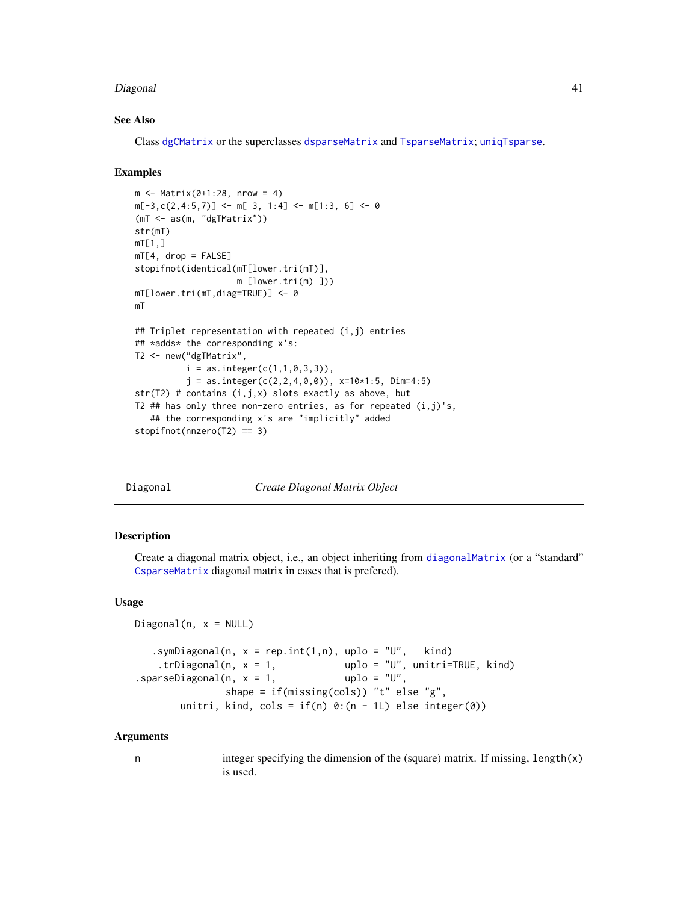### See Also

Class dgCMatrix or the superclasses dsparseMatrix and TsparseMatrix; uniqTsparse.

### Examples

```
m <- Matrix(0+1:28, nrow = 4)
m[-3,c(2,4:5,7)] <- m[ 3, 1:4] <- m[1:3, 6] <- 0
(mT <- as(m, "dgTMatrix"))
str(mT)
mT[1,]
mT[4, drop = FALSE]
stopifnot(identical(mT[lower.tri(mT)],
                    m [lower.tri(m) ]))
mT[lower.tri(mT,diag=TRUE)] <- 0
mT

## Triplet representation with repeated (i,j) entries
## *adds* the corresponding x's:
T2 <- new("dgTMatrix",
          i = as.integer(c(1,1,0,3,3)),
          j = as.integer(c(2,2,4,0,0)), x=10*1:5, Dim=4:5)
str(T2) # contains (i,j,x) slots exactly as above, but
T2 ## has only three non-zero entries, as for repeated (i,j)'s,
   ## the corresponding x's are "implicitly" added
stopifnot(nnzero(T2) == 3)
```

---

## Diagonal — *Create Diagonal Matrix Object*

---

### Description

Create a diagonal matrix object, i.e., an object inheriting from diagonalMatrix (or a "standard" CsparseMatrix diagonal matrix in cases that is prefered).

### Usage

```
Diagonal(n, x = NULL)

   .symDiagonal(n, x = rep.int(1,n), uplo = "U",   kind)
    .trDiagonal(n, x = 1,            uplo = "U", unitri=TRUE, kind)
.sparseDiagonal(n, x = 1,            uplo = "U",
                shape = if(missing(cols)) "t" else "g",
        unitri, kind, cols = if(n) 0:(n - 1L) else integer(0))
```

### Arguments

n    integer specifying the dimension of the (square) matrix. If missing, length(x) is used.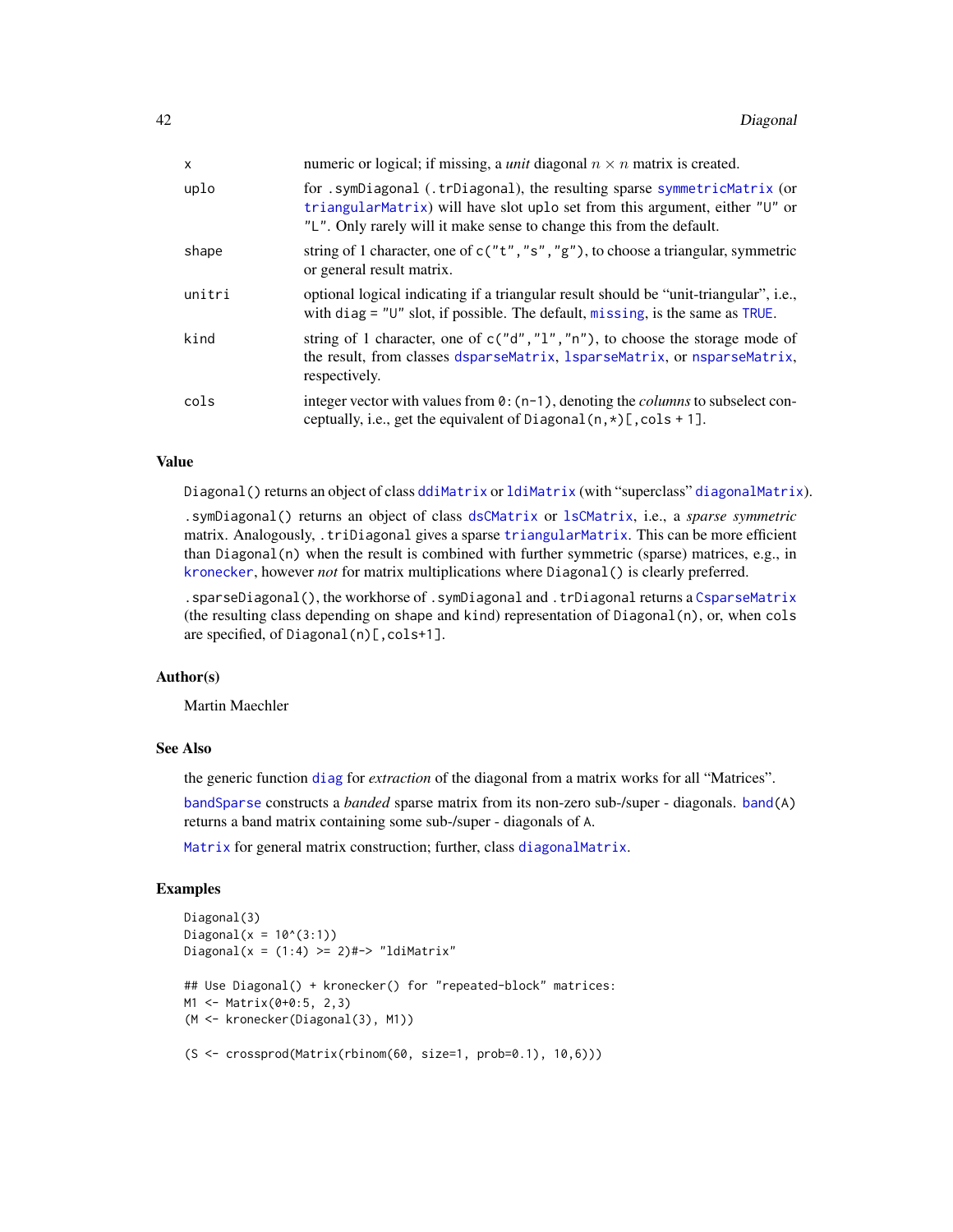| | |
|---|---|
| x | numeric or logical; if missing, a *unit* diagonal $n \times n$ matrix is created. |
| uplo | for .symDiagonal (.trDiagonal), the resulting sparse symmetricMatrix (or triangularMatrix) will have slot uplo set from this argument, either "U" or "L". Only rarely will it make sense to change this from the default. |
| shape | string of 1 character, one of c("t","s","g"), to choose a triangular, symmetric or general result matrix. |
| unitri | optional logical indicating if a triangular result should be "unit-triangular", i.e., with diag = "U" slot, if possible. The default, missing, is the same as TRUE. |
| kind | string of 1 character, one of c("d","l","n"), to choose the storage mode of the result, from classes dsparseMatrix, lsparseMatrix, or nsparseMatrix, respectively. |
| cols | integer vector with values from 0:(n-1), denoting the *columns* to subselect conceptually, i.e., get the equivalent of Diagonal(n,*)[,cols + 1]. |

## Value

Diagonal() returns an object of class ddiMatrix or ldiMatrix (with "superclass" diagonalMatrix).

.symDiagonal() returns an object of class dsCMatrix or lsCMatrix, i.e., a *sparse symmetric* matrix. Analogously, .triDiagonal gives a sparse triangularMatrix. This can be more efficient than Diagonal(n) when the result is combined with further symmetric (sparse) matrices, e.g., in kronecker, however *not* for matrix multiplications where Diagonal() is clearly preferred.

.sparseDiagonal(), the workhorse of .symDiagonal and .trDiagonal returns a CsparseMatrix (the resulting class depending on shape and kind) representation of Diagonal(n), or, when cols are specified, of Diagonal(n)[,cols+1].

## Author(s)

Martin Maechler

## See Also

the generic function diag for *extraction* of the diagonal from a matrix works for all "Matrices".

bandSparse constructs a *banded* sparse matrix from its non-zero sub-/super - diagonals. band(A) returns a band matrix containing some sub-/super - diagonals of A.

Matrix for general matrix construction; further, class diagonalMatrix.

## Examples

```
Diagonal(3)
Diagonal(x = 10^(3:1))
Diagonal(x = (1:4) >= 2)#-> "ldiMatrix"

## Use Diagonal() + kronecker() for "repeated-block" matrices:
M1 <- Matrix(0+0:5, 2,3)
(M <- kronecker(Diagonal(3), M1))

(S <- crossprod(Matrix(rbinom(60, size=1, prob=0.1), 10,6)))
```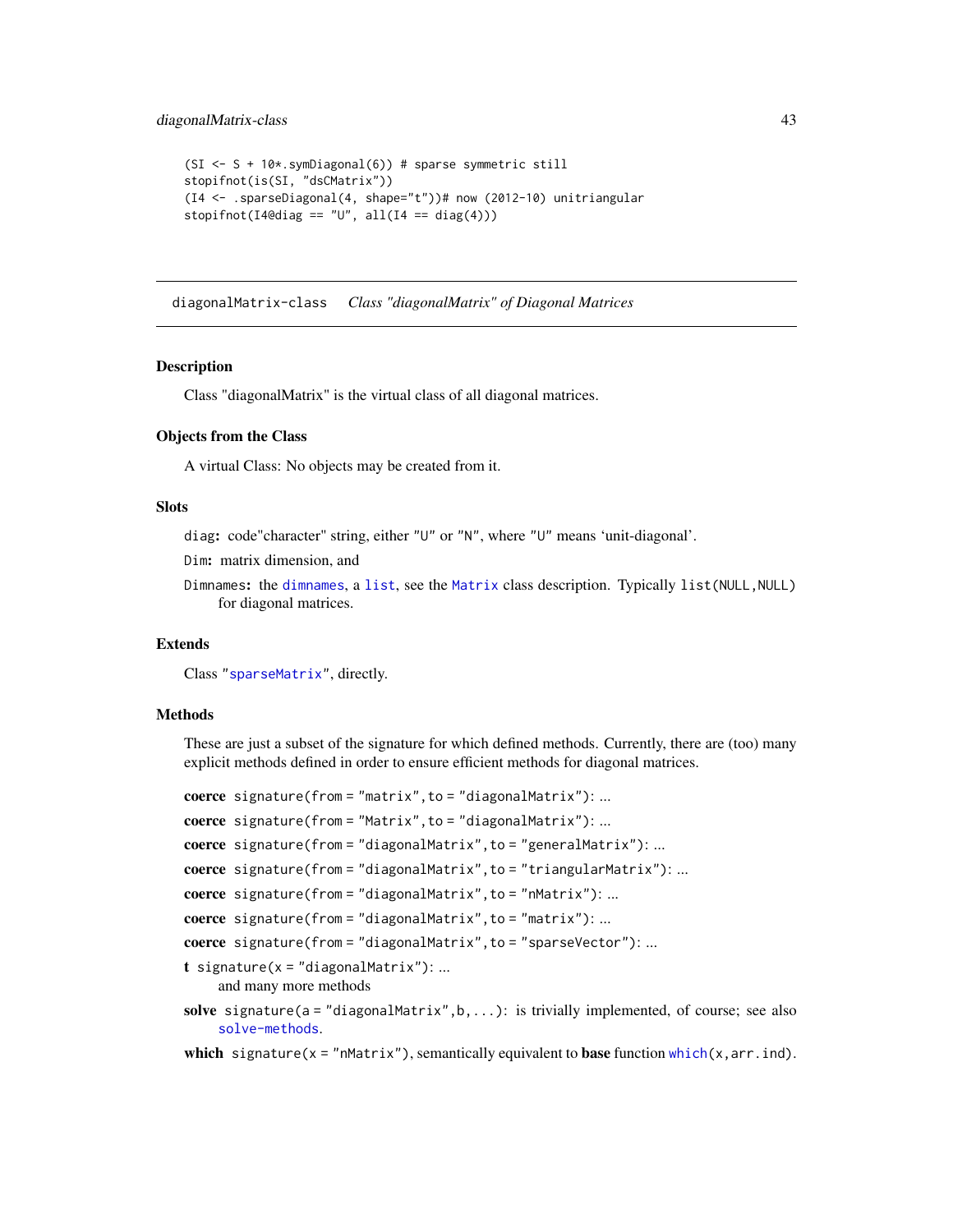```
(SI <- S + 10*.symDiagonal(6)) # sparse symmetric still
stopifnot(is(SI, "dsCMatrix"))
(I4 <- .sparseDiagonal(4, shape="t"))# now (2012-10) unitriangular
stopifnot(I4@diag == "U", all(I4 == diag(4)))
```

---

diagonalMatrix-class    *Class "diagonalMatrix" of Diagonal Matrices*

---

### Description

Class "diagonalMatrix" is the virtual class of all diagonal matrices.

### Objects from the Class

A virtual Class: No objects may be created from it.

### Slots

`diag`: code"character" string, either "U" or "N", where "U" means 'unit-diagonal'.

`Dim`: matrix dimension, and

`Dimnames`: the `dimnames`, a `list`, see the `Matrix` class description. Typically `list(NULL,NULL)` for diagonal matrices.

### Extends

Class "`sparseMatrix`", directly.

### Methods

These are just a subset of the signature for which defined methods. Currently, there are (too) many explicit methods defined in order to ensure efficient methods for diagonal matrices.

**coerce** `signature(from = "matrix", to = "diagonalMatrix")`: ...

**coerce** `signature(from = "Matrix", to = "diagonalMatrix")`: ...

**coerce** `signature(from = "diagonalMatrix", to = "generalMatrix")`: ...

**coerce** `signature(from = "diagonalMatrix", to = "triangularMatrix")`: ...

**coerce** `signature(from = "diagonalMatrix", to = "nMatrix")`: ...

**coerce** `signature(from = "diagonalMatrix", to = "matrix")`: ...

**coerce** `signature(from = "diagonalMatrix", to = "sparseVector")`: ...

**t** `signature(x = "diagonalMatrix")`: ...
  and many more methods

**solve** `signature(a = "diagonalMatrix", b, ...)`: is trivially implemented, of course; see also `solve-methods`.

**which** `signature(x = "nMatrix")`, semantically equivalent to **base** function `which(x, arr.ind)`.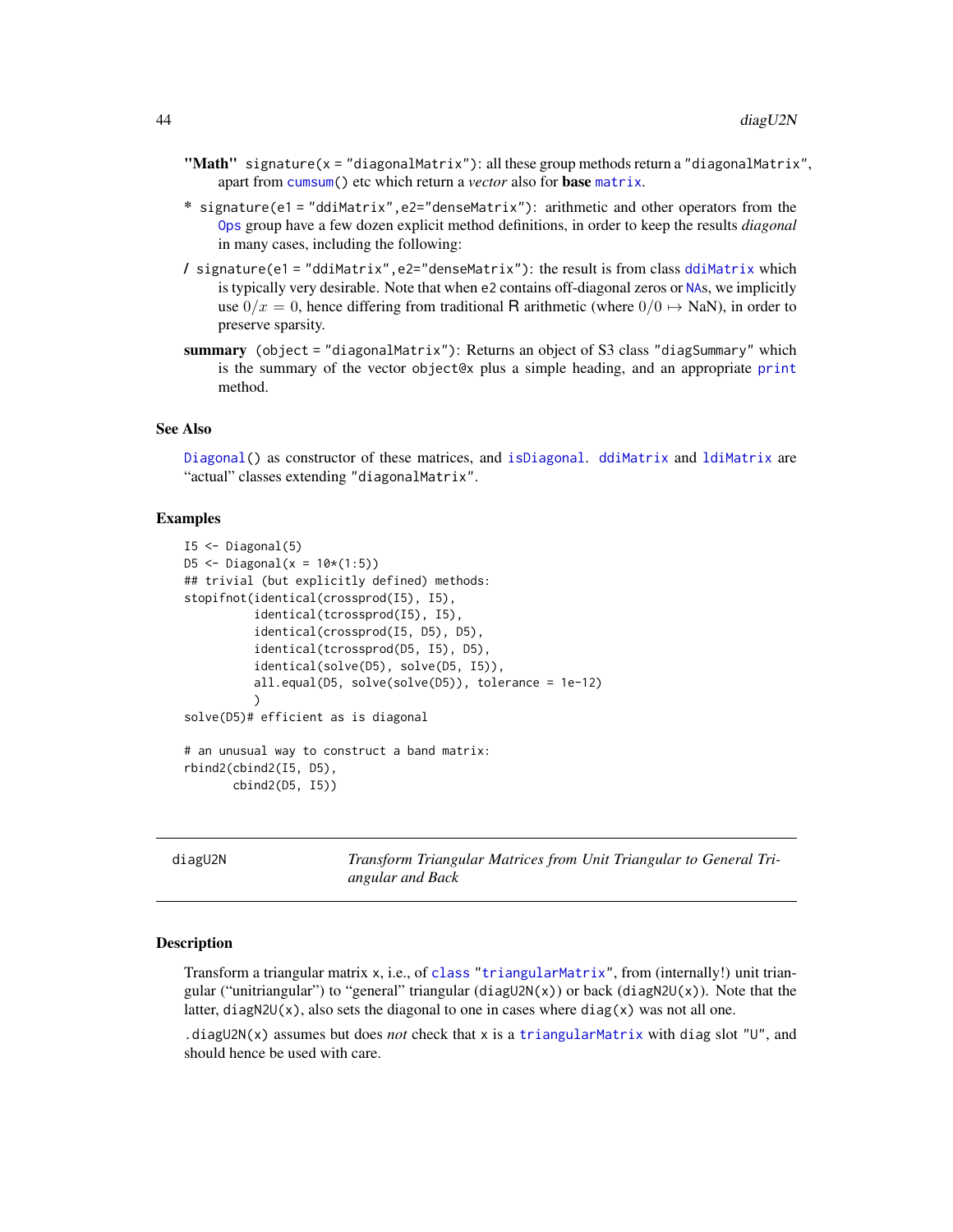**"Math"** `signature(x = "diagonalMatrix")`: all these group methods return a "diagonalMatrix", apart from `cumsum()` etc which return a *vector* also for **base** `matrix`.

**\*** `signature(e1 = "ddiMatrix",e2="denseMatrix")`: arithmetic and other operators from the `Ops` group have a few dozen explicit method definitions, in order to keep the results *diagonal* in many cases, including the following:

**/** `signature(e1 = "ddiMatrix",e2="denseMatrix")`: the result is from class `ddiMatrix` which is typically very desirable. Note that when `e2` contains off-diagonal zeros or `NA`s, we implicitly use $0/x = 0$, hence differing from traditional R arithmetic (where $0/0 \mapsto$ NaN), in order to preserve sparsity.

**summary** `(object = "diagonalMatrix")`: Returns an object of S3 class "diagSummary" which is the summary of the vector `object@x` plus a simple heading, and an appropriate `print` method.

### See Also

`Diagonal()` as constructor of these matrices, and `isDiagonal`. `ddiMatrix` and `ldiMatrix` are "actual" classes extending "diagonalMatrix".

### Examples

```
I5 <- Diagonal(5)
D5 <- Diagonal(x = 10*(1:5))
## trivial (but explicitly defined) methods:
stopifnot(identical(crossprod(I5), I5),
          identical(tcrossprod(I5), I5),
          identical(crossprod(I5, D5), D5),
          identical(tcrossprod(D5, I5), D5),
          identical(solve(D5), solve(D5, I5)),
          all.equal(D5, solve(solve(D5)), tolerance = 1e-12)
          )
solve(D5)# efficient as is diagonal

# an unusual way to construct a band matrix:
rbind2(cbind2(I5, D5),
       cbind2(D5, I5))
```

---

## diagU2N — *Transform Triangular Matrices from Unit Triangular to General Triangular and Back*

### Description

Transform a triangular matrix `x`, i.e., of `class "triangularMatrix"`, from (internally!) unit triangular ("unitriangular") to "general" triangular (`diagU2N(x)`) or back (`diagN2U(x)`). Note that the latter, `diagN2U(x)`, also sets the diagonal to one in cases where `diag(x)` was not all one.

`.diagU2N(x)` assumes but does *not* check that `x` is a `triangularMatrix` with `diag` slot "U", and should hence be used with care.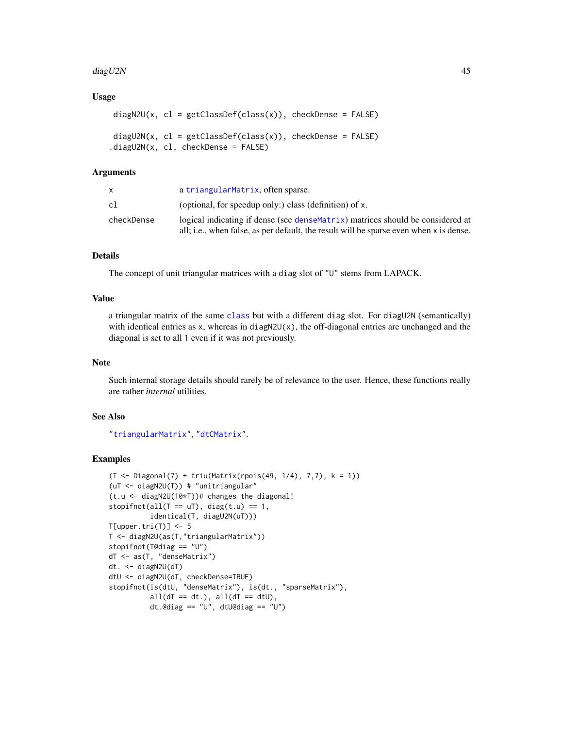### Usage

```
 diagN2U(x, cl = getClassDef(class(x)), checkDense = FALSE)

 diagU2N(x, cl = getClassDef(class(x)), checkDense = FALSE)
.diagU2N(x, cl, checkDense = FALSE)
```

### Arguments

| | |
|---|---|
| x | a triangularMatrix, often sparse. |
| cl | (optional, for speedup only:) class (definition) of x. |
| checkDense | logical indicating if dense (see denseMatrix) matrices should be considered at all; i.e., when false, as per default, the result will be sparse even when x is dense. |

### Details

The concept of unit triangular matrices with a diag slot of "U" stems from LAPACK.

### Value

a triangular matrix of the same class but with a different diag slot. For diagU2N (semantically) with identical entries as x, whereas in diagN2U(x), the off-diagonal entries are unchanged and the diagonal is set to all 1 even if it was not previously.

### Note

Such internal storage details should rarely be of relevance to the user. Hence, these functions really are rather *internal* utilities.

### See Also

"triangularMatrix", "dtCMatrix".

### Examples

```
(T <- Diagonal(7) + triu(Matrix(rpois(49, 1/4), 7,7), k = 1))
(uT <- diagN2U(T)) # "unitriangular"
(t.u <- diagN2U(10*T))# changes the diagonal!
stopifnot(all(T == uT), diag(t.u) == 1,
          identical(T, diagU2N(uT)))
T[upper.tri(T)] <- 5
T <- diagN2U(as(T,"triangularMatrix"))
stopifnot(T@diag == "U")
dT <- as(T, "denseMatrix")
dt. <- diagN2U(dT)
dtU <- diagN2U(dT, checkDense=TRUE)
stopifnot(is(dtU, "denseMatrix"), is(dt., "sparseMatrix"),
          all(dT == dt.), all(dT == dtU),
          dt.@diag == "U", dtU@diag == "U")
```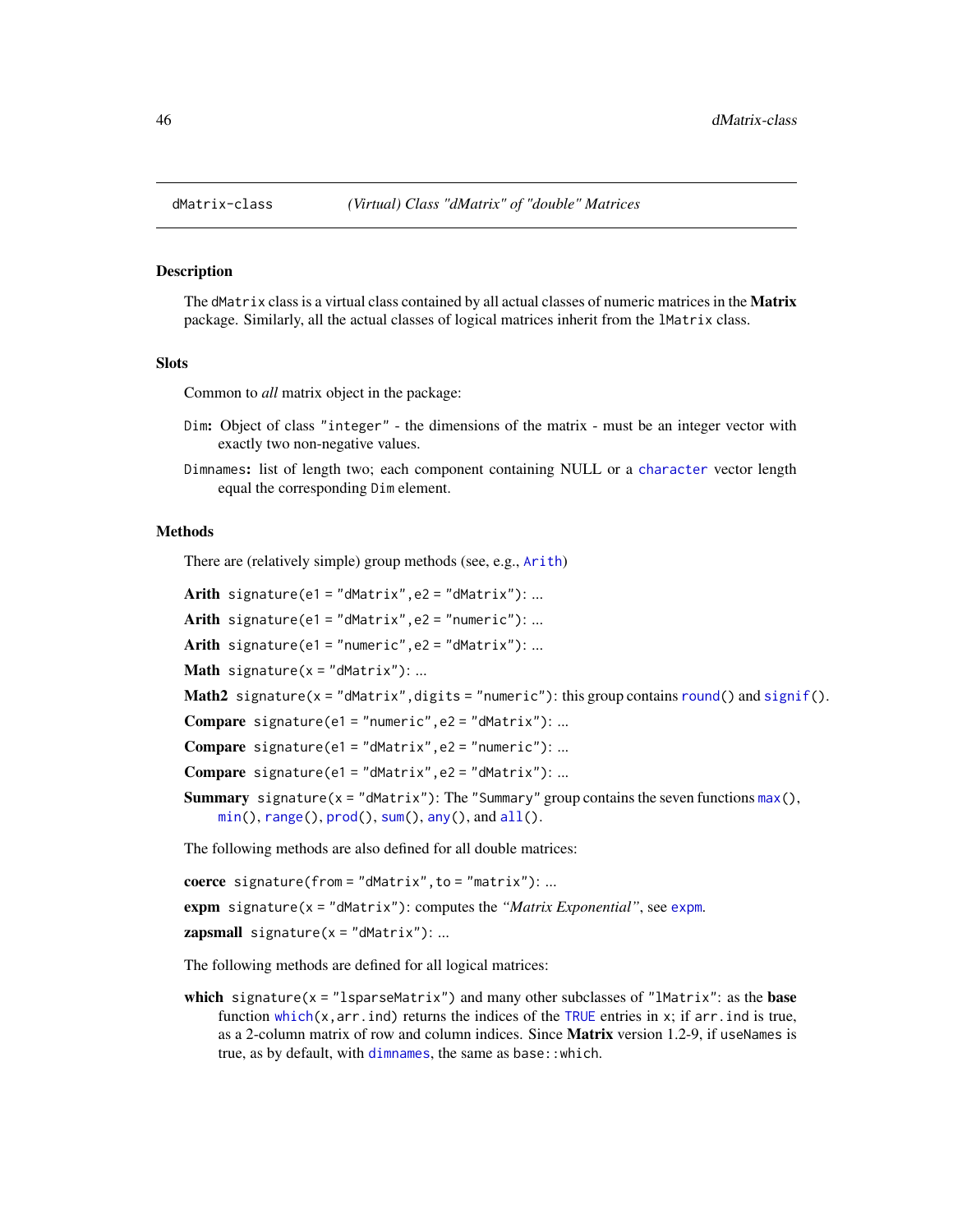dMatrix-class *(Virtual) Class "dMatrix" of "double" Matrices*

## Description

The `dMatrix` class is a virtual class contained by all actual classes of numeric matrices in the **Matrix** package. Similarly, all the actual classes of logical matrices inherit from the `lMatrix` class.

## Slots

Common to *all* matrix object in the package:

`Dim`**:** Object of class `"integer"` - the dimensions of the matrix - must be an integer vector with exactly two non-negative values.

`Dimnames`**:** list of length two; each component containing NULL or a `character` vector length equal the corresponding `Dim` element.

## Methods

There are (relatively simple) group methods (see, e.g., `Arith`)

**Arith** `signature(e1 = "dMatrix", e2 = "dMatrix")`: ...

**Arith** `signature(e1 = "dMatrix", e2 = "numeric")`: ...

**Arith** `signature(e1 = "numeric", e2 = "dMatrix")`: ...

**Math** `signature(x = "dMatrix")`: ...

**Math2** `signature(x = "dMatrix", digits = "numeric")`: this group contains `round()` and `signif()`.

**Compare** `signature(e1 = "numeric", e2 = "dMatrix")`: ...

**Compare** `signature(e1 = "dMatrix", e2 = "numeric")`: ...

**Compare** `signature(e1 = "dMatrix", e2 = "dMatrix")`: ...

**Summary** `signature(x = "dMatrix")`: The `"Summary"` group contains the seven functions `max()`, `min()`, `range()`, `prod()`, `sum()`, `any()`, and `all()`.

The following methods are also defined for all double matrices:

**coerce** `signature(from = "dMatrix", to = "matrix")`: ...

**expm** `signature(x = "dMatrix")`: computes the *"Matrix Exponential"*, see `expm`.

**zapsmall** `signature(x = "dMatrix")`: ...

The following methods are defined for all logical matrices:

**which** `signature(x = "lsparseMatrix")` and many other subclasses of `"lMatrix"`: as the **base** function `which(x, arr.ind)` returns the indices of the `TRUE` entries in `x`; if `arr.ind` is true, as a 2-column matrix of row and column indices. Since **Matrix** version 1.2-9, if `useNames` is true, as by default, with `dimnames`, the same as `base::which`.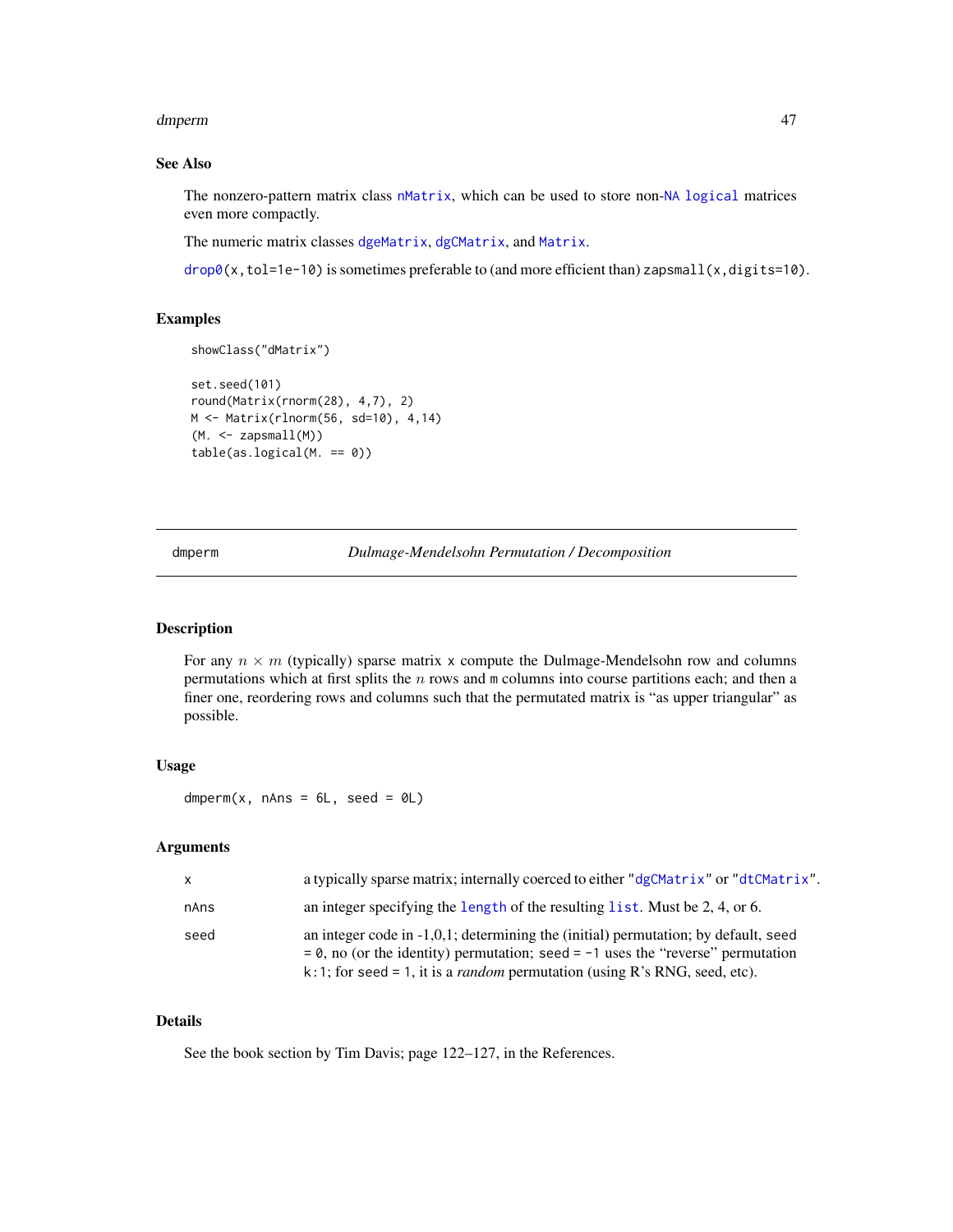## See Also

The nonzero-pattern matrix class `nMatrix`, which can be used to store non-`NA` `logical` matrices even more compactly.

The numeric matrix classes `dgeMatrix`, `dgCMatrix`, and `Matrix`.

`drop0(x,tol=1e-10)` is sometimes preferable to (and more efficient than) `zapsmall(x,digits=10)`.

## Examples

```
showClass("dMatrix")

set.seed(101)
round(Matrix(rnorm(28), 4,7), 2)
M <- Matrix(rlnorm(56, sd=10), 4,14)
(M. <- zapsmall(M))
table(as.logical(M. == 0))
```

---

# dmperm *Dulmage-Mendelsohn Permutation / Decomposition*

## Description

For any $n \times m$ (typically) sparse matrix `x` compute the Dulmage-Mendelsohn row and columns permutations which at first splits the $n$ rows and `m` columns into course partitions each; and then a finer one, reordering rows and columns such that the permutated matrix is "as upper triangular" as possible.

## Usage

```
dmperm(x, nAns = 6L, seed = 0L)
```

## Arguments

| | |
|---|---|
| `x` | a typically sparse matrix; internally coerced to either "`dgCMatrix`" or "`dtCMatrix`". |
| `nAns` | an integer specifying the `length` of the resulting `list`. Must be 2, 4, or 6. |
| `seed` | an integer code in -1,0,1; determining the (initial) permutation; by default, `seed = 0`, no (or the identity) permutation; `seed = -1` uses the "reverse" permutation `k:1`; for `seed = 1`, it is a *random* permutation (using R's RNG, seed, etc). |

## Details

See the book section by Tim Davis; page 122–127, in the References.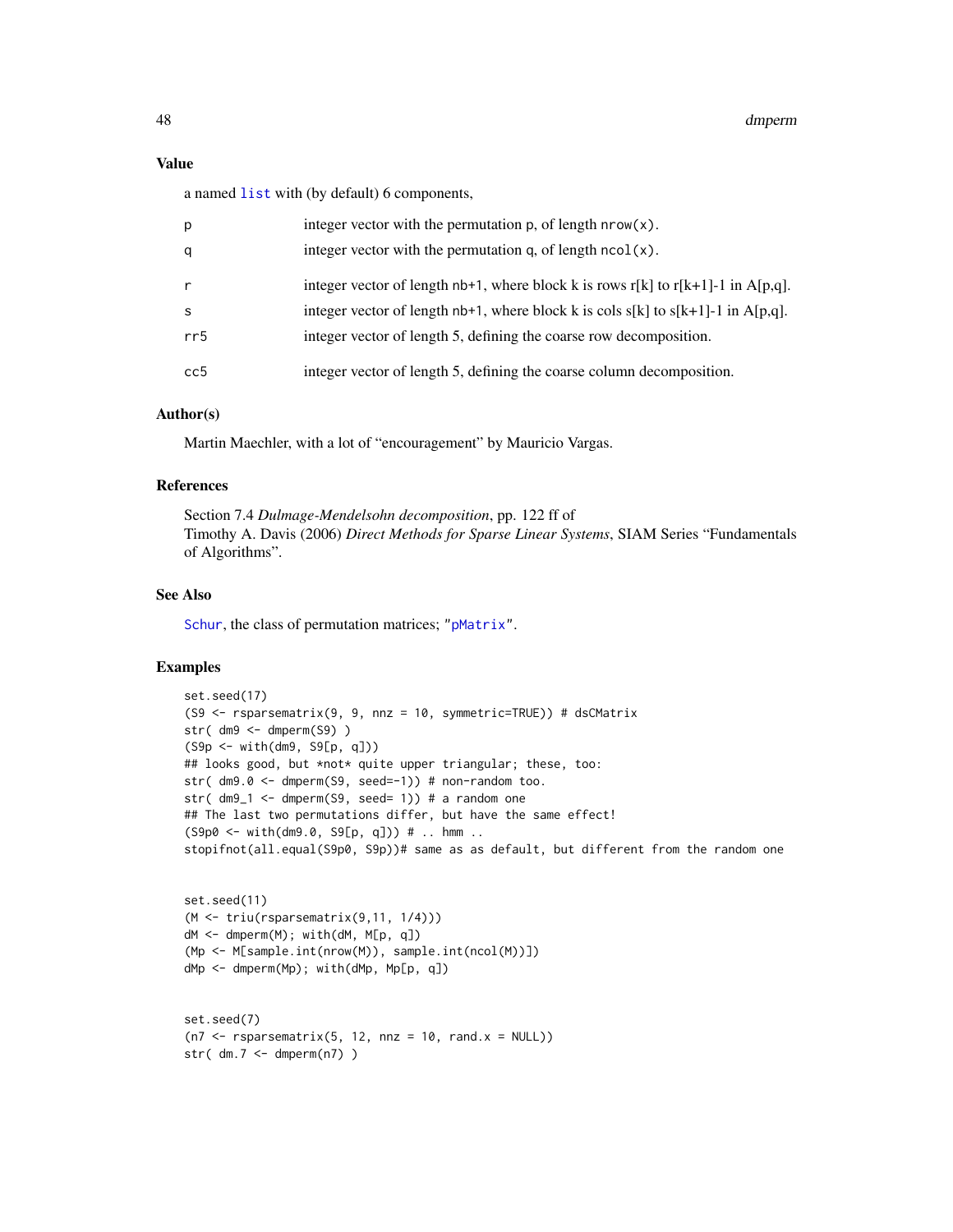### Value

a named `list` with (by default) 6 components,

| | |
|---|---|
| p | integer vector with the permutation p, of length `nrow(x)`. |
| q | integer vector with the permutation q, of length `ncol(x)`. |
| r | integer vector of length nb+1, where block k is rows r[k] to r[k+1]-1 in A[p,q]. |
| s | integer vector of length nb+1, where block k is cols s[k] to s[k+1]-1 in A[p,q]. |
| rr5 | integer vector of length 5, defining the coarse row decomposition. |
| cc5 | integer vector of length 5, defining the coarse column decomposition. |

### Author(s)

Martin Maechler, with a lot of "encouragement" by Mauricio Vargas.

### References

Section 7.4 *Dulmage-Mendelsohn decomposition*, pp. 122 ff of
Timothy A. Davis (2006) *Direct Methods for Sparse Linear Systems*, SIAM Series "Fundamentals of Algorithms".

### See Also

`Schur`, the class of permutation matrices; `"pMatrix"`.

### Examples

```
set.seed(17)
(S9 <- rsparsematrix(9, 9, nnz = 10, symmetric=TRUE)) # dsCMatrix
str( dm9 <- dmperm(S9) )
(S9p <- with(dm9, S9[p, q]))
## looks good, but *not* quite upper triangular; these, too:
str( dm9.0 <- dmperm(S9, seed=-1)) # non-random too.
str( dm9_1 <- dmperm(S9, seed= 1)) # a random one
## The last two permutations differ, but have the same effect!
(S9p0 <- with(dm9.0, S9[p, q])) # .. hmm ..
stopifnot(all.equal(S9p0, S9p))# same as as default, but different from the random one


set.seed(11)
(M <- triu(rsparsematrix(9,11, 1/4)))
dM <- dmperm(M); with(dM, M[p, q])
(Mp <- M[sample.int(nrow(M)), sample.int(ncol(M))])
dMp <- dmperm(Mp); with(dMp, Mp[p, q])


set.seed(7)
(n7 <- rsparsematrix(5, 12, nnz = 10, rand.x = NULL))
str( dm.7 <- dmperm(n7) )
```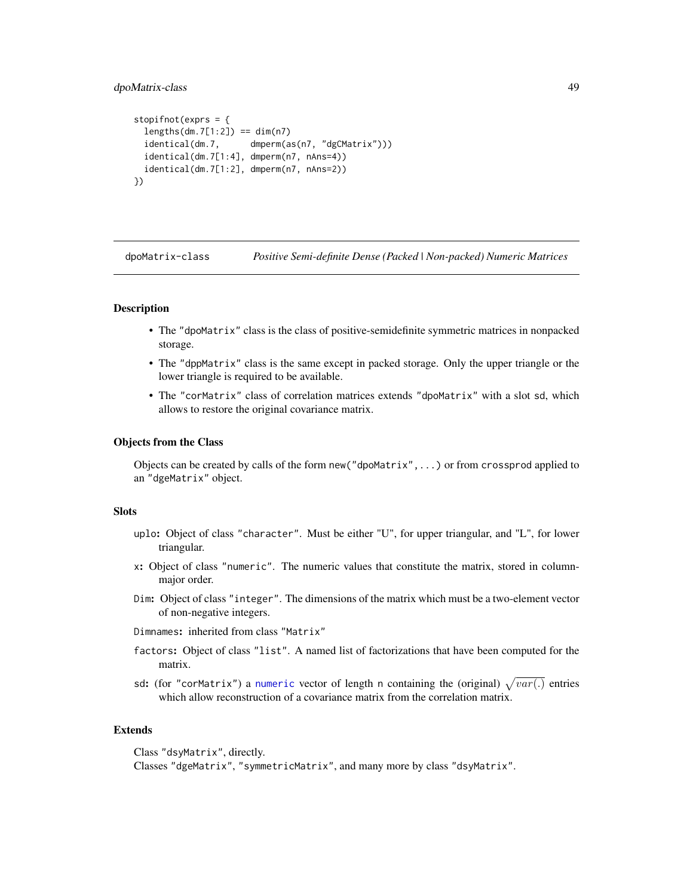```
stopifnot(exprs = {
  lengths(dm.7[1:2]) == dim(n7)
  identical(dm.7,      dmperm(as(n7, "dgCMatrix")))
  identical(dm.7[1:4], dmperm(n7, nAns=4))
  identical(dm.7[1:2], dmperm(n7, nAns=2))
})
```

## dpoMatrix-class — *Positive Semi-definite Dense (Packed | Non-packed) Numeric Matrices*

### Description

- The "dpoMatrix" class is the class of positive-semidefinite symmetric matrices in nonpacked storage.
- The "dppMatrix" class is the same except in packed storage. Only the upper triangle or the lower triangle is required to be available.
- The "corMatrix" class of correlation matrices extends "dpoMatrix" with a slot sd, which allows to restore the original covariance matrix.

### Objects from the Class

Objects can be created by calls of the form new("dpoMatrix",...) or from crossprod applied to an "dgeMatrix" object.

### Slots

**uplo:** Object of class "character". Must be either "U", for upper triangular, and "L", for lower triangular.

**x:** Object of class "numeric". The numeric values that constitute the matrix, stored in column-major order.

**Dim:** Object of class "integer". The dimensions of the matrix which must be a two-element vector of non-negative integers.

**Dimnames:** inherited from class "Matrix"

**factors:** Object of class "list". A named list of factorizations that have been computed for the matrix.

**sd:** (for "corMatrix") a numeric vector of length n containing the (original) $\sqrt{var(.)}$ entries which allow reconstruction of a covariance matrix from the correlation matrix.

### Extends

Class "dsyMatrix", directly.
Classes "dgeMatrix", "symmetricMatrix", and many more by class "dsyMatrix".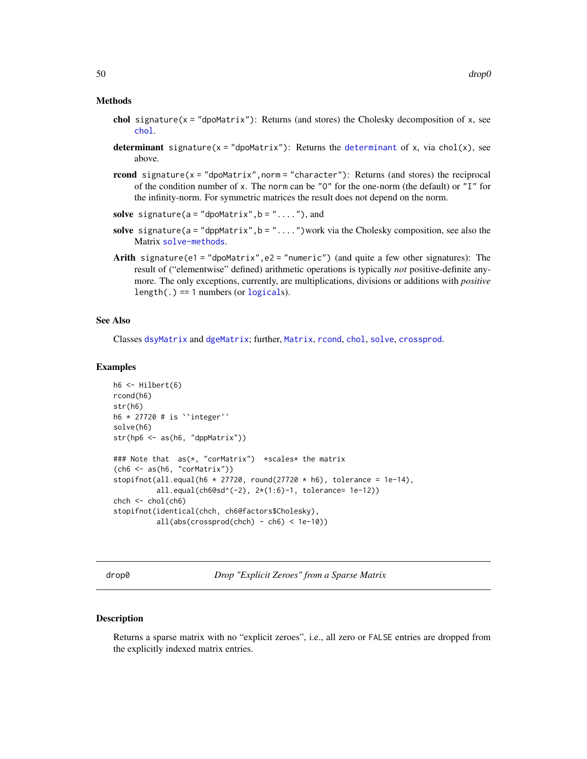### Methods

**chol** `signature(x = "dpoMatrix")`: Returns (and stores) the Cholesky decomposition of `x`, see `chol`.

**determinant** `signature(x = "dpoMatrix")`: Returns the `determinant` of `x`, via `chol(x)`, see above.

**rcond** `signature(x = "dpoMatrix", norm = "character")`: Returns (and stores) the reciprocal of the condition number of `x`. The `norm` can be `"O"` for the one-norm (the default) or `"I"` for the infinity-norm. For symmetric matrices the result does not depend on the norm.

**solve** `signature(a = "dpoMatrix", b = "....")`, and

**solve** `signature(a = "dppMatrix", b = "....")`work via the Cholesky composition, see also the Matrix `solve-methods`.

**Arith** `signature(e1 = "dpoMatrix", e2 = "numeric")` (and quite a few other signatures): The result of ("elementwise" defined) arithmetic operations is typically *not* positive-definite anymore. The only exceptions, currently, are multiplications, divisions or additions with *positive* `length(.) == 1` numbers (or `logical`s).

### See Also

Classes `dsyMatrix` and `dgeMatrix`; further, `Matrix`, `rcond`, `chol`, `solve`, `crossprod`.

### Examples

```
h6 <- Hilbert(6)
rcond(h6)
str(h6)
h6 * 27720 # is ``integer''
solve(h6)
str(hp6 <- as(h6, "dppMatrix"))

### Note that  as(*, "corMatrix")  *scales* the matrix
(ch6 <- as(h6, "corMatrix"))
stopifnot(all.equal(h6 * 27720, round(27720 * h6), tolerance = 1e-14),
          all.equal(ch6@sd^(-2), 2*(1:6)-1, tolerance= 1e-12))
chch <- chol(ch6)
stopifnot(identical(chch, ch6@factors$Cholesky),
          all(abs(crossprod(chch) - ch6) < 1e-10))
```

---

## drop0 — *Drop "Explicit Zeroes" from a Sparse Matrix*

### Description

Returns a sparse matrix with no "explicit zeroes", i.e., all zero or `FALSE` entries are dropped from the explicitly indexed matrix entries.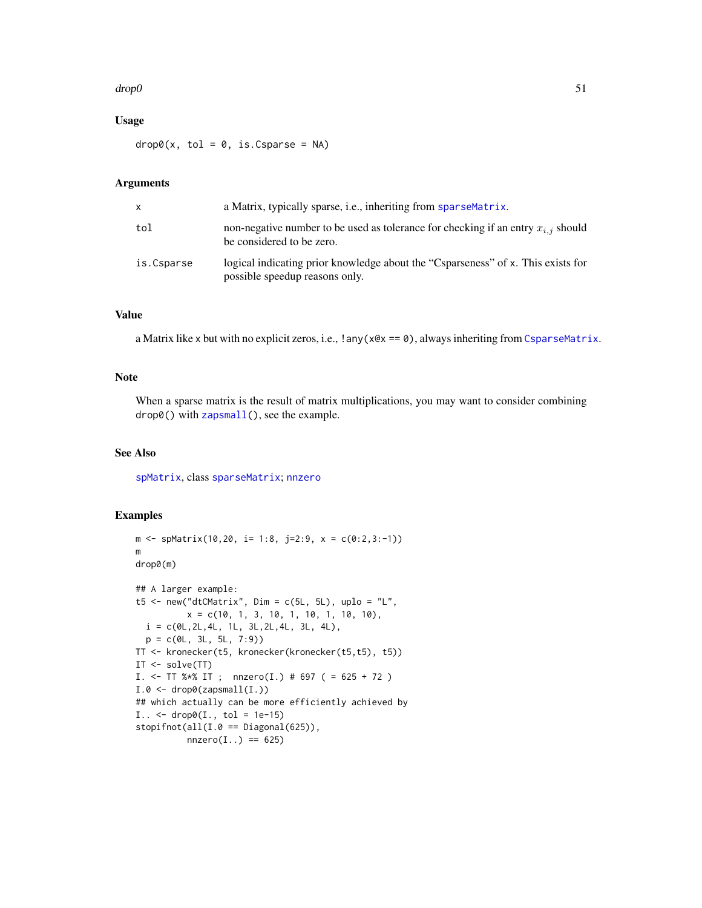## Usage

```
drop0(x, tol = 0, is.Csparse = NA)
```

## Arguments

| | |
|---|---|
| x | a Matrix, typically sparse, i.e., inheriting from `sparseMatrix`. |
| tol | non-negative number to be used as tolerance for checking if an entry $x_{i,j}$ should be considered to be zero. |
| is.Csparse | logical indicating prior knowledge about the "Csparseness" of x. This exists for possible speedup reasons only. |

## Value

a Matrix like x but with no explicit zeros, i.e., `!any(x@x == 0)`, always inheriting from `CsparseMatrix`.

## Note

When a sparse matrix is the result of matrix multiplications, you may want to consider combining `drop0()` with `zapsmall()`, see the example.

## See Also

`spMatrix`, class `sparseMatrix`; `nnzero`

## Examples

```
m <- spMatrix(10,20, i= 1:8, j=2:9, x = c(0:2,3:-1))
m
drop0(m)

## A larger example:
t5 <- new("dtCMatrix", Dim = c(5L, 5L), uplo = "L",
          x = c(10, 1, 3, 10, 1, 10, 1, 10, 10),
  i = c(0L,2L,4L, 1L, 3L,2L,4L, 3L, 4L),
  p = c(0L, 3L, 5L, 7:9))
TT <- kronecker(t5, kronecker(kronecker(t5,t5), t5))
IT <- solve(TT)
I. <- TT %*% IT ;  nnzero(I.) # 697 ( = 625 + 72 )
I.0 <- drop0(zapsmall(I.))
## which actually can be more efficiently achieved by
I.. <- drop0(I., tol = 1e-15)
stopifnot(all(I.0 == Diagonal(625)),
          nnzero(I..) == 625)
```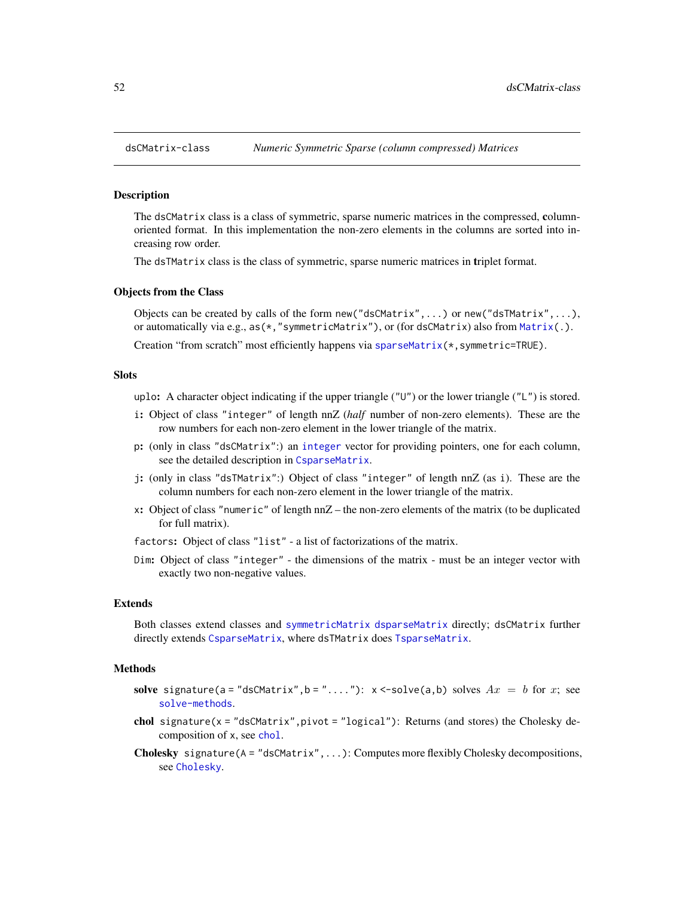dsCMatrix-class *Numeric Symmetric Sparse (column compressed) Matrices*

## Description

The `dsCMatrix` class is a class of symmetric, sparse numeric matrices in the compressed, **c**olumn-oriented format. In this implementation the non-zero elements in the columns are sorted into increasing row order.

The `dsTMatrix` class is the class of symmetric, sparse numeric matrices in **t**riplet format.

## Objects from the Class

Objects can be created by calls of the form `new("dsCMatrix",...)` or `new("dsTMatrix",...)`, or automatically via e.g., `as(*,"symmetricMatrix")`, or (for `dsCMatrix`) also from `Matrix(.)`.

Creation "from scratch" most efficiently happens via `sparseMatrix(*,symmetric=TRUE)`.

## Slots

`uplo`: A character object indicating if the upper triangle (`"U"`) or the lower triangle (`"L"`) is stored.

`i`: Object of class `"integer"` of length nnZ (*half* number of non-zero elements). These are the row numbers for each non-zero element in the lower triangle of the matrix.

`p`: (only in class `"dsCMatrix"`:) an `integer` vector for providing pointers, one for each column, see the detailed description in `CsparseMatrix`.

`j`: (only in class `"dsTMatrix"`:) Object of class `"integer"` of length nnZ (as `i`). These are the column numbers for each non-zero element in the lower triangle of the matrix.

`x`: Object of class `"numeric"` of length nnZ – the non-zero elements of the matrix (to be duplicated for full matrix).

`factors`: Object of class `"list"` - a list of factorizations of the matrix.

`Dim`: Object of class `"integer"` - the dimensions of the matrix - must be an integer vector with exactly two non-negative values.

## Extends

Both classes extend classes and `symmetricMatrix` `dsparseMatrix` directly; `dsCMatrix` further directly extends `CsparseMatrix`, where `dsTMatrix` does `TsparseMatrix`.

## Methods

**solve** `signature(a = "dsCMatrix",b = "....")`: `x <-solve(a,b)` solves $Ax = b$ for $x$; see `solve-methods`.

**chol** `signature(x = "dsCMatrix",pivot = "logical")`: Returns (and stores) the Cholesky decomposition of `x`, see `chol`.

**Cholesky** `signature(A = "dsCMatrix",...)`: Computes more flexibly Cholesky decompositions, see `Cholesky`.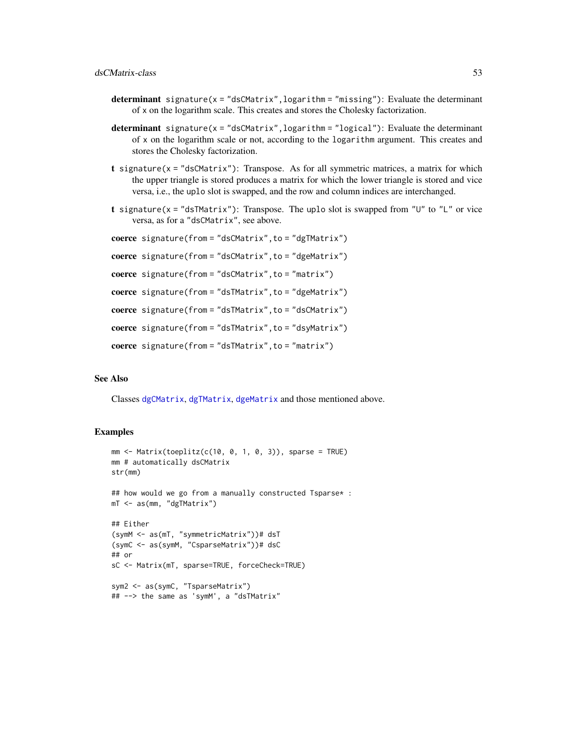**determinant** `signature(x = "dsCMatrix", logarithm = "missing")`: Evaluate the determinant of `x` on the logarithm scale. This creates and stores the Cholesky factorization.

**determinant** `signature(x = "dsCMatrix", logarithm = "logical")`: Evaluate the determinant of `x` on the logarithm scale or not, according to the `logarithm` argument. This creates and stores the Cholesky factorization.

**t** `signature(x = "dsCMatrix")`: Transpose. As for all symmetric matrices, a matrix for which the upper triangle is stored produces a matrix for which the lower triangle is stored and vice versa, i.e., the `uplo` slot is swapped, and the row and column indices are interchanged.

**t** `signature(x = "dsTMatrix")`: Transpose. The `uplo` slot is swapped from `"U"` to `"L"` or vice versa, as for a `"dsCMatrix"`, see above.

**coerce** `signature(from = "dsCMatrix", to = "dgTMatrix")`

**coerce** `signature(from = "dsCMatrix", to = "dgeMatrix")`

**coerce** `signature(from = "dsCMatrix", to = "matrix")`

**coerce** `signature(from = "dsTMatrix", to = "dgeMatrix")`

**coerce** `signature(from = "dsTMatrix", to = "dsCMatrix")`

**coerce** `signature(from = "dsTMatrix", to = "dsyMatrix")`

**coerce** `signature(from = "dsTMatrix", to = "matrix")`

## See Also

Classes `dgCMatrix`, `dgTMatrix`, `dgeMatrix` and those mentioned above.

## Examples

```
mm <- Matrix(toeplitz(c(10, 0, 1, 0, 3)), sparse = TRUE)
mm # automatically dsCMatrix
str(mm)

## how would we go from a manually constructed Tsparse* :
mT <- as(mm, "dgTMatrix")

## Either
(symM <- as(mT, "symmetricMatrix"))# dsT
(symC <- as(symM, "CsparseMatrix"))# dsC
## or
sC <- Matrix(mT, sparse=TRUE, forceCheck=TRUE)

sym2 <- as(symC, "TsparseMatrix")
## --> the same as 'symM', a "dsTMatrix"
```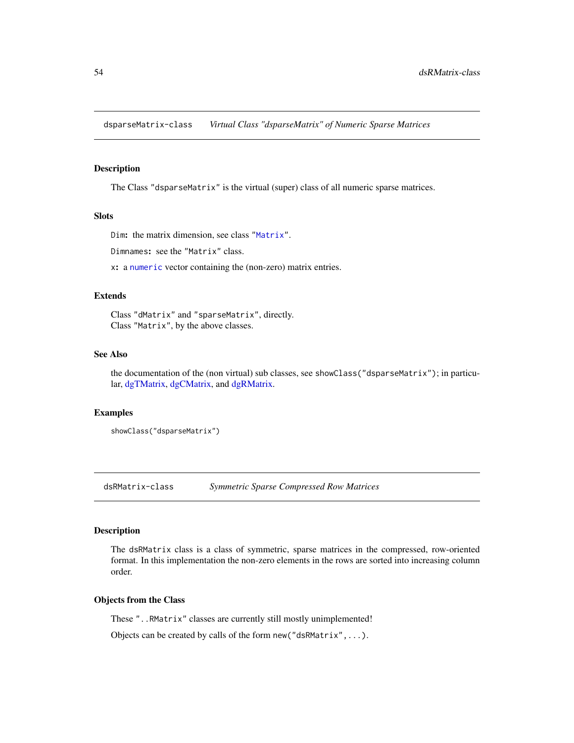## dsparseMatrix-class — *Virtual Class "dsparseMatrix" of Numeric Sparse Matrices*

### Description

The Class "dsparseMatrix" is the virtual (super) class of all numeric sparse matrices.

### Slots

`Dim`: the matrix dimension, see class "Matrix".

`Dimnames`: see the "Matrix" class.

`x`: a numeric vector containing the (non-zero) matrix entries.

### Extends

Class "dMatrix" and "sparseMatrix", directly.
Class "Matrix", by the above classes.

### See Also

the documentation of the (non virtual) sub classes, see `showClass("dsparseMatrix")`; in particular, dgTMatrix, dgCMatrix, and dgRMatrix.

### Examples

```
showClass("dsparseMatrix")
```

## dsRMatrix-class — *Symmetric Sparse Compressed Row Matrices*

### Description

The dsRMatrix class is a class of symmetric, sparse matrices in the compressed, row-oriented format. In this implementation the non-zero elements in the rows are sorted into increasing column order.

### Objects from the Class

These "..RMatrix" classes are currently still mostly unimplemented!

Objects can be created by calls of the form `new("dsRMatrix",...)`.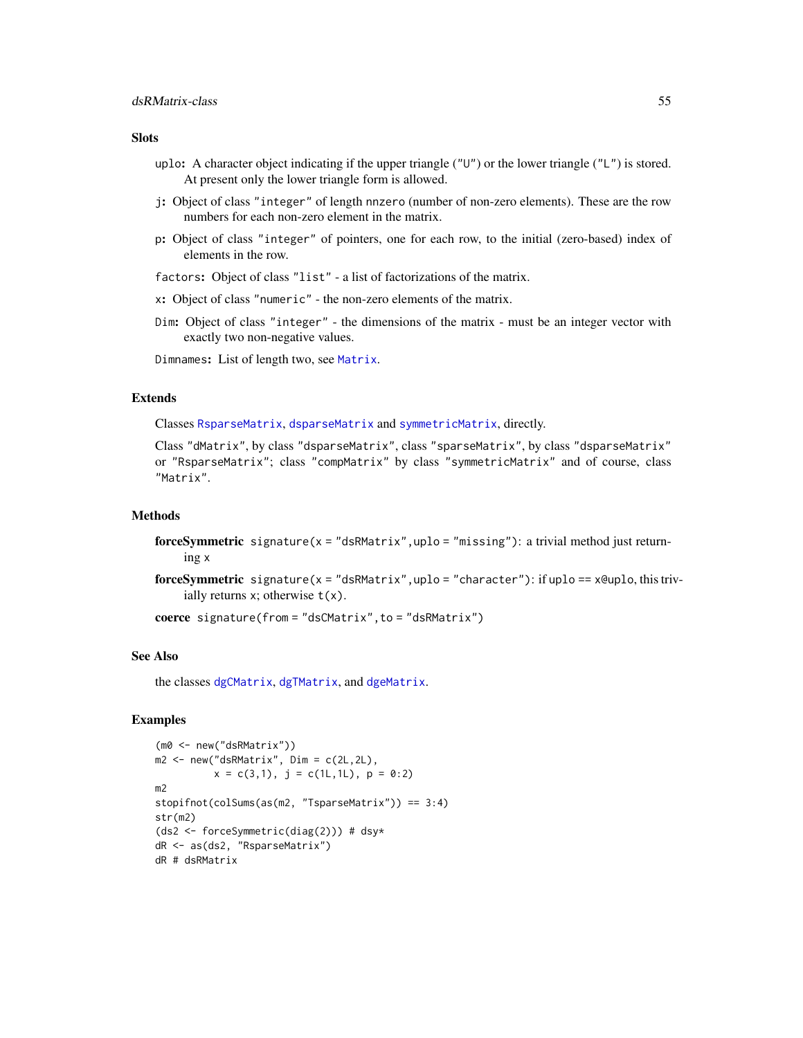### Slots

- `uplo`: A character object indicating if the upper triangle ("U") or the lower triangle ("L") is stored. At present only the lower triangle form is allowed.
- `j`: Object of class "integer" of length nnzero (number of non-zero elements). These are the row numbers for each non-zero element in the matrix.
- `p`: Object of class "integer" of pointers, one for each row, to the initial (zero-based) index of elements in the row.
- `factors`: Object of class "list" - a list of factorizations of the matrix.
- `x`: Object of class "numeric" - the non-zero elements of the matrix.
- `Dim`: Object of class "integer" - the dimensions of the matrix - must be an integer vector with exactly two non-negative values.
- `Dimnames`: List of length two, see `Matrix`.

### Extends

Classes `RsparseMatrix`, `dsparseMatrix` and `symmetricMatrix`, directly.

Class "dMatrix", by class "dsparseMatrix", class "sparseMatrix", by class "dsparseMatrix" or "RsparseMatrix"; class "compMatrix" by class "symmetricMatrix" and of course, class "Matrix".

### Methods

**forceSymmetric** `signature(x = "dsRMatrix", uplo = "missing")`: a trivial method just returning x

**forceSymmetric** `signature(x = "dsRMatrix", uplo = "character")`: if `uplo == x@uplo`, this trivially returns x; otherwise `t(x)`.

**coerce** `signature(from = "dsCMatrix", to = "dsRMatrix")`

### See Also

the classes `dgCMatrix`, `dgTMatrix`, and `dgeMatrix`.

### Examples

```
(m0 <- new("dsRMatrix"))
m2 <- new("dsRMatrix", Dim = c(2L,2L),
          x = c(3,1), j = c(1L,1L), p = 0:2)
m2
stopifnot(colSums(as(m2, "TsparseMatrix")) == 3:4)
str(m2)
(ds2 <- forceSymmetric(diag(2))) # dsy*
dR <- as(ds2, "RsparseMatrix")
dR # dsRMatrix
```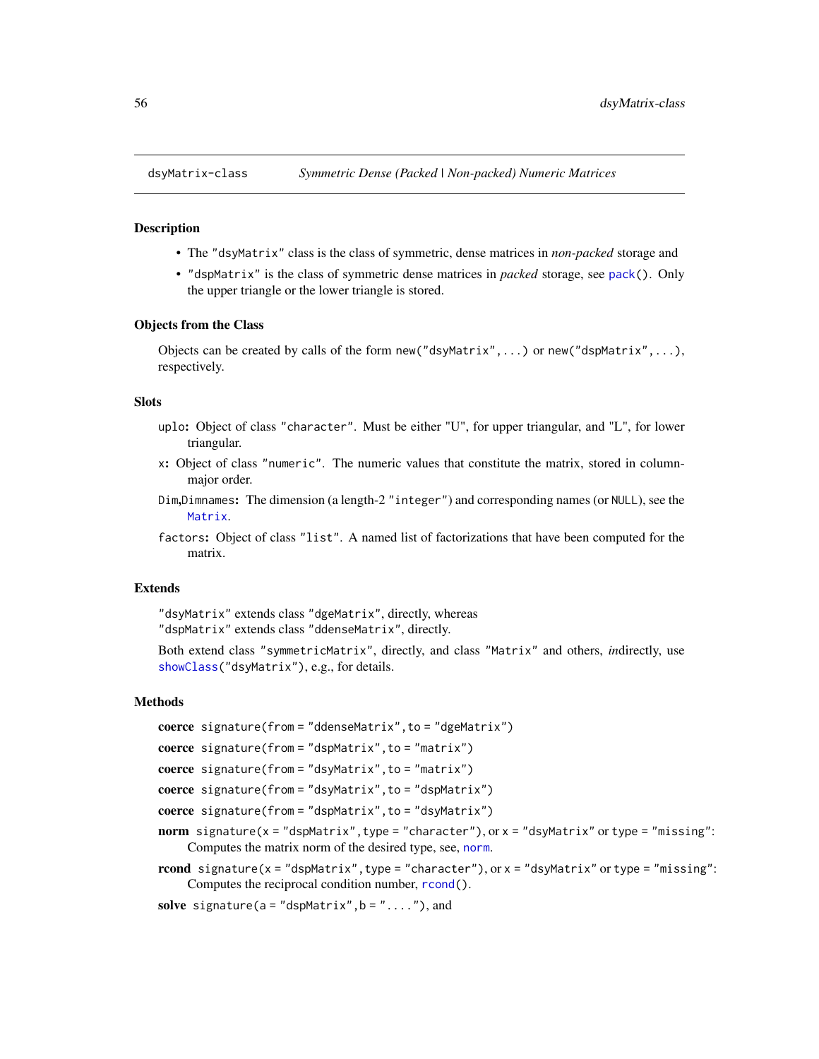## dsyMatrix-class — *Symmetric Dense (Packed | Non-packed) Numeric Matrices*

### Description

- The "dsyMatrix" class is the class of symmetric, dense matrices in *non-packed* storage and
- "dspMatrix" is the class of symmetric dense matrices in *packed* storage, see `pack()`. Only the upper triangle or the lower triangle is stored.

### Objects from the Class

Objects can be created by calls of the form `new("dsyMatrix",...)` or `new("dspMatrix",...)`, respectively.

### Slots

`uplo`**:** Object of class "character". Must be either "U", for upper triangular, and "L", for lower triangular.

`x`**:** Object of class "numeric". The numeric values that constitute the matrix, stored in column-major order.

`Dim`,`Dimnames`**:** The dimension (a length-2 "integer") and corresponding names (or `NULL`), see the `Matrix`.

`factors`**:** Object of class "list". A named list of factorizations that have been computed for the matrix.

### Extends

"dsyMatrix" extends class "dgeMatrix", directly, whereas
"dspMatrix" extends class "ddenseMatrix", directly.

Both extend class "symmetricMatrix", directly, and class "Matrix" and others, *in*directly, use `showClass("dsyMatrix")`, e.g., for details.

### Methods

**coerce** `signature(from = "ddenseMatrix", to = "dgeMatrix")`

**coerce** `signature(from = "dspMatrix", to = "matrix")`

**coerce** `signature(from = "dsyMatrix", to = "matrix")`

**coerce** `signature(from = "dsyMatrix", to = "dspMatrix")`

**coerce** `signature(from = "dspMatrix", to = "dsyMatrix")`

**norm** `signature(x = "dspMatrix", type = "character")`, or `x = "dsyMatrix"` or `type = "missing"`: Computes the matrix norm of the desired type, see, `norm`.

**rcond** `signature(x = "dspMatrix", type = "character")`, or `x = "dsyMatrix"` or `type = "missing"`: Computes the reciprocal condition number, `rcond()`.

**solve** `signature(a = "dspMatrix", b = "....")`, and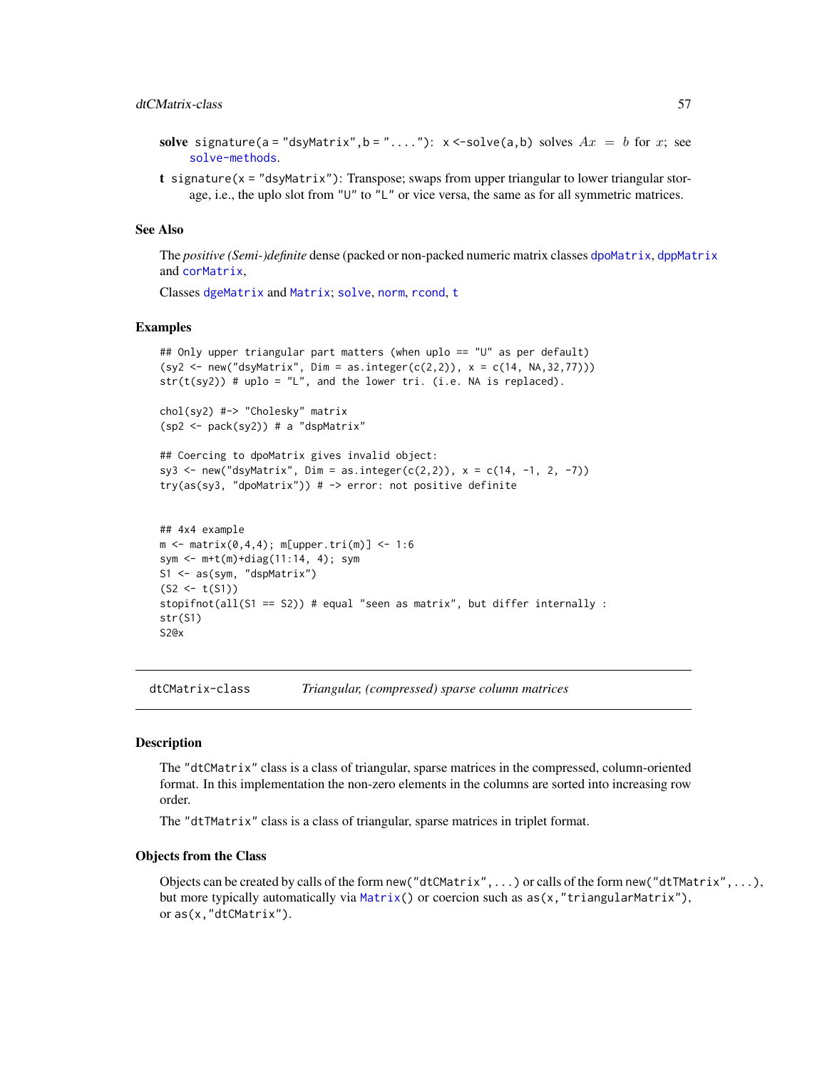**solve** `signature(a = "dsyMatrix",b = "...."):` `x <-solve(a,b)` solves $Ax = b$ for $x$; see `solve-methods`.

**t** `signature(x = "dsyMatrix")`: Transpose; swaps from upper triangular to lower triangular storage, i.e., the uplo slot from "U" to "L" or vice versa, the same as for all symmetric matrices.

## See Also

The *positive (Semi-)definite* dense (packed or non-packed numeric matrix classes `dpoMatrix`, `dppMatrix` and `corMatrix`,

Classes `dgeMatrix` and `Matrix`; `solve`, `norm`, `rcond`, `t`

## Examples

```
## Only upper triangular part matters (when uplo == "U" as per default)
(sy2 <- new("dsyMatrix", Dim = as.integer(c(2,2)), x = c(14, NA,32,77)))
str(t(sy2)) # uplo = "L", and the lower tri. (i.e. NA is replaced).

chol(sy2) #-> "Cholesky" matrix
(sp2 <- pack(sy2)) # a "dspMatrix"

## Coercing to dpoMatrix gives invalid object:
sy3 <- new("dsyMatrix", Dim = as.integer(c(2,2)), x = c(14, -1, 2, -7))
try(as(sy3, "dpoMatrix")) # -> error: not positive definite


## 4x4 example
m <- matrix(0,4,4); m[upper.tri(m)] <- 1:6
sym <- m+t(m)+diag(11:14, 4); sym
S1 <- as(sym, "dspMatrix")
(S2 <- t(S1))
stopifnot(all(S1 == S2)) # equal "seen as matrix", but differ internally :
str(S1)
S2@x
```

---

# dtCMatrix-class *Triangular, (compressed) sparse column matrices*

---

## Description

The "dtCMatrix" class is a class of triangular, sparse matrices in the compressed, column-oriented format. In this implementation the non-zero elements in the columns are sorted into increasing row order.

The "dtTMatrix" class is a class of triangular, sparse matrices in triplet format.

## Objects from the Class

Objects can be created by calls of the form `new("dtCMatrix",...)` or calls of the form `new("dtTMatrix",...)`, but more typically automatically via `Matrix()` or coercion such as `as(x,"triangularMatrix")`, or `as(x,"dtCMatrix")`.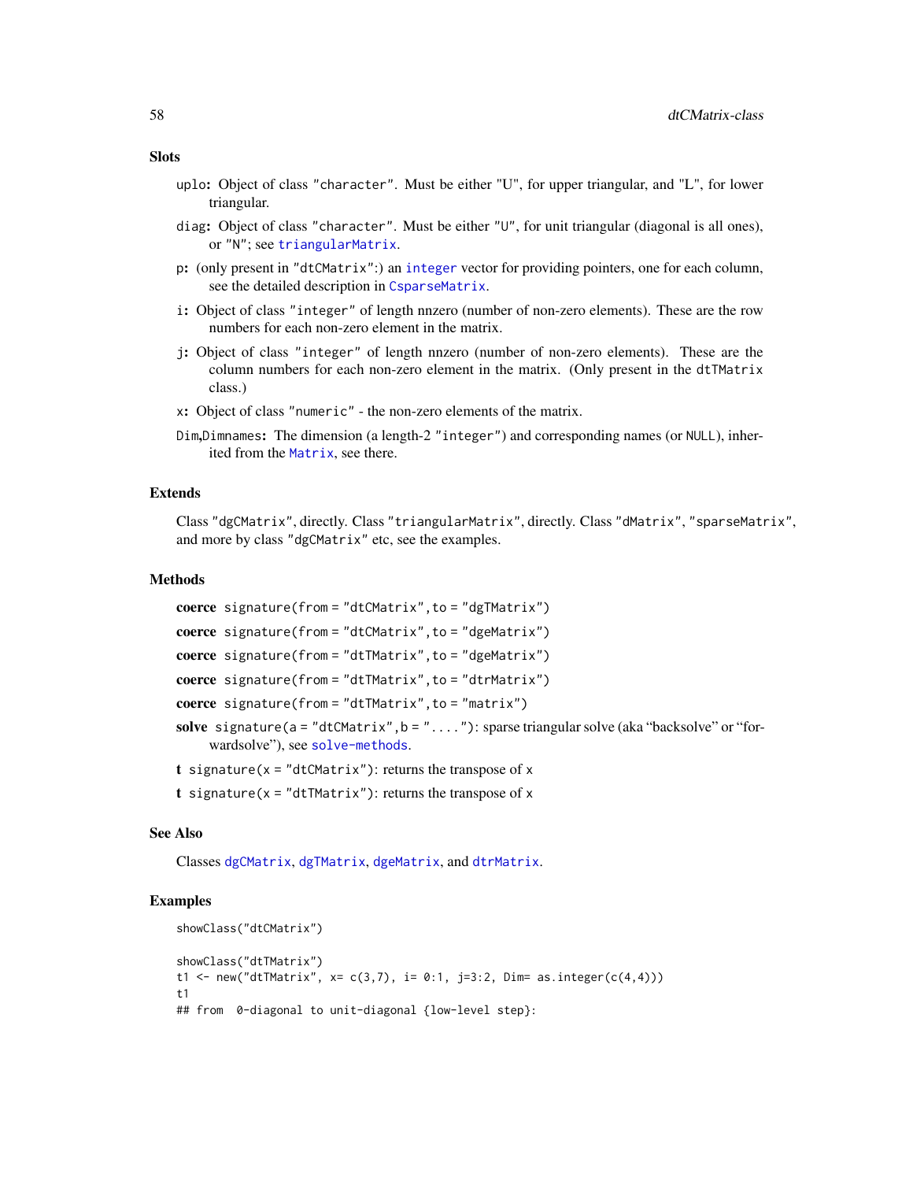## Slots

- `uplo`: Object of class `"character"`. Must be either "U", for upper triangular, and "L", for lower triangular.
- `diag`: Object of class `"character"`. Must be either `"U"`, for unit triangular (diagonal is all ones), or `"N"`; see `triangularMatrix`.
- `p`: (only present in `"dtCMatrix"`:) an `integer` vector for providing pointers, one for each column, see the detailed description in `CsparseMatrix`.
- `i`: Object of class `"integer"` of length nnzero (number of non-zero elements). These are the row numbers for each non-zero element in the matrix.
- `j`: Object of class `"integer"` of length nnzero (number of non-zero elements). These are the column numbers for each non-zero element in the matrix. (Only present in the `dtTMatrix` class.)
- `x`: Object of class `"numeric"` - the non-zero elements of the matrix.
- `Dim`,`Dimnames`: The dimension (a length-2 `"integer"`) and corresponding names (or `NULL`), inherited from the `Matrix`, see there.

## Extends

Class `"dgCMatrix"`, directly. Class `"triangularMatrix"`, directly. Class `"dMatrix"`, `"sparseMatrix"`, and more by class `"dgCMatrix"` etc, see the examples.

## Methods

- **coerce** `signature(from = "dtCMatrix", to = "dgTMatrix")`
- **coerce** `signature(from = "dtCMatrix", to = "dgeMatrix")`
- **coerce** `signature(from = "dtTMatrix", to = "dgeMatrix")`
- **coerce** `signature(from = "dtTMatrix", to = "dtrMatrix")`
- **coerce** `signature(from = "dtTMatrix", to = "matrix")`
- **solve** `signature(a = "dtCMatrix", b = "....")`: sparse triangular solve (aka "backsolve" or "forwardsolve"), see `solve-methods`.
- **t** `signature(x = "dtCMatrix")`: returns the transpose of `x`
- **t** `signature(x = "dtTMatrix")`: returns the transpose of `x`

## See Also

Classes `dgCMatrix`, `dgTMatrix`, `dgeMatrix`, and `dtrMatrix`.

## Examples

```
showClass("dtCMatrix")

showClass("dtTMatrix")
t1 <- new("dtTMatrix", x= c(3,7), i= 0:1, j=3:2, Dim= as.integer(c(4,4)))
t1
## from  0-diagonal to unit-diagonal {low-level step}:
```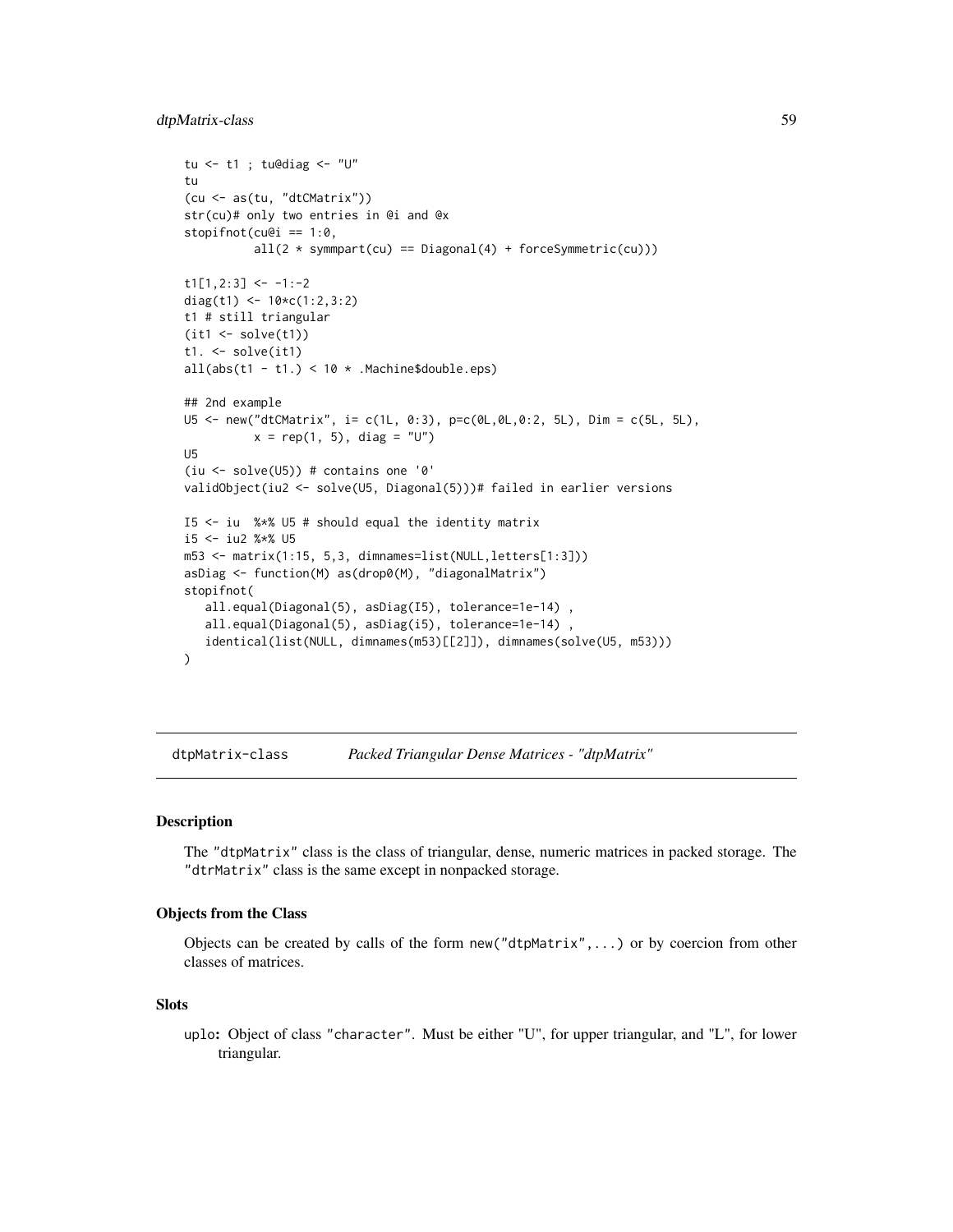```
tu <- t1 ; tu@diag <- "U"
tu
(cu <- as(tu, "dtCMatrix"))
str(cu)# only two entries in @i and @x
stopifnot(cu@i == 1:0,
          all(2 * symmpart(cu) == Diagonal(4) + forceSymmetric(cu)))

t1[1,2:3] <- -1:-2
diag(t1) <- 10*c(1:2,3:2)
t1 # still triangular
(it1 <- solve(t1))
t1. <- solve(it1)
all(abs(t1 - t1.) < 10 * .Machine$double.eps)

## 2nd example
U5 <- new("dtCMatrix", i= c(1L, 0:3), p=c(0L,0L,0:2, 5L), Dim = c(5L, 5L),
          x = rep(1, 5), diag = "U")
U5
(iu <- solve(U5)) # contains one '0'
validObject(iu2 <- solve(U5, Diagonal(5)))# failed in earlier versions

I5 <- iu  %*% U5 # should equal the identity matrix
i5 <- iu2 %*% U5
m53 <- matrix(1:15, 5,3, dimnames=list(NULL,letters[1:3]))
asDiag <- function(M) as(drop0(M), "diagonalMatrix")
stopifnot(
   all.equal(Diagonal(5), asDiag(I5), tolerance=1e-14) ,
   all.equal(Diagonal(5), asDiag(i5), tolerance=1e-14) ,
   identical(list(NULL, dimnames(m53)[[2]]), dimnames(solve(U5, m53)))
)
```

## dtpMatrix-class *Packed Triangular Dense Matrices - "dtpMatrix"*

### Description

The "dtpMatrix" class is the class of triangular, dense, numeric matrices in packed storage. The "dtrMatrix" class is the same except in nonpacked storage.

### Objects from the Class

Objects can be created by calls of the form `new("dtpMatrix",...)` or by coercion from other classes of matrices.

### Slots

**uplo:** Object of class "character". Must be either "U", for upper triangular, and "L", for lower triangular.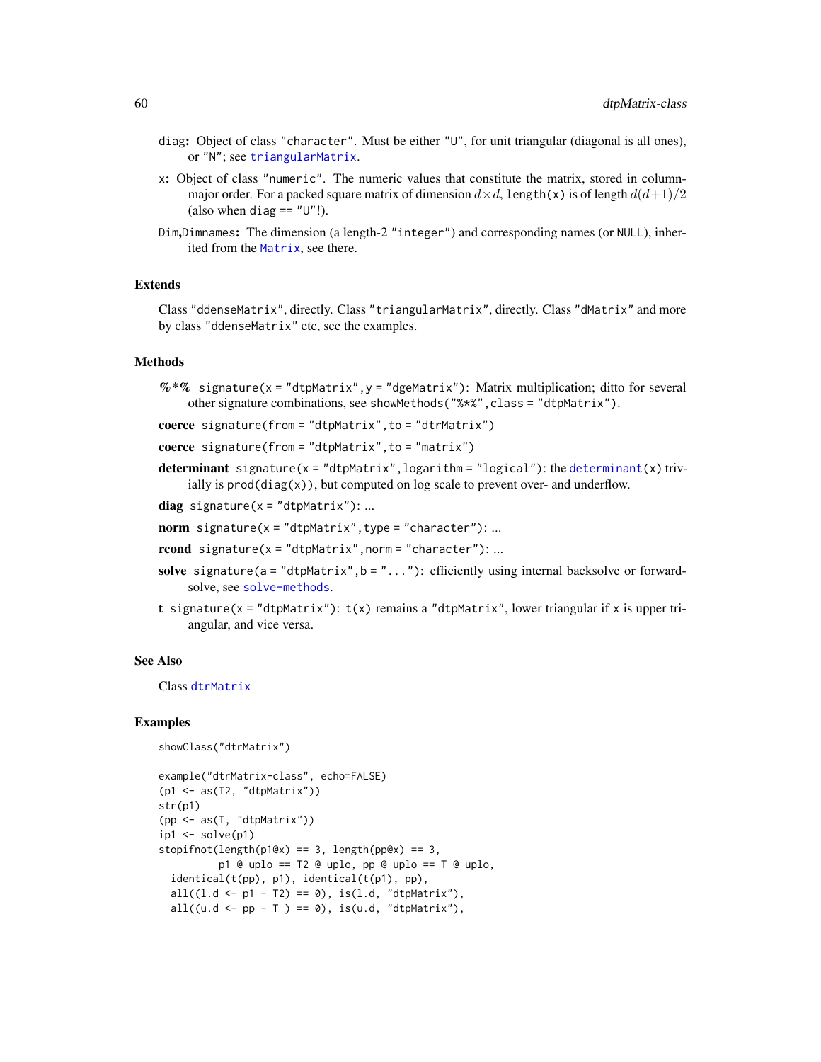diag: Object of class "character". Must be either "U", for unit triangular (diagonal is all ones), or "N"; see triangularMatrix.

x: Object of class "numeric". The numeric values that constitute the matrix, stored in column-major order. For a packed square matrix of dimension $d \times d$, length(x) is of length $d(d+1)/2$ (also when diag == "U"!).

Dim,Dimnames: The dimension (a length-2 "integer") and corresponding names (or NULL), inherited from the Matrix, see there.

## Extends

Class "ddenseMatrix", directly. Class "triangularMatrix", directly. Class "dMatrix" and more by class "ddenseMatrix" etc, see the examples.

## Methods

**%*%** signature(x = "dtpMatrix",y = "dgeMatrix"): Matrix multiplication; ditto for several other signature combinations, see showMethods("%*%",class = "dtpMatrix").

**coerce** signature(from = "dtpMatrix",to = "dtrMatrix")

**coerce** signature(from = "dtpMatrix",to = "matrix")

**determinant** signature(x = "dtpMatrix",logarithm = "logical"): the determinant(x) trivially is prod(diag(x)), but computed on log scale to prevent over- and underflow.

**diag** signature(x = "dtpMatrix"): ...

**norm** signature(x = "dtpMatrix",type = "character"): ...

**rcond** signature(x = "dtpMatrix",norm = "character"): ...

**solve** signature(a = "dtpMatrix",b = "..."): efficiently using internal backsolve or forwardsolve, see solve-methods.

**t** signature(x = "dtpMatrix"): t(x) remains a "dtpMatrix", lower triangular if x is upper triangular, and vice versa.

## See Also

Class dtrMatrix

## Examples

```
showClass("dtrMatrix")

example("dtrMatrix-class", echo=FALSE)
(p1 <- as(T2, "dtpMatrix"))
str(p1)
(pp <- as(T, "dtpMatrix"))
ip1 <- solve(p1)
stopifnot(length(p1@x) == 3, length(pp@x) == 3,
          p1 @ uplo == T2 @ uplo, pp @ uplo == T @ uplo,
  identical(t(pp), p1), identical(t(p1), pp),
  all((l.d <- p1 - T2) == 0), is(l.d, "dtpMatrix"),
  all((u.d <- pp - T ) == 0), is(u.d, "dtpMatrix"),
```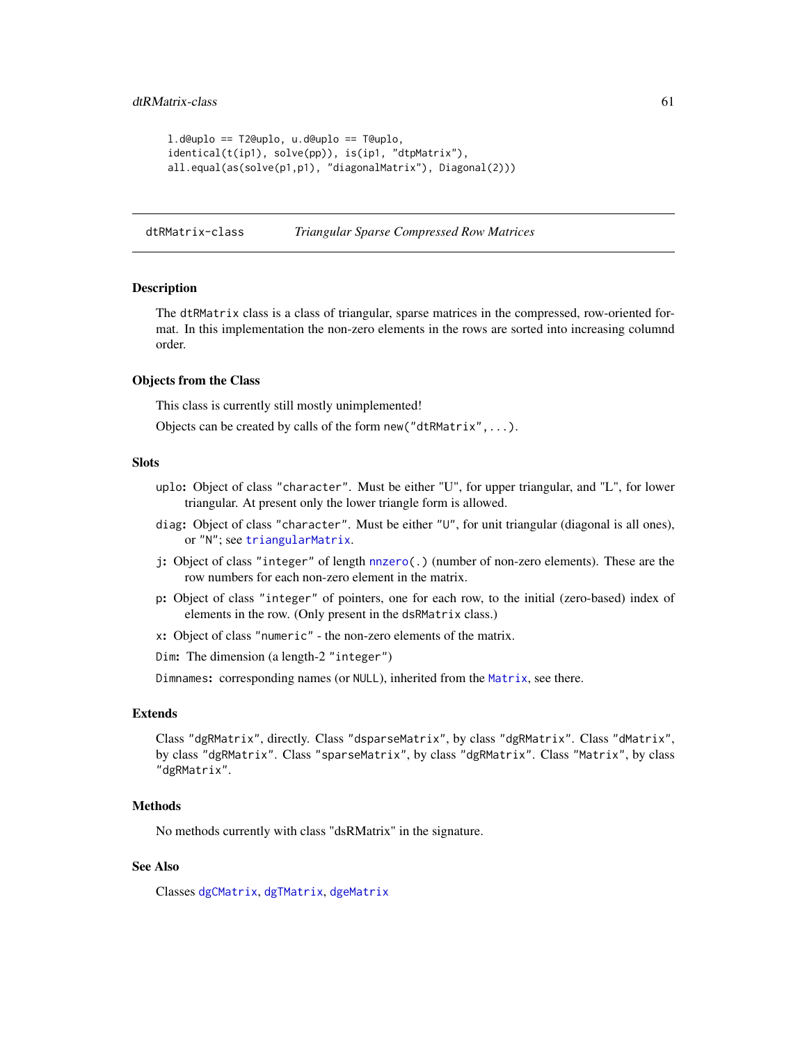```
l.d@uplo == T2@uplo, u.d@uplo == T@uplo,
identical(t(ip1), solve(pp)), is(ip1, "dtpMatrix"),
all.equal(as(solve(p1,p1), "diagonalMatrix"), Diagonal(2)))
```

---

## dtRMatrix-class    *Triangular Sparse Compressed Row Matrices*

---

### Description

The `dtRMatrix` class is a class of triangular, sparse matrices in the compressed, row-oriented format. In this implementation the non-zero elements in the rows are sorted into increasing columnd order.

### Objects from the Class

This class is currently still mostly unimplemented!

Objects can be created by calls of the form `new("dtRMatrix",...)`.

### Slots

- `uplo`: Object of class `"character"`. Must be either "U", for upper triangular, and "L", for lower triangular. At present only the lower triangle form is allowed.
- `diag`: Object of class `"character"`. Must be either `"U"`, for unit triangular (diagonal is all ones), or `"N"`; see `triangularMatrix`.
- `j`: Object of class `"integer"` of length `nnzero(.)` (number of non-zero elements). These are the row numbers for each non-zero element in the matrix.
- `p`: Object of class `"integer"` of pointers, one for each row, to the initial (zero-based) index of elements in the row. (Only present in the `dsRMatrix` class.)
- `x`: Object of class `"numeric"` - the non-zero elements of the matrix.
- `Dim`: The dimension (a length-2 `"integer"`)
- `Dimnames`: corresponding names (or `NULL`), inherited from the `Matrix`, see there.

### Extends

Class `"dgRMatrix"`, directly. Class `"dsparseMatrix"`, by class `"dgRMatrix"`. Class `"dMatrix"`, by class `"dgRMatrix"`. Class `"sparseMatrix"`, by class `"dgRMatrix"`. Class `"Matrix"`, by class `"dgRMatrix"`.

### Methods

No methods currently with class "dsRMatrix" in the signature.

### See Also

Classes `dgCMatrix`, `dgTMatrix`, `dgeMatrix`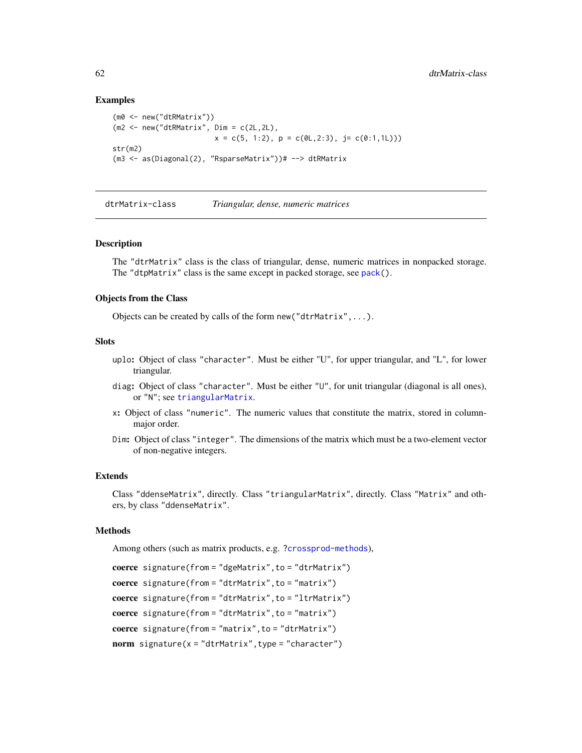### Examples

```
(m0 <- new("dtRMatrix"))
(m2 <- new("dtRMatrix", Dim = c(2L,2L),
                        x = c(5, 1:2), p = c(0L,2:3), j= c(0:1,1L)))
str(m2)
(m3 <- as(Diagonal(2), "RsparseMatrix"))# --> dtRMatrix
```

---

## dtrMatrix-class &nbsp;&nbsp;&nbsp; *Triangular, dense, numeric matrices*

---

### Description

The "dtrMatrix" class is the class of triangular, dense, numeric matrices in nonpacked storage. The "dtpMatrix" class is the same except in packed storage, see pack().

### Objects from the Class

Objects can be created by calls of the form `new("dtrMatrix",...)`.

### Slots

- `uplo`: Object of class "character". Must be either "U", for upper triangular, and "L", for lower triangular.
- `diag`: Object of class "character". Must be either "U", for unit triangular (diagonal is all ones), or "N"; see triangularMatrix.
- `x`: Object of class "numeric". The numeric values that constitute the matrix, stored in column-major order.
- `Dim`: Object of class "integer". The dimensions of the matrix which must be a two-element vector of non-negative integers.

### Extends

Class "ddenseMatrix", directly. Class "triangularMatrix", directly. Class "Matrix" and others, by class "ddenseMatrix".

### Methods

Among others (such as matrix products, e.g. ?crossprod-methods),

**coerce** `signature(from = "dgeMatrix", to = "dtrMatrix")`

**coerce** `signature(from = "dtrMatrix", to = "matrix")`

**coerce** `signature(from = "dtrMatrix", to = "ltrMatrix")`

**coerce** `signature(from = "dtrMatrix", to = "matrix")`

**coerce** `signature(from = "matrix", to = "dtrMatrix")`

**norm** `signature(x = "dtrMatrix", type = "character")`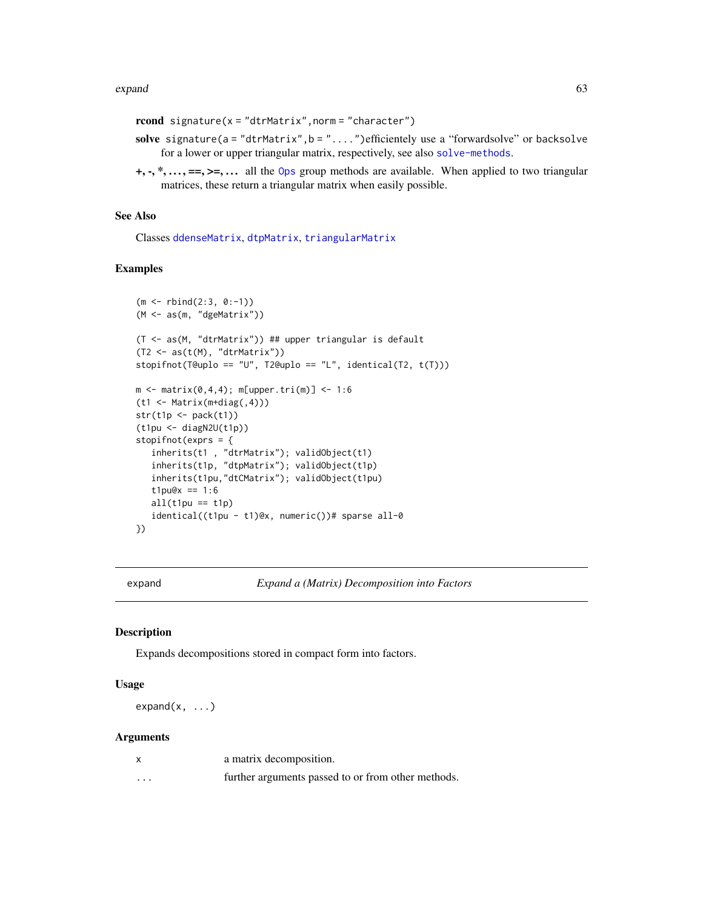**rcond** `signature(x = "dtrMatrix", norm = "character")`

**solve** `signature(a = "dtrMatrix", b = "....")`efficientely use a "forwardsolve" or `backsolve` for a lower or upper triangular matrix, respectively, see also `solve-methods`.

**+, -, *, ..., ==, >=, ...** all the `Ops` group methods are available. When applied to two triangular matrices, these return a triangular matrix when easily possible.

### See Also

Classes `ddenseMatrix`, `dtpMatrix`, `triangularMatrix`

### Examples

```
(m <- rbind(2:3, 0:-1))
(M <- as(m, "dgeMatrix"))

(T <- as(M, "dtrMatrix")) ## upper triangular is default
(T2 <- as(t(M), "dtrMatrix"))
stopifnot(T@uplo == "U", T2@uplo == "L", identical(T2, t(T)))

m <- matrix(0,4,4); m[upper.tri(m)] <- 1:6
(t1 <- Matrix(m+diag(,4)))
str(t1p <- pack(t1))
(t1pu <- diagN2U(t1p))
stopifnot(exprs = {
   inherits(t1 , "dtrMatrix"); validObject(t1)
   inherits(t1p, "dtpMatrix"); validObject(t1p)
   inherits(t1pu,"dtCMatrix"); validObject(t1pu)
   t1pu@x == 1:6
   all(t1pu == t1p)
   identical((t1pu - t1)@x, numeric())# sparse all-0
})
```

---

## expand — *Expand a (Matrix) Decomposition into Factors*

### Description

Expands decompositions stored in compact form into factors.

### Usage

```
expand(x, ...)
```

### Arguments

| | |
|---|---|
| `x` | a matrix decomposition. |
| `...` | further arguments passed to or from other methods. |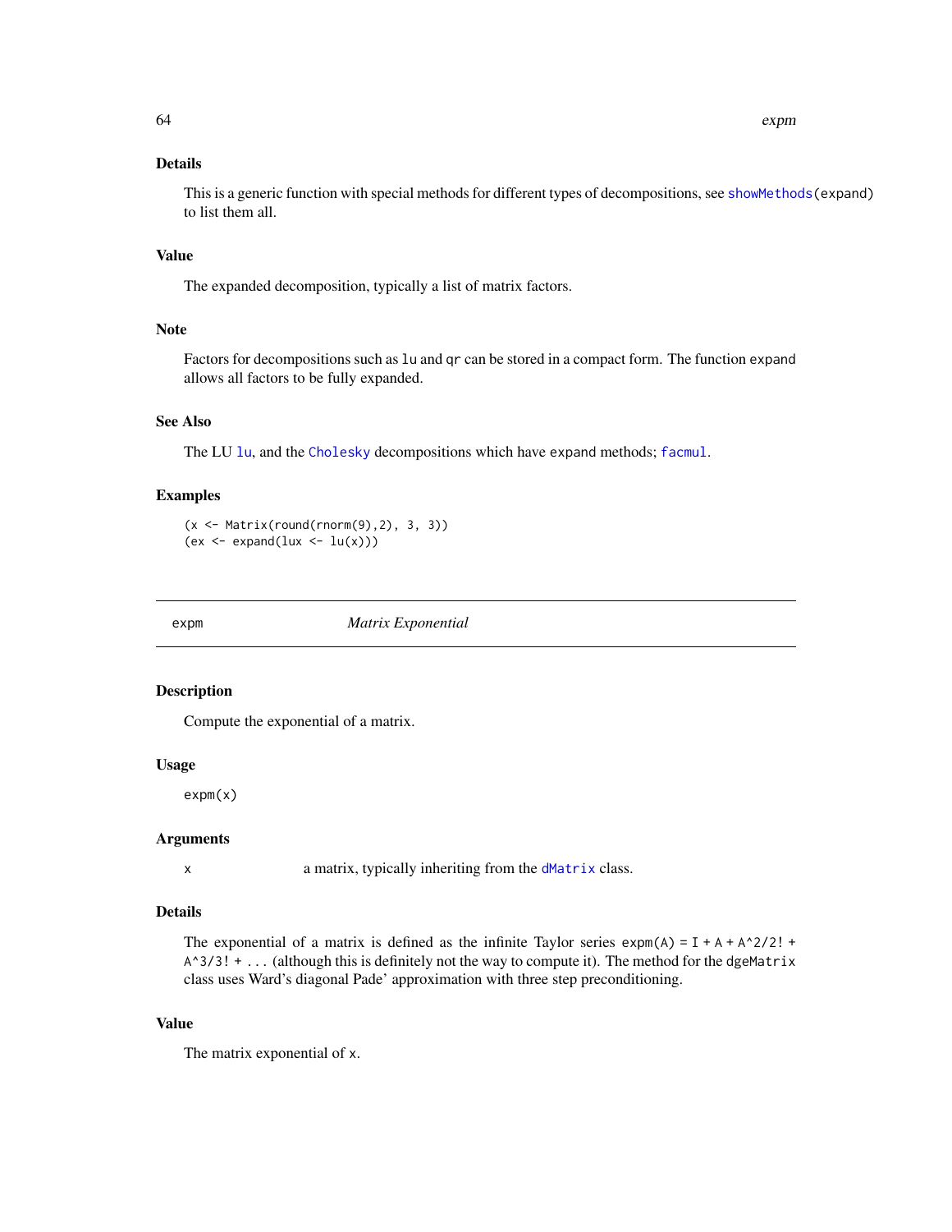### Details

This is a generic function with special methods for different types of decompositions, see `showMethods(expand)` to list them all.

### Value

The expanded decomposition, typically a list of matrix factors.

### Note

Factors for decompositions such as `lu` and `qr` can be stored in a compact form. The function `expand` allows all factors to be fully expanded.

### See Also

The LU `lu`, and the `Cholesky` decompositions which have `expand` methods; `facmul`.

### Examples

```
(x <- Matrix(round(rnorm(9),2), 3, 3))
(ex <- expand(lux <- lu(x)))
```

---

## expm    *Matrix Exponential*

---

### Description

Compute the exponential of a matrix.

### Usage

```
expm(x)
```

### Arguments

| | |
|---|---|
| `x` | a matrix, typically inheriting from the `dMatrix` class. |

### Details

The exponential of a matrix is defined as the infinite Taylor series `expm(A) = I + A + A^2/2! + A^3/3! + ...` (although this is definitely not the way to compute it). The method for the `dgeMatrix` class uses Ward's diagonal Pade' approximation with three step preconditioning.

### Value

The matrix exponential of `x`.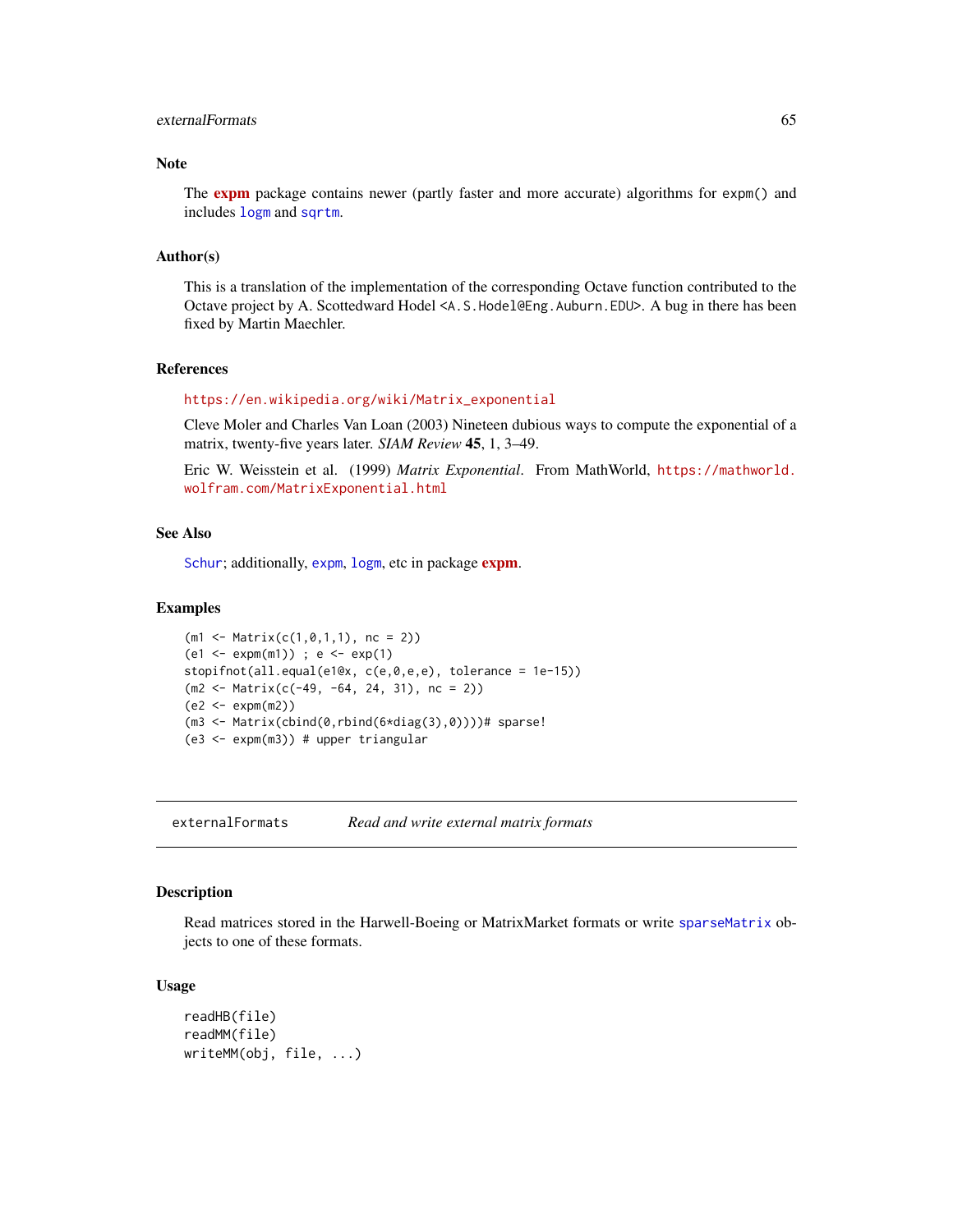## Note

The **expm** package contains newer (partly faster and more accurate) algorithms for `expm()` and includes `logm` and `sqrtm`.

## Author(s)

This is a translation of the implementation of the corresponding Octave function contributed to the Octave project by A. Scottedward Hodel <`A.S.Hodel@Eng.Auburn.EDU`>. A bug in there has been fixed by Martin Maechler.

## References

https://en.wikipedia.org/wiki/Matrix_exponential

Cleve Moler and Charles Van Loan (2003) Nineteen dubious ways to compute the exponential of a matrix, twenty-five years later. *SIAM Review* **45**, 1, 3–49.

Eric W. Weisstein et al. (1999) *Matrix Exponential*. From MathWorld, https://mathworld.wolfram.com/MatrixExponential.html

## See Also

`Schur`; additionally, `expm`, `logm`, etc in package **expm**.

## Examples

```
(m1 <- Matrix(c(1,0,1,1), nc = 2))
(e1 <- expm(m1)) ; e <- exp(1)
stopifnot(all.equal(e1@x, c(e,0,e,e), tolerance = 1e-15))
(m2 <- Matrix(c(-49, -64, 24, 31), nc = 2))
(e2 <- expm(m2))
(m3 <- Matrix(cbind(0,rbind(6*diag(3),0))))# sparse!
(e3 <- expm(m3)) # upper triangular
```

---

# externalFormats *Read and write external matrix formats*

---

## Description

Read matrices stored in the Harwell-Boeing or MatrixMarket formats or write `sparseMatrix` objects to one of these formats.

## Usage

```
readHB(file)
readMM(file)
writeMM(obj, file, ...)
```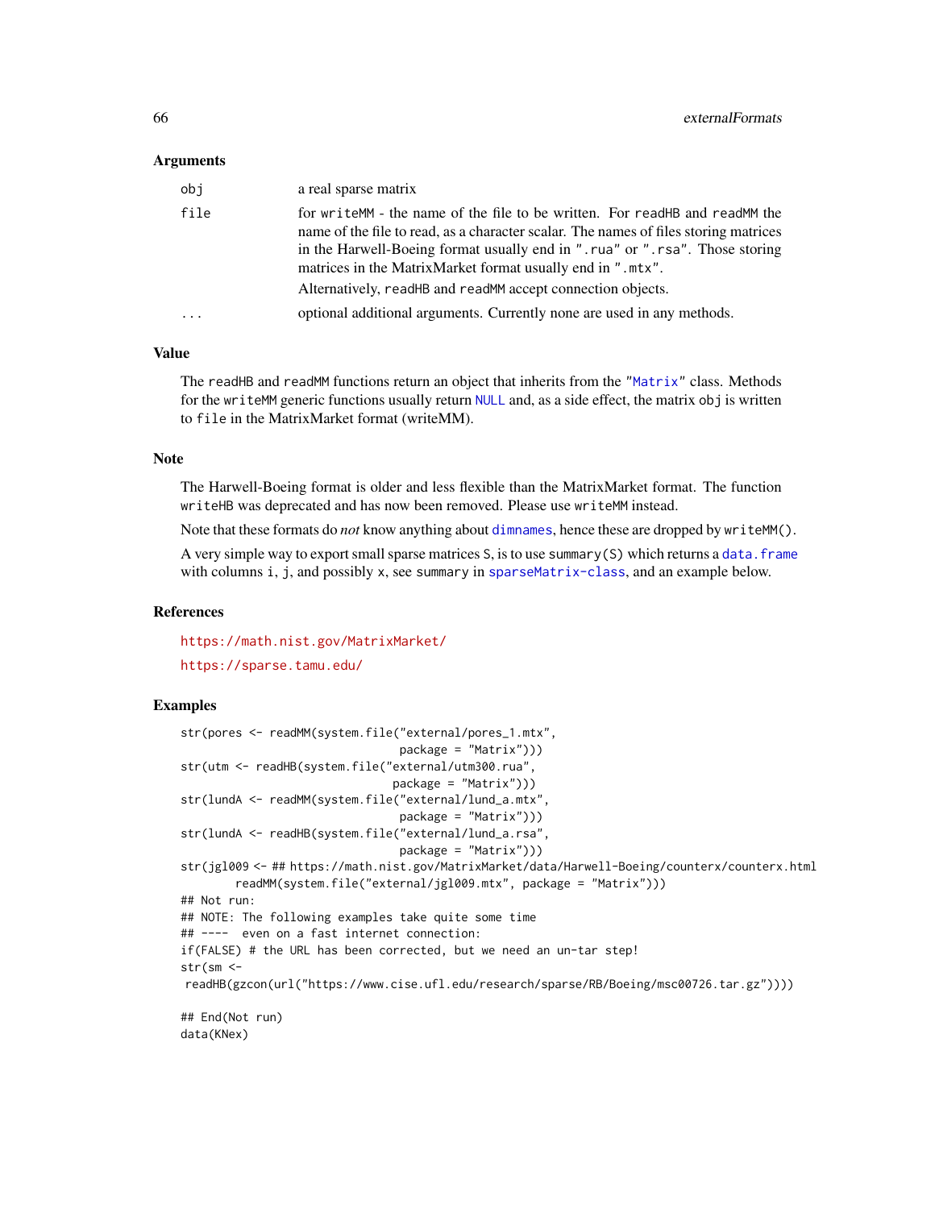### Arguments

| | |
|---|---|
| `obj` | a real sparse matrix |
| `file` | for `writeMM` - the name of the file to be written. For `readHB` and `readMM` the name of the file to read, as a character scalar. The names of files storing matrices in the Harwell-Boeing format usually end in `".rua"` or `".rsa"`. Those storing matrices in the MatrixMarket format usually end in `".mtx"`. Alternatively, `readHB` and `readMM` accept connection objects. |
| `...` | optional additional arguments. Currently none are used in any methods. |

### Value

The `readHB` and `readMM` functions return an object that inherits from the `"Matrix"` class. Methods for the `writeMM` generic functions usually return `NULL` and, as a side effect, the matrix `obj` is written to `file` in the MatrixMarket format (writeMM).

### Note

The Harwell-Boeing format is older and less flexible than the MatrixMarket format. The function `writeHB` was deprecated and has now been removed. Please use `writeMM` instead.

Note that these formats do *not* know anything about `dimnames`, hence these are dropped by `writeMM()`.

A very simple way to export small sparse matrices `S`, is to use `summary(S)` which returns a `data.frame` with columns `i`, `j`, and possibly `x`, see `summary` in `sparseMatrix-class`, and an example below.

### References

https://math.nist.gov/MatrixMarket/

https://sparse.tamu.edu/

### Examples

```
str(pores <- readMM(system.file("external/pores_1.mtx",
                                package = "Matrix")))
str(utm <- readHB(system.file("external/utm300.rua",
                               package = "Matrix")))
str(lundA <- readMM(system.file("external/lund_a.mtx",
                                package = "Matrix")))
str(lundA <- readHB(system.file("external/lund_a.rsa",
                                package = "Matrix")))
str(jgl009 <- ## https://math.nist.gov/MatrixMarket/data/Harwell-Boeing/counterx/counterx.html
        readMM(system.file("external/jgl009.mtx", package = "Matrix")))
## Not run:
## NOTE: The following examples take quite some time
## ----  even on a fast internet connection:
if(FALSE) # the URL has been corrected, but we need an un-tar step!
str(sm <-
 readHB(gzcon(url("https://www.cise.ufl.edu/research/sparse/RB/Boeing/msc00726.tar.gz"))))

## End(Not run)
data(KNex)
```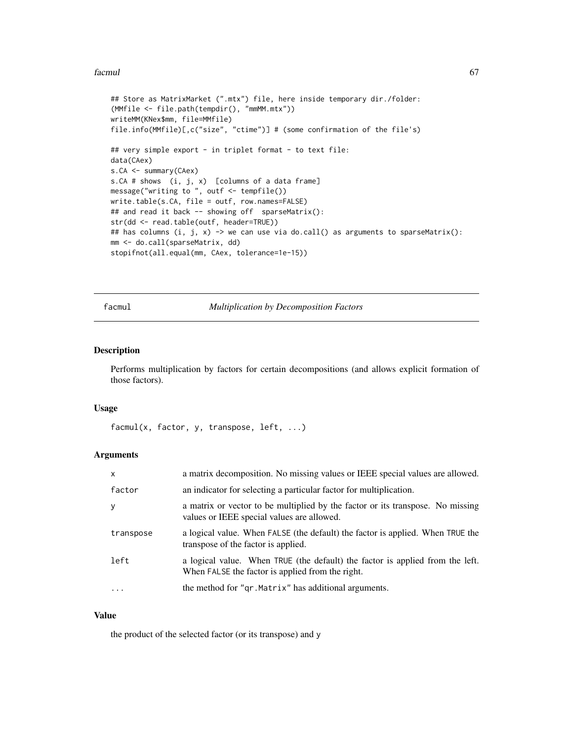```
## Store as MatrixMarket (".mtx") file, here inside temporary dir./folder:
(MMfile <- file.path(tempdir(), "mmMM.mtx"))
writeMM(KNex$mm, file=MMfile)
file.info(MMfile)[,c("size", "ctime")] # (some confirmation of the file's)

## very simple export - in triplet format - to text file:
data(CAex)
s.CA <- summary(CAex)
s.CA # shows  (i, j, x)  [columns of a data frame]
message("writing to ", outf <- tempfile())
write.table(s.CA, file = outf, row.names=FALSE)
## and read it back -- showing off  sparseMatrix():
str(dd <- read.table(outf, header=TRUE))
## has columns (i, j, x) -> we can use via do.call() as arguments to sparseMatrix():
mm <- do.call(sparseMatrix, dd)
stopifnot(all.equal(mm, CAex, tolerance=1e-15))
```

---

## facmul — *Multiplication by Decomposition Factors*

### Description

Performs multiplication by factors for certain decompositions (and allows explicit formation of those factors).

### Usage

```
facmul(x, factor, y, transpose, left, ...)
```

### Arguments

| | |
|---|---|
| `x` | a matrix decomposition. No missing values or IEEE special values are allowed. |
| `factor` | an indicator for selecting a particular factor for multiplication. |
| `y` | a matrix or vector to be multiplied by the factor or its transpose. No missing values or IEEE special values are allowed. |
| `transpose` | a logical value. When `FALSE` (the default) the factor is applied. When `TRUE` the transpose of the factor is applied. |
| `left` | a logical value. When `TRUE` (the default) the factor is applied from the left. When `FALSE` the factor is applied from the right. |
| `...` | the method for `"qr.Matrix"` has additional arguments. |

### Value

the product of the selected factor (or its transpose) and `y`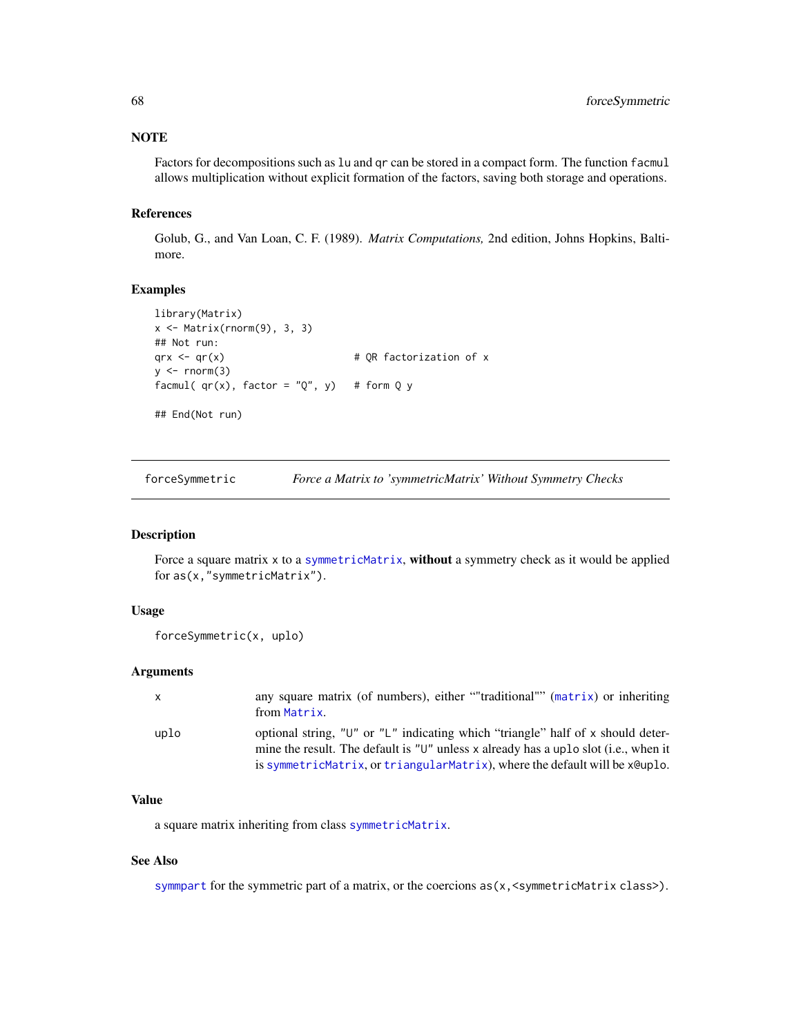### NOTE

Factors for decompositions such as `lu` and `qr` can be stored in a compact form. The function `facmul` allows multiplication without explicit formation of the factors, saving both storage and operations.

### References

Golub, G., and Van Loan, C. F. (1989). *Matrix Computations,* 2nd edition, Johns Hopkins, Baltimore.

### Examples

```
library(Matrix)
x <- Matrix(rnorm(9), 3, 3)
## Not run:
qrx <- qr(x)                      # QR factorization of x
y <- rnorm(3)
facmul( qr(x), factor = "Q", y)   # form Q y

## End(Not run)
```

---

## forceSymmetric — *Force a Matrix to 'symmetricMatrix' Without Symmetry Checks*

### Description

Force a square matrix `x` to a `symmetricMatrix`, **without** a symmetry check as it would be applied for `as(x,"symmetricMatrix")`.

### Usage

```
forceSymmetric(x, uplo)
```

### Arguments

| | |
|---|---|
| `x` | any square matrix (of numbers), either ""traditional"" (`matrix`) or inheriting from `Matrix`. |
| `uplo` | optional string, `"U"` or `"L"` indicating which "triangle" half of `x` should determine the result. The default is `"U"` unless `x` already has a `uplo` slot (i.e., when it is `symmetricMatrix`, or `triangularMatrix`), where the default will be `x@uplo`. |

### Value

a square matrix inheriting from class `symmetricMatrix`.

### See Also

`symmpart` for the symmetric part of a matrix, or the coercions `as(x,<symmetricMatrix class>)`.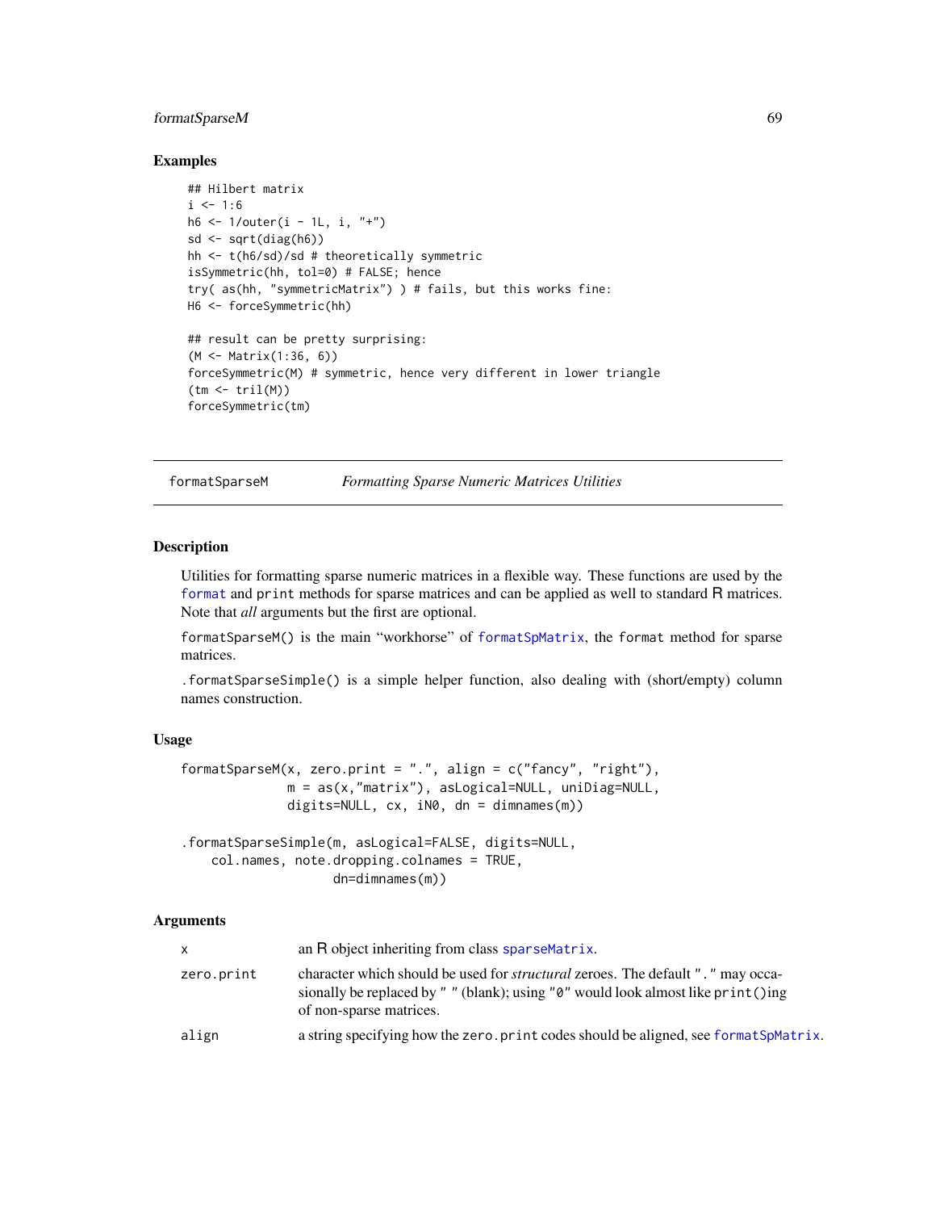## Examples

```
## Hilbert matrix
i <- 1:6
h6 <- 1/outer(i - 1L, i, "+")
sd <- sqrt(diag(h6))
hh <- t(h6/sd)/sd # theoretically symmetric
isSymmetric(hh, tol=0) # FALSE; hence
try( as(hh, "symmetricMatrix") ) # fails, but this works fine:
H6 <- forceSymmetric(hh)

## result can be pretty surprising:
(M <- Matrix(1:36, 6))
forceSymmetric(M) # symmetric, hence very different in lower triangle
(tm <- tril(M))
forceSymmetric(tm)
```

---

formatSparseM *Formatting Sparse Numeric Matrices Utilities*

---

## Description

Utilities for formatting sparse numeric matrices in a flexible way. These functions are used by the format and print methods for sparse matrices and can be applied as well to standard R matrices. Note that *all* arguments but the first are optional.

formatSparseM() is the main "workhorse" of formatSpMatrix, the format method for sparse matrices.

.formatSparseSimple() is a simple helper function, also dealing with (short/empty) column names construction.

## Usage

```
formatSparseM(x, zero.print = ".", align = c("fancy", "right"),
              m = as(x,"matrix"), asLogical=NULL, uniDiag=NULL,
              digits=NULL, cx, iN0, dn = dimnames(m))

.formatSparseSimple(m, asLogical=FALSE, digits=NULL,
    col.names, note.dropping.colnames = TRUE,
                  dn=dimnames(m))
```

## Arguments

| | |
|---|---|
| x | an R object inheriting from class sparseMatrix. |
| zero.print | character which should be used for *structural* zeroes. The default "." may occasionally be replaced by " " (blank); using "0" would look almost like print()ing of non-sparse matrices. |
| align | a string specifying how the zero.print codes should be aligned, see formatSpMatrix. |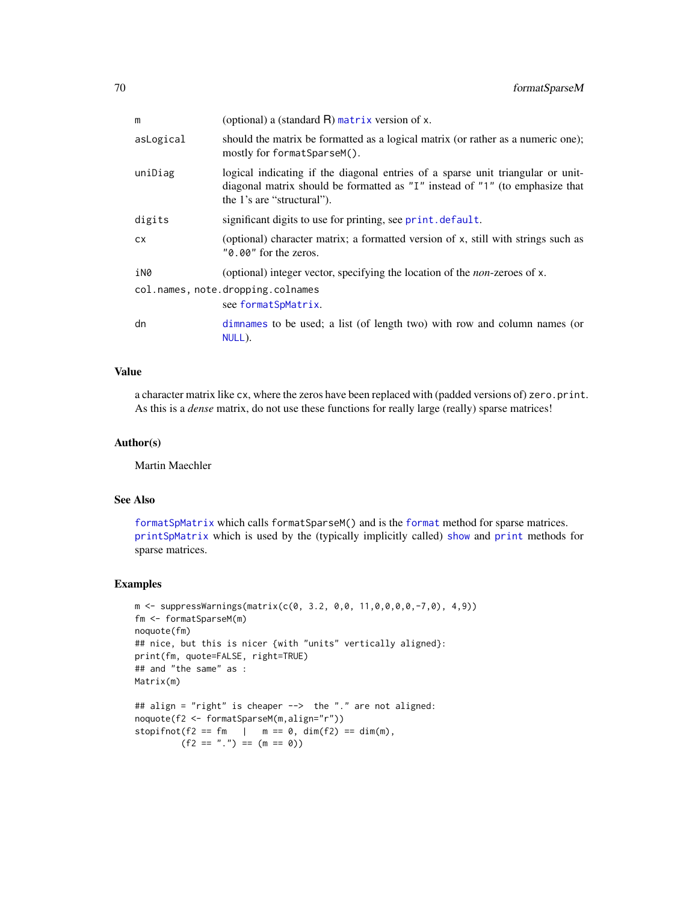| | |
|---|---|
| m | (optional) a (standard R) matrix version of x. |
| asLogical | should the matrix be formatted as a logical matrix (or rather as a numeric one); mostly for formatSparseM(). |
| uniDiag | logical indicating if the diagonal entries of a sparse unit triangular or unit-diagonal matrix should be formatted as "I" instead of "1" (to emphasize that the 1's are "structural"). |
| digits | significant digits to use for printing, see print.default. |
| cx | (optional) character matrix; a formatted version of x, still with strings such as "0.00" for the zeros. |
| iN0 | (optional) integer vector, specifying the location of the *non*-zeroes of x. |
| col.names, note.dropping.colnames | see formatSpMatrix. |
| dn | dimnames to be used; a list (of length two) with row and column names (or NULL). |

## Value

a character matrix like cx, where the zeros have been replaced with (padded versions of) zero.print. As this is a *dense* matrix, do not use these functions for really large (really) sparse matrices!

## Author(s)

Martin Maechler

## See Also

formatSpMatrix which calls formatSparseM() and is the format method for sparse matrices.
printSpMatrix which is used by the (typically implicitly called) show and print methods for sparse matrices.

## Examples

```
m <- suppressWarnings(matrix(c(0, 3.2, 0,0, 11,0,0,0,0,-7,0), 4,9))
fm <- formatSparseM(m)
noquote(fm)
## nice, but this is nicer {with "units" vertically aligned}:
print(fm, quote=FALSE, right=TRUE)
## and "the same" as :
Matrix(m)

## align = "right" is cheaper -->  the "." are not aligned:
noquote(f2 <- formatSparseM(m,align="r"))
stopifnot(f2 == fm   |   m == 0, dim(f2) == dim(m),
         (f2 == ".") == (m == 0))
```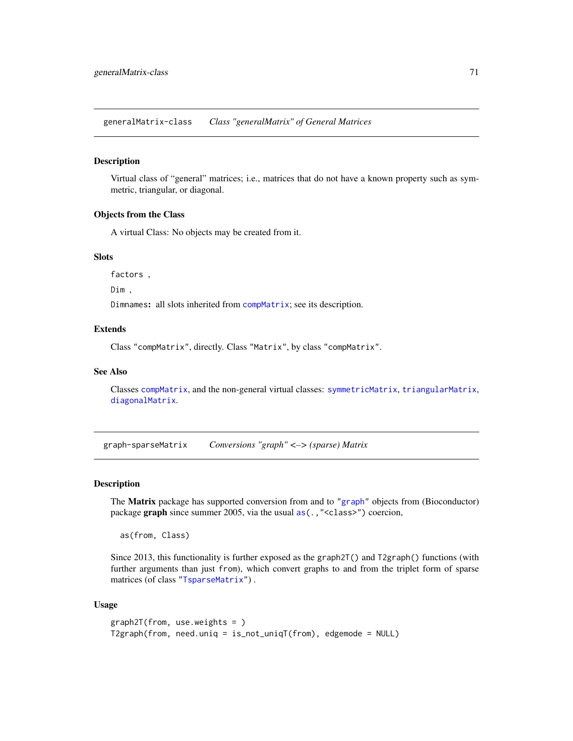## generalMatrix-class    *Class "generalMatrix" of General Matrices*

### Description

Virtual class of "general" matrices; i.e., matrices that do not have a known property such as symmetric, triangular, or diagonal.

### Objects from the Class

A virtual Class: No objects may be created from it.

### Slots

`factors` ,

`Dim` ,

`Dimnames`**:** all slots inherited from `compMatrix`; see its description.

### Extends

Class `"compMatrix"`, directly. Class `"Matrix"`, by class `"compMatrix"`.

### See Also

Classes `compMatrix`, and the non-general virtual classes: `symmetricMatrix`, `triangularMatrix`, `diagonalMatrix`.

## graph-sparseMatrix    *Conversions "graph" <–> (sparse) Matrix*

### Description

The **Matrix** package has supported conversion from and to `"graph"` objects from (Bioconductor) package **graph** since summer 2005, via the usual `as(., "<class>")` coercion,

```
as(from, Class)
```

Since 2013, this functionality is further exposed as the `graph2T()` and `T2graph()` functions (with further arguments than just `from`), which convert graphs to and from the triplet form of sparse matrices (of class `"TsparseMatrix"`) .

### Usage

```
graph2T(from, use.weights = )
T2graph(from, need.uniq = is_not_uniqT(from), edgemode = NULL)
```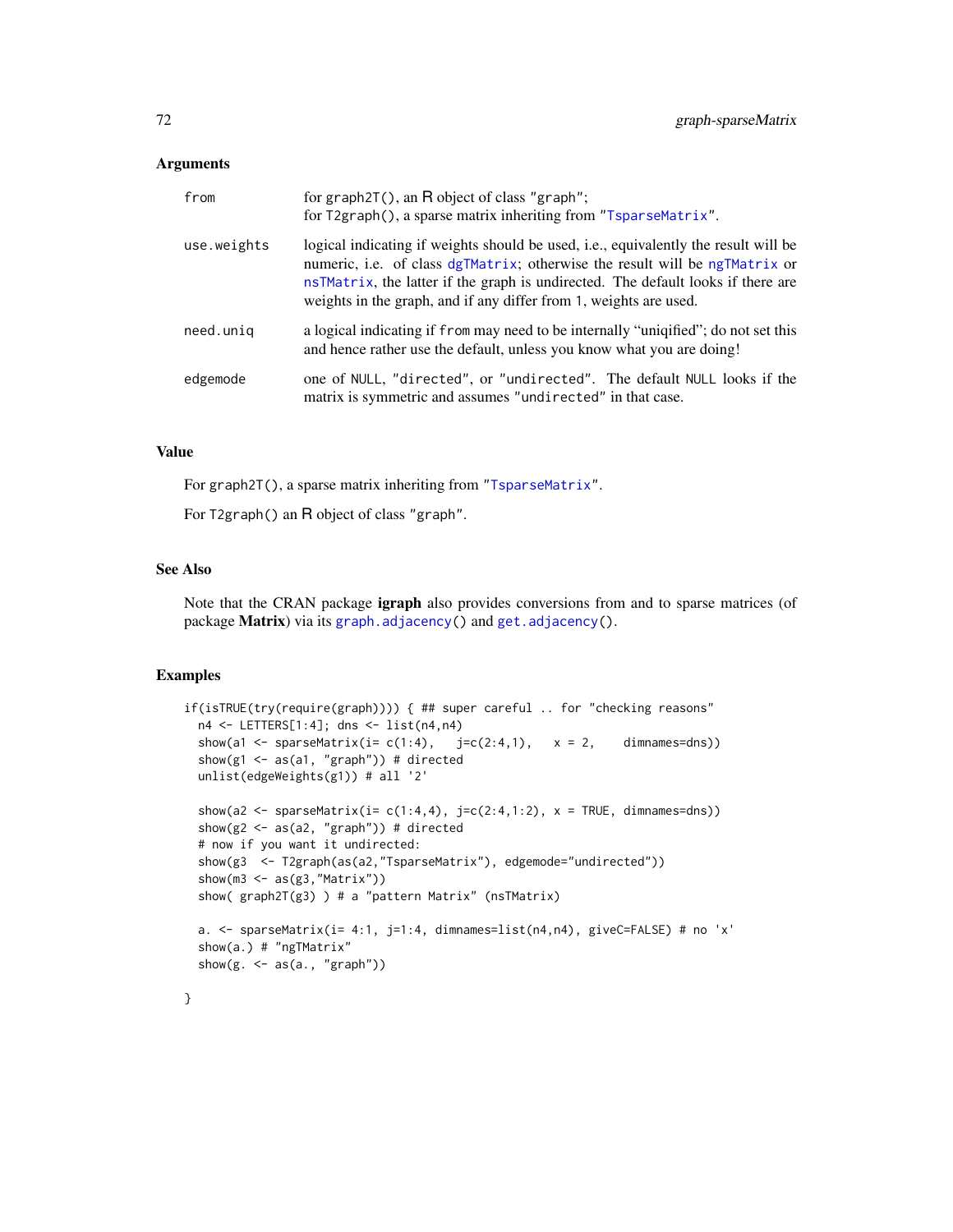### Arguments

| | |
|---|---|
| `from` | for `graph2T()`, an R object of class `"graph"`;<br>for `T2graph()`, a sparse matrix inheriting from `"TsparseMatrix"`. |
| `use.weights` | logical indicating if weights should be used, i.e., equivalently the result will be numeric, i.e. of class `dgTMatrix`; otherwise the result will be `ngTMatrix` or `nsTMatrix`, the latter if the graph is undirected. The default looks if there are weights in the graph, and if any differ from `1`, weights are used. |
| `need.uniq` | a logical indicating if `from` may need to be internally "uniqified"; do not set this and hence rather use the default, unless you know what you are doing! |
| `edgemode` | one of `NULL`, `"directed"`, or `"undirected"`. The default `NULL` looks if the matrix is symmetric and assumes `"undirected"` in that case. |

### Value

For `graph2T()`, a sparse matrix inheriting from `"TsparseMatrix"`.

For `T2graph()` an R object of class `"graph"`.

### See Also

Note that the CRAN package **igraph** also provides conversions from and to sparse matrices (of package **Matrix**) via its `graph.adjacency()` and `get.adjacency()`.

### Examples

```
if(isTRUE(try(require(graph)))) { ## super careful .. for "checking reasons"
  n4 <- LETTERS[1:4]; dns <- list(n4,n4)
  show(a1 <- sparseMatrix(i= c(1:4),   j=c(2:4,1),   x = 2,    dimnames=dns))
  show(g1 <- as(a1, "graph")) # directed
  unlist(edgeWeights(g1)) # all '2'

  show(a2 <- sparseMatrix(i= c(1:4,4), j=c(2:4,1:2), x = TRUE, dimnames=dns))
  show(g2 <- as(a2, "graph")) # directed
  # now if you want it undirected:
  show(g3  <- T2graph(as(a2,"TsparseMatrix"), edgemode="undirected"))
  show(m3 <- as(g3,"Matrix"))
  show( graph2T(g3) ) # a "pattern Matrix" (nsTMatrix)

  a. <- sparseMatrix(i= 4:1, j=1:4, dimnames=list(n4,n4), giveC=FALSE) # no 'x'
  show(a.) # "ngTMatrix"
  show(g. <- as(a., "graph"))

}
```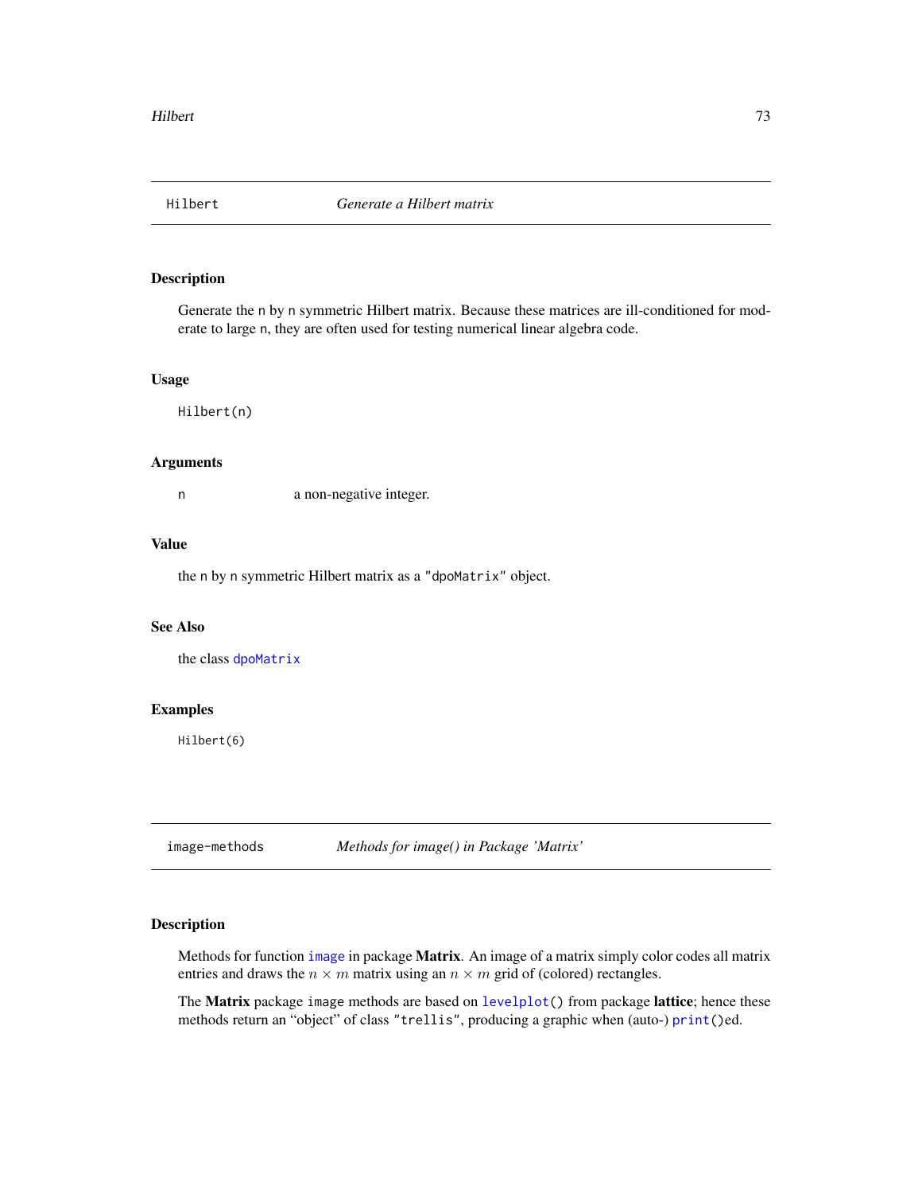## Hilbert — *Generate a Hilbert matrix*

### Description

Generate the `n` by `n` symmetric Hilbert matrix. Because these matrices are ill-conditioned for moderate to large `n`, they are often used for testing numerical linear algebra code.

### Usage

```
Hilbert(n)
```

### Arguments

| | |
|---|---|
| `n` | a non-negative integer. |

### Value

the `n` by `n` symmetric Hilbert matrix as a `"dpoMatrix"` object.

### See Also

the class `dpoMatrix`

### Examples

```
Hilbert(6)
```

## image-methods — *Methods for image() in Package 'Matrix'*

### Description

Methods for function `image` in package **Matrix**. An image of a matrix simply color codes all matrix entries and draws the $n \times m$ matrix using an $n \times m$ grid of (colored) rectangles.

The **Matrix** package `image` methods are based on `levelplot()` from package **lattice**; hence these methods return an "object" of class `"trellis"`, producing a graphic when (auto-) `print()`ed.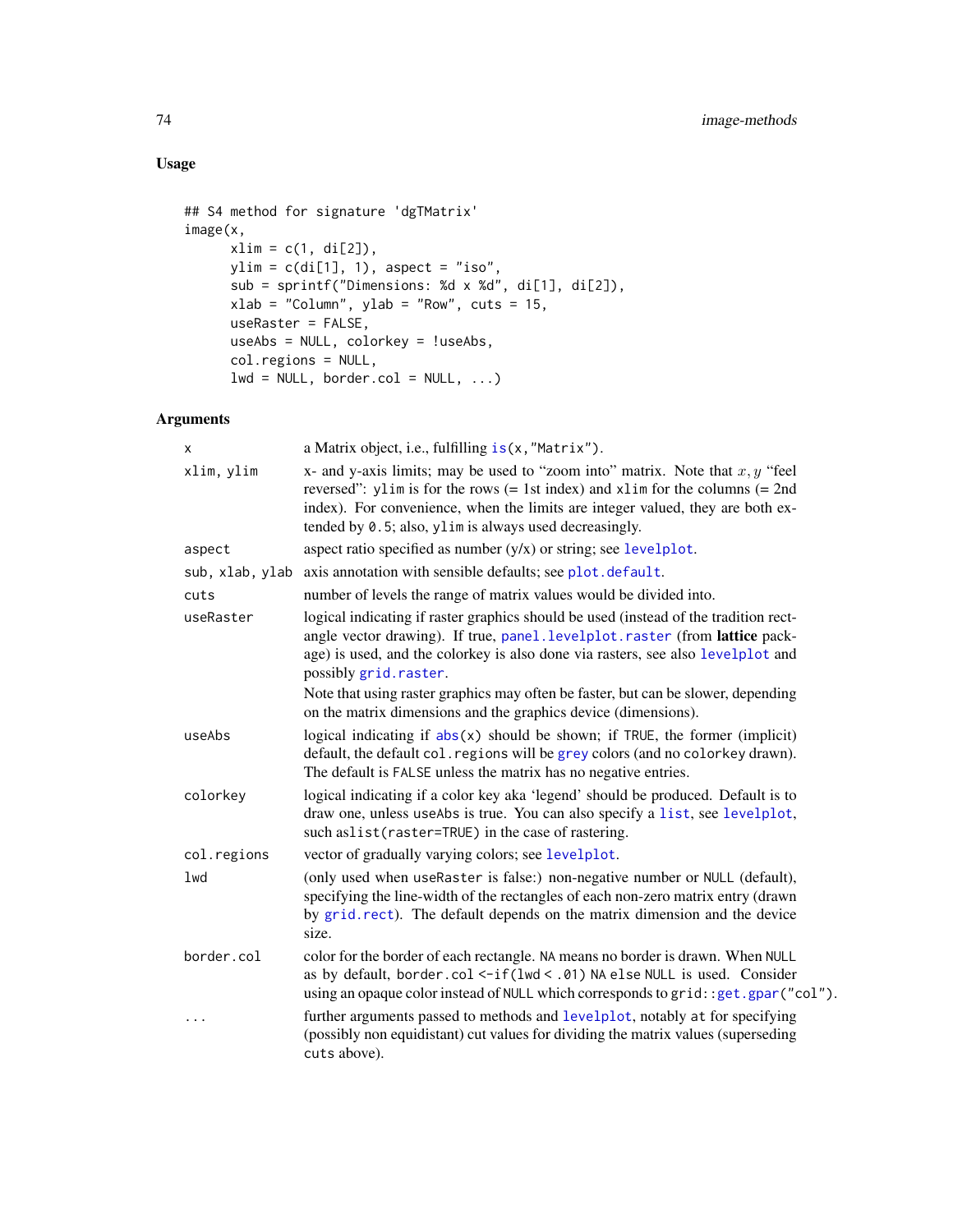## Usage

```
## S4 method for signature 'dgTMatrix'
image(x,
      xlim = c(1, di[2]),
      ylim = c(di[1], 1), aspect = "iso",
      sub = sprintf("Dimensions: %d x %d", di[1], di[2]),
      xlab = "Column", ylab = "Row", cuts = 15,
      useRaster = FALSE,
      useAbs = NULL, colorkey = !useAbs,
      col.regions = NULL,
      lwd = NULL, border.col = NULL, ...)
```

## Arguments

| | |
|---|---|
| `x` | a Matrix object, i.e., fulfilling `is(x,"Matrix")`. |
| `xlim, ylim` | x- and y-axis limits; may be used to "zoom into" matrix. Note that $x, y$ "feel reversed": `ylim` is for the rows (= 1st index) and `xlim` for the columns (= 2nd index). For convenience, when the limits are integer valued, they are both extended by `0.5`; also, `ylim` is always used decreasingly. |
| `aspect` | aspect ratio specified as number (y/x) or string; see `levelplot`. |
| `sub, xlab, ylab` | axis annotation with sensible defaults; see `plot.default`. |
| `cuts` | number of levels the range of matrix values would be divided into. |
| `useRaster` | logical indicating if raster graphics should be used (instead of the tradition rectangle vector drawing). If true, `panel.levelplot.raster` (from **lattice** package) is used, and the colorkey is also done via rasters, see also `levelplot` and possibly `grid.raster`.<br><br>Note that using raster graphics may often be faster, but can be slower, depending on the matrix dimensions and the graphics device (dimensions). |
| `useAbs` | logical indicating if `abs(x)` should be shown; if `TRUE`, the former (implicit) default, the default `col.regions` will be `grey` colors (and no `colorkey` drawn). The default is `FALSE` unless the matrix has no negative entries. |
| `colorkey` | logical indicating if a color key aka 'legend' should be produced. Default is to draw one, unless `useAbs` is true. You can also specify a `list`, see `levelplot`, such `aslist(raster=TRUE)` in the case of rastering. |
| `col.regions` | vector of gradually varying colors; see `levelplot`. |
| `lwd` | (only used when `useRaster` is false:) non-negative number or `NULL` (default), specifying the line-width of the rectangles of each non-zero matrix entry (drawn by `grid.rect`). The default depends on the matrix dimension and the device size. |
| `border.col` | color for the border of each rectangle. `NA` means no border is drawn. When `NULL` as by default, `border.col <-if(lwd < .01) NA else NULL` is used. Consider using an opaque color instead of `NULL` which corresponds to `grid::get.gpar("col")`. |
| `...` | further arguments passed to methods and `levelplot`, notably `at` for specifying (possibly non equidistant) cut values for dividing the matrix values (superseding `cuts` above). |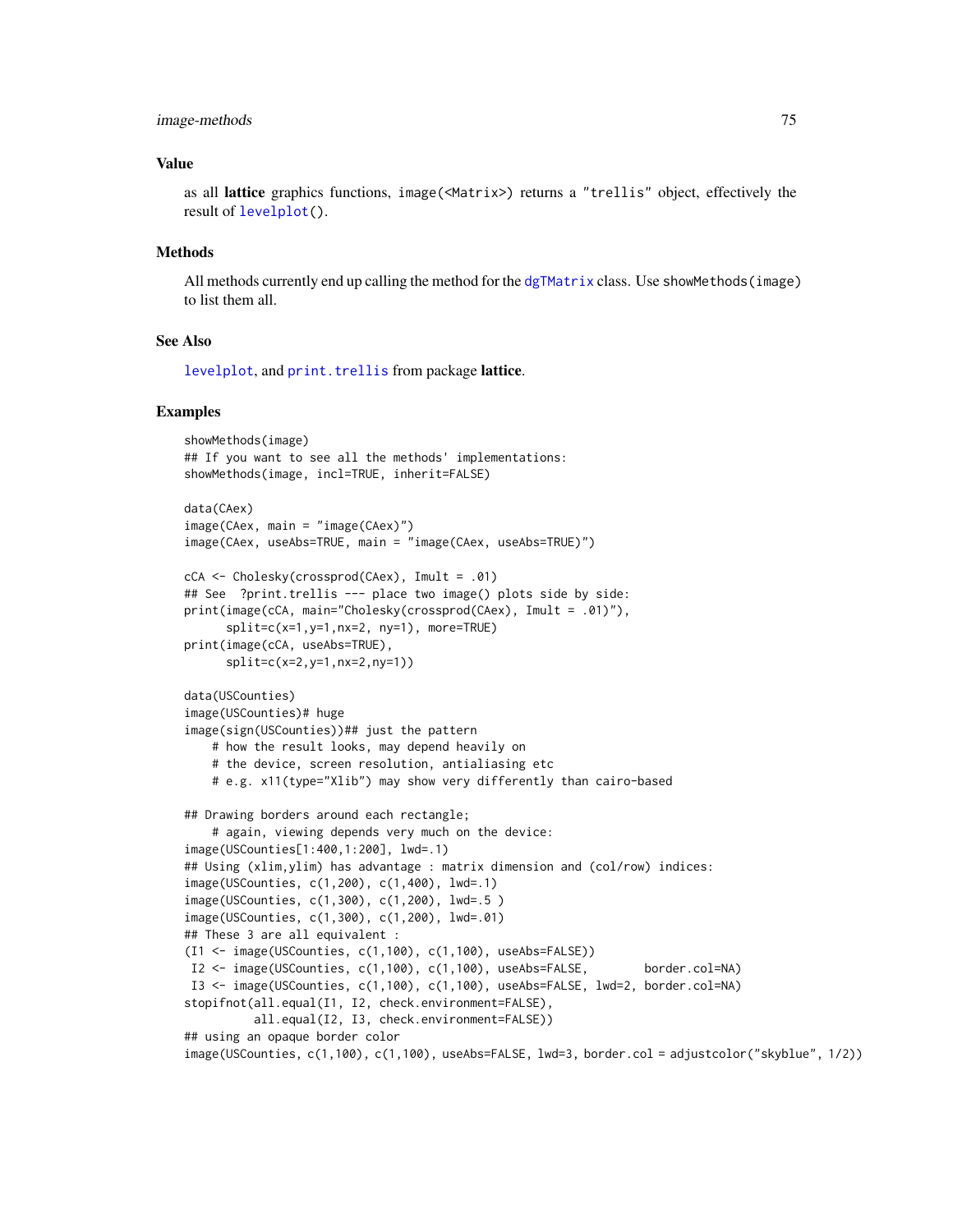## Value

as all **lattice** graphics functions, `image(<Matrix>)` returns a `"trellis"` object, effectively the result of `levelplot()`.

## Methods

All methods currently end up calling the method for the `dgTMatrix` class. Use `showMethods(image)` to list them all.

## See Also

`levelplot`, and `print.trellis` from package **lattice**.

## Examples

```
showMethods(image)
## If you want to see all the methods' implementations:
showMethods(image, incl=TRUE, inherit=FALSE)

data(CAex)
image(CAex, main = "image(CAex)")
image(CAex, useAbs=TRUE, main = "image(CAex, useAbs=TRUE)")

cCA <- Cholesky(crossprod(CAex), Imult = .01)
## See  ?print.trellis --- place two image() plots side by side:
print(image(cCA, main="Cholesky(crossprod(CAex), Imult = .01)"),
      split=c(x=1,y=1,nx=2, ny=1), more=TRUE)
print(image(cCA, useAbs=TRUE),
      split=c(x=2,y=1,nx=2,ny=1))

data(USCounties)
image(USCounties)# huge
image(sign(USCounties))## just the pattern
    # how the result looks, may depend heavily on
    # the device, screen resolution, antialiasing etc
    # e.g. x11(type="Xlib") may show very differently than cairo-based

## Drawing borders around each rectangle;
    # again, viewing depends very much on the device:
image(USCounties[1:400,1:200], lwd=.1)
## Using (xlim,ylim) has advantage : matrix dimension and (col/row) indices:
image(USCounties, c(1,200), c(1,400), lwd=.1)
image(USCounties, c(1,300), c(1,200), lwd=.5 )
image(USCounties, c(1,300), c(1,200), lwd=.01)
## These 3 are all equivalent :
(I1 <- image(USCounties, c(1,100), c(1,100), useAbs=FALSE))
 I2 <- image(USCounties, c(1,100), c(1,100), useAbs=FALSE,        border.col=NA)
 I3 <- image(USCounties, c(1,100), c(1,100), useAbs=FALSE, lwd=2, border.col=NA)
stopifnot(all.equal(I1, I2, check.environment=FALSE),
          all.equal(I2, I3, check.environment=FALSE))
## using an opaque border color
image(USCounties, c(1,100), c(1,100), useAbs=FALSE, lwd=3, border.col = adjustcolor("skyblue", 1/2))
```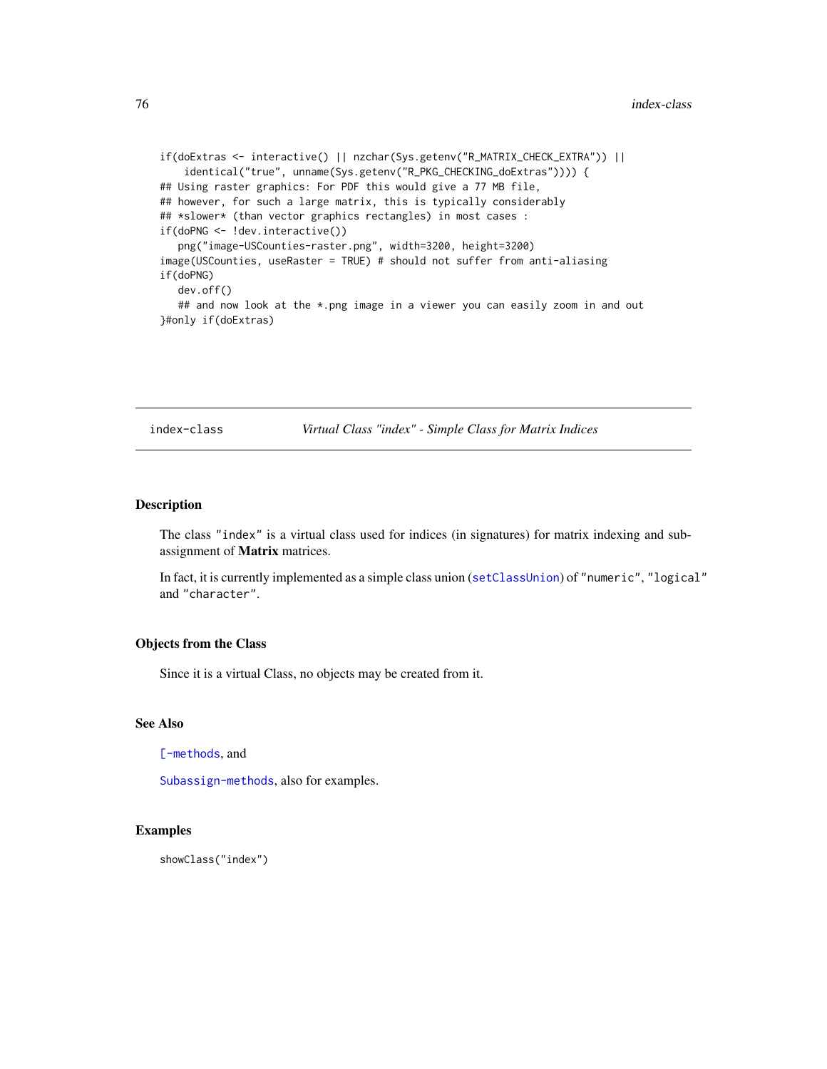```
if(doExtras <- interactive() || nzchar(Sys.getenv("R_MATRIX_CHECK_EXTRA")) ||
    identical("true", unname(Sys.getenv("R_PKG_CHECKING_doExtras")))) {
## Using raster graphics: For PDF this would give a 77 MB file,
## however, for such a large matrix, this is typically considerably
## *slower* (than vector graphics rectangles) in most cases :
if(doPNG <- !dev.interactive())
   png("image-USCounties-raster.png", width=3200, height=3200)
image(USCounties, useRaster = TRUE) # should not suffer from anti-aliasing
if(doPNG)
   dev.off()
   ## and now look at the *.png image in a viewer you can easily zoom in and out
}#only if(doExtras)
```

## index-class — *Virtual Class "index" - Simple Class for Matrix Indices*

### Description

The class "index" is a virtual class used for indices (in signatures) for matrix indexing and sub-assignment of **Matrix** matrices.

In fact, it is currently implemented as a simple class union (setClassUnion) of "numeric", "logical" and "character".

### Objects from the Class

Since it is a virtual Class, no objects may be created from it.

### See Also

[-methods, and

Subassign-methods, also for examples.

### Examples

```
showClass("index")
```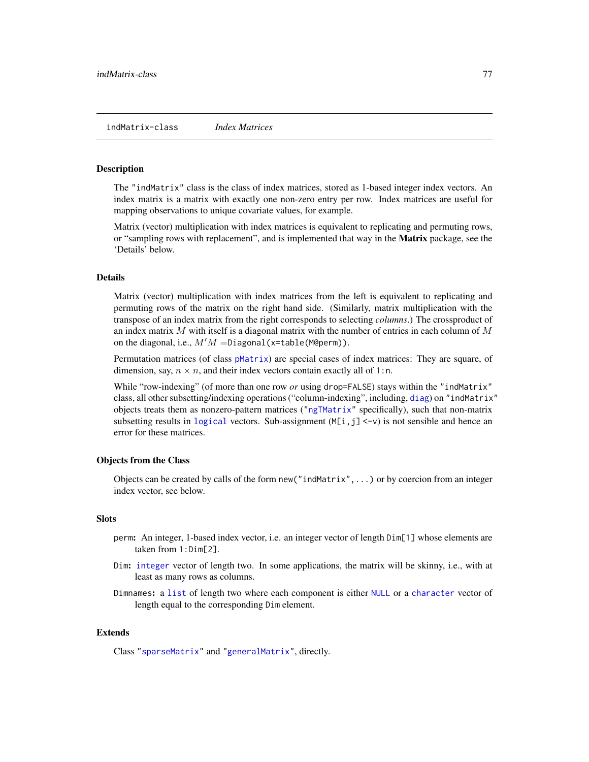## indMatrix-class &nbsp;&nbsp;&nbsp; *Index Matrices*

### Description

The "indMatrix" class is the class of index matrices, stored as 1-based integer index vectors. An index matrix is a matrix with exactly one non-zero entry per row. Index matrices are useful for mapping observations to unique covariate values, for example.

Matrix (vector) multiplication with index matrices is equivalent to replicating and permuting rows, or "sampling rows with replacement", and is implemented that way in the **Matrix** package, see the 'Details' below.

### Details

Matrix (vector) multiplication with index matrices from the left is equivalent to replicating and permuting rows of the matrix on the right hand side. (Similarly, matrix multiplication with the transpose of an index matrix from the right corresponds to selecting *columns*.) The crossproduct of an index matrix $M$ with itself is a diagonal matrix with the number of entries in each column of $M$ on the diagonal, i.e., $M'M =$`Diagonal(x=table(M@perm))`.

Permutation matrices (of class `pMatrix`) are special cases of index matrices: They are square, of dimension, say, $n \times n$, and their index vectors contain exactly all of `1:n`.

While "row-indexing" (of more than one row *or* using `drop=FALSE`) stays within the "indMatrix" class, all other subsetting/indexing operations ("column-indexing", including, `diag`) on "indMatrix" objects treats them as nonzero-pattern matrices ("`ngTMatrix`" specifically), such that non-matrix subsetting results in `logical` vectors. Sub-assignment (`M[i,j] <-v`) is not sensible and hence an error for these matrices.

### Objects from the Class

Objects can be created by calls of the form `new("indMatrix",...)` or by coercion from an integer index vector, see below.

### Slots

- `perm`: An integer, 1-based index vector, i.e. an integer vector of length `Dim[1]` whose elements are taken from `1:Dim[2]`.
- `Dim`: `integer` vector of length two. In some applications, the matrix will be skinny, i.e., with at least as many rows as columns.
- `Dimnames`: a `list` of length two where each component is either `NULL` or a `character` vector of length equal to the corresponding `Dim` element.

### Extends

Class "`sparseMatrix`" and "`generalMatrix`", directly.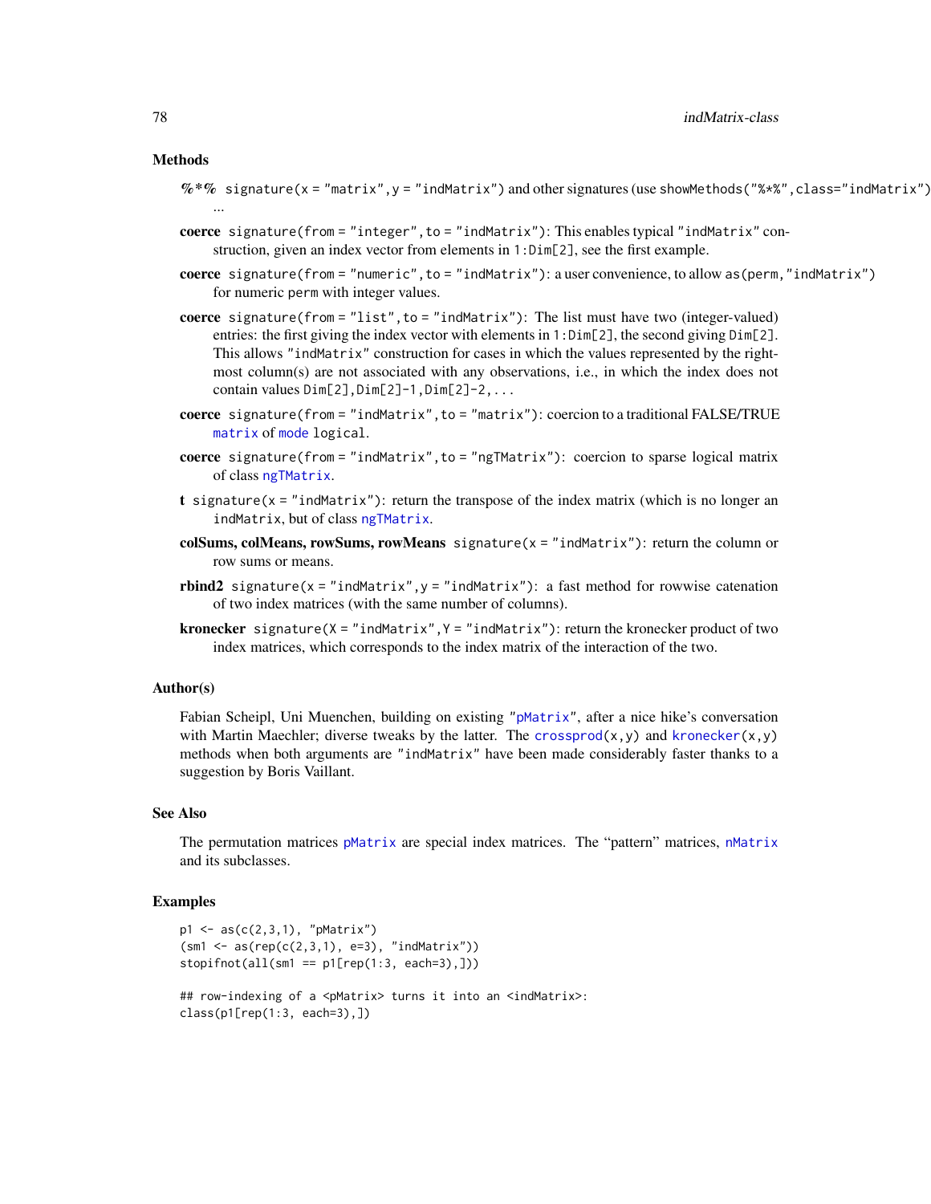### Methods

**%*%** `signature(x = "matrix", y = "indMatrix")` and other signatures (use `showMethods("%*%", class="indMatrix")`): ...

**coerce** `signature(from = "integer", to = "indMatrix")`: This enables typical `"indMatrix"` construction, given an index vector from elements in `1:Dim[2]`, see the first example.

**coerce** `signature(from = "numeric", to = "indMatrix")`: a user convenience, to allow `as(perm, "indMatrix")` for numeric `perm` with integer values.

**coerce** `signature(from = "list", to = "indMatrix")`: The list must have two (integer-valued) entries: the first giving the index vector with elements in `1:Dim[2]`, the second giving `Dim[2]`. This allows `"indMatrix"` construction for cases in which the values represented by the rightmost column(s) are not associated with any observations, i.e., in which the index does not contain values `Dim[2], Dim[2]-1, Dim[2]-2, ...`

**coerce** `signature(from = "indMatrix", to = "matrix")`: coercion to a traditional FALSE/TRUE `matrix` of `mode` `logical`.

**coerce** `signature(from = "indMatrix", to = "ngTMatrix")`: coercion to sparse logical matrix of class `ngTMatrix`.

**t** `signature(x = "indMatrix")`: return the transpose of the index matrix (which is no longer an `indMatrix`, but of class `ngTMatrix`.

**colSums, colMeans, rowSums, rowMeans** `signature(x = "indMatrix")`: return the column or row sums or means.

**rbind2** `signature(x = "indMatrix", y = "indMatrix")`: a fast method for rowwise catenation of two index matrices (with the same number of columns).

**kronecker** `signature(X = "indMatrix", Y = "indMatrix")`: return the kronecker product of two index matrices, which corresponds to the index matrix of the interaction of the two.

### Author(s)

Fabian Scheipl, Uni Muenchen, building on existing `"pMatrix"`, after a nice hike's conversation with Martin Maechler; diverse tweaks by the latter. The `crossprod(x,y)` and `kronecker(x,y)` methods when both arguments are `"indMatrix"` have been made considerably faster thanks to a suggestion by Boris Vaillant.

### See Also

The permutation matrices `pMatrix` are special index matrices. The "pattern" matrices, `nMatrix` and its subclasses.

### Examples

```
p1 <- as(c(2,3,1), "pMatrix")
(sm1 <- as(rep(c(2,3,1), e=3), "indMatrix"))
stopifnot(all(sm1 == p1[rep(1:3, each=3),]))

## row-indexing of a <pMatrix> turns it into an <indMatrix>:
class(p1[rep(1:3, each=3),])
```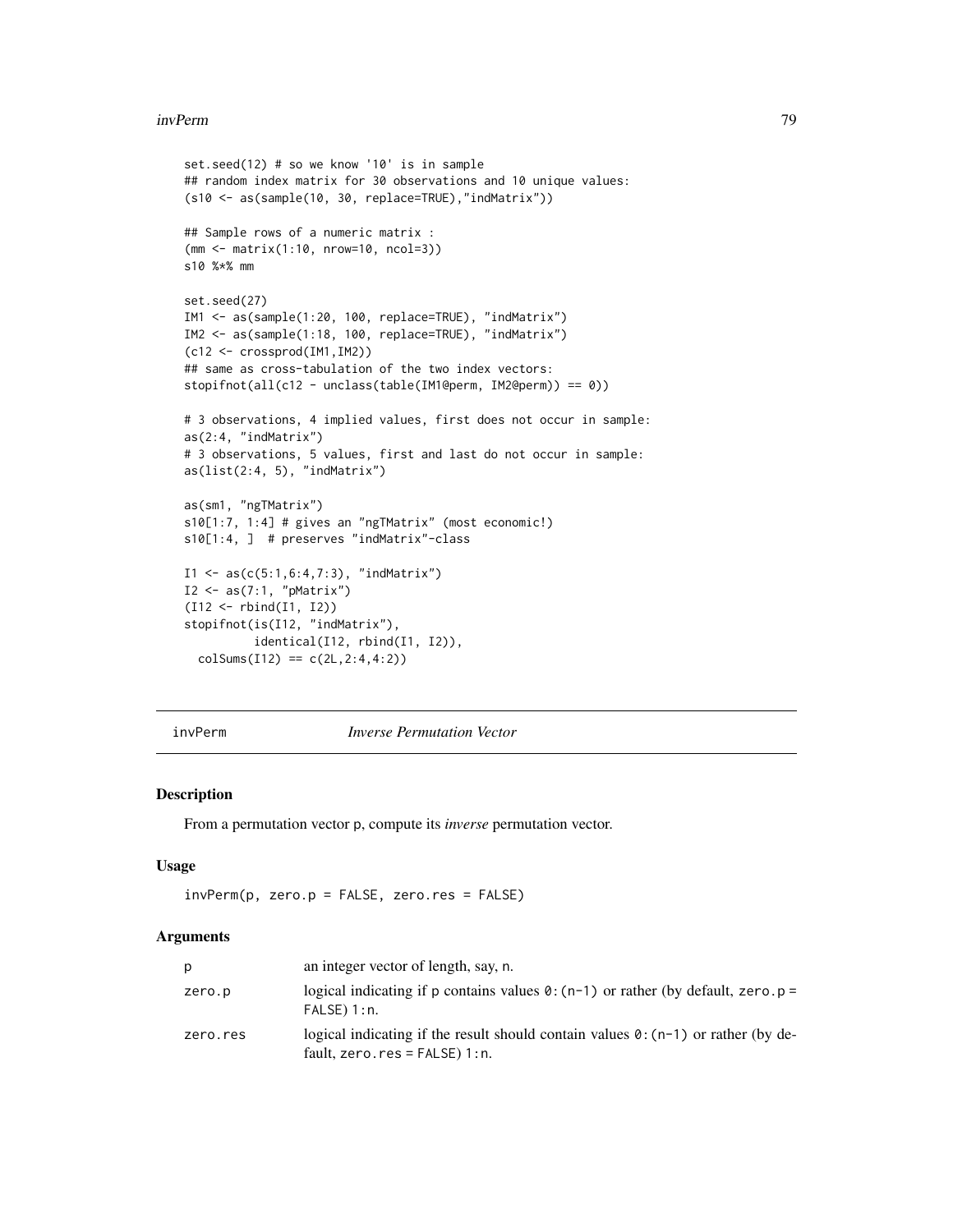```
set.seed(12) # so we know '10' is in sample
## random index matrix for 30 observations and 10 unique values:
(s10 <- as(sample(10, 30, replace=TRUE),"indMatrix"))

## Sample rows of a numeric matrix :
(mm <- matrix(1:10, nrow=10, ncol=3))
s10 %*% mm

set.seed(27)
IM1 <- as(sample(1:20, 100, replace=TRUE), "indMatrix")
IM2 <- as(sample(1:18, 100, replace=TRUE), "indMatrix")
(c12 <- crossprod(IM1,IM2))
## same as cross-tabulation of the two index vectors:
stopifnot(all(c12 - unclass(table(IM1@perm, IM2@perm)) == 0))

# 3 observations, 4 implied values, first does not occur in sample:
as(2:4, "indMatrix")
# 3 observations, 5 values, first and last do not occur in sample:
as(list(2:4, 5), "indMatrix")

as(sm1, "ngTMatrix")
s10[1:7, 1:4] # gives an "ngTMatrix" (most economic!)
s10[1:4, ]  # preserves "indMatrix"-class

I1 <- as(c(5:1,6:4,7:3), "indMatrix")
I2 <- as(7:1, "pMatrix")
(I12 <- rbind(I1, I2))
stopifnot(is(I12, "indMatrix"),
          identical(I12, rbind(I1, I2)),
  colSums(I12) == c(2L,2:4,4:2))
```

---

## invPerm — *Inverse Permutation Vector*

### Description

From a permutation vector p, compute its *inverse* permutation vector.

### Usage

```
invPerm(p, zero.p = FALSE, zero.res = FALSE)
```

### Arguments

| | |
|---|---|
| p | an integer vector of length, say, n. |
| zero.p | logical indicating if p contains values `0:(n-1)` or rather (by default, `zero.p = FALSE`) `1:n`. |
| zero.res | logical indicating if the result should contain values `0:(n-1)` or rather (by default, `zero.res = FALSE`) `1:n`. |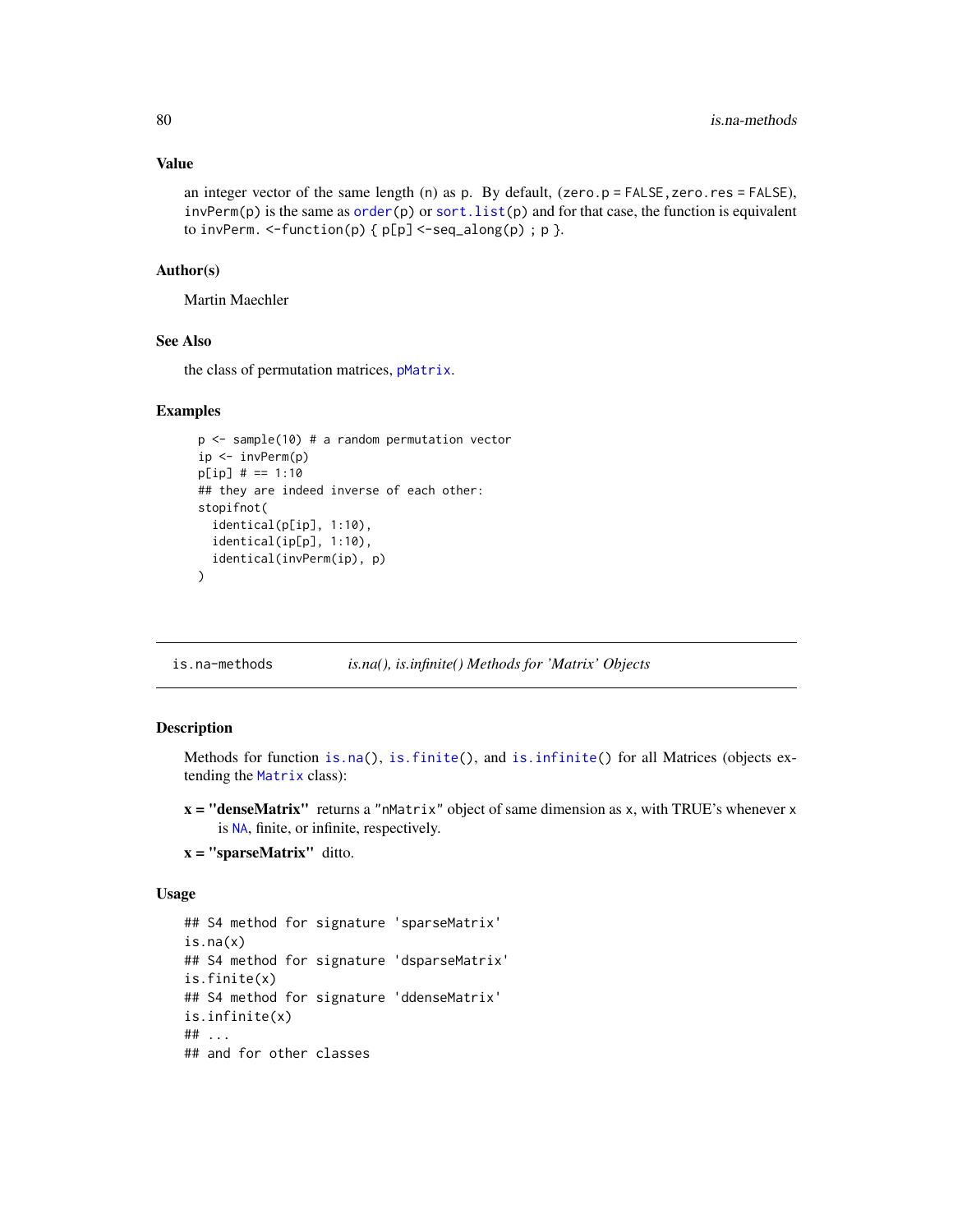### Value

an integer vector of the same length (n) as p. By default, (zero.p = FALSE, zero.res = FALSE), invPerm(p) is the same as order(p) or sort.list(p) and for that case, the function is equivalent to invPerm. <-function(p) { p[p] <-seq_along(p) ; p }.

### Author(s)

Martin Maechler

### See Also

the class of permutation matrices, pMatrix.

### Examples

```
p <- sample(10) # a random permutation vector
ip <- invPerm(p)
p[ip] # == 1:10
## they are indeed inverse of each other:
stopifnot(
  identical(p[ip], 1:10),
  identical(ip[p], 1:10),
  identical(invPerm(ip), p)
)
```

---

## is.na-methods    *is.na(), is.infinite() Methods for 'Matrix' Objects*

### Description

Methods for function is.na(), is.finite(), and is.infinite() for all Matrices (objects extending the Matrix class):

**x = "denseMatrix"** returns a "nMatrix" object of same dimension as x, with TRUE's whenever x is NA, finite, or infinite, respectively.

**x = "sparseMatrix"** ditto.

### Usage

```
## S4 method for signature 'sparseMatrix'
is.na(x)
## S4 method for signature 'dsparseMatrix'
is.finite(x)
## S4 method for signature 'ddenseMatrix'
is.infinite(x)
## ...
## and for other classes
```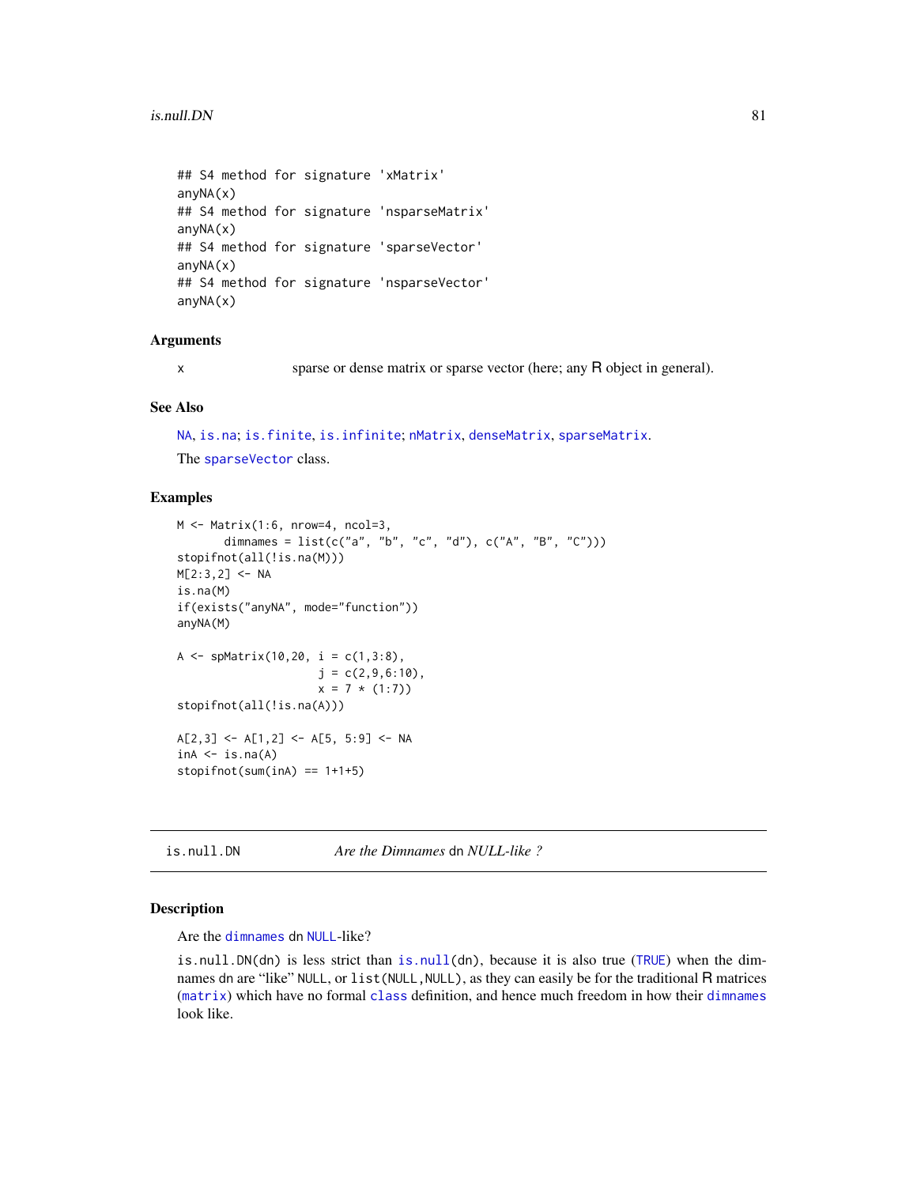```
## S4 method for signature 'xMatrix'
anyNA(x)
## S4 method for signature 'nsparseMatrix'
anyNA(x)
## S4 method for signature 'sparseVector'
anyNA(x)
## S4 method for signature 'nsparseVector'
anyNA(x)
```

### Arguments

x    sparse or dense matrix or sparse vector (here; any R object in general).

### See Also

`NA`, `is.na`; `is.finite`, `is.infinite`; `nMatrix`, `denseMatrix`, `sparseMatrix`.

The `sparseVector` class.

### Examples

```
M <- Matrix(1:6, nrow=4, ncol=3,
       dimnames = list(c("a", "b", "c", "d"), c("A", "B", "C")))
stopifnot(all(!is.na(M)))
M[2:3,2] <- NA
is.na(M)
if(exists("anyNA", mode="function"))
anyNA(M)

A <- spMatrix(10,20, i = c(1,3:8),
                     j = c(2,9,6:10),
                     x = 7 * (1:7))
stopifnot(all(!is.na(A)))

A[2,3] <- A[1,2] <- A[5, 5:9] <- NA
inA <- is.na(A)
stopifnot(sum(inA) == 1+1+5)
```

---

## is.null.DN    *Are the Dimnames* dn *NULL-like ?*

### Description

Are the `dimnames` `dn` `NULL`-like?

`is.null.DN(dn)` is less strict than `is.null(dn)`, because it is also true (`TRUE`) when the dimnames `dn` are "like" `NULL`, or `list(NULL,NULL)`, as they can easily be for the traditional R matrices (`matrix`) which have no formal `class` definition, and hence much freedom in how their `dimnames` look like.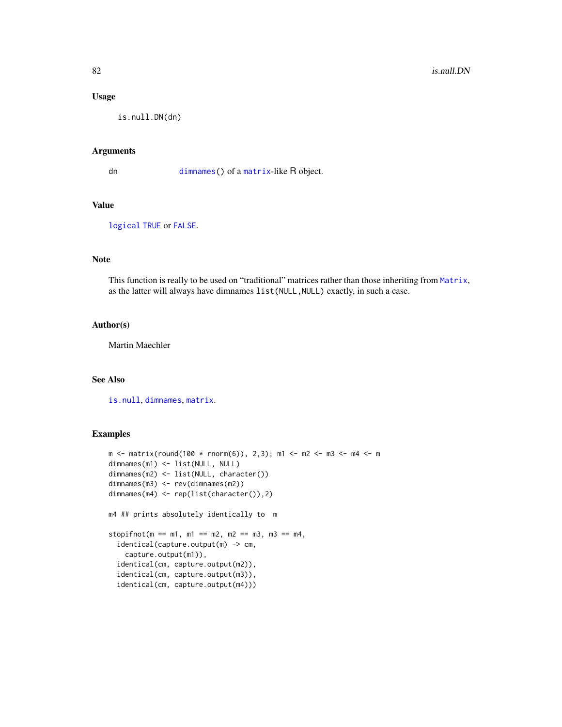## Usage

```
is.null.DN(dn)
```

## Arguments

dn    `dimnames()` of a `matrix`-like R object.

## Value

`logical` `TRUE` or `FALSE`.

## Note

This function is really to be used on "traditional" matrices rather than those inheriting from `Matrix`, as the latter will always have dimnames `list(NULL,NULL)` exactly, in such a case.

## Author(s)

Martin Maechler

## See Also

`is.null`, `dimnames`, `matrix`.

## Examples

```
m <- matrix(round(100 * rnorm(6)), 2,3); m1 <- m2 <- m3 <- m4 <- m
dimnames(m1) <- list(NULL, NULL)
dimnames(m2) <- list(NULL, character())
dimnames(m3) <- rev(dimnames(m2))
dimnames(m4) <- rep(list(character()),2)

m4 ## prints absolutely identically to  m

stopifnot(m == m1, m1 == m2, m2 == m3, m3 == m4,
  identical(capture.output(m) -> cm,
    capture.output(m1)),
  identical(cm, capture.output(m2)),
  identical(cm, capture.output(m3)),
  identical(cm, capture.output(m4)))
```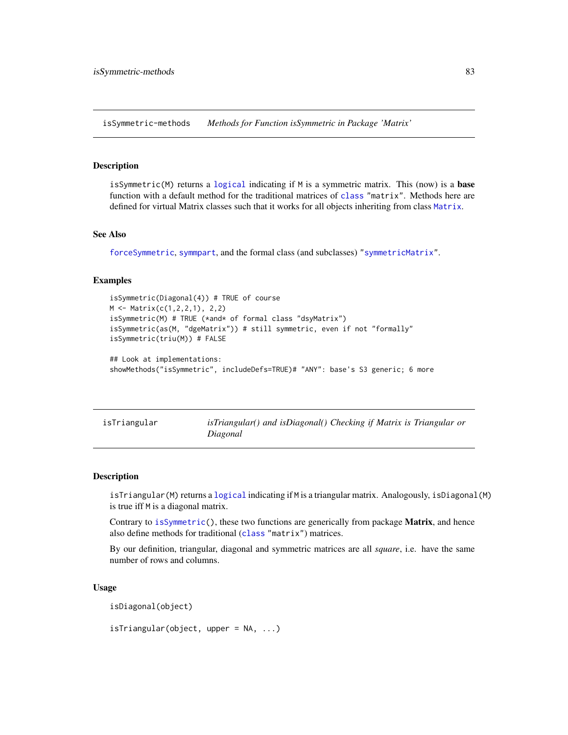## isSymmetric-methods *Methods for Function isSymmetric in Package 'Matrix'*

### Description

isSymmetric(M) returns a logical indicating if M is a symmetric matrix. This (now) is a **base** function with a default method for the traditional matrices of class "matrix". Methods here are defined for virtual Matrix classes such that it works for all objects inheriting from class Matrix.

### See Also

forceSymmetric, symmpart, and the formal class (and subclasses) "symmetricMatrix".

### Examples

```
isSymmetric(Diagonal(4)) # TRUE of course
M <- Matrix(c(1,2,2,1), 2,2)
isSymmetric(M) # TRUE (*and* of formal class "dsyMatrix")
isSymmetric(as(M, "dgeMatrix")) # still symmetric, even if not "formally"
isSymmetric(triu(M)) # FALSE

## Look at implementations:
showMethods("isSymmetric", includeDefs=TRUE)# "ANY": base's S3 generic; 6 more
```

## isTriangular *isTriangular() and isDiagonal() Checking if Matrix is Triangular or Diagonal*

### Description

isTriangular(M) returns a logical indicating if M is a triangular matrix. Analogously, isDiagonal(M) is true iff M is a diagonal matrix.

Contrary to isSymmetric(), these two functions are generically from package **Matrix**, and hence also define methods for traditional (class "matrix") matrices.

By our definition, triangular, diagonal and symmetric matrices are all *square*, i.e. have the same number of rows and columns.

### Usage

```
isDiagonal(object)

isTriangular(object, upper = NA, ...)
```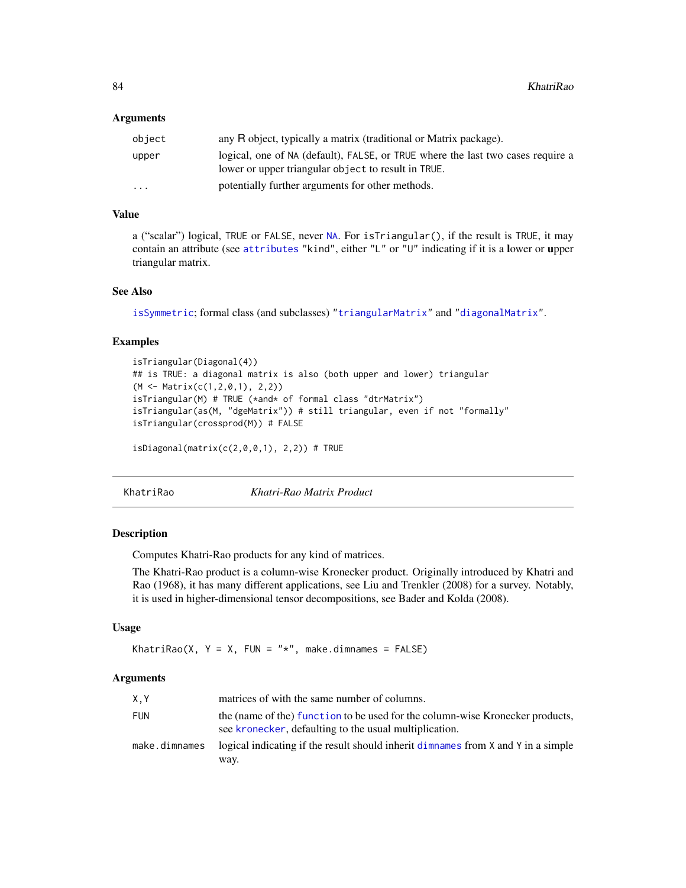### Arguments

| | |
|---|---|
| `object` | any R object, typically a matrix (traditional or Matrix package). |
| `upper` | logical, one of `NA` (default), `FALSE`, or `TRUE` where the last two cases require a lower or upper triangular `object` to result in `TRUE`. |
| `...` | potentially further arguments for other methods. |

### Value

a ("scalar") logical, `TRUE` or `FALSE`, never `NA`. For `isTriangular()`, if the result is `TRUE`, it may contain an attribute (see `attributes` `"kind"`, either `"L"` or `"U"` indicating if it is a **l**ower or **u**pper triangular matrix.

### See Also

`isSymmetric`; formal class (and subclasses) `"triangularMatrix"` and `"diagonalMatrix"`.

### Examples

```
isTriangular(Diagonal(4))
## is TRUE: a diagonal matrix is also (both upper and lower) triangular
(M <- Matrix(c(1,2,0,1), 2,2))
isTriangular(M) # TRUE (*and* of formal class "dtrMatrix")
isTriangular(as(M, "dgeMatrix")) # still triangular, even if not "formally"
isTriangular(crossprod(M)) # FALSE

isDiagonal(matrix(c(2,0,0,1), 2,2)) # TRUE
```

---

## KhatriRao — *Khatri-Rao Matrix Product*

### Description

Computes Khatri-Rao products for any kind of matrices.

The Khatri-Rao product is a column-wise Kronecker product. Originally introduced by Khatri and Rao (1968), it has many different applications, see Liu and Trenkler (2008) for a survey. Notably, it is used in higher-dimensional tensor decompositions, see Bader and Kolda (2008).

### Usage

```
KhatriRao(X, Y = X, FUN = "*", make.dimnames = FALSE)
```

### Arguments

| | |
|---|---|
| `X,Y` | matrices of with the same number of columns. |
| `FUN` | the (name of the) `function` to be used for the column-wise Kronecker products, see `kronecker`, defaulting to the usual multiplication. |
| `make.dimnames` | logical indicating if the result should inherit `dimnames` from `X` and `Y` in a simple way. |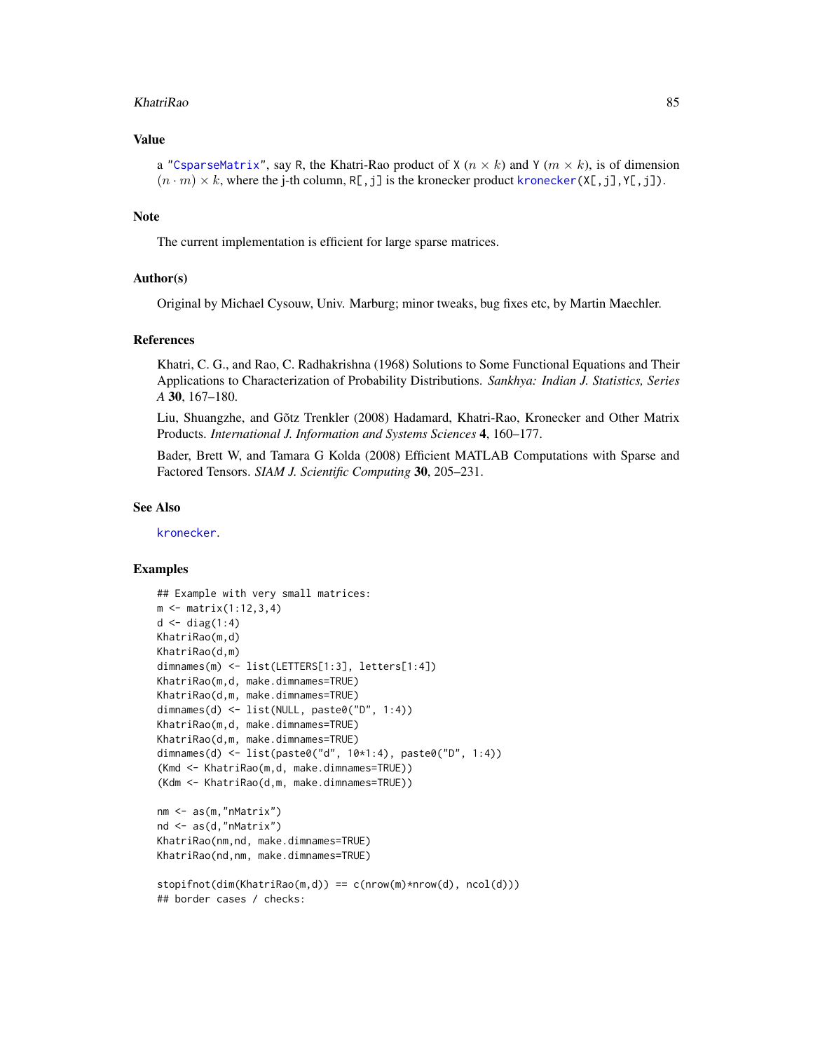## Value

a "CsparseMatrix", say R, the Khatri-Rao product of X ($n \times k$) and Y ($m \times k$), is of dimension $(n \cdot m) \times k$, where the j-th column, R[,j] is the kronecker product kronecker(X[,j],Y[,j]).

## Note

The current implementation is efficient for large sparse matrices.

## Author(s)

Original by Michael Cysouw, Univ. Marburg; minor tweaks, bug fixes etc, by Martin Maechler.

## References

Khatri, C. G., and Rao, C. Radhakrishna (1968) Solutions to Some Functional Equations and Their Applications to Characterization of Probability Distributions. *Sankhya: Indian J. Statistics, Series A* **30**, 167–180.

Liu, Shuangzhe, and Gõtz Trenkler (2008) Hadamard, Khatri-Rao, Kronecker and Other Matrix Products. *International J. Information and Systems Sciences* **4**, 160–177.

Bader, Brett W, and Tamara G Kolda (2008) Efficient MATLAB Computations with Sparse and Factored Tensors. *SIAM J. Scientific Computing* **30**, 205–231.

## See Also

kronecker.

## Examples

```
## Example with very small matrices:
m <- matrix(1:12,3,4)
d <- diag(1:4)
KhatriRao(m,d)
KhatriRao(d,m)
dimnames(m) <- list(LETTERS[1:3], letters[1:4])
KhatriRao(m,d, make.dimnames=TRUE)
KhatriRao(d,m, make.dimnames=TRUE)
dimnames(d) <- list(NULL, paste0("D", 1:4))
KhatriRao(m,d, make.dimnames=TRUE)
KhatriRao(d,m, make.dimnames=TRUE)
dimnames(d) <- list(paste0("d", 10*1:4), paste0("D", 1:4))
(Kmd <- KhatriRao(m,d, make.dimnames=TRUE))
(Kdm <- KhatriRao(d,m, make.dimnames=TRUE))

nm <- as(m,"nMatrix")
nd <- as(d,"nMatrix")
KhatriRao(nm,nd, make.dimnames=TRUE)
KhatriRao(nd,nm, make.dimnames=TRUE)

stopifnot(dim(KhatriRao(m,d)) == c(nrow(m)*nrow(d), ncol(d)))
## border cases / checks:
```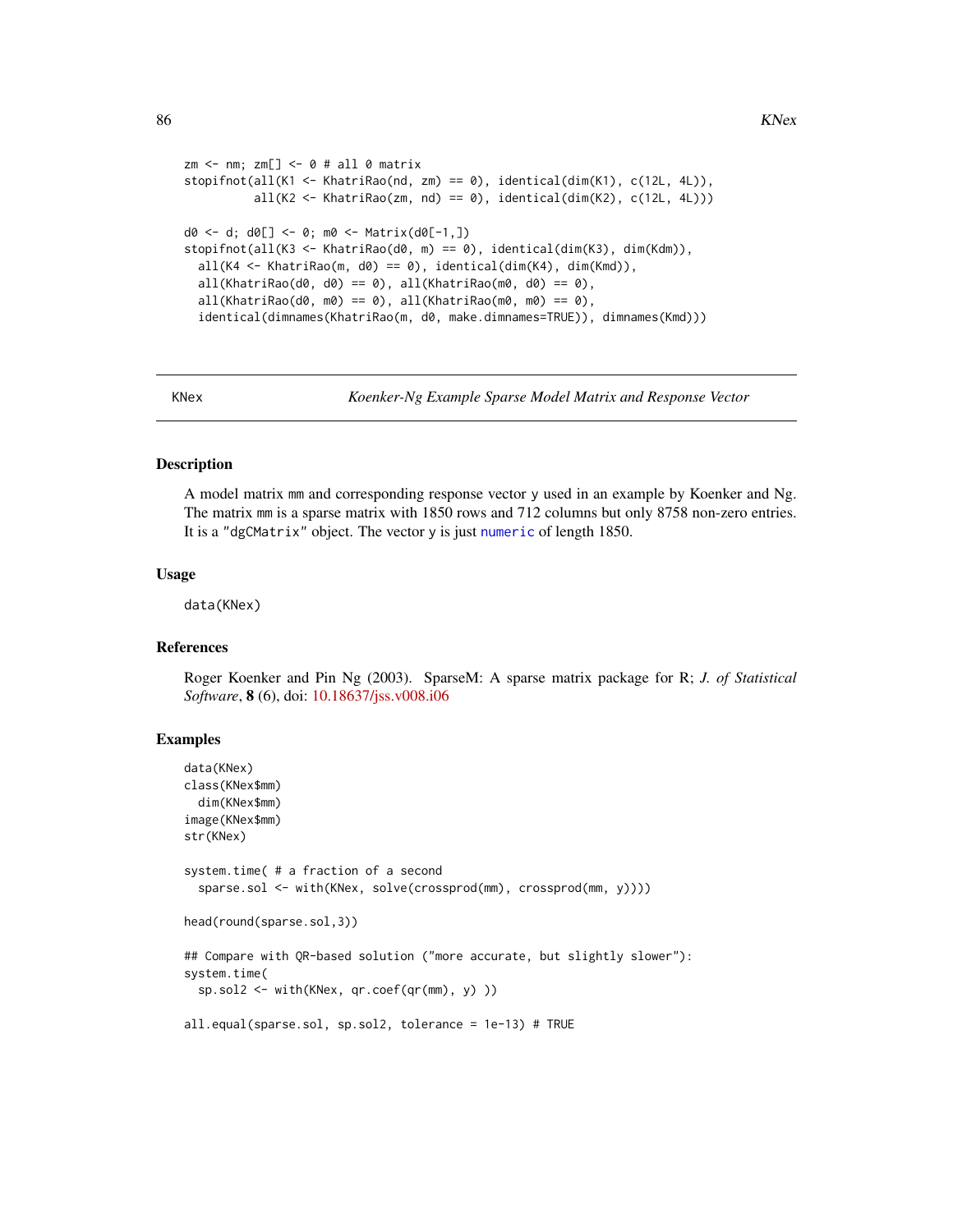```
zm <- nm; zm[] <- 0 # all 0 matrix
stopifnot(all(K1 <- KhatriRao(nd, zm) == 0), identical(dim(K1), c(12L, 4L)),
          all(K2 <- KhatriRao(zm, nd) == 0), identical(dim(K2), c(12L, 4L)))

d0 <- d; d0[] <- 0; m0 <- Matrix(d0[-1,])
stopifnot(all(K3 <- KhatriRao(d0, m) == 0), identical(dim(K3), dim(Kdm)),
  all(K4 <- KhatriRao(m, d0) == 0), identical(dim(K4), dim(Kmd)),
  all(KhatriRao(d0, d0) == 0), all(KhatriRao(m0, d0) == 0),
  all(KhatriRao(d0, m0) == 0), all(KhatriRao(m0, m0) == 0),
  identical(dimnames(KhatriRao(m, d0, make.dimnames=TRUE)), dimnames(Kmd)))
```

---

## KNex — *Koenker-Ng Example Sparse Model Matrix and Response Vector*

### Description

A model matrix mm and corresponding response vector y used in an example by Koenker and Ng. The matrix mm is a sparse matrix with 1850 rows and 712 columns but only 8758 non-zero entries. It is a "dgCMatrix" object. The vector y is just numeric of length 1850.

### Usage

```
data(KNex)
```

### References

Roger Koenker and Pin Ng (2003). SparseM: A sparse matrix package for R; *J. of Statistical Software*, **8** (6), doi: 10.18637/jss.v008.i06

### Examples

```
data(KNex)
class(KNex$mm)
  dim(KNex$mm)
image(KNex$mm)
str(KNex)

system.time( # a fraction of a second
  sparse.sol <- with(KNex, solve(crossprod(mm), crossprod(mm, y))))

head(round(sparse.sol,3))

## Compare with QR-based solution ("more accurate, but slightly slower"):
system.time(
  sp.sol2 <- with(KNex, qr.coef(qr(mm), y) ))

all.equal(sparse.sol, sp.sol2, tolerance = 1e-13) # TRUE
```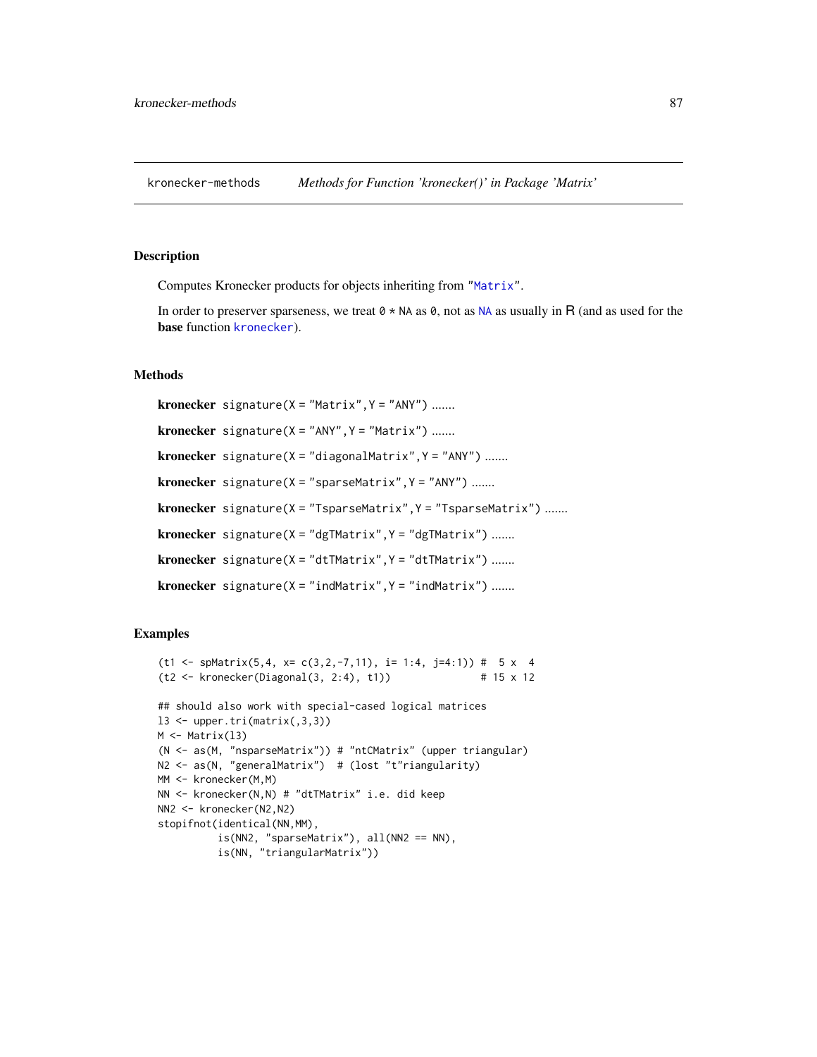kronecker-methods *Methods for Function 'kronecker()' in Package 'Matrix'*

## Description

Computes Kronecker products for objects inheriting from "`Matrix`".

In order to preserver sparseness, we treat `0 * NA` as `0`, not as `NA` as usually in R (and as used for the **base** function `kronecker`).

## Methods

**kronecker** `signature(X = "Matrix", Y = "ANY")` .......

**kronecker** `signature(X = "ANY", Y = "Matrix")` .......

**kronecker** `signature(X = "diagonalMatrix", Y = "ANY")` .......

**kronecker** `signature(X = "sparseMatrix", Y = "ANY")` .......

**kronecker** `signature(X = "TsparseMatrix", Y = "TsparseMatrix")` .......

**kronecker** `signature(X = "dgTMatrix", Y = "dgTMatrix")` .......

**kronecker** `signature(X = "dtTMatrix", Y = "dtTMatrix")` .......

**kronecker** `signature(X = "indMatrix", Y = "indMatrix")` .......

## Examples

```
(t1 <- spMatrix(5,4, x= c(3,2,-7,11), i= 1:4, j=4:1)) #  5 x  4
(t2 <- kronecker(Diagonal(3, 2:4), t1))              # 15 x 12

## should also work with special-cased logical matrices
l3 <- upper.tri(matrix(,3,3))
M <- Matrix(l3)
(N <- as(M, "nsparseMatrix")) # "ntCMatrix" (upper triangular)
N2 <- as(N, "generalMatrix")  # (lost "t"riangularity)
MM <- kronecker(M,M)
NN <- kronecker(N,N) # "dtTMatrix" i.e. did keep
NN2 <- kronecker(N2,N2)
stopifnot(identical(NN,MM),
          is(NN2, "sparseMatrix"), all(NN2 == NN),
          is(NN, "triangularMatrix"))
```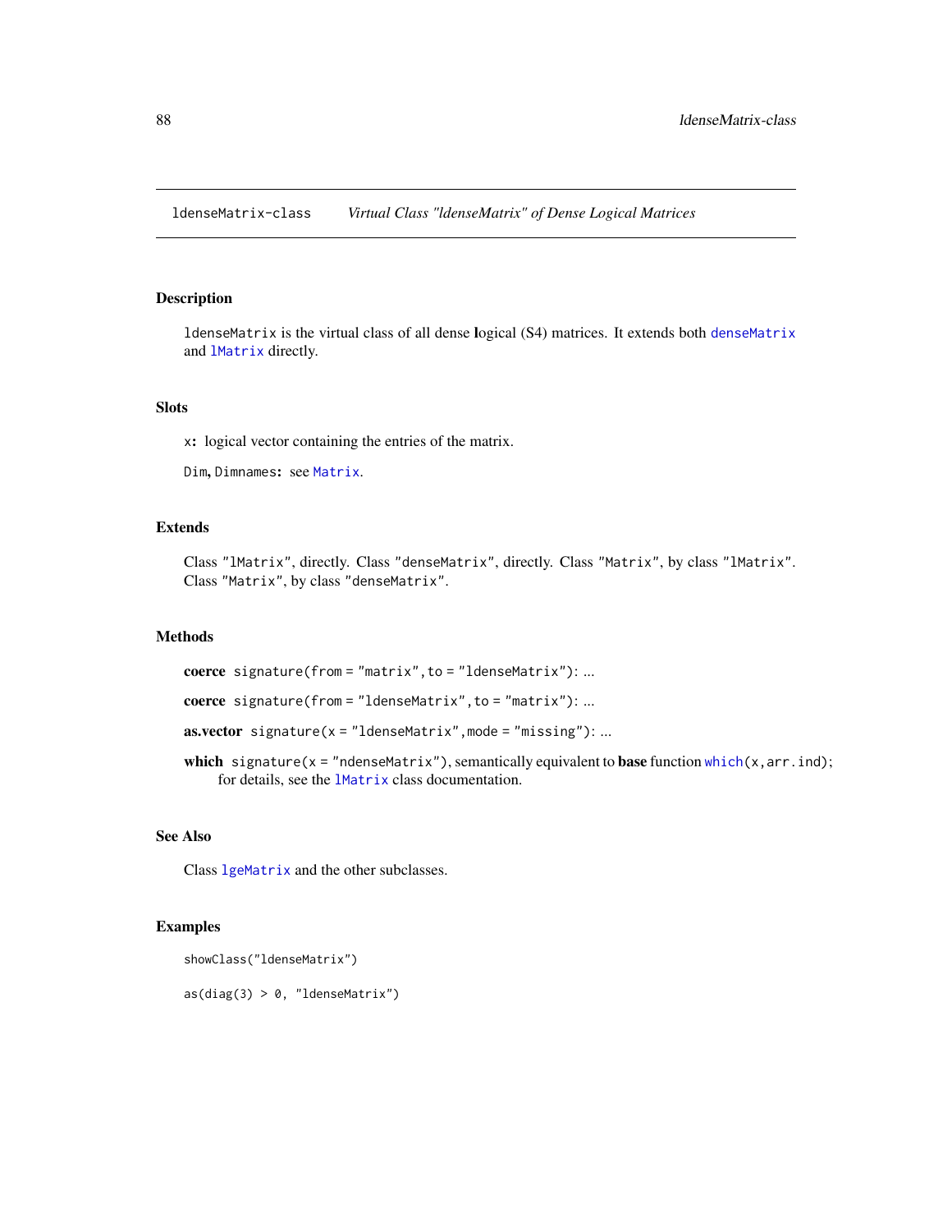# ldenseMatrix-class — *Virtual Class "ldenseMatrix" of Dense Logical Matrices*

## Description

`ldenseMatrix` is the virtual class of all dense **l**ogical (S4) matrices. It extends both `denseMatrix` and `lMatrix` directly.

## Slots

`x`**:** logical vector containing the entries of the matrix.

`Dim`**,** `Dimnames`**:** see `Matrix`.

## Extends

Class `"lMatrix"`, directly. Class `"denseMatrix"`, directly. Class `"Matrix"`, by class `"lMatrix"`. Class `"Matrix"`, by class `"denseMatrix"`.

## Methods

**coerce** `signature(from = "matrix", to = "ldenseMatrix")`: ...

**coerce** `signature(from = "ldenseMatrix", to = "matrix")`: ...

**as.vector** `signature(x = "ldenseMatrix", mode = "missing")`: ...

**which** `signature(x = "ndenseMatrix")`, semantically equivalent to **base** function `which(x, arr.ind)`; for details, see the `lMatrix` class documentation.

## See Also

Class `lgeMatrix` and the other subclasses.

## Examples

```
showClass("ldenseMatrix")

as(diag(3) > 0, "ldenseMatrix")
```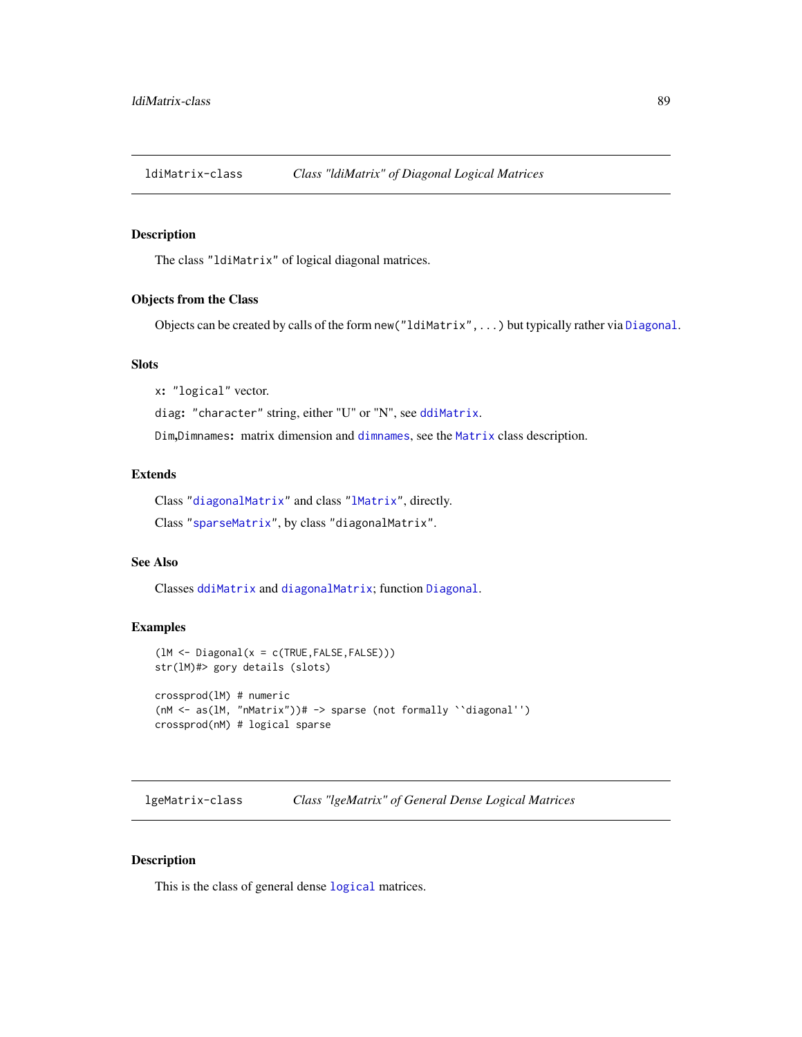## ldiMatrix-class    *Class "ldiMatrix" of Diagonal Logical Matrices*

### Description

The class "ldiMatrix" of logical diagonal matrices.

### Objects from the Class

Objects can be created by calls of the form `new("ldiMatrix",...)` but typically rather via `Diagonal`.

### Slots

**x:** "logical" vector.

**diag:** "character" string, either "U" or "N", see `ddiMatrix`.

**Dim,Dimnames:** matrix dimension and `dimnames`, see the `Matrix` class description.

### Extends

Class "`diagonalMatrix`" and class "`lMatrix`", directly.

Class "`sparseMatrix`", by class "diagonalMatrix".

### See Also

Classes `ddiMatrix` and `diagonalMatrix`; function `Diagonal`.

### Examples

```
(lM <- Diagonal(x = c(TRUE,FALSE,FALSE)))
str(lM)#> gory details (slots)

crossprod(lM) # numeric
(nM <- as(lM, "nMatrix"))# -> sparse (not formally ``diagonal'')
crossprod(nM) # logical sparse
```

## lgeMatrix-class    *Class "lgeMatrix" of General Dense Logical Matrices*

### Description

This is the class of general dense `logical` matrices.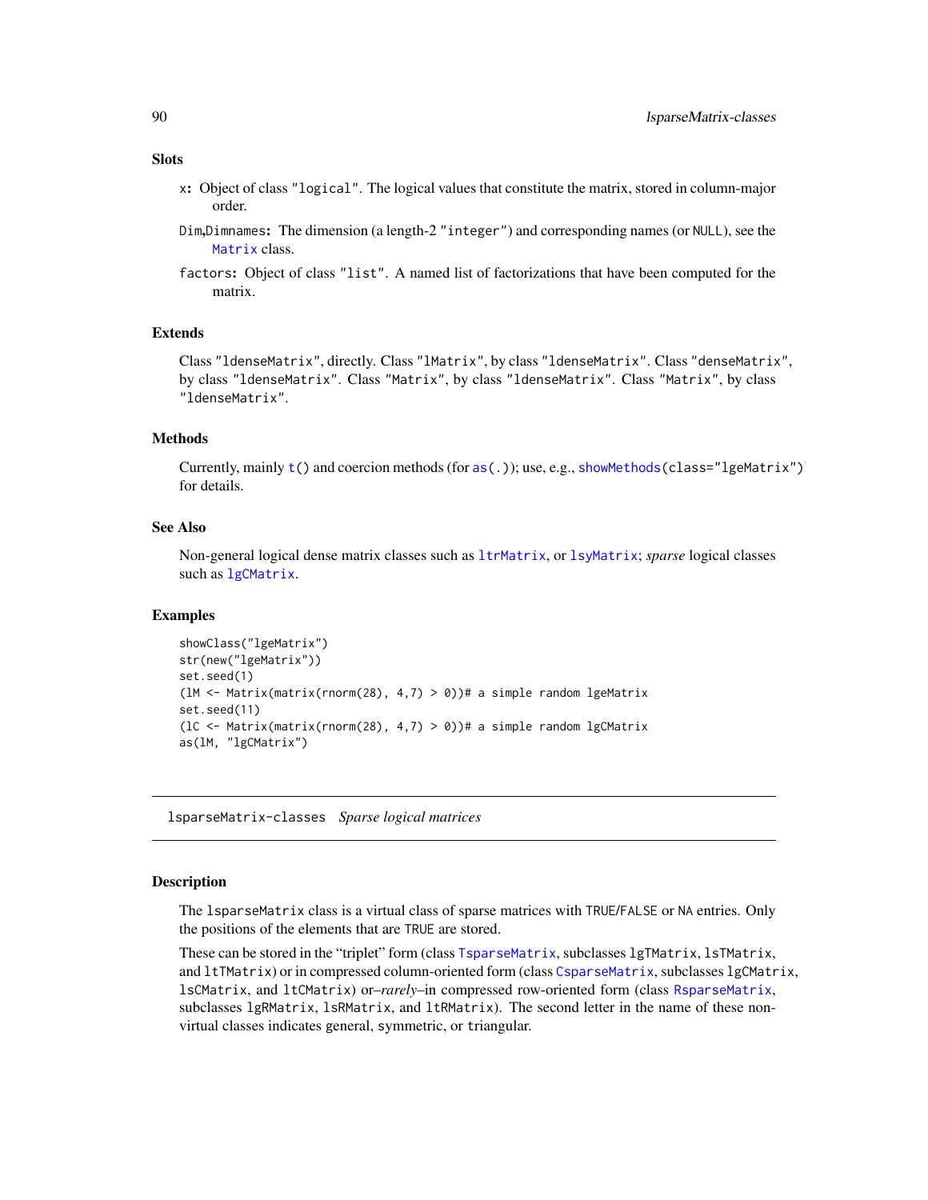### Slots

- **x:** Object of class "logical". The logical values that constitute the matrix, stored in column-major order.
- **Dim,Dimnames:** The dimension (a length-2 "integer") and corresponding names (or NULL), see the Matrix class.
- **factors:** Object of class "list". A named list of factorizations that have been computed for the matrix.

### Extends

Class "ldenseMatrix", directly. Class "lMatrix", by class "ldenseMatrix". Class "denseMatrix", by class "ldenseMatrix". Class "Matrix", by class "ldenseMatrix". Class "Matrix", by class "ldenseMatrix".

### Methods

Currently, mainly t() and coercion methods (for as(.)); use, e.g., showMethods(class="lgeMatrix") for details.

### See Also

Non-general logical dense matrix classes such as ltrMatrix, or lsyMatrix; *sparse* logical classes such as lgCMatrix.

### Examples

```
showClass("lgeMatrix")
str(new("lgeMatrix"))
set.seed(1)
(lM <- Matrix(matrix(rnorm(28), 4,7) > 0))# a simple random lgeMatrix
set.seed(11)
(lC <- Matrix(matrix(rnorm(28), 4,7) > 0))# a simple random lgCMatrix
as(lM, "lgCMatrix")
```

---

## lsparseMatrix-classes *Sparse logical matrices*

---

### Description

The lsparseMatrix class is a virtual class of sparse matrices with TRUE/FALSE or NA entries. Only the positions of the elements that are TRUE are stored.

These can be stored in the "triplet" form (class TsparseMatrix, subclasses lgTMatrix, lsTMatrix, and ltTMatrix) or in compressed column-oriented form (class CsparseMatrix, subclasses lgCMatrix, lsCMatrix, and ltCMatrix) or–*rarely*–in compressed row-oriented form (class RsparseMatrix, subclasses lgRMatrix, lsRMatrix, and ltRMatrix). The second letter in the name of these non-virtual classes indicates general, symmetric, or triangular.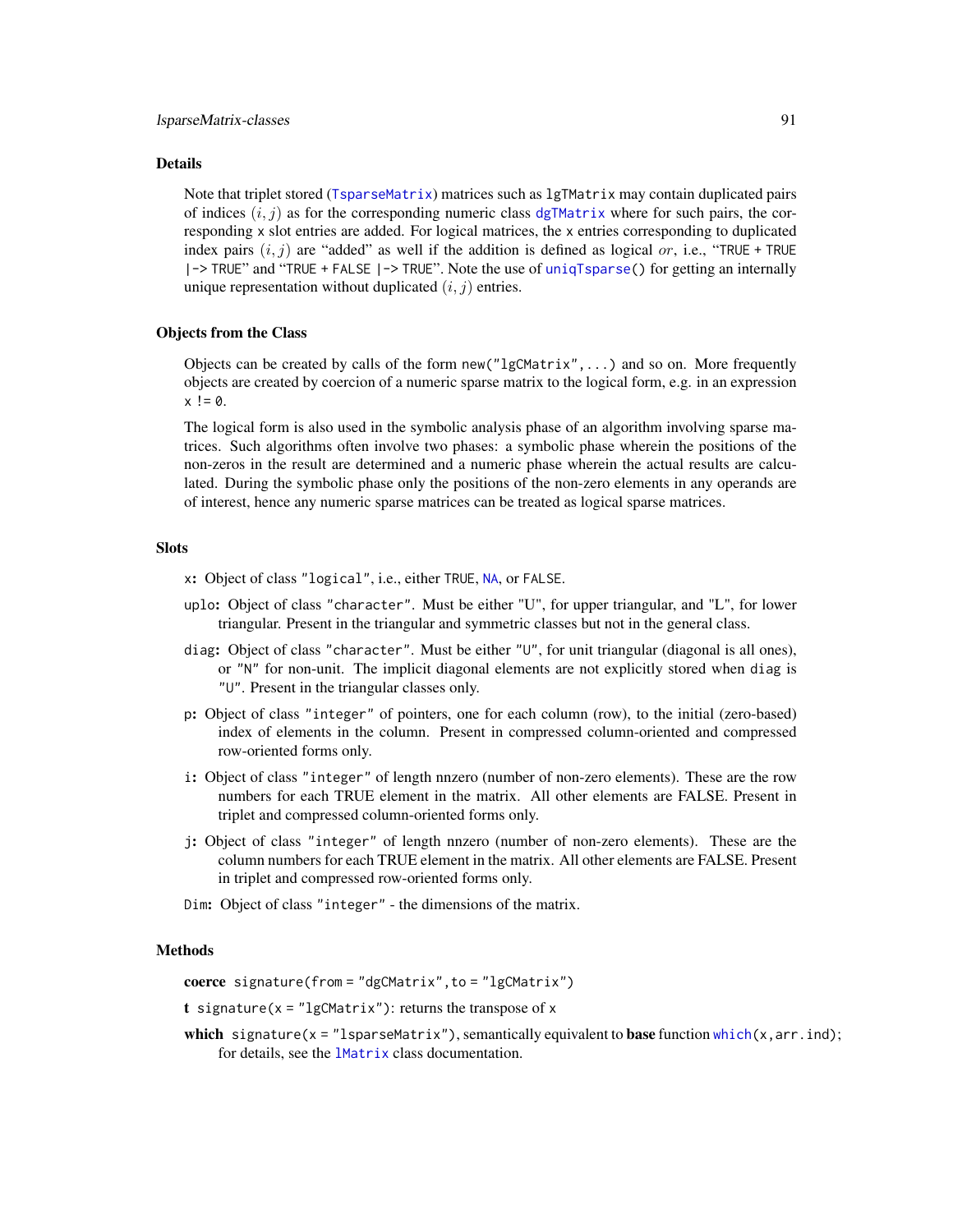## Details

Note that triplet stored (`TsparseMatrix`) matrices such as `lgTMatrix` may contain duplicated pairs of indices $(i, j)$ as for the corresponding numeric class `dgTMatrix` where for such pairs, the corresponding `x` slot entries are added. For logical matrices, the `x` entries corresponding to duplicated index pairs $(i, j)$ are "added" as well if the addition is defined as logical $or$, i.e., "`TRUE + TRUE |-> TRUE`" and "`TRUE + FALSE |-> TRUE`". Note the use of `uniqTsparse()` for getting an internally unique representation without duplicated $(i, j)$ entries.

## Objects from the Class

Objects can be created by calls of the form `new("lgCMatrix",...)` and so on. More frequently objects are created by coercion of a numeric sparse matrix to the logical form, e.g. in an expression `x != 0`.

The logical form is also used in the symbolic analysis phase of an algorithm involving sparse matrices. Such algorithms often involve two phases: a symbolic phase wherein the positions of the non-zeros in the result are determined and a numeric phase wherein the actual results are calculated. During the symbolic phase only the positions of the non-zero elements in any operands are of interest, hence any numeric sparse matrices can be treated as logical sparse matrices.

## Slots

- **`x`**: Object of class `"logical"`, i.e., either `TRUE`, `NA`, or `FALSE`.
- **`uplo`**: Object of class `"character"`. Must be either "U", for upper triangular, and "L", for lower triangular. Present in the triangular and symmetric classes but not in the general class.
- **`diag`**: Object of class `"character"`. Must be either `"U"`, for unit triangular (diagonal is all ones), or `"N"` for non-unit. The implicit diagonal elements are not explicitly stored when `diag` is `"U"`. Present in the triangular classes only.
- **`p`**: Object of class `"integer"` of pointers, one for each column (row), to the initial (zero-based) index of elements in the column. Present in compressed column-oriented and compressed row-oriented forms only.
- **`i`**: Object of class `"integer"` of length nnzero (number of non-zero elements). These are the row numbers for each TRUE element in the matrix. All other elements are FALSE. Present in triplet and compressed column-oriented forms only.
- **`j`**: Object of class `"integer"` of length nnzero (number of non-zero elements). These are the column numbers for each TRUE element in the matrix. All other elements are FALSE. Present in triplet and compressed row-oriented forms only.
- **`Dim`**: Object of class `"integer"` - the dimensions of the matrix.

## Methods

- **coerce** `signature(from = "dgCMatrix", to = "lgCMatrix")`
- **t** `signature(x = "lgCMatrix")`: returns the transpose of `x`
- **which** `signature(x = "lsparseMatrix")`, semantically equivalent to **base** function `which(x, arr.ind)`; for details, see the `lMatrix` class documentation.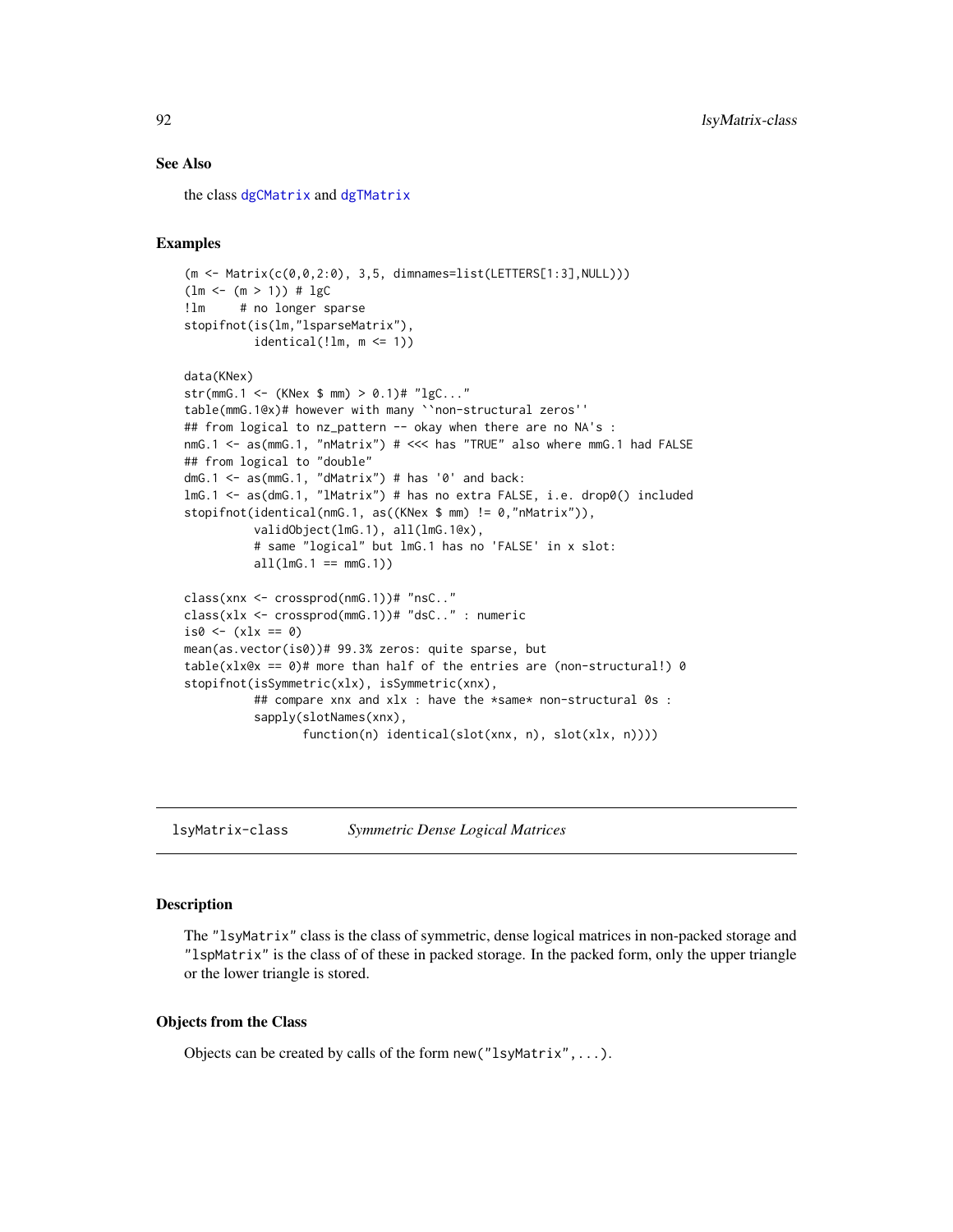## See Also

the class dgCMatrix and dgTMatrix

## Examples

```
(m <- Matrix(c(0,0,2:0), 3,5, dimnames=list(LETTERS[1:3],NULL)))
(lm <- (m > 1)) # lgC
!lm     # no longer sparse
stopifnot(is(lm,"lsparseMatrix"),
          identical(!lm, m <= 1))

data(KNex)
str(mmG.1 <- (KNex $ mm) > 0.1)# "lgC..."
table(mmG.1@x)# however with many ``non-structural zeros''
## from logical to nz_pattern -- okay when there are no NA's :
nmG.1 <- as(mmG.1, "nMatrix") # <<< has "TRUE" also where mmG.1 had FALSE
## from logical to "double"
dmG.1 <- as(mmG.1, "dMatrix") # has '0' and back:
lmG.1 <- as(dmG.1, "lMatrix") # has no extra FALSE, i.e. drop0() included
stopifnot(identical(nmG.1, as((KNex $ mm) != 0,"nMatrix")),
          validObject(lmG.1), all(lmG.1@x),
          # same "logical" but lmG.1 has no 'FALSE' in x slot:
          all(lmG.1 == mmG.1))

class(xnx <- crossprod(nmG.1))# "nsC.."
class(xlx <- crossprod(mmG.1))# "dsC.." : numeric
is0 <- (xlx == 0)
mean(as.vector(is0))# 99.3% zeros: quite sparse, but
table(xlx@x == 0)# more than half of the entries are (non-structural!) 0
stopifnot(isSymmetric(xlx), isSymmetric(xnx),
          ## compare xnx and xlx : have the *same* non-structural 0s :
          sapply(slotNames(xnx),
                 function(n) identical(slot(xnx, n), slot(xlx, n))))
```

---

# lsyMatrix-class — *Symmetric Dense Logical Matrices*

## Description

The "lsyMatrix" class is the class of symmetric, dense logical matrices in non-packed storage and "lspMatrix" is the class of of these in packed storage. In the packed form, only the upper triangle or the lower triangle is stored.

## Objects from the Class

Objects can be created by calls of the form `new("lsyMatrix",...)`.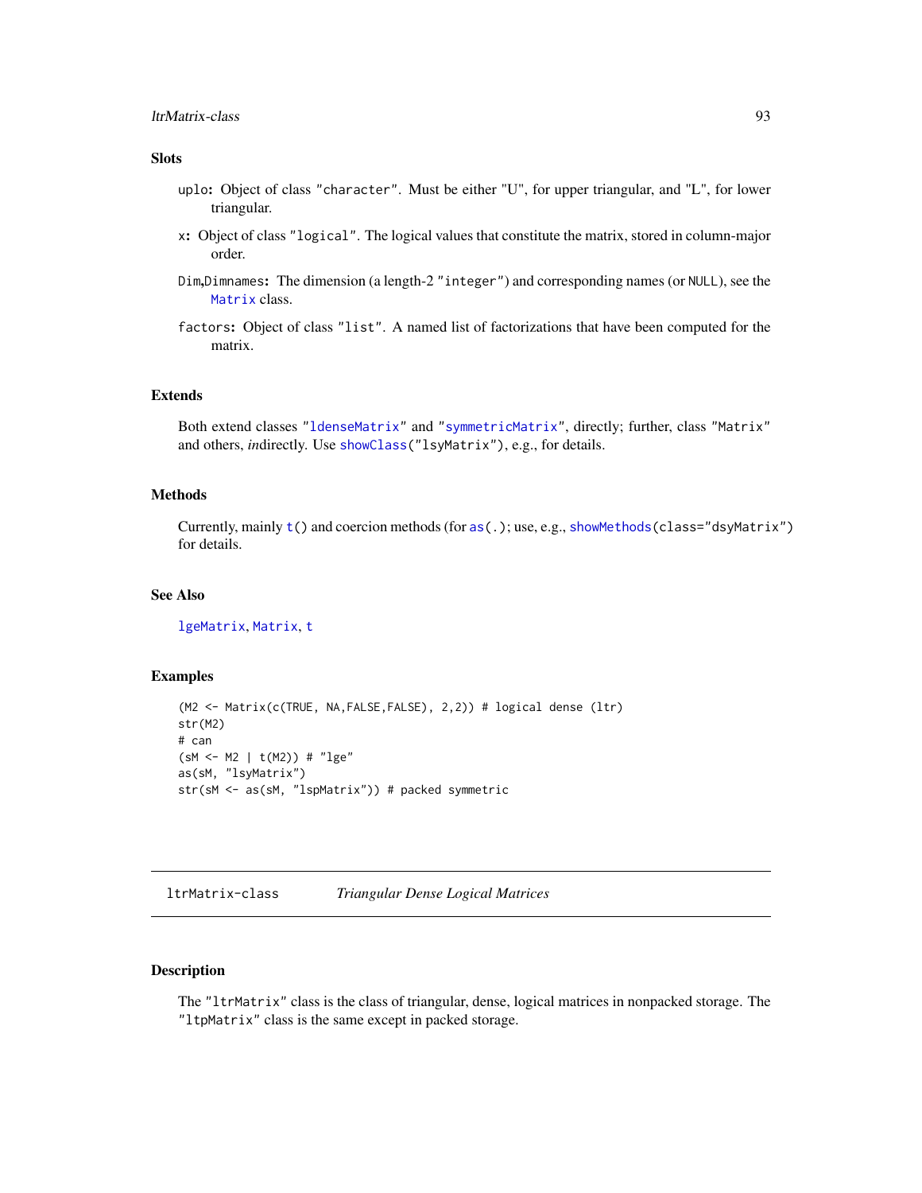## Slots

- `uplo`: Object of class `"character"`. Must be either "U", for upper triangular, and "L", for lower triangular.
- `x`: Object of class `"logical"`. The logical values that constitute the matrix, stored in column-major order.
- `Dim,Dimnames`: The dimension (a length-2 `"integer"`) and corresponding names (or `NULL`), see the `Matrix` class.
- `factors`: Object of class `"list"`. A named list of factorizations that have been computed for the matrix.

## Extends

Both extend classes `"ldenseMatrix"` and `"symmetricMatrix"`, directly; further, class `"Matrix"` and others, *in*directly. Use `showClass("lsyMatrix")`, e.g., for details.

## Methods

Currently, mainly `t()` and coercion methods (for `as(.)`; use, e.g., `showMethods(class="dsyMatrix")` for details.

## See Also

`lgeMatrix`, `Matrix`, `t`

## Examples

```
(M2 <- Matrix(c(TRUE, NA,FALSE,FALSE), 2,2)) # logical dense (ltr)
str(M2)
# can
(sM <- M2 | t(M2)) # "lge"
as(sM, "lsyMatrix")
str(sM <- as(sM, "lspMatrix")) # packed symmetric
```

---

# ltrMatrix-class    *Triangular Dense Logical Matrices*

## Description

The `"ltrMatrix"` class is the class of triangular, dense, logical matrices in nonpacked storage. The `"ltpMatrix"` class is the same except in packed storage.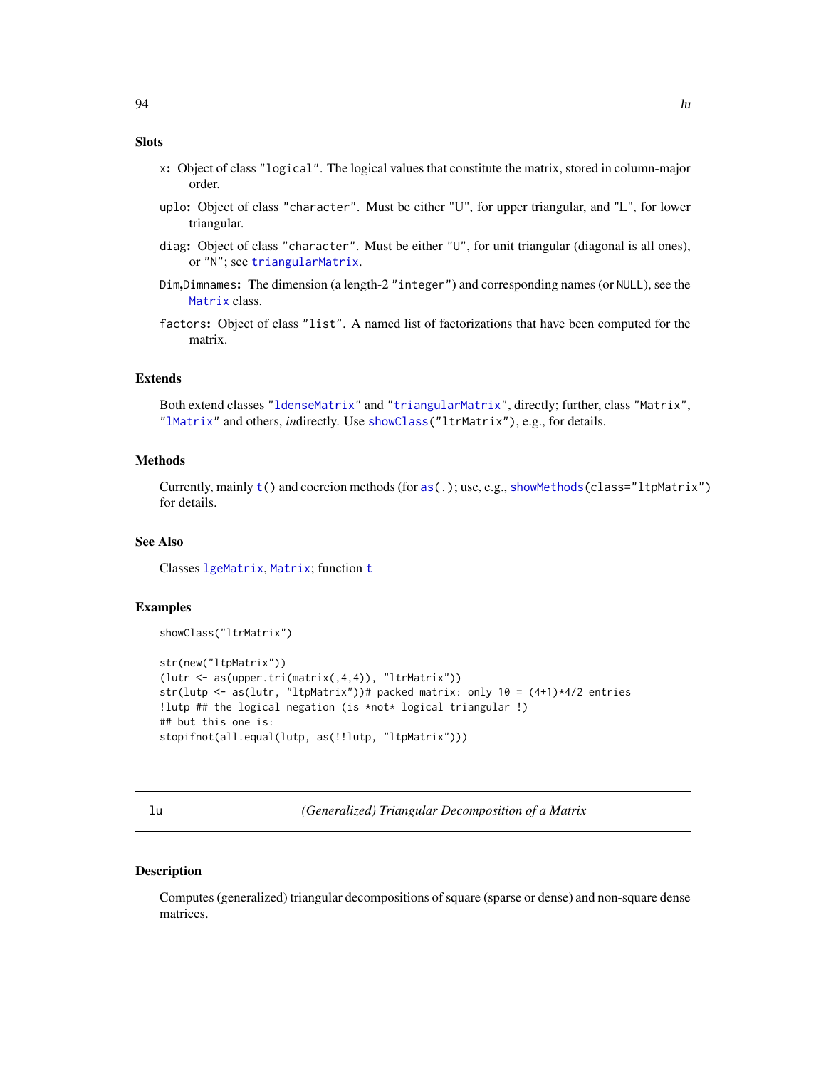### Slots

- `x`: Object of class `"logical"`. The logical values that constitute the matrix, stored in column-major order.
- `uplo`: Object of class `"character"`. Must be either "U", for upper triangular, and "L", for lower triangular.
- `diag`: Object of class `"character"`. Must be either `"U"`, for unit triangular (diagonal is all ones), or `"N"`; see `triangularMatrix`.
- `Dim`,`Dimnames`: The dimension (a length-2 `"integer"`) and corresponding names (or `NULL`), see the `Matrix` class.
- `factors`: Object of class `"list"`. A named list of factorizations that have been computed for the matrix.

### Extends

Both extend classes `"ldenseMatrix"` and `"triangularMatrix"`, directly; further, class `"Matrix"`, `"lMatrix"` and others, *in*directly. Use `showClass("ltrMatrix")`, e.g., for details.

### Methods

Currently, mainly `t()` and coercion methods (for `as(.)`; use, e.g., `showMethods(class="ltpMatrix")` for details.

### See Also

Classes `lgeMatrix`, `Matrix`; function `t`

### Examples

```
showClass("ltrMatrix")

str(new("ltpMatrix"))
(lutr <- as(upper.tri(matrix(,4,4)), "ltrMatrix"))
str(lutp <- as(lutr, "ltpMatrix"))# packed matrix: only 10 = (4+1)*4/2 entries
!lutp ## the logical negation (is *not* logical triangular !)
## but this one is:
stopifnot(all.equal(lutp, as(!!lutp, "ltpMatrix")))
```

---

## lu &nbsp;&nbsp;&nbsp;&nbsp; *(Generalized) Triangular Decomposition of a Matrix*

### Description

Computes (generalized) triangular decompositions of square (sparse or dense) and non-square dense matrices.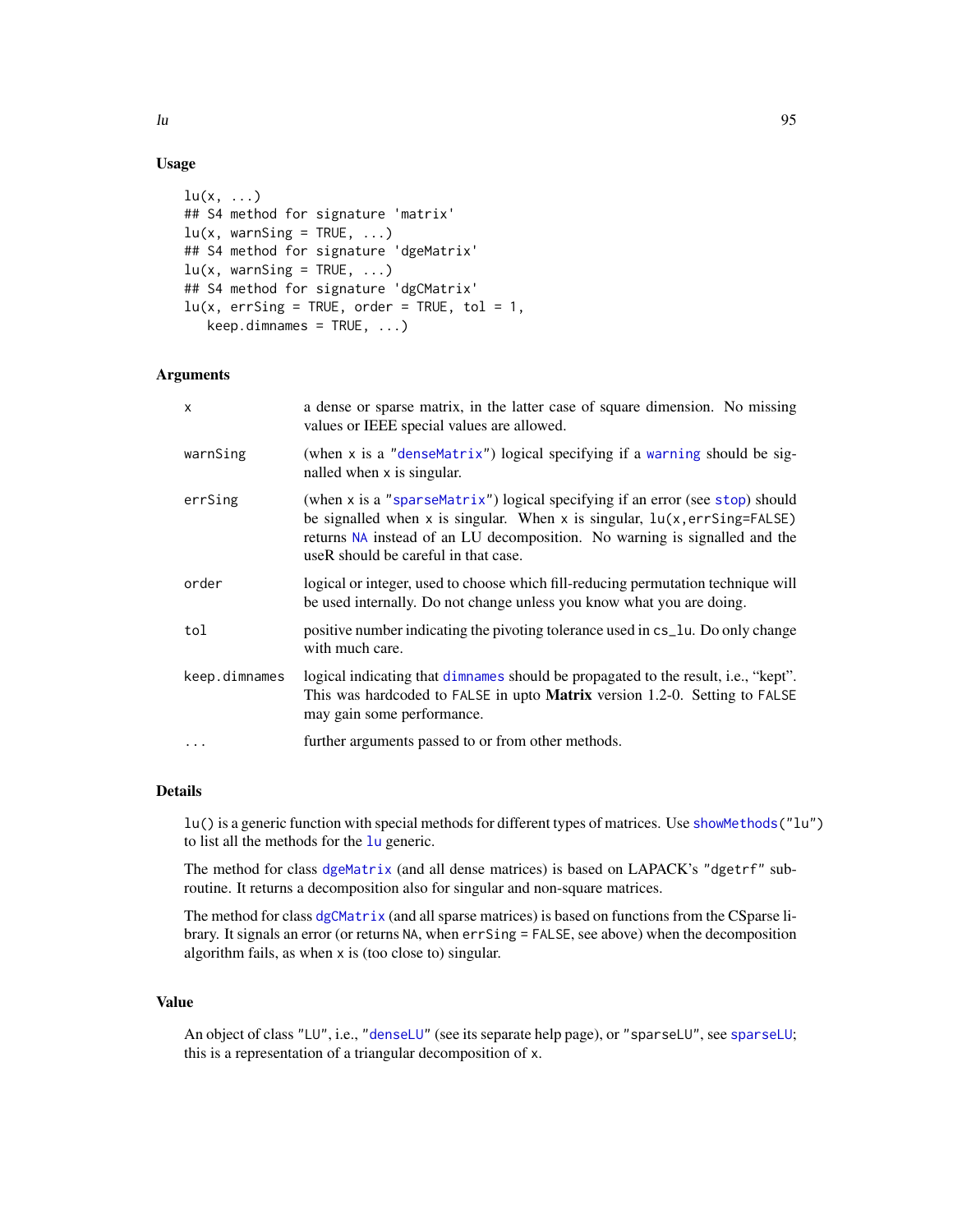## Usage

```
lu(x, ...)
## S4 method for signature 'matrix'
lu(x, warnSing = TRUE, ...)
## S4 method for signature 'dgeMatrix'
lu(x, warnSing = TRUE, ...)
## S4 method for signature 'dgCMatrix'
lu(x, errSing = TRUE, order = TRUE, tol = 1,
   keep.dimnames = TRUE, ...)
```

## Arguments

| | |
|---|---|
| `x` | a dense or sparse matrix, in the latter case of square dimension. No missing values or IEEE special values are allowed. |
| `warnSing` | (when `x` is a "`denseMatrix`") logical specifying if a `warning` should be signalled when `x` is singular. |
| `errSing` | (when `x` is a "`sparseMatrix`") logical specifying if an error (see `stop`) should be signalled when `x` is singular. When `x` is singular, `lu(x,errSing=FALSE)` returns `NA` instead of an LU decomposition. No warning is signalled and the useR should be careful in that case. |
| `order` | logical or integer, used to choose which fill-reducing permutation technique will be used internally. Do not change unless you know what you are doing. |
| `tol` | positive number indicating the pivoting tolerance used in `cs_lu`. Do only change with much care. |
| `keep.dimnames` | logical indicating that `dimnames` should be propagated to the result, i.e., "kept". This was hardcoded to `FALSE` in upto **Matrix** version 1.2-0. Setting to `FALSE` may gain some performance. |
| `...` | further arguments passed to or from other methods. |

## Details

`lu()` is a generic function with special methods for different types of matrices. Use `showMethods("lu")` to list all the methods for the `lu` generic.

The method for class `dgeMatrix` (and all dense matrices) is based on LAPACK's `"dgetrf"` subroutine. It returns a decomposition also for singular and non-square matrices.

The method for class `dgCMatrix` (and all sparse matrices) is based on functions from the CSparse library. It signals an error (or returns `NA`, when `errSing = FALSE`, see above) when the decomposition algorithm fails, as when `x` is (too close to) singular.

## Value

An object of class `"LU"`, i.e., "`denseLU`" (see its separate help page), or `"sparseLU"`, see `sparseLU`; this is a representation of a triangular decomposition of `x`.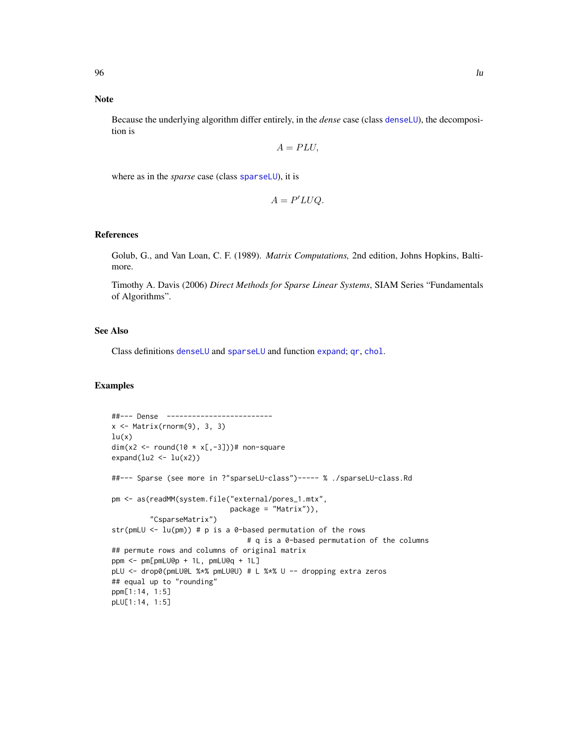## Note

Because the underlying algorithm differ entirely, in the *dense* case (class `denseLU`), the decomposition is

$$A = PLU,$$

where as in the *sparse* case (class `sparseLU`), it is

$$A = P'LUQ.$$

## References

Golub, G., and Van Loan, C. F. (1989). *Matrix Computations,* 2nd edition, Johns Hopkins, Baltimore.

Timothy A. Davis (2006) *Direct Methods for Sparse Linear Systems*, SIAM Series "Fundamentals of Algorithms".

## See Also

Class definitions `denseLU` and `sparseLU` and function `expand`; `qr`, `chol`.

## Examples

```
##--- Dense  -------------------------
x <- Matrix(rnorm(9), 3, 3)
lu(x)
dim(x2 <- round(10 * x[,-3]))# non-square
expand(lu2 <- lu(x2))

##--- Sparse (see more in ?"sparseLU-class")----- % ./sparseLU-class.Rd

pm <- as(readMM(system.file("external/pores_1.mtx",
                            package = "Matrix")),
         "CsparseMatrix")
str(pmLU <- lu(pm)) # p is a 0-based permutation of the rows
                                # q is a 0-based permutation of the columns
## permute rows and columns of original matrix
ppm <- pm[pmLU@p + 1L, pmLU@q + 1L]
pLU <- drop0(pmLU@L %*% pmLU@U) # L %*% U -- dropping extra zeros
## equal up to "rounding"
ppm[1:14, 1:5]
pLU[1:14, 1:5]
```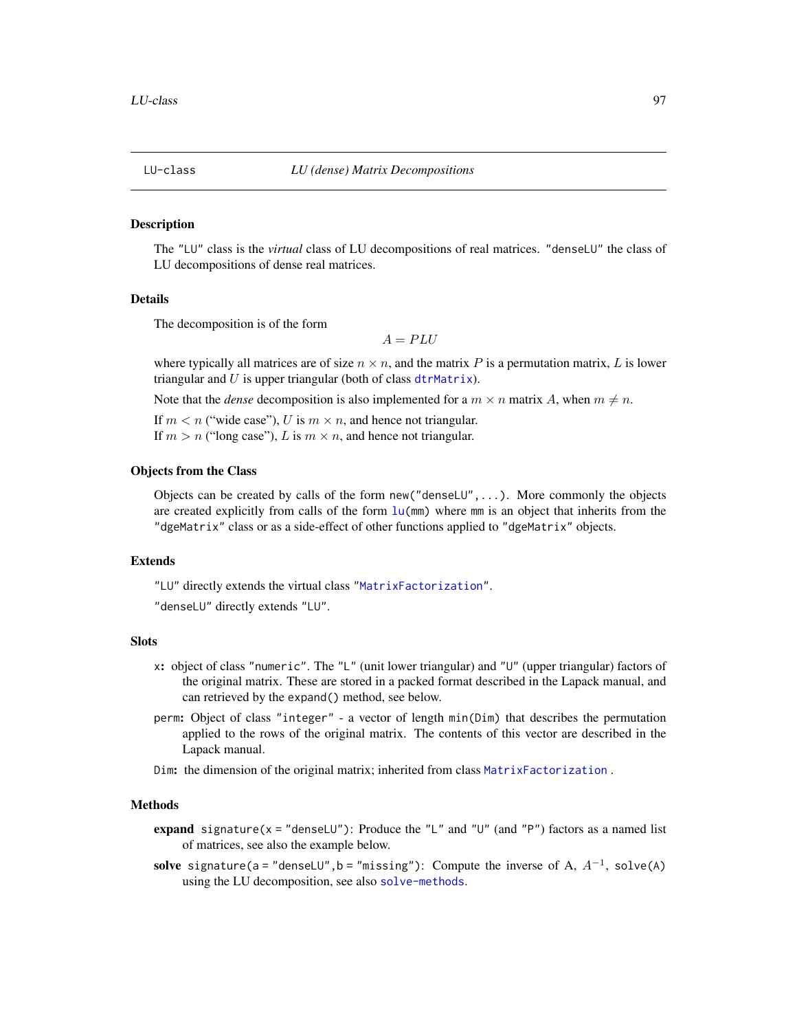LU-class *LU (dense) Matrix Decompositions*

## Description

The "LU" class is the *virtual* class of LU decompositions of real matrices. "denseLU" the class of LU decompositions of dense real matrices.

## Details

The decomposition is of the form

$$A = PLU$$

where typically all matrices are of size $n \times n$, and the matrix $P$ is a permutation matrix, $L$ is lower triangular and $U$ is upper triangular (both of class dtrMatrix).

Note that the *dense* decomposition is also implemented for a $m \times n$ matrix $A$, when $m \neq n$.

If $m < n$ ("wide case"), $U$ is $m \times n$, and hence not triangular.
If $m > n$ ("long case"), $L$ is $m \times n$, and hence not triangular.

## Objects from the Class

Objects can be created by calls of the form `new("denseLU",...)`. More commonly the objects are created explicitly from calls of the form `lu(mm)` where `mm` is an object that inherits from the "dgeMatrix" class or as a side-effect of other functions applied to "dgeMatrix" objects.

## Extends

"LU" directly extends the virtual class "MatrixFactorization".

"denseLU" directly extends "LU".

## Slots

`x`: object of class "numeric". The "L" (unit lower triangular) and "U" (upper triangular) factors of the original matrix. These are stored in a packed format described in the Lapack manual, and can retrieved by the `expand()` method, see below.

`perm`: Object of class "integer" - a vector of length `min(Dim)` that describes the permutation applied to the rows of the original matrix. The contents of this vector are described in the Lapack manual.

`Dim`: the dimension of the original matrix; inherited from class MatrixFactorization .

## Methods

**expand** `signature(x = "denseLU")`: Produce the "L" and "U" (and "P") factors as a named list of matrices, see also the example below.

**solve** `signature(a = "denseLU", b = "missing")`: Compute the inverse of A, $A^{-1}$, `solve(A)` using the LU decomposition, see also solve-methods.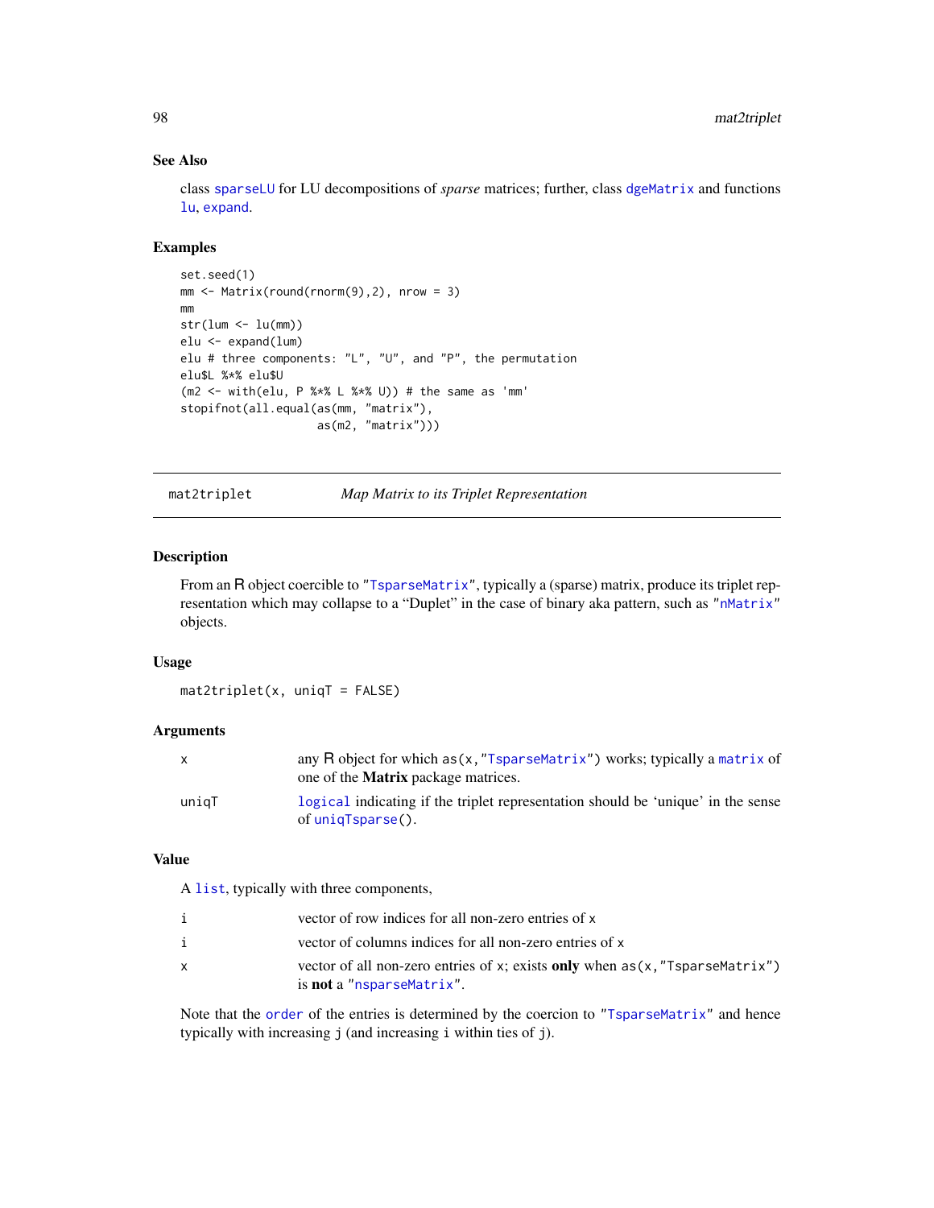### See Also

class `sparseLU` for LU decompositions of *sparse* matrices; further, class `dgeMatrix` and functions `lu`, `expand`.

### Examples

```
set.seed(1)
mm <- Matrix(round(rnorm(9),2), nrow = 3)
mm
str(lum <- lu(mm))
elu <- expand(lum)
elu # three components: "L", "U", and "P", the permutation
elu$L %*% elu$U
(m2 <- with(elu, P %*% L %*% U)) # the same as 'mm'
stopifnot(all.equal(as(mm, "matrix"),
                    as(m2, "matrix")))
```

---

## mat2triplet — *Map Matrix to its Triplet Representation*

---

### Description

From an R object coercible to "`TsparseMatrix`", typically a (sparse) matrix, produce its triplet representation which may collapse to a "Duplet" in the case of binary aka pattern, such as "`nMatrix`" objects.

### Usage

```
mat2triplet(x, uniqT = FALSE)
```

### Arguments

| | |
|---|---|
| `x` | any R object for which `as(x,"TsparseMatrix")` works; typically a `matrix` of one of the **Matrix** package matrices. |
| `uniqT` | `logical` indicating if the triplet representation should be 'unique' in the sense of `uniqTsparse()`. |

### Value

A `list`, typically with three components,

| | |
|---|---|
| `i` | vector of row indices for all non-zero entries of `x` |
| `i` | vector of columns indices for all non-zero entries of `x` |
| `x` | vector of all non-zero entries of `x`; exists **only** when `as(x,"TsparseMatrix")` is **not** a "`nsparseMatrix`". |

Note that the `order` of the entries is determined by the coercion to "`TsparseMatrix`" and hence typically with increasing `j` (and increasing `i` within ties of `j`).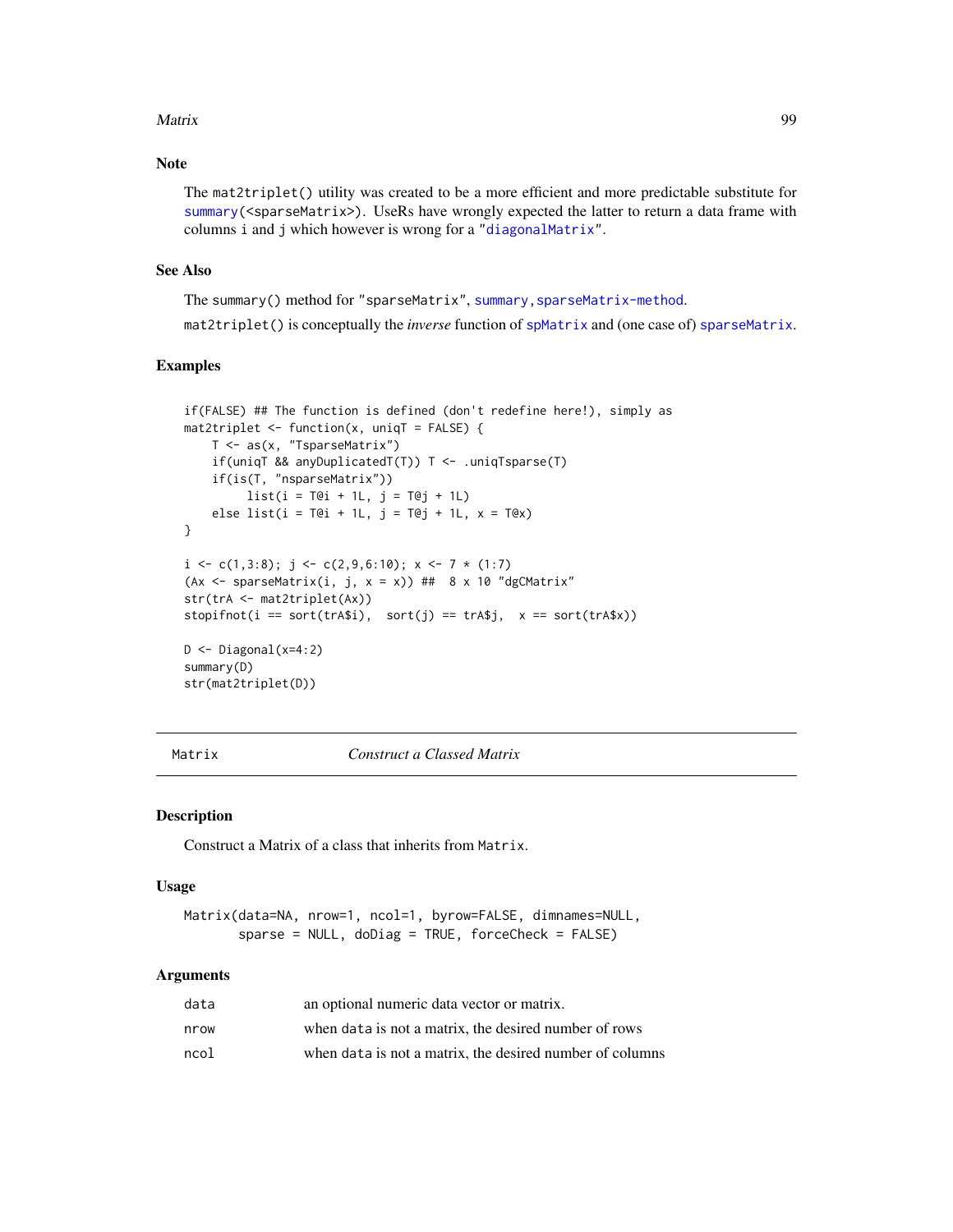## Note

The `mat2triplet()` utility was created to be a more efficient and more predictable substitute for `summary(<sparseMatrix>)`. UseRs have wrongly expected the latter to return a data frame with columns `i` and `j` which however is wrong for a `"diagonalMatrix"`.

## See Also

The `summary()` method for `"sparseMatrix"`, `summary,sparseMatrix-method`.

`mat2triplet()` is conceptually the *inverse* function of `spMatrix` and (one case of) `sparseMatrix`.

## Examples

```
if(FALSE) ## The function is defined (don't redefine here!), simply as
mat2triplet <- function(x, uniqT = FALSE) {
    T <- as(x, "TsparseMatrix")
    if(uniqT && anyDuplicatedT(T)) T <- .uniqTsparse(T)
    if(is(T, "nsparseMatrix"))
         list(i = T@i + 1L, j = T@j + 1L)
    else list(i = T@i + 1L, j = T@j + 1L, x = T@x)
}

i <- c(1,3:8); j <- c(2,9,6:10); x <- 7 * (1:7)
(Ax <- sparseMatrix(i, j, x = x)) ##  8 x 10 "dgCMatrix"
str(trA <- mat2triplet(Ax))
stopifnot(i == sort(trA$i),  sort(j) == trA$j,  x == sort(trA$x))

D <- Diagonal(x=4:2)
summary(D)
str(mat2triplet(D))
```

---

# Matrix — *Construct a Classed Matrix*

## Description

Construct a Matrix of a class that inherits from `Matrix`.

## Usage

```
Matrix(data=NA, nrow=1, ncol=1, byrow=FALSE, dimnames=NULL,
       sparse = NULL, doDiag = TRUE, forceCheck = FALSE)
```

## Arguments

| | |
|---|---|
| `data` | an optional numeric data vector or matrix. |
| `nrow` | when `data` is not a matrix, the desired number of rows |
| `ncol` | when `data` is not a matrix, the desired number of columns |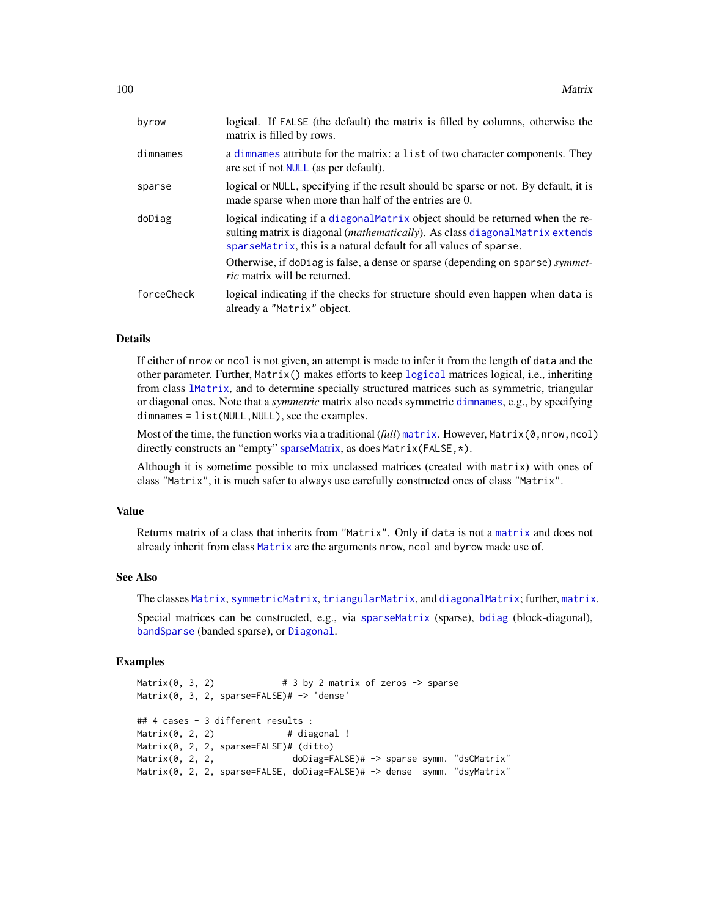| | |
|---|---|
| byrow | logical. If FALSE (the default) the matrix is filled by columns, otherwise the matrix is filled by rows. |
| dimnames | a dimnames attribute for the matrix: a list of two character components. They are set if not NULL (as per default). |
| sparse | logical or NULL, specifying if the result should be sparse or not. By default, it is made sparse when more than half of the entries are 0. |
| doDiag | logical indicating if a diagonalMatrix object should be returned when the resulting matrix is diagonal (*mathematically*). As class diagonalMatrix extends sparseMatrix, this is a natural default for all values of sparse. Otherwise, if doDiag is false, a dense or sparse (depending on sparse) *symmetric* matrix will be returned. |
| forceCheck | logical indicating if the checks for structure should even happen when data is already a "Matrix" object. |

### Details

If either of nrow or ncol is not given, an attempt is made to infer it from the length of data and the other parameter. Further, Matrix() makes efforts to keep logical matrices logical, i.e., inheriting from class lMatrix, and to determine specially structured matrices such as symmetric, triangular or diagonal ones. Note that a *symmetric* matrix also needs symmetric dimnames, e.g., by specifying dimnames = list(NULL,NULL), see the examples.

Most of the time, the function works via a traditional (*full*) matrix. However, Matrix(0,nrow,ncol) directly constructs an "empty" sparseMatrix, as does Matrix(FALSE,*).

Although it is sometime possible to mix unclassed matrices (created with matrix) with ones of class "Matrix", it is much safer to always use carefully constructed ones of class "Matrix".

### Value

Returns matrix of a class that inherits from "Matrix". Only if data is not a matrix and does not already inherit from class Matrix are the arguments nrow, ncol and byrow made use of.

### See Also

The classes Matrix, symmetricMatrix, triangularMatrix, and diagonalMatrix; further, matrix.

Special matrices can be constructed, e.g., via sparseMatrix (sparse), bdiag (block-diagonal), bandSparse (banded sparse), or Diagonal.

### Examples

```
Matrix(0, 3, 2)             # 3 by 2 matrix of zeros -> sparse
Matrix(0, 3, 2, sparse=FALSE)# -> 'dense'

## 4 cases - 3 different results :
Matrix(0, 2, 2)              # diagonal !
Matrix(0, 2, 2, sparse=FALSE)# (ditto)
Matrix(0, 2, 2,               doDiag=FALSE)# -> sparse symm. "dsCMatrix"
Matrix(0, 2, 2, sparse=FALSE, doDiag=FALSE)# -> dense  symm. "dsyMatrix"
```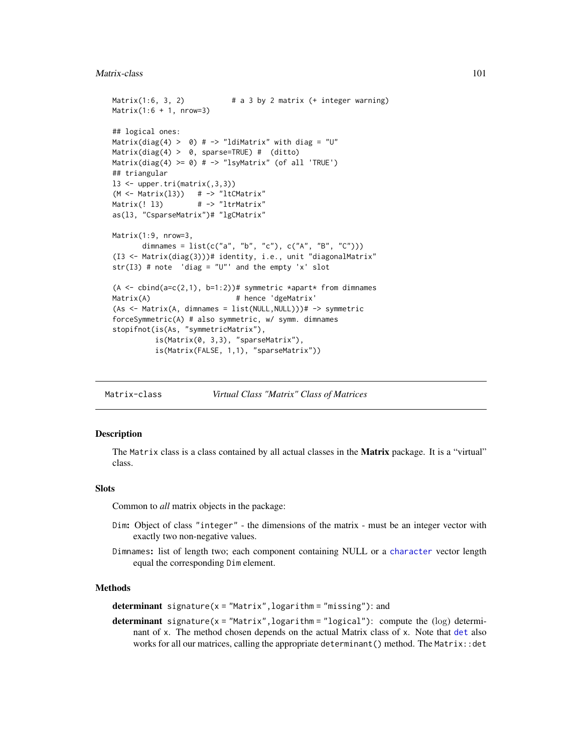```
Matrix(1:6, 3, 2)           # a 3 by 2 matrix (+ integer warning)
Matrix(1:6 + 1, nrow=3)

## logical ones:
Matrix(diag(4) >  0) # -> "ldiMatrix" with diag = "U"
Matrix(diag(4) >  0, sparse=TRUE) #  (ditto)
Matrix(diag(4) >= 0) # -> "lsyMatrix" (of all 'TRUE')
## triangular
l3 <- upper.tri(matrix(,3,3))
(M <- Matrix(l3))   # -> "ltCMatrix"
Matrix(! l3)        # -> "ltrMatrix"
as(l3, "CsparseMatrix")# "lgCMatrix"

Matrix(1:9, nrow=3,
       dimnames = list(c("a", "b", "c"), c("A", "B", "C")))
(I3 <- Matrix(diag(3)))# identity, i.e., unit "diagonalMatrix"
str(I3) # note  'diag = "U"' and the empty 'x' slot

(A <- cbind(a=c(2,1), b=1:2))# symmetric *apart* from dimnames
Matrix(A)                    # hence 'dgeMatrix'
(As <- Matrix(A, dimnames = list(NULL,NULL)))# -> symmetric
forceSymmetric(A) # also symmetric, w/ symm. dimnames
stopifnot(is(As, "symmetricMatrix"),
          is(Matrix(0, 3,3), "sparseMatrix"),
          is(Matrix(FALSE, 1,1), "sparseMatrix"))
```

---

Matrix-class &nbsp;&nbsp;&nbsp;&nbsp; *Virtual Class "Matrix" Class of Matrices*

---

## Description

The `Matrix` class is a class contained by all actual classes in the **Matrix** package. It is a "virtual" class.

## Slots

Common to *all* matrix objects in the package:

`Dim`**:** Object of class `"integer"` - the dimensions of the matrix - must be an integer vector with exactly two non-negative values.

`Dimnames`**:** list of length two; each component containing NULL or a `character` vector length equal the corresponding `Dim` element.

## Methods

**determinant** `signature(x = "Matrix", logarithm = "missing")`: and

**determinant** `signature(x = "Matrix", logarithm = "logical")`: compute the (log) determinant of `x`. The method chosen depends on the actual Matrix class of `x`. Note that `det` also works for all our matrices, calling the appropriate `determinant()` method. The `Matrix::det`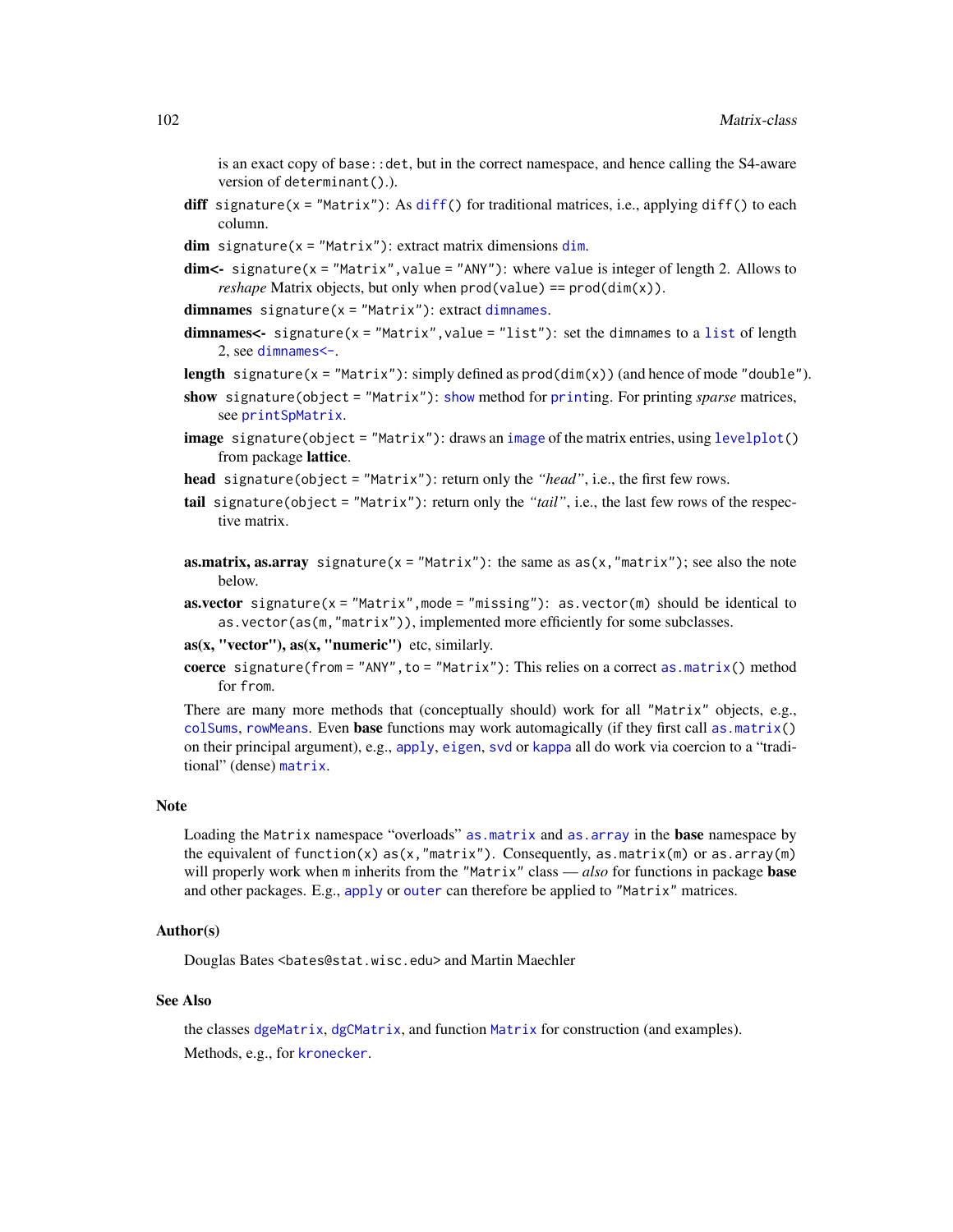is an exact copy of `base::det`, but in the correct namespace, and hence calling the S4-aware version of `determinant()`.).

**diff** `signature(x = "Matrix")`: As `diff()` for traditional matrices, i.e., applying `diff()` to each column.

**dim** `signature(x = "Matrix")`: extract matrix dimensions `dim`.

**dim<-** `signature(x = "Matrix", value = "ANY")`: where `value` is integer of length 2. Allows to *reshape* Matrix objects, but only when `prod(value) == prod(dim(x))`.

**dimnames** `signature(x = "Matrix")`: extract `dimnames`.

**dimnames<-** `signature(x = "Matrix", value = "list")`: set the `dimnames` to a `list` of length 2, see `dimnames<-`.

**length** `signature(x = "Matrix")`: simply defined as `prod(dim(x))` (and hence of mode `"double"`).

**show** `signature(object = "Matrix")`: `show` method for `print`ing. For printing *sparse* matrices, see `printSpMatrix`.

**image** `signature(object = "Matrix")`: draws an `image` of the matrix entries, using `levelplot()` from package **lattice**.

**head** `signature(object = "Matrix")`: return only the *"head"*, i.e., the first few rows.

**tail** `signature(object = "Matrix")`: return only the *"tail"*, i.e., the last few rows of the respective matrix.

**as.matrix, as.array** `signature(x = "Matrix")`: the same as `as(x, "matrix")`; see also the note below.

**as.vector** `signature(x = "Matrix", mode = "missing")`: `as.vector(m)` should be identical to `as.vector(as(m, "matrix"))`, implemented more efficiently for some subclasses.

**as(x, "vector"), as(x, "numeric")** etc, similarly.

**coerce** `signature(from = "ANY", to = "Matrix")`: This relies on a correct `as.matrix()` method for `from`.

There are many more methods that (conceptually should) work for all `"Matrix"` objects, e.g., `colSums`, `rowMeans`. Even **base** functions may work automagically (if they first call `as.matrix()` on their principal argument), e.g., `apply`, `eigen`, `svd` or `kappa` all do work via coercion to a "traditional" (dense) `matrix`.

## Note

Loading the `Matrix` namespace "overloads" `as.matrix` and `as.array` in the **base** namespace by the equivalent of `function(x) as(x, "matrix")`. Consequently, `as.matrix(m)` or `as.array(m)` will properly work when `m` inherits from the `"Matrix"` class — *also* for functions in package **base** and other packages. E.g., `apply` or `outer` can therefore be applied to `"Matrix"` matrices.

## Author(s)

Douglas Bates <bates@stat.wisc.edu> and Martin Maechler

## See Also

the classes `dgeMatrix`, `dgCMatrix`, and function `Matrix` for construction (and examples).

Methods, e.g., for `kronecker`.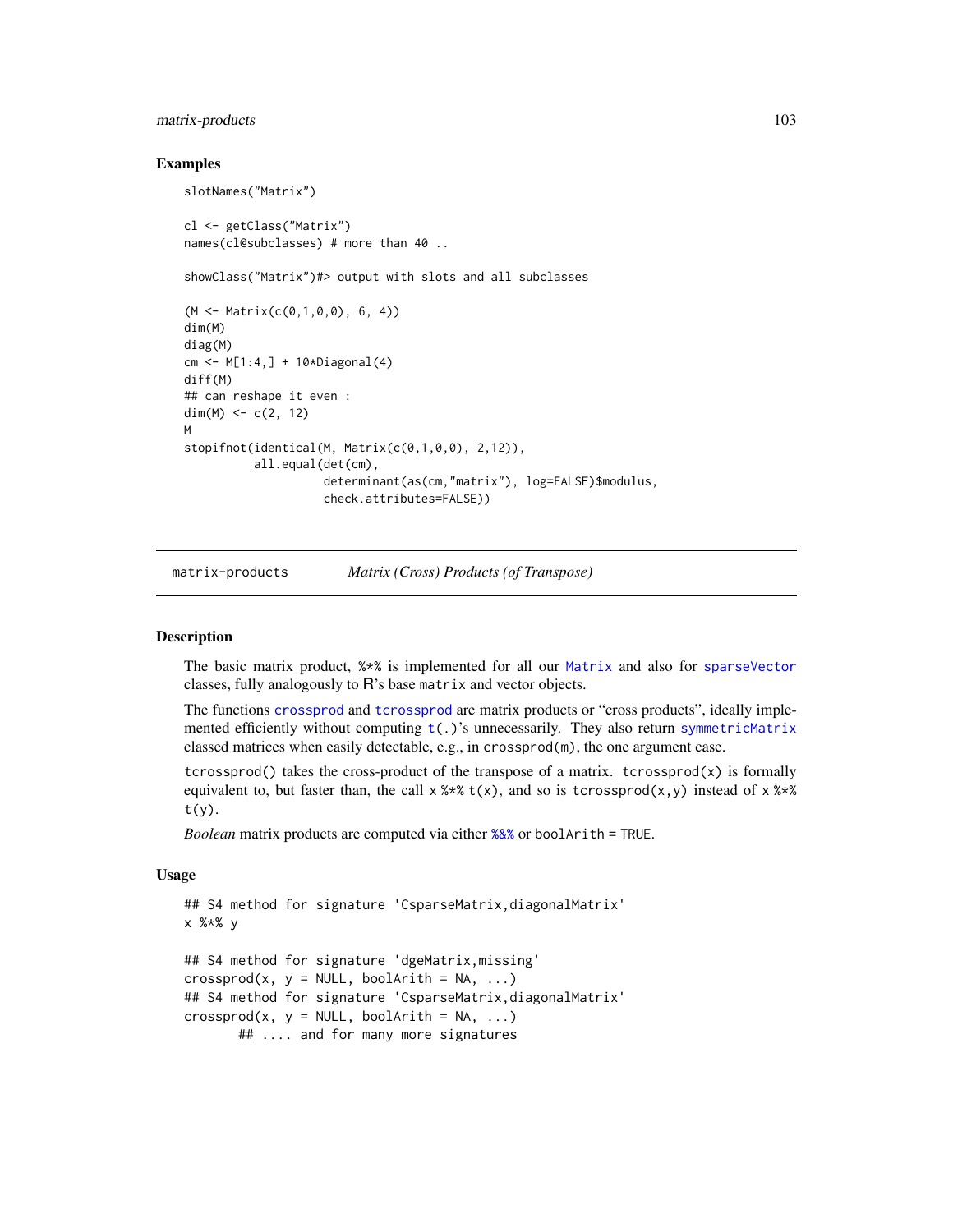## Examples

```
slotNames("Matrix")

cl <- getClass("Matrix")
names(cl@subclasses) # more than 40 ..

showClass("Matrix")#> output with slots and all subclasses

(M <- Matrix(c(0,1,0,0), 6, 4))
dim(M)
diag(M)
cm <- M[1:4,] + 10*Diagonal(4)
diff(M)
## can reshape it even :
dim(M) <- c(2, 12)
M
stopifnot(identical(M, Matrix(c(0,1,0,0), 2,12)),
          all.equal(det(cm),
                    determinant(as(cm,"matrix"), log=FALSE)$modulus,
                    check.attributes=FALSE))
```

---

`matrix-products` *Matrix (Cross) Products (of Transpose)*

---

## Description

The basic matrix product, `%*%` is implemented for all our `Matrix` and also for `sparseVector` classes, fully analogously to R's base `matrix` and vector objects.

The functions `crossprod` and `tcrossprod` are matrix products or "cross products", ideally implemented efficiently without computing `t(.)`'s unnecessarily. They also return `symmetricMatrix` classed matrices when easily detectable, e.g., in `crossprod(m)`, the one argument case.

`tcrossprod()` takes the cross-product of the transpose of a matrix. `tcrossprod(x)` is formally equivalent to, but faster than, the call `x %*% t(x)`, and so is `tcrossprod(x,y)` instead of `x %*% t(y)`.

*Boolean* matrix products are computed via either `%&%` or `boolArith = TRUE`.

## Usage

```
## S4 method for signature 'CsparseMatrix,diagonalMatrix'
x %*% y

## S4 method for signature 'dgeMatrix,missing'
crossprod(x, y = NULL, boolArith = NA, ...)
## S4 method for signature 'CsparseMatrix,diagonalMatrix'
crossprod(x, y = NULL, boolArith = NA, ...)
       ## .... and for many more signatures
```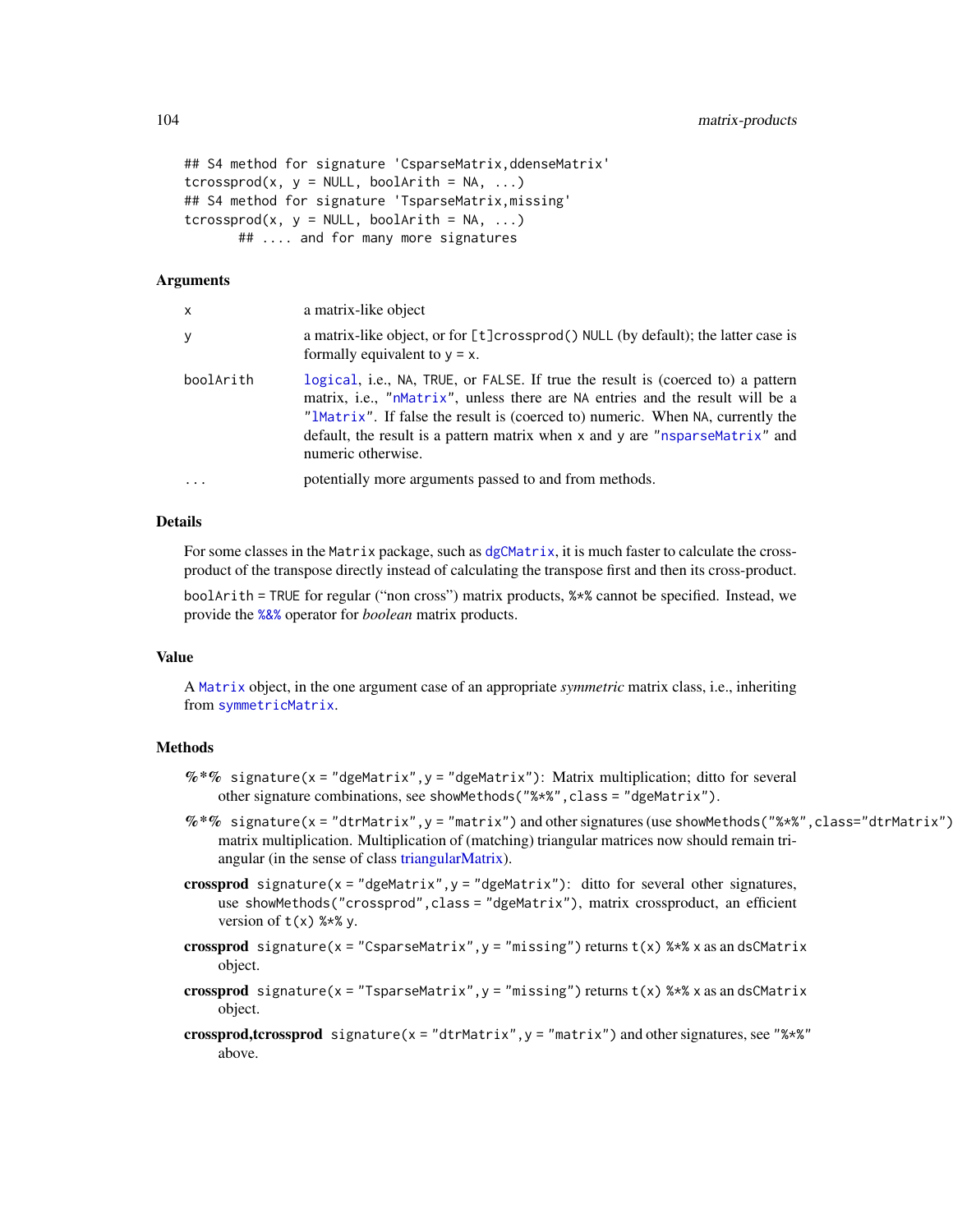```
## S4 method for signature 'CsparseMatrix,ddenseMatrix'
tcrossprod(x, y = NULL, boolArith = NA, ...)
## S4 method for signature 'TsparseMatrix,missing'
tcrossprod(x, y = NULL, boolArith = NA, ...)
       ## .... and for many more signatures
```

### Arguments

| | |
|---|---|
| x | a matrix-like object |
| y | a matrix-like object, or for [t]crossprod() NULL (by default); the latter case is formally equivalent to y = x. |
| boolArith | logical, i.e., NA, TRUE, or FALSE. If true the result is (coerced to) a pattern matrix, i.e., "nMatrix", unless there are NA entries and the result will be a "lMatrix". If false the result is (coerced to) numeric. When NA, currently the default, the result is a pattern matrix when x and y are "nsparseMatrix" and numeric otherwise. |
| ... | potentially more arguments passed to and from methods. |

### Details

For some classes in the Matrix package, such as dgCMatrix, it is much faster to calculate the cross-product of the transpose directly instead of calculating the transpose first and then its cross-product.

boolArith = TRUE for regular ("non cross") matrix products, %*% cannot be specified. Instead, we provide the %&% operator for *boolean* matrix products.

### Value

A Matrix object, in the one argument case of an appropriate *symmetric* matrix class, i.e., inheriting from symmetricMatrix.

### Methods

- ***%*%*** signature(x = "dgeMatrix", y = "dgeMatrix"): Matrix multiplication; ditto for several other signature combinations, see showMethods("%*%", class = "dgeMatrix").
- ***%*%*** signature(x = "dtrMatrix", y = "matrix") and other signatures (use showMethods("%*%", class="dtrMatrix")): matrix multiplication. Multiplication of (matching) triangular matrices now should remain triangular (in the sense of class triangularMatrix).
- **crossprod** signature(x = "dgeMatrix", y = "dgeMatrix"): ditto for several other signatures, use showMethods("crossprod", class = "dgeMatrix"), matrix crossproduct, an efficient version of t(x) %*% y.
- **crossprod** signature(x = "CsparseMatrix", y = "missing") returns t(x) %*% x as an dsCMatrix object.
- **crossprod** signature(x = "TsparseMatrix", y = "missing") returns t(x) %*% x as an dsCMatrix object.
- **crossprod,tcrossprod** signature(x = "dtrMatrix", y = "matrix") and other signatures, see "%*%" above.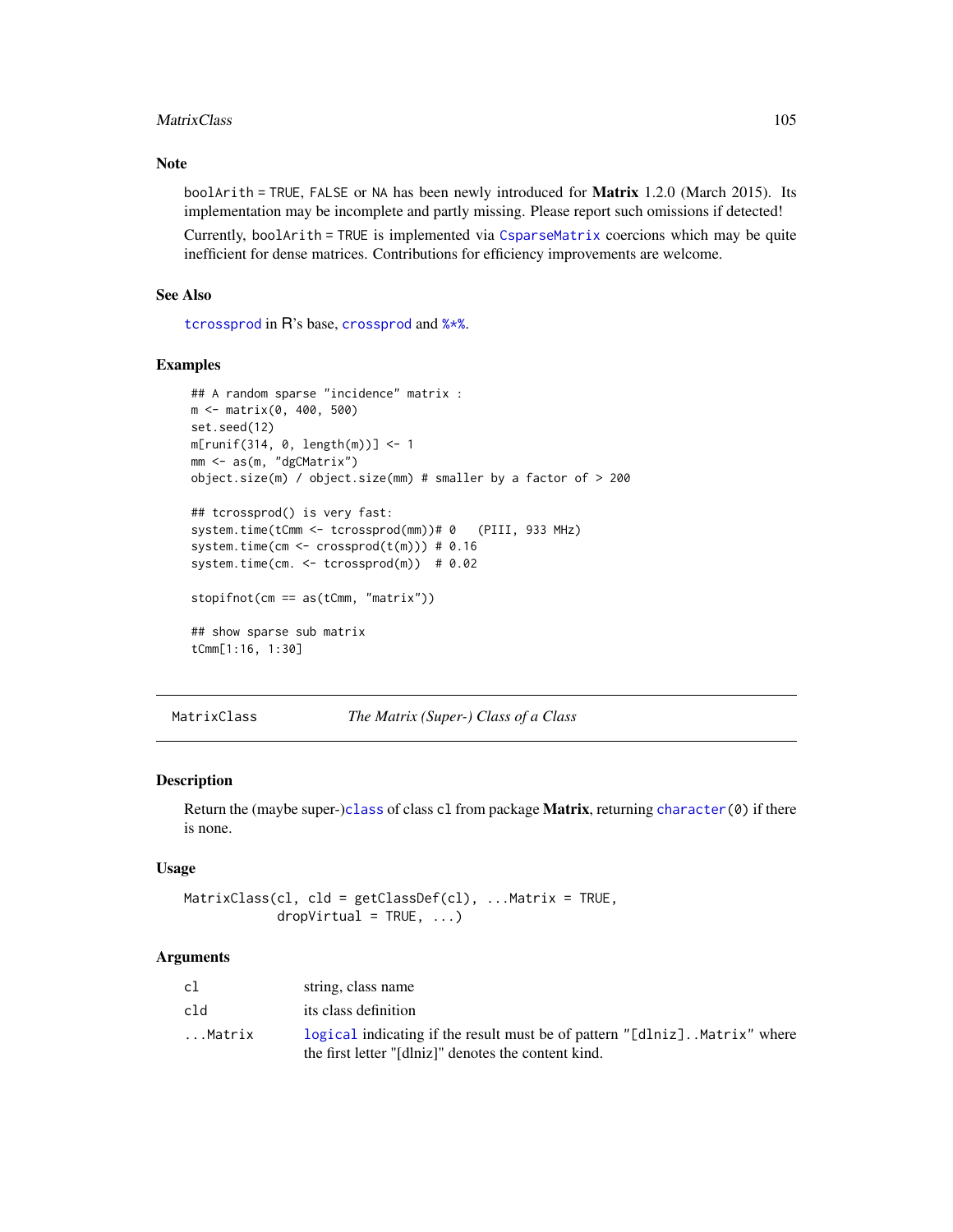### Note

`boolArith = TRUE`, `FALSE` or `NA` has been newly introduced for **Matrix** 1.2.0 (March 2015). Its implementation may be incomplete and partly missing. Please report such omissions if detected!

Currently, `boolArith = TRUE` is implemented via `CsparseMatrix` coercions which may be quite inefficient for dense matrices. Contributions for efficiency improvements are welcome.

### See Also

`tcrossprod` in R's base, `crossprod` and `%*%`.

### Examples

```
## A random sparse "incidence" matrix :
m <- matrix(0, 400, 500)
set.seed(12)
m[runif(314, 0, length(m))] <- 1
mm <- as(m, "dgCMatrix")
object.size(m) / object.size(mm) # smaller by a factor of > 200

## tcrossprod() is very fast:
system.time(tCmm <- tcrossprod(mm))# 0   (PIII, 933 MHz)
system.time(cm <- crossprod(t(m))) # 0.16
system.time(cm. <- tcrossprod(m))  # 0.02

stopifnot(cm == as(tCmm, "matrix"))

## show sparse sub matrix
tCmm[1:16, 1:30]
```

---

## MatrixClass — *The Matrix (Super-) Class of a Class*

### Description

Return the (maybe super-)`class` of class `cl` from package **Matrix**, returning `character(0)` if there is none.

### Usage

```
MatrixClass(cl, cld = getClassDef(cl), ...Matrix = TRUE,
            dropVirtual = TRUE, ...)
```

### Arguments

| | |
|---|---|
| `cl` | string, class name |
| `cld` | its class definition |
| `...Matrix` | `logical` indicating if the result must be of pattern `"[dlniz]..Matrix"` where the first letter "[dlniz]" denotes the content kind. |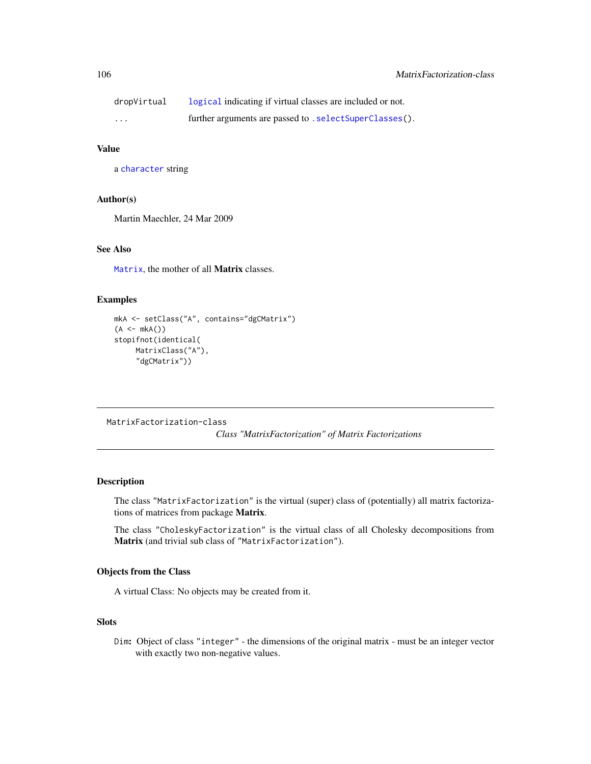| | |
|---|---|
| dropVirtual | logical indicating if virtual classes are included or not. |
| ... | further arguments are passed to .selectSuperClasses(). |

### Value

a character string

### Author(s)

Martin Maechler, 24 Mar 2009

### See Also

Matrix, the mother of all **Matrix** classes.

### Examples

```
mkA <- setClass("A", contains="dgCMatrix")
(A <- mkA())
stopifnot(identical(
     MatrixClass("A"),
     "dgCMatrix"))
```

---

MatrixFactorization-class

## *Class "MatrixFactorization" of Matrix Factorizations*

---

### Description

The class "MatrixFactorization" is the virtual (super) class of (potentially) all matrix factorizations of matrices from package **Matrix**.

The class "CholeskyFactorization" is the virtual class of all Cholesky decompositions from **Matrix** (and trivial sub class of "MatrixFactorization").

### Objects from the Class

A virtual Class: No objects may be created from it.

### Slots

Dim: Object of class "integer" - the dimensions of the original matrix - must be an integer vector with exactly two non-negative values.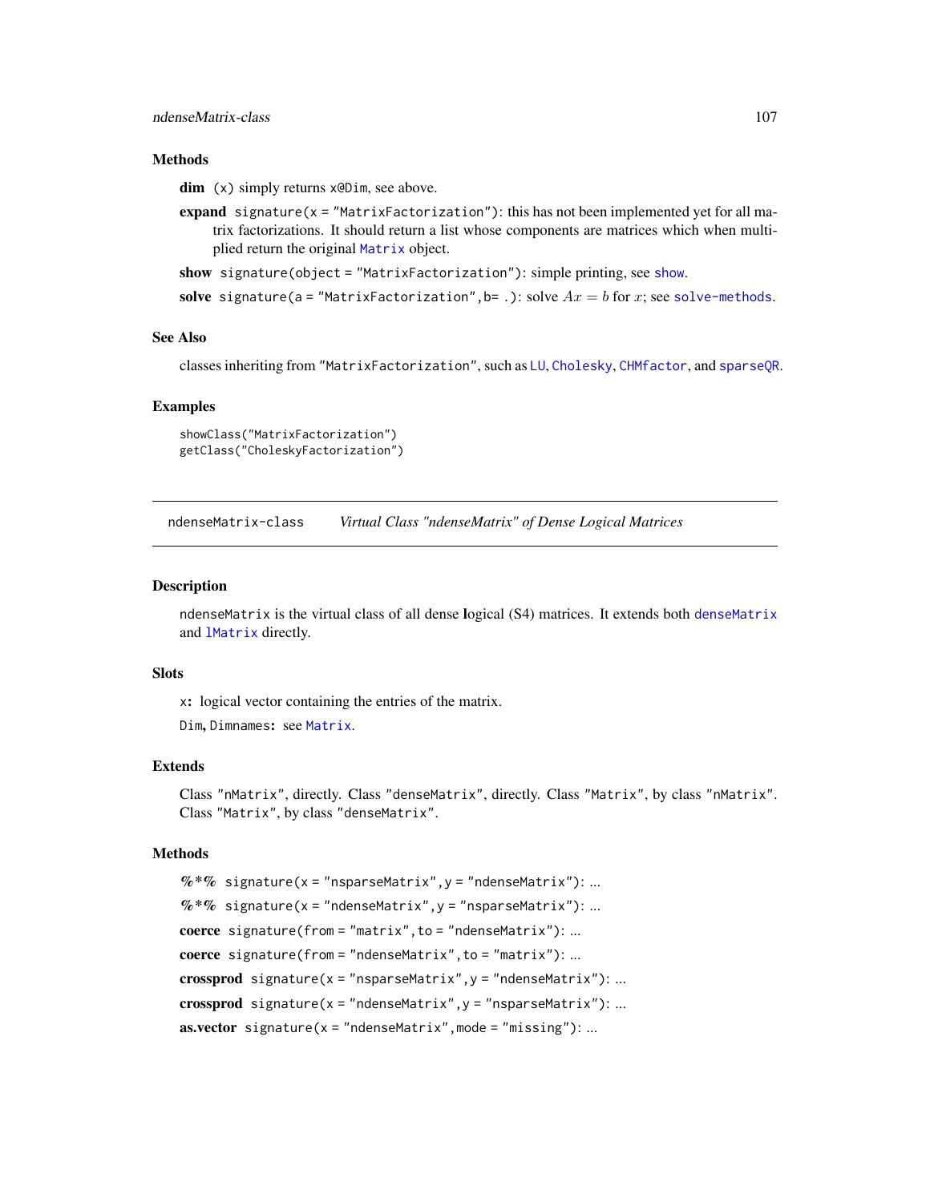### Methods

**dim** (x) simply returns x@Dim, see above.

**expand** signature(x = "MatrixFactorization"): this has not been implemented yet for all matrix factorizations. It should return a list whose components are matrices which when multiplied return the original Matrix object.

**show** signature(object = "MatrixFactorization"): simple printing, see show.

**solve** signature(a = "MatrixFactorization", b= .): solve $Ax = b$ for $x$; see solve-methods.

### See Also

classes inheriting from "MatrixFactorization", such as LU, Cholesky, CHMfactor, and sparseQR.

### Examples

```
showClass("MatrixFactorization")
getClass("CholeskyFactorization")
```

---

## ndenseMatrix-class *Virtual Class "ndenseMatrix" of Dense Logical Matrices*

### Description

ndenseMatrix is the virtual class of all dense **l**ogical (S4) matrices. It extends both denseMatrix and lMatrix directly.

### Slots

x**:** logical vector containing the entries of the matrix.

Dim**,** Dimnames**:** see Matrix.

### Extends

Class "nMatrix", directly. Class "denseMatrix", directly. Class "Matrix", by class "nMatrix". Class "Matrix", by class "denseMatrix".

### Methods

**%*%** signature(x = "nsparseMatrix", y = "ndenseMatrix"): ...

**%*%** signature(x = "ndenseMatrix", y = "nsparseMatrix"): ...

**coerce** signature(from = "matrix", to = "ndenseMatrix"): ...

**coerce** signature(from = "ndenseMatrix", to = "matrix"): ...

**crossprod** signature(x = "nsparseMatrix", y = "ndenseMatrix"): ...

**crossprod** signature(x = "ndenseMatrix", y = "nsparseMatrix"): ...

**as.vector** signature(x = "ndenseMatrix", mode = "missing"): ...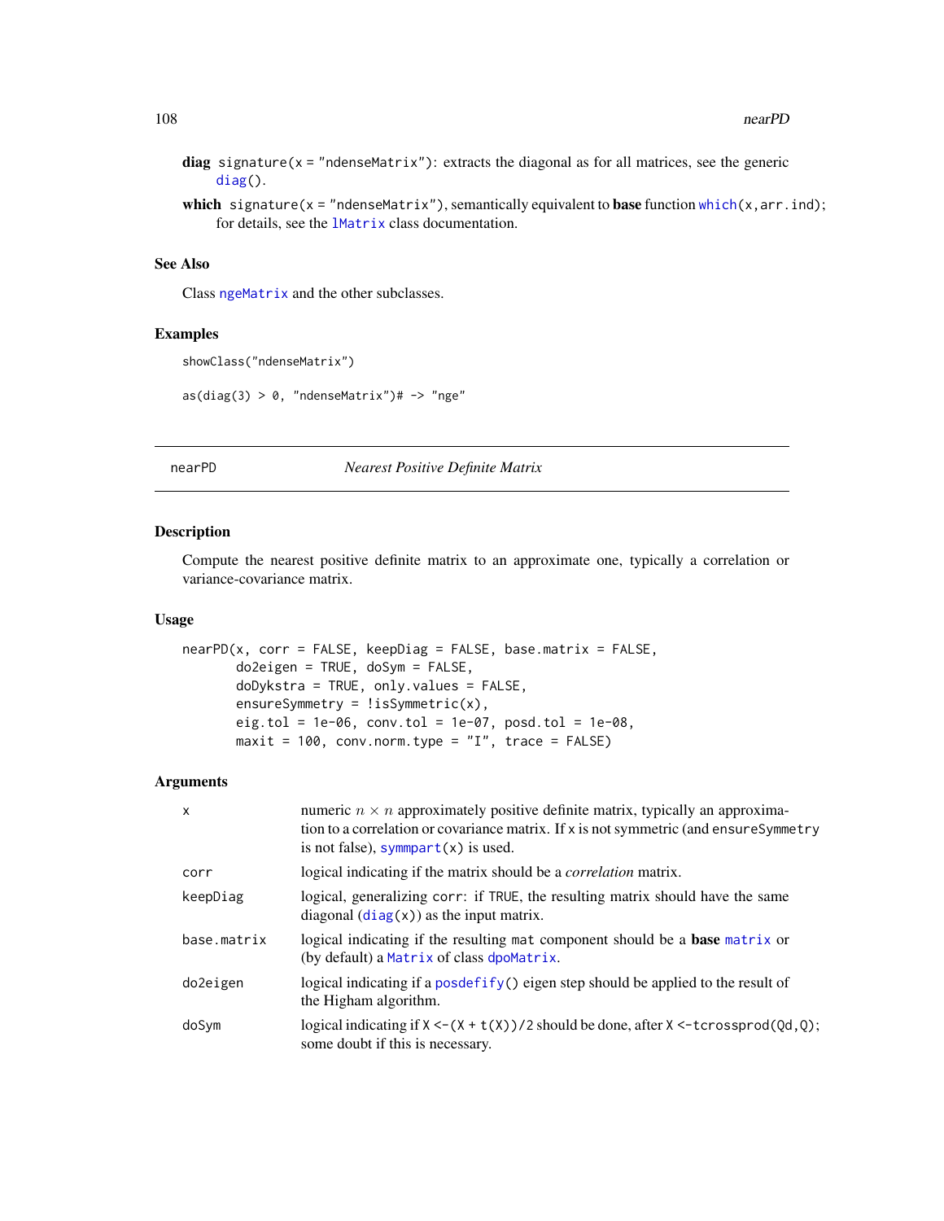**diag** `signature(x = "ndenseMatrix")`: extracts the diagonal as for all matrices, see the generic `diag()`.

**which** `signature(x = "ndenseMatrix")`, semantically equivalent to **base** function `which(x,arr.ind)`; for details, see the `lMatrix` class documentation.

### See Also

Class `ngeMatrix` and the other subclasses.

### Examples

```
showClass("ndenseMatrix")

as(diag(3) > 0, "ndenseMatrix")# -> "nge"
```

---

## nearPD — *Nearest Positive Definite Matrix*

---

### Description

Compute the nearest positive definite matrix to an approximate one, typically a correlation or variance-covariance matrix.

### Usage

```
nearPD(x, corr = FALSE, keepDiag = FALSE, base.matrix = FALSE,
       do2eigen = TRUE, doSym = FALSE,
       doDykstra = TRUE, only.values = FALSE,
       ensureSymmetry = !isSymmetric(x),
       eig.tol = 1e-06, conv.tol = 1e-07, posd.tol = 1e-08,
       maxit = 100, conv.norm.type = "I", trace = FALSE)
```

### Arguments

| | |
|---|---|
| `x` | numeric $n \times n$ approximately positive definite matrix, typically an approximation to a correlation or covariance matrix. If `x` is not symmetric (and `ensureSymmetry` is not false), `symmpart(x)` is used. |
| `corr` | logical indicating if the matrix should be a *correlation* matrix. |
| `keepDiag` | logical, generalizing `corr`: if `TRUE`, the resulting matrix should have the same diagonal (`diag(x)`) as the input matrix. |
| `base.matrix` | logical indicating if the resulting `mat` component should be a **base** `matrix` or (by default) a `Matrix` of class `dpoMatrix`. |
| `do2eigen` | logical indicating if a `posdefify()` eigen step should be applied to the result of the Higham algorithm. |
| `doSym` | logical indicating if `X <- (X + t(X))/2` should be done, after `X <- tcrossprod(Qd,Q)`; some doubt if this is necessary. |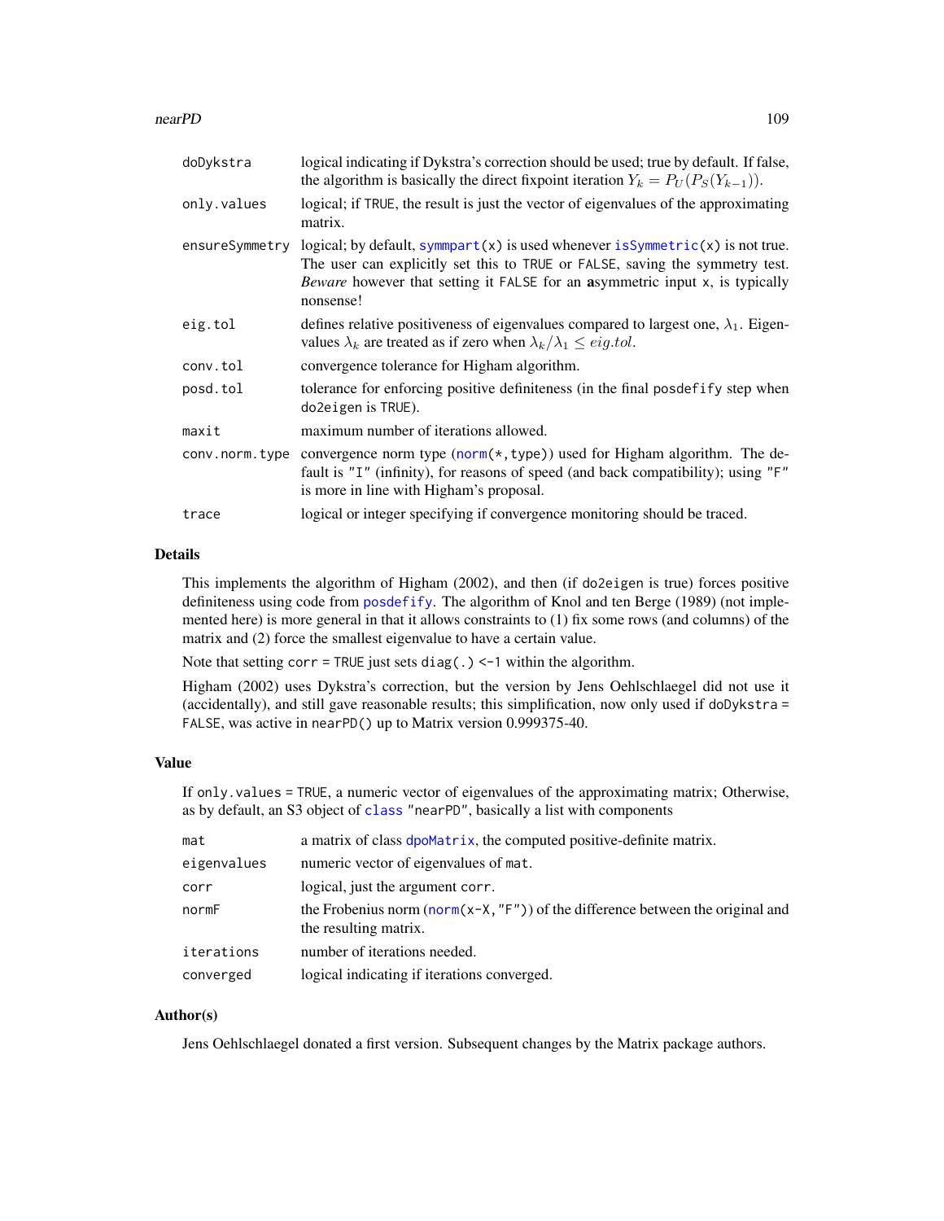| | |
|---|---|
| doDykstra | logical indicating if Dykstra's correction should be used; true by default. If false, the algorithm is basically the direct fixpoint iteration $Y_k = P_U(P_S(Y_{k-1}))$. |
| only.values | logical; if TRUE, the result is just the vector of eigenvalues of the approximating matrix. |
| ensureSymmetry | logical; by default, symmpart(x) is used whenever isSymmetric(x) is not true. The user can explicitly set this to TRUE or FALSE, saving the symmetry test. *Beware* however that setting it FALSE for an **a**symmetric input x, is typically nonsense! |
| eig.tol | defines relative positiveness of eigenvalues compared to largest one, $\lambda_1$. Eigenvalues $\lambda_k$ are treated as if zero when $\lambda_k/\lambda_1 \le eig.tol$. |
| conv.tol | convergence tolerance for Higham algorithm. |
| posd.tol | tolerance for enforcing positive definiteness (in the final posdefify step when do2eigen is TRUE). |
| maxit | maximum number of iterations allowed. |
| conv.norm.type | convergence norm type (norm(*,type)) used for Higham algorithm. The default is "I" (infinity), for reasons of speed (and back compatibility); using "F" is more in line with Higham's proposal. |
| trace | logical or integer specifying if convergence monitoring should be traced. |

## Details

This implements the algorithm of Higham (2002), and then (if do2eigen is true) forces positive definiteness using code from posdefify. The algorithm of Knol and ten Berge (1989) (not implemented here) is more general in that it allows constraints to (1) fix some rows (and columns) of the matrix and (2) force the smallest eigenvalue to have a certain value.

Note that setting corr = TRUE just sets diag(.) <-1 within the algorithm.

Higham (2002) uses Dykstra's correction, but the version by Jens Oehlschlaegel did not use it (accidentally), and still gave reasonable results; this simplification, now only used if doDykstra = FALSE, was active in nearPD() up to Matrix version 0.999375-40.

## Value

If only.values = TRUE, a numeric vector of eigenvalues of the approximating matrix; Otherwise, as by default, an S3 object of class "nearPD", basically a list with components

| | |
|---|---|
| mat | a matrix of class dpoMatrix, the computed positive-definite matrix. |
| eigenvalues | numeric vector of eigenvalues of mat. |
| corr | logical, just the argument corr. |
| normF | the Frobenius norm (norm(x-X,"F")) of the difference between the original and the resulting matrix. |
| iterations | number of iterations needed. |
| converged | logical indicating if iterations converged. |

## Author(s)

Jens Oehlschlaegel donated a first version. Subsequent changes by the Matrix package authors.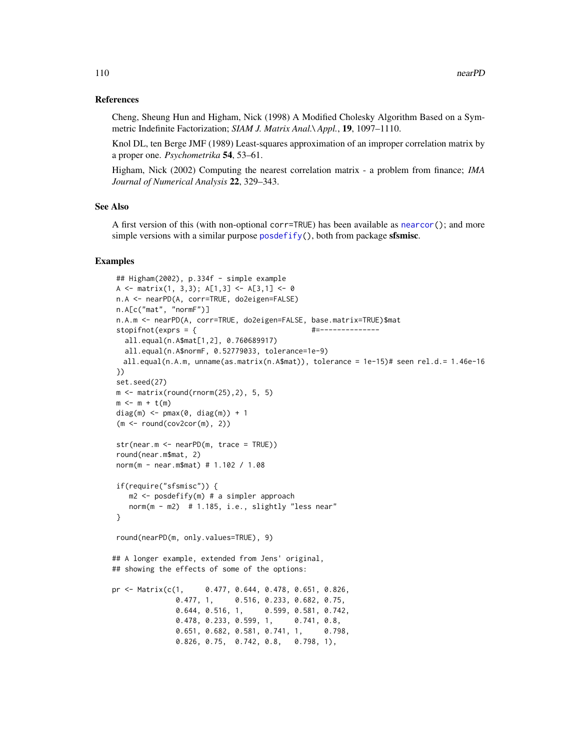## References

Cheng, Sheung Hun and Higham, Nick (1998) A Modified Cholesky Algorithm Based on a Symmetric Indefinite Factorization; *SIAM J. Matrix Anal.\ Appl.*, **19**, 1097–1110.

Knol DL, ten Berge JMF (1989) Least-squares approximation of an improper correlation matrix by a proper one. *Psychometrika* **54**, 53–61.

Higham, Nick (2002) Computing the nearest correlation matrix - a problem from finance; *IMA Journal of Numerical Analysis* **22**, 329–343.

## See Also

A first version of this (with non-optional `corr=TRUE`) has been available as `nearcor()`; and more simple versions with a similar purpose `posdefify()`, both from package **sfsmisc**.

## Examples

```
## Higham(2002), p.334f - simple example
A <- matrix(1, 3,3); A[1,3] <- A[3,1] <- 0
n.A <- nearPD(A, corr=TRUE, do2eigen=FALSE)
n.A[c("mat", "normF")]
n.A.m <- nearPD(A, corr=TRUE, do2eigen=FALSE, base.matrix=TRUE)$mat
stopifnot(exprs = {                        #--------------
  all.equal(n.A$mat[1,2], 0.760689917)
  all.equal(n.A$normF, 0.52779033, tolerance=1e-9)
 all.equal(n.A.m, unname(as.matrix(n.A$mat)), tolerance = 1e-15)# seen rel.d.= 1.46e-16
})
set.seed(27)
m <- matrix(round(rnorm(25),2), 5, 5)
m <- m + t(m)
diag(m) <- pmax(0, diag(m)) + 1
(m <- round(cov2cor(m), 2))

str(near.m <- nearPD(m, trace = TRUE))
round(near.m$mat, 2)
norm(m - near.m$mat) # 1.102 / 1.08

if(require("sfsmisc")) {
   m2 <- posdefify(m) # a simpler approach
   norm(m - m2)  # 1.185, i.e., slightly "less near"
}

round(nearPD(m, only.values=TRUE), 9)

## A longer example, extended from Jens' original,
## showing the effects of some of the options:

pr <- Matrix(c(1,     0.477, 0.644, 0.478, 0.651, 0.826,
               0.477, 1,     0.516, 0.233, 0.682, 0.75,
               0.644, 0.516, 1,     0.599, 0.581, 0.742,
               0.478, 0.233, 0.599, 1,     0.741, 0.8,
               0.651, 0.682, 0.581, 0.741, 1,     0.798,
               0.826, 0.75,  0.742, 0.8,   0.798, 1),
```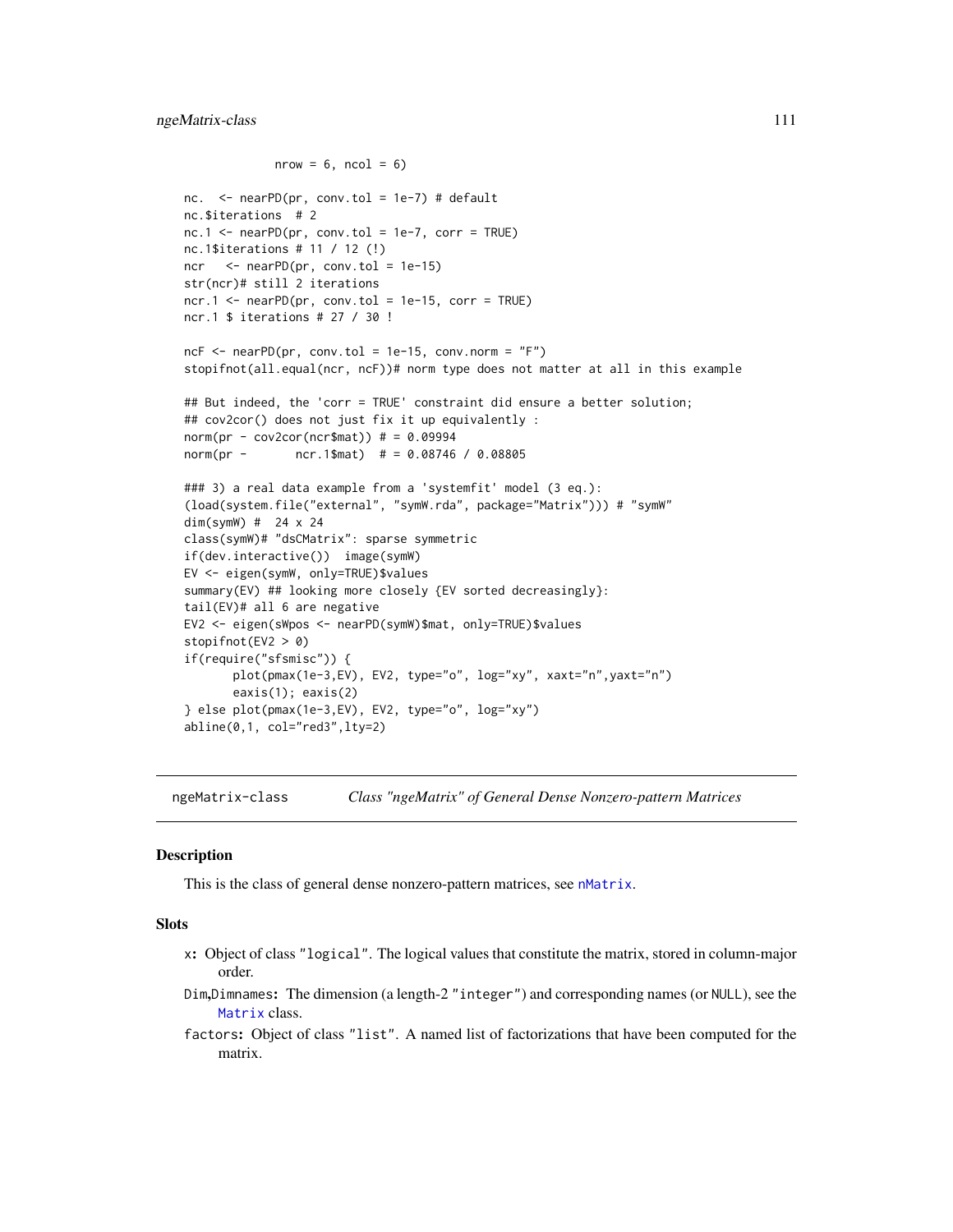```
             nrow = 6, ncol = 6)

nc.  <- nearPD(pr, conv.tol = 1e-7) # default
nc.$iterations  # 2
nc.1 <- nearPD(pr, conv.tol = 1e-7, corr = TRUE)
nc.1$iterations # 11 / 12 (!)
ncr   <- nearPD(pr, conv.tol = 1e-15)
str(ncr)# still 2 iterations
ncr.1 <- nearPD(pr, conv.tol = 1e-15, corr = TRUE)
ncr.1 $ iterations # 27 / 30 !

ncF <- nearPD(pr, conv.tol = 1e-15, conv.norm = "F")
stopifnot(all.equal(ncr, ncF))# norm type does not matter at all in this example

## But indeed, the 'corr = TRUE' constraint did ensure a better solution;
## cov2cor() does not just fix it up equivalently :
norm(pr - cov2cor(ncr$mat)) # = 0.09994
norm(pr -       ncr.1$mat)  # = 0.08746 / 0.08805

### 3) a real data example from a 'systemfit' model (3 eq.):
(load(system.file("external", "symW.rda", package="Matrix"))) # "symW"
dim(symW) #  24 x 24
class(symW)# "dsCMatrix": sparse symmetric
if(dev.interactive())  image(symW)
EV <- eigen(symW, only=TRUE)$values
summary(EV) ## looking more closely {EV sorted decreasingly}:
tail(EV)# all 6 are negative
EV2 <- eigen(sWpos <- nearPD(symW)$mat, only=TRUE)$values
stopifnot(EV2 > 0)
if(require("sfsmisc")) {
       plot(pmax(1e-3,EV), EV2, type="o", log="xy", xaxt="n",yaxt="n")
       eaxis(1); eaxis(2)
} else plot(pmax(1e-3,EV), EV2, type="o", log="xy")
abline(0,1, col="red3",lty=2)
```

---

## ngeMatrix-class — *Class "ngeMatrix" of General Dense Nonzero-pattern Matrices*

### Description

This is the class of general dense nonzero-pattern matrices, see `nMatrix`.

### Slots

- `x`: Object of class `"logical"`. The logical values that constitute the matrix, stored in column-major order.
- `Dim`,`Dimnames`: The dimension (a length-2 `"integer"`) and corresponding names (or `NULL`), see the `Matrix` class.
- `factors`: Object of class `"list"`. A named list of factorizations that have been computed for the matrix.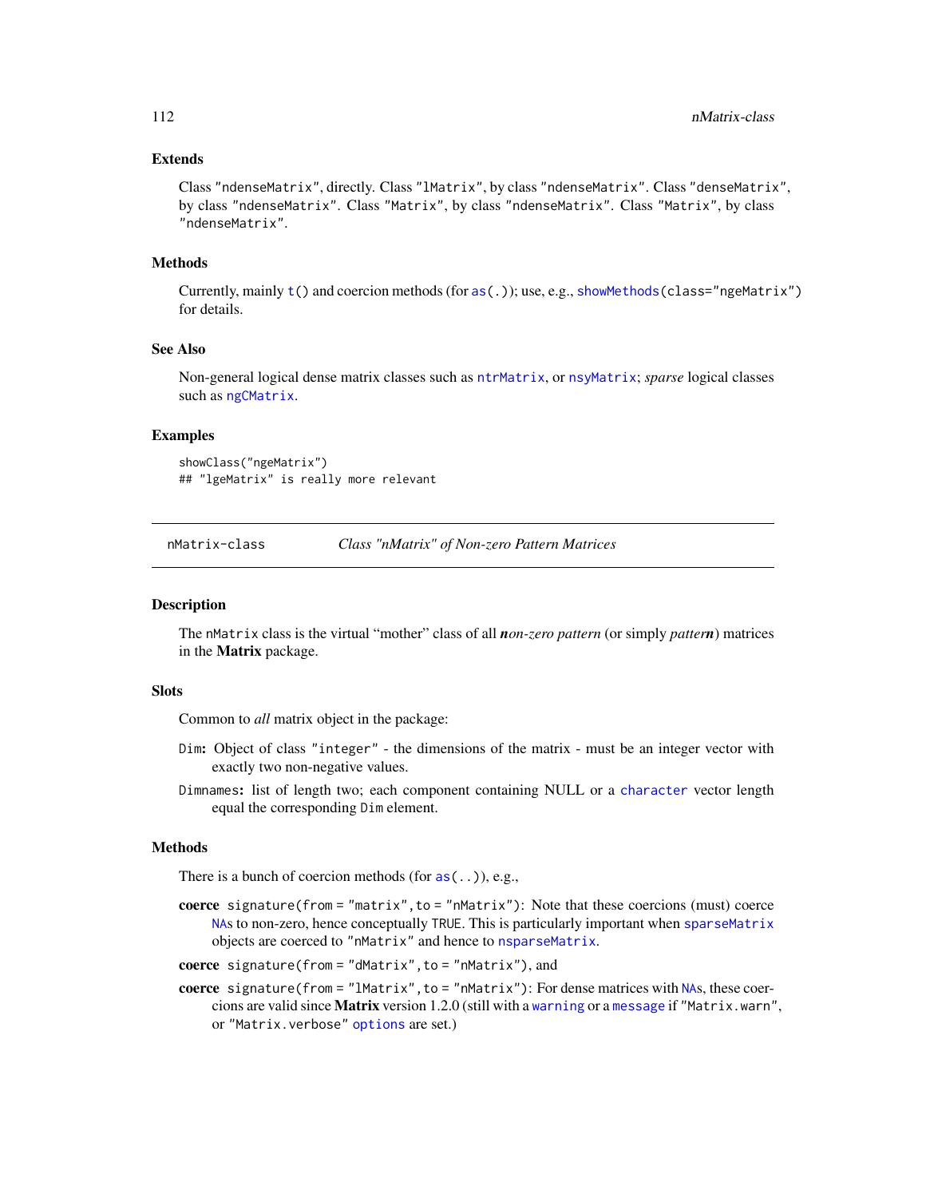### Extends

Class "ndenseMatrix", directly. Class "lMatrix", by class "ndenseMatrix". Class "denseMatrix", by class "ndenseMatrix". Class "Matrix", by class "ndenseMatrix". Class "Matrix", by class "ndenseMatrix".

### Methods

Currently, mainly `t()` and coercion methods (for `as(.)`); use, e.g., `showMethods(class="ngeMatrix")` for details.

### See Also

Non-general logical dense matrix classes such as `ntrMatrix`, or `nsyMatrix`; *sparse* logical classes such as `ngCMatrix`.

### Examples

```
showClass("ngeMatrix")
## "lgeMatrix" is really more relevant
```

---

## nMatrix-class — *Class "nMatrix" of Non-zero Pattern Matrices*

---

### Description

The `nMatrix` class is the virtual "mother" class of all ***n**on-zero pattern* (or simply *patter**n***) matrices in the **Matrix** package.

### Slots

Common to *all* matrix object in the package:

`Dim`: Object of class "integer" - the dimensions of the matrix - must be an integer vector with exactly two non-negative values.

`Dimnames`: list of length two; each component containing NULL or a `character` vector length equal the corresponding `Dim` element.

### Methods

There is a bunch of coercion methods (for `as(..)`), e.g.,

**coerce** `signature(from = "matrix", to = "nMatrix")`: Note that these coercions (must) coerce `NA`s to non-zero, hence conceptually `TRUE`. This is particularly important when `sparseMatrix` objects are coerced to "nMatrix" and hence to `nsparseMatrix`.

**coerce** `signature(from = "dMatrix", to = "nMatrix")`, and

**coerce** `signature(from = "lMatrix", to = "nMatrix")`: For dense matrices with `NA`s, these coercions are valid since **Matrix** version 1.2.0 (still with a `warning` or a `message` if "Matrix.warn", or "Matrix.verbose" `options` are set.)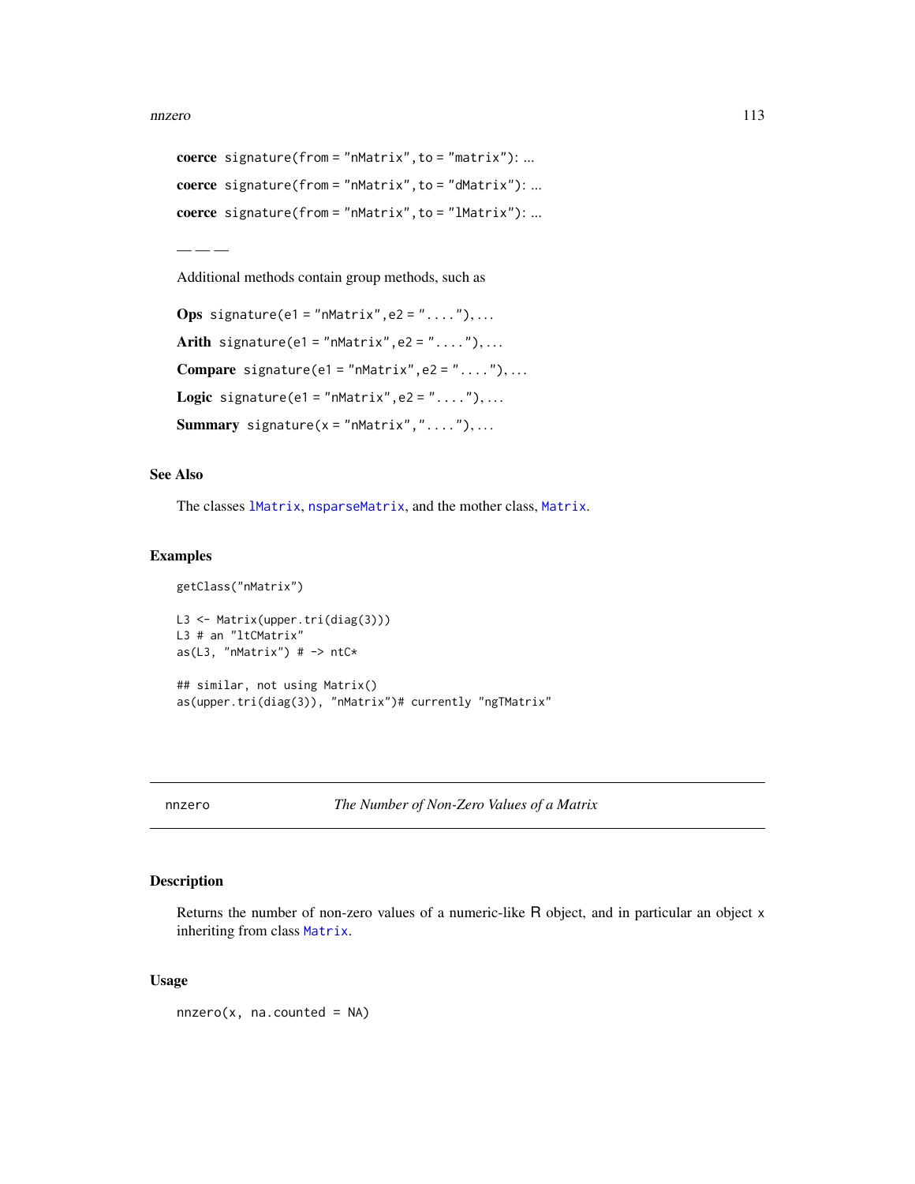**coerce** `signature(from = "nMatrix", to = "matrix")`: ...

**coerce** `signature(from = "nMatrix", to = "dMatrix")`: ...

**coerce** `signature(from = "nMatrix", to = "lMatrix")`: ...

— — —

Additional methods contain group methods, such as

**Ops** `signature(e1 = "nMatrix", e2 = "....")`, ...

**Arith** `signature(e1 = "nMatrix", e2 = "....")`, ...

**Compare** `signature(e1 = "nMatrix", e2 = "....")`, ...

**Logic** `signature(e1 = "nMatrix", e2 = "....")`, ...

**Summary** `signature(x = "nMatrix", "....")`, ...

### See Also

The classes `lMatrix`, `nsparseMatrix`, and the mother class, `Matrix`.

### Examples

```
getClass("nMatrix")

L3 <- Matrix(upper.tri(diag(3)))
L3 # an "ltCMatrix"
as(L3, "nMatrix") # -> ntC*

## similar, not using Matrix()
as(upper.tri(diag(3)), "nMatrix")# currently "ngTMatrix"
```

---

## nnzero *The Number of Non-Zero Values of a Matrix*

### Description

Returns the number of non-zero values of a numeric-like R object, and in particular an object `x` inheriting from class `Matrix`.

### Usage

```
nnzero(x, na.counted = NA)
```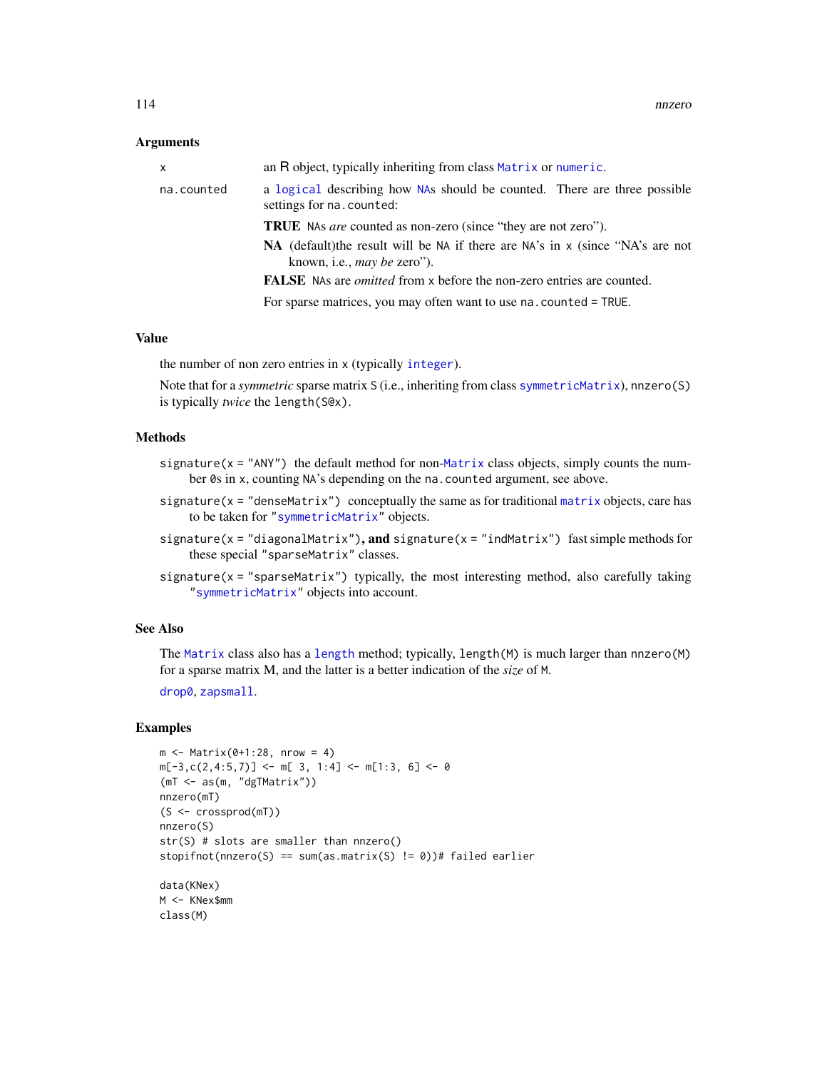### Arguments

| | |
|---|---|
| `x` | an R object, typically inheriting from class `Matrix` or `numeric`. |
| `na.counted` | a `logical` describing how `NA`s should be counted. There are three possible settings for `na.counted`: **TRUE** NAs *are* counted as non-zero (since "they are not zero"). **NA** (default)the result will be `NA` if there are NA's in `x` (since "NA's are not known, i.e., *may be* zero"). **FALSE** NAs are *omitted* from `x` before the non-zero entries are counted. For sparse matrices, you may often want to use `na.counted = TRUE`. |

### Value

the number of non zero entries in `x` (typically `integer`).

Note that for a *symmetric* sparse matrix `S` (i.e., inheriting from class `symmetricMatrix`), `nnzero(S)` is typically *twice* the `length(S@x)`.

### Methods

- `signature(x = "ANY")` the default method for non-`Matrix` class objects, simply counts the number `0`s in `x`, counting `NA`'s depending on the `na.counted` argument, see above.
- `signature(x = "denseMatrix")` conceptually the same as for traditional `matrix` objects, care has to be taken for `"symmetricMatrix"` objects.
- `signature(x = "diagonalMatrix")`, **and** `signature(x = "indMatrix")` fast simple methods for these special `"sparseMatrix"` classes.
- `signature(x = "sparseMatrix")` typically, the most interesting method, also carefully taking `"symmetricMatrix"` objects into account.

### See Also

The `Matrix` class also has a `length` method; typically, `length(M)` is much larger than `nnzero(M)` for a sparse matrix M, and the latter is a better indication of the *size* of `M`.

`drop0`, `zapsmall`.

### Examples

```
m <- Matrix(0+1:28, nrow = 4)
m[-3,c(2,4:5,7)] <- m[ 3, 1:4] <- m[1:3, 6] <- 0
(mT <- as(m, "dgTMatrix"))
nnzero(mT)
(S <- crossprod(mT))
nnzero(S)
str(S) # slots are smaller than nnzero()
stopifnot(nnzero(S) == sum(as.matrix(S) != 0))# failed earlier

data(KNex)
M <- KNex$mm
class(M)
```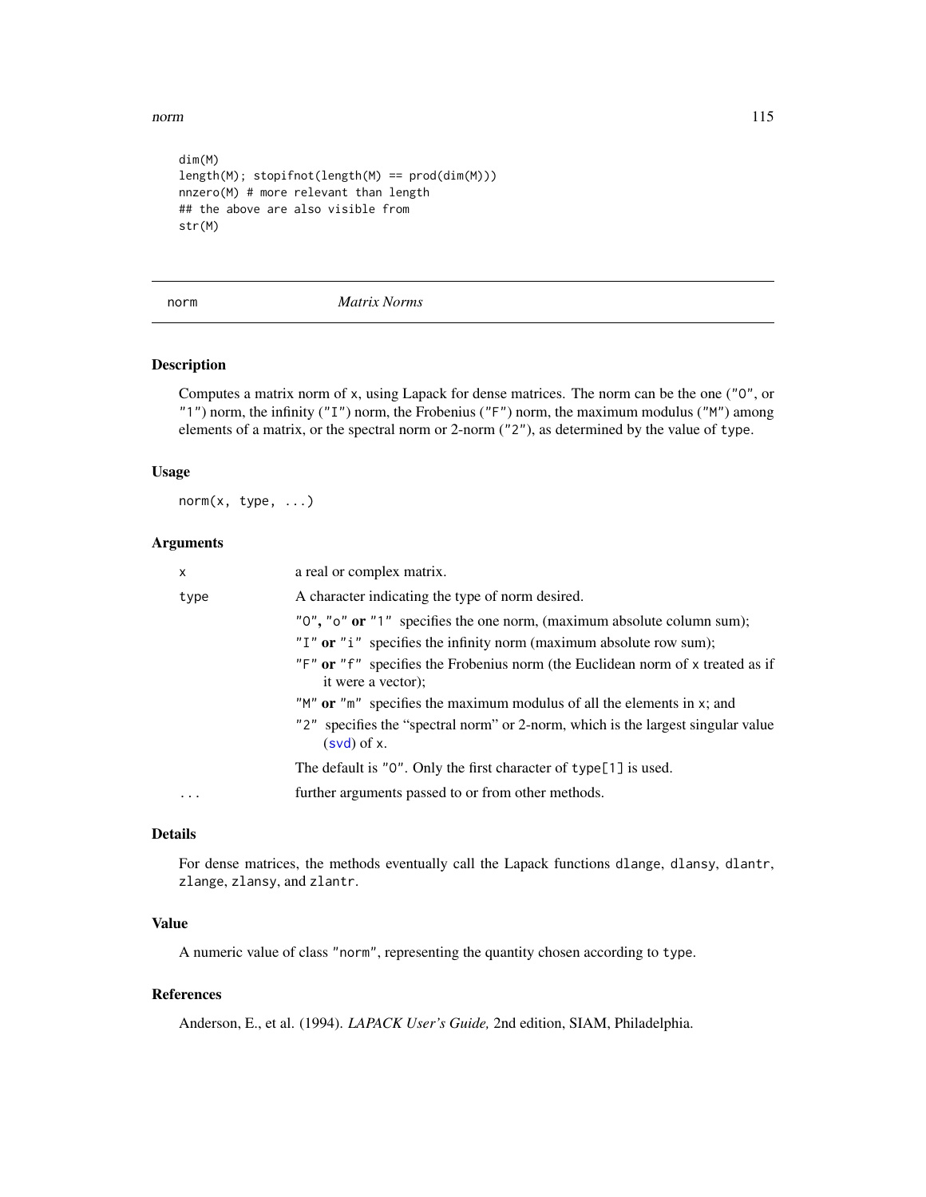```
dim(M)
length(M); stopifnot(length(M) == prod(dim(M)))
nnzero(M) # more relevant than length
## the above are also visible from
str(M)
```

---

## norm *Matrix Norms*

---

### Description

Computes a matrix norm of x, using Lapack for dense matrices. The norm can be the one ("O", or "1") norm, the infinity ("I") norm, the Frobenius ("F") norm, the maximum modulus ("M") among elements of a matrix, or the spectral norm or 2-norm ("2"), as determined by the value of type.

### Usage

```
norm(x, type, ...)
```

### Arguments

| | |
|---|---|
| x | a real or complex matrix. |
| type | A character indicating the type of norm desired.<br>"O", "o" **or** "1" specifies the one norm, (maximum absolute column sum);<br>"I" **or** "i" specifies the infinity norm (maximum absolute row sum);<br>"F" **or** "f" specifies the Frobenius norm (the Euclidean norm of x treated as if it were a vector);<br>"M" **or** "m" specifies the maximum modulus of all the elements in x; and<br>"2" specifies the "spectral norm" or 2-norm, which is the largest singular value (svd) of x.<br>The default is "O". Only the first character of type[1] is used. |
| ... | further arguments passed to or from other methods. |

### Details

For dense matrices, the methods eventually call the Lapack functions dlange, dlansy, dlantr, zlange, zlansy, and zlantr.

### Value

A numeric value of class "norm", representing the quantity chosen according to type.

### References

Anderson, E., et al. (1994). *LAPACK User's Guide,* 2nd edition, SIAM, Philadelphia.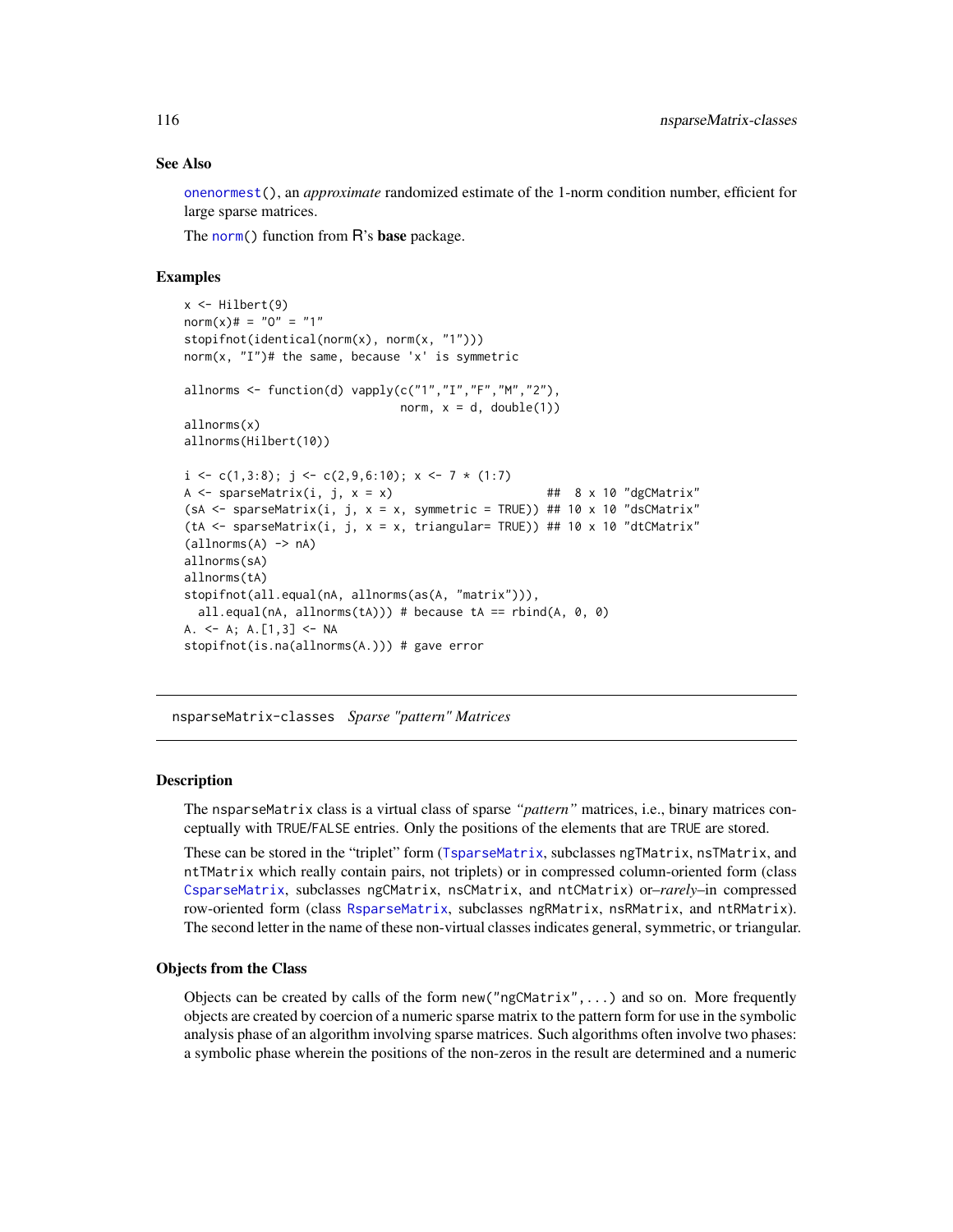### See Also

`onenormest()`, an *approximate* randomized estimate of the 1-norm condition number, efficient for large sparse matrices.

The `norm()` function from R's **base** package.

### Examples

```
x <- Hilbert(9)
norm(x)# = "O" = "1"
stopifnot(identical(norm(x), norm(x, "1")))
norm(x, "I")# the same, because 'x' is symmetric

allnorms <- function(d) vapply(c("1","I","F","M","2"),
                               norm, x = d, double(1))
allnorms(x)
allnorms(Hilbert(10))

i <- c(1,3:8); j <- c(2,9,6:10); x <- 7 * (1:7)
A <- sparseMatrix(i, j, x = x)                      ##  8 x 10 "dgCMatrix"
(sA <- sparseMatrix(i, j, x = x, symmetric = TRUE)) ## 10 x 10 "dsCMatrix"
(tA <- sparseMatrix(i, j, x = x, triangular= TRUE)) ## 10 x 10 "dtCMatrix"
(allnorms(A) -> nA)
allnorms(sA)
allnorms(tA)
stopifnot(all.equal(nA, allnorms(as(A, "matrix"))),
  all.equal(nA, allnorms(tA))) # because tA == rbind(A, 0, 0)
A. <- A; A.[1,3] <- NA
stopifnot(is.na(allnorms(A.))) # gave error
```

---

## nsparseMatrix-classes   *Sparse "pattern" Matrices*

### Description

The `nsparseMatrix` class is a virtual class of sparse *"pattern"* matrices, i.e., binary matrices conceptually with `TRUE`/`FALSE` entries. Only the positions of the elements that are `TRUE` are stored.

These can be stored in the "triplet" form (`TsparseMatrix`, subclasses `ngTMatrix`, `nsTMatrix`, and `ntTMatrix` which really contain pairs, not triplets) or in compressed column-oriented form (class `CsparseMatrix`, subclasses `ngCMatrix`, `nsCMatrix`, and `ntCMatrix`) or–*rarely*–in compressed row-oriented form (class `RsparseMatrix`, subclasses `ngRMatrix`, `nsRMatrix`, and `ntRMatrix`). The second letter in the name of these non-virtual classes indicates general, symmetric, or triangular.

### Objects from the Class

Objects can be created by calls of the form `new("ngCMatrix", ...)` and so on. More frequently objects are created by coercion of a numeric sparse matrix to the pattern form for use in the symbolic analysis phase of an algorithm involving sparse matrices. Such algorithms often involve two phases: a symbolic phase wherein the positions of the non-zeros in the result are determined and a numeric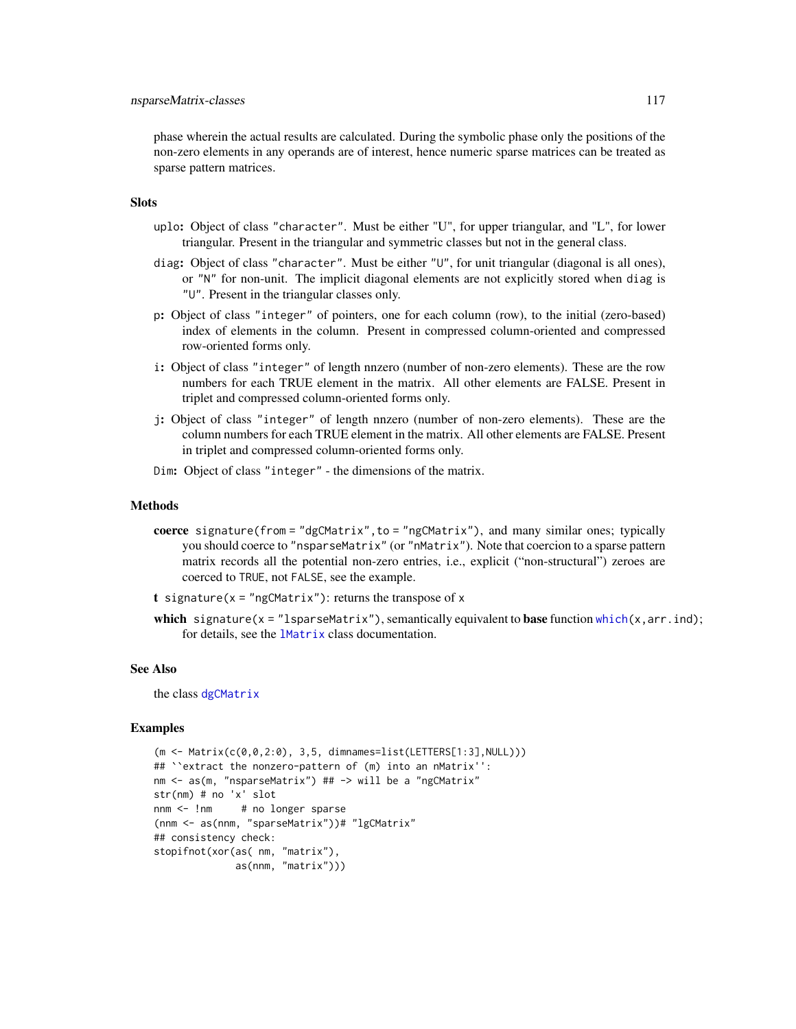phase wherein the actual results are calculated. During the symbolic phase only the positions of the non-zero elements in any operands are of interest, hence numeric sparse matrices can be treated as sparse pattern matrices.

## Slots

- `uplo`: Object of class `"character"`. Must be either "U", for upper triangular, and "L", for lower triangular. Present in the triangular and symmetric classes but not in the general class.
- `diag`: Object of class `"character"`. Must be either `"U"`, for unit triangular (diagonal is all ones), or `"N"` for non-unit. The implicit diagonal elements are not explicitly stored when `diag` is `"U"`. Present in the triangular classes only.
- `p`: Object of class `"integer"` of pointers, one for each column (row), to the initial (zero-based) index of elements in the column. Present in compressed column-oriented and compressed row-oriented forms only.
- `i`: Object of class `"integer"` of length nnzero (number of non-zero elements). These are the row numbers for each TRUE element in the matrix. All other elements are FALSE. Present in triplet and compressed column-oriented forms only.
- `j`: Object of class `"integer"` of length nnzero (number of non-zero elements). These are the column numbers for each TRUE element in the matrix. All other elements are FALSE. Present in triplet and compressed column-oriented forms only.
- `Dim`: Object of class `"integer"` - the dimensions of the matrix.

## Methods

- **coerce** `signature(from = "dgCMatrix", to = "ngCMatrix")`, and many similar ones; typically you should coerce to `"nsparseMatrix"` (or `"nMatrix"`). Note that coercion to a sparse pattern matrix records all the potential non-zero entries, i.e., explicit ("non-structural") zeroes are coerced to `TRUE`, not `FALSE`, see the example.
- **t** `signature(x = "ngCMatrix")`: returns the transpose of `x`
- **which** `signature(x = "lsparseMatrix")`, semantically equivalent to **base** function `which(x,arr.ind)`; for details, see the `lMatrix` class documentation.

## See Also

the class `dgCMatrix`

## Examples

```
(m <- Matrix(c(0,0,2:0), 3,5, dimnames=list(LETTERS[1:3],NULL)))
## ``extract the nonzero-pattern of (m) into an nMatrix'':
nm <- as(m, "nsparseMatrix") ## -> will be a "ngCMatrix"
str(nm) # no 'x' slot
nnm <- !nm     # no longer sparse
(nnm <- as(nnm, "sparseMatrix"))# "lgCMatrix"
## consistency check:
stopifnot(xor(as( nm, "matrix"),
              as(nnm, "matrix")))
```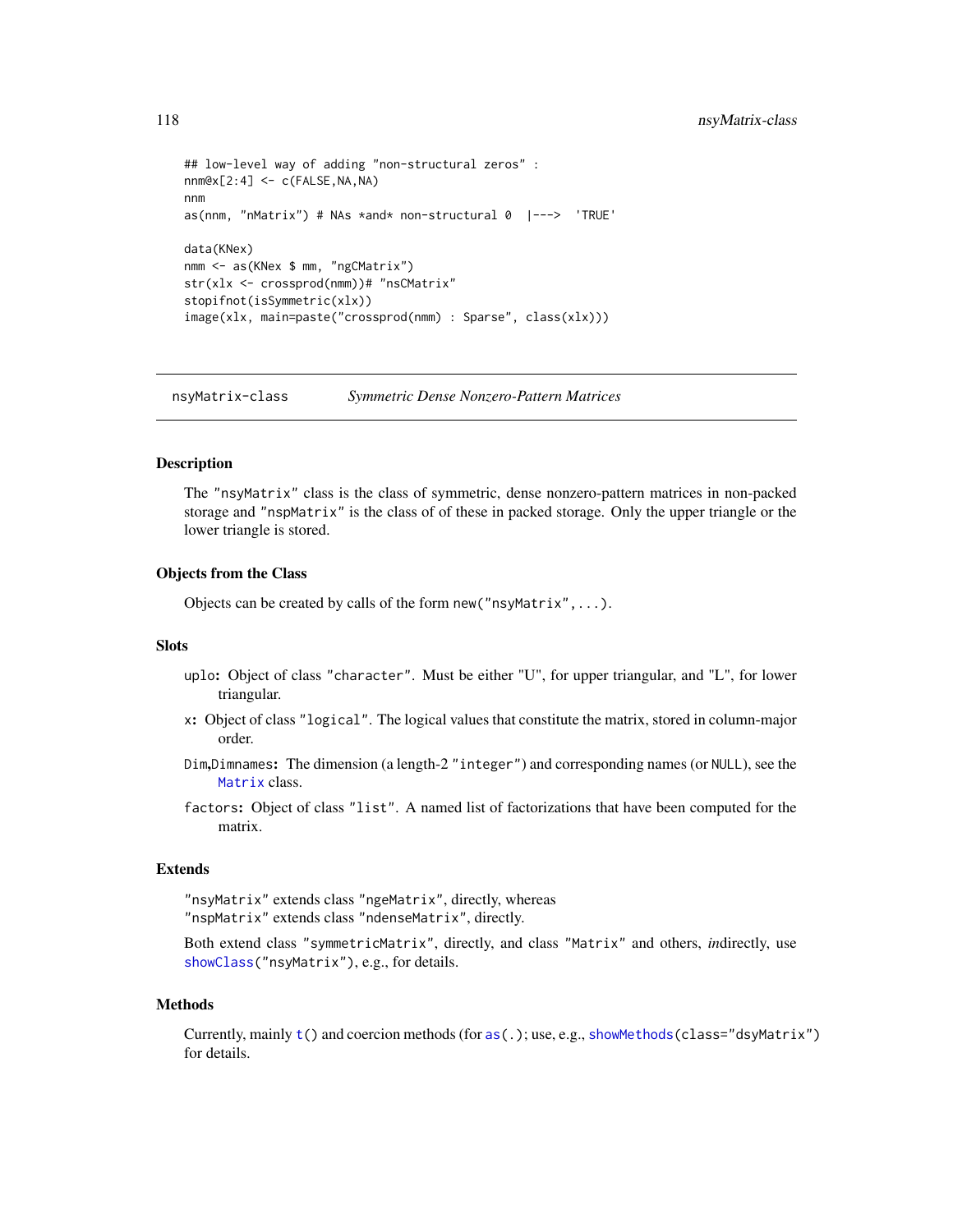```
## low-level way of adding "non-structural zeros" :
nnm@x[2:4] <- c(FALSE,NA,NA)
nnm
as(nnm, "nMatrix") # NAs *and* non-structural 0  |--->  'TRUE'

data(KNex)
nmm <- as(KNex $ mm, "ngCMatrix")
str(xlx <- crossprod(nmm))# "nsCMatrix"
stopifnot(isSymmetric(xlx))
image(xlx, main=paste("crossprod(nmm) : Sparse", class(xlx)))
```

---

# nsyMatrix-class    *Symmetric Dense Nonzero-Pattern Matrices*

---

## Description

The "nsyMatrix" class is the class of symmetric, dense nonzero-pattern matrices in non-packed storage and "nspMatrix" is the class of of these in packed storage. Only the upper triangle or the lower triangle is stored.

## Objects from the Class

Objects can be created by calls of the form `new("nsyMatrix",...)`.

## Slots

`uplo`: Object of class "character". Must be either "U", for upper triangular, and "L", for lower triangular.

`x`: Object of class "logical". The logical values that constitute the matrix, stored in column-major order.

`Dim`,`Dimnames`: The dimension (a length-2 "integer") and corresponding names (or `NULL`), see the `Matrix` class.

`factors`: Object of class "list". A named list of factorizations that have been computed for the matrix.

## Extends

"nsyMatrix" extends class "ngeMatrix", directly, whereas
"nspMatrix" extends class "ndenseMatrix", directly.

Both extend class "symmetricMatrix", directly, and class "Matrix" and others, *in*directly, use `showClass("nsyMatrix")`, e.g., for details.

## Methods

Currently, mainly `t()` and coercion methods (for `as(.)`; use, e.g., `showMethods(class="dsyMatrix")` for details.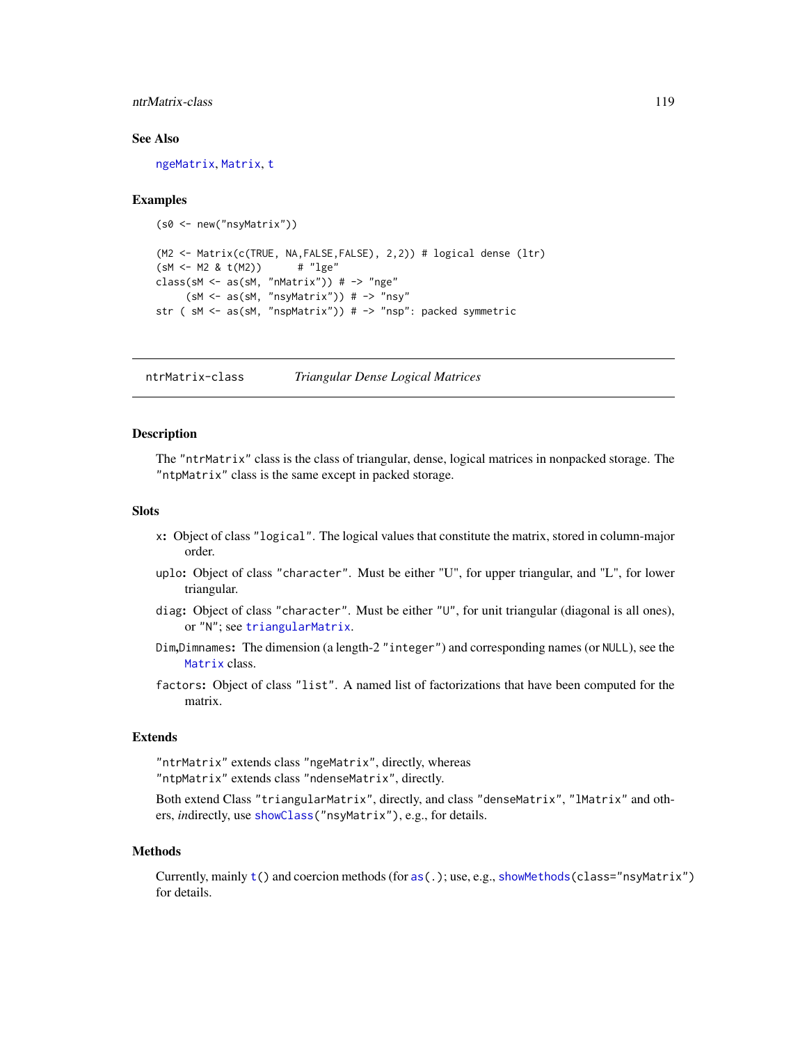### See Also

ngeMatrix, Matrix, t

### Examples

```
(s0 <- new("nsyMatrix"))

(M2 <- Matrix(c(TRUE, NA,FALSE,FALSE), 2,2)) # logical dense (ltr)
(sM <- M2 & t(M2))      # "lge"
class(sM <- as(sM, "nMatrix")) # -> "nge"
     (sM <- as(sM, "nsyMatrix")) # -> "nsy"
str ( sM <- as(sM, "nspMatrix")) # -> "nsp": packed symmetric
```

---

## ntrMatrix-class *Triangular Dense Logical Matrices*

---

### Description

The "ntrMatrix" class is the class of triangular, dense, logical matrices in nonpacked storage. The "ntpMatrix" class is the same except in packed storage.

### Slots

**x:** Object of class "logical". The logical values that constitute the matrix, stored in column-major order.

**uplo:** Object of class "character". Must be either "U", for upper triangular, and "L", for lower triangular.

**diag:** Object of class "character". Must be either "U", for unit triangular (diagonal is all ones), or "N"; see triangularMatrix.

**Dim,Dimnames:** The dimension (a length-2 "integer") and corresponding names (or NULL), see the Matrix class.

**factors:** Object of class "list". A named list of factorizations that have been computed for the matrix.

### Extends

"ntrMatrix" extends class "ngeMatrix", directly, whereas
"ntpMatrix" extends class "ndenseMatrix", directly.

Both extend Class "triangularMatrix", directly, and class "denseMatrix", "lMatrix" and others, *in*directly, use showClass("nsyMatrix"), e.g., for details.

### Methods

Currently, mainly t() and coercion methods (for as(.); use, e.g., showMethods(class="nsyMatrix") for details.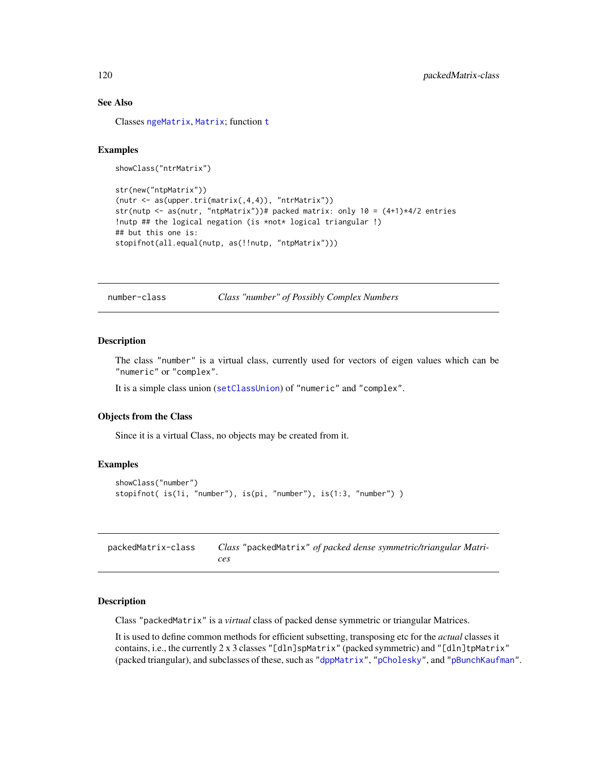### See Also

Classes `ngeMatrix`, `Matrix`; function `t`

### Examples

```
showClass("ntrMatrix")

str(new("ntpMatrix"))
(nutr <- as(upper.tri(matrix(,4,4)), "ntrMatrix"))
str(nutp <- as(nutr, "ntpMatrix"))# packed matrix: only 10 = (4+1)*4/2 entries
!nutp ## the logical negation (is *not* logical triangular !)
## but this one is:
stopifnot(all.equal(nutp, as(!!nutp, "ntpMatrix")))
```

---

## number-class — *Class "number" of Possibly Complex Numbers*

### Description

The class "number" is a virtual class, currently used for vectors of eigen values which can be "numeric" or "complex".

It is a simple class union (`setClassUnion`) of "numeric" and "complex".

### Objects from the Class

Since it is a virtual Class, no objects may be created from it.

### Examples

```
showClass("number")
stopifnot( is(1i, "number"), is(pi, "number"), is(1:3, "number") )
```

---

## packedMatrix-class — *Class "packedMatrix" of packed dense symmetric/triangular Matrices*

### Description

Class "packedMatrix" is a *virtual* class of packed dense symmetric or triangular Matrices.

It is used to define common methods for efficient subsetting, transposing etc for the *actual* classes it contains, i.e., the currently 2 x 3 classes "[dln]spMatrix" (packed symmetric) and "[dln]tpMatrix" (packed triangular), and subclasses of these, such as "`dppMatrix`", "`pCholesky`", and "`pBunchKaufman`".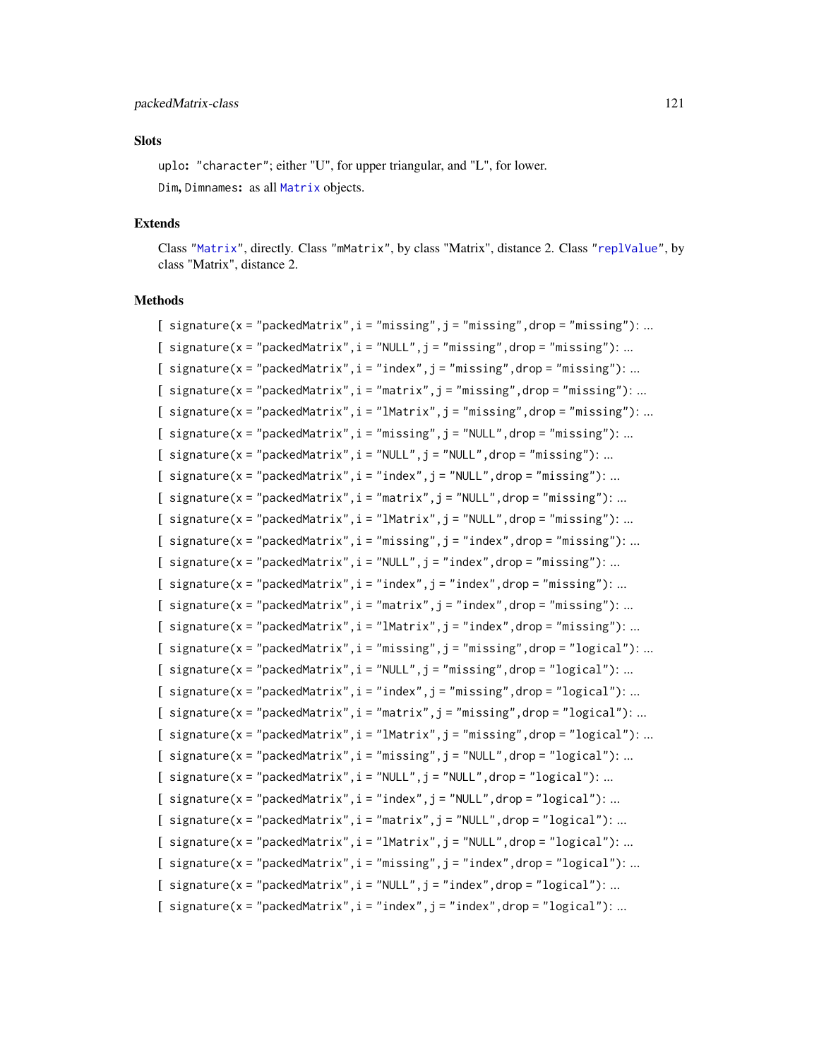### Slots

`uplo`: `"character"`; either "U", for upper triangular, and "L", for lower.

`Dim`, `Dimnames`: as all `Matrix` objects.

### Extends

Class `"Matrix"`, directly. Class `"mMatrix"`, by class "Matrix", distance 2. Class `"replValue"`, by class "Matrix", distance 2.

### Methods

- `[` `signature(x = "packedMatrix", i = "missing", j = "missing", drop = "missing")`: ...
- `[` `signature(x = "packedMatrix", i = "NULL", j = "missing", drop = "missing")`: ...
- `[` `signature(x = "packedMatrix", i = "index", j = "missing", drop = "missing")`: ...
- `[` `signature(x = "packedMatrix", i = "matrix", j = "missing", drop = "missing")`: ...
- `[` `signature(x = "packedMatrix", i = "lMatrix", j = "missing", drop = "missing")`: ...
- `[` `signature(x = "packedMatrix", i = "missing", j = "NULL", drop = "missing")`: ...
- `[` `signature(x = "packedMatrix", i = "NULL", j = "NULL", drop = "missing")`: ...
- `[` `signature(x = "packedMatrix", i = "index", j = "NULL", drop = "missing")`: ...
- `[` `signature(x = "packedMatrix", i = "matrix", j = "NULL", drop = "missing")`: ...
- `[` `signature(x = "packedMatrix", i = "lMatrix", j = "NULL", drop = "missing")`: ...
- `[` `signature(x = "packedMatrix", i = "missing", j = "index", drop = "missing")`: ...
- `[` `signature(x = "packedMatrix", i = "NULL", j = "index", drop = "missing")`: ...
- `[` `signature(x = "packedMatrix", i = "index", j = "index", drop = "missing")`: ...
- `[` `signature(x = "packedMatrix", i = "matrix", j = "index", drop = "missing")`: ...
- `[` `signature(x = "packedMatrix", i = "lMatrix", j = "index", drop = "missing")`: ...
- `[` `signature(x = "packedMatrix", i = "missing", j = "missing", drop = "logical")`: ...
- `[` `signature(x = "packedMatrix", i = "NULL", j = "missing", drop = "logical")`: ...
- `[` `signature(x = "packedMatrix", i = "index", j = "missing", drop = "logical")`: ...
- `[` `signature(x = "packedMatrix", i = "matrix", j = "missing", drop = "logical")`: ...
- `[` `signature(x = "packedMatrix", i = "lMatrix", j = "missing", drop = "logical")`: ...
- `[` `signature(x = "packedMatrix", i = "missing", j = "NULL", drop = "logical")`: ...
- `[` `signature(x = "packedMatrix", i = "NULL", j = "NULL", drop = "logical")`: ...
- `[` `signature(x = "packedMatrix", i = "index", j = "NULL", drop = "logical")`: ...
- `[` `signature(x = "packedMatrix", i = "matrix", j = "NULL", drop = "logical")`: ...
- `[` `signature(x = "packedMatrix", i = "lMatrix", j = "NULL", drop = "logical")`: ...
- `[` `signature(x = "packedMatrix", i = "missing", j = "index", drop = "logical")`: ...
- `[` `signature(x = "packedMatrix", i = "NULL", j = "index", drop = "logical")`: ...
- `[` `signature(x = "packedMatrix", i = "index", j = "index", drop = "logical")`: ...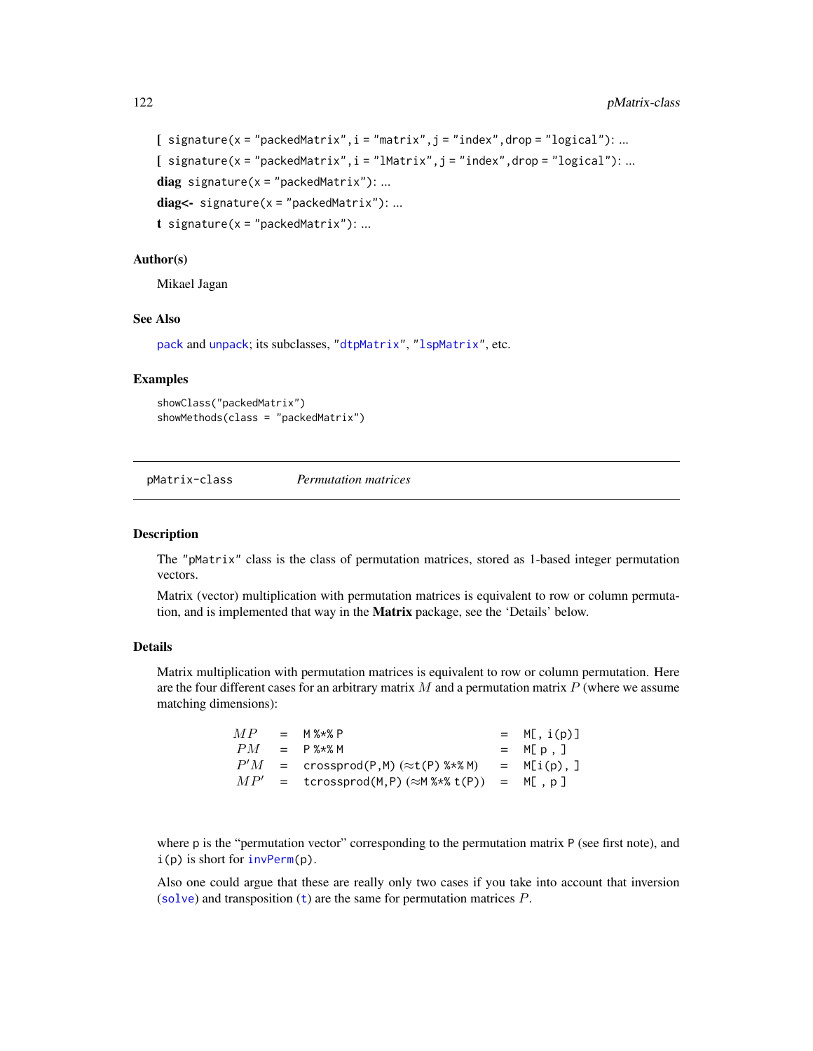**[** `signature(x = "packedMatrix", i = "matrix", j = "index", drop = "logical")`: ...

**[** `signature(x = "packedMatrix", i = "lMatrix", j = "index", drop = "logical")`: ...

**diag** `signature(x = "packedMatrix")`: ...

**diag<-** `signature(x = "packedMatrix")`: ...

**t** `signature(x = "packedMatrix")`: ...

### Author(s)

Mikael Jagan

### See Also

`pack` and `unpack`; its subclasses, "`dtpMatrix`", "`lspMatrix`", etc.

### Examples

```
showClass("packedMatrix")
showMethods(class = "packedMatrix")
```

---

## pMatrix-class &nbsp;&nbsp;&nbsp; *Permutation matrices*

---

### Description

The `"pMatrix"` class is the class of permutation matrices, stored as 1-based integer permutation vectors.

Matrix (vector) multiplication with permutation matrices is equivalent to row or column permutation, and is implemented that way in the **Matrix** package, see the 'Details' below.

### Details

Matrix multiplication with permutation matrices is equivalent to row or column permutation. Here are the four different cases for an arbitrary matrix $M$ and a permutation matrix $P$ (where we assume matching dimensions):

| | | | | |
|---|---|---|---|---|
| $MP$ | = | `M %*% P` | = | `M[, i(p)]` |
| $PM$ | = | `P %*% M` | = | `M[ p , ]` |
| $P'M$ | = | `crossprod(P,M)` (≈`t(P) %*% M`) | = | `M[i(p), ]` |
| $MP'$ | = | `tcrossprod(M,P)` (≈`M %*% t(P)`) | = | `M[ , p ]` |

where `p` is the "permutation vector" corresponding to the permutation matrix `P` (see first note), and `i(p)` is short for `invPerm(p)`.

Also one could argue that these are really only two cases if you take into account that inversion (`solve`) and transposition (`t`) are the same for permutation matrices $P$.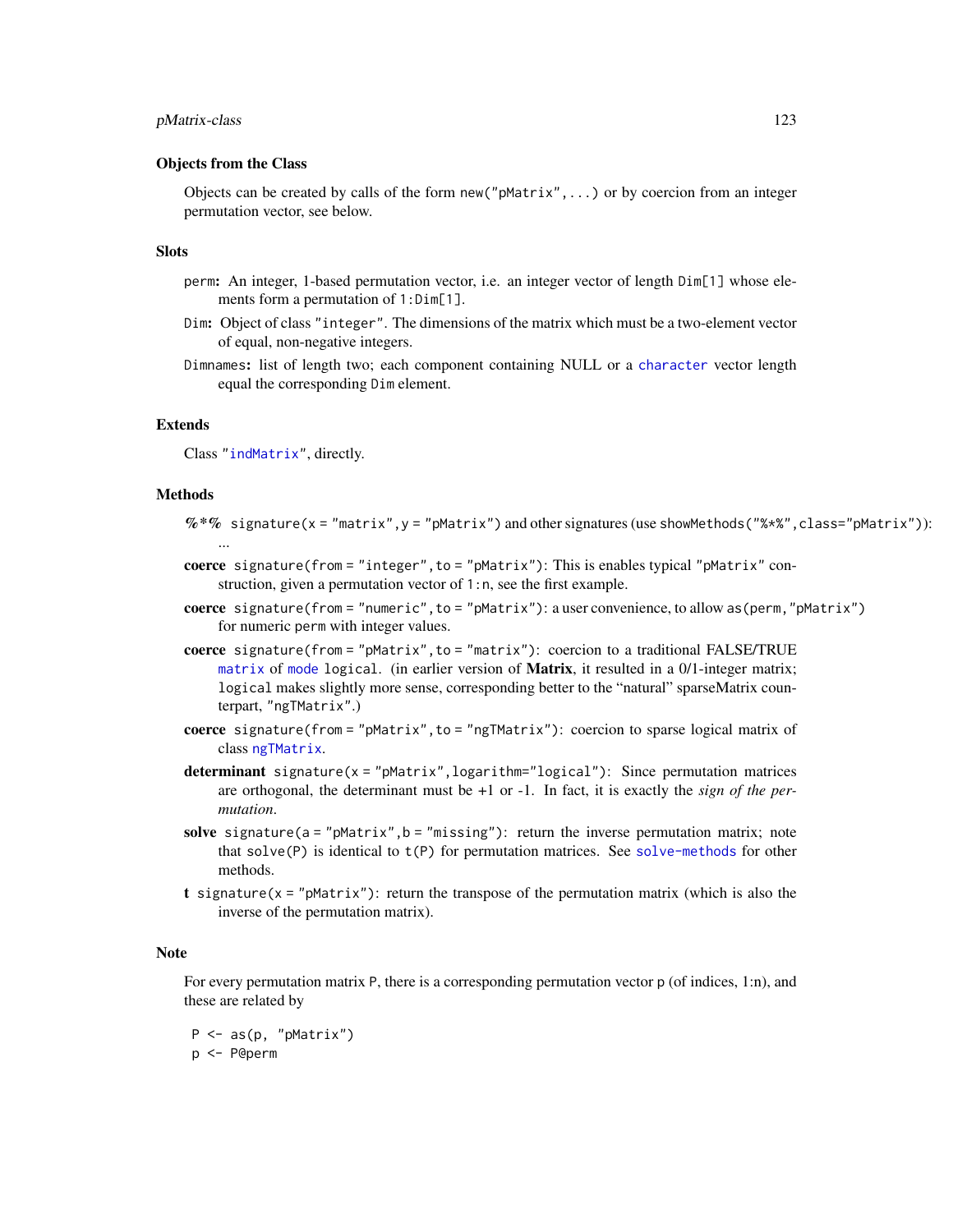### Objects from the Class

Objects can be created by calls of the form `new("pMatrix",...)` or by coercion from an integer permutation vector, see below.

### Slots

- `perm`: An integer, 1-based permutation vector, i.e. an integer vector of length `Dim[1]` whose elements form a permutation of `1:Dim[1]`.
- `Dim`: Object of class `"integer"`. The dimensions of the matrix which must be a two-element vector of equal, non-negative integers.
- `Dimnames`: list of length two; each component containing NULL or a `character` vector length equal the corresponding `Dim` element.

### Extends

Class `"indMatrix"`, directly.

### Methods

- **%*%** `signature(x = "matrix", y = "pMatrix")` and other signatures (use `showMethods("%*%", class="pMatrix")`): ...
- **coerce** `signature(from = "integer", to = "pMatrix")`: This is enables typical `"pMatrix"` construction, given a permutation vector of `1:n`, see the first example.
- **coerce** `signature(from = "numeric", to = "pMatrix")`: a user convenience, to allow `as(perm, "pMatrix")` for numeric `perm` with integer values.
- **coerce** `signature(from = "pMatrix", to = "matrix")`: coercion to a traditional FALSE/TRUE `matrix` of `mode` logical. (in earlier version of **Matrix**, it resulted in a 0/1-integer matrix; `logical` makes slightly more sense, corresponding better to the "natural" sparseMatrix counterpart, `"ngTMatrix"`.)
- **coerce** `signature(from = "pMatrix", to = "ngTMatrix")`: coercion to sparse logical matrix of class `ngTMatrix`.
- **determinant** `signature(x = "pMatrix", logarithm="logical")`: Since permutation matrices are orthogonal, the determinant must be +1 or -1. In fact, it is exactly the *sign of the permutation*.
- **solve** `signature(a = "pMatrix", b = "missing")`: return the inverse permutation matrix; note that `solve(P)` is identical to `t(P)` for permutation matrices. See `solve-methods` for other methods.
- **t** `signature(x = "pMatrix")`: return the transpose of the permutation matrix (which is also the inverse of the permutation matrix).

### Note

For every permutation matrix `P`, there is a corresponding permutation vector `p` (of indices, 1:n), and these are related by

```
P <- as(p, "pMatrix")
p <- P@perm
```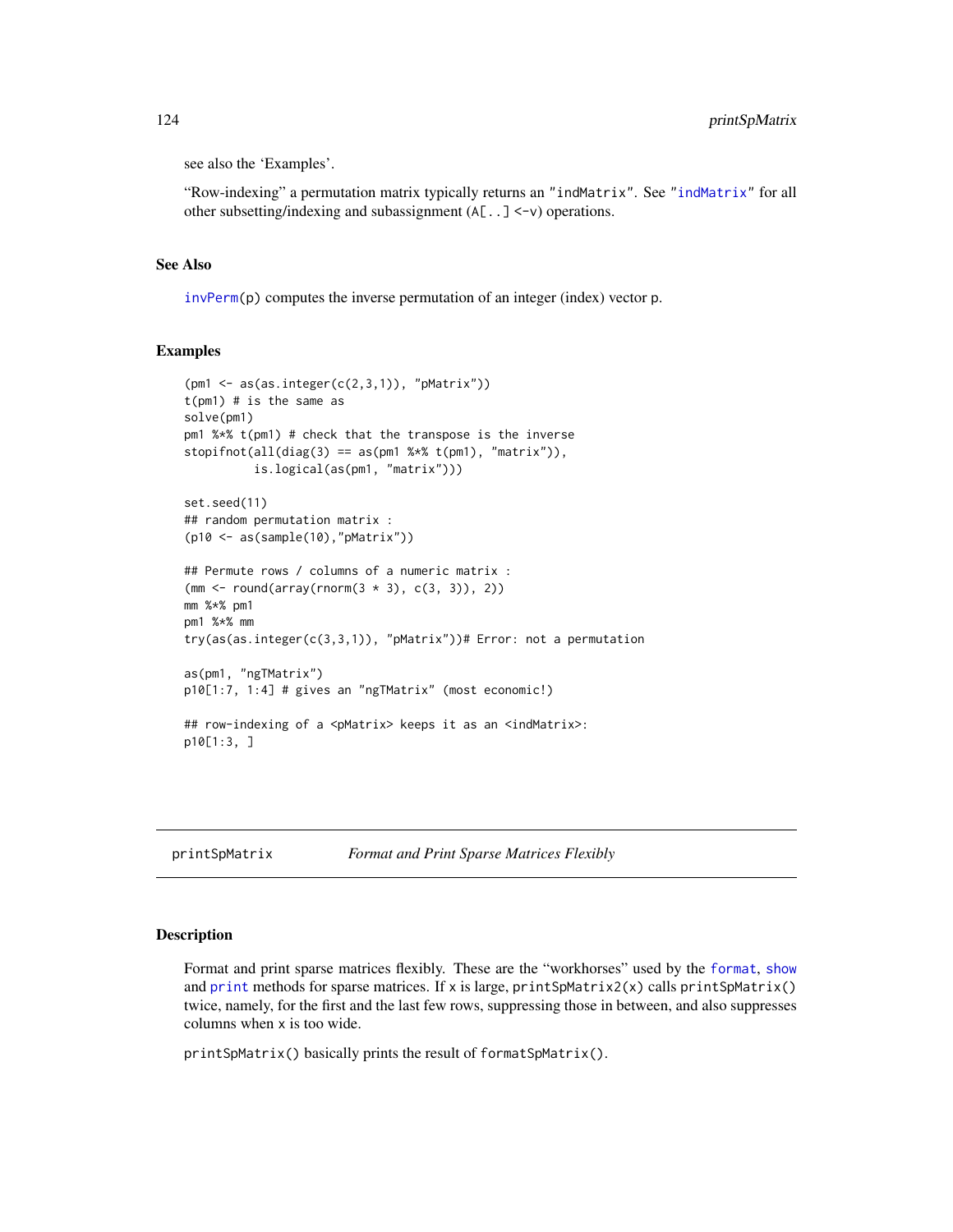see also the 'Examples'.

"Row-indexing" a permutation matrix typically returns an "indMatrix". See "indMatrix" for all other subsetting/indexing and subassignment (A[..] <-v) operations.

## See Also

invPerm(p) computes the inverse permutation of an integer (index) vector p.

## Examples

```
(pm1 <- as(as.integer(c(2,3,1)), "pMatrix"))
t(pm1) # is the same as
solve(pm1)
pm1 %*% t(pm1) # check that the transpose is the inverse
stopifnot(all(diag(3) == as(pm1 %*% t(pm1), "matrix")),
          is.logical(as(pm1, "matrix")))

set.seed(11)
## random permutation matrix :
(p10 <- as(sample(10),"pMatrix"))

## Permute rows / columns of a numeric matrix :
(mm <- round(array(rnorm(3 * 3), c(3, 3)), 2))
mm %*% pm1
pm1 %*% mm
try(as(as.integer(c(3,3,1)), "pMatrix"))# Error: not a permutation

as(pm1, "ngTMatrix")
p10[1:7, 1:4] # gives an "ngTMatrix" (most economic!)

## row-indexing of a <pMatrix> keeps it as an <indMatrix>:
p10[1:3, ]
```

---

# printSpMatrix    *Format and Print Sparse Matrices Flexibly*

## Description

Format and print sparse matrices flexibly. These are the "workhorses" used by the format, show and print methods for sparse matrices. If x is large, printSpMatrix2(x) calls printSpMatrix() twice, namely, for the first and the last few rows, suppressing those in between, and also suppresses columns when x is too wide.

printSpMatrix() basically prints the result of formatSpMatrix().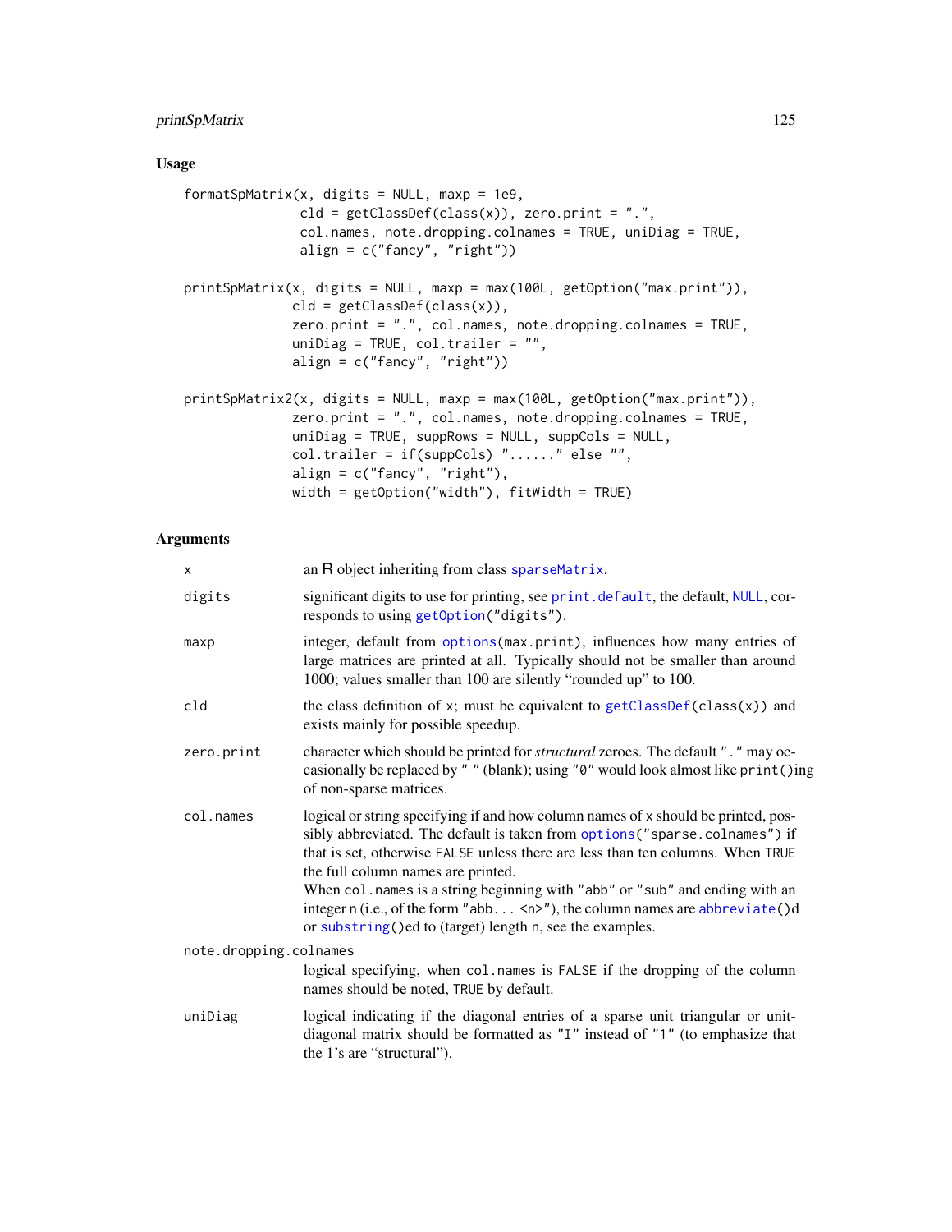## Usage

```
formatSpMatrix(x, digits = NULL, maxp = 1e9,
               cld = getClassDef(class(x)), zero.print = ".",
               col.names, note.dropping.colnames = TRUE, uniDiag = TRUE,
               align = c("fancy", "right"))

printSpMatrix(x, digits = NULL, maxp = max(100L, getOption("max.print")),
              cld = getClassDef(class(x)),
              zero.print = ".", col.names, note.dropping.colnames = TRUE,
              uniDiag = TRUE, col.trailer = "",
              align = c("fancy", "right"))

printSpMatrix2(x, digits = NULL, maxp = max(100L, getOption("max.print")),
              zero.print = ".", col.names, note.dropping.colnames = TRUE,
              uniDiag = TRUE, suppRows = NULL, suppCols = NULL,
              col.trailer = if(suppCols) "......" else "",
              align = c("fancy", "right"),
              width = getOption("width"), fitWidth = TRUE)
```

## Arguments

- `x` — an R object inheriting from class `sparseMatrix`.
- `digits` — significant digits to use for printing, see `print.default`, the default, `NULL`, corresponds to using `getOption("digits")`.
- `maxp` — integer, default from `options(max.print)`, influences how many entries of large matrices are printed at all. Typically should not be smaller than around 1000; values smaller than 100 are silently "rounded up" to 100.
- `cld` — the class definition of `x`; must be equivalent to `getClassDef(class(x))` and exists mainly for possible speedup.
- `zero.print` — character which should be printed for *structural* zeroes. The default `"."` may occasionally be replaced by `" "` (blank); using `"0"` would look almost like `print()`ing of non-sparse matrices.
- `col.names` — logical or string specifying if and how column names of `x` should be printed, possibly abbreviated. The default is taken from `options("sparse.colnames")` if that is set, otherwise `FALSE` unless there are less than ten columns. When `TRUE` the full column names are printed.
  When `col.names` is a string beginning with `"abb"` or `"sub"` and ending with an integer `n` (i.e., of the form `"abb... <n>"`), the column names are `abbreviate()`d or `substring()`ed to (target) length `n`, see the examples.
- `note.dropping.colnames` — logical specifying, when `col.names` is `FALSE` if the dropping of the column names should be noted, `TRUE` by default.
- `uniDiag` — logical indicating if the diagonal entries of a sparse unit triangular or unit-diagonal matrix should be formatted as `"I"` instead of `"1"` (to emphasize that the 1's are "structural").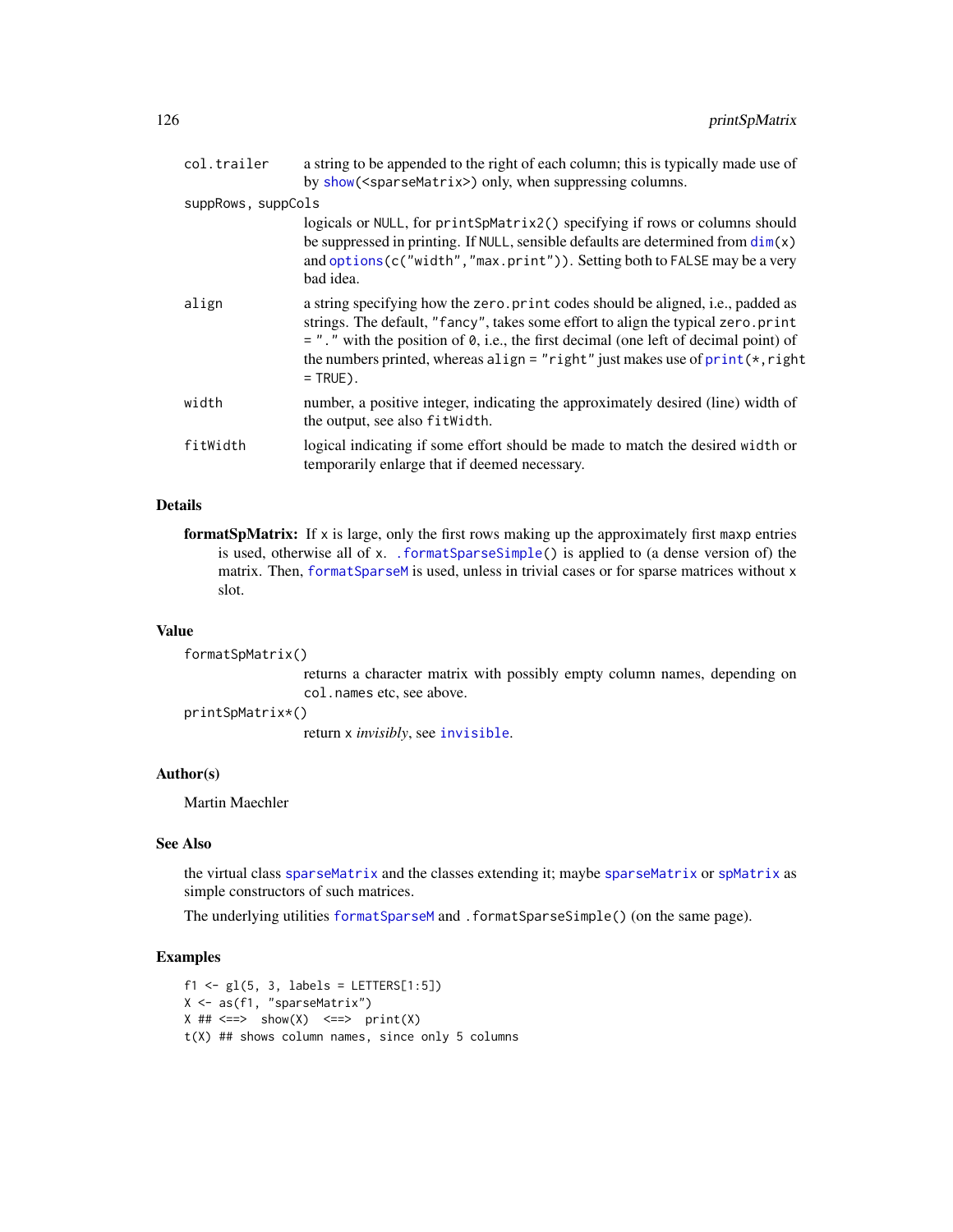col.trailer
: a string to be appended to the right of each column; this is typically made use of by show(<sparseMatrix>) only, when suppressing columns.

suppRows, suppCols
: logicals or NULL, for printSpMatrix2() specifying if rows or columns should be suppressed in printing. If NULL, sensible defaults are determined from dim(x) and options(c("width","max.print")). Setting both to FALSE may be a very bad idea.

align
: a string specifying how the zero.print codes should be aligned, i.e., padded as strings. The default, "fancy", takes some effort to align the typical zero.print = "." with the position of 0, i.e., the first decimal (one left of decimal point) of the numbers printed, whereas align = "right" just makes use of print(*,right = TRUE).

width
: number, a positive integer, indicating the approximately desired (line) width of the output, see also fitWidth.

fitWidth
: logical indicating if some effort should be made to match the desired width or temporarily enlarge that if deemed necessary.

## Details

**formatSpMatrix:** If x is large, only the first rows making up the approximately first maxp entries is used, otherwise all of x. .formatSparseSimple() is applied to (a dense version of) the matrix. Then, formatSparseM is used, unless in trivial cases or for sparse matrices without x slot.

## Value

formatSpMatrix()
: returns a character matrix with possibly empty column names, depending on col.names etc, see above.

printSpMatrix*()
: return x *invisibly*, see invisible.

## Author(s)

Martin Maechler

## See Also

the virtual class sparseMatrix and the classes extending it; maybe sparseMatrix or spMatrix as simple constructors of such matrices.

The underlying utilities formatSparseM and .formatSparseSimple() (on the same page).

## Examples

```
f1 <- gl(5, 3, labels = LETTERS[1:5])
X <- as(f1, "sparseMatrix")
X ## <==>  show(X)  <==>  print(X)
t(X) ## shows column names, since only 5 columns
```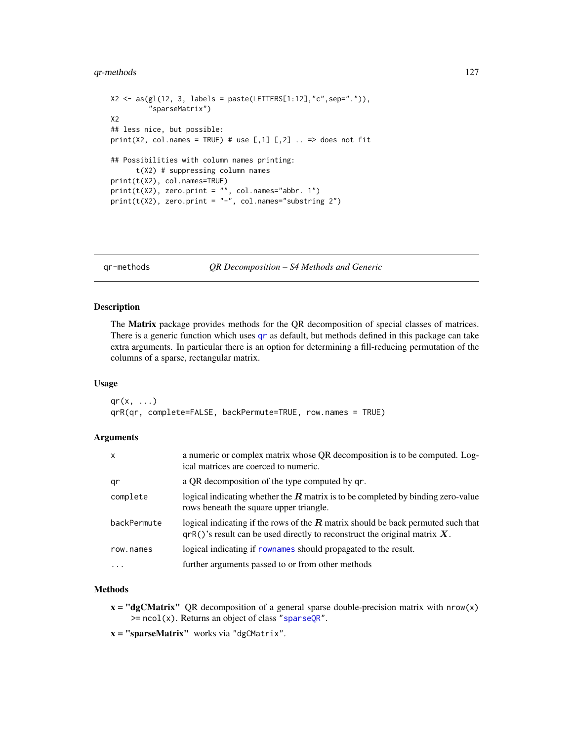```
X2 <- as(gl(12, 3, labels = paste(LETTERS[1:12],"c",sep=".")),
         "sparseMatrix")
X2
## less nice, but possible:
print(X2, col.names = TRUE) # use [,1] [,2] .. => does not fit

## Possibilities with column names printing:
      t(X2) # suppressing column names
print(t(X2), col.names=TRUE)
print(t(X2), zero.print = "", col.names="abbr. 1")
print(t(X2), zero.print = "-", col.names="substring 2")
```

---

qr-methods — *QR Decomposition – S4 Methods and Generic*

---

## Description

The **Matrix** package provides methods for the QR decomposition of special classes of matrices. There is a generic function which uses `qr` as default, but methods defined in this package can take extra arguments. In particular there is an option for determining a fill-reducing permutation of the columns of a sparse, rectangular matrix.

## Usage

```
qr(x, ...)
qrR(qr, complete=FALSE, backPermute=TRUE, row.names = TRUE)
```

## Arguments

| | |
|---|---|
| `x` | a numeric or complex matrix whose QR decomposition is to be computed. Logical matrices are coerced to numeric. |
| `qr` | a QR decomposition of the type computed by `qr`. |
| `complete` | logical indicating whether the $R$ matrix is to be completed by binding zero-value rows beneath the square upper triangle. |
| `backPermute` | logical indicating if the rows of the $R$ matrix should be back permuted such that `qrR()`'s result can be used directly to reconstruct the original matrix $X$. |
| `row.names` | logical indicating if `rownames` should propagated to the result. |
| `...` | further arguments passed to or from other methods |

## Methods

**x = "dgCMatrix"** QR decomposition of a general sparse double-precision matrix with `nrow(x) >= ncol(x)`. Returns an object of class "`sparseQR`".

**x = "sparseMatrix"** works via "`dgCMatrix`".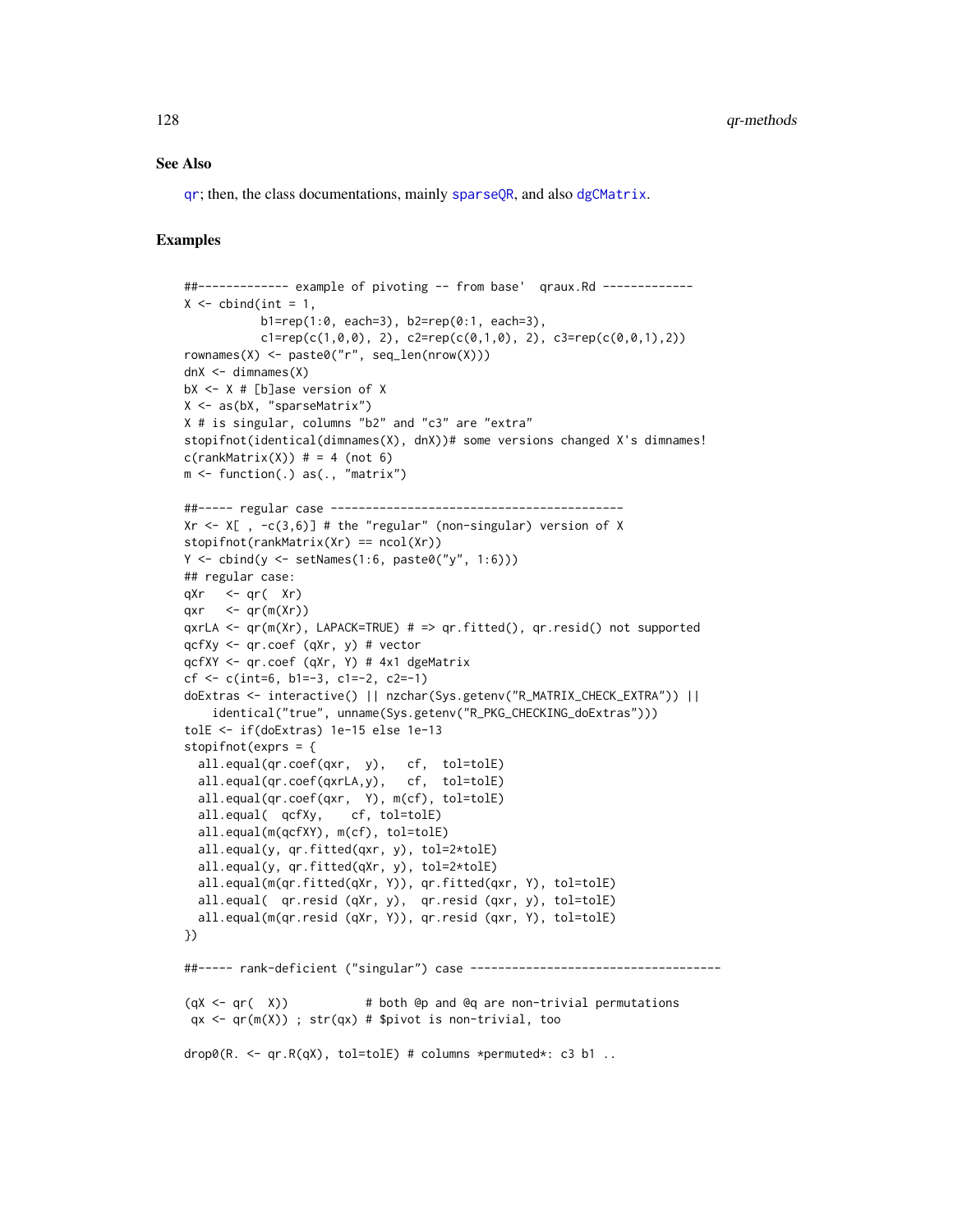### See Also

qr; then, the class documentations, mainly sparseQR, and also dgCMatrix.

### Examples

```
##------------- example of pivoting -- from base'  qraux.Rd -------------
X <- cbind(int = 1,
           b1=rep(1:0, each=3), b2=rep(0:1, each=3),
           c1=rep(c(1,0,0), 2), c2=rep(c(0,1,0), 2), c3=rep(c(0,0,1),2))
rownames(X) <- paste0("r", seq_len(nrow(X)))
dnX <- dimnames(X)
bX <- X # [b]ase version of X
X <- as(bX, "sparseMatrix")
X # is singular, columns "b2" and "c3" are "extra"
stopifnot(identical(dimnames(X), dnX))# some versions changed X's dimnames!
c(rankMatrix(X)) # = 4 (not 6)
m <- function(.) as(., "matrix")

##----- regular case ------------------------------------------
Xr <- X[ , -c(3,6)] # the "regular" (non-singular) version of X
stopifnot(rankMatrix(Xr) == ncol(Xr))
Y <- cbind(y <- setNames(1:6, paste0("y", 1:6)))
## regular case:
qXr   <- qr(  Xr)
qxr   <- qr(m(Xr))
qxrLA <- qr(m(Xr), LAPACK=TRUE) # => qr.fitted(), qr.resid() not supported
qcfXy <- qr.coef (qXr, y) # vector
qcfXY <- qr.coef (qXr, Y) # 4x1 dgeMatrix
cf <- c(int=6, b1=-3, c1=-2, c2=-1)
doExtras <- interactive() || nzchar(Sys.getenv("R_MATRIX_CHECK_EXTRA")) ||
    identical("true", unname(Sys.getenv("R_PKG_CHECKING_doExtras")))
tolE <- if(doExtras) 1e-15 else 1e-13
stopifnot(exprs = {
  all.equal(qr.coef(qxr,  y),   cf,  tol=tolE)
  all.equal(qr.coef(qxrLA,y),   cf,  tol=tolE)
  all.equal(qr.coef(qxr,  Y), m(cf), tol=tolE)
  all.equal(  qcfXy,    cf, tol=tolE)
  all.equal(m(qcfXY), m(cf), tol=tolE)
  all.equal(y, qr.fitted(qxr, y), tol=2*tolE)
  all.equal(y, qr.fitted(qXr, y), tol=2*tolE)
  all.equal(m(qr.fitted(qXr, Y)), qr.fitted(qxr, Y), tol=tolE)
  all.equal(  qr.resid (qXr, y),  qr.resid (qxr, y), tol=tolE)
  all.equal(m(qr.resid (qXr, Y)), qr.resid (qxr, Y), tol=tolE)
})

##----- rank-deficient ("singular") case ------------------------------------

(qX <- qr(  X))           # both @p and @q are non-trivial permutations
 qx <- qr(m(X)) ; str(qx) # $pivot is non-trivial, too

drop0(R. <- qr.R(qX), tol=tolE) # columns *permuted*: c3 b1 ..
```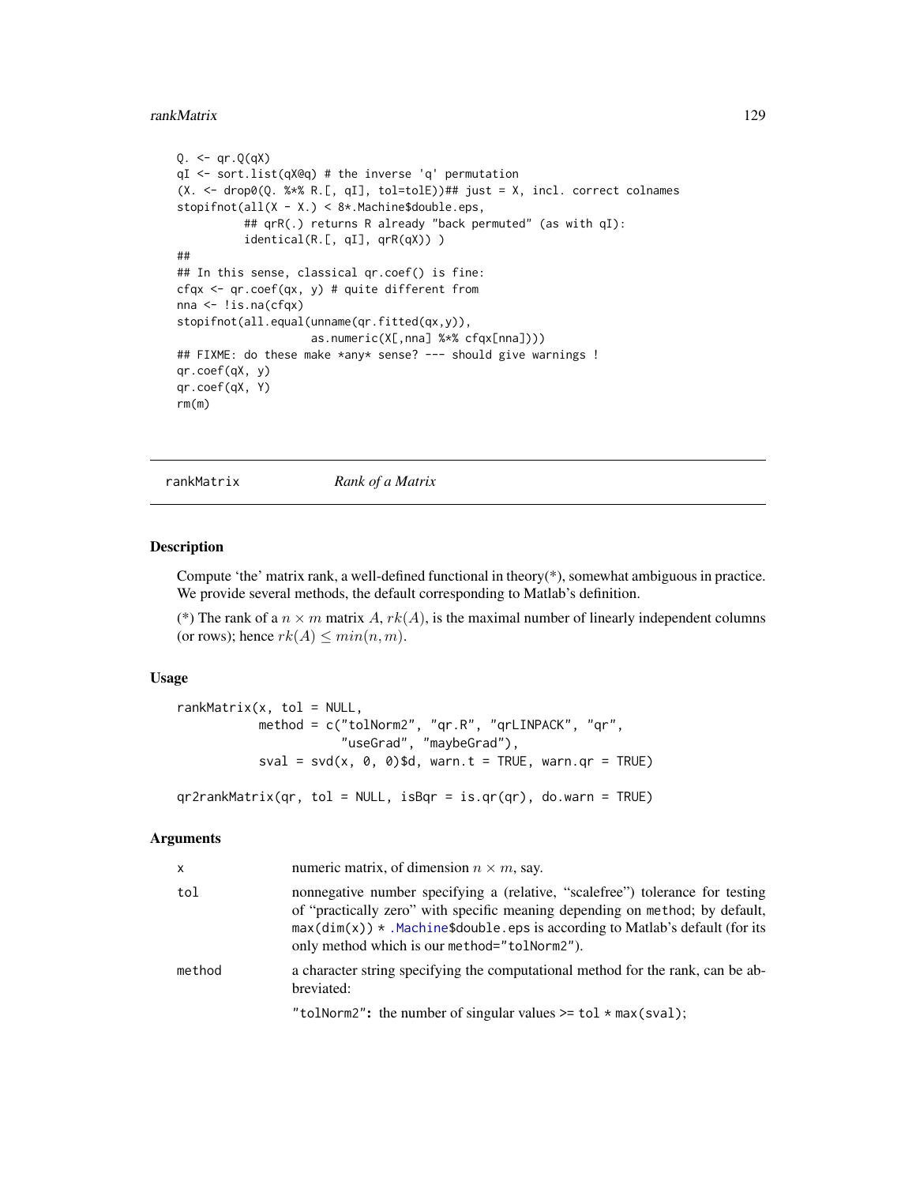```
Q. <- qr.Q(qX)
qI <- sort.list(qX@q) # the inverse 'q' permutation
(X. <- drop0(Q. %*% R.[, qI], tol=tolE))## just = X, incl. correct colnames
stopifnot(all(X - X.) < 8*.Machine$double.eps,
          ## qrR(.) returns R already "back permuted" (as with qI):
          identical(R.[, qI], qrR(qX)) )
##
## In this sense, classical qr.coef() is fine:
cfqx <- qr.coef(qx, y) # quite different from
nna <- !is.na(cfqx)
stopifnot(all.equal(unname(qr.fitted(qx,y)),
                    as.numeric(X[,nna] %*% cfqx[nna])))
## FIXME: do these make *any* sense? --- should give warnings !
qr.coef(qX, y)
qr.coef(qX, Y)
rm(m)
```

---

## rankMatrix — *Rank of a Matrix*

### Description

Compute 'the' matrix rank, a well-defined functional in theory(*), somewhat ambiguous in practice. We provide several methods, the default corresponding to Matlab's definition.

(*) The rank of a $n \times m$ matrix $A$, $rk(A)$, is the maximal number of linearly independent columns (or rows); hence $rk(A) \leq min(n, m)$.

### Usage

```
rankMatrix(x, tol = NULL,
           method = c("tolNorm2", "qr.R", "qrLINPACK", "qr",
                      "useGrad", "maybeGrad"),
           sval = svd(x, 0, 0)$d, warn.t = TRUE, warn.qr = TRUE)

qr2rankMatrix(qr, tol = NULL, isBqr = is.qr(qr), do.warn = TRUE)
```

### Arguments

| | |
|---|---|
| `x` | numeric matrix, of dimension $n \times m$, say. |
| `tol` | nonnegative number specifying a (relative, "scalefree") tolerance for testing of "practically zero" with specific meaning depending on `method`; by default, `max(dim(x)) * .Machine$double.eps` is according to Matlab's default (for its only method which is our `method="tolNorm2"`). |
| `method` | a character string specifying the computational method for the rank, can be abbreviated: |
| | `"tolNorm2"`: the number of singular values `>= tol * max(sval)`; |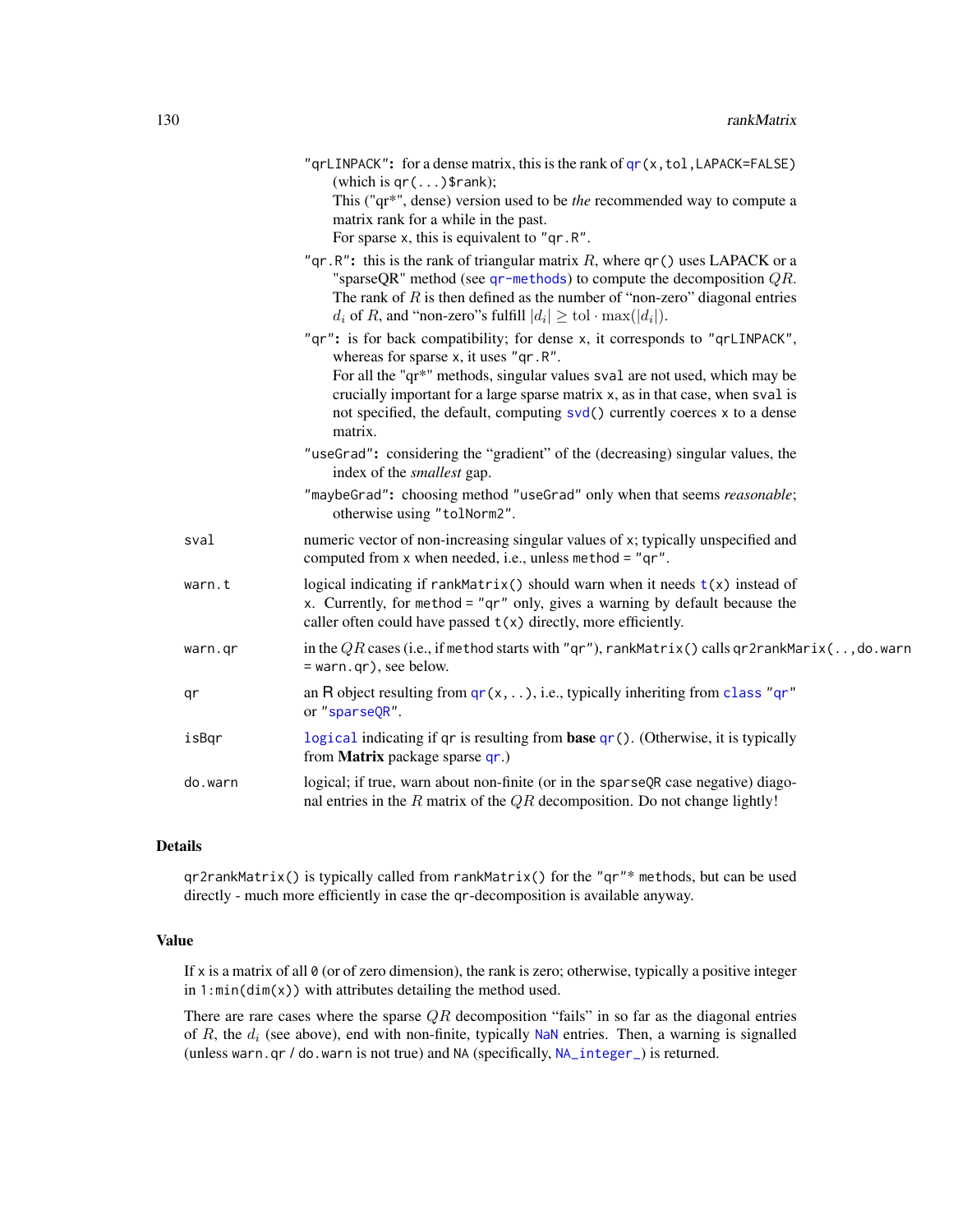"qrLINPACK": for a dense matrix, this is the rank of `qr(x,tol,LAPACK=FALSE)` (which is `qr(...)$rank`);
This ("qr*", dense) version used to be *the* recommended way to compute a matrix rank for a while in the past.
For sparse `x`, this is equivalent to "qr.R".

"qr.R": this is the rank of triangular matrix $R$, where `qr()` uses LAPACK or a "sparseQR" method (see `qr-methods`) to compute the decomposition $QR$. The rank of $R$ is then defined as the number of "non-zero" diagonal entries $d_i$ of $R$, and "non-zero"s fulfill $|d_i| \geq \text{tol} \cdot \max(|d_i|)$.

"qr": is for back compatibility; for dense `x`, it corresponds to "qrLINPACK", whereas for sparse `x`, it uses "qr.R".
For all the "qr*" methods, singular values `sval` are not used, which may be crucially important for a large sparse matrix `x`, as in that case, when `sval` is not specified, the default, computing `svd()` currently coerces `x` to a dense matrix.

"useGrad": considering the "gradient" of the (decreasing) singular values, the index of the *smallest* gap.

"maybeGrad": choosing method "useGrad" only when that seems *reasonable*; otherwise using "tolNorm2".

| | |
|---|---|
| `sval` | numeric vector of non-increasing singular values of `x`; typically unspecified and computed from `x` when needed, i.e., unless `method = "qr"`. |
| `warn.t` | logical indicating if `rankMatrix()` should warn when it needs `t(x)` instead of `x`. Currently, for `method = "qr"` only, gives a warning by default because the caller often could have passed `t(x)` directly, more efficiently. |
| `warn.qr` | in the $QR$ cases (i.e., if `method` starts with "qr"), `rankMatrix()` calls `qr2rankMarix(..,do.warn = warn.qr)`, see below. |
| `qr` | an R object resulting from `qr(x,..)`, i.e., typically inheriting from `class "qr"` or "sparseQR". |
| `isBqr` | `logical` indicating if `qr` is resulting from **base** `qr()`. (Otherwise, it is typically from **Matrix** package sparse `qr`.) |
| `do.warn` | logical; if true, warn about non-finite (or in the `sparseQR` case negative) diagonal entries in the $R$ matrix of the $QR$ decomposition. Do not change lightly! |

## Details

`qr2rankMatrix()` is typically called from `rankMatrix()` for the "qr"* methods, but can be used directly - much more efficiently in case the qr-decomposition is available anyway.

## Value

If `x` is a matrix of all `0` (or of zero dimension), the rank is zero; otherwise, typically a positive integer in `1:min(dim(x))` with attributes detailing the method used.

There are rare cases where the sparse $QR$ decomposition "fails" in so far as the diagonal entries of $R$, the $d_i$ (see above), end with non-finite, typically `NaN` entries. Then, a warning is signalled (unless `warn.qr` / `do.warn` is not true) and `NA` (specifically, `NA_integer_`) is returned.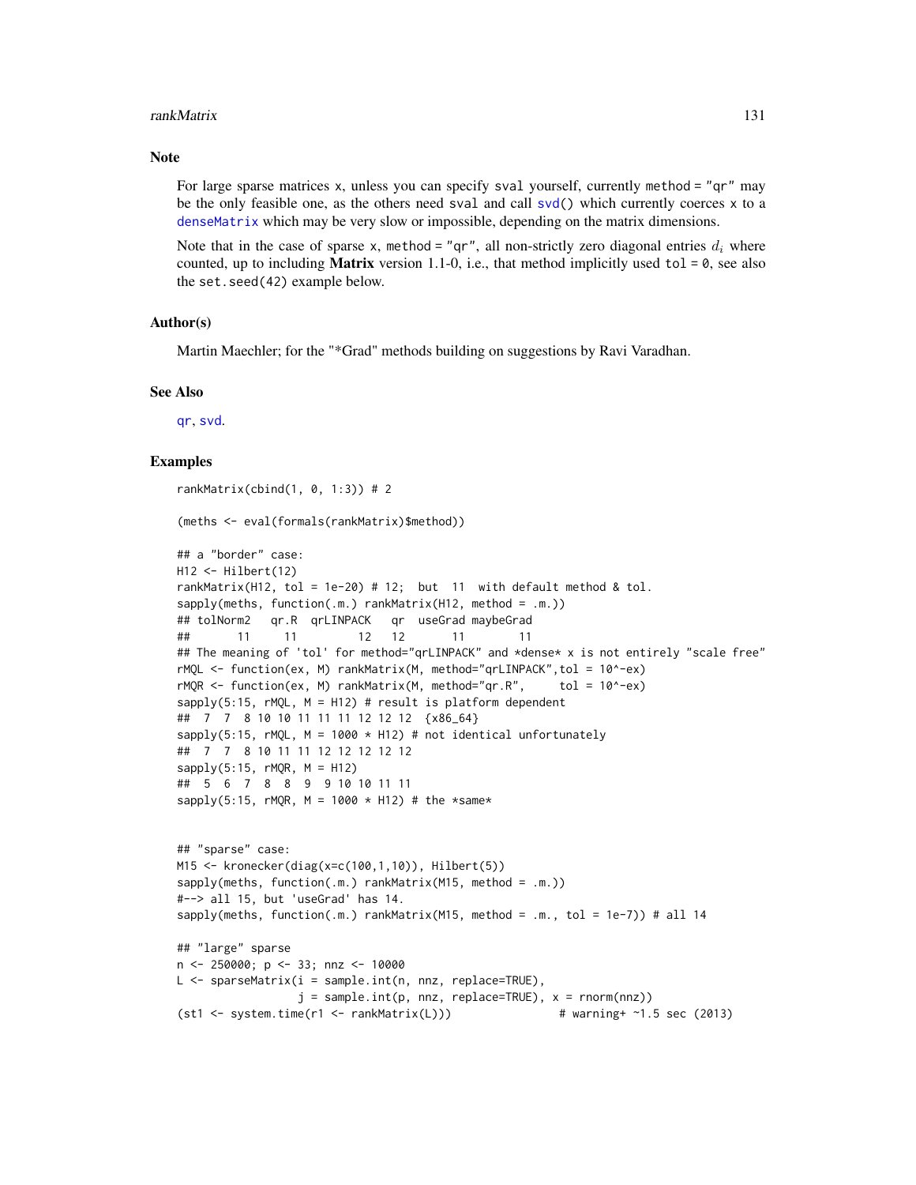### Note

For large sparse matrices x, unless you can specify sval yourself, currently method = "qr" may be the only feasible one, as the others need sval and call svd() which currently coerces x to a denseMatrix which may be very slow or impossible, depending on the matrix dimensions.

Note that in the case of sparse x, method = "qr", all non-strictly zero diagonal entries $d_i$ where counted, up to including **Matrix** version 1.1-0, i.e., that method implicitly used tol = 0, see also the set.seed(42) example below.

### Author(s)

Martin Maechler; for the "*Grad" methods building on suggestions by Ravi Varadhan.

### See Also

qr, svd.

### Examples

```
rankMatrix(cbind(1, 0, 1:3)) # 2

(meths <- eval(formals(rankMatrix)$method))

## a "border" case:
H12 <- Hilbert(12)
rankMatrix(H12, tol = 1e-20) # 12;  but  11  with default method & tol.
sapply(meths, function(.m.) rankMatrix(H12, method = .m.))
## tolNorm2   qr.R  qrLINPACK   qr  useGrad maybeGrad
##       11     11         12   12       11        11
## The meaning of 'tol' for method="qrLINPACK" and *dense* x is not entirely "scale free"
rMQL <- function(ex, M) rankMatrix(M, method="qrLINPACK",tol = 10^-ex)
rMQR <- function(ex, M) rankMatrix(M, method="qr.R",     tol = 10^-ex)
sapply(5:15, rMQL, M = H12) # result is platform dependent
##  7  7  8 10 10 11 11 11 12 12 12  {x86_64}
sapply(5:15, rMQL, M = 1000 * H12) # not identical unfortunately
##  7  7  8 10 11 11 12 12 12 12 12
sapply(5:15, rMQR, M = H12)
##  5  6  7  8  8  9  9 10 10 11 11
sapply(5:15, rMQR, M = 1000 * H12) # the *same*


## "sparse" case:
M15 <- kronecker(diag(x=c(100,1,10)), Hilbert(5))
sapply(meths, function(.m.) rankMatrix(M15, method = .m.))
#--> all 15, but 'useGrad' has 14.
sapply(meths, function(.m.) rankMatrix(M15, method = .m., tol = 1e-7)) # all 14

## "large" sparse
n <- 250000; p <- 33; nnz <- 10000
L <- sparseMatrix(i = sample.int(n, nnz, replace=TRUE),
                  j = sample.int(p, nnz, replace=TRUE), x = rnorm(nnz))
(st1 <- system.time(r1 <- rankMatrix(L)))                # warning+ ~1.5 sec (2013)
```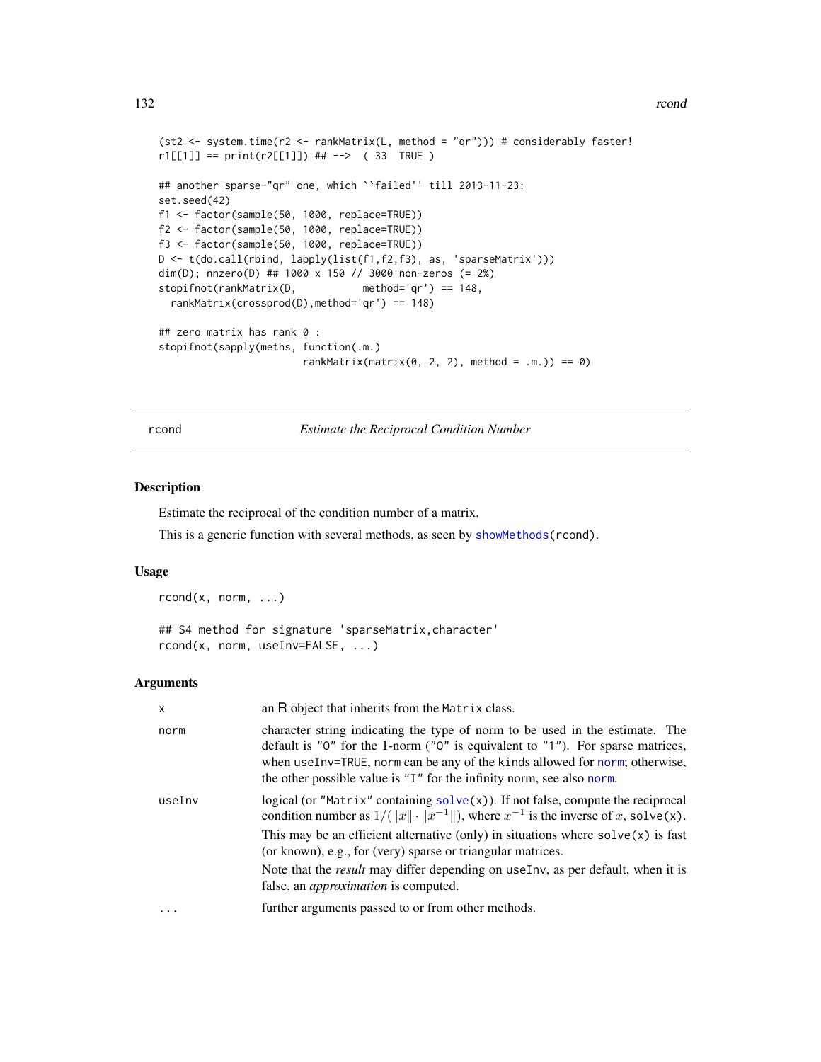```
(st2 <- system.time(r2 <- rankMatrix(L, method = "qr"))) # considerably faster!
r1[[1]] == print(r2[[1]]) ## -->  ( 33  TRUE )

## another sparse-"qr" one, which ``failed'' till 2013-11-23:
set.seed(42)
f1 <- factor(sample(50, 1000, replace=TRUE))
f2 <- factor(sample(50, 1000, replace=TRUE))
f3 <- factor(sample(50, 1000, replace=TRUE))
D <- t(do.call(rbind, lapply(list(f1,f2,f3), as, 'sparseMatrix')))
dim(D); nnzero(D) ## 1000 x 150 // 3000 non-zeros (= 2%)
stopifnot(rankMatrix(D,           method='qr') == 148,
  rankMatrix(crossprod(D),method='qr') == 148)

## zero matrix has rank 0 :
stopifnot(sapply(meths, function(.m.)
                        rankMatrix(matrix(0, 2, 2), method = .m.)) == 0)
```

---

rcond — *Estimate the Reciprocal Condition Number*

---

## Description

Estimate the reciprocal of the condition number of a matrix.

This is a generic function with several methods, as seen by `showMethods(rcond)`.

## Usage

```
rcond(x, norm, ...)

## S4 method for signature 'sparseMatrix,character'
rcond(x, norm, useInv=FALSE, ...)
```

## Arguments

| | |
|---|---|
| `x` | an R object that inherits from the `Matrix` class. |
| `norm` | character string indicating the type of norm to be used in the estimate. The default is `"O"` for the 1-norm (`"O"` is equivalent to `"1"`). For sparse matrices, when `useInv=TRUE`, `norm` can be any of the `kind`s allowed for `norm`; otherwise, the other possible value is `"I"` for the infinity norm, see also `norm`. |
| `useInv` | logical (or `"Matrix"` containing `solve(x)`). If not false, compute the reciprocal condition number as $1/(\|x\| \cdot \|x^{-1}\|)$, where $x^{-1}$ is the inverse of $x$, `solve(x)`. <br><br> This may be an efficient alternative (only) in situations where `solve(x)` is fast (or known), e.g., for (very) sparse or triangular matrices. <br><br> Note that the *result* may differ depending on `useInv`, as per default, when it is false, an *approximation* is computed. |
| `...` | further arguments passed to or from other methods. |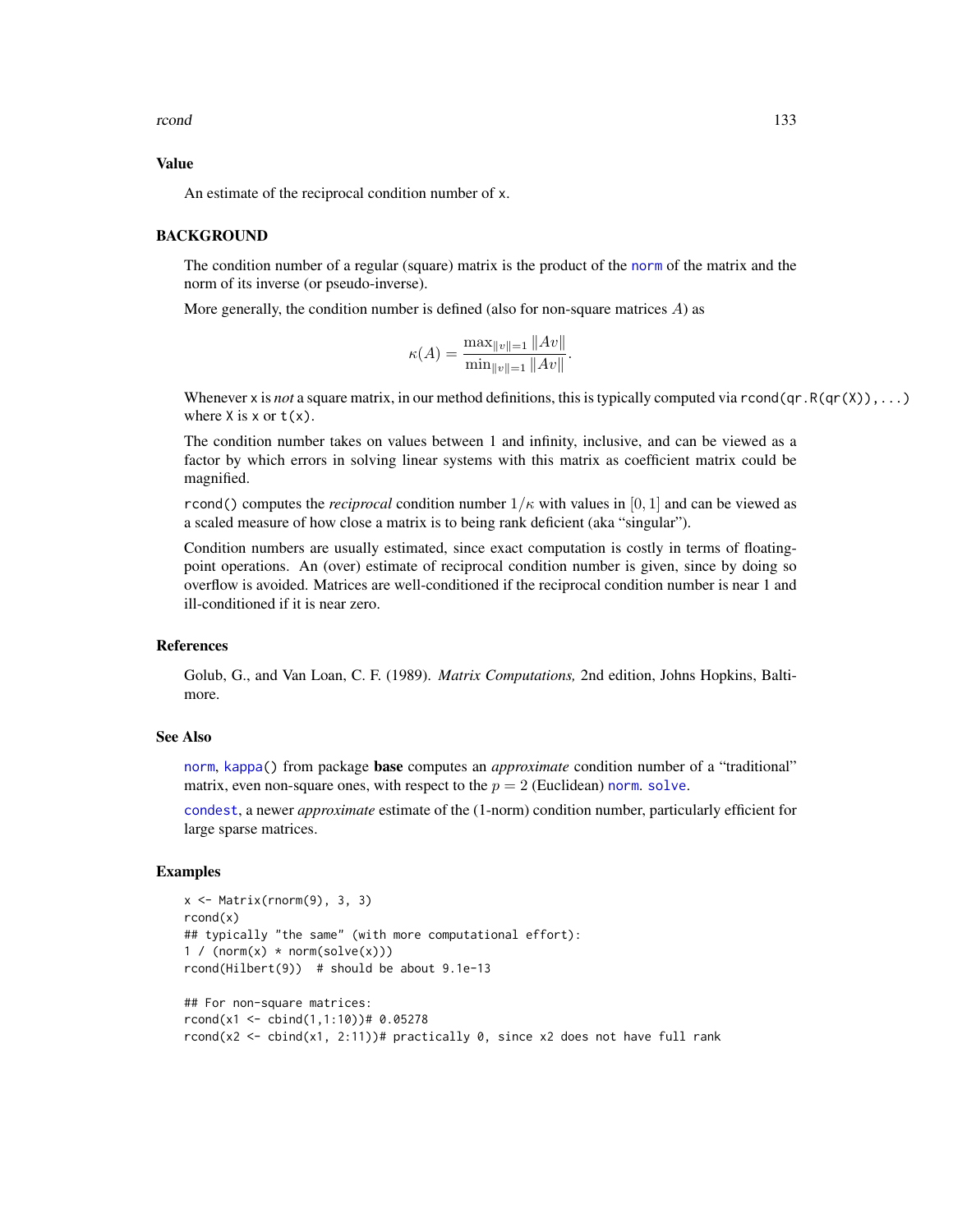## Value

An estimate of the reciprocal condition number of `x`.

## BACKGROUND

The condition number of a regular (square) matrix is the product of the norm of the matrix and the norm of its inverse (or pseudo-inverse).

More generally, the condition number is defined (also for non-square matrices $A$) as

$$\kappa(A) = \frac{\max_{\|v\|=1} \|Av\|}{\min_{\|v\|=1} \|Av\|}.$$

Whenever `x` is *not* a square matrix, in our method definitions, this is typically computed via `rcond(qr.R(qr(X)),...)` where `X` is `x` or `t(x)`.

The condition number takes on values between 1 and infinity, inclusive, and can be viewed as a factor by which errors in solving linear systems with this matrix as coefficient matrix could be magnified.

`rcond()` computes the *reciprocal* condition number $1/\kappa$ with values in $[0,1]$ and can be viewed as a scaled measure of how close a matrix is to being rank deficient (aka "singular").

Condition numbers are usually estimated, since exact computation is costly in terms of floating-point operations. An (over) estimate of reciprocal condition number is given, since by doing so overflow is avoided. Matrices are well-conditioned if the reciprocal condition number is near 1 and ill-conditioned if it is near zero.

## References

Golub, G., and Van Loan, C. F. (1989). *Matrix Computations,* 2nd edition, Johns Hopkins, Baltimore.

## See Also

`norm`, `kappa()` from package **base** computes an *approximate* condition number of a "traditional" matrix, even non-square ones, with respect to the $p = 2$ (Euclidean) `norm`. `solve`.

`condest`, a newer *approximate* estimate of the (1-norm) condition number, particularly efficient for large sparse matrices.

## Examples

```
x <- Matrix(rnorm(9), 3, 3)
rcond(x)
## typically "the same" (with more computational effort):
1 / (norm(x) * norm(solve(x)))
rcond(Hilbert(9))  # should be about 9.1e-13

## For non-square matrices:
rcond(x1 <- cbind(1,1:10))# 0.05278
rcond(x2 <- cbind(x1, 2:11))# practically 0, since x2 does not have full rank
```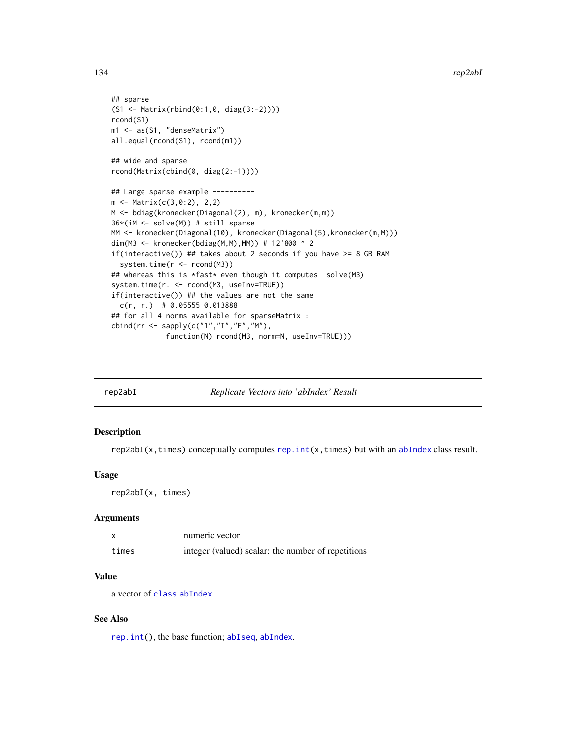```
## sparse
(S1 <- Matrix(rbind(0:1,0, diag(3:-2))))
rcond(S1)
m1 <- as(S1, "denseMatrix")
all.equal(rcond(S1), rcond(m1))

## wide and sparse
rcond(Matrix(cbind(0, diag(2:-1))))

## Large sparse example ----------
m <- Matrix(c(3,0:2), 2,2)
M <- bdiag(kronecker(Diagonal(2), m), kronecker(m,m))
36*(iM <- solve(M)) # still sparse
MM <- kronecker(Diagonal(10), kronecker(Diagonal(5),kronecker(m,M)))
dim(M3 <- kronecker(bdiag(M,M),MM)) # 12'800 ^ 2
if(interactive()) ## takes about 2 seconds if you have >= 8 GB RAM
  system.time(r <- rcond(M3))
## whereas this is *fast* even though it computes  solve(M3)
system.time(r. <- rcond(M3, useInv=TRUE))
if(interactive()) ## the values are not the same
  c(r, r.)  # 0.05555 0.013888
## for all 4 norms available for sparseMatrix :
cbind(rr <- sapply(c("1","I","F","M"),
             function(N) rcond(M3, norm=N, useInv=TRUE)))
```

---

## rep2abI — *Replicate Vectors into 'abIndex' Result*

### Description

`rep2abI(x,times)` conceptually computes `rep.int(x,times)` but with an `abIndex` class result.

### Usage

```
rep2abI(x, times)
```

### Arguments

| | |
|---|---|
| `x` | numeric vector |
| `times` | integer (valued) scalar: the number of repetitions |

### Value

a vector of `class` `abIndex`

### See Also

`rep.int()`, the base function; `abIseq`, `abIndex`.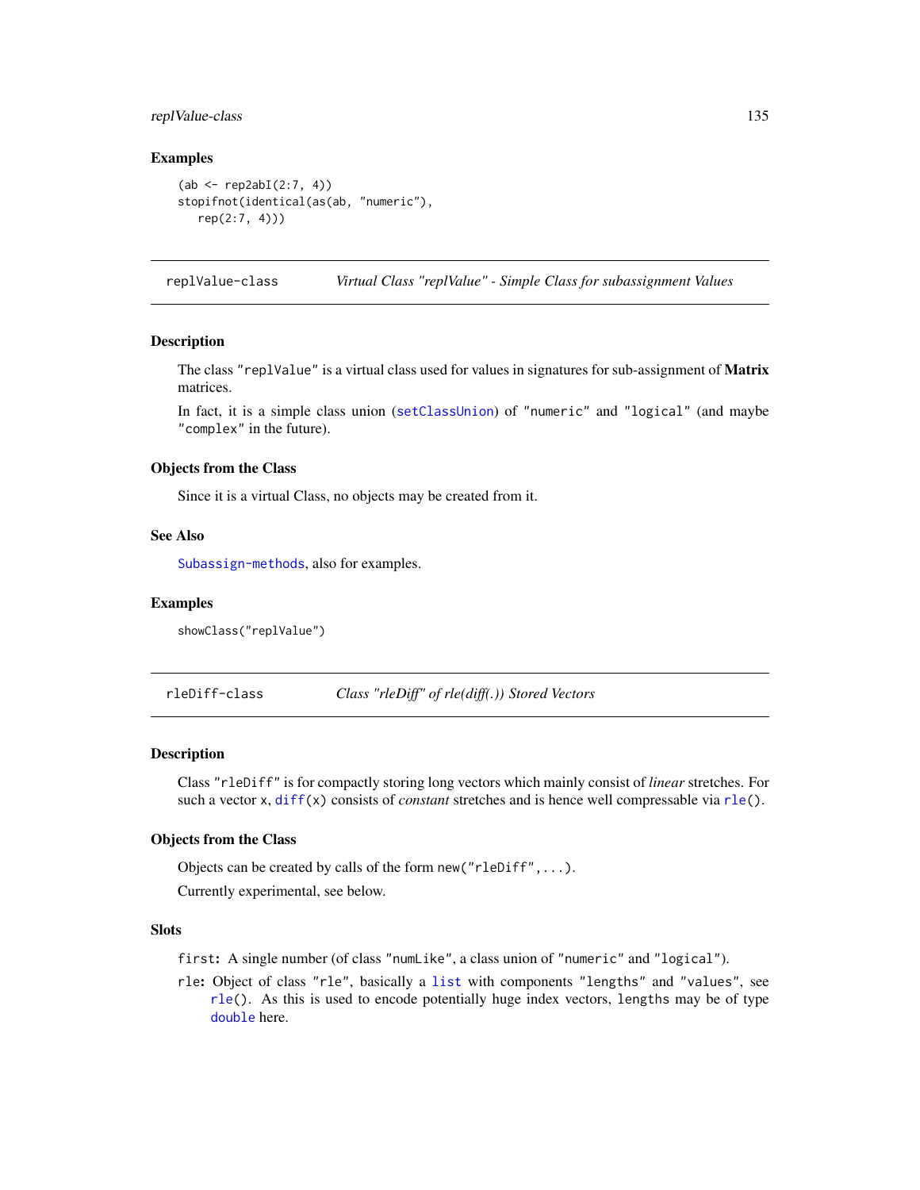### Examples

```
(ab <- rep2abI(2:7, 4))
stopifnot(identical(as(ab, "numeric"),
   rep(2:7, 4)))
```

## replValue-class    *Virtual Class "replValue" - Simple Class for subassignment Values*

### Description

The class "replValue" is a virtual class used for values in signatures for sub-assignment of **Matrix** matrices.

In fact, it is a simple class union (setClassUnion) of "numeric" and "logical" (and maybe "complex" in the future).

### Objects from the Class

Since it is a virtual Class, no objects may be created from it.

### See Also

Subassign-methods, also for examples.

### Examples

```
showClass("replValue")
```

## rleDiff-class    *Class "rleDiff" of rle(diff(.)) Stored Vectors*

### Description

Class "rleDiff" is for compactly storing long vectors which mainly consist of *linear* stretches. For such a vector x, diff(x) consists of *constant* stretches and is hence well compressable via rle().

### Objects from the Class

Objects can be created by calls of the form new("rleDiff",...).

Currently experimental, see below.

### Slots

first: A single number (of class "numLike", a class union of "numeric" and "logical").

rle: Object of class "rle", basically a list with components "lengths" and "values", see rle(). As this is used to encode potentially huge index vectors, lengths may be of type double here.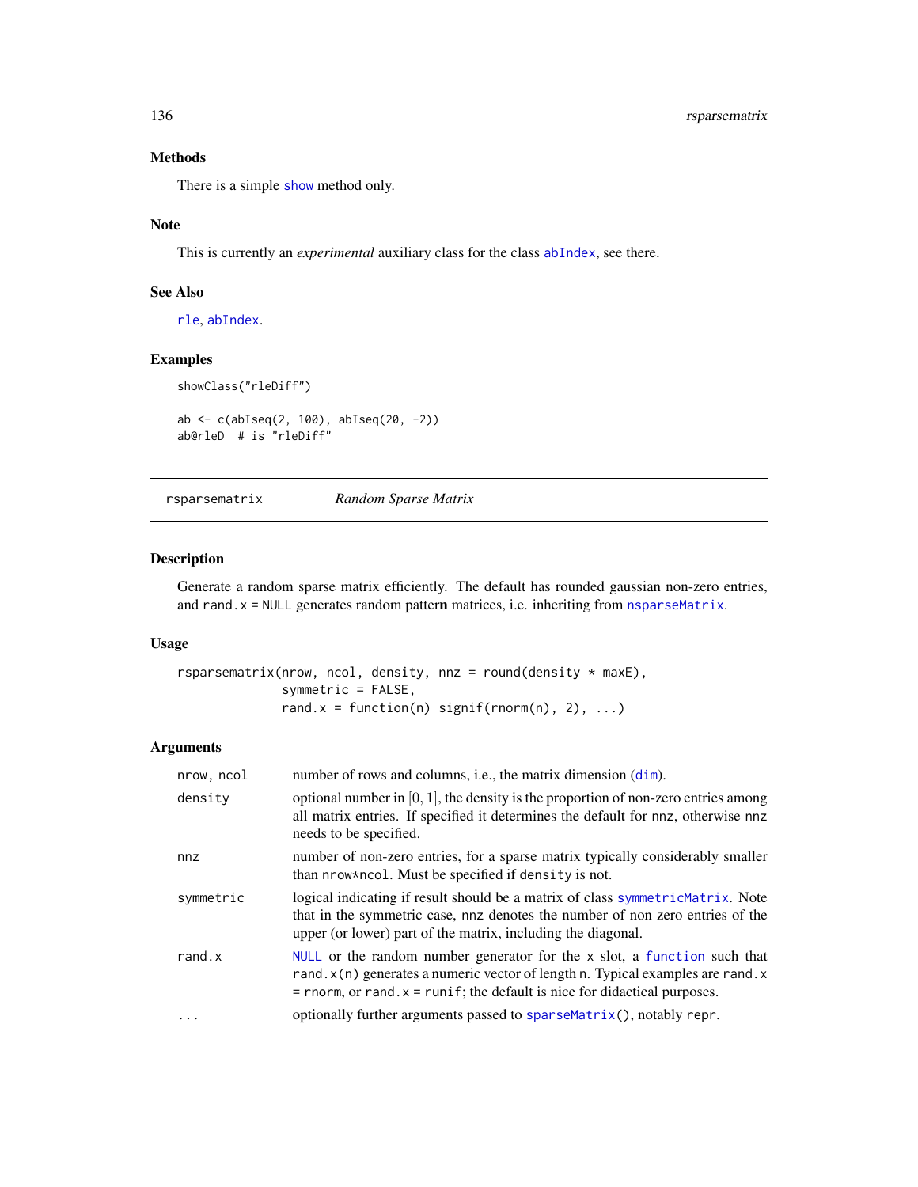## Methods

There is a simple show method only.

## Note

This is currently an *experimental* auxiliary class for the class abIndex, see there.

## See Also

rle, abIndex.

## Examples

```
showClass("rleDiff")

ab <- c(abIseq(2, 100), abIseq(20, -2))
ab@rleD  # is "rleDiff"
```

---

# rsparsematrix *Random Sparse Matrix*

## Description

Generate a random sparse matrix efficiently. The default has rounded gaussian non-zero entries, and `rand.x = NULL` generates random patter**n** matrices, i.e. inheriting from nsparseMatrix.

## Usage

```
rsparsematrix(nrow, ncol, density, nnz = round(density * maxE),
              symmetric = FALSE,
              rand.x = function(n) signif(rnorm(n), 2), ...)
```

## Arguments

| | |
|---|---|
| `nrow, ncol` | number of rows and columns, i.e., the matrix dimension (dim). |
| `density` | optional number in $[0, 1]$, the density is the proportion of non-zero entries among all matrix entries. If specified it determines the default for `nnz`, otherwise `nnz` needs to be specified. |
| `nnz` | number of non-zero entries, for a sparse matrix typically considerably smaller than `nrow*ncol`. Must be specified if `density` is not. |
| `symmetric` | logical indicating if result should be a matrix of class symmetricMatrix. Note that in the symmetric case, `nnz` denotes the number of non zero entries of the upper (or lower) part of the matrix, including the diagonal. |
| `rand.x` | NULL or the random number generator for the `x` slot, a function such that `rand.x(n)` generates a numeric vector of length `n`. Typical examples are `rand.x = rnorm`, or `rand.x = runif`; the default is nice for didactical purposes. |
| `...` | optionally further arguments passed to `sparseMatrix()`, notably `repr`. |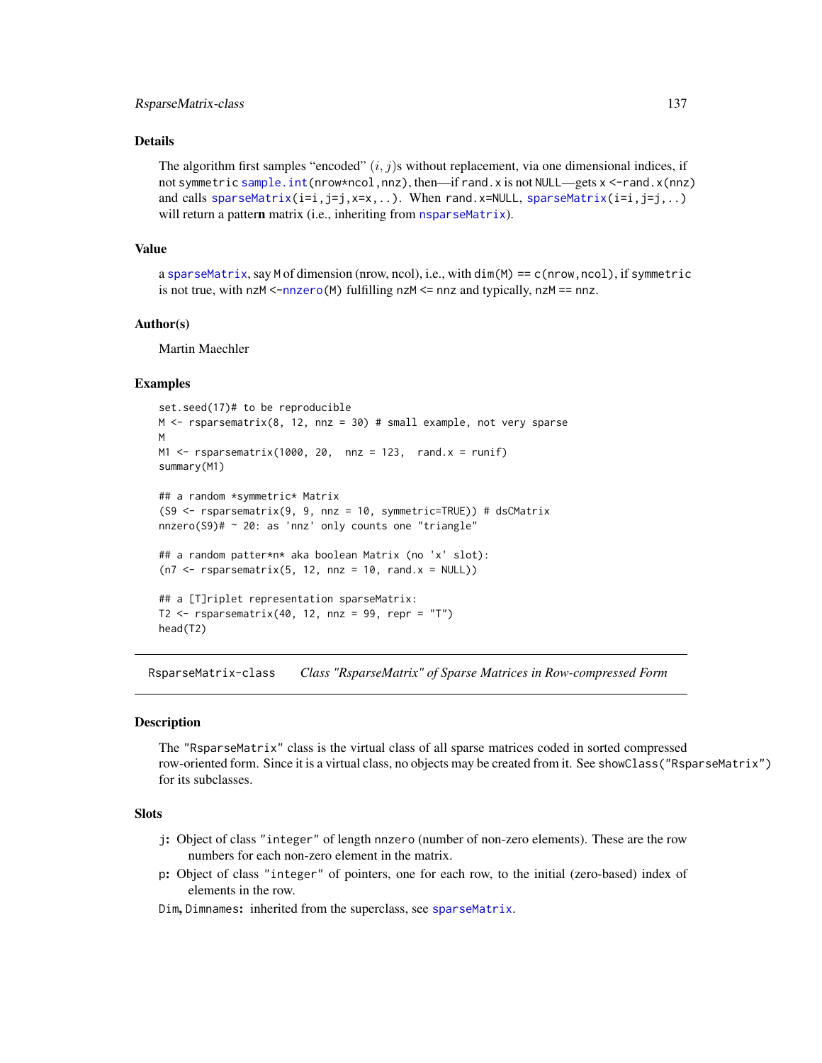### Details

The algorithm first samples "encoded" $(i, j)$s without replacement, via one dimensional indices, if not symmetric `sample.int(nrow*ncol,nnz)`, then—if `rand.x` is not `NULL`—gets `x <-rand.x(nnz)` and calls `sparseMatrix(i=i,j=j,x=x,..)`. When `rand.x=NULL`, `sparseMatrix(i=i,j=j,..)` will return a patter**n** matrix (i.e., inheriting from `nsparseMatrix`).

### Value

a `sparseMatrix`, say `M` of dimension (nrow, ncol), i.e., with `dim(M) == c(nrow,ncol)`, if `symmetric` is not true, with `nzM <-nnzero(M)` fulfilling `nzM <= nnz` and typically, `nzM == nnz`.

### Author(s)

Martin Maechler

### Examples

```
set.seed(17)# to be reproducible
M <- rsparsematrix(8, 12, nnz = 30) # small example, not very sparse
M
M1 <- rsparsematrix(1000, 20,  nnz = 123,  rand.x = runif)
summary(M1)

## a random *symmetric* Matrix
(S9 <- rsparsematrix(9, 9, nnz = 10, symmetric=TRUE)) # dsCMatrix
nnzero(S9)# ~ 20: as 'nnz' only counts one "triangle"

## a random patter*n* aka boolean Matrix (no 'x' slot):
(n7 <- rsparsematrix(5, 12, nnz = 10, rand.x = NULL))

## a [T]riplet representation sparseMatrix:
T2 <- rsparsematrix(40, 12, nnz = 99, repr = "T")
head(T2)
```

---

## RsparseMatrix-class &nbsp;&nbsp;&nbsp; *Class "RsparseMatrix" of Sparse Matrices in Row-compressed Form*

---

### Description

The `"RsparseMatrix"` class is the virtual class of all sparse matrices coded in sorted compressed row-oriented form. Since it is a virtual class, no objects may be created from it. See `showClass("RsparseMatrix")` for its subclasses.

### Slots

- `j`: Object of class `"integer"` of length `nnzero` (number of non-zero elements). These are the row numbers for each non-zero element in the matrix.
- `p`: Object of class `"integer"` of pointers, one for each row, to the initial (zero-based) index of elements in the row.
- `Dim`, `Dimnames`: inherited from the superclass, see `sparseMatrix`.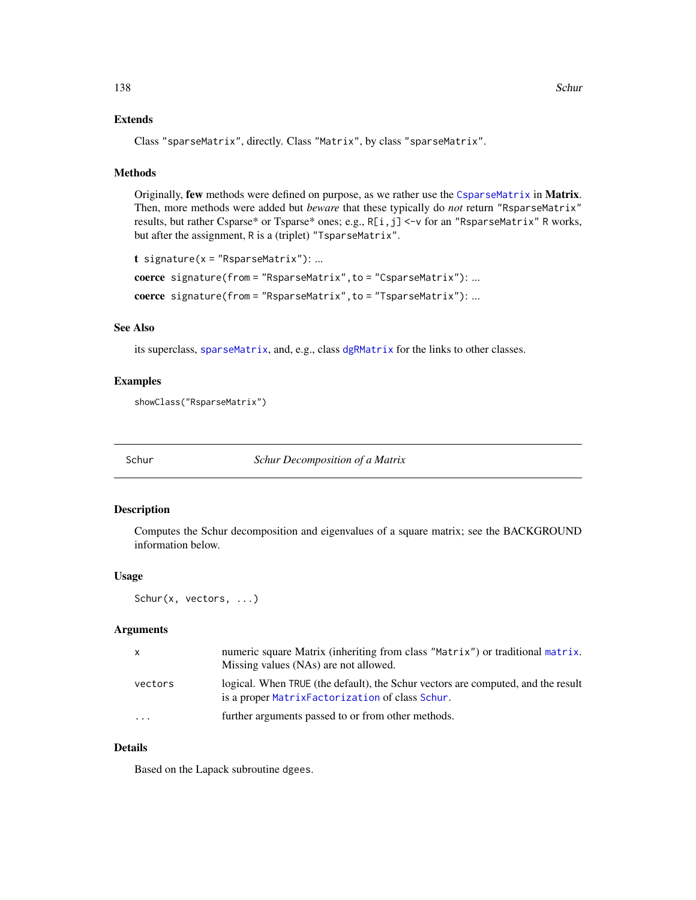### Extends

Class "sparseMatrix", directly. Class "Matrix", by class "sparseMatrix".

### Methods

Originally, **few** methods were defined on purpose, as we rather use the `CsparseMatrix` in **Matrix**. Then, more methods were added but *beware* that these typically do *not* return "RsparseMatrix" results, but rather Csparse* or Tsparse* ones; e.g., `R[i,j] <-v` for an "RsparseMatrix" R works, but after the assignment, R is a (triplet) "TsparseMatrix".

**t** `signature(x = "RsparseMatrix")`: ...

**coerce** `signature(from = "RsparseMatrix", to = "CsparseMatrix")`: ...

**coerce** `signature(from = "RsparseMatrix", to = "TsparseMatrix")`: ...

### See Also

its superclass, `sparseMatrix`, and, e.g., class `dgRMatrix` for the links to other classes.

### Examples

```
showClass("RsparseMatrix")
```

---

## Schur — *Schur Decomposition of a Matrix*

### Description

Computes the Schur decomposition and eigenvalues of a square matrix; see the BACKGROUND information below.

### Usage

```
Schur(x, vectors, ...)
```

### Arguments

| | |
|---|---|
| x | numeric square Matrix (inheriting from class "Matrix") or traditional `matrix`. Missing values (NAs) are not allowed. |
| vectors | logical. When TRUE (the default), the Schur vectors are computed, and the result is a proper `MatrixFactorization` of class `Schur`. |
| ... | further arguments passed to or from other methods. |

### Details

Based on the Lapack subroutine dgees.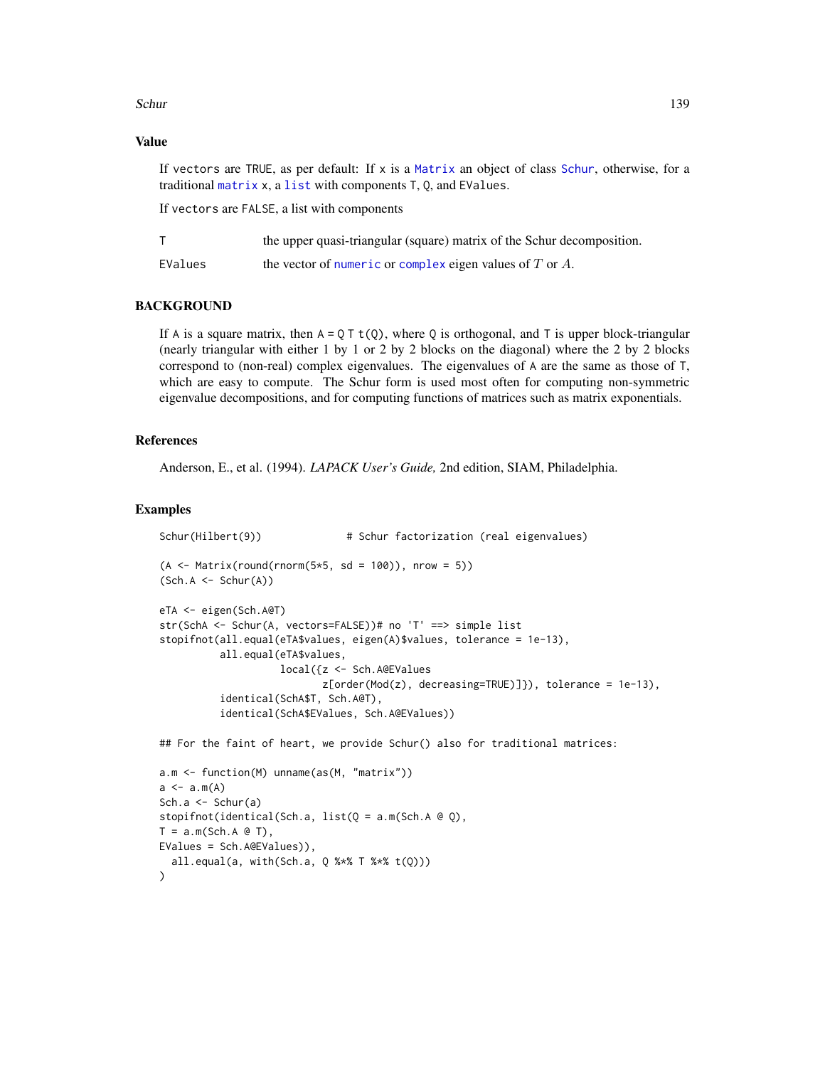## Value

If `vectors` are `TRUE`, as per default: If `x` is a `Matrix` an object of class `Schur`, otherwise, for a traditional `matrix` `x`, a `list` with components `T`, `Q`, and `EValues`.

If `vectors` are `FALSE`, a list with components

| | |
|---|---|
| `T` | the upper quasi-triangular (square) matrix of the Schur decomposition. |
| `EValues` | the vector of `numeric` or `complex` eigen values of $T$ or $A$. |

## BACKGROUND

If `A` is a square matrix, then `A = Q T t(Q)`, where `Q` is orthogonal, and `T` is upper block-triangular (nearly triangular with either 1 by 1 or 2 by 2 blocks on the diagonal) where the 2 by 2 blocks correspond to (non-real) complex eigenvalues. The eigenvalues of `A` are the same as those of `T`, which are easy to compute. The Schur form is used most often for computing non-symmetric eigenvalue decompositions, and for computing functions of matrices such as matrix exponentials.

## References

Anderson, E., et al. (1994). *LAPACK User's Guide,* 2nd edition, SIAM, Philadelphia.

## Examples

```
Schur(Hilbert(9))              # Schur factorization (real eigenvalues)

(A <- Matrix(round(rnorm(5*5, sd = 100)), nrow = 5))
(Sch.A <- Schur(A))

eTA <- eigen(Sch.A@T)
str(SchA <- Schur(A, vectors=FALSE))# no 'T' ==> simple list
stopifnot(all.equal(eTA$values, eigen(A)$values, tolerance = 1e-13),
          all.equal(eTA$values,
                    local({z <- Sch.A@EValues
                           z[order(Mod(z), decreasing=TRUE)]}), tolerance = 1e-13),
          identical(SchA$T, Sch.A@T),
          identical(SchA$EValues, Sch.A@EValues))

## For the faint of heart, we provide Schur() also for traditional matrices:

a.m <- function(M) unname(as(M, "matrix"))
a <- a.m(A)
Sch.a <- Schur(a)
stopifnot(identical(Sch.a, list(Q = a.m(Sch.A @ Q),
T = a.m(Sch.A @ T),
EValues = Sch.A@EValues)),
  all.equal(a, with(Sch.a, Q %*% T %*% t(Q)))
)
```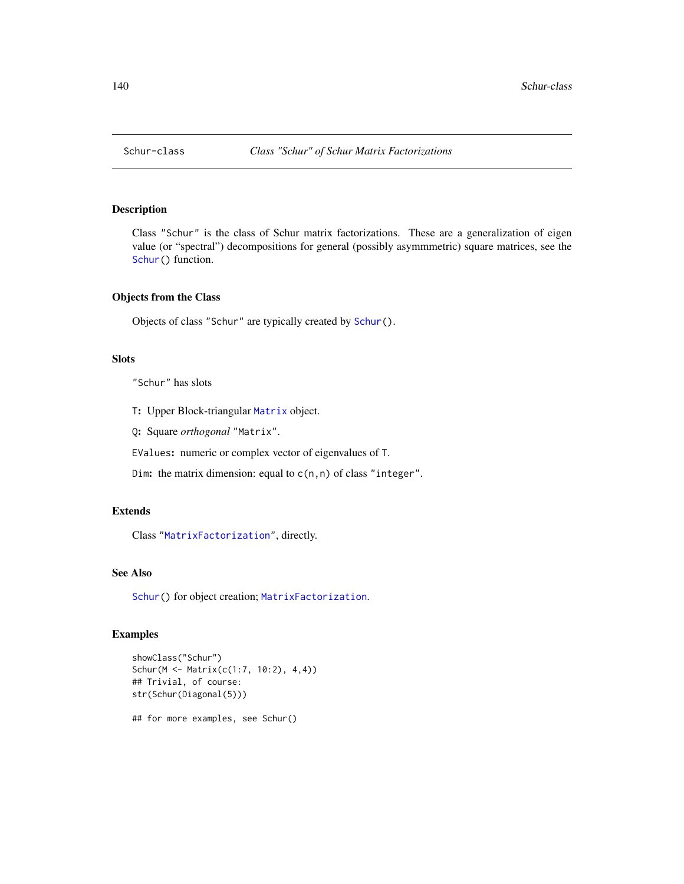Schur-class *Class "Schur" of Schur Matrix Factorizations*

## Description

Class "Schur" is the class of Schur matrix factorizations. These are a generalization of eigen value (or "spectral") decompositions for general (possibly asymmmetric) square matrices, see the Schur() function.

## Objects from the Class

Objects of class "Schur" are typically created by Schur().

## Slots

"Schur" has slots

**T:** Upper Block-triangular Matrix object.

**Q:** Square *orthogonal* "Matrix".

**EValues:** numeric or complex vector of eigenvalues of T.

**Dim:** the matrix dimension: equal to c(n,n) of class "integer".

## Extends

Class "MatrixFactorization", directly.

## See Also

Schur() for object creation; MatrixFactorization.

## Examples

```
showClass("Schur")
Schur(M <- Matrix(c(1:7, 10:2), 4,4))
## Trivial, of course:
str(Schur(Diagonal(5)))

## for more examples, see Schur()
```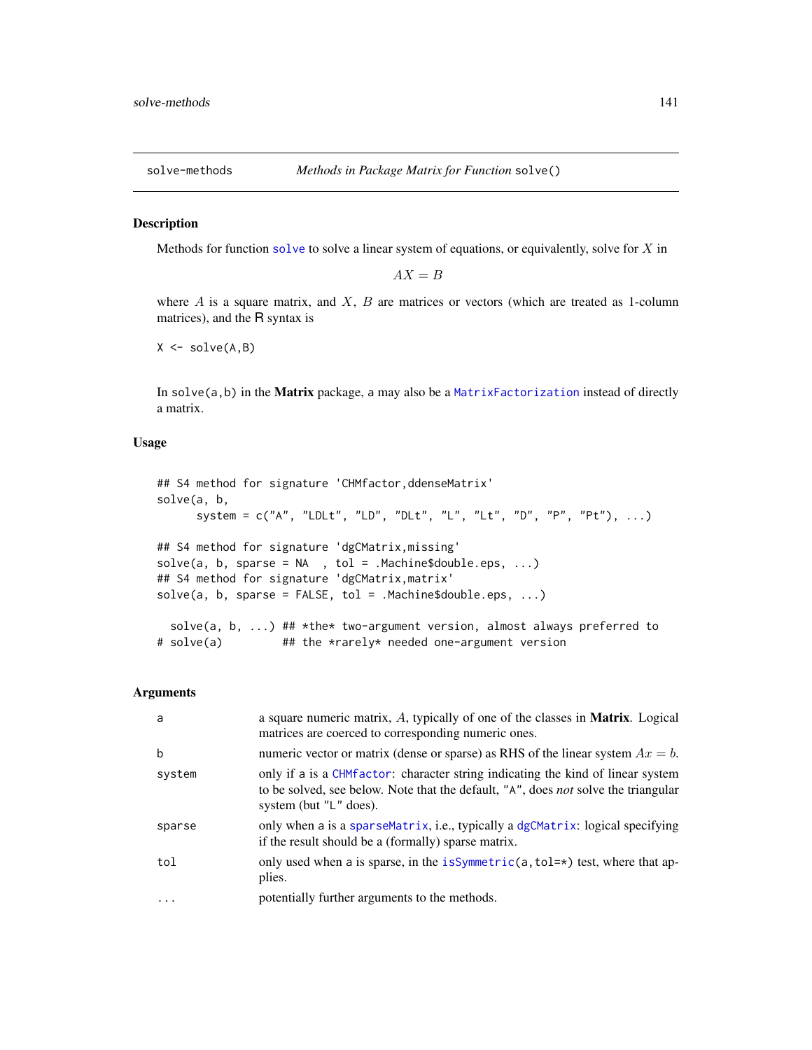solve-methods *Methods in Package Matrix for Function* `solve()`

## Description

Methods for function `solve` to solve a linear system of equations, or equivalently, solve for $X$ in

$$AX = B$$

where $A$ is a square matrix, and $X$, $B$ are matrices or vectors (which are treated as 1-column matrices), and the R syntax is

```
X <- solve(A,B)
```

In `solve(a,b)` in the **Matrix** package, `a` may also be a `MatrixFactorization` instead of directly a matrix.

## Usage

```
## S4 method for signature 'CHMfactor,ddenseMatrix'
solve(a, b,
      system = c("A", "LDLt", "LD", "DLt", "L", "Lt", "D", "P", "Pt"), ...)

## S4 method for signature 'dgCMatrix,missing'
solve(a, b, sparse = NA  , tol = .Machine$double.eps, ...)
## S4 method for signature 'dgCMatrix,matrix'
solve(a, b, sparse = FALSE, tol = .Machine$double.eps, ...)

  solve(a, b, ...) ## *the* two-argument version, almost always preferred to
# solve(a)         ## the *rarely* needed one-argument version
```

## Arguments

| | |
|---|---|
| `a` | a square numeric matrix, $A$, typically of one of the classes in **Matrix**. Logical matrices are coerced to corresponding numeric ones. |
| `b` | numeric vector or matrix (dense or sparse) as RHS of the linear system $Ax = b$. |
| `system` | only if `a` is a `CHMfactor`: character string indicating the kind of linear system to be solved, see below. Note that the default, `"A"`, does *not* solve the triangular system (but `"L"` does). |
| `sparse` | only when `a` is a `sparseMatrix`, i.e., typically a `dgCMatrix`: logical specifying if the result should be a (formally) sparse matrix. |
| `tol` | only used when `a` is sparse, in the `isSymmetric(a,tol=*)` test, where that applies. |
| `...` | potentially further arguments to the methods. |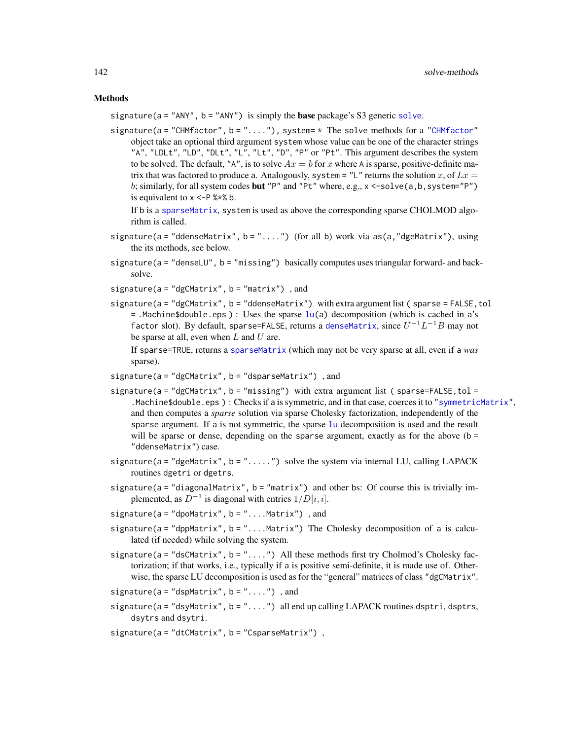## Methods

`signature(a = "ANY", b = "ANY")` is simply the **base** package's S3 generic `solve`.

`signature(a = "CHMfactor", b = "...."), system= *` The solve methods for a `"CHMfactor"` object take an optional third argument `system` whose value can be one of the character strings `"A"`, `"LDLt"`, `"LD"`, `"DLt"`, `"L"`, `"Lt"`, `"D"`, `"P"` or `"Pt"`. This argument describes the system to be solved. The default, `"A"`, is to solve $Ax = b$ for $x$ where `A` is sparse, positive-definite matrix that was factored to produce `a`. Analogously, `system = "L"` returns the solution $x$, of $Lx = b$; similarly, for all system codes **but** `"P"` and `"Pt"` where, e.g., `x <-solve(a,b,system="P")` is equivalent to `x <-P %*% b`.

If `b` is a `sparseMatrix`, `system` is used as above the corresponding sparse CHOLMOD algorithm is called.

`signature(a = "ddenseMatrix", b = "....")` (for all `b`) work via `as(a,"dgeMatrix")`, using the its methods, see below.

`signature(a = "denseLU", b = "missing")` basically computes uses triangular forward- and back-solve.

`signature(a = "dgCMatrix", b = "matrix")` , and

`signature(a = "dgCMatrix", b = "ddenseMatrix")` with extra argument list `( sparse = FALSE,tol = .Machine$double.eps )` : Uses the sparse `lu(a)` decomposition (which is cached in `a`'s `factor` slot). By default, `sparse=FALSE`, returns a `denseMatrix`, since $U^{-1}L^{-1}B$ may not be sparse at all, even when $L$ and $U$ are.

If `sparse=TRUE`, returns a `sparseMatrix` (which may not be very sparse at all, even if `a` *was* sparse).

`signature(a = "dgCMatrix", b = "dsparseMatrix")` , and

`signature(a = "dgCMatrix", b = "missing")` with extra argument list `( sparse=FALSE,tol = .Machine$double.eps )` : Checks if `a` is symmetric, and in that case, coerces it to `"symmetricMatrix"`, and then computes a *sparse* solution via sparse Cholesky factorization, independently of the `sparse` argument. If `a` is not symmetric, the sparse `lu` decomposition is used and the result will be sparse or dense, depending on the `sparse` argument, exactly as for the above (`b = "ddenseMatrix"`) case.

`signature(a = "dgeMatrix", b = ".....")` solve the system via internal LU, calling LAPACK routines `dgetri` or `dgetrs`.

`signature(a = "diagonalMatrix", b = "matrix")` and other `b`s: Of course this is trivially implemented, as $D^{-1}$ is diagonal with entries $1/D[i,i]$.

`signature(a = "dpoMatrix", b = "....Matrix")` , and

`signature(a = "dppMatrix", b = "....Matrix")` The Cholesky decomposition of `a` is calculated (if needed) while solving the system.

`signature(a = "dsCMatrix", b = "....")` All these methods first try Cholmod's Cholesky factorization; if that works, i.e., typically if `a` is positive semi-definite, it is made use of. Otherwise, the sparse LU decomposition is used as for the "general" matrices of class `"dgCMatrix"`.

`signature(a = "dspMatrix", b = "....")` , and

`signature(a = "dsyMatrix", b = "....")` all end up calling LAPACK routines `dsptri`, `dsptrs`, `dsytrs` and `dsytri`.

`signature(a = "dtCMatrix", b = "CsparseMatrix")` ,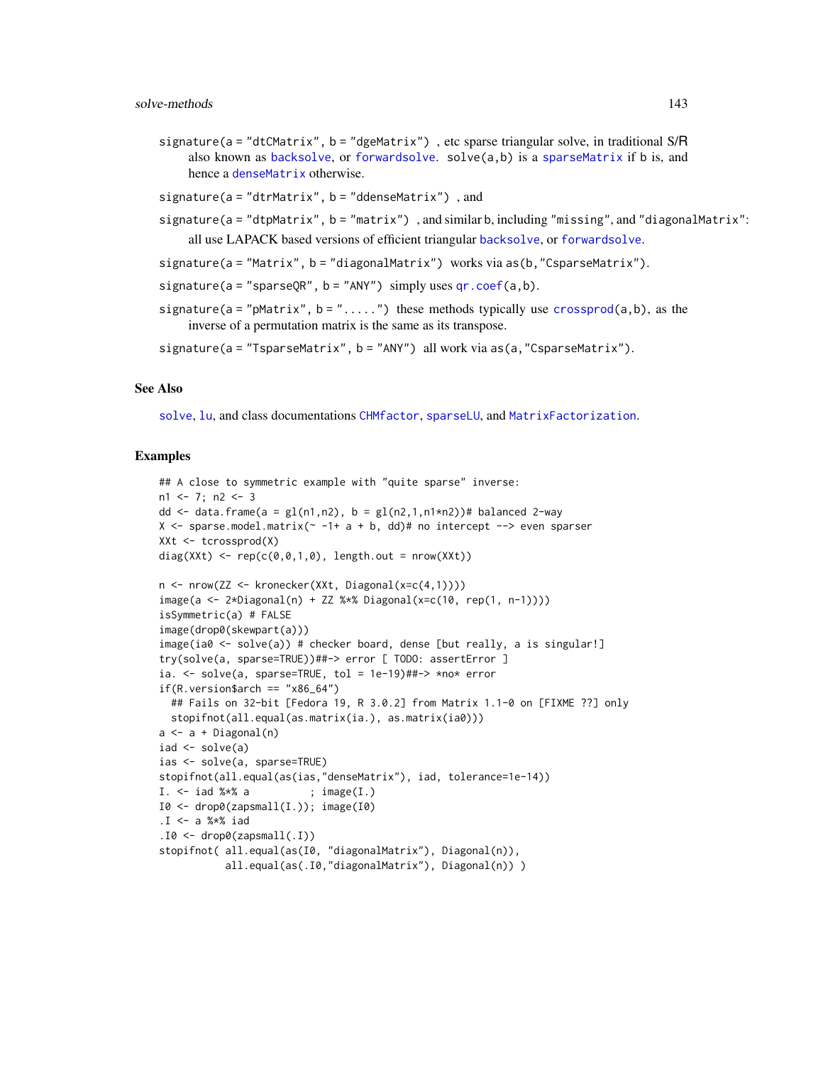signature(a = "dtCMatrix", b = "dgeMatrix") , etc sparse triangular solve, in traditional S/R also known as backsolve, or forwardsolve. solve(a,b) is a sparseMatrix if b is, and hence a denseMatrix otherwise.

signature(a = "dtrMatrix", b = "ddenseMatrix") , and

signature(a = "dtpMatrix", b = "matrix") , and similar b, including "missing", and "diagonalMatrix": all use LAPACK based versions of efficient triangular backsolve, or forwardsolve.

signature(a = "Matrix", b = "diagonalMatrix") works via as(b,"CsparseMatrix").

signature(a = "sparseQR", b = "ANY") simply uses qr.coef(a,b).

signature(a = "pMatrix", b = ".....") these methods typically use crossprod(a,b), as the inverse of a permutation matrix is the same as its transpose.

signature(a = "TsparseMatrix", b = "ANY") all work via as(a,"CsparseMatrix").

## See Also

solve, lu, and class documentations CHMfactor, sparseLU, and MatrixFactorization.

## Examples

```
## A close to symmetric example with "quite sparse" inverse:
n1 <- 7; n2 <- 3
dd <- data.frame(a = gl(n1,n2), b = gl(n2,1,n1*n2))# balanced 2-way
X <- sparse.model.matrix(~ -1+ a + b, dd)# no intercept --> even sparser
XXt <- tcrossprod(X)
diag(XXt) <- rep(c(0,0,1,0), length.out = nrow(XXt))

n <- nrow(ZZ <- kronecker(XXt, Diagonal(x=c(4,1))))
image(a <- 2*Diagonal(n) + ZZ %*% Diagonal(x=c(10, rep(1, n-1))))
isSymmetric(a) # FALSE
image(drop0(skewpart(a)))
image(ia0 <- solve(a)) # checker board, dense [but really, a is singular!]
try(solve(a, sparse=TRUE))##-> error [ TODO: assertError ]
ia. <- solve(a, sparse=TRUE, tol = 1e-19)##-> *no* error
if(R.version$arch == "x86_64")
  ## Fails on 32-bit [Fedora 19, R 3.0.2] from Matrix 1.1-0 on [FIXME ??] only
  stopifnot(all.equal(as.matrix(ia.), as.matrix(ia0)))
a <- a + Diagonal(n)
iad <- solve(a)
ias <- solve(a, sparse=TRUE)
stopifnot(all.equal(as(ias,"denseMatrix"), iad, tolerance=1e-14))
I. <- iad %*% a          ; image(I.)
I0 <- drop0(zapsmall(I.)); image(I0)
.I <- a %*% iad
.I0 <- drop0(zapsmall(.I))
stopifnot( all.equal(as(I0, "diagonalMatrix"), Diagonal(n)),
           all.equal(as(.I0,"diagonalMatrix"), Diagonal(n)) )
```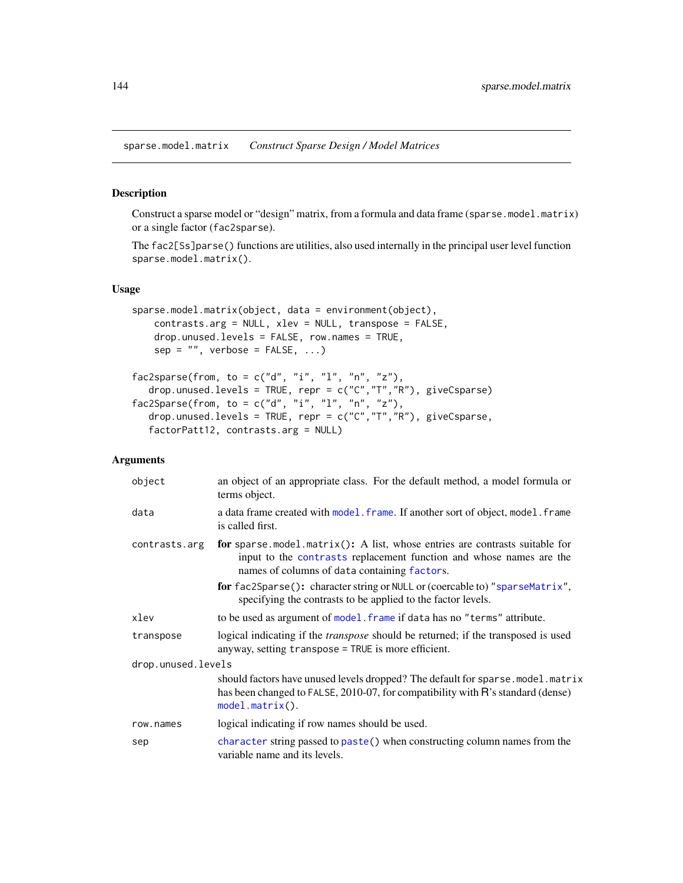## sparse.model.matrix — *Construct Sparse Design / Model Matrices*

### Description

Construct a sparse model or "design" matrix, from a formula and data frame (`sparse.model.matrix`) or a single factor (`fac2sparse`).

The `fac2[Ss]parse()` functions are utilities, also used internally in the principal user level function `sparse.model.matrix()`.

### Usage

```
sparse.model.matrix(object, data = environment(object),
    contrasts.arg = NULL, xlev = NULL, transpose = FALSE,
    drop.unused.levels = FALSE, row.names = TRUE,
    sep = "", verbose = FALSE, ...)

fac2sparse(from, to = c("d", "i", "l", "n", "z"),
   drop.unused.levels = TRUE, repr = c("C","T","R"), giveCsparse)
fac2Sparse(from, to = c("d", "i", "l", "n", "z"),
   drop.unused.levels = TRUE, repr = c("C","T","R"), giveCsparse,
   factorPatt12, contrasts.arg = NULL)
```

### Arguments

| | |
|---|---|
| `object` | an object of an appropriate class. For the default method, a model formula or terms object. |
| `data` | a data frame created with `model.frame`. If another sort of object, `model.frame` is called first. |
| `contrasts.arg` | **for** `sparse.model.matrix()`**:** A list, whose entries are contrasts suitable for input to the `contrasts` replacement function and whose names are the names of columns of `data` containing `factor`s.<br>**for** `fac2Sparse()`**:** character string or `NULL` or (coercable to) `"sparseMatrix"`, specifying the contrasts to be applied to the factor levels. |
| `xlev` | to be used as argument of `model.frame` if `data` has no `"terms"` attribute. |
| `transpose` | logical indicating if the *transpose* should be returned; if the transposed is used anyway, setting `transpose = TRUE` is more efficient. |
| `drop.unused.levels` | should factors have unused levels dropped? The default for `sparse.model.matrix` has been changed to `FALSE`, 2010-07, for compatibility with R's standard (dense) `model.matrix()`. |
| `row.names` | logical indicating if row names should be used. |
| `sep` | `character` string passed to `paste()` when constructing column names from the variable name and its levels. |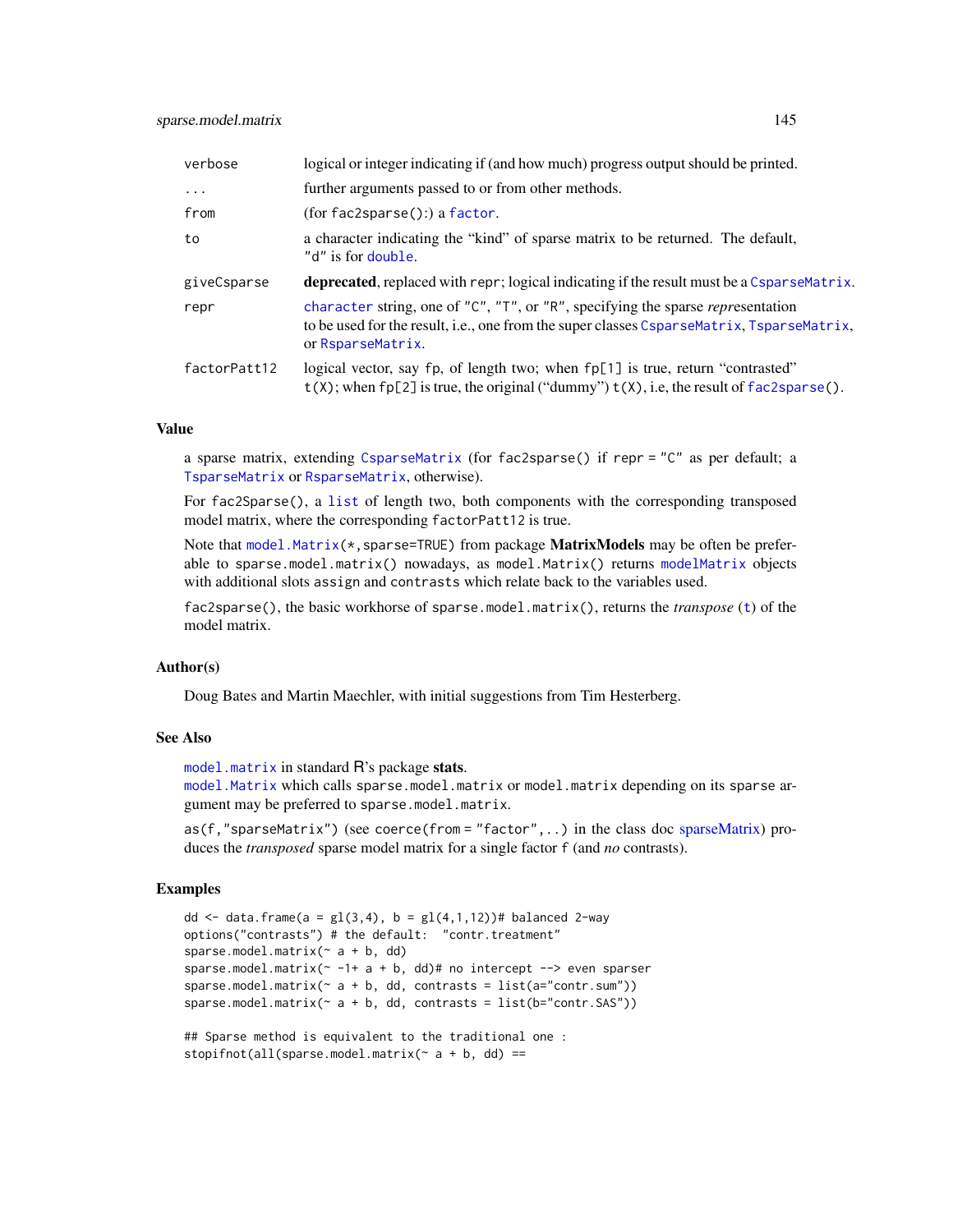| | |
|---|---|
| verbose | logical or integer indicating if (and how much) progress output should be printed. |
| ... | further arguments passed to or from other methods. |
| from | (for fac2sparse():) a factor. |
| to | a character indicating the "kind" of sparse matrix to be returned. The default, "d" is for double. |
| giveCsparse | **deprecated**, replaced with repr; logical indicating if the result must be a CsparseMatrix. |
| repr | character string, one of "C", "T", or "R", specifying the sparse *repr*esentation to be used for the result, i.e., one from the super classes CsparseMatrix, TsparseMatrix, or RsparseMatrix. |
| factorPatt12 | logical vector, say fp, of length two; when fp[1] is true, return "contrasted" t(X); when fp[2] is true, the original ("dummy") t(X), i.e, the result of fac2sparse(). |

### Value

a sparse matrix, extending CsparseMatrix (for fac2sparse() if repr = "C" as per default; a TsparseMatrix or RsparseMatrix, otherwise).

For fac2Sparse(), a list of length two, both components with the corresponding transposed model matrix, where the corresponding factorPatt12 is true.

Note that model.Matrix(*,sparse=TRUE) from package **MatrixModels** may be often be preferable to sparse.model.matrix() nowadays, as model.Matrix() returns modelMatrix objects with additional slots assign and contrasts which relate back to the variables used.

fac2sparse(), the basic workhorse of sparse.model.matrix(), returns the *transpose* (t) of the model matrix.

### Author(s)

Doug Bates and Martin Maechler, with initial suggestions from Tim Hesterberg.

### See Also

model.matrix in standard R's package **stats**.
model.Matrix which calls sparse.model.matrix or model.matrix depending on its sparse argument may be preferred to sparse.model.matrix.

as(f,"sparseMatrix") (see coerce(from = "factor",..) in the class doc sparseMatrix) produces the *transposed* sparse model matrix for a single factor f (and *no* contrasts).

### Examples

```
dd <- data.frame(a = gl(3,4), b = gl(4,1,12))# balanced 2-way
options("contrasts") # the default:  "contr.treatment"
sparse.model.matrix(~ a + b, dd)
sparse.model.matrix(~ -1+ a + b, dd)# no intercept --> even sparser
sparse.model.matrix(~ a + b, dd, contrasts = list(a="contr.sum"))
sparse.model.matrix(~ a + b, dd, contrasts = list(b="contr.SAS"))

## Sparse method is equivalent to the traditional one :
stopifnot(all(sparse.model.matrix(~ a + b, dd) ==
```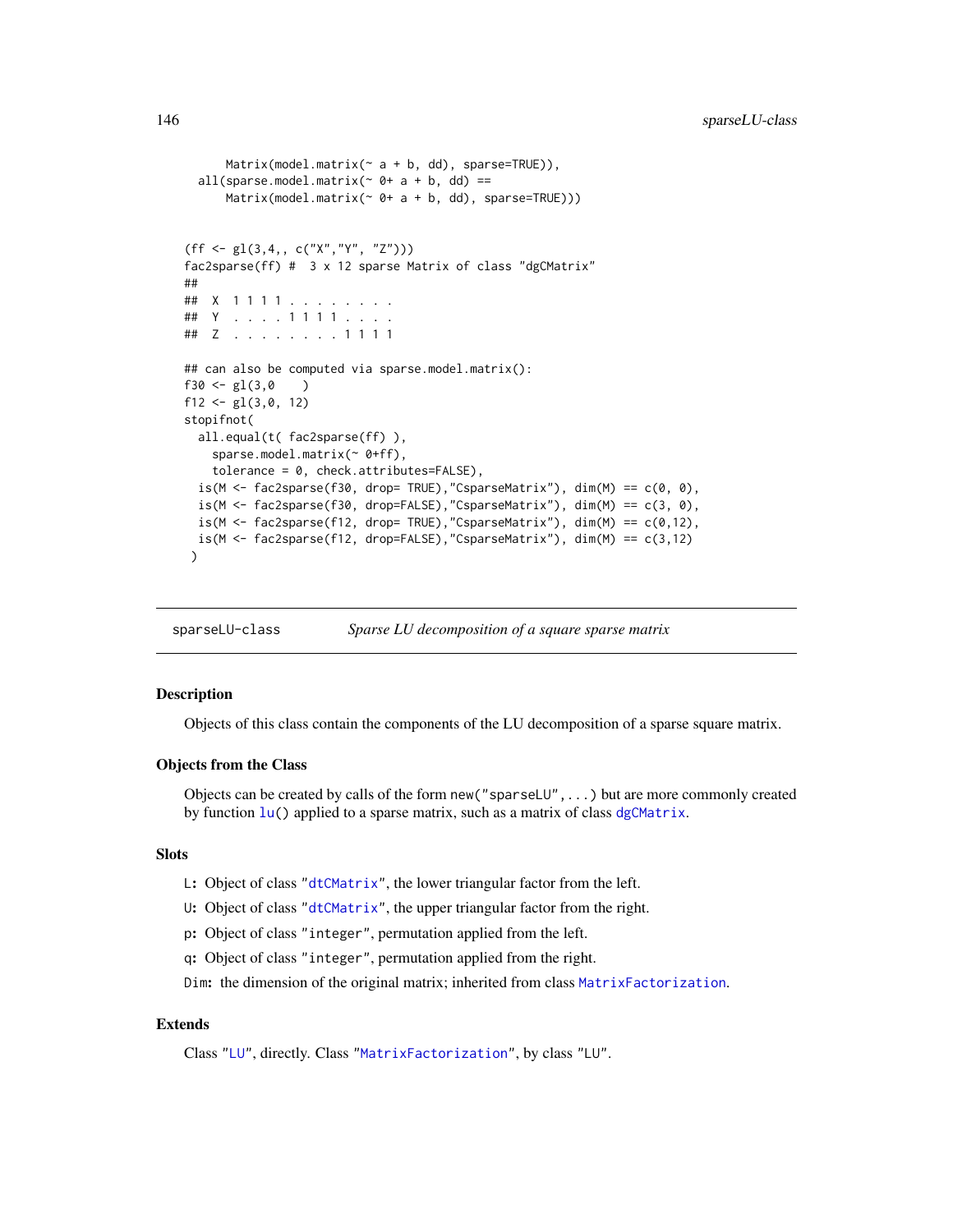```
      Matrix(model.matrix(~ a + b, dd), sparse=TRUE)),
  all(sparse.model.matrix(~ 0+ a + b, dd) ==
      Matrix(model.matrix(~ 0+ a + b, dd), sparse=TRUE)))


(ff <- gl(3,4,, c("X","Y", "Z")))
fac2sparse(ff) #  3 x 12 sparse Matrix of class "dgCMatrix"
##
##  X  1 1 1 1 . . . . . . . .
##  Y  . . . . 1 1 1 1 . . . .
##  Z  . . . . . . . . 1 1 1 1

## can also be computed via sparse.model.matrix():
f30 <- gl(3,0    )
f12 <- gl(3,0, 12)
stopifnot(
  all.equal(t( fac2sparse(ff) ),
    sparse.model.matrix(~ 0+ff),
    tolerance = 0, check.attributes=FALSE),
  is(M <- fac2sparse(f30, drop= TRUE),"CsparseMatrix"), dim(M) == c(0, 0),
  is(M <- fac2sparse(f30, drop=FALSE),"CsparseMatrix"), dim(M) == c(3, 0),
  is(M <- fac2sparse(f12, drop= TRUE),"CsparseMatrix"), dim(M) == c(0,12),
  is(M <- fac2sparse(f12, drop=FALSE),"CsparseMatrix"), dim(M) == c(3,12)
 )
```

# sparseLU-class — *Sparse LU decomposition of a square sparse matrix*

## Description

Objects of this class contain the components of the LU decomposition of a sparse square matrix.

## Objects from the Class

Objects can be created by calls of the form `new("sparseLU",...)` but are more commonly created by function `lu()` applied to a sparse matrix, such as a matrix of class `dgCMatrix`.

## Slots

- `L`: Object of class `"dtCMatrix"`, the lower triangular factor from the left.
- `U`: Object of class `"dtCMatrix"`, the upper triangular factor from the right.
- `p`: Object of class `"integer"`, permutation applied from the left.
- `q`: Object of class `"integer"`, permutation applied from the right.
- `Dim`: the dimension of the original matrix; inherited from class `MatrixFactorization`.

## Extends

Class `"LU"`, directly. Class `"MatrixFactorization"`, by class `"LU"`.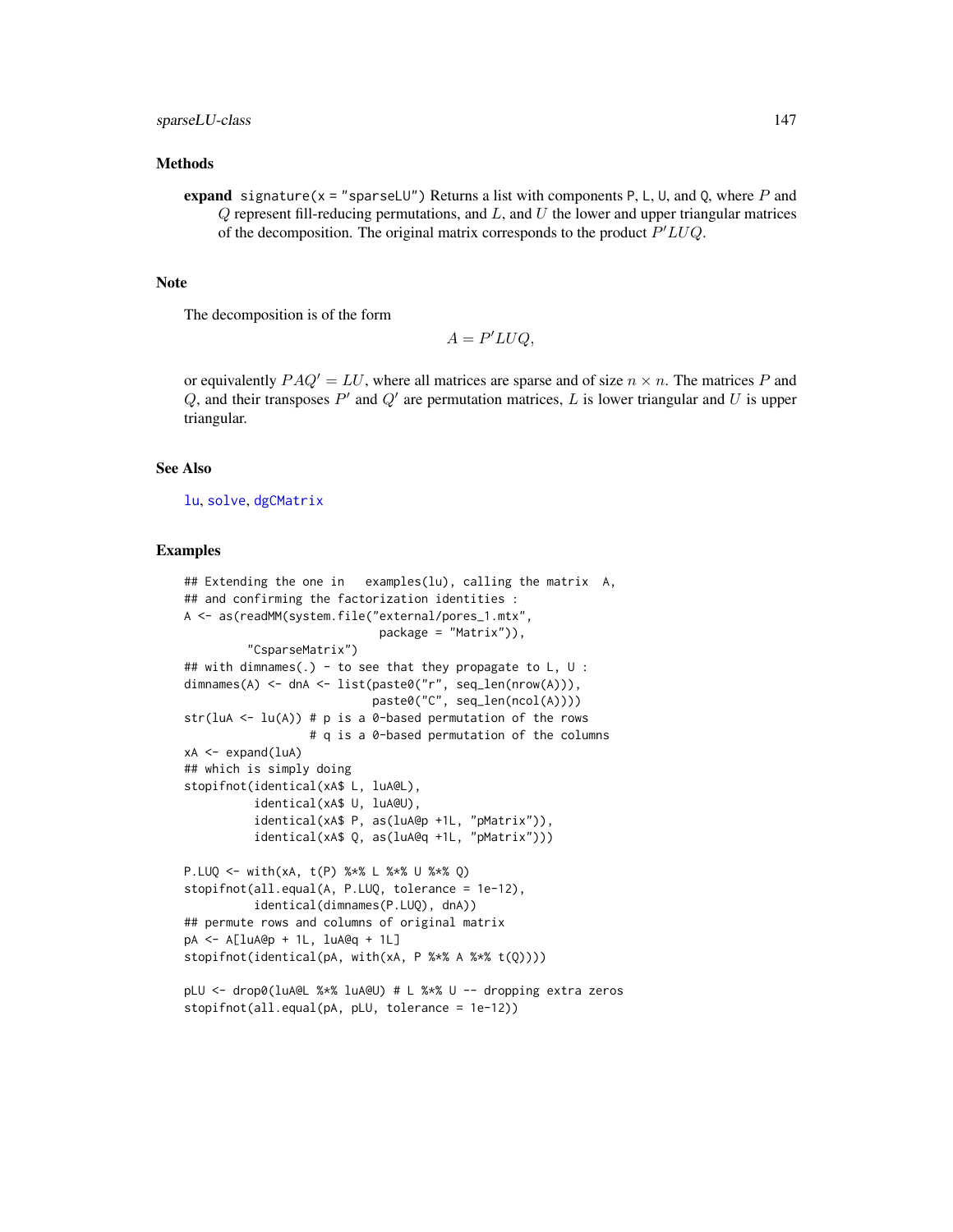## Methods

**expand** `signature(x = "sparseLU")` Returns a list with components `P`, `L`, `U`, and `Q`, where $P$ and $Q$ represent fill-reducing permutations, and $L$, and $U$ the lower and upper triangular matrices of the decomposition. The original matrix corresponds to the product $P'LUQ$.

## Note

The decomposition is of the form

$$A = P'LUQ,$$

or equivalently $PAQ' = LU$, where all matrices are sparse and of size $n \times n$. The matrices $P$ and $Q$, and their transposes $P'$ and $Q'$ are permutation matrices, $L$ is lower triangular and $U$ is upper triangular.

## See Also

`lu`, `solve`, `dgCMatrix`

## Examples

```
## Extending the one in   examples(lu), calling the matrix  A,
## and confirming the factorization identities :
A <- as(readMM(system.file("external/pores_1.mtx",
                            package = "Matrix")),
         "CsparseMatrix")
## with dimnames(.) - to see that they propagate to L, U :
dimnames(A) <- dnA <- list(paste0("r", seq_len(nrow(A))),
                           paste0("C", seq_len(ncol(A))))
str(luA <- lu(A)) # p is a 0-based permutation of the rows
                  # q is a 0-based permutation of the columns
xA <- expand(luA)
## which is simply doing
stopifnot(identical(xA$ L, luA@L),
          identical(xA$ U, luA@U),
          identical(xA$ P, as(luA@p +1L, "pMatrix")),
          identical(xA$ Q, as(luA@q +1L, "pMatrix")))

P.LUQ <- with(xA, t(P) %*% L %*% U %*% Q)
stopifnot(all.equal(A, P.LUQ, tolerance = 1e-12),
          identical(dimnames(P.LUQ), dnA))
## permute rows and columns of original matrix
pA <- A[luA@p + 1L, luA@q + 1L]
stopifnot(identical(pA, with(xA, P %*% A %*% t(Q))))

pLU <- drop0(luA@L %*% luA@U) # L %*% U -- dropping extra zeros
stopifnot(all.equal(pA, pLU, tolerance = 1e-12))
```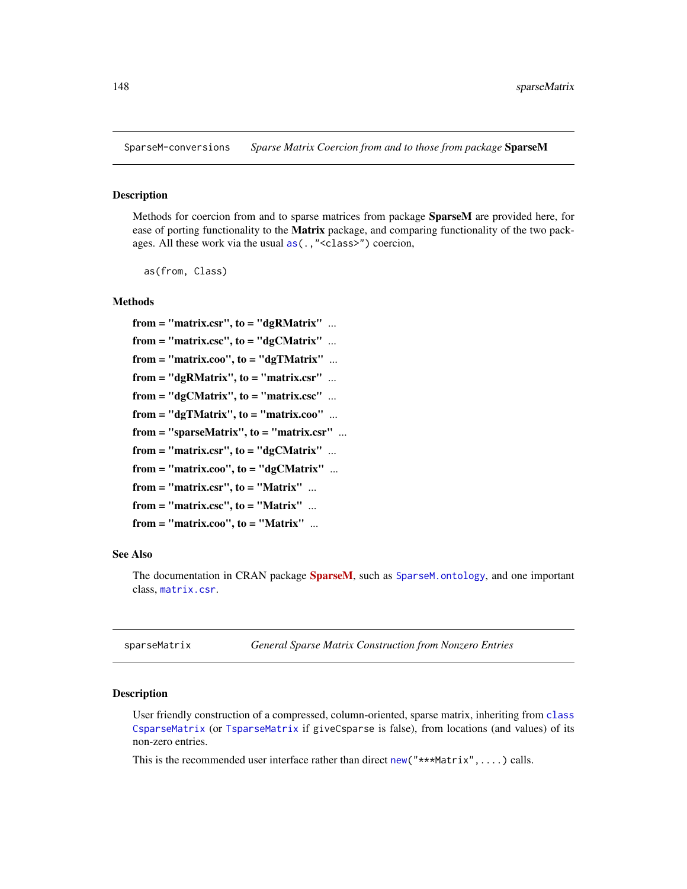SparseM-conversions    *Sparse Matrix Coercion from and to those from package* **SparseM**

### Description

Methods for coercion from and to sparse matrices from package **SparseM** are provided here, for ease of porting functionality to the **Matrix** package, and comparing functionality of the two packages. All these work via the usual `as(.,"<class>")` coercion,

```
as(from, Class)
```

### Methods

**from = "matrix.csr", to = "dgRMatrix"** ...

**from = "matrix.csc", to = "dgCMatrix"** ...

**from = "matrix.coo", to = "dgTMatrix"** ...

**from = "dgRMatrix", to = "matrix.csr"** ...

**from = "dgCMatrix", to = "matrix.csc"** ...

**from = "dgTMatrix", to = "matrix.coo"** ...

**from = "sparseMatrix", to = "matrix.csr"** ...

**from = "matrix.csr", to = "dgCMatrix"** ...

**from = "matrix.coo", to = "dgCMatrix"** ...

**from = "matrix.csr", to = "Matrix"** ...

**from = "matrix.csc", to = "Matrix"** ...

**from = "matrix.coo", to = "Matrix"** ...

### See Also

The documentation in CRAN package **SparseM**, such as `SparseM.ontology`, and one important class, `matrix.csr`.

---

sparseMatrix    *General Sparse Matrix Construction from Nonzero Entries*

### Description

User friendly construction of a compressed, column-oriented, sparse matrix, inheriting from `class` `CsparseMatrix` (or `TsparseMatrix` if `giveCsparse` is false), from locations (and values) of its non-zero entries.

This is the recommended user interface rather than direct `new("***Matrix",....)` calls.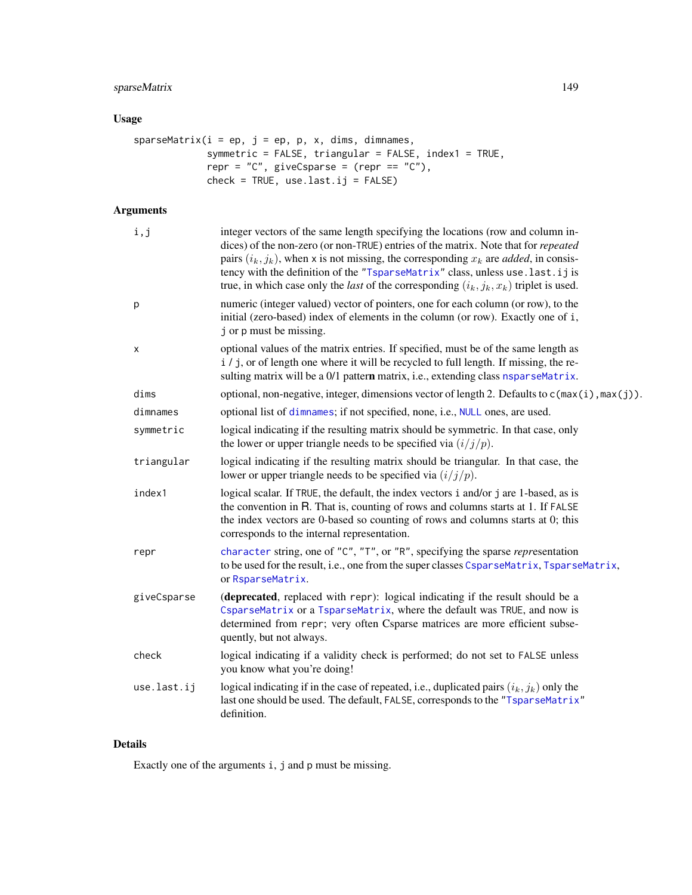## Usage

```
sparseMatrix(i = ep, j = ep, p, x, dims, dimnames,
             symmetric = FALSE, triangular = FALSE, index1 = TRUE,
             repr = "C", giveCsparse = (repr == "C"),
             check = TRUE, use.last.ij = FALSE)
```

## Arguments

| | |
|---|---|
| `i,j` | integer vectors of the same length specifying the locations (row and column indices) of the non-zero (or non-TRUE) entries of the matrix. Note that for *repeated* pairs $(i_k, j_k)$, when `x` is not missing, the corresponding $x_k$ are *added*, in consistency with the definition of the "TsparseMatrix" class, unless `use.last.ij` is true, in which case only the *last* of the corresponding $(i_k, j_k, x_k)$ triplet is used. |
| `p` | numeric (integer valued) vector of pointers, one for each column (or row), to the initial (zero-based) index of elements in the column (or row). Exactly one of `i`, `j` or `p` must be missing. |
| `x` | optional values of the matrix entries. If specified, must be of the same length as `i` / `j`, or of length one where it will be recycled to full length. If missing, the resulting matrix will be a 0/1 patter**n** matrix, i.e., extending class `nsparseMatrix`. |
| `dims` | optional, non-negative, integer, dimensions vector of length 2. Defaults to `c(max(i),max(j))`. |
| `dimnames` | optional list of `dimnames`; if not specified, none, i.e., `NULL` ones, are used. |
| `symmetric` | logical indicating if the resulting matrix should be symmetric. In that case, only the lower or upper triangle needs to be specified via $(i/j/p)$. |
| `triangular` | logical indicating if the resulting matrix should be triangular. In that case, the lower or upper triangle needs to be specified via $(i/j/p)$. |
| `index1` | logical scalar. If `TRUE`, the default, the index vectors `i` and/or `j` are 1-based, as is the convention in R. That is, counting of rows and columns starts at 1. If `FALSE` the index vectors are 0-based so counting of rows and columns starts at 0; this corresponds to the internal representation. |
| `repr` | `character` string, one of `"C"`, `"T"`, or `"R"`, specifying the sparse *repr*esentation to be used for the result, i.e., one from the super classes `CsparseMatrix`, `TsparseMatrix`, or `RsparseMatrix`. |
| `giveCsparse` | (**deprecated**, replaced with `repr`): logical indicating if the result should be a `CsparseMatrix` or a `TsparseMatrix`, where the default was `TRUE`, and now is determined from `repr`; very often Csparse matrices are more efficient subsequently, but not always. |
| `check` | logical indicating if a validity check is performed; do not set to `FALSE` unless you know what you're doing! |
| `use.last.ij` | logical indicating if in the case of repeated, i.e., duplicated pairs $(i_k, j_k)$ only the last one should be used. The default, `FALSE`, corresponds to the "TsparseMatrix" definition. |

## Details

Exactly one of the arguments `i`, `j` and `p` must be missing.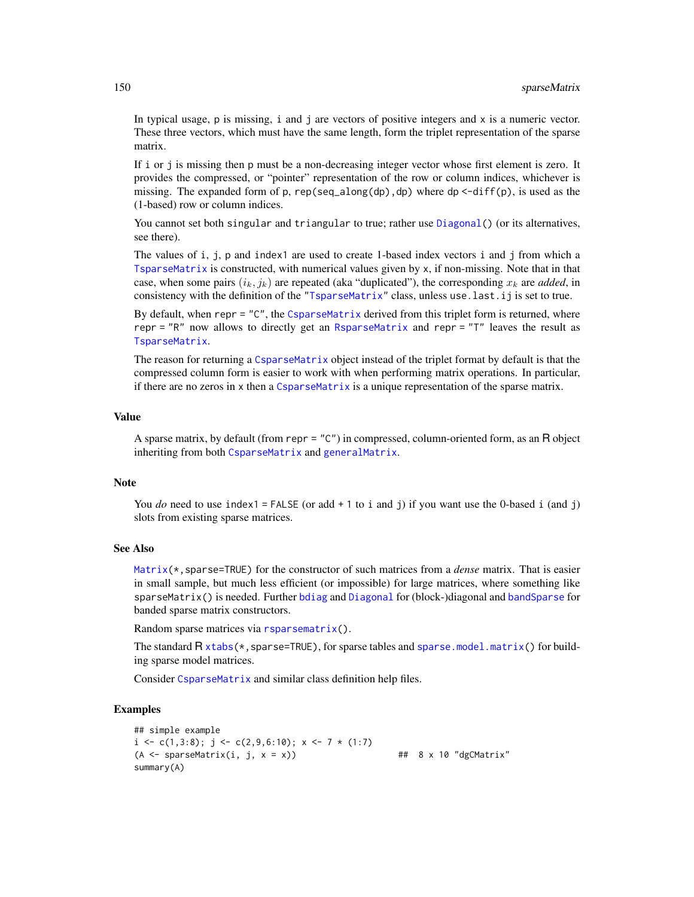In typical usage, p is missing, i and j are vectors of positive integers and x is a numeric vector. These three vectors, which must have the same length, form the triplet representation of the sparse matrix.

If i or j is missing then p must be a non-decreasing integer vector whose first element is zero. It provides the compressed, or "pointer" representation of the row or column indices, whichever is missing. The expanded form of p, rep(seq_along(dp),dp) where dp <-diff(p), is used as the (1-based) row or column indices.

You cannot set both singular and triangular to true; rather use Diagonal() (or its alternatives, see there).

The values of i, j, p and index1 are used to create 1-based index vectors i and j from which a TsparseMatrix is constructed, with numerical values given by x, if non-missing. Note that in that case, when some pairs $(i_k, j_k)$ are repeated (aka "duplicated"), the corresponding $x_k$ are *added*, in consistency with the definition of the "TsparseMatrix" class, unless use.last.ij is set to true.

By default, when repr = "C", the CsparseMatrix derived from this triplet form is returned, where repr = "R" now allows to directly get an RsparseMatrix and repr = "T" leaves the result as TsparseMatrix.

The reason for returning a CsparseMatrix object instead of the triplet format by default is that the compressed column form is easier to work with when performing matrix operations. In particular, if there are no zeros in x then a CsparseMatrix is a unique representation of the sparse matrix.

## Value

A sparse matrix, by default (from repr = "C") in compressed, column-oriented form, as an R object inheriting from both CsparseMatrix and generalMatrix.

## Note

You *do* need to use index1 = FALSE (or add + 1 to i and j) if you want use the 0-based i (and j) slots from existing sparse matrices.

## See Also

Matrix(*,sparse=TRUE) for the constructor of such matrices from a *dense* matrix. That is easier in small sample, but much less efficient (or impossible) for large matrices, where something like sparseMatrix() is needed. Further bdiag and Diagonal for (block-)diagonal and bandSparse for banded sparse matrix constructors.

Random sparse matrices via rsparsematrix().

The standard R xtabs(*,sparse=TRUE), for sparse tables and sparse.model.matrix() for building sparse model matrices.

Consider CsparseMatrix and similar class definition help files.

## Examples

```
## simple example
i <- c(1,3:8); j <- c(2,9,6:10); x <- 7 * (1:7)
(A <- sparseMatrix(i, j, x = x))                    ##  8 x 10 "dgCMatrix"
summary(A)
```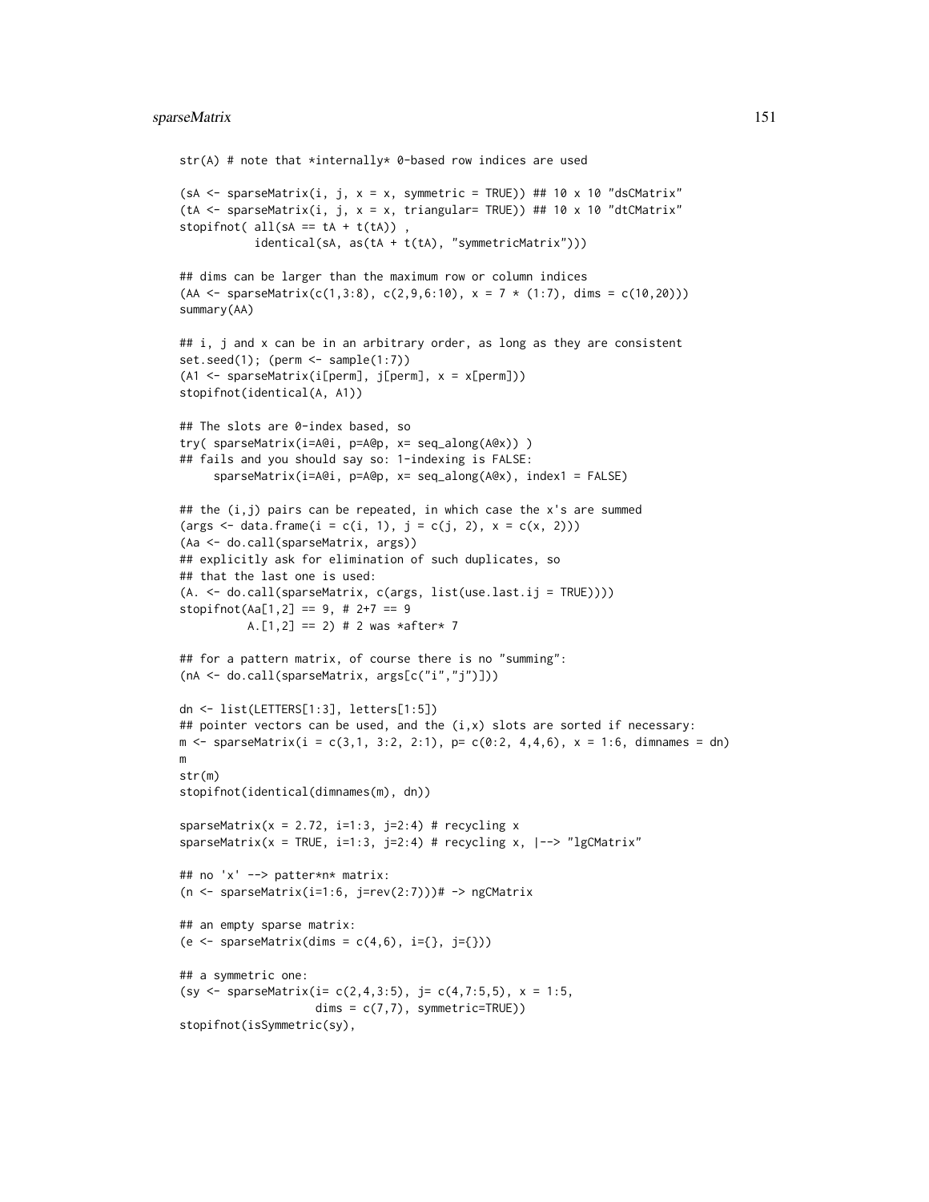```
str(A) # note that *internally* 0-based row indices are used

(sA <- sparseMatrix(i, j, x = x, symmetric = TRUE)) ## 10 x 10 "dsCMatrix"
(tA <- sparseMatrix(i, j, x = x, triangular= TRUE)) ## 10 x 10 "dtCMatrix"
stopifnot( all(sA == tA + t(tA)) ,
           identical(sA, as(tA + t(tA), "symmetricMatrix")))

## dims can be larger than the maximum row or column indices
(AA <- sparseMatrix(c(1,3:8), c(2,9,6:10), x = 7 * (1:7), dims = c(10,20)))
summary(AA)

## i, j and x can be in an arbitrary order, as long as they are consistent
set.seed(1); (perm <- sample(1:7))
(A1 <- sparseMatrix(i[perm], j[perm], x = x[perm]))
stopifnot(identical(A, A1))

## The slots are 0-index based, so
try( sparseMatrix(i=A@i, p=A@p, x= seq_along(A@x)) )
## fails and you should say so: 1-indexing is FALSE:
     sparseMatrix(i=A@i, p=A@p, x= seq_along(A@x), index1 = FALSE)

## the (i,j) pairs can be repeated, in which case the x's are summed
(args <- data.frame(i = c(i, 1), j = c(j, 2), x = c(x, 2)))
(Aa <- do.call(sparseMatrix, args))
## explicitly ask for elimination of such duplicates, so
## that the last one is used:
(A. <- do.call(sparseMatrix, c(args, list(use.last.ij = TRUE))))
stopifnot(Aa[1,2] == 9, # 2+7 == 9
          A.[1,2] == 2) # 2 was *after* 7

## for a pattern matrix, of course there is no "summing":
(nA <- do.call(sparseMatrix, args[c("i","j")]))

dn <- list(LETTERS[1:3], letters[1:5])
## pointer vectors can be used, and the (i,x) slots are sorted if necessary:
m <- sparseMatrix(i = c(3,1, 3:2, 2:1), p= c(0:2, 4,4,6), x = 1:6, dimnames = dn)
m
str(m)
stopifnot(identical(dimnames(m), dn))

sparseMatrix(x = 2.72, i=1:3, j=2:4) # recycling x
sparseMatrix(x = TRUE, i=1:3, j=2:4) # recycling x, |--> "lgCMatrix"

## no 'x' --> patter*n* matrix:
(n <- sparseMatrix(i=1:6, j=rev(2:7)))# -> ngCMatrix

## an empty sparse matrix:
(e <- sparseMatrix(dims = c(4,6), i={}, j={}))

## a symmetric one:
(sy <- sparseMatrix(i= c(2,4,3:5), j= c(4,7:5,5), x = 1:5,
                    dims = c(7,7), symmetric=TRUE))
stopifnot(isSymmetric(sy),
```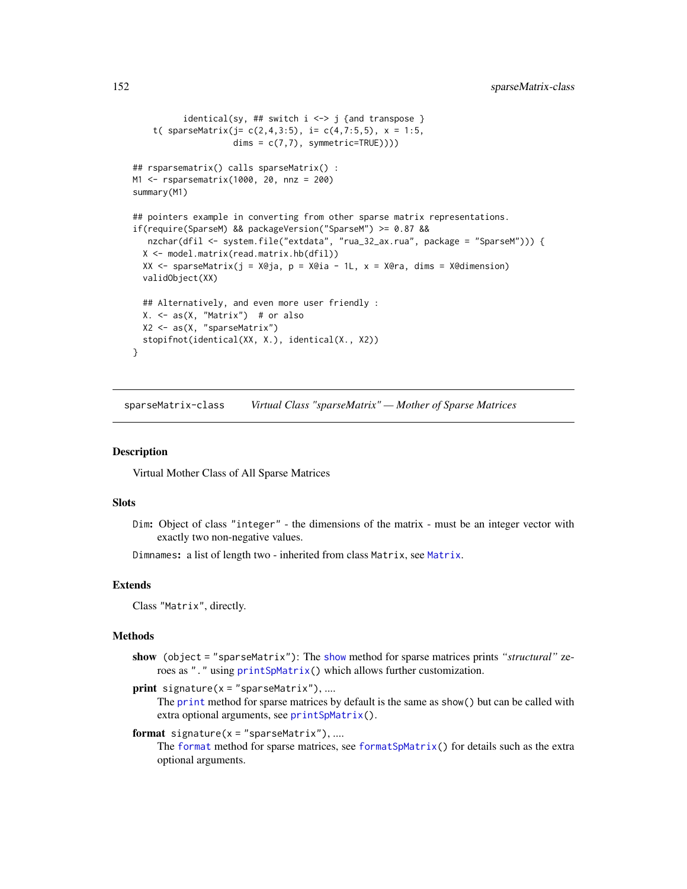```
          identical(sy, ## switch i <-> j {and transpose }
     t( sparseMatrix(j= c(2,4,3:5), i= c(4,7:5,5), x = 1:5,
                     dims = c(7,7), symmetric=TRUE))))

## rsparsematrix() calls sparseMatrix() :
M1 <- rsparsematrix(1000, 20, nnz = 200)
summary(M1)

## pointers example in converting from other sparse matrix representations.
if(require(SparseM) && packageVersion("SparseM") >= 0.87 &&
   nzchar(dfil <- system.file("extdata", "rua_32_ax.rua", package = "SparseM"))) {
  X <- model.matrix(read.matrix.hb(dfil))
  XX <- sparseMatrix(j = X@ja, p = X@ia - 1L, x = X@ra, dims = X@dimension)
  validObject(XX)

  ## Alternatively, and even more user friendly :
  X. <- as(X, "Matrix")  # or also
  X2 <- as(X, "sparseMatrix")
  stopifnot(identical(XX, X.), identical(X., X2))
}
```

---

## sparseMatrix-class    *Virtual Class "sparseMatrix" — Mother of Sparse Matrices*

---

### Description

Virtual Mother Class of All Sparse Matrices

### Slots

`Dim`: Object of class "integer" - the dimensions of the matrix - must be an integer vector with exactly two non-negative values.

`Dimnames`: a list of length two - inherited from class `Matrix`, see `Matrix`.

### Extends

Class "Matrix", directly.

### Methods

**show** `(object = "sparseMatrix")`: The `show` method for sparse matrices prints *"structural"* zeroes as "." using `printSpMatrix()` which allows further customization.

**print** `signature(x = "sparseMatrix")`, ....
The `print` method for sparse matrices by default is the same as `show()` but can be called with extra optional arguments, see `printSpMatrix()`.

**format** `signature(x = "sparseMatrix")`, ....
The `format` method for sparse matrices, see `formatSpMatrix()` for details such as the extra optional arguments.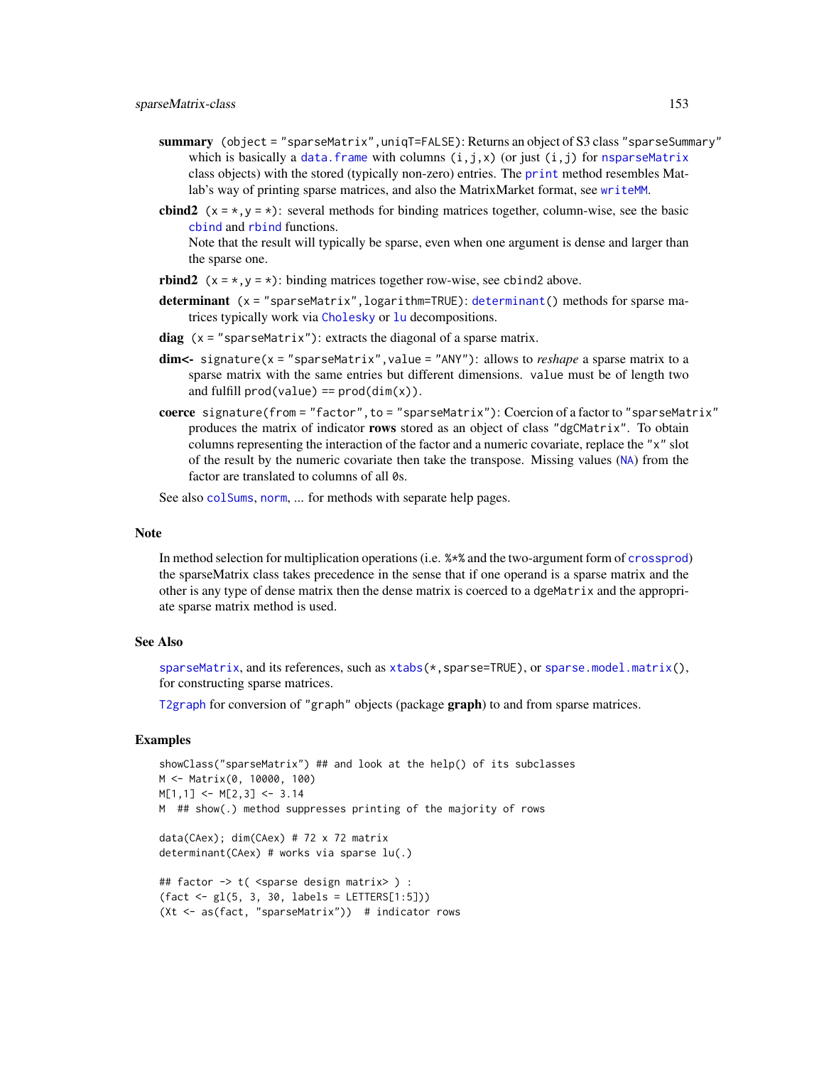**summary** `(object = "sparseMatrix", uniqT=FALSE)`: Returns an object of S3 class "sparseSummary" which is basically a `data.frame` with columns `(i,j,x)` (or just `(i,j)` for `nsparseMatrix` class objects) with the stored (typically non-zero) entries. The `print` method resembles Matlab's way of printing sparse matrices, and also the MatrixMarket format, see `writeMM`.

**cbind2** `(x = *, y = *)`: several methods for binding matrices together, column-wise, see the basic `cbind` and `rbind` functions.
Note that the result will typically be sparse, even when one argument is dense and larger than the sparse one.

**rbind2** `(x = *, y = *)`: binding matrices together row-wise, see `cbind2` above.

**determinant** `(x = "sparseMatrix", logarithm=TRUE)`: `determinant()` methods for sparse matrices typically work via `Cholesky` or `lu` decompositions.

**diag** `(x = "sparseMatrix")`: extracts the diagonal of a sparse matrix.

**dim<-** `signature(x = "sparseMatrix", value = "ANY")`: allows to *reshape* a sparse matrix to a sparse matrix with the same entries but different dimensions. `value` must be of length two and fulfill `prod(value) == prod(dim(x))`.

**coerce** `signature(from = "factor", to = "sparseMatrix")`: Coercion of a factor to "sparseMatrix" produces the matrix of indicator **rows** stored as an object of class "dgCMatrix". To obtain columns representing the interaction of the factor and a numeric covariate, replace the "x" slot of the result by the numeric covariate then take the transpose. Missing values (`NA`) from the factor are translated to columns of all `0`s.

See also `colSums`, `norm`, ... for methods with separate help pages.

## Note

In method selection for multiplication operations (i.e. `%*%` and the two-argument form of `crossprod`) the sparseMatrix class takes precedence in the sense that if one operand is a sparse matrix and the other is any type of dense matrix then the dense matrix is coerced to a `dgeMatrix` and the appropriate sparse matrix method is used.

## See Also

`sparseMatrix`, and its references, such as `xtabs(*, sparse=TRUE)`, or `sparse.model.matrix()`, for constructing sparse matrices.

`T2graph` for conversion of "graph" objects (package **graph**) to and from sparse matrices.

## Examples

```
showClass("sparseMatrix") ## and look at the help() of its subclasses
M <- Matrix(0, 10000, 100)
M[1,1] <- M[2,3] <- 3.14
M  ## show(.) method suppresses printing of the majority of rows

data(CAex); dim(CAex) # 72 x 72 matrix
determinant(CAex) # works via sparse lu(.)

## factor -> t( <sparse design matrix> ) :
(fact <- gl(5, 3, 30, labels = LETTERS[1:5]))
(Xt <- as(fact, "sparseMatrix"))  # indicator rows
```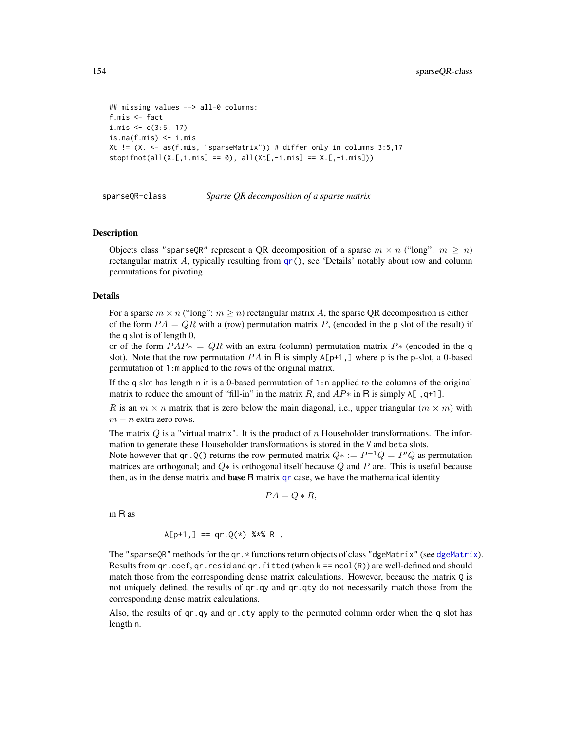```
## missing values --> all-0 columns:
f.mis <- fact
i.mis <- c(3:5, 17)
is.na(f.mis) <- i.mis
Xt != (X. <- as(f.mis, "sparseMatrix")) # differ only in columns 3:5,17
stopifnot(all(X.[,i.mis] == 0), all(Xt[,-i.mis] == X.[,-i.mis]))
```

---

sparseQR-class *Sparse QR decomposition of a sparse matrix*

---

## Description

Objects class "sparseQR" represent a QR decomposition of a sparse $m \times n$ ("long": $m \geq n$) rectangular matrix $A$, typically resulting from qr(), see 'Details' notably about row and column permutations for pivoting.

## Details

For a sparse $m \times n$ ("long": $m \geq n$) rectangular matrix $A$, the sparse QR decomposition is either of the form $PA = QR$ with a (row) permutation matrix $P$, (encoded in the p slot of the result) if the q slot is of length 0,
or of the form $PAP* = QR$ with an extra (column) permutation matrix $P*$ (encoded in the q slot). Note that the row permutation $PA$ in R is simply A[p+1,] where p is the p-slot, a 0-based permutation of 1:m applied to the rows of the original matrix.

If the q slot has length n it is a 0-based permutation of 1:n applied to the columns of the original matrix to reduce the amount of "fill-in" in the matrix $R$, and $AP*$ in R is simply A[ ,q+1].

$R$ is an $m \times n$ matrix that is zero below the main diagonal, i.e., upper triangular ($m \times m$) with $m - n$ extra zero rows.

The matrix $Q$ is a "virtual matrix". It is the product of $n$ Householder transformations. The information to generate these Householder transformations is stored in the V and beta slots.
Note however that qr.Q() returns the row permuted matrix $Q* := P^{-1}Q = P'Q$ as permutation matrices are orthogonal; and $Q*$ is orthogonal itself because $Q$ and $P$ are. This is useful because then, as in the dense matrix and **base** R matrix qr case, we have the mathematical identity

$$PA = Q * R,$$

in R as

```
A[p+1,] == qr.Q(*) %*% R .
```

The "sparseQR" methods for the qr.* functions return objects of class "dgeMatrix" (see dgeMatrix). Results from qr.coef, qr.resid and qr.fitted (when k == ncol(R)) are well-defined and should match those from the corresponding dense matrix calculations. However, because the matrix Q is not uniquely defined, the results of qr.qy and qr.qty do not necessarily match those from the corresponding dense matrix calculations.

Also, the results of qr.qy and qr.qty apply to the permuted column order when the q slot has length n.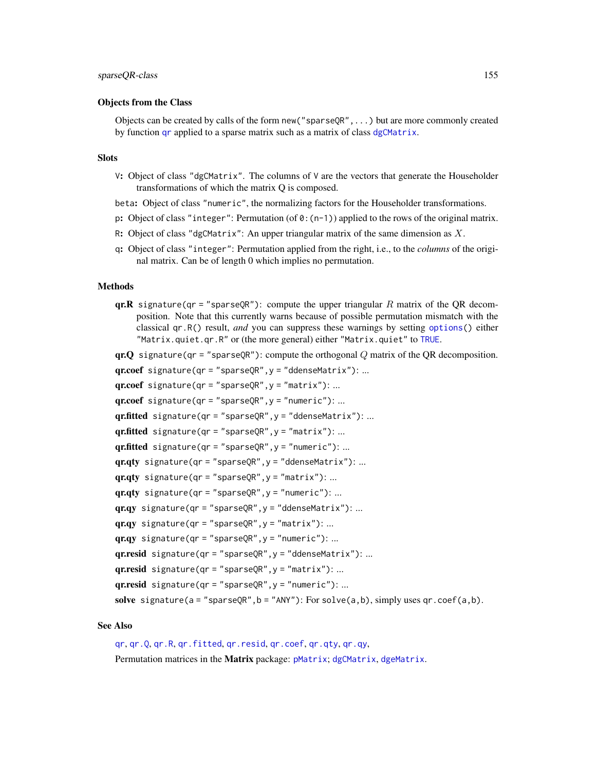### Objects from the Class

Objects can be created by calls of the form `new("sparseQR",...)` but are more commonly created by function `qr` applied to a sparse matrix such as a matrix of class `dgCMatrix`.

### Slots

- `V`: Object of class `"dgCMatrix"`. The columns of `V` are the vectors that generate the Householder transformations of which the matrix Q is composed.
- `beta`: Object of class `"numeric"`, the normalizing factors for the Householder transformations.
- `p`: Object of class `"integer"`: Permutation (of `0:(n-1)`) applied to the rows of the original matrix.
- `R`: Object of class `"dgCMatrix"`: An upper triangular matrix of the same dimension as $X$.
- `q`: Object of class `"integer"`: Permutation applied from the right, i.e., to the *columns* of the original matrix. Can be of length 0 which implies no permutation.

### Methods

- **qr.R** `signature(qr = "sparseQR")`: compute the upper triangular $R$ matrix of the QR decomposition. Note that this currently warns because of possible permutation mismatch with the classical `qr.R()` result, *and* you can suppress these warnings by setting `options()` either `"Matrix.quiet.qr.R"` or (the more general) either `"Matrix.quiet"` to `TRUE`.
- **qr.Q** `signature(qr = "sparseQR")`: compute the orthogonal $Q$ matrix of the QR decomposition.
- **qr.coef** `signature(qr = "sparseQR", y = "ddenseMatrix")`: ...
- **qr.coef** `signature(qr = "sparseQR", y = "matrix")`: ...
- **qr.coef** `signature(qr = "sparseQR", y = "numeric")`: ...
- **qr.fitted** `signature(qr = "sparseQR", y = "ddenseMatrix")`: ...
- **qr.fitted** `signature(qr = "sparseQR", y = "matrix")`: ...
- **qr.fitted** `signature(qr = "sparseQR", y = "numeric")`: ...
- **qr.qty** `signature(qr = "sparseQR", y = "ddenseMatrix")`: ...
- **qr.qty** `signature(qr = "sparseQR", y = "matrix")`: ...
- **qr.qty** `signature(qr = "sparseQR", y = "numeric")`: ...
- **qr.qy** `signature(qr = "sparseQR", y = "ddenseMatrix")`: ...
- **qr.qy** `signature(qr = "sparseQR", y = "matrix")`: ...
- **qr.qy** `signature(qr = "sparseQR", y = "numeric")`: ...
- **qr.resid** `signature(qr = "sparseQR", y = "ddenseMatrix")`: ...
- **qr.resid** `signature(qr = "sparseQR", y = "matrix")`: ...
- **qr.resid** `signature(qr = "sparseQR", y = "numeric")`: ...
- **solve** `signature(a = "sparseQR", b = "ANY")`: For `solve(a,b)`, simply uses `qr.coef(a,b)`.

### See Also

`qr`, `qr.Q`, `qr.R`, `qr.fitted`, `qr.resid`, `qr.coef`, `qr.qty`, `qr.qy`,

Permutation matrices in the **Matrix** package: `pMatrix`; `dgCMatrix`, `dgeMatrix`.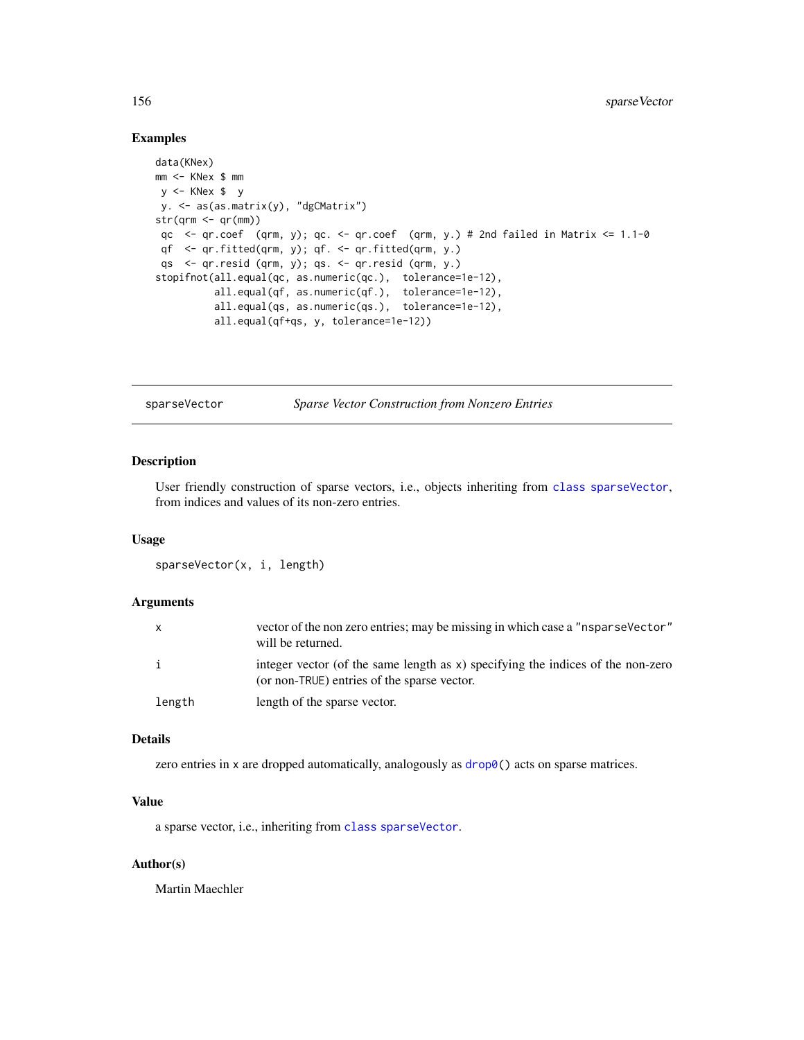## Examples

```
data(KNex)
mm <- KNex $ mm
 y <- KNex $  y
 y. <- as(as.matrix(y), "dgCMatrix")
str(qrm <- qr(mm))
 qc  <- qr.coef  (qrm, y); qc. <- qr.coef  (qrm, y.) # 2nd failed in Matrix <= 1.1-0
 qf  <- qr.fitted(qrm, y); qf. <- qr.fitted(qrm, y.)
 qs  <- qr.resid (qrm, y); qs. <- qr.resid (qrm, y.)
stopifnot(all.equal(qc, as.numeric(qc.),  tolerance=1e-12),
          all.equal(qf, as.numeric(qf.),  tolerance=1e-12),
          all.equal(qs, as.numeric(qs.),  tolerance=1e-12),
          all.equal(qf+qs, y, tolerance=1e-12))
```

---

# sparseVector — *Sparse Vector Construction from Nonzero Entries*

---

## Description

User friendly construction of sparse vectors, i.e., objects inheriting from `class sparseVector`, from indices and values of its non-zero entries.

## Usage

```
sparseVector(x, i, length)
```

## Arguments

| | |
|---|---|
| `x` | vector of the non zero entries; may be missing in which case a `"nsparseVector"` will be returned. |
| `i` | integer vector (of the same length as `x`) specifying the indices of the non-zero (or non-`TRUE`) entries of the sparse vector. |
| `length` | length of the sparse vector. |

## Details

zero entries in `x` are dropped automatically, analogously as `drop0()` acts on sparse matrices.

## Value

a sparse vector, i.e., inheriting from `class sparseVector`.

## Author(s)

Martin Maechler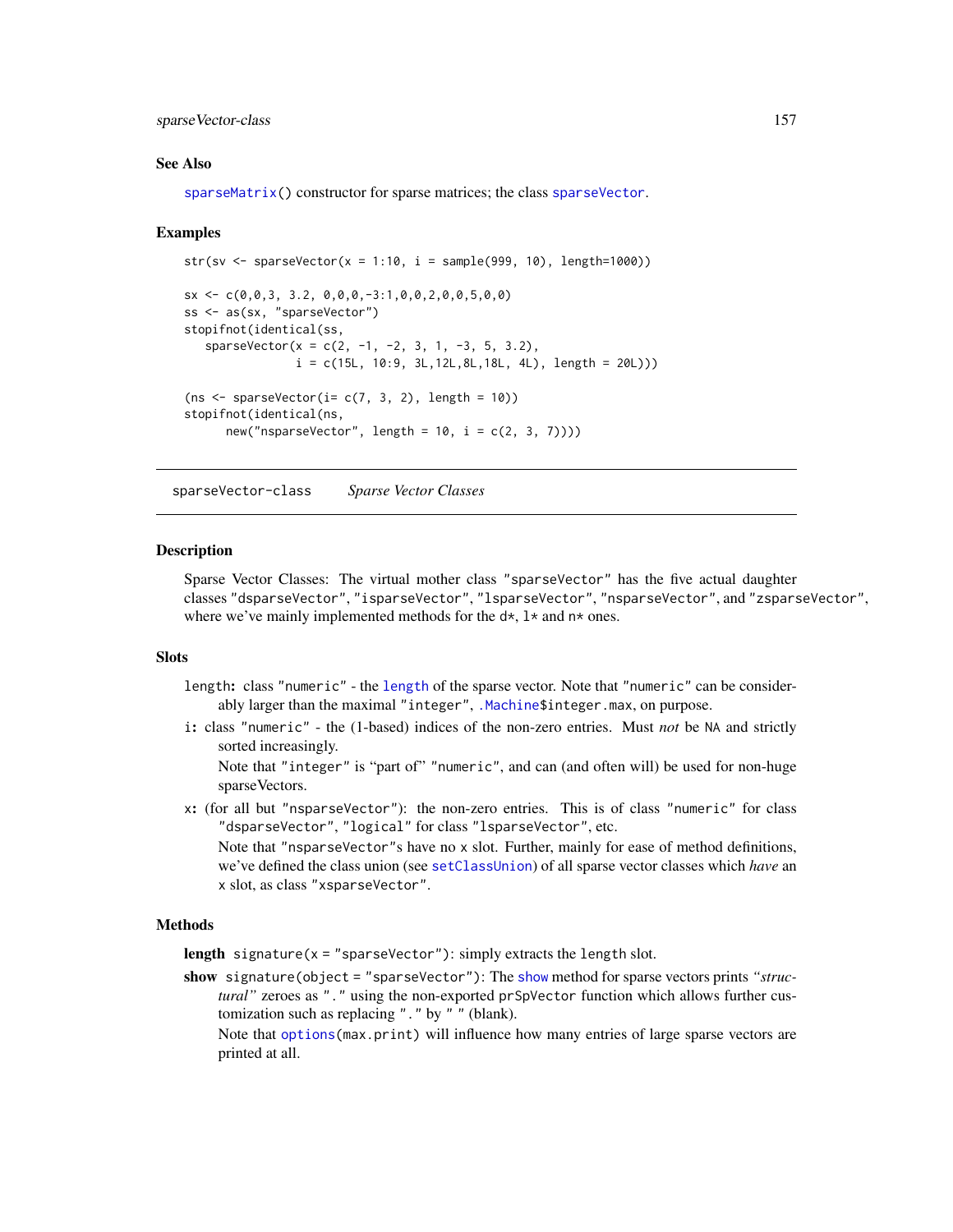### See Also

`sparseMatrix()` constructor for sparse matrices; the class `sparseVector`.

### Examples

```
str(sv <- sparseVector(x = 1:10, i = sample(999, 10), length=1000))

sx <- c(0,0,3, 3.2, 0,0,0,-3:1,0,0,2,0,0,5,0,0)
ss <- as(sx, "sparseVector")
stopifnot(identical(ss,
   sparseVector(x = c(2, -1, -2, 3, 1, -3, 5, 3.2),
                i = c(15L, 10:9, 3L,12L,8L,18L, 4L), length = 20L)))

(ns <- sparseVector(i= c(7, 3, 2), length = 10))
stopifnot(identical(ns,
      new("nsparseVector", length = 10, i = c(2, 3, 7))))
```

---

## sparseVector-class    *Sparse Vector Classes*

---

### Description

Sparse Vector Classes: The virtual mother class `"sparseVector"` has the five actual daughter classes `"dsparseVector"`, `"isparseVector"`, `"lsparseVector"`, `"nsparseVector"`, and `"zsparseVector"`, where we've mainly implemented methods for the `d*`, `l*` and `n*` ones.

### Slots

`length`: class `"numeric"` - the `length` of the sparse vector. Note that `"numeric"` can be considerably larger than the maximal `"integer"`, `.Machine$integer.max`, on purpose.

`i`: class `"numeric"` - the (1-based) indices of the non-zero entries. Must *not* be `NA` and strictly sorted increasingly.

Note that `"integer"` is "part of" `"numeric"`, and can (and often will) be used for non-huge sparseVectors.

`x`: (for all but `"nsparseVector"`): the non-zero entries. This is of class `"numeric"` for class `"dsparseVector"`, `"logical"` for class `"lsparseVector"`, etc.

Note that `"nsparseVector"`s have no `x` slot. Further, mainly for ease of method definitions, we've defined the class union (see `setClassUnion`) of all sparse vector classes which *have* an `x` slot, as class `"xsparseVector"`.

### Methods

**length** `signature(x = "sparseVector")`: simply extracts the `length` slot.

**show** `signature(object = "sparseVector")`: The `show` method for sparse vectors prints *"structural"* zeroes as `"."` using the non-exported `prSpVector` function which allows further customization such as replacing `"."` by `" "` (blank).

Note that `options(max.print)` will influence how many entries of large sparse vectors are printed at all.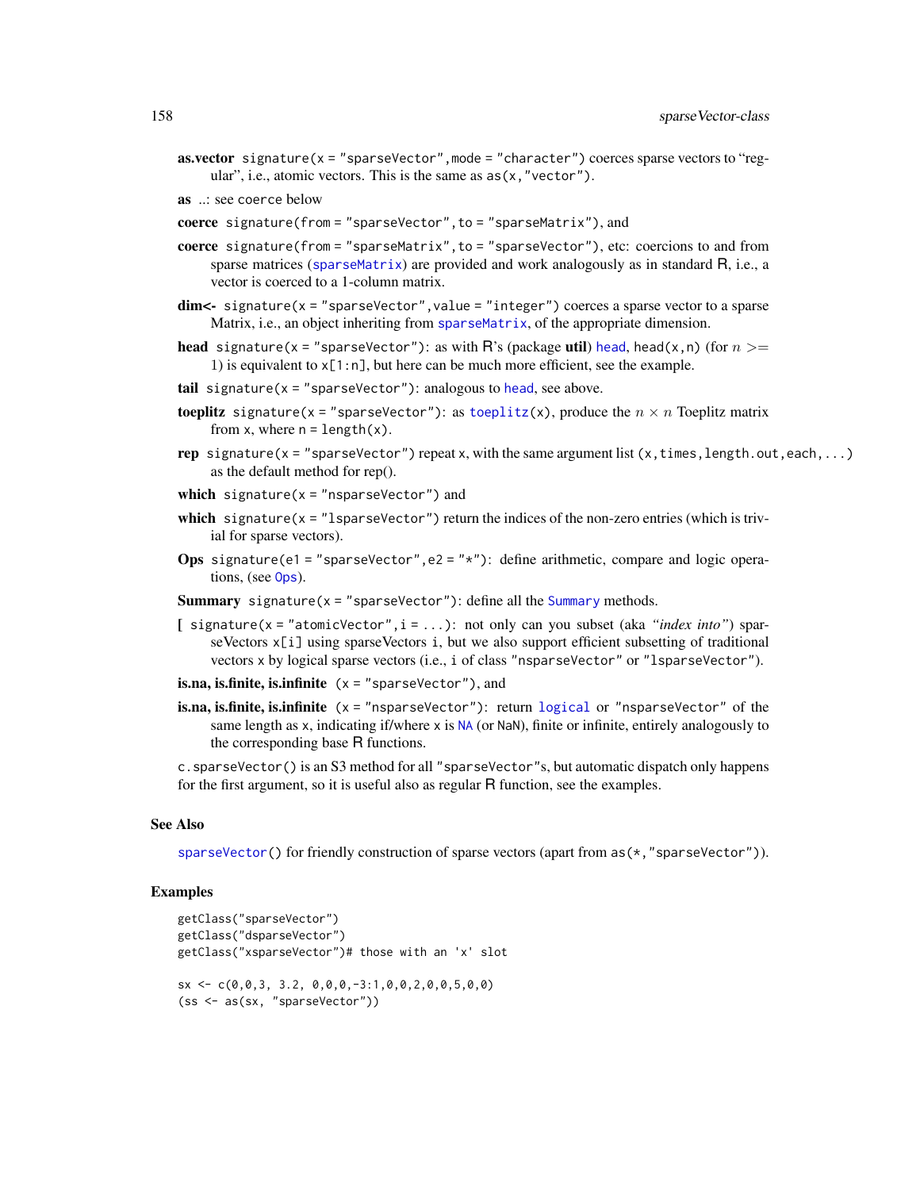**as.vector** `signature(x = "sparseVector",mode = "character")` coerces sparse vectors to "regular", i.e., atomic vectors. This is the same as `as(x,"vector")`.

**as** ..: see `coerce` below

**coerce** `signature(from = "sparseVector",to = "sparseMatrix")`, and

**coerce** `signature(from = "sparseMatrix",to = "sparseVector")`, etc: coercions to and from sparse matrices (`sparseMatrix`) are provided and work analogously as in standard R, i.e., a vector is coerced to a 1-column matrix.

**dim<-** `signature(x = "sparseVector",value = "integer")` coerces a sparse vector to a sparse Matrix, i.e., an object inheriting from `sparseMatrix`, of the appropriate dimension.

**head** `signature(x = "sparseVector")`: as with R's (package **util**) `head`, `head(x,n)` (for $n >= 1$) is equivalent to `x[1:n]`, but here can be much more efficient, see the example.

**tail** `signature(x = "sparseVector")`: analogous to `head`, see above.

**toeplitz** `signature(x = "sparseVector")`: as `toeplitz(x)`, produce the $n \times n$ Toeplitz matrix from `x`, where `n = length(x)`.

**rep** `signature(x = "sparseVector")` repeat `x`, with the same argument list `(x,times,length.out,each,...)` as the default method for rep().

**which** `signature(x = "nsparseVector")` and

**which** `signature(x = "lsparseVector")` return the indices of the non-zero entries (which is trivial for sparse vectors).

**Ops** `signature(e1 = "sparseVector",e2 = "*")`: define arithmetic, compare and logic operations, (see `Ops`).

**Summary** `signature(x = "sparseVector")`: define all the `Summary` methods.

**[** `signature(x = "atomicVector",i = ...)`: not only can you subset (aka *"index into"*) sparseVectors `x[i]` using sparseVectors `i`, but we also support efficient subsetting of traditional vectors `x` by logical sparse vectors (i.e., `i` of class `"nsparseVector"` or `"lsparseVector"`).

**is.na, is.finite, is.infinite** `(x = "sparseVector")`, and

**is.na, is.finite, is.infinite** `(x = "nsparseVector")`: return `logical` or `"nsparseVector"` of the same length as `x`, indicating if/where `x` is `NA` (or `NaN`), finite or infinite, entirely analogously to the corresponding base R functions.

`c.sparseVector()` is an S3 method for all `"sparseVector"`s, but automatic dispatch only happens for the first argument, so it is useful also as regular R function, see the examples.

## See Also

`sparseVector()` for friendly construction of sparse vectors (apart from `as(*,"sparseVector")`).

## Examples

```
getClass("sparseVector")
getClass("dsparseVector")
getClass("xsparseVector")# those with an 'x' slot

sx <- c(0,0,3, 3.2, 0,0,0,-3:1,0,0,2,0,0,5,0,0)
(ss <- as(sx, "sparseVector"))
```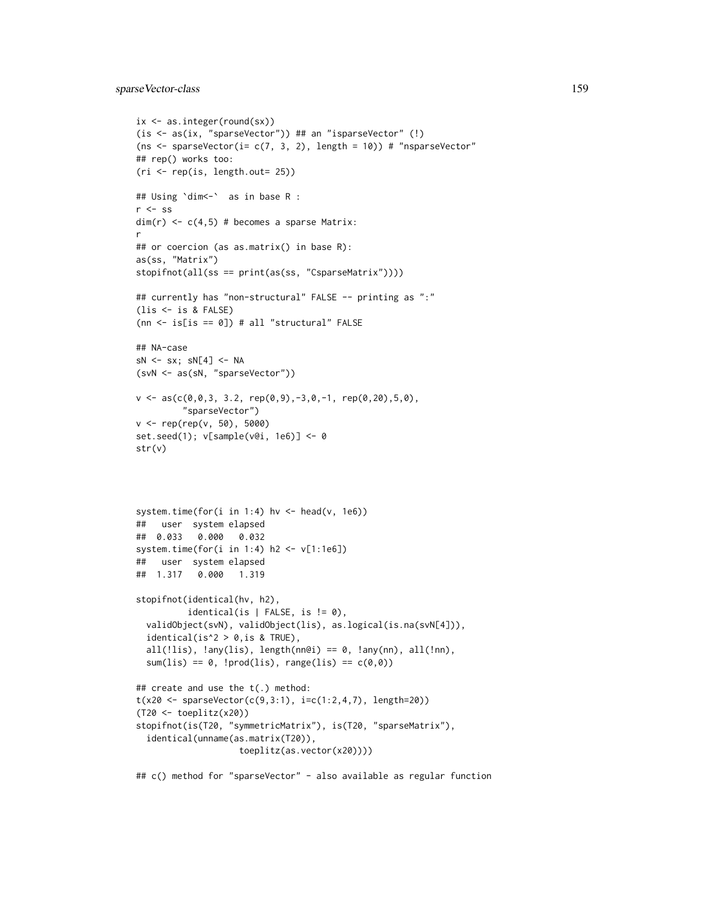```
ix <- as.integer(round(sx))
(is <- as(ix, "sparseVector")) ## an "isparseVector" (!)
(ns <- sparseVector(i= c(7, 3, 2), length = 10)) # "nsparseVector"
## rep() works too:
(ri <- rep(is, length.out= 25))

## Using `dim<-`  as in base R :
r <- ss
dim(r) <- c(4,5) # becomes a sparse Matrix:
r
## or coercion (as as.matrix() in base R):
as(ss, "Matrix")
stopifnot(all(ss == print(as(ss, "CsparseMatrix"))))

## currently has "non-structural" FALSE -- printing as ":"
(lis <- is & FALSE)
(nn <- is[is == 0]) # all "structural" FALSE

## NA-case
sN <- sx; sN[4] <- NA
(svN <- as(sN, "sparseVector"))

v <- as(c(0,0,3, 3.2, rep(0,9),-3,0,-1, rep(0,20),5,0),
         "sparseVector")
v <- rep(rep(v, 50), 5000)
set.seed(1); v[sample(v@i, 1e6)] <- 0
str(v)



system.time(for(i in 1:4) hv <- head(v, 1e6))
##   user  system elapsed
##  0.033   0.000   0.032
system.time(for(i in 1:4) h2 <- v[1:1e6])
##   user  system elapsed
##  1.317   0.000   1.319

stopifnot(identical(hv, h2),
          identical(is | FALSE, is != 0),
  validObject(svN), validObject(lis), as.logical(is.na(svN[4])),
  identical(is^2 > 0,is & TRUE),
  all(!lis), !any(lis), length(nn@i) == 0, !any(nn), all(!nn),
  sum(lis) == 0, !prod(lis), range(lis) == c(0,0))

## create and use the t(.) method:
t(x20 <- sparseVector(c(9,3:1), i=c(1:2,4,7), length=20))
(T20 <- toeplitz(x20))
stopifnot(is(T20, "symmetricMatrix"), is(T20, "sparseMatrix"),
  identical(unname(as.matrix(T20)),
                   toeplitz(as.vector(x20))))

## c() method for "sparseVector" - also available as regular function
```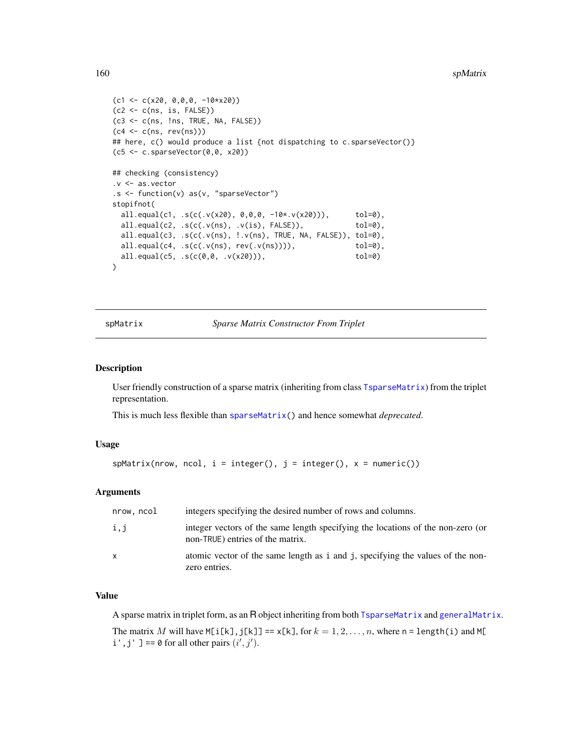```
(c1 <- c(x20, 0,0,0, -10*x20))
(c2 <- c(ns, is, FALSE))
(c3 <- c(ns, !ns, TRUE, NA, FALSE))
(c4 <- c(ns, rev(ns)))
## here, c() would produce a list {not dispatching to c.sparseVector()}
(c5 <- c.sparseVector(0,0, x20))

## checking (consistency)
.v <- as.vector
.s <- function(v) as(v, "sparseVector")
stopifnot(
  all.equal(c1, .s(c(.v(x20), 0,0,0, -10*.v(x20))),      tol=0),
  all.equal(c2, .s(c(.v(ns), .v(is), FALSE)),            tol=0),
  all.equal(c3, .s(c(.v(ns), !.v(ns), TRUE, NA, FALSE)), tol=0),
  all.equal(c4, .s(c(.v(ns), rev(.v(ns)))),              tol=0),
  all.equal(c5, .s(c(0,0, .v(x20))),                     tol=0)
)
```

---

## spMatrix — *Sparse Matrix Constructor From Triplet*

### Description

User friendly construction of a sparse matrix (inheriting from class `TsparseMatrix`) from the triplet representation.

This is much less flexible than `sparseMatrix()` and hence somewhat *deprecated*.

### Usage

```
spMatrix(nrow, ncol, i = integer(), j = integer(), x = numeric())
```

### Arguments

| | |
|---|---|
| `nrow, ncol` | integers specifying the desired number of rows and columns. |
| `i,j` | integer vectors of the same length specifying the locations of the non-zero (or non-TRUE) entries of the matrix. |
| `x` | atomic vector of the same length as `i` and `j`, specifying the values of the non-zero entries. |

### Value

A sparse matrix in triplet form, as an R object inheriting from both `TsparseMatrix` and `generalMatrix`.

The matrix $M$ will have `M[i[k],j[k]] == x[k]`, for $k = 1, 2, \ldots, n$, where `n = length(i)` and `M[ i',j' ] == 0` for all other pairs $(i', j')$.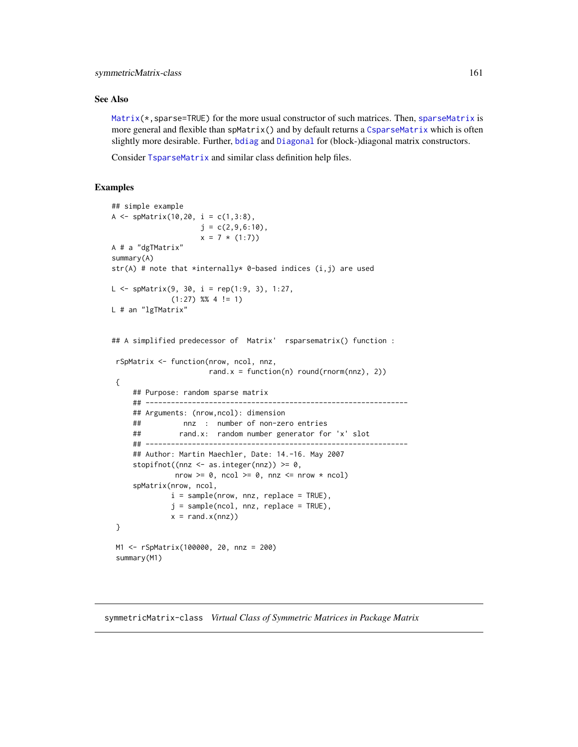### See Also

`Matrix(*,sparse=TRUE)` for the more usual constructor of such matrices. Then, `sparseMatrix` is more general and flexible than `spMatrix()` and by default returns a `CsparseMatrix` which is often slightly more desirable. Further, `bdiag` and `Diagonal` for (block-)diagonal matrix constructors.

Consider `TsparseMatrix` and similar class definition help files.

### Examples

```
## simple example
A <- spMatrix(10,20, i = c(1,3:8),
                     j = c(2,9,6:10),
                     x = 7 * (1:7))
A # a "dgTMatrix"
summary(A)
str(A) # note that *internally* 0-based indices (i,j) are used

L <- spMatrix(9, 30, i = rep(1:9, 3), 1:27,
              (1:27) %% 4 != 1)
L # an "lgTMatrix"


## A simplified predecessor of  Matrix'  rsparsematrix() function :

 rSpMatrix <- function(nrow, ncol, nnz,
                       rand.x = function(n) round(rnorm(nnz), 2))
 {
     ## Purpose: random sparse matrix
     ## --------------------------------------------------------------
     ## Arguments: (nrow,ncol): dimension
     ##          nnz  :  number of non-zero entries
     ##         rand.x:  random number generator for 'x' slot
     ## --------------------------------------------------------------
     ## Author: Martin Maechler, Date: 14.-16. May 2007
     stopifnot((nnz <- as.integer(nnz)) >= 0,
               nrow >= 0, ncol >= 0, nnz <= nrow * ncol)
     spMatrix(nrow, ncol,
              i = sample(nrow, nnz, replace = TRUE),
              j = sample(ncol, nnz, replace = TRUE),
              x = rand.x(nnz))
 }

 M1 <- rSpMatrix(100000, 20, nnz = 200)
 summary(M1)
```

---

## symmetricMatrix-class *Virtual Class of Symmetric Matrices in Package Matrix*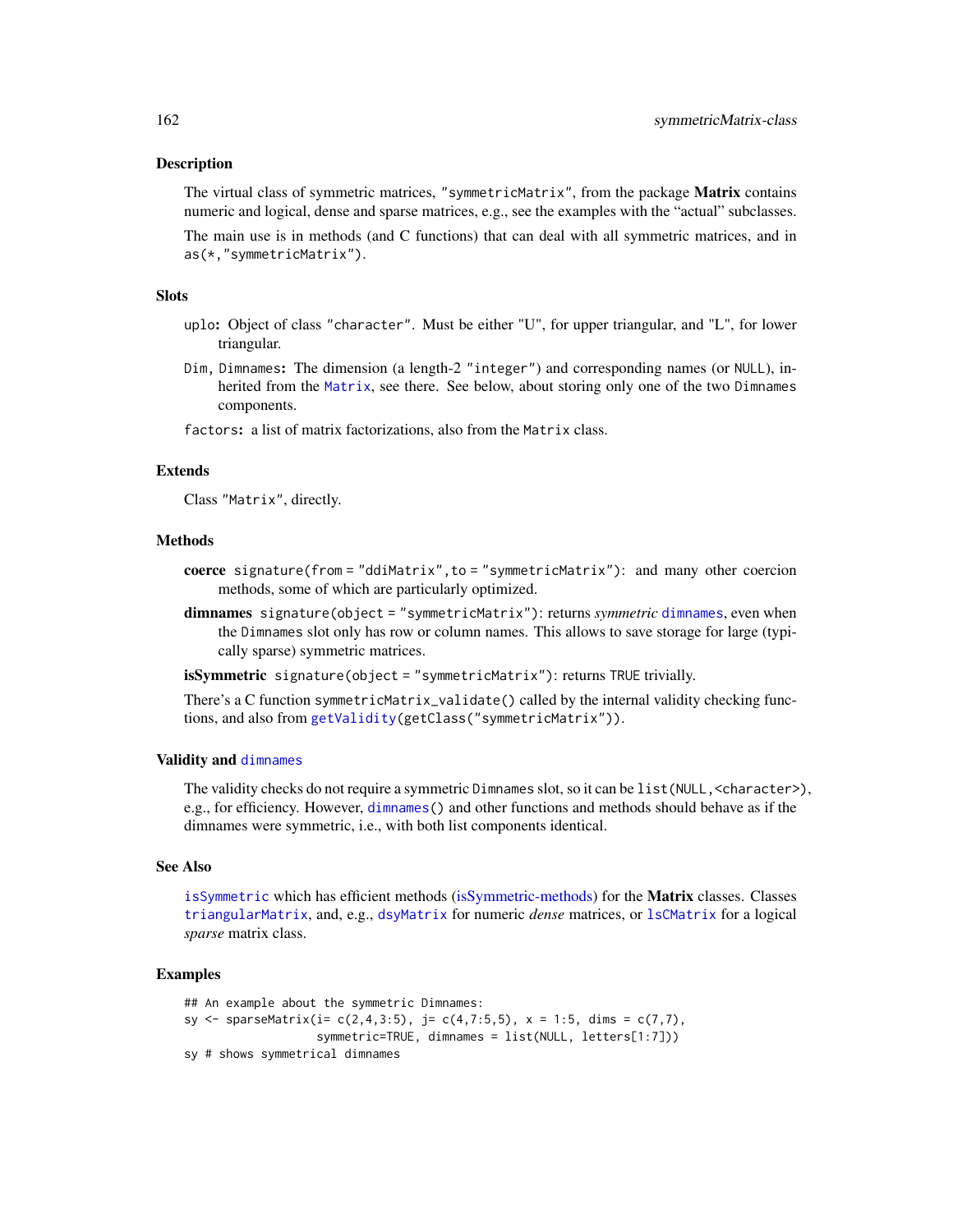## Description

The virtual class of symmetric matrices, "symmetricMatrix", from the package **Matrix** contains numeric and logical, dense and sparse matrices, e.g., see the examples with the "actual" subclasses.

The main use is in methods (and C functions) that can deal with all symmetric matrices, and in `as(*,"symmetricMatrix")`.

## Slots

`uplo`: Object of class "character". Must be either "U", for upper triangular, and "L", for lower triangular.

`Dim`, `Dimnames`: The dimension (a length-2 "integer") and corresponding names (or NULL), inherited from the `Matrix`, see there. See below, about storing only one of the two `Dimnames` components.

`factors`: a list of matrix factorizations, also from the `Matrix` class.

## Extends

Class "Matrix", directly.

## Methods

**coerce** `signature(from = "ddiMatrix",to = "symmetricMatrix")`: and many other coercion methods, some of which are particularly optimized.

**dimnames** `signature(object = "symmetricMatrix")`: returns *symmetric* `dimnames`, even when the `Dimnames` slot only has row or column names. This allows to save storage for large (typically sparse) symmetric matrices.

**isSymmetric** `signature(object = "symmetricMatrix")`: returns TRUE trivially.

There's a C function `symmetricMatrix_validate()` called by the internal validity checking functions, and also from `getValidity(getClass("symmetricMatrix"))`.

## Validity and dimnames

The validity checks do not require a symmetric `Dimnames` slot, so it can be `list(NULL,<character>)`, e.g., for efficiency. However, `dimnames()` and other functions and methods should behave as if the dimnames were symmetric, i.e., with both list components identical.

## See Also

`isSymmetric` which has efficient methods (isSymmetric-methods) for the **Matrix** classes. Classes `triangularMatrix`, and, e.g., `dsyMatrix` for numeric *dense* matrices, or `lsCMatrix` for a logical *sparse* matrix class.

## Examples

```
## An example about the symmetric Dimnames:
sy <- sparseMatrix(i= c(2,4,3:5), j= c(4,7:5,5), x = 1:5, dims = c(7,7),
                   symmetric=TRUE, dimnames = list(NULL, letters[1:7]))
sy # shows symmetrical dimnames
```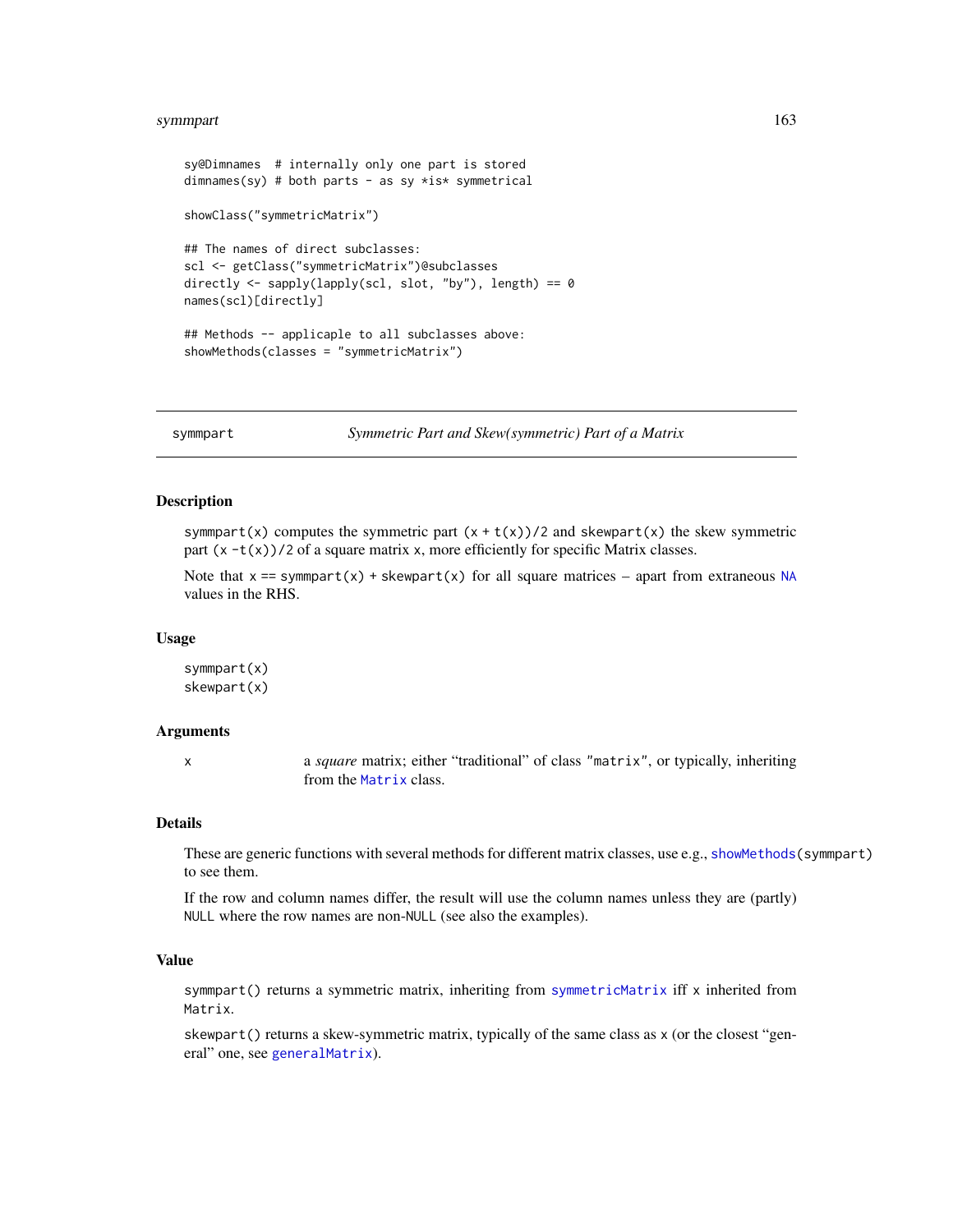```
sy@Dimnames  # internally only one part is stored
dimnames(sy) # both parts - as sy *is* symmetrical

showClass("symmetricMatrix")

## The names of direct subclasses:
scl <- getClass("symmetricMatrix")@subclasses
directly <- sapply(lapply(scl, slot, "by"), length) == 0
names(scl)[directly]

## Methods -- applicaple to all subclasses above:
showMethods(classes = "symmetricMatrix")
```

---

symmpart — *Symmetric Part and Skew(symmetric) Part of a Matrix*

---

## Description

`symmpart(x)` computes the symmetric part `(x + t(x))/2` and `skewpart(x)` the skew symmetric part `(x -t(x))/2` of a square matrix `x`, more efficiently for specific Matrix classes.

Note that `x == symmpart(x) + skewpart(x)` for all square matrices – apart from extraneous `NA` values in the RHS.

## Usage

```
symmpart(x)
skewpart(x)
```

## Arguments

| | |
|---|---|
| `x` | a *square* matrix; either "traditional" of class `"matrix"`, or typically, inheriting from the `Matrix` class. |

## Details

These are generic functions with several methods for different matrix classes, use e.g., `showMethods(symmpart)` to see them.

If the row and column names differ, the result will use the column names unless they are (partly) `NULL` where the row names are non-`NULL` (see also the examples).

## Value

`symmpart()` returns a symmetric matrix, inheriting from `symmetricMatrix` iff `x` inherited from `Matrix`.

`skewpart()` returns a skew-symmetric matrix, typically of the same class as `x` (or the closest "general" one, see `generalMatrix`).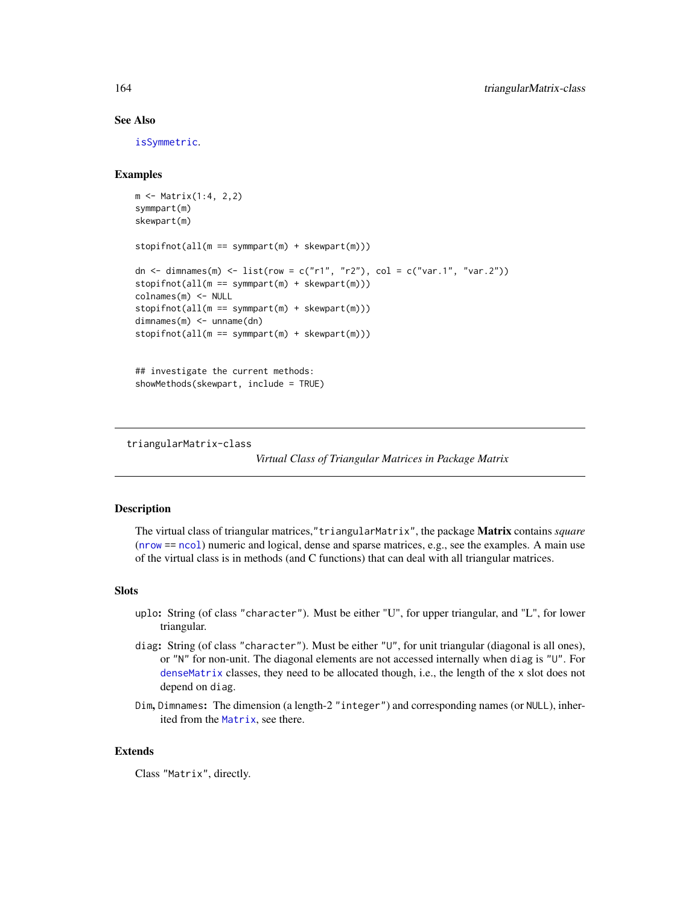### See Also

isSymmetric.

### Examples

```
m <- Matrix(1:4, 2,2)
symmpart(m)
skewpart(m)

stopifnot(all(m == symmpart(m) + skewpart(m)))

dn <- dimnames(m) <- list(row = c("r1", "r2"), col = c("var.1", "var.2"))
stopifnot(all(m == symmpart(m) + skewpart(m)))
colnames(m) <- NULL
stopifnot(all(m == symmpart(m) + skewpart(m)))
dimnames(m) <- unname(dn)
stopifnot(all(m == symmpart(m) + skewpart(m)))


## investigate the current methods:
showMethods(skewpart, include = TRUE)
```

---

## triangularMatrix-class

*Virtual Class of Triangular Matrices in Package Matrix*

---

### Description

The virtual class of triangular matrices,"triangularMatrix", the package **Matrix** contains *square* (nrow == ncol) numeric and logical, dense and sparse matrices, e.g., see the examples. A main use of the virtual class is in methods (and C functions) that can deal with all triangular matrices.

### Slots

- uplo**:** String (of class "character"). Must be either "U", for upper triangular, and "L", for lower triangular.
- diag**:** String (of class "character"). Must be either "U", for unit triangular (diagonal is all ones), or "N" for non-unit. The diagonal elements are not accessed internally when diag is "U". For denseMatrix classes, they need to be allocated though, i.e., the length of the x slot does not depend on diag.
- Dim**,** Dimnames**:** The dimension (a length-2 "integer") and corresponding names (or NULL), inherited from the Matrix, see there.

### Extends

Class "Matrix", directly.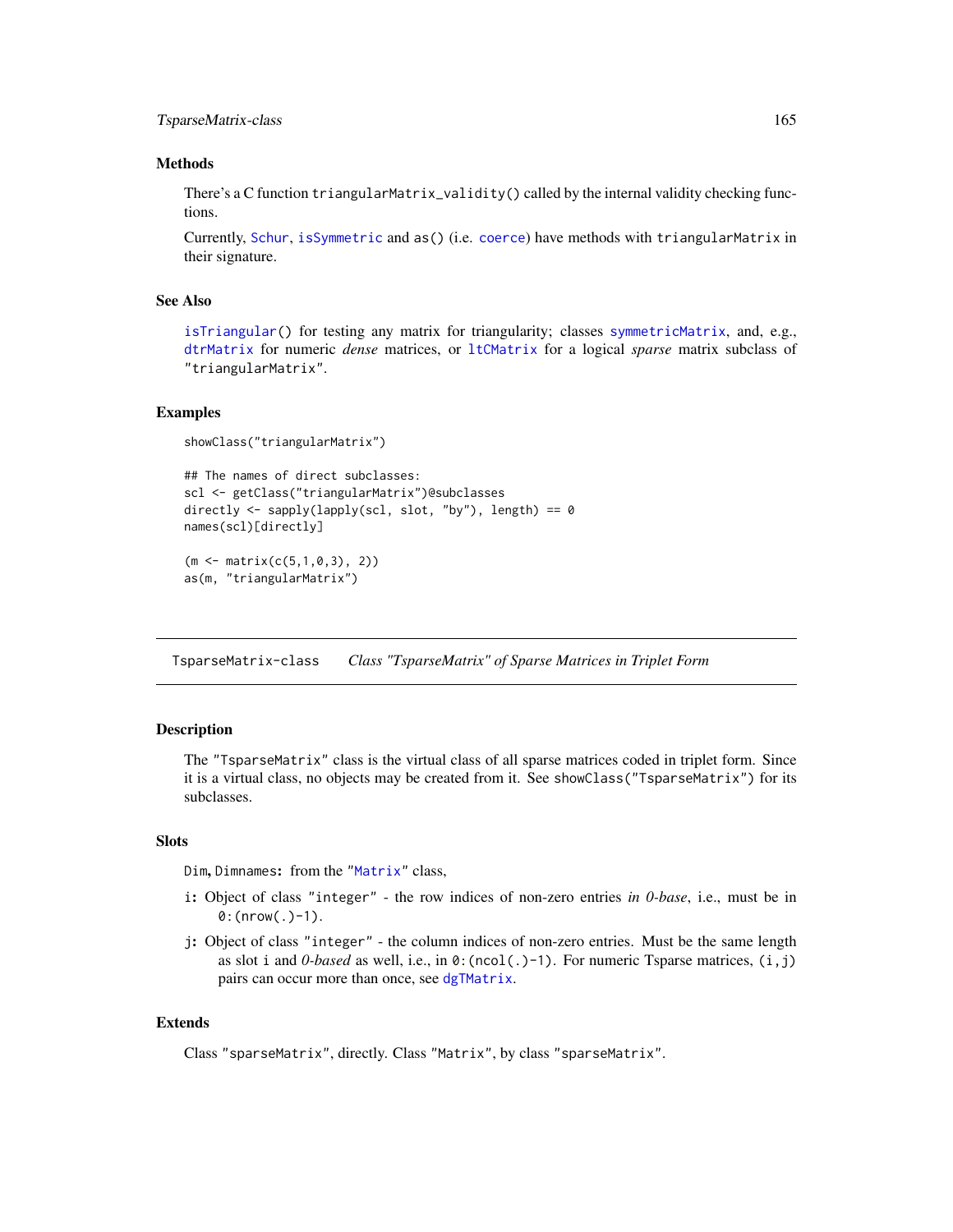### Methods

There's a C function `triangularMatrix_validity()` called by the internal validity checking functions.

Currently, `Schur`, `isSymmetric` and `as()` (i.e. `coerce`) have methods with `triangularMatrix` in their signature.

### See Also

`isTriangular()` for testing any matrix for triangularity; classes `symmetricMatrix`, and, e.g., `dtrMatrix` for numeric *dense* matrices, or `ltCMatrix` for a logical *sparse* matrix subclass of `"triangularMatrix"`.

### Examples

```
showClass("triangularMatrix")

## The names of direct subclasses:
scl <- getClass("triangularMatrix")@subclasses
directly <- sapply(lapply(scl, slot, "by"), length) == 0
names(scl)[directly]

(m <- matrix(c(5,1,0,3), 2))
as(m, "triangularMatrix")
```

---

## TsparseMatrix-class *Class "TsparseMatrix" of Sparse Matrices in Triplet Form*

---

### Description

The `"TsparseMatrix"` class is the virtual class of all sparse matrices coded in triplet form. Since it is a virtual class, no objects may be created from it. See `showClass("TsparseMatrix")` for its subclasses.

### Slots

`Dim`, `Dimnames`: from the `"Matrix"` class,

`i`: Object of class `"integer"` - the row indices of non-zero entries *in 0-base*, i.e., must be in `0:(nrow(.)-1)`.

`j`: Object of class `"integer"` - the column indices of non-zero entries. Must be the same length as slot `i` and *0-based* as well, i.e., in `0:(ncol(.)-1)`. For numeric Tsparse matrices, `(i,j)` pairs can occur more than once, see `dgTMatrix`.

### Extends

Class `"sparseMatrix"`, directly. Class `"Matrix"`, by class `"sparseMatrix"`.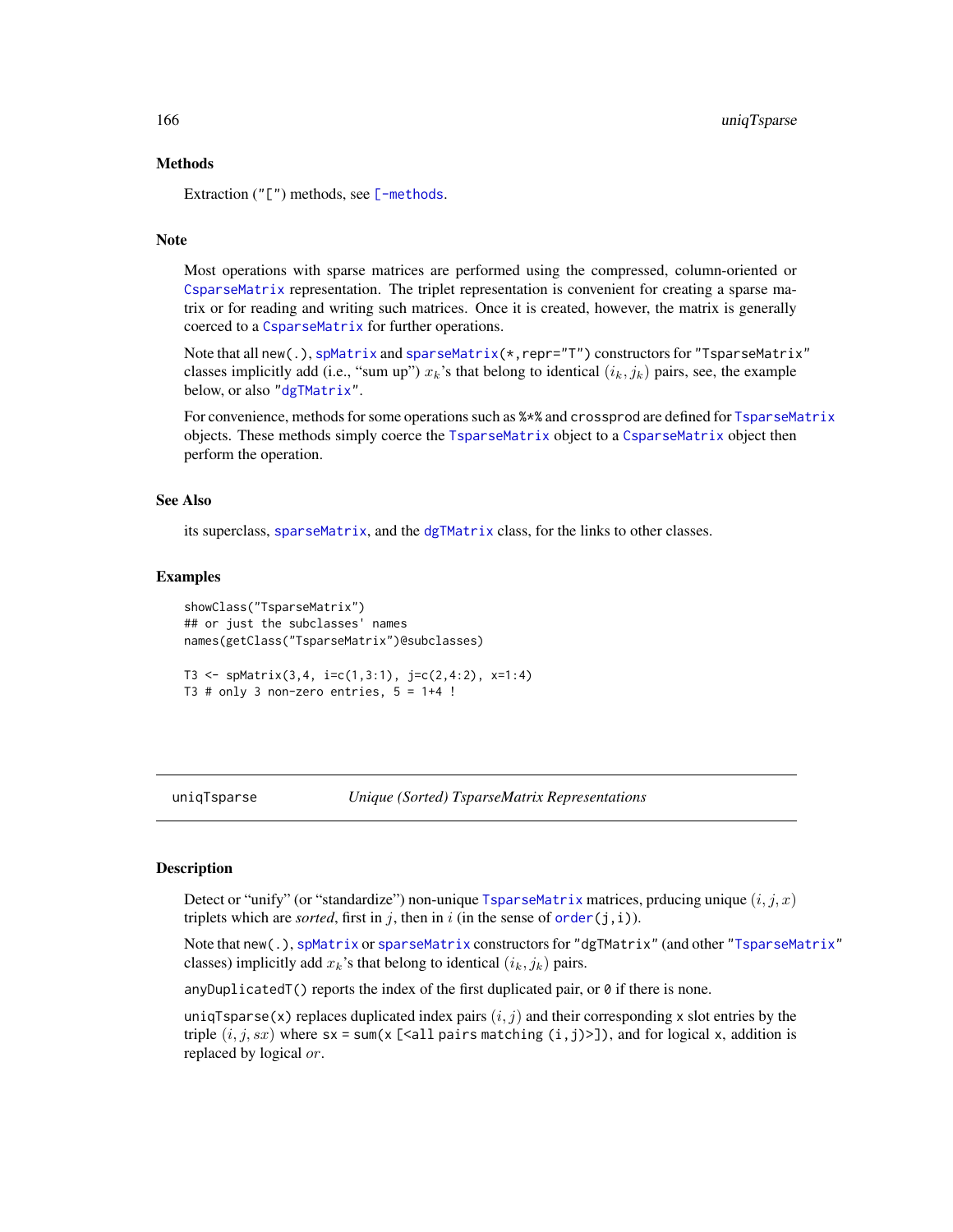### Methods

Extraction ("[") methods, see [-methods.

### Note

Most operations with sparse matrices are performed using the compressed, column-oriented or CsparseMatrix representation. The triplet representation is convenient for creating a sparse matrix or for reading and writing such matrices. Once it is created, however, the matrix is generally coerced to a CsparseMatrix for further operations.

Note that all new(.), spMatrix and sparseMatrix(*,repr="T") constructors for "TsparseMatrix" classes implicitly add (i.e., "sum up") $x_k$'s that belong to identical $(i_k, j_k)$ pairs, see, the example below, or also "dgTMatrix".

For convenience, methods for some operations such as %*% and crossprod are defined for TsparseMatrix objects. These methods simply coerce the TsparseMatrix object to a CsparseMatrix object then perform the operation.

### See Also

its superclass, sparseMatrix, and the dgTMatrix class, for the links to other classes.

### Examples

```
showClass("TsparseMatrix")
## or just the subclasses' names
names(getClass("TsparseMatrix")@subclasses)

T3 <- spMatrix(3,4, i=c(1,3:1), j=c(2,4:2), x=1:4)
T3 # only 3 non-zero entries, 5 = 1+4 !
```

---

## uniqTsparse *Unique (Sorted) TsparseMatrix Representations*

### Description

Detect or "unify" (or "standardize") non-unique TsparseMatrix matrices, prducing unique $(i, j, x)$ triplets which are *sorted*, first in $j$, then in $i$ (in the sense of order(j,i)).

Note that new(.), spMatrix or sparseMatrix constructors for "dgTMatrix" (and other "TsparseMatrix" classes) implicitly add $x_k$'s that belong to identical $(i_k, j_k)$ pairs.

anyDuplicatedT() reports the index of the first duplicated pair, or 0 if there is none.

uniqTsparse(x) replaces duplicated index pairs $(i, j)$ and their corresponding x slot entries by the triple $(i, j, sx)$ where sx = sum(x [<all pairs matching (i,j)>]), and for logical x, addition is replaced by logical $or$.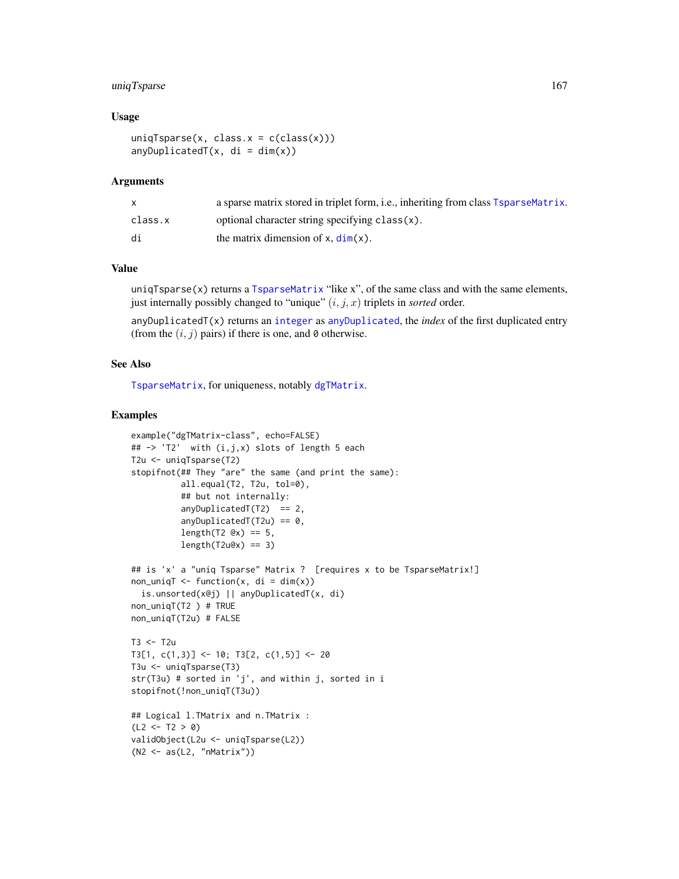## Usage

```
uniqTsparse(x, class.x = c(class(x)))
anyDuplicatedT(x, di = dim(x))
```

## Arguments

| | |
|---|---|
| x | a sparse matrix stored in triplet form, i.e., inheriting from class TsparseMatrix. |
| class.x | optional character string specifying class(x). |
| di | the matrix dimension of x, dim(x). |

## Value

uniqTsparse(x) returns a TsparseMatrix "like x", of the same class and with the same elements, just internally possibly changed to "unique" $(i, j, x)$ triplets in *sorted* order.

anyDuplicatedT(x) returns an integer as anyDuplicated, the *index* of the first duplicated entry (from the $(i, j)$ pairs) if there is one, and 0 otherwise.

## See Also

TsparseMatrix, for uniqueness, notably dgTMatrix.

## Examples

```
example("dgTMatrix-class", echo=FALSE)
## -> 'T2'  with (i,j,x) slots of length 5 each
T2u <- uniqTsparse(T2)
stopifnot(## They "are" the same (and print the same):
          all.equal(T2, T2u, tol=0),
          ## but not internally:
          anyDuplicatedT(T2)  == 2,
          anyDuplicatedT(T2u) == 0,
          length(T2 @x) == 5,
          length(T2u@x) == 3)

## is 'x' a "uniq Tsparse" Matrix ?  [requires x to be TsparseMatrix!]
non_uniqT <- function(x, di = dim(x))
  is.unsorted(x@j) || anyDuplicatedT(x, di)
non_uniqT(T2 ) # TRUE
non_uniqT(T2u) # FALSE

T3 <- T2u
T3[1, c(1,3)] <- 10; T3[2, c(1,5)] <- 20
T3u <- uniqTsparse(T3)
str(T3u) # sorted in 'j', and within j, sorted in i
stopifnot(!non_uniqT(T3u))

## Logical l.TMatrix and n.TMatrix :
(L2 <- T2 > 0)
validObject(L2u <- uniqTsparse(L2))
(N2 <- as(L2, "nMatrix"))
```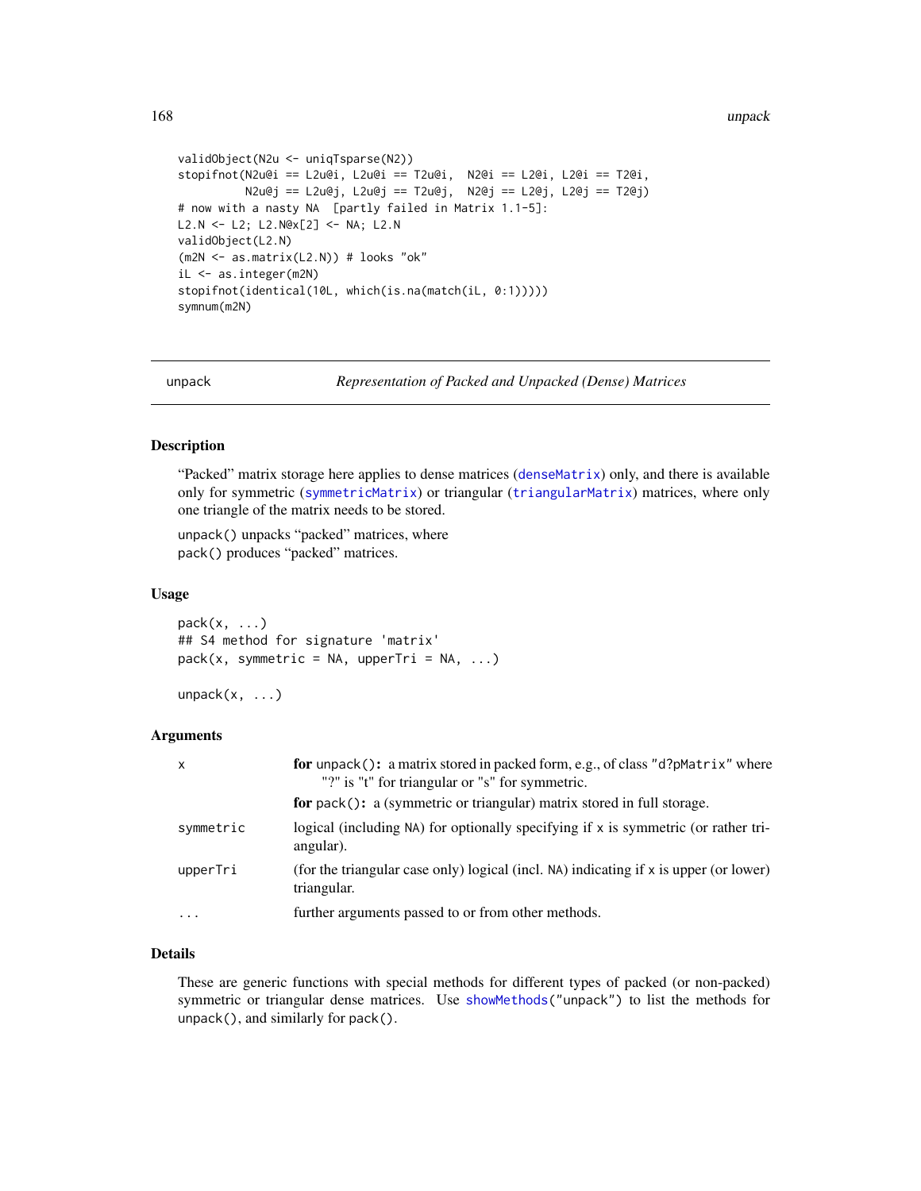```
validObject(N2u <- uniqTsparse(N2))
stopifnot(N2u@i == L2u@i, L2u@i == T2u@i,  N2@i == L2@i, L2@i == T2@i,
          N2u@j == L2u@j, L2u@j == T2u@j,  N2@j == L2@j, L2@j == T2@j)
# now with a nasty NA  [partly failed in Matrix 1.1-5]:
L2.N <- L2; L2.N@x[2] <- NA; L2.N
validObject(L2.N)
(m2N <- as.matrix(L2.N)) # looks "ok"
iL <- as.integer(m2N)
stopifnot(identical(10L, which(is.na(match(iL, 0:1)))))
symnum(m2N)
```

---

unpack — *Representation of Packed and Unpacked (Dense) Matrices*

---

## Description

"Packed" matrix storage here applies to dense matrices (`denseMatrix`) only, and there is available only for symmetric (`symmetricMatrix`) or triangular (`triangularMatrix`) matrices, where only one triangle of the matrix needs to be stored.

`unpack()` unpacks "packed" matrices, where
`pack()` produces "packed" matrices.

## Usage

```
pack(x, ...)
## S4 method for signature 'matrix'
pack(x, symmetric = NA, upperTri = NA, ...)

unpack(x, ...)
```

## Arguments

| | |
|---|---|
| `x` | **for** `unpact()`**:** a matrix stored in packed form, e.g., of class `"d?pMatrix"` where "?" is "t" for triangular or "s" for symmetric. **for** `pack()`**:** a (symmetric or triangular) matrix stored in full storage. |
| `symmetric` | logical (including `NA`) for optionally specifying if `x` is symmetric (or rather triangular). |
| `upperTri` | (for the triangular case only) logical (incl. `NA`) indicating if `x` is upper (or lower) triangular. |
| `...` | further arguments passed to or from other methods. |

## Details

These are generic functions with special methods for different types of packed (or non-packed) symmetric or triangular dense matrices. Use `showMethods("unpack")` to list the methods for `unpack()`, and similarly for `pack()`.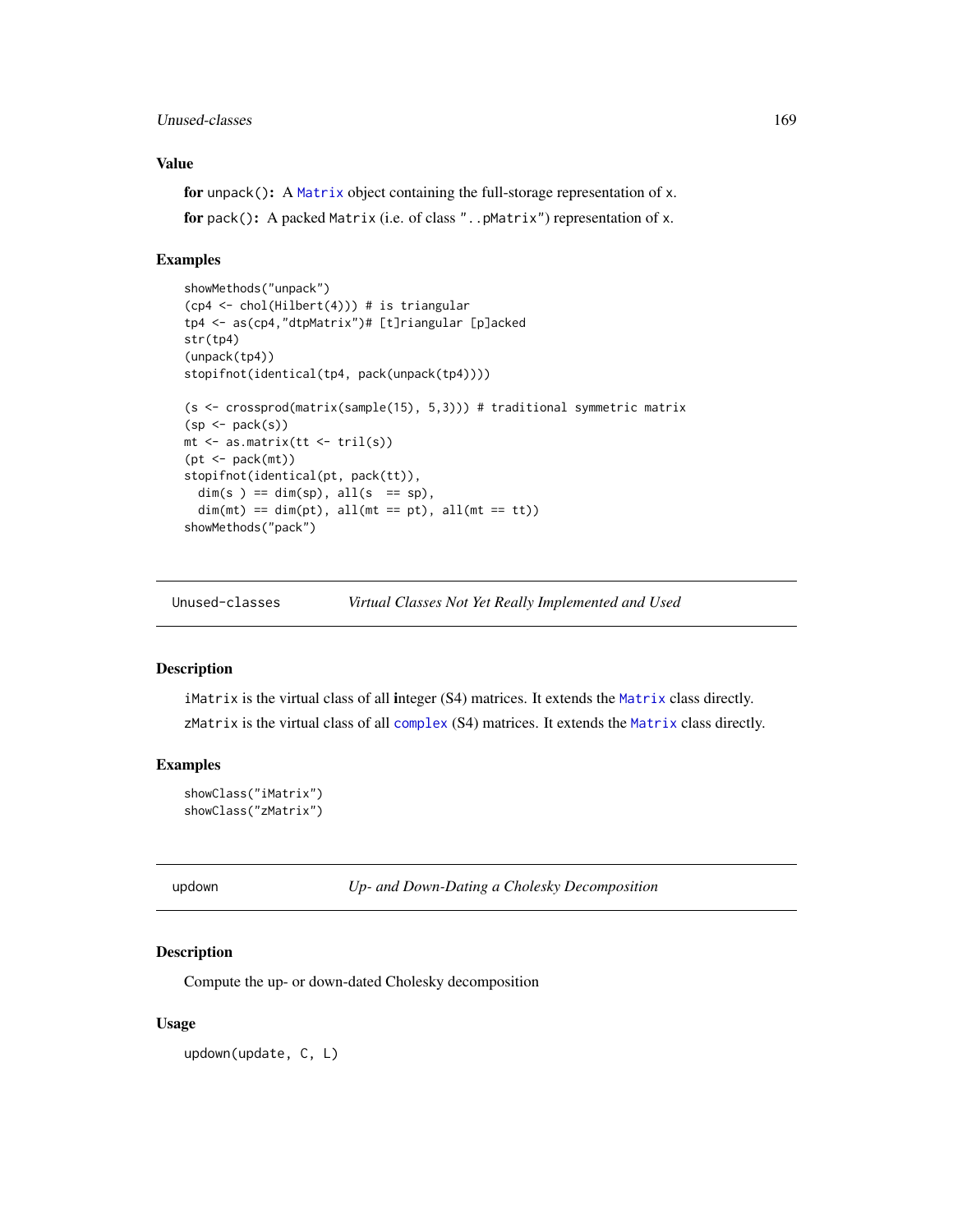## Value

**for** `unpack()`**:** A `Matrix` object containing the full-storage representation of `x`.

**for** `pack()`**:** A packed `Matrix` (i.e. of class `"..pMatrix"`) representation of `x`.

## Examples

```
showMethods("unpack")
(cp4 <- chol(Hilbert(4))) # is triangular
tp4 <- as(cp4,"dtpMatrix")# [t]riangular [p]acked
str(tp4)
(unpack(tp4))
stopifnot(identical(tp4, pack(unpack(tp4))))

(s <- crossprod(matrix(sample(15), 5,3))) # traditional symmetric matrix
(sp <- pack(s))
mt <- as.matrix(tt <- tril(s))
(pt <- pack(mt))
stopifnot(identical(pt, pack(tt)),
  dim(s ) == dim(sp), all(s  == sp),
  dim(mt) == dim(pt), all(mt == pt), all(mt == tt))
showMethods("pack")
```

---

# Unused-classes — *Virtual Classes Not Yet Really Implemented and Used*

## Description

`iMatrix` is the virtual class of all **i**nteger (S4) matrices. It extends the `Matrix` class directly.

`zMatrix` is the virtual class of all `complex` (S4) matrices. It extends the `Matrix` class directly.

## Examples

```
showClass("iMatrix")
showClass("zMatrix")
```

---

# updown — *Up- and Down-Dating a Cholesky Decomposition*

## Description

Compute the up- or down-dated Cholesky decomposition

## Usage

```
updown(update, C, L)
```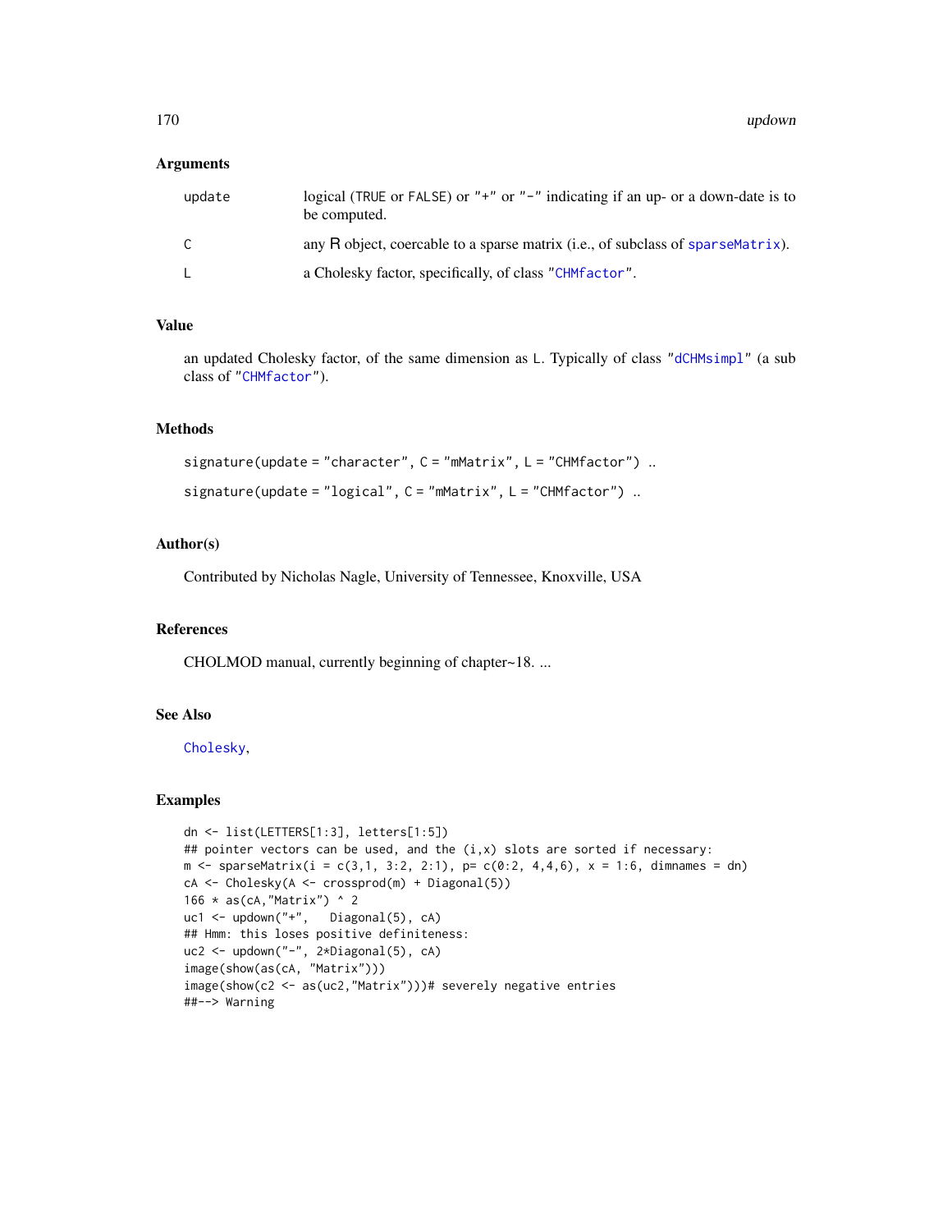## Arguments

| | |
|---|---|
| update | logical (TRUE or FALSE) or "+" or "-" indicating if an up- or a down-date is to be computed. |
| C | any R object, coercable to a sparse matrix (i.e., of subclass of sparseMatrix). |
| L | a Cholesky factor, specifically, of class "CHMfactor". |

## Value

an updated Cholesky factor, of the same dimension as L. Typically of class "dCHMsimpl" (a sub class of "CHMfactor").

## Methods

signature(update = "character", C = "mMatrix", L = "CHMfactor") ..

signature(update = "logical", C = "mMatrix", L = "CHMfactor") ..

## Author(s)

Contributed by Nicholas Nagle, University of Tennessee, Knoxville, USA

## References

CHOLMOD manual, currently beginning of chapter~18. ...

## See Also

Cholesky,

## Examples

```
dn <- list(LETTERS[1:3], letters[1:5])
## pointer vectors can be used, and the (i,x) slots are sorted if necessary:
m <- sparseMatrix(i = c(3,1, 3:2, 2:1), p= c(0:2, 4,4,6), x = 1:6, dimnames = dn)
cA <- Cholesky(A <- crossprod(m) + Diagonal(5))
166 * as(cA,"Matrix") ^ 2
uc1 <- updown("+",   Diagonal(5), cA)
## Hmm: this loses positive definiteness:
uc2 <- updown("-", 2*Diagonal(5), cA)
image(show(as(cA, "Matrix")))
image(show(c2 <- as(uc2,"Matrix")))# severely negative entries
##--> Warning
```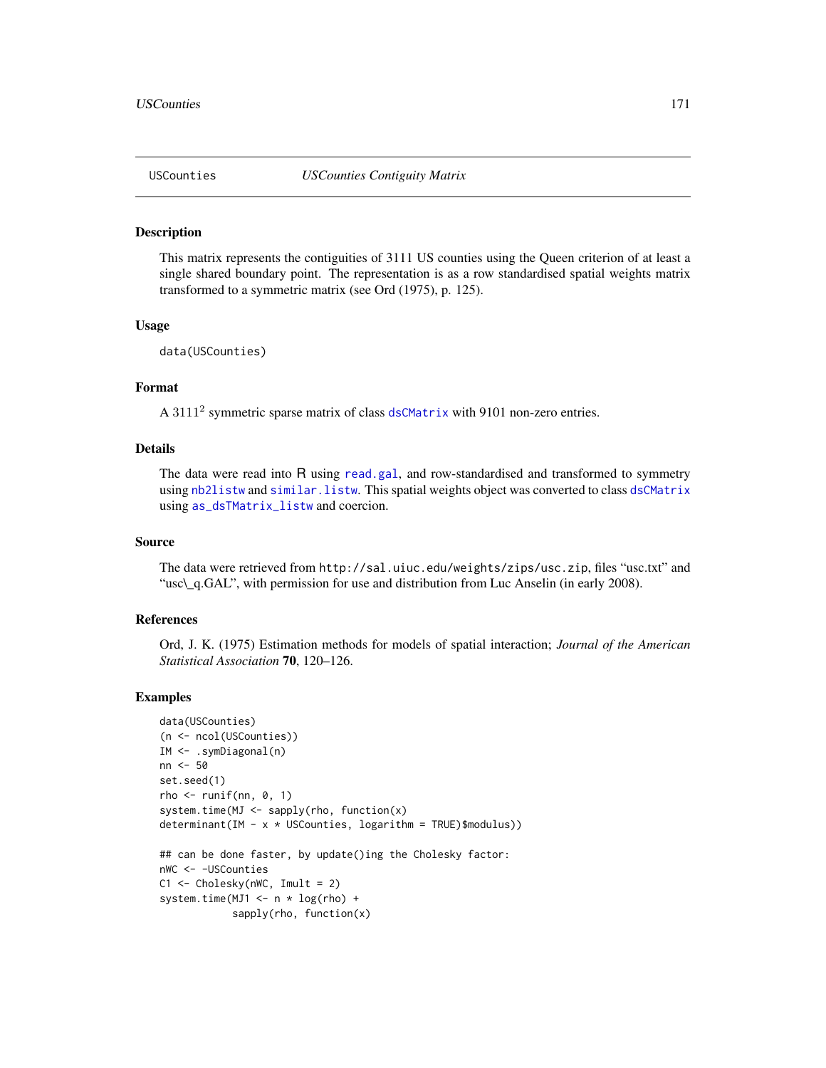USCounties *USCounties Contiguity Matrix*

## Description

This matrix represents the contiguities of 3111 US counties using the Queen criterion of at least a single shared boundary point. The representation is as a row standardised spatial weights matrix transformed to a symmetric matrix (see Ord (1975), p. 125).

## Usage

```
data(USCounties)
```

## Format

A $3111^2$ symmetric sparse matrix of class dsCMatrix with 9101 non-zero entries.

## Details

The data were read into R using read.gal, and row-standardised and transformed to symmetry using nb2listw and similar.listw. This spatial weights object was converted to class dsCMatrix using as_dsTMatrix_listw and coercion.

## Source

The data were retrieved from http://sal.uiuc.edu/weights/zips/usc.zip, files "usc.txt" and "usc\_q.GAL", with permission for use and distribution from Luc Anselin (in early 2008).

## References

Ord, J. K. (1975) Estimation methods for models of spatial interaction; *Journal of the American Statistical Association* **70**, 120–126.

## Examples

```
data(USCounties)
(n <- ncol(USCounties))
IM <- .symDiagonal(n)
nn <- 50
set.seed(1)
rho <- runif(nn, 0, 1)
system.time(MJ <- sapply(rho, function(x)
determinant(IM - x * USCounties, logarithm = TRUE)$modulus))

## can be done faster, by update()ing the Cholesky factor:
nWC <- -USCounties
C1 <- Cholesky(nWC, Imult = 2)
system.time(MJ1 <- n * log(rho) +
            sapply(rho, function(x)
```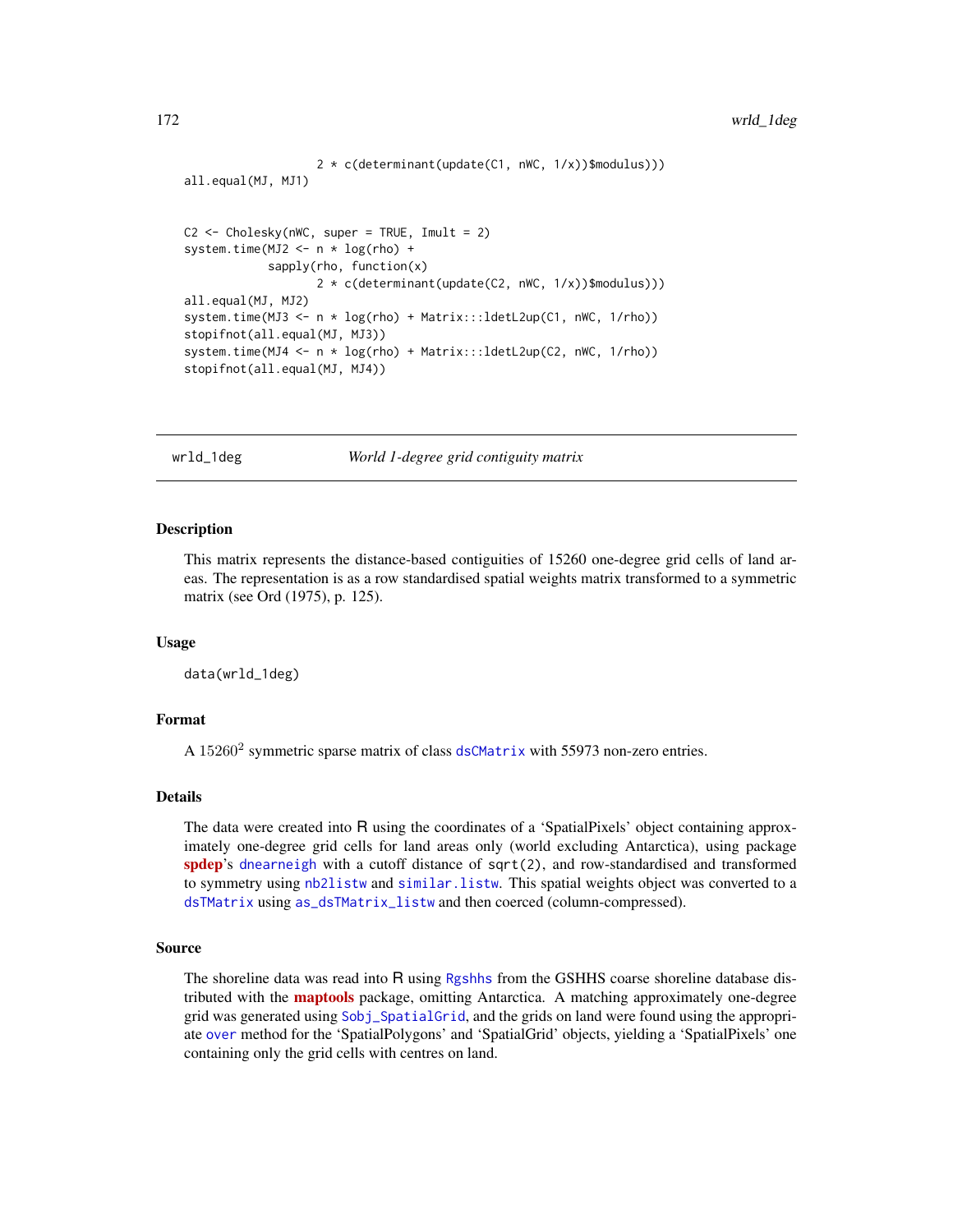```
                   2 * c(determinant(update(C1, nWC, 1/x))$modulus)))
all.equal(MJ, MJ1)


C2 <- Cholesky(nWC, super = TRUE, Imult = 2)
system.time(MJ2 <- n * log(rho) +
            sapply(rho, function(x)
                   2 * c(determinant(update(C2, nWC, 1/x))$modulus)))
all.equal(MJ, MJ2)
system.time(MJ3 <- n * log(rho) + Matrix:::ldetL2up(C1, nWC, 1/rho))
stopifnot(all.equal(MJ, MJ3))
system.time(MJ4 <- n * log(rho) + Matrix:::ldetL2up(C2, nWC, 1/rho))
stopifnot(all.equal(MJ, MJ4))
```

---

## wrld_1deg    *World 1-degree grid contiguity matrix*

---

### Description

This matrix represents the distance-based contiguities of 15260 one-degree grid cells of land areas. The representation is as a row standardised spatial weights matrix transformed to a symmetric matrix (see Ord (1975), p. 125).

### Usage

```
data(wrld_1deg)
```

### Format

A $15260^2$ symmetric sparse matrix of class `dsCMatrix` with 55973 non-zero entries.

### Details

The data were created into R using the coordinates of a 'SpatialPixels' object containing approximately one-degree grid cells for land areas only (world excluding Antarctica), using package **spdep**'s `dnearneigh` with a cutoff distance of `sqrt(2)`, and row-standardised and transformed to symmetry using `nb2listw` and `similar.listw`. This spatial weights object was converted to a `dsTMatrix` using `as_dsTMatrix_listw` and then coerced (column-compressed).

### Source

The shoreline data was read into R using `Rgshhs` from the GSHHS coarse shoreline database distributed with the **maptools** package, omitting Antarctica. A matching approximately one-degree grid was generated using `Sobj_SpatialGrid`, and the grids on land were found using the appropriate `over` method for the 'SpatialPolygons' and 'SpatialGrid' objects, yielding a 'SpatialPixels' one containing only the grid cells with centres on land.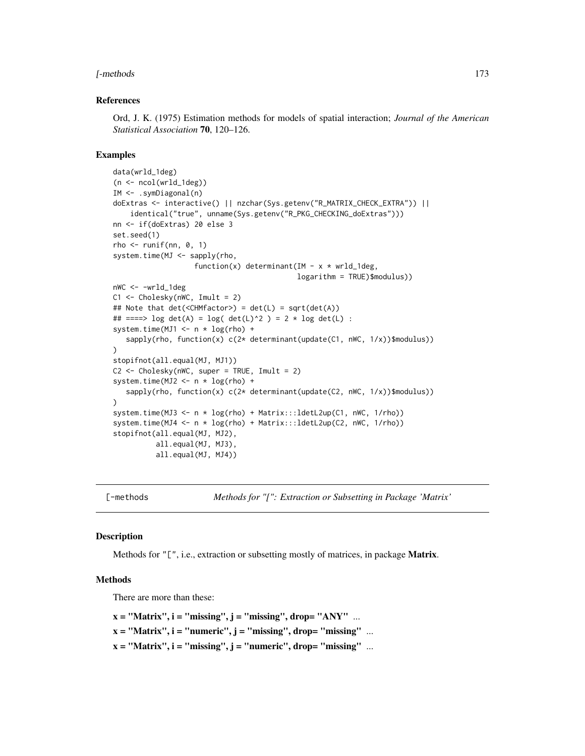## References

Ord, J. K. (1975) Estimation methods for models of spatial interaction; *Journal of the American Statistical Association* **70**, 120–126.

## Examples

```
data(wrld_1deg)
(n <- ncol(wrld_1deg))
IM <- .symDiagonal(n)
doExtras <- interactive() || nzchar(Sys.getenv("R_MATRIX_CHECK_EXTRA")) ||
    identical("true", unname(Sys.getenv("R_PKG_CHECKING_doExtras")))
nn <- if(doExtras) 20 else 3
set.seed(1)
rho <- runif(nn, 0, 1)
system.time(MJ <- sapply(rho,
                   function(x) determinant(IM - x * wrld_1deg,
                                           logarithm = TRUE)$modulus))
nWC <- -wrld_1deg
C1 <- Cholesky(nWC, Imult = 2)
## Note that det(<CHMfactor>) = det(L) = sqrt(det(A))
## ====> log det(A) = log( det(L)^2 ) = 2 * log det(L) :
system.time(MJ1 <- n * log(rho) +
   sapply(rho, function(x) c(2* determinant(update(C1, nWC, 1/x))$modulus))
)
stopifnot(all.equal(MJ, MJ1))
C2 <- Cholesky(nWC, super = TRUE, Imult = 2)
system.time(MJ2 <- n * log(rho) +
   sapply(rho, function(x) c(2* determinant(update(C2, nWC, 1/x))$modulus))
)
system.time(MJ3 <- n * log(rho) + Matrix:::ldetL2up(C1, nWC, 1/rho))
system.time(MJ4 <- n * log(rho) + Matrix:::ldetL2up(C2, nWC, 1/rho))
stopifnot(all.equal(MJ, MJ2),
          all.equal(MJ, MJ3),
          all.equal(MJ, MJ4))
```

---

# [-methods    *Methods for "[": Extraction or Subsetting in Package 'Matrix'*

## Description

Methods for "[", i.e., extraction or subsetting mostly of matrices, in package **Matrix**.

## Methods

There are more than these:

**x = "Matrix", i = "missing", j = "missing", drop= "ANY"** ...

**x = "Matrix", i = "numeric", j = "missing", drop= "missing"** ...

**x = "Matrix", i = "missing", j = "numeric", drop= "missing"** ...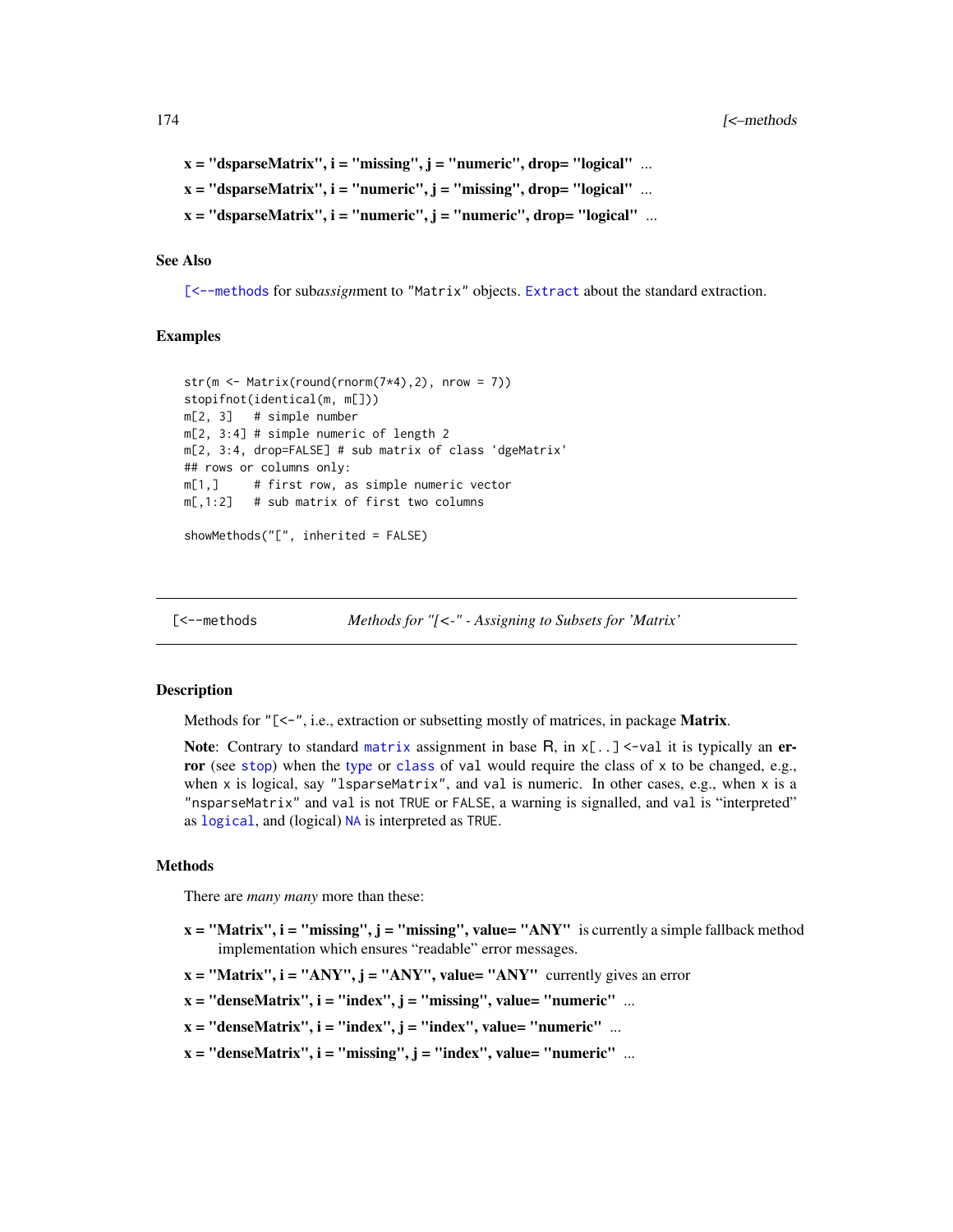**x = "dsparseMatrix", i = "missing", j = "numeric", drop= "logical"** ...

**x = "dsparseMatrix", i = "numeric", j = "missing", drop= "logical"** ...

**x = "dsparseMatrix", i = "numeric", j = "numeric", drop= "logical"** ...

### See Also

`[<--methods` for sub*assign*ment to `"Matrix"` objects. `Extract` about the standard extraction.

### Examples

```
str(m <- Matrix(round(rnorm(7*4),2), nrow = 7))
stopifnot(identical(m, m[]))
m[2, 3]   # simple number
m[2, 3:4] # simple numeric of length 2
m[2, 3:4, drop=FALSE] # sub matrix of class 'dgeMatrix'
## rows or columns only:
m[1,]     # first row, as simple numeric vector
m[,1:2]   # sub matrix of first two columns

showMethods("[", inherited = FALSE)
```

---

## `[<--methods` *Methods for "[<-" - Assigning to Subsets for 'Matrix'*

---

### Description

Methods for `"[<-"`, i.e., extraction or subsetting mostly of matrices, in package **Matrix**.

**Note**: Contrary to standard `matrix` assignment in base R, in `x[..] <-val` it is typically an **error** (see `stop`) when the `type` or `class` of `val` would require the class of `x` to be changed, e.g., when `x` is logical, say `"lsparseMatrix"`, and `val` is numeric. In other cases, e.g., when `x` is a `"nsparseMatrix"` and `val` is not `TRUE` or `FALSE`, a warning is signalled, and `val` is "interpreted" as `logical`, and (logical) `NA` is interpreted as `TRUE`.

### Methods

There are *many many* more than these:

**x = "Matrix", i = "missing", j = "missing", value= "ANY"** is currently a simple fallback method implementation which ensures "readable" error messages.

**x = "Matrix", i = "ANY", j = "ANY", value= "ANY"** currently gives an error

**x = "denseMatrix", i = "index", j = "missing", value= "numeric"** ...

**x = "denseMatrix", i = "index", j = "index", value= "numeric"** ...

**x = "denseMatrix", i = "missing", j = "index", value= "numeric"** ...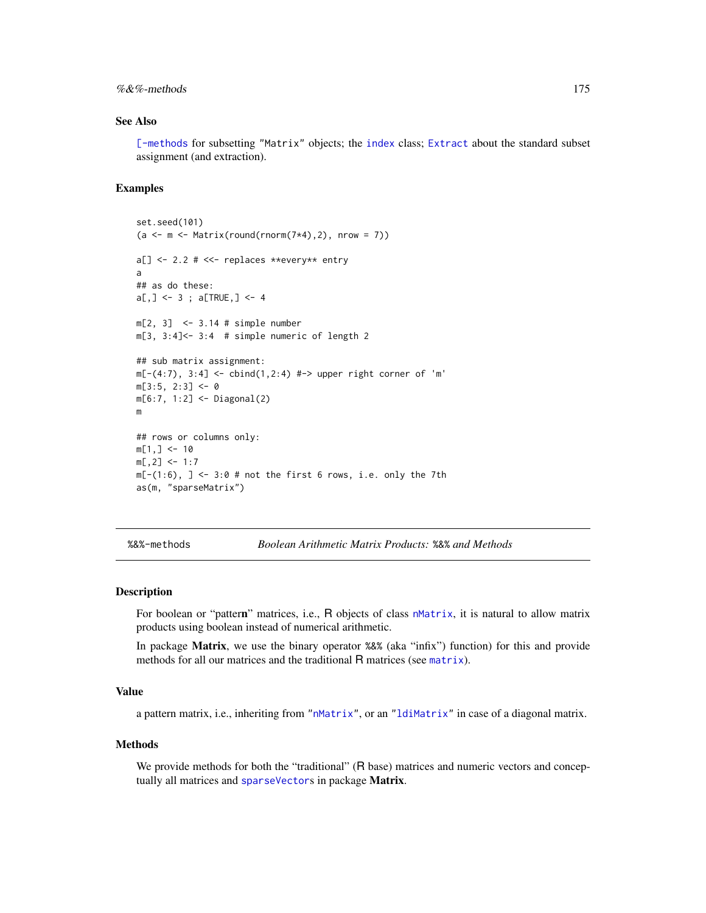## See Also

`[-methods` for subsetting "Matrix" objects; the `index` class; `Extract` about the standard subset assignment (and extraction).

## Examples

```
set.seed(101)
(a <- m <- Matrix(round(rnorm(7*4),2), nrow = 7))

a[] <- 2.2 # <<- replaces **every** entry
a
## as do these:
a[,] <- 3 ; a[TRUE,] <- 4

m[2, 3]  <- 3.14 # simple number
m[3, 3:4]<- 3:4  # simple numeric of length 2

## sub matrix assignment:
m[-(4:7), 3:4] <- cbind(1,2:4) #-> upper right corner of 'm'
m[3:5, 2:3] <- 0
m[6:7, 1:2] <- Diagonal(2)
m

## rows or columns only:
m[1,] <- 10
m[,2] <- 1:7
m[-(1:6), ] <- 3:0 # not the first 6 rows, i.e. only the 7th
as(m, "sparseMatrix")
```

---

`%&%-methods` *Boolean Arithmetic Matrix Products: `%&%` and Methods*

---

## Description

For boolean or "patter**n**" matrices, i.e., R objects of class `nMatrix`, it is natural to allow matrix products using boolean instead of numerical arithmetic.

In package **Matrix**, we use the binary operator `%&%` (aka "infix") function) for this and provide methods for all our matrices and the traditional R matrices (see `matrix`).

## Value

a pattern matrix, i.e., inheriting from "`nMatrix`", or an "`ldiMatrix`" in case of a diagonal matrix.

## Methods

We provide methods for both the "traditional" (R base) matrices and numeric vectors and conceptually all matrices and `sparseVector`s in package **Matrix**.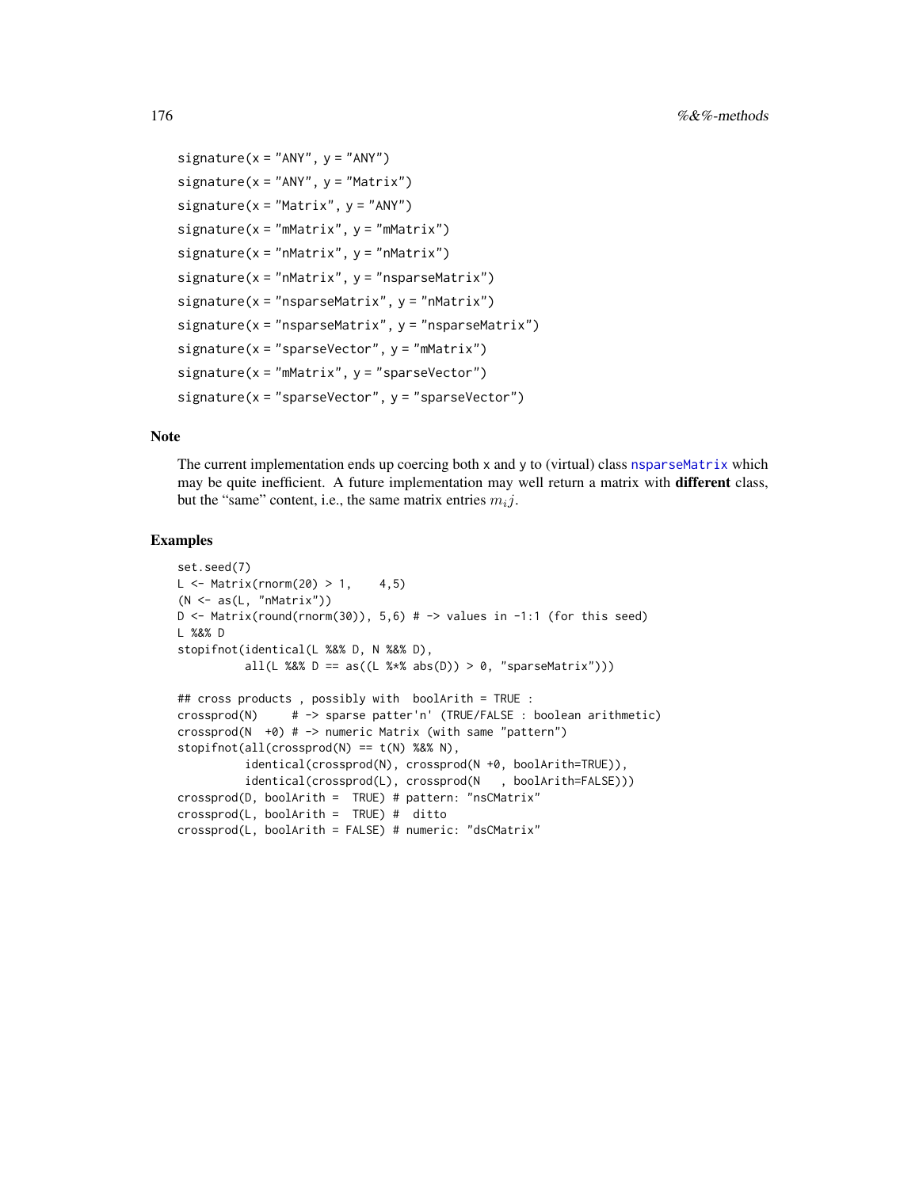```
signature(x = "ANY", y = "ANY")
signature(x = "ANY", y = "Matrix")
signature(x = "Matrix", y = "ANY")
signature(x = "mMatrix", y = "mMatrix")
signature(x = "nMatrix", y = "nMatrix")
signature(x = "nMatrix", y = "nsparseMatrix")
signature(x = "nsparseMatrix", y = "nMatrix")
signature(x = "nsparseMatrix", y = "nsparseMatrix")
signature(x = "sparseVector", y = "mMatrix")
signature(x = "mMatrix", y = "sparseVector")
signature(x = "sparseVector", y = "sparseVector")
```

## Note

The current implementation ends up coercing both x and y to (virtual) class nsparseMatrix which may be quite inefficient. A future implementation may well return a matrix with **different** class, but the "same" content, i.e., the same matrix entries $m_ij$.

## Examples

```
set.seed(7)
L <- Matrix(rnorm(20) > 1,    4,5)
(N <- as(L, "nMatrix"))
D <- Matrix(round(rnorm(30)), 5,6) # -> values in -1:1 (for this seed)
L %&% D
stopifnot(identical(L %&% D, N %&% D),
          all(L %&% D == as((L %*% abs(D)) > 0, "sparseMatrix")))

## cross products , possibly with  boolArith = TRUE :
crossprod(N)     # -> sparse patter'n' (TRUE/FALSE : boolean arithmetic)
crossprod(N  +0) # -> numeric Matrix (with same "pattern")
stopifnot(all(crossprod(N) == t(N) %&% N),
          identical(crossprod(N), crossprod(N +0, boolArith=TRUE)),
          identical(crossprod(L), crossprod(N   , boolArith=FALSE)))
crossprod(D, boolArith =  TRUE) # pattern: "nsCMatrix"
crossprod(L, boolArith =  TRUE) #  ditto
crossprod(L, boolArith = FALSE) # numeric: "dsCMatrix"
```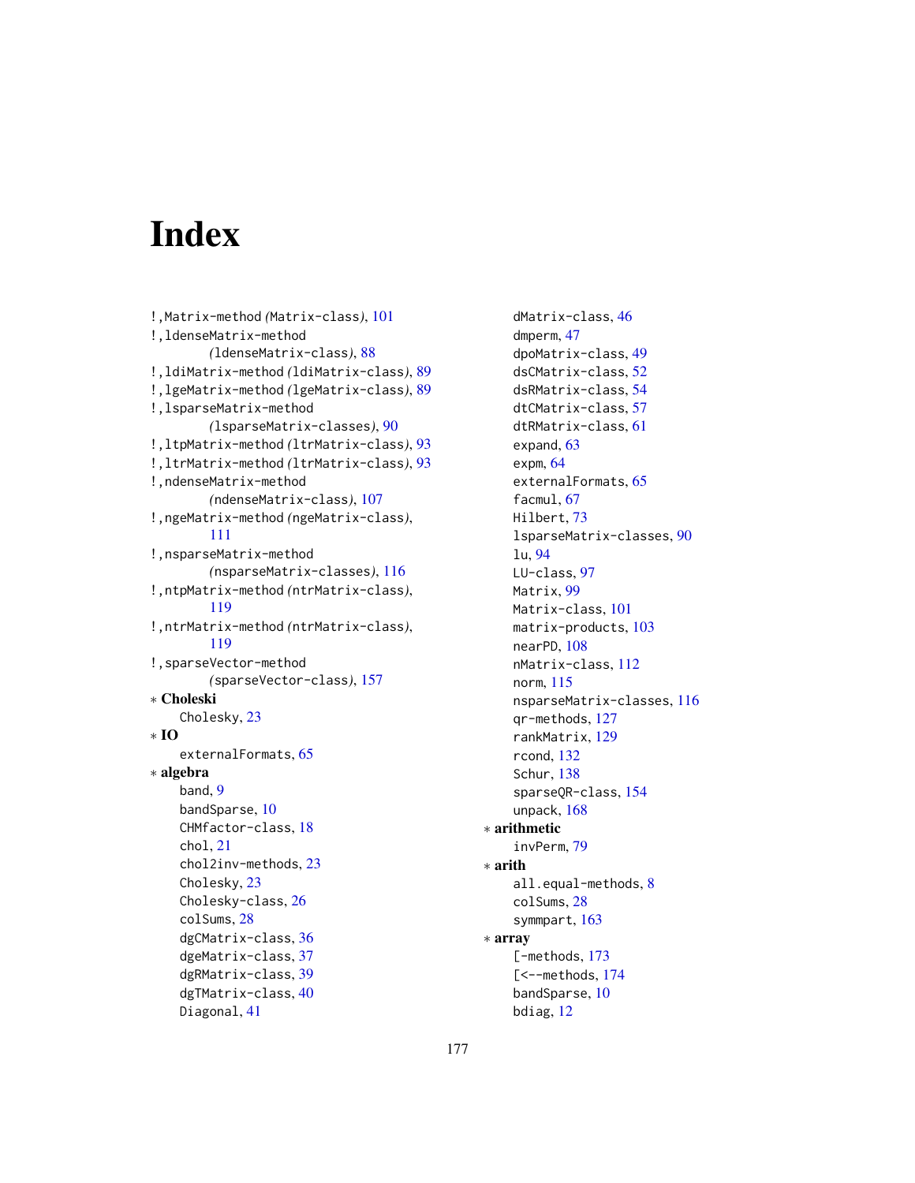# Index

!,Matrix-method *(*Matrix-class*)*, 101
!,ldenseMatrix-method
    *(*ldenseMatrix-class*)*, 88
!,ldiMatrix-method *(*ldiMatrix-class*)*, 89
!,lgeMatrix-method *(*lgeMatrix-class*)*, 89
!,lsparseMatrix-method
    *(*lsparseMatrix-classes*)*, 90
!,ltpMatrix-method *(*ltrMatrix-class*)*, 93
!,ltrMatrix-method *(*ltrMatrix-class*)*, 93
!,ndenseMatrix-method
    *(*ndenseMatrix-class*)*, 107
!,ngeMatrix-method *(*ngeMatrix-class*)*,
    111
!,nsparseMatrix-method
    *(*nsparseMatrix-classes*)*, 116
!,ntpMatrix-method *(*ntrMatrix-class*)*,
    119
!,ntrMatrix-method *(*ntrMatrix-class*)*,
    119
!,sparseVector-method
    *(*sparseVector-class*)*, 157

∗ **Choleski**
    Cholesky, 23

∗ **IO**
    externalFormats, 65

∗ **algebra**
    band, 9
    bandSparse, 10
    CHMfactor-class, 18
    chol, 21
    chol2inv-methods, 23
    Cholesky, 23
    Cholesky-class, 26
    colSums, 28
    dgCMatrix-class, 36
    dgeMatrix-class, 37
    dgRMatrix-class, 39
    dgTMatrix-class, 40
    Diagonal, 41
    dMatrix-class, 46
    dmperm, 47
    dpoMatrix-class, 49
    dsCMatrix-class, 52
    dsRMatrix-class, 54
    dtCMatrix-class, 57
    dtRMatrix-class, 61
    expand, 63
    expm, 64
    externalFormats, 65
    facmul, 67
    Hilbert, 73
    lsparseMatrix-classes, 90
    lu, 94
    LU-class, 97
    Matrix, 99
    Matrix-class, 101
    matrix-products, 103
    nearPD, 108
    nMatrix-class, 112
    norm, 115
    nsparseMatrix-classes, 116
    qr-methods, 127
    rankMatrix, 129
    rcond, 132
    Schur, 138
    sparseQR-class, 154
    unpack, 168

∗ **arithmetic**
    invPerm, 79

∗ **arith**
    all.equal-methods, 8
    colSums, 28
    symmpart, 163

∗ **array**
    [-methods, 173
    [<--methods, 174
    bandSparse, 10
    bdiag, 12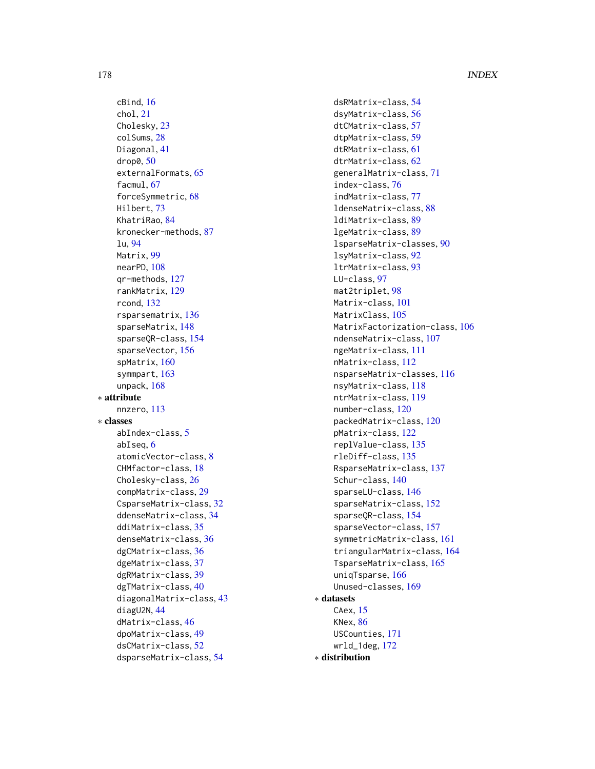cBind, 16
chol, 21
Cholesky, 23
colSums, 28
Diagonal, 41
drop0, 50
externalFormats, 65
facmul, 67
forceSymmetric, 68
Hilbert, 73
KhatriRao, 84
kronecker-methods, 87
lu, 94
Matrix, 99
nearPD, 108
qr-methods, 127
rankMatrix, 129
rcond, 132
rsparsematrix, 136
sparseMatrix, 148
sparseQR-class, 154
sparseVector, 156
spMatrix, 160
symmpart, 163
unpack, 168

∗ **attribute**

nnzero, 113

∗ **classes**

abIndex-class, 5
abIseq, 6
atomicVector-class, 8
CHMfactor-class, 18
Cholesky-class, 26
compMatrix-class, 29
CsparseMatrix-class, 32
ddenseMatrix-class, 34
ddiMatrix-class, 35
denseMatrix-class, 36
dgCMatrix-class, 36
dgeMatrix-class, 37
dgRMatrix-class, 39
dgTMatrix-class, 40
diagonalMatrix-class, 43
diagU2N, 44
dMatrix-class, 46
dpoMatrix-class, 49
dsCMatrix-class, 52
dsparseMatrix-class, 54
dsRMatrix-class, 54
dsyMatrix-class, 56
dtCMatrix-class, 57
dtpMatrix-class, 59
dtRMatrix-class, 61
dtrMatrix-class, 62
generalMatrix-class, 71
index-class, 76
indMatrix-class, 77
ldenseMatrix-class, 88
ldiMatrix-class, 89
lgeMatrix-class, 89
lsparseMatrix-classes, 90
lsyMatrix-class, 92
ltrMatrix-class, 93
LU-class, 97
mat2triplet, 98
Matrix-class, 101
MatrixClass, 105
MatrixFactorization-class, 106
ndenseMatrix-class, 107
ngeMatrix-class, 111
nMatrix-class, 112
nsparseMatrix-classes, 116
nsyMatrix-class, 118
ntrMatrix-class, 119
number-class, 120
packedMatrix-class, 120
pMatrix-class, 122
replValue-class, 135
rleDiff-class, 135
RsparseMatrix-class, 137
Schur-class, 140
sparseLU-class, 146
sparseMatrix-class, 152
sparseQR-class, 154
sparseVector-class, 157
symmetricMatrix-class, 161
triangularMatrix-class, 164
TsparseMatrix-class, 165
uniqTsparse, 166
Unused-classes, 169

∗ **datasets**

CAex, 15
KNex, 86
USCounties, 171
wrld_1deg, 172

∗ **distribution**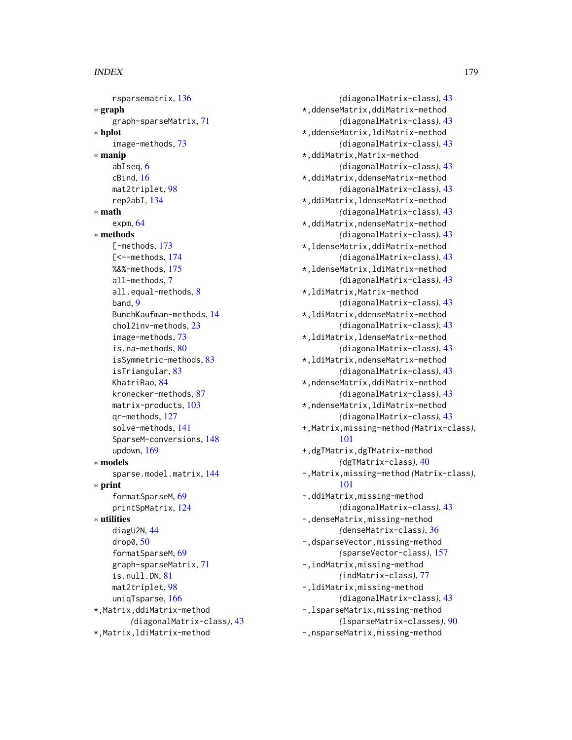rsparsematrix, 136

∗ **graph**

graph-sparseMatrix, 71

∗ **hplot**

image-methods, 73

∗ **manip**

abIseq, 6
cBind, 16
mat2triplet, 98
rep2abI, 134

∗ **math**

expm, 64

∗ **methods**

[-methods, 173
[<--methods, 174
%&%-methods, 175
all-methods, 7
all.equal-methods, 8
band, 9
BunchKaufman-methods, 14
chol2inv-methods, 23
image-methods, 73
is.na-methods, 80
isSymmetric-methods, 83
isTriangular, 83
KhatriRao, 84
kronecker-methods, 87
matrix-products, 103
qr-methods, 127
solve-methods, 141
SparseM-conversions, 148
updown, 169

∗ **models**

sparse.model.matrix, 144

∗ **print**

formatSparseM, 69
printSpMatrix, 124

∗ **utilities**

diagU2N, 44
drop0, 50
formatSparseM, 69
graph-sparseMatrix, 71
is.null.DN, 81
mat2triplet, 98
uniqTsparse, 166

*,Matrix,ddiMatrix-method *(diagonalMatrix-class)*, 43
*,Matrix,ldiMatrix-method *(diagonalMatrix-class)*, 43
*,ddenseMatrix,ddiMatrix-method *(diagonalMatrix-class)*, 43
*,ddenseMatrix,ldiMatrix-method *(diagonalMatrix-class)*, 43
*,ddiMatrix,Matrix-method *(diagonalMatrix-class)*, 43
*,ddiMatrix,ddenseMatrix-method *(diagonalMatrix-class)*, 43
*,ddiMatrix,ldenseMatrix-method *(diagonalMatrix-class)*, 43
*,ddiMatrix,ndenseMatrix-method *(diagonalMatrix-class)*, 43
*,ldenseMatrix,ddiMatrix-method *(diagonalMatrix-class)*, 43
*,ldenseMatrix,ldiMatrix-method *(diagonalMatrix-class)*, 43
*,ldiMatrix,Matrix-method *(diagonalMatrix-class)*, 43
*,ldiMatrix,ddenseMatrix-method *(diagonalMatrix-class)*, 43
*,ldiMatrix,ldenseMatrix-method *(diagonalMatrix-class)*, 43
*,ldiMatrix,ndenseMatrix-method *(diagonalMatrix-class)*, 43
*,ndenseMatrix,ddiMatrix-method *(diagonalMatrix-class)*, 43
*,ndenseMatrix,ldiMatrix-method *(diagonalMatrix-class)*, 43
+,Matrix,missing-method *(Matrix-class)*, 101
+,dgTMatrix,dgTMatrix-method *(dgTMatrix-class)*, 40
-,Matrix,missing-method *(Matrix-class)*, 101
-,ddiMatrix,missing-method *(diagonalMatrix-class)*, 43
-,denseMatrix,missing-method *(denseMatrix-class)*, 36
-,dsparseVector,missing-method *(sparseVector-class)*, 157
-,indMatrix,missing-method *(indMatrix-class)*, 77
-,ldiMatrix,missing-method *(diagonalMatrix-class)*, 43
-,lsparseMatrix,missing-method *(lsparseMatrix-classes)*, 90
-,nsparseMatrix,missing-method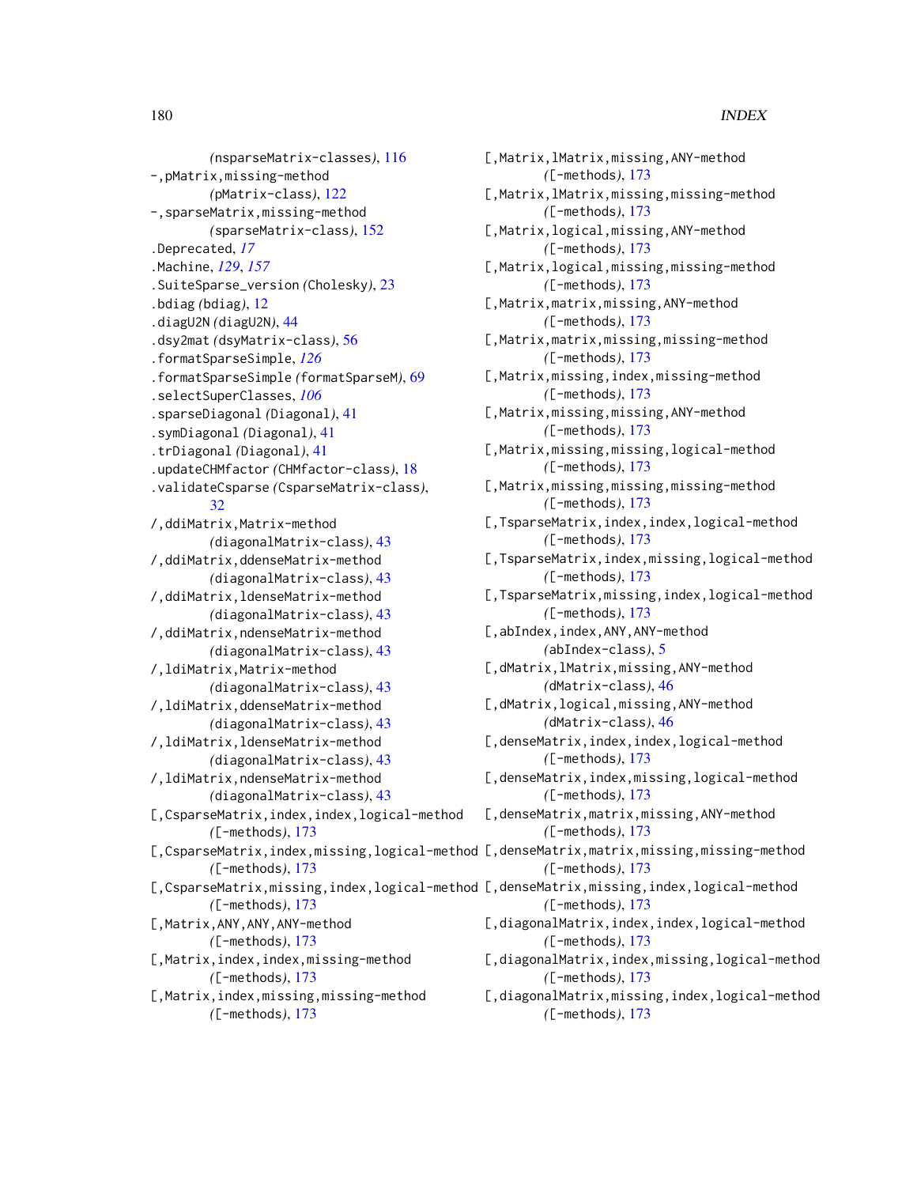(nsparseMatrix-classes), 116
-,pMatrix,missing-method
(pMatrix-class), 122
-,sparseMatrix,missing-method
(sparseMatrix-class), 152
.Deprecated, *17*
.Machine, *129*, *157*
.SuiteSparse_version (Cholesky), 23
.bdiag (bdiag), 12
.diagU2N (diagU2N), 44
.dsy2mat (dsyMatrix-class), 56
.formatSparseSimple, *126*
.formatSparseSimple (formatSparseM), 69
.selectSuperClasses, *106*
.sparseDiagonal (Diagonal), 41
.symDiagonal (Diagonal), 41
.trDiagonal (Diagonal), 41
.updateCHMfactor (CHMfactor-class), 18
.validateCsparse (CsparseMatrix-class), 32
/,ddiMatrix,Matrix-method
(diagonalMatrix-class), 43
/,ddiMatrix,ddenseMatrix-method
(diagonalMatrix-class), 43
/,ddiMatrix,ldenseMatrix-method
(diagonalMatrix-class), 43
/,ddiMatrix,ndenseMatrix-method
(diagonalMatrix-class), 43
/,ldiMatrix,Matrix-method
(diagonalMatrix-class), 43
/,ldiMatrix,ddenseMatrix-method
(diagonalMatrix-class), 43
/,ldiMatrix,ldenseMatrix-method
(diagonalMatrix-class), 43
/,ldiMatrix,ndenseMatrix-method
(diagonalMatrix-class), 43
[,CsparseMatrix,index,index,logical-method
([-methods), 173
[,CsparseMatrix,index,missing,logical-method
([-methods), 173
[,CsparseMatrix,missing,index,logical-method
([-methods), 173
[,Matrix,ANY,ANY,ANY-method
([-methods), 173
[,Matrix,index,index,missing-method
([-methods), 173
[,Matrix,index,missing,missing-method
([-methods), 173
[,Matrix,lMatrix,missing,ANY-method
([-methods), 173
[,Matrix,lMatrix,missing,missing-method
([-methods), 173
[,Matrix,logical,missing,ANY-method
([-methods), 173
[,Matrix,logical,missing,missing-method
([-methods), 173
[,Matrix,matrix,missing,ANY-method
([-methods), 173
[,Matrix,matrix,missing,missing-method
([-methods), 173
[,Matrix,missing,index,missing-method
([-methods), 173
[,Matrix,missing,missing,ANY-method
([-methods), 173
[,Matrix,missing,missing,logical-method
([-methods), 173
[,Matrix,missing,missing,missing-method
([-methods), 173
[,TsparseMatrix,index,index,logical-method
([-methods), 173
[,TsparseMatrix,index,missing,logical-method
([-methods), 173
[,TsparseMatrix,missing,index,logical-method
([-methods), 173
[,abIndex,index,ANY,ANY-method
(abIndex-class), 5
[,dMatrix,lMatrix,missing,ANY-method
(dMatrix-class), 46
[,dMatrix,logical,missing,ANY-method
(dMatrix-class), 46
[,denseMatrix,index,index,logical-method
([-methods), 173
[,denseMatrix,index,missing,logical-method
([-methods), 173
[,denseMatrix,matrix,missing,ANY-method
([-methods), 173
[,denseMatrix,matrix,missing,missing-method
([-methods), 173
[,denseMatrix,missing,index,logical-method
([-methods), 173
[,diagonalMatrix,index,index,logical-method
([-methods), 173
[,diagonalMatrix,index,missing,logical-method
([-methods), 173
[,diagonalMatrix,missing,index,logical-method
([-methods), 173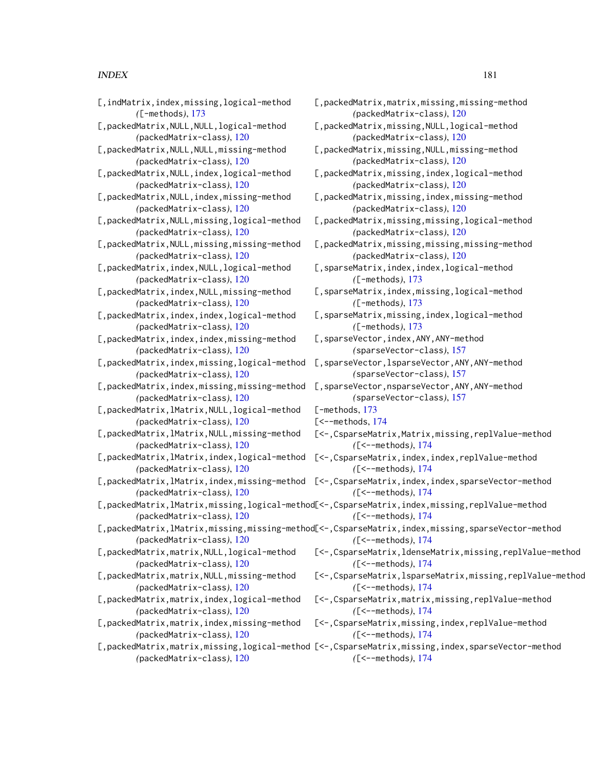[,indMatrix,index,missing,logical-method
    ([-methods), 173
[,packedMatrix,NULL,NULL,logical-method
    (packedMatrix-class), 120
[,packedMatrix,NULL,NULL,missing-method
    (packedMatrix-class), 120
[,packedMatrix,NULL,index,logical-method
    (packedMatrix-class), 120
[,packedMatrix,NULL,index,missing-method
    (packedMatrix-class), 120
[,packedMatrix,NULL,missing,logical-method
    (packedMatrix-class), 120
[,packedMatrix,NULL,missing,missing-method
    (packedMatrix-class), 120
[,packedMatrix,index,NULL,logical-method
    (packedMatrix-class), 120
[,packedMatrix,index,NULL,missing-method
    (packedMatrix-class), 120
[,packedMatrix,index,index,logical-method
    (packedMatrix-class), 120
[,packedMatrix,index,index,missing-method
    (packedMatrix-class), 120
[,packedMatrix,index,missing,logical-method
    (packedMatrix-class), 120
[,packedMatrix,index,missing,missing-method
    (packedMatrix-class), 120
[,packedMatrix,lMatrix,NULL,logical-method
    (packedMatrix-class), 120
[,packedMatrix,lMatrix,NULL,missing-method
    (packedMatrix-class), 120
[,packedMatrix,lMatrix,index,logical-method
    (packedMatrix-class), 120
[,packedMatrix,lMatrix,index,missing-method
    (packedMatrix-class), 120
[,packedMatrix,lMatrix,missing,logical-method
    (packedMatrix-class), 120
[,packedMatrix,lMatrix,missing,missing-method
    (packedMatrix-class), 120
[,packedMatrix,matrix,NULL,logical-method
    (packedMatrix-class), 120
[,packedMatrix,matrix,NULL,missing-method
    (packedMatrix-class), 120
[,packedMatrix,matrix,index,logical-method
    (packedMatrix-class), 120
[,packedMatrix,matrix,index,missing-method
    (packedMatrix-class), 120
[,packedMatrix,matrix,missing,logical-method
    (packedMatrix-class), 120
[,packedMatrix,matrix,missing,missing-method
    (packedMatrix-class), 120
[,packedMatrix,missing,NULL,logical-method
    (packedMatrix-class), 120
[,packedMatrix,missing,NULL,missing-method
    (packedMatrix-class), 120
[,packedMatrix,missing,index,logical-method
    (packedMatrix-class), 120
[,packedMatrix,missing,index,missing-method
    (packedMatrix-class), 120
[,packedMatrix,missing,missing,logical-method
    (packedMatrix-class), 120
[,packedMatrix,missing,missing,missing-method
    (packedMatrix-class), 120
[,sparseMatrix,index,index,logical-method
    ([-methods), 173
[,sparseMatrix,index,missing,logical-method
    ([-methods), 173
[,sparseMatrix,missing,index,logical-method
    ([-methods), 173
[,sparseVector,index,ANY,ANY-method
    (sparseVector-class), 157
[,sparseVector,lsparseVector,ANY,ANY-method
    (sparseVector-class), 157
[,sparseVector,nsparseVector,ANY,ANY-method
    (sparseVector-class), 157
[-methods, 173
[<--methods, 174
[<-,CsparseMatrix,Matrix,missing,replValue-method
    ([<--methods), 174
[<-,CsparseMatrix,index,index,replValue-method
    ([<--methods), 174
[<-,CsparseMatrix,index,index,sparseVector-method
    ([<--methods), 174
[<-,CsparseMatrix,index,missing,replValue-method
    ([<--methods), 174
[<-,CsparseMatrix,index,missing,sparseVector-method
    ([<--methods), 174
[<-,CsparseMatrix,ldenseMatrix,missing,replValue-method
    ([<--methods), 174
[<-,CsparseMatrix,lsparseMatrix,missing,replValue-method
    ([<--methods), 174
[<-,CsparseMatrix,matrix,missing,replValue-method
    ([<--methods), 174
[<-,CsparseMatrix,missing,index,replValue-method
    ([<--methods), 174
[<-,CsparseMatrix,missing,index,sparseVector-method
    ([<--methods), 174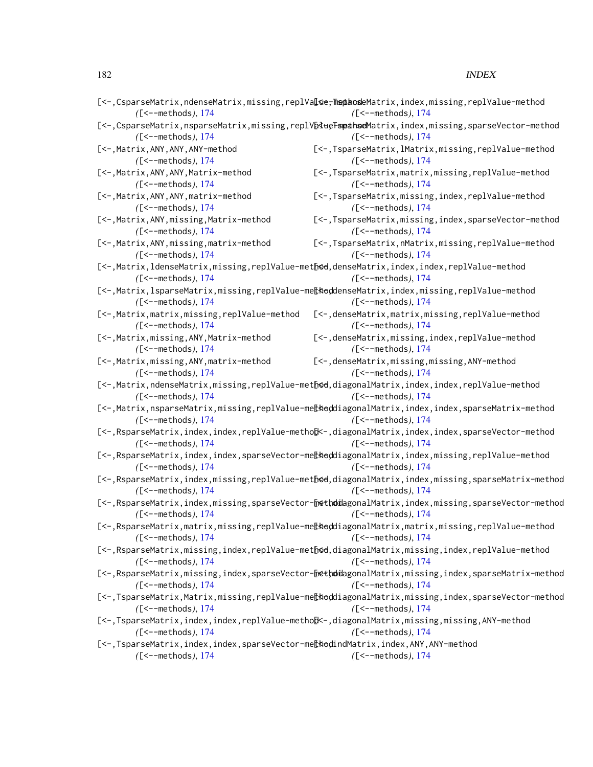[<-,CsparseMatrix,ndenseMatrix,missing,replValue-method
([<--methods), 174
[<-,CsparseMatrix,nsparseMatrix,missing,replValue-method
([<--methods), 174
[<-,Matrix,ANY,ANY,ANY-method
([<--methods), 174
[<-,Matrix,ANY,ANY,Matrix-method
([<--methods), 174
[<-,Matrix,ANY,ANY,matrix-method
([<--methods), 174
[<-,Matrix,ANY,missing,Matrix-method
([<--methods), 174
[<-,Matrix,ANY,missing,matrix-method
([<--methods), 174
[<-,Matrix,ldenseMatrix,missing,replValue-method
([<--methods), 174
[<-,Matrix,lsparseMatrix,missing,replValue-method
([<--methods), 174
[<-,Matrix,matrix,missing,replValue-method
([<--methods), 174
[<-,Matrix,missing,ANY,Matrix-method
([<--methods), 174
[<-,Matrix,missing,ANY,matrix-method
([<--methods), 174
[<-,Matrix,ndenseMatrix,missing,replValue-method
([<--methods), 174
[<-,Matrix,nsparseMatrix,missing,replValue-method
([<--methods), 174
[<-,RsparseMatrix,index,index,replValue-method
([<--methods), 174
[<-,RsparseMatrix,index,index,sparseVector-method
([<--methods), 174
[<-,RsparseMatrix,index,missing,replValue-method
([<--methods), 174
[<-,RsparseMatrix,index,missing,sparseVector-method
([<--methods), 174
[<-,RsparseMatrix,matrix,missing,replValue-method
([<--methods), 174
[<-,RsparseMatrix,missing,index,replValue-method
([<--methods), 174
[<-,RsparseMatrix,missing,index,sparseVector-method
([<--methods), 174
[<-,TsparseMatrix,Matrix,missing,replValue-method
([<--methods), 174
[<-,TsparseMatrix,index,index,replValue-method
([<--methods), 174
[<-,TsparseMatrix,index,index,sparseVector-method
([<--methods), 174
[<-,TsparseMatrix,index,missing,replValue-method
([<--methods), 174
[<-,TsparseMatrix,index,missing,sparseVector-method
([<--methods), 174
[<-,TsparseMatrix,lMatrix,missing,replValue-method
([<--methods), 174
[<-,TsparseMatrix,matrix,missing,replValue-method
([<--methods), 174
[<-,TsparseMatrix,missing,index,replValue-method
([<--methods), 174
[<-,TsparseMatrix,missing,index,sparseVector-method
([<--methods), 174
[<-,TsparseMatrix,nMatrix,missing,replValue-method
([<--methods), 174
[<-,denseMatrix,index,index,replValue-method
([<--methods), 174
[<-,denseMatrix,index,missing,replValue-method
([<--methods), 174
[<-,denseMatrix,matrix,missing,replValue-method
([<--methods), 174
[<-,denseMatrix,missing,index,replValue-method
([<--methods), 174
[<-,denseMatrix,missing,missing,ANY-method
([<--methods), 174
[<-,diagonalMatrix,index,index,replValue-method
([<--methods), 174
[<-,diagonalMatrix,index,index,sparseMatrix-method
([<--methods), 174
[<-,diagonalMatrix,index,index,sparseVector-method
([<--methods), 174
[<-,diagonalMatrix,index,missing,replValue-method
([<--methods), 174
[<-,diagonalMatrix,index,missing,sparseMatrix-method
([<--methods), 174
[<-,diagonalMatrix,index,missing,sparseVector-method
([<--methods), 174
[<-,diagonalMatrix,matrix,missing,replValue-method
([<--methods), 174
[<-,diagonalMatrix,missing,index,replValue-method
([<--methods), 174
[<-,diagonalMatrix,missing,index,sparseMatrix-method
([<--methods), 174
[<-,diagonalMatrix,missing,index,sparseVector-method
([<--methods), 174
[<-,diagonalMatrix,missing,missing,ANY-method
([<--methods), 174
[<-,indMatrix,index,ANY,ANY-method
([<--methods), 174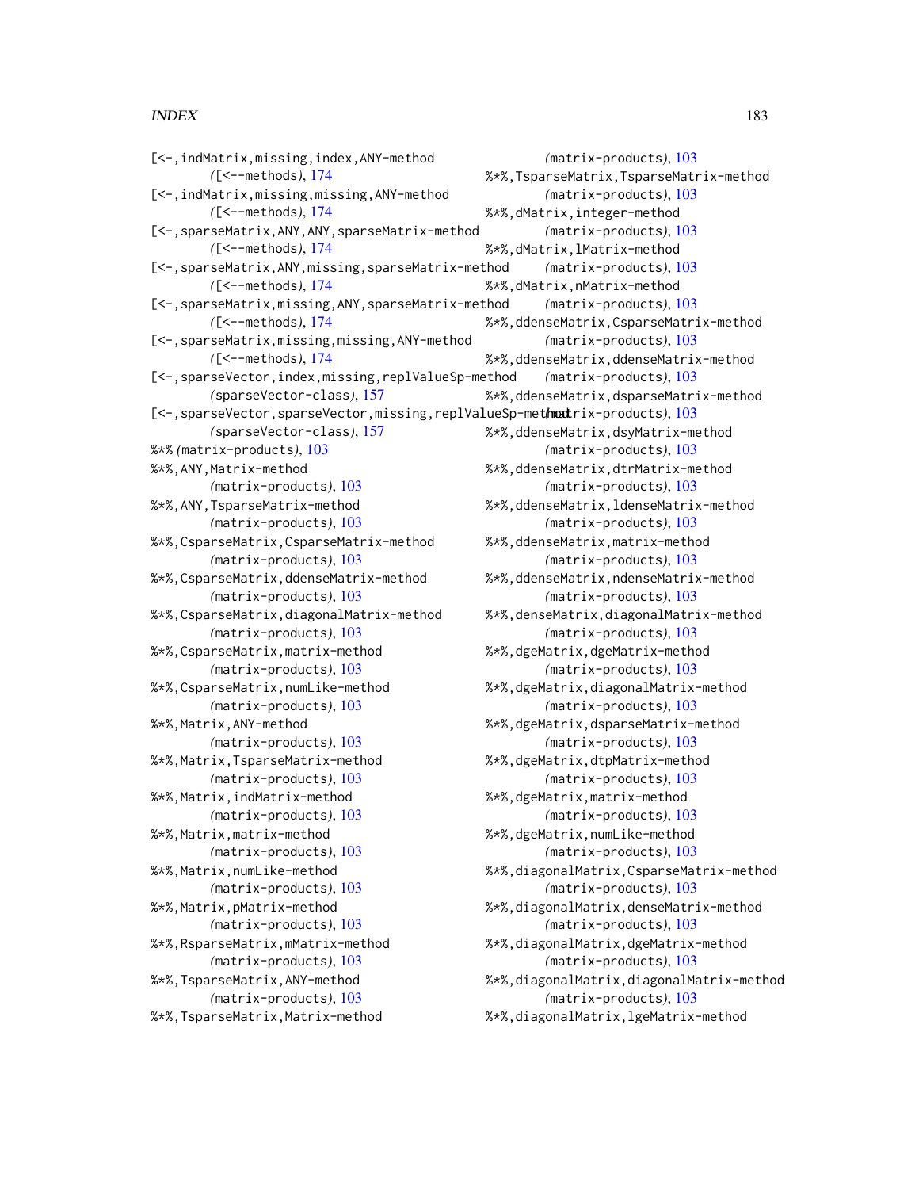[<-,indMatrix,missing,index,ANY-method
*([<--methods)*, 174
[<-,indMatrix,missing,missing,ANY-method
*([<--methods)*, 174
[<-,sparseMatrix,ANY,ANY,sparseMatrix-method
*([<--methods)*, 174
[<-,sparseMatrix,ANY,missing,sparseMatrix-method
*([<--methods)*, 174
[<-,sparseMatrix,missing,ANY,sparseMatrix-method
*([<--methods)*, 174
[<-,sparseMatrix,missing,missing,ANY-method
*([<--methods)*, 174
[<-,sparseVector,index,missing,replValueSp-method
*(sparseVector-class)*, 157
[<-,sparseVector,sparseVector,missing,replValueSp-method
*(sparseVector-class)*, 157
%*% *(matrix-products)*, 103
%*%,ANY,Matrix-method
*(matrix-products)*, 103
%*%,ANY,TsparseMatrix-method
*(matrix-products)*, 103
%*%,CsparseMatrix,CsparseMatrix-method
*(matrix-products)*, 103
%*%,CsparseMatrix,ddenseMatrix-method
*(matrix-products)*, 103
%*%,CsparseMatrix,diagonalMatrix-method
*(matrix-products)*, 103
%*%,CsparseMatrix,matrix-method
*(matrix-products)*, 103
%*%,CsparseMatrix,numLike-method
*(matrix-products)*, 103
%*%,Matrix,ANY-method
*(matrix-products)*, 103
%*%,Matrix,TsparseMatrix-method
*(matrix-products)*, 103
%*%,Matrix,indMatrix-method
*(matrix-products)*, 103
%*%,Matrix,matrix-method
*(matrix-products)*, 103
%*%,Matrix,numLike-method
*(matrix-products)*, 103
%*%,Matrix,pMatrix-method
*(matrix-products)*, 103
%*%,RsparseMatrix,mMatrix-method
*(matrix-products)*, 103
%*%,TsparseMatrix,ANY-method
*(matrix-products)*, 103
%*%,TsparseMatrix,Matrix-method
*(matrix-products)*, 103
%*%,TsparseMatrix,TsparseMatrix-method
*(matrix-products)*, 103
%*%,dMatrix,integer-method
*(matrix-products)*, 103
%*%,dMatrix,lMatrix-method
*(matrix-products)*, 103
%*%,dMatrix,nMatrix-method
*(matrix-products)*, 103
%*%,ddenseMatrix,CsparseMatrix-method
*(matrix-products)*, 103
%*%,ddenseMatrix,ddenseMatrix-method
*(matrix-products)*, 103
%*%,ddenseMatrix,dsparseMatrix-method
*(matrix-products)*, 103
%*%,ddenseMatrix,dsyMatrix-method
*(matrix-products)*, 103
%*%,ddenseMatrix,dtrMatrix-method
*(matrix-products)*, 103
%*%,ddenseMatrix,ldenseMatrix-method
*(matrix-products)*, 103
%*%,ddenseMatrix,matrix-method
*(matrix-products)*, 103
%*%,ddenseMatrix,ndenseMatrix-method
*(matrix-products)*, 103
%*%,denseMatrix,diagonalMatrix-method
*(matrix-products)*, 103
%*%,dgeMatrix,dgeMatrix-method
*(matrix-products)*, 103
%*%,dgeMatrix,diagonalMatrix-method
*(matrix-products)*, 103
%*%,dgeMatrix,dsparseMatrix-method
*(matrix-products)*, 103
%*%,dgeMatrix,dtpMatrix-method
*(matrix-products)*, 103
%*%,dgeMatrix,matrix-method
*(matrix-products)*, 103
%*%,dgeMatrix,numLike-method
*(matrix-products)*, 103
%*%,diagonalMatrix,CsparseMatrix-method
*(matrix-products)*, 103
%*%,diagonalMatrix,denseMatrix-method
*(matrix-products)*, 103
%*%,diagonalMatrix,dgeMatrix-method
*(matrix-products)*, 103
%*%,diagonalMatrix,diagonalMatrix-method
*(matrix-products)*, 103
%*%,diagonalMatrix,lgeMatrix-method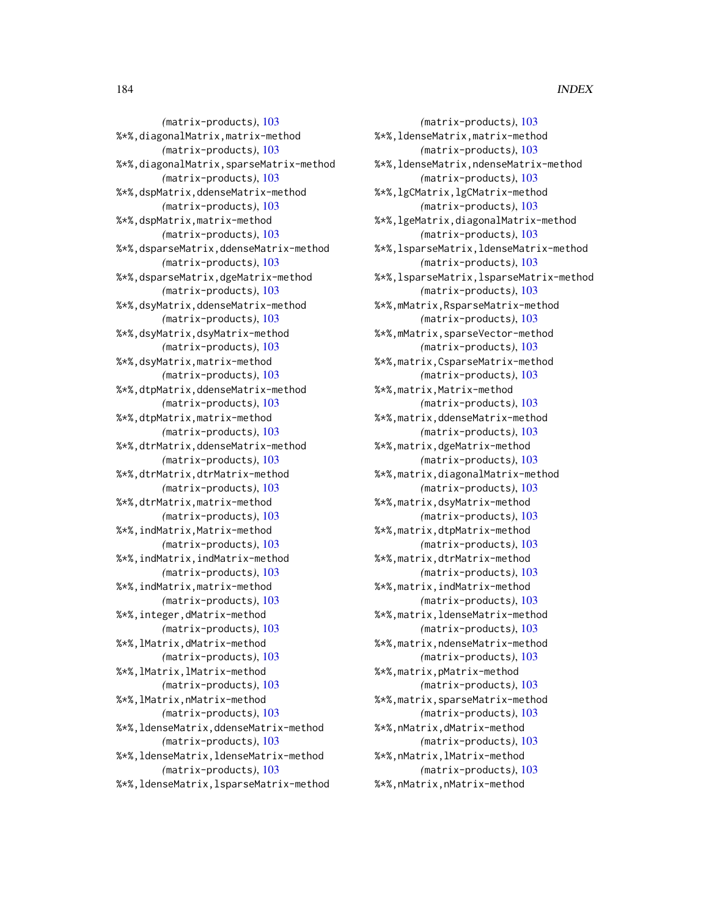(matrix-products), 103
%*%,diagonalMatrix,matrix-method
(matrix-products), 103
%*%,diagonalMatrix,sparseMatrix-method
(matrix-products), 103
%*%,dspMatrix,ddenseMatrix-method
(matrix-products), 103
%*%,dspMatrix,matrix-method
(matrix-products), 103
%*%,dsparseMatrix,ddenseMatrix-method
(matrix-products), 103
%*%,dsparseMatrix,dgeMatrix-method
(matrix-products), 103
%*%,dsyMatrix,ddenseMatrix-method
(matrix-products), 103
%*%,dsyMatrix,dsyMatrix-method
(matrix-products), 103
%*%,dsyMatrix,matrix-method
(matrix-products), 103
%*%,dtpMatrix,ddenseMatrix-method
(matrix-products), 103
%*%,dtpMatrix,matrix-method
(matrix-products), 103
%*%,dtrMatrix,ddenseMatrix-method
(matrix-products), 103
%*%,dtrMatrix,dtrMatrix-method
(matrix-products), 103
%*%,dtrMatrix,matrix-method
(matrix-products), 103
%*%,indMatrix,Matrix-method
(matrix-products), 103
%*%,indMatrix,indMatrix-method
(matrix-products), 103
%*%,indMatrix,matrix-method
(matrix-products), 103
%*%,integer,dMatrix-method
(matrix-products), 103
%*%,lMatrix,dMatrix-method
(matrix-products), 103
%*%,lMatrix,lMatrix-method
(matrix-products), 103
%*%,lMatrix,nMatrix-method
(matrix-products), 103
%*%,ldenseMatrix,ddenseMatrix-method
(matrix-products), 103
%*%,ldenseMatrix,ldenseMatrix-method
(matrix-products), 103
%*%,ldenseMatrix,lsparseMatrix-method
(matrix-products), 103
%*%,ldenseMatrix,matrix-method
(matrix-products), 103
%*%,ldenseMatrix,ndenseMatrix-method
(matrix-products), 103
%*%,lgCMatrix,lgCMatrix-method
(matrix-products), 103
%*%,lgeMatrix,diagonalMatrix-method
(matrix-products), 103
%*%,lsparseMatrix,ldenseMatrix-method
(matrix-products), 103
%*%,lsparseMatrix,lsparseMatrix-method
(matrix-products), 103
%*%,mMatrix,RsparseMatrix-method
(matrix-products), 103
%*%,mMatrix,sparseVector-method
(matrix-products), 103
%*%,matrix,CsparseMatrix-method
(matrix-products), 103
%*%,matrix,Matrix-method
(matrix-products), 103
%*%,matrix,ddenseMatrix-method
(matrix-products), 103
%*%,matrix,dgeMatrix-method
(matrix-products), 103
%*%,matrix,diagonalMatrix-method
(matrix-products), 103
%*%,matrix,dsyMatrix-method
(matrix-products), 103
%*%,matrix,dtpMatrix-method
(matrix-products), 103
%*%,matrix,dtrMatrix-method
(matrix-products), 103
%*%,matrix,indMatrix-method
(matrix-products), 103
%*%,matrix,ldenseMatrix-method
(matrix-products), 103
%*%,matrix,ndenseMatrix-method
(matrix-products), 103
%*%,matrix,pMatrix-method
(matrix-products), 103
%*%,matrix,sparseMatrix-method
(matrix-products), 103
%*%,nMatrix,dMatrix-method
(matrix-products), 103
%*%,nMatrix,lMatrix-method
(matrix-products), 103
%*%,nMatrix,nMatrix-method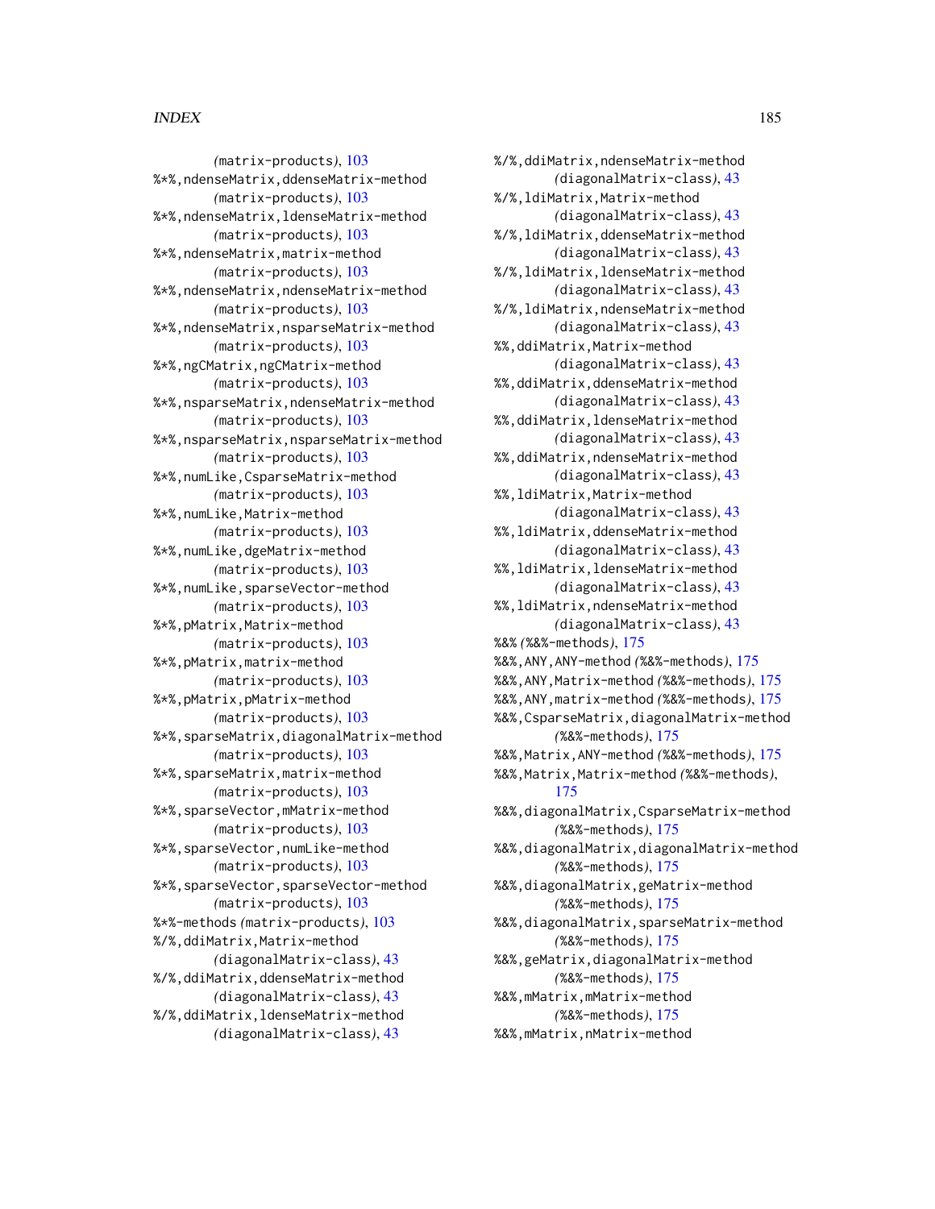(matrix-products), 103
%*%,ndenseMatrix,ddenseMatrix-method
(matrix-products), 103
%*%,ndenseMatrix,ldenseMatrix-method
(matrix-products), 103
%*%,ndenseMatrix,matrix-method
(matrix-products), 103
%*%,ndenseMatrix,ndenseMatrix-method
(matrix-products), 103
%*%,ndenseMatrix,nsparseMatrix-method
(matrix-products), 103
%*%,ngCMatrix,ngCMatrix-method
(matrix-products), 103
%*%,nsparseMatrix,ndenseMatrix-method
(matrix-products), 103
%*%,nsparseMatrix,nsparseMatrix-method
(matrix-products), 103
%*%,numLike,CsparseMatrix-method
(matrix-products), 103
%*%,numLike,Matrix-method
(matrix-products), 103
%*%,numLike,dgeMatrix-method
(matrix-products), 103
%*%,numLike,sparseVector-method
(matrix-products), 103
%*%,pMatrix,Matrix-method
(matrix-products), 103
%*%,pMatrix,matrix-method
(matrix-products), 103
%*%,pMatrix,pMatrix-method
(matrix-products), 103
%*%,sparseMatrix,diagonalMatrix-method
(matrix-products), 103
%*%,sparseMatrix,matrix-method
(matrix-products), 103
%*%,sparseVector,mMatrix-method
(matrix-products), 103
%*%,sparseVector,numLike-method
(matrix-products), 103
%*%,sparseVector,sparseVector-method
(matrix-products), 103
%*%-methods (matrix-products), 103
%/%,ddiMatrix,Matrix-method
(diagonalMatrix-class), 43
%/%,ddiMatrix,ddenseMatrix-method
(diagonalMatrix-class), 43
%/%,ddiMatrix,ldenseMatrix-method
(diagonalMatrix-class), 43
%/%,ddiMatrix,ndenseMatrix-method
(diagonalMatrix-class), 43
%/%,ldiMatrix,Matrix-method
(diagonalMatrix-class), 43
%/%,ldiMatrix,ddenseMatrix-method
(diagonalMatrix-class), 43
%/%,ldiMatrix,ldenseMatrix-method
(diagonalMatrix-class), 43
%/%,ldiMatrix,ndenseMatrix-method
(diagonalMatrix-class), 43
%%,ddiMatrix,Matrix-method
(diagonalMatrix-class), 43
%%,ddiMatrix,ddenseMatrix-method
(diagonalMatrix-class), 43
%%,ddiMatrix,ldenseMatrix-method
(diagonalMatrix-class), 43
%%,ddiMatrix,ndenseMatrix-method
(diagonalMatrix-class), 43
%%,ldiMatrix,Matrix-method
(diagonalMatrix-class), 43
%%,ldiMatrix,ddenseMatrix-method
(diagonalMatrix-class), 43
%%,ldiMatrix,ldenseMatrix-method
(diagonalMatrix-class), 43
%%,ldiMatrix,ndenseMatrix-method
(diagonalMatrix-class), 43
%&% (%&%-methods), 175
%&%,ANY,ANY-method (%&%-methods), 175
%&%,ANY,Matrix-method (%&%-methods), 175
%&%,ANY,matrix-method (%&%-methods), 175
%&%,CsparseMatrix,diagonalMatrix-method
(%&%-methods), 175
%&%,Matrix,ANY-method (%&%-methods), 175
%&%,Matrix,Matrix-method (%&%-methods),
175
%&%,diagonalMatrix,CsparseMatrix-method
(%&%-methods), 175
%&%,diagonalMatrix,diagonalMatrix-method
(%&%-methods), 175
%&%,diagonalMatrix,geMatrix-method
(%&%-methods), 175
%&%,diagonalMatrix,sparseMatrix-method
(%&%-methods), 175
%&%,geMatrix,diagonalMatrix-method
(%&%-methods), 175
%&%,mMatrix,mMatrix-method
(%&%-methods), 175
%&%,mMatrix,nMatrix-method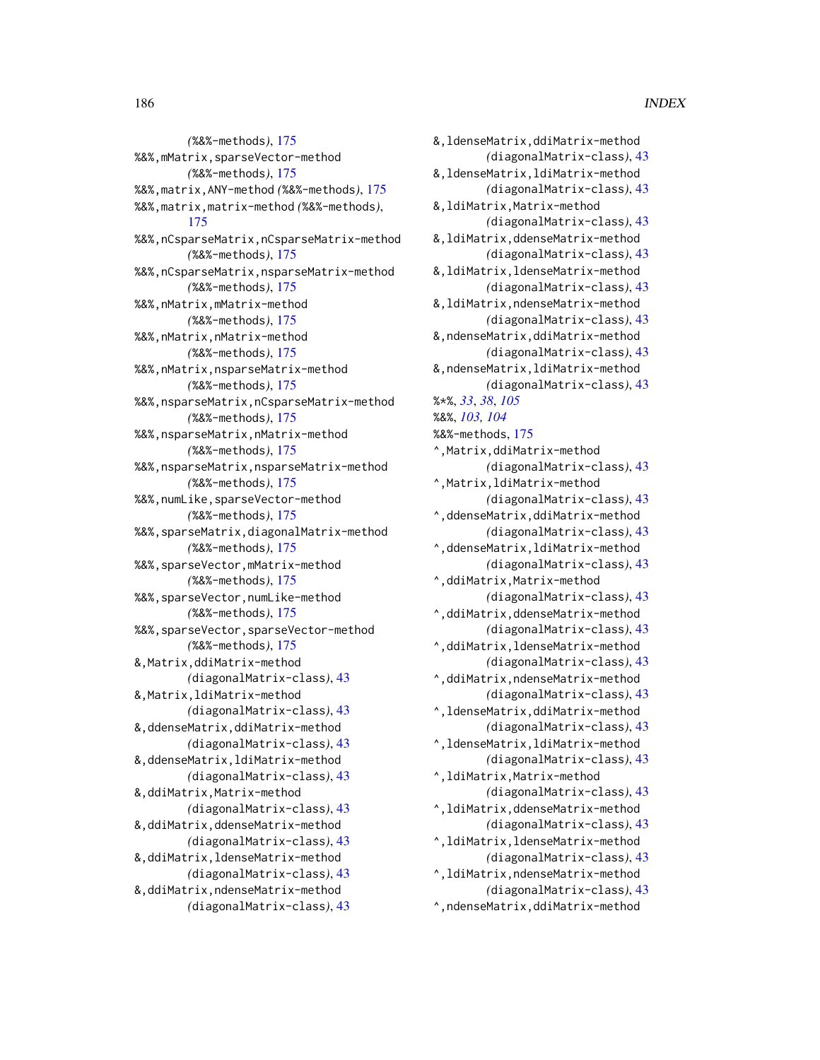(%&%-methods), 175
%&%,mMatrix,sparseVector-method
(%&%-methods), 175
%&%,matrix,ANY-method (%&%-methods), 175
%&%,matrix,matrix-method (%&%-methods),
175
%&%,nCsparseMatrix,nCsparseMatrix-method
(%&%-methods), 175
%&%,nCsparseMatrix,nsparseMatrix-method
(%&%-methods), 175
%&%,nMatrix,mMatrix-method
(%&%-methods), 175
%&%,nMatrix,nMatrix-method
(%&%-methods), 175
%&%,nMatrix,nsparseMatrix-method
(%&%-methods), 175
%&%,nsparseMatrix,nCsparseMatrix-method
(%&%-methods), 175
%&%,nsparseMatrix,nMatrix-method
(%&%-methods), 175
%&%,nsparseMatrix,nsparseMatrix-method
(%&%-methods), 175
%&%,numLike,sparseVector-method
(%&%-methods), 175
%&%,sparseMatrix,diagonalMatrix-method
(%&%-methods), 175
%&%,sparseVector,mMatrix-method
(%&%-methods), 175
%&%,sparseVector,numLike-method
(%&%-methods), 175
%&%,sparseVector,sparseVector-method
(%&%-methods), 175
&,Matrix,ddiMatrix-method
(diagonalMatrix-class), 43
&,Matrix,ldiMatrix-method
(diagonalMatrix-class), 43
&,ddenseMatrix,ddiMatrix-method
(diagonalMatrix-class), 43
&,ddenseMatrix,ldiMatrix-method
(diagonalMatrix-class), 43
&,ddiMatrix,Matrix-method
(diagonalMatrix-class), 43
&,ddiMatrix,ddenseMatrix-method
(diagonalMatrix-class), 43
&,ddiMatrix,ldenseMatrix-method
(diagonalMatrix-class), 43
&,ddiMatrix,ndenseMatrix-method
(diagonalMatrix-class), 43
&,ldenseMatrix,ddiMatrix-method
(diagonalMatrix-class), 43
&,ldenseMatrix,ldiMatrix-method
(diagonalMatrix-class), 43
&,ldiMatrix,Matrix-method
(diagonalMatrix-class), 43
&,ldiMatrix,ddenseMatrix-method
(diagonalMatrix-class), 43
&,ldiMatrix,ldenseMatrix-method
(diagonalMatrix-class), 43
&,ldiMatrix,ndenseMatrix-method
(diagonalMatrix-class), 43
&,ndenseMatrix,ddiMatrix-method
(diagonalMatrix-class), 43
&,ndenseMatrix,ldiMatrix-method
(diagonalMatrix-class), 43
%*%, *33*, *38*, *105*
%&%, *103*, *104*
%&%-methods, 175
^,Matrix,ddiMatrix-method
(diagonalMatrix-class), 43
^,Matrix,ldiMatrix-method
(diagonalMatrix-class), 43
^,ddenseMatrix,ddiMatrix-method
(diagonalMatrix-class), 43
^,ddenseMatrix,ldiMatrix-method
(diagonalMatrix-class), 43
^,ddiMatrix,Matrix-method
(diagonalMatrix-class), 43
^,ddiMatrix,ddenseMatrix-method
(diagonalMatrix-class), 43
^,ddiMatrix,ldenseMatrix-method
(diagonalMatrix-class), 43
^,ddiMatrix,ndenseMatrix-method
(diagonalMatrix-class), 43
^,ldenseMatrix,ddiMatrix-method
(diagonalMatrix-class), 43
^,ldenseMatrix,ldiMatrix-method
(diagonalMatrix-class), 43
^,ldiMatrix,Matrix-method
(diagonalMatrix-class), 43
^,ldiMatrix,ddenseMatrix-method
(diagonalMatrix-class), 43
^,ldiMatrix,ldenseMatrix-method
(diagonalMatrix-class), 43
^,ldiMatrix,ndenseMatrix-method
(diagonalMatrix-class), 43
^,ndenseMatrix,ddiMatrix-method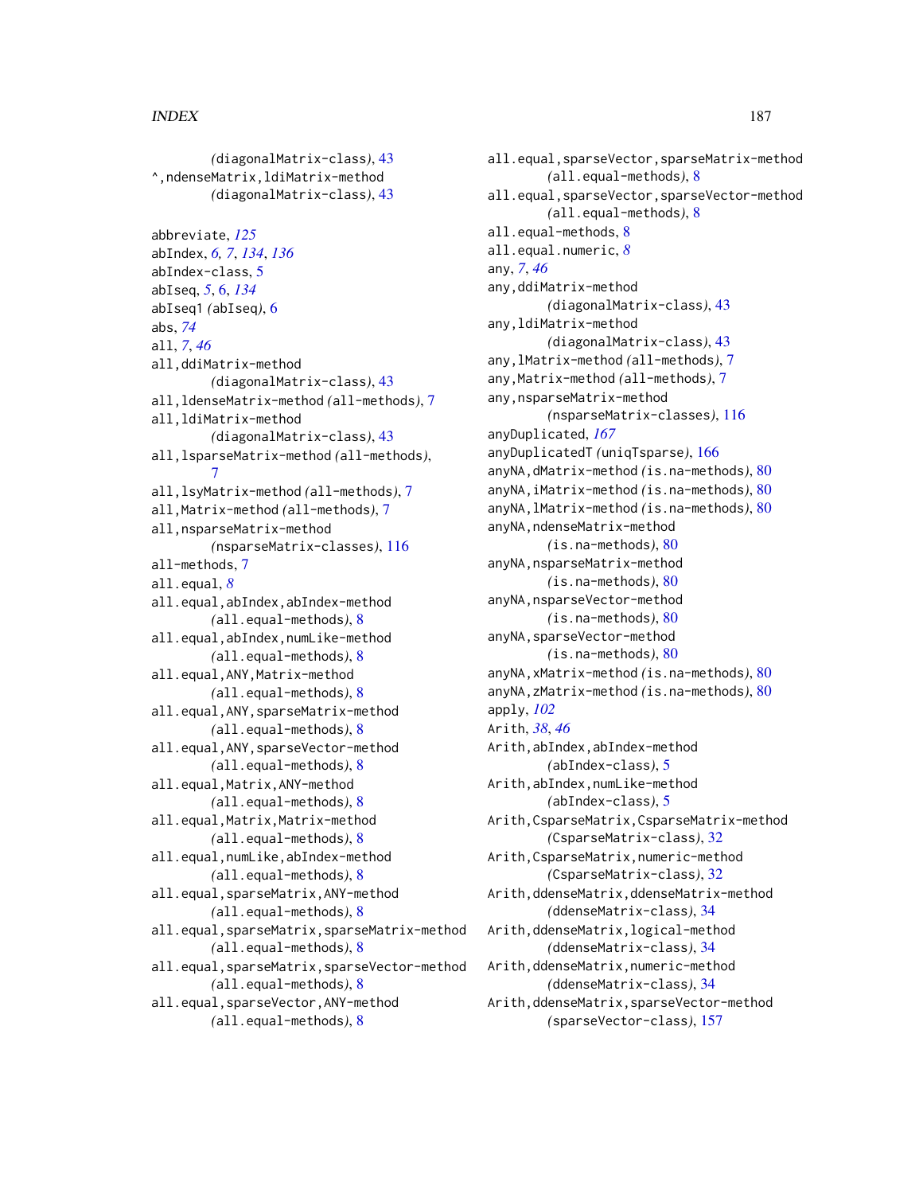(diagonalMatrix-class), 43
^,ndenseMatrix,ldiMatrix-method
(diagonalMatrix-class), 43

abbreviate, *125*
abIndex, *6*, *7*, *134*, *136*
abIndex-class, 5
abIseq, *5*, 6, *134*
abIseq1 (abIseq), 6
abs, *74*
all, *7*, *46*
all,ddiMatrix-method
(diagonalMatrix-class), 43
all,ldenseMatrix-method (all-methods), 7
all,ldiMatrix-method
(diagonalMatrix-class), 43
all,lsparseMatrix-method (all-methods), 7
all,lsyMatrix-method (all-methods), 7
all,Matrix-method (all-methods), 7
all,nsparseMatrix-method
(nsparseMatrix-classes), 116
all-methods, 7
all.equal, *8*
all.equal,abIndex,abIndex-method
(all.equal-methods), 8
all.equal,abIndex,numLike-method
(all.equal-methods), 8
all.equal,ANY,Matrix-method
(all.equal-methods), 8
all.equal,ANY,sparseMatrix-method
(all.equal-methods), 8
all.equal,ANY,sparseVector-method
(all.equal-methods), 8
all.equal,Matrix,ANY-method
(all.equal-methods), 8
all.equal,Matrix,Matrix-method
(all.equal-methods), 8
all.equal,numLike,abIndex-method
(all.equal-methods), 8
all.equal,sparseMatrix,ANY-method
(all.equal-methods), 8
all.equal,sparseMatrix,sparseMatrix-method
(all.equal-methods), 8
all.equal,sparseMatrix,sparseVector-method
(all.equal-methods), 8
all.equal,sparseVector,ANY-method
(all.equal-methods), 8
all.equal,sparseVector,sparseMatrix-method
(all.equal-methods), 8
all.equal,sparseVector,sparseVector-method
(all.equal-methods), 8
all.equal-methods, 8
all.equal.numeric, *8*
any, *7*, *46*
any,ddiMatrix-method
(diagonalMatrix-class), 43
any,ldiMatrix-method
(diagonalMatrix-class), 43
any,lMatrix-method (all-methods), 7
any,Matrix-method (all-methods), 7
any,nsparseMatrix-method
(nsparseMatrix-classes), 116
anyDuplicated, *167*
anyDuplicatedT (uniqTsparse), 166
anyNA,dMatrix-method (is.na-methods), 80
anyNA,iMatrix-method (is.na-methods), 80
anyNA,lMatrix-method (is.na-methods), 80
anyNA,ndenseMatrix-method
(is.na-methods), 80
anyNA,nsparseMatrix-method
(is.na-methods), 80
anyNA,nsparseVector-method
(is.na-methods), 80
anyNA,sparseVector-method
(is.na-methods), 80
anyNA,xMatrix-method (is.na-methods), 80
anyNA,zMatrix-method (is.na-methods), 80
apply, *102*
Arith, *38*, *46*
Arith,abIndex,abIndex-method
(abIndex-class), 5
Arith,abIndex,numLike-method
(abIndex-class), 5
Arith,CsparseMatrix,CsparseMatrix-method
(CsparseMatrix-class), 32
Arith,CsparseMatrix,numeric-method
(CsparseMatrix-class), 32
Arith,ddenseMatrix,ddenseMatrix-method
(ddenseMatrix-class), 34
Arith,ddenseMatrix,logical-method
(ddenseMatrix-class), 34
Arith,ddenseMatrix,numeric-method
(ddenseMatrix-class), 34
Arith,ddenseMatrix,sparseVector-method
(sparseVector-class), 157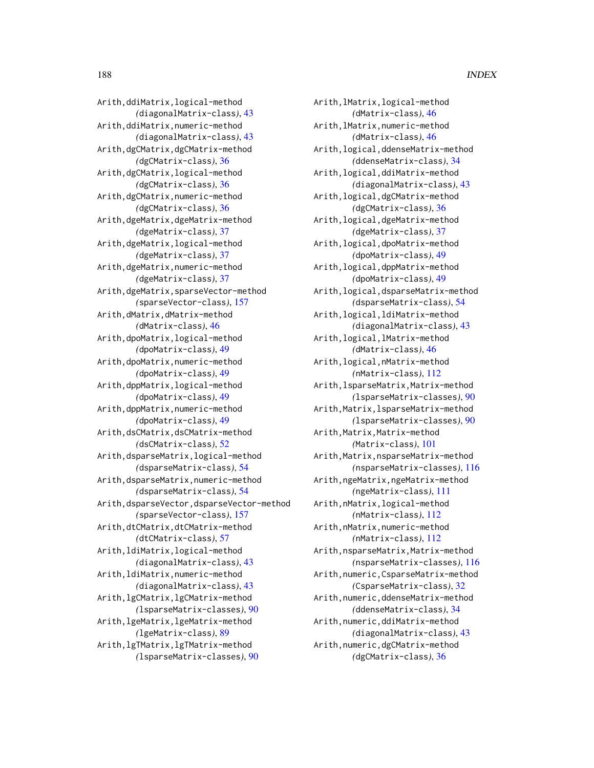Arith,ddiMatrix,logical-method
*(*diagonalMatrix-class*)*, 43
Arith,ddiMatrix,numeric-method
*(*diagonalMatrix-class*)*, 43
Arith,dgCMatrix,dgCMatrix-method
*(*dgCMatrix-class*)*, 36
Arith,dgCMatrix,logical-method
*(*dgCMatrix-class*)*, 36
Arith,dgCMatrix,numeric-method
*(*dgCMatrix-class*)*, 36
Arith,dgeMatrix,dgeMatrix-method
*(*dgeMatrix-class*)*, 37
Arith,dgeMatrix,logical-method
*(*dgeMatrix-class*)*, 37
Arith,dgeMatrix,numeric-method
*(*dgeMatrix-class*)*, 37
Arith,dgeMatrix,sparseVector-method
*(*sparseVector-class*)*, 157
Arith,dMatrix,dMatrix-method
*(*dMatrix-class*)*, 46
Arith,dpoMatrix,logical-method
*(*dpoMatrix-class*)*, 49
Arith,dpoMatrix,numeric-method
*(*dpoMatrix-class*)*, 49
Arith,dppMatrix,logical-method
*(*dpoMatrix-class*)*, 49
Arith,dppMatrix,numeric-method
*(*dpoMatrix-class*)*, 49
Arith,dsCMatrix,dsCMatrix-method
*(*dsCMatrix-class*)*, 52
Arith,dsparseMatrix,logical-method
*(*dsparseMatrix-class*)*, 54
Arith,dsparseMatrix,numeric-method
*(*dsparseMatrix-class*)*, 54
Arith,dsparseVector,dsparseVector-method
*(*sparseVector-class*)*, 157
Arith,dtCMatrix,dtCMatrix-method
*(*dtCMatrix-class*)*, 57
Arith,ldiMatrix,logical-method
*(*diagonalMatrix-class*)*, 43
Arith,ldiMatrix,numeric-method
*(*diagonalMatrix-class*)*, 43
Arith,lgCMatrix,lgCMatrix-method
*(*lsparseMatrix-classes*)*, 90
Arith,lgeMatrix,lgeMatrix-method
*(*lgeMatrix-class*)*, 89
Arith,lgTMatrix,lgTMatrix-method
*(*lsparseMatrix-classes*)*, 90
Arith,lMatrix,logical-method
*(*dMatrix-class*)*, 46
Arith,lMatrix,numeric-method
*(*dMatrix-class*)*, 46
Arith,logical,ddenseMatrix-method
*(*ddenseMatrix-class*)*, 34
Arith,logical,ddiMatrix-method
*(*diagonalMatrix-class*)*, 43
Arith,logical,dgCMatrix-method
*(*dgCMatrix-class*)*, 36
Arith,logical,dgeMatrix-method
*(*dgeMatrix-class*)*, 37
Arith,logical,dpoMatrix-method
*(*dpoMatrix-class*)*, 49
Arith,logical,dppMatrix-method
*(*dpoMatrix-class*)*, 49
Arith,logical,dsparseMatrix-method
*(*dsparseMatrix-class*)*, 54
Arith,logical,ldiMatrix-method
*(*diagonalMatrix-class*)*, 43
Arith,logical,lMatrix-method
*(*dMatrix-class*)*, 46
Arith,logical,nMatrix-method
*(*nMatrix-class*)*, 112
Arith,lsparseMatrix,Matrix-method
*(*lsparseMatrix-classes*)*, 90
Arith,Matrix,lsparseMatrix-method
*(*lsparseMatrix-classes*)*, 90
Arith,Matrix,Matrix-method
*(*Matrix-class*)*, 101
Arith,Matrix,nsparseMatrix-method
*(*nsparseMatrix-classes*)*, 116
Arith,ngeMatrix,ngeMatrix-method
*(*ngeMatrix-class*)*, 111
Arith,nMatrix,logical-method
*(*nMatrix-class*)*, 112
Arith,nMatrix,numeric-method
*(*nMatrix-class*)*, 112
Arith,nsparseMatrix,Matrix-method
*(*nsparseMatrix-classes*)*, 116
Arith,numeric,CsparseMatrix-method
*(*CsparseMatrix-class*)*, 32
Arith,numeric,ddenseMatrix-method
*(*ddenseMatrix-class*)*, 34
Arith,numeric,ddiMatrix-method
*(*diagonalMatrix-class*)*, 43
Arith,numeric,dgCMatrix-method
*(*dgCMatrix-class*)*, 36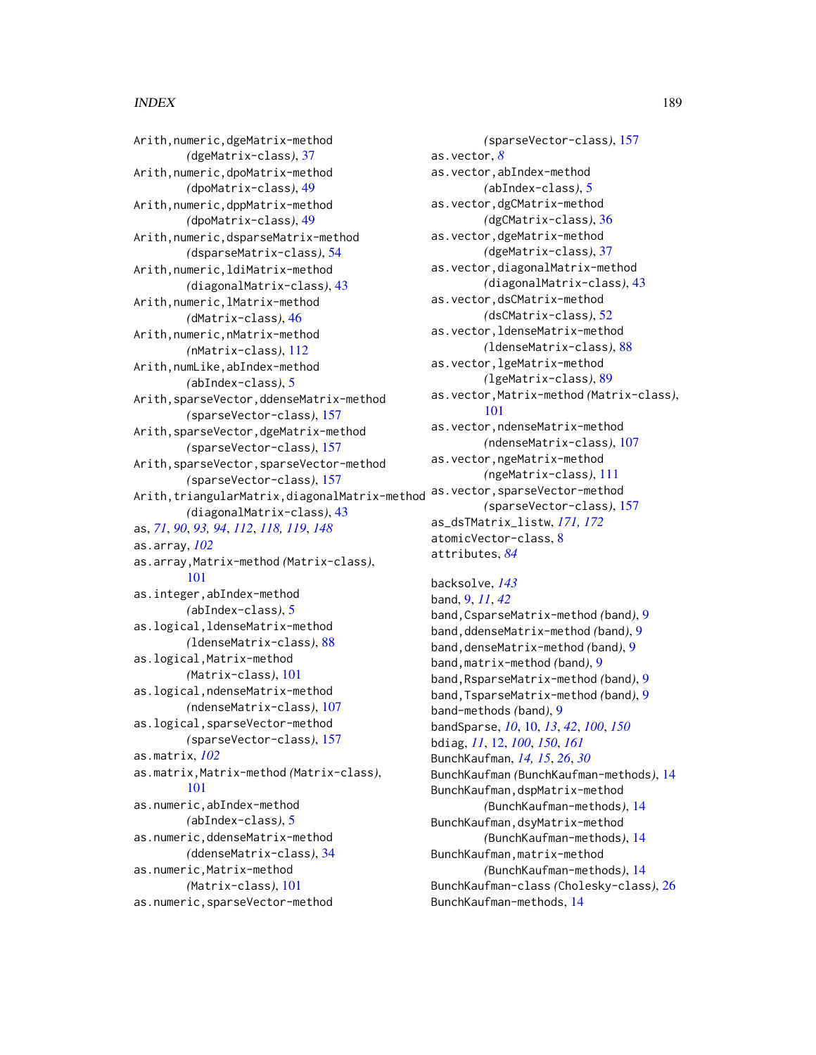Arith,numeric,dgeMatrix-method *(*dgeMatrix-class*)*, 37
Arith,numeric,dpoMatrix-method *(*dpoMatrix-class*)*, 49
Arith,numeric,dppMatrix-method *(*dpoMatrix-class*)*, 49
Arith,numeric,dsparseMatrix-method *(*dsparseMatrix-class*)*, 54
Arith,numeric,ldiMatrix-method *(*diagonalMatrix-class*)*, 43
Arith,numeric,lMatrix-method *(*dMatrix-class*)*, 46
Arith,numeric,nMatrix-method *(*nMatrix-class*)*, 112
Arith,numLike,abIndex-method *(*abIndex-class*)*, 5
Arith,sparseVector,ddenseMatrix-method *(*sparseVector-class*)*, 157
Arith,sparseVector,dgeMatrix-method *(*sparseVector-class*)*, 157
Arith,sparseVector,sparseVector-method *(*sparseVector-class*)*, 157
Arith,triangularMatrix,diagonalMatrix-method *(*diagonalMatrix-class*)*, 43
as, *71*, *90*, *93, 94*, *112*, *118, 119*, *148*
as.array, *102*
as.array,Matrix-method *(*Matrix-class*)*, 101
as.integer,abIndex-method *(*abIndex-class*)*, 5
as.logical,ldenseMatrix-method *(*ldenseMatrix-class*)*, 88
as.logical,Matrix-method *(*Matrix-class*)*, 101
as.logical,ndenseMatrix-method *(*ndenseMatrix-class*)*, 107
as.logical,sparseVector-method *(*sparseVector-class*)*, 157
as.matrix, *102*
as.matrix,Matrix-method *(*Matrix-class*)*, 101
as.numeric,abIndex-method *(*abIndex-class*)*, 5
as.numeric,ddenseMatrix-method *(*ddenseMatrix-class*)*, 34
as.numeric,Matrix-method *(*Matrix-class*)*, 101
as.numeric,sparseVector-method *(*sparseVector-class*)*, 157
as.vector, *8*
as.vector,abIndex-method *(*abIndex-class*)*, 5
as.vector,dgCMatrix-method *(*dgCMatrix-class*)*, 36
as.vector,dgeMatrix-method *(*dgeMatrix-class*)*, 37
as.vector,diagonalMatrix-method *(*diagonalMatrix-class*)*, 43
as.vector,dsCMatrix-method *(*dsCMatrix-class*)*, 52
as.vector,ldenseMatrix-method *(*ldenseMatrix-class*)*, 88
as.vector,lgeMatrix-method *(*lgeMatrix-class*)*, 89
as.vector,Matrix-method *(*Matrix-class*)*, 101
as.vector,ndenseMatrix-method *(*ndenseMatrix-class*)*, 107
as.vector,ngeMatrix-method *(*ngeMatrix-class*)*, 111
as.vector,sparseVector-method *(*sparseVector-class*)*, 157
as_dsTMatrix_listw, *171, 172*
atomicVector-class, 8
attributes, *84*

backsolve, *143*
band, 9, *11*, *42*
band,CsparseMatrix-method *(*band*)*, 9
band,ddenseMatrix-method *(*band*)*, 9
band,denseMatrix-method *(*band*)*, 9
band,matrix-method *(*band*)*, 9
band,RsparseMatrix-method *(*band*)*, 9
band,TsparseMatrix-method *(*band*)*, 9
band-methods *(*band*)*, 9
bandSparse, *10*, 10, *13*, *42*, *100*, *150*
bdiag, *11*, 12, *100*, *150*, *161*
BunchKaufman, *14, 15*, *26*, *30*
BunchKaufman *(*BunchKaufman-methods*)*, 14
BunchKaufman,dspMatrix-method *(*BunchKaufman-methods*)*, 14
BunchKaufman,dsyMatrix-method *(*BunchKaufman-methods*)*, 14
BunchKaufman,matrix-method *(*BunchKaufman-methods*)*, 14
BunchKaufman-class *(*Cholesky-class*)*, 26
BunchKaufman-methods, 14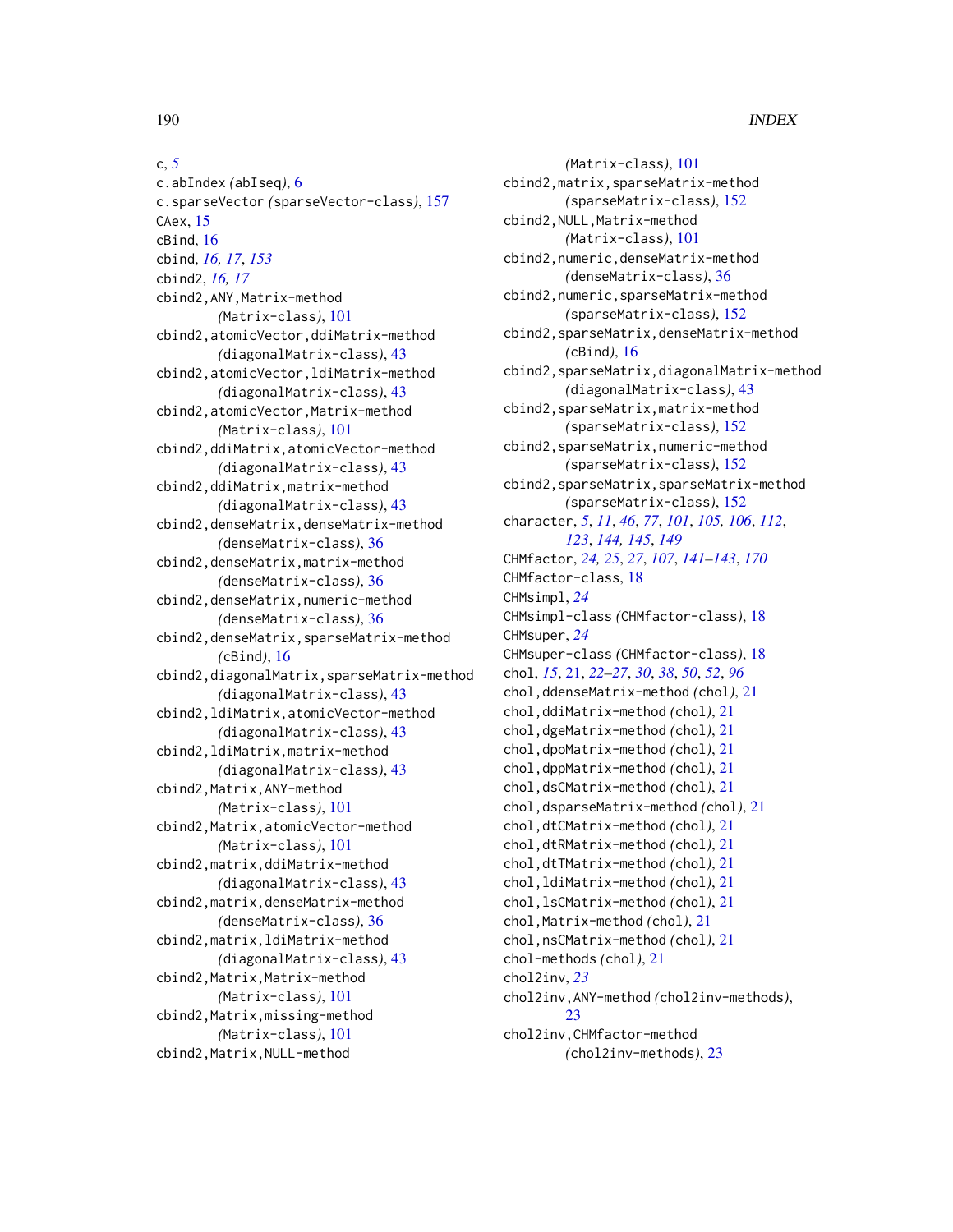c, *5*
c.abIndex *(*abIseq*)*, 6
c.sparseVector *(*sparseVector-class*)*, 157
CAex, 15
cBind, 16
cbind, *16, 17*, *153*
cbind2, *16, 17*
cbind2,ANY,Matrix-method *(*Matrix-class*)*, 101
cbind2,atomicVector,ddiMatrix-method *(*diagonalMatrix-class*)*, 43
cbind2,atomicVector,ldiMatrix-method *(*diagonalMatrix-class*)*, 43
cbind2,atomicVector,Matrix-method *(*Matrix-class*)*, 101
cbind2,ddiMatrix,atomicVector-method *(*diagonalMatrix-class*)*, 43
cbind2,ddiMatrix,matrix-method *(*diagonalMatrix-class*)*, 43
cbind2,denseMatrix,denseMatrix-method *(*denseMatrix-class*)*, 36
cbind2,denseMatrix,matrix-method *(*denseMatrix-class*)*, 36
cbind2,denseMatrix,numeric-method *(*denseMatrix-class*)*, 36
cbind2,denseMatrix,sparseMatrix-method *(*cBind*)*, 16
cbind2,diagonalMatrix,sparseMatrix-method *(*diagonalMatrix-class*)*, 43
cbind2,ldiMatrix,atomicVector-method *(*diagonalMatrix-class*)*, 43
cbind2,ldiMatrix,matrix-method *(*diagonalMatrix-class*)*, 43
cbind2,Matrix,ANY-method *(*Matrix-class*)*, 101
cbind2,Matrix,atomicVector-method *(*Matrix-class*)*, 101
cbind2,matrix,ddiMatrix-method *(*diagonalMatrix-class*)*, 43
cbind2,matrix,denseMatrix-method *(*denseMatrix-class*)*, 36
cbind2,matrix,ldiMatrix-method *(*diagonalMatrix-class*)*, 43
cbind2,Matrix,Matrix-method *(*Matrix-class*)*, 101
cbind2,Matrix,missing-method *(*Matrix-class*)*, 101
cbind2,Matrix,NULL-method *(*Matrix-class*)*, 101
cbind2,matrix,sparseMatrix-method *(*sparseMatrix-class*)*, 152
cbind2,NULL,Matrix-method *(*Matrix-class*)*, 101
cbind2,numeric,denseMatrix-method *(*denseMatrix-class*)*, 36
cbind2,numeric,sparseMatrix-method *(*sparseMatrix-class*)*, 152
cbind2,sparseMatrix,denseMatrix-method *(*cBind*)*, 16
cbind2,sparseMatrix,diagonalMatrix-method *(*diagonalMatrix-class*)*, 43
cbind2,sparseMatrix,matrix-method *(*sparseMatrix-class*)*, 152
cbind2,sparseMatrix,numeric-method *(*sparseMatrix-class*)*, 152
cbind2,sparseMatrix,sparseMatrix-method *(*sparseMatrix-class*)*, 152
character, *5*, *11*, *46*, *77*, *101*, *105, 106*, *112*, *123*, *144, 145*, *149*
CHMfactor, *24, 25*, *27*, *107*, *141–143*, *170*
CHMfactor-class, 18
CHMsimpl, *24*
CHMsimpl-class *(*CHMfactor-class*)*, 18
CHMsuper, *24*
CHMsuper-class *(*CHMfactor-class*)*, 18
chol, *15*, 21, *22–27*, *30*, *38*, *50*, *52*, *96*
chol,ddenseMatrix-method *(*chol*)*, 21
chol,ddiMatrix-method *(*chol*)*, 21
chol,dgeMatrix-method *(*chol*)*, 21
chol,dpoMatrix-method *(*chol*)*, 21
chol,dppMatrix-method *(*chol*)*, 21
chol,dsCMatrix-method *(*chol*)*, 21
chol,dsparseMatrix-method *(*chol*)*, 21
chol,dtCMatrix-method *(*chol*)*, 21
chol,dtRMatrix-method *(*chol*)*, 21
chol,dtTMatrix-method *(*chol*)*, 21
chol,ldiMatrix-method *(*chol*)*, 21
chol,lsCMatrix-method *(*chol*)*, 21
chol,Matrix-method *(*chol*)*, 21
chol,nsCMatrix-method *(*chol*)*, 21
chol-methods *(*chol*)*, 21
chol2inv, *23*
chol2inv,ANY-method *(*chol2inv-methods*)*, 23
chol2inv,CHMfactor-method *(*chol2inv-methods*)*, 23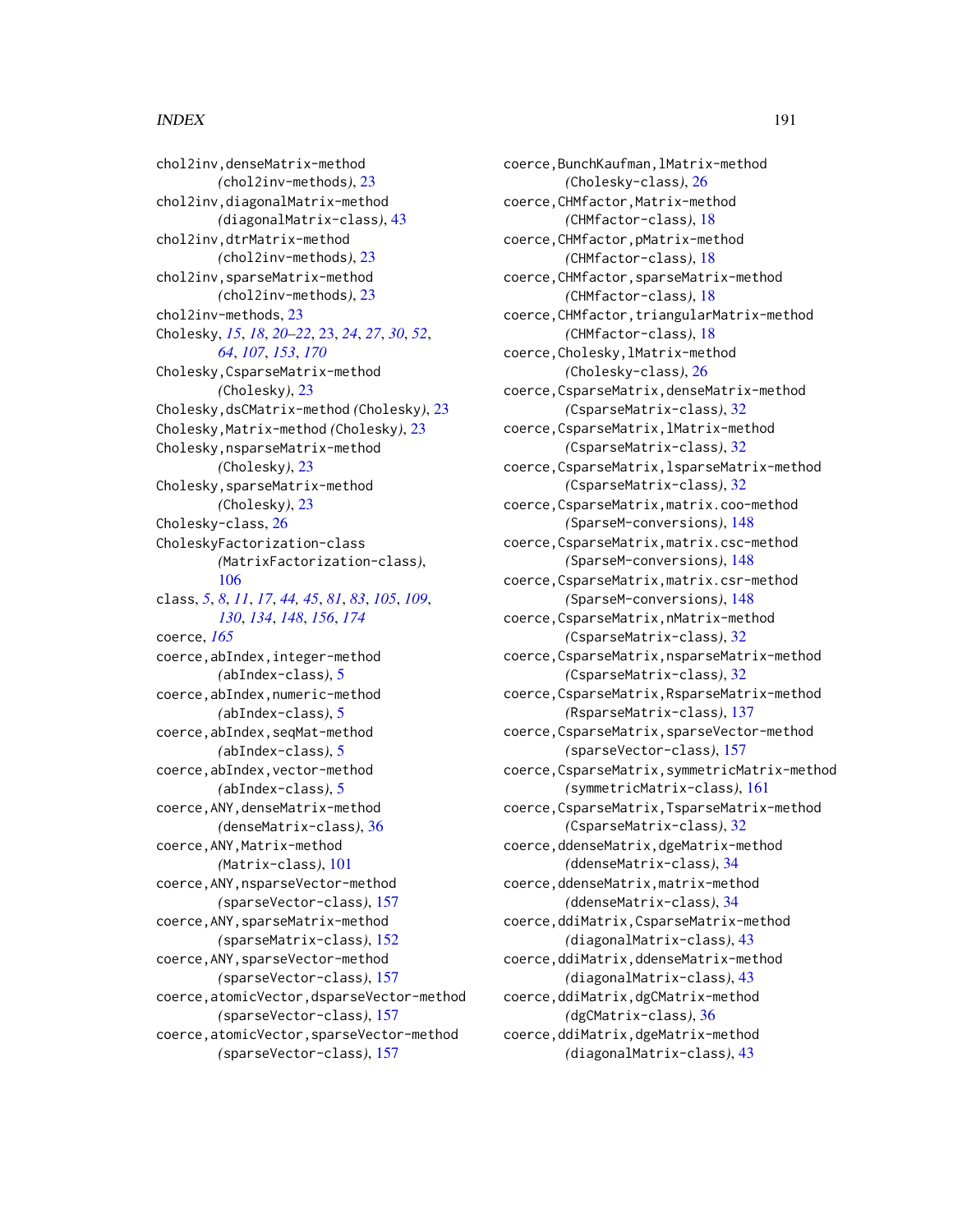chol2inv,denseMatrix-method (chol2inv-methods), 23
chol2inv,diagonalMatrix-method (diagonalMatrix-class), 43
chol2inv,dtrMatrix-method (chol2inv-methods), 23
chol2inv,sparseMatrix-method (chol2inv-methods), 23
chol2inv-methods, 23
Cholesky, *15*, *18*, *20–22*, 23, *24*, *27*, *30*, *52*, *64*, *107*, *153*, *170*
Cholesky,CsparseMatrix-method (Cholesky), 23
Cholesky,dsCMatrix-method (Cholesky), 23
Cholesky,Matrix-method (Cholesky), 23
Cholesky,nsparseMatrix-method (Cholesky), 23
Cholesky,sparseMatrix-method (Cholesky), 23
Cholesky-class, 26
CholeskyFactorization-class (MatrixFactorization-class), 106
class, *5*, *8*, *11*, *17*, *44*, *45*, *81*, *83*, *105*, *109*, *130*, *134*, *148*, *156*, *174*
coerce, *165*
coerce,abIndex,integer-method (abIndex-class), 5
coerce,abIndex,numeric-method (abIndex-class), 5
coerce,abIndex,seqMat-method (abIndex-class), 5
coerce,abIndex,vector-method (abIndex-class), 5
coerce,ANY,denseMatrix-method (denseMatrix-class), 36
coerce,ANY,Matrix-method (Matrix-class), 101
coerce,ANY,nsparseVector-method (sparseVector-class), 157
coerce,ANY,sparseMatrix-method (sparseMatrix-class), 152
coerce,ANY,sparseVector-method (sparseVector-class), 157
coerce,atomicVector,dsparseVector-method (sparseVector-class), 157
coerce,atomicVector,sparseVector-method (sparseVector-class), 157
coerce,BunchKaufman,lMatrix-method (Cholesky-class), 26
coerce,CHMfactor,Matrix-method (CHMfactor-class), 18
coerce,CHMfactor,pMatrix-method (CHMfactor-class), 18
coerce,CHMfactor,sparseMatrix-method (CHMfactor-class), 18
coerce,CHMfactor,triangularMatrix-method (CHMfactor-class), 18
coerce,Cholesky,lMatrix-method (Cholesky-class), 26
coerce,CsparseMatrix,denseMatrix-method (CsparseMatrix-class), 32
coerce,CsparseMatrix,lMatrix-method (CsparseMatrix-class), 32
coerce,CsparseMatrix,lsparseMatrix-method (CsparseMatrix-class), 32
coerce,CsparseMatrix,matrix.coo-method (SparseM-conversions), 148
coerce,CsparseMatrix,matrix.csc-method (SparseM-conversions), 148
coerce,CsparseMatrix,matrix.csr-method (SparseM-conversions), 148
coerce,CsparseMatrix,nMatrix-method (CsparseMatrix-class), 32
coerce,CsparseMatrix,nsparseMatrix-method (CsparseMatrix-class), 32
coerce,CsparseMatrix,RsparseMatrix-method (RsparseMatrix-class), 137
coerce,CsparseMatrix,sparseVector-method (sparseVector-class), 157
coerce,CsparseMatrix,symmetricMatrix-method (symmetricMatrix-class), 161
coerce,CsparseMatrix,TsparseMatrix-method (CsparseMatrix-class), 32
coerce,ddenseMatrix,dgeMatrix-method (ddenseMatrix-class), 34
coerce,ddenseMatrix,matrix-method (ddenseMatrix-class), 34
coerce,ddiMatrix,CsparseMatrix-method (diagonalMatrix-class), 43
coerce,ddiMatrix,ddenseMatrix-method (diagonalMatrix-class), 43
coerce,ddiMatrix,dgCMatrix-method (dgCMatrix-class), 36
coerce,ddiMatrix,dgeMatrix-method (diagonalMatrix-class), 43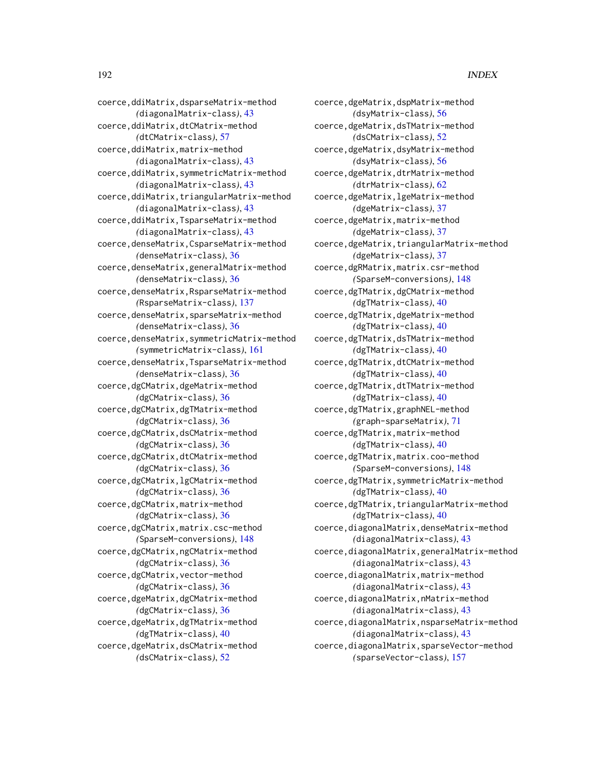coerce,ddiMatrix,dsparseMatrix-method
*(*diagonalMatrix-class*)*, 43
coerce,ddiMatrix,dtCMatrix-method
*(*dtCMatrix-class*)*, 57
coerce,ddiMatrix,matrix-method
*(*diagonalMatrix-class*)*, 43
coerce,ddiMatrix,symmetricMatrix-method
*(*diagonalMatrix-class*)*, 43
coerce,ddiMatrix,triangularMatrix-method
*(*diagonalMatrix-class*)*, 43
coerce,ddiMatrix,TsparseMatrix-method
*(*diagonalMatrix-class*)*, 43
coerce,denseMatrix,CsparseMatrix-method
*(*denseMatrix-class*)*, 36
coerce,denseMatrix,generalMatrix-method
*(*denseMatrix-class*)*, 36
coerce,denseMatrix,RsparseMatrix-method
*(*RsparseMatrix-class*)*, 137
coerce,denseMatrix,sparseMatrix-method
*(*denseMatrix-class*)*, 36
coerce,denseMatrix,symmetricMatrix-method
*(*symmetricMatrix-class*)*, 161
coerce,denseMatrix,TsparseMatrix-method
*(*denseMatrix-class*)*, 36
coerce,dgCMatrix,dgeMatrix-method
*(*dgCMatrix-class*)*, 36
coerce,dgCMatrix,dgTMatrix-method
*(*dgCMatrix-class*)*, 36
coerce,dgCMatrix,dsCMatrix-method
*(*dgCMatrix-class*)*, 36
coerce,dgCMatrix,dtCMatrix-method
*(*dgCMatrix-class*)*, 36
coerce,dgCMatrix,lgCMatrix-method
*(*dgCMatrix-class*)*, 36
coerce,dgCMatrix,matrix-method
*(*dgCMatrix-class*)*, 36
coerce,dgCMatrix,matrix.csc-method
*(*SparseM-conversions*)*, 148
coerce,dgCMatrix,ngCMatrix-method
*(*dgCMatrix-class*)*, 36
coerce,dgCMatrix,vector-method
*(*dgCMatrix-class*)*, 36
coerce,dgeMatrix,dgCMatrix-method
*(*dgCMatrix-class*)*, 36
coerce,dgeMatrix,dgTMatrix-method
*(*dgTMatrix-class*)*, 40
coerce,dgeMatrix,dsCMatrix-method
*(*dsCMatrix-class*)*, 52
coerce,dgeMatrix,dspMatrix-method
*(*dsyMatrix-class*)*, 56
coerce,dgeMatrix,dsTMatrix-method
*(*dsCMatrix-class*)*, 52
coerce,dgeMatrix,dsyMatrix-method
*(*dsyMatrix-class*)*, 56
coerce,dgeMatrix,dtrMatrix-method
*(*dtrMatrix-class*)*, 62
coerce,dgeMatrix,lgeMatrix-method
*(*dgeMatrix-class*)*, 37
coerce,dgeMatrix,matrix-method
*(*dgeMatrix-class*)*, 37
coerce,dgeMatrix,triangularMatrix-method
*(*dgeMatrix-class*)*, 37
coerce,dgRMatrix,matrix.csr-method
*(*SparseM-conversions*)*, 148
coerce,dgTMatrix,dgCMatrix-method
*(*dgTMatrix-class*)*, 40
coerce,dgTMatrix,dgeMatrix-method
*(*dgTMatrix-class*)*, 40
coerce,dgTMatrix,dsTMatrix-method
*(*dgTMatrix-class*)*, 40
coerce,dgTMatrix,dtCMatrix-method
*(*dgTMatrix-class*)*, 40
coerce,dgTMatrix,dtTMatrix-method
*(*dgTMatrix-class*)*, 40
coerce,dgTMatrix,graphNEL-method
*(*graph-sparseMatrix*)*, 71
coerce,dgTMatrix,matrix-method
*(*dgTMatrix-class*)*, 40
coerce,dgTMatrix,matrix.coo-method
*(*SparseM-conversions*)*, 148
coerce,dgTMatrix,symmetricMatrix-method
*(*dgTMatrix-class*)*, 40
coerce,dgTMatrix,triangularMatrix-method
*(*dgTMatrix-class*)*, 40
coerce,diagonalMatrix,denseMatrix-method
*(*diagonalMatrix-class*)*, 43
coerce,diagonalMatrix,generalMatrix-method
*(*diagonalMatrix-class*)*, 43
coerce,diagonalMatrix,matrix-method
*(*diagonalMatrix-class*)*, 43
coerce,diagonalMatrix,nMatrix-method
*(*diagonalMatrix-class*)*, 43
coerce,diagonalMatrix,nsparseMatrix-method
*(*diagonalMatrix-class*)*, 43
coerce,diagonalMatrix,sparseVector-method
*(*sparseVector-class*)*, 157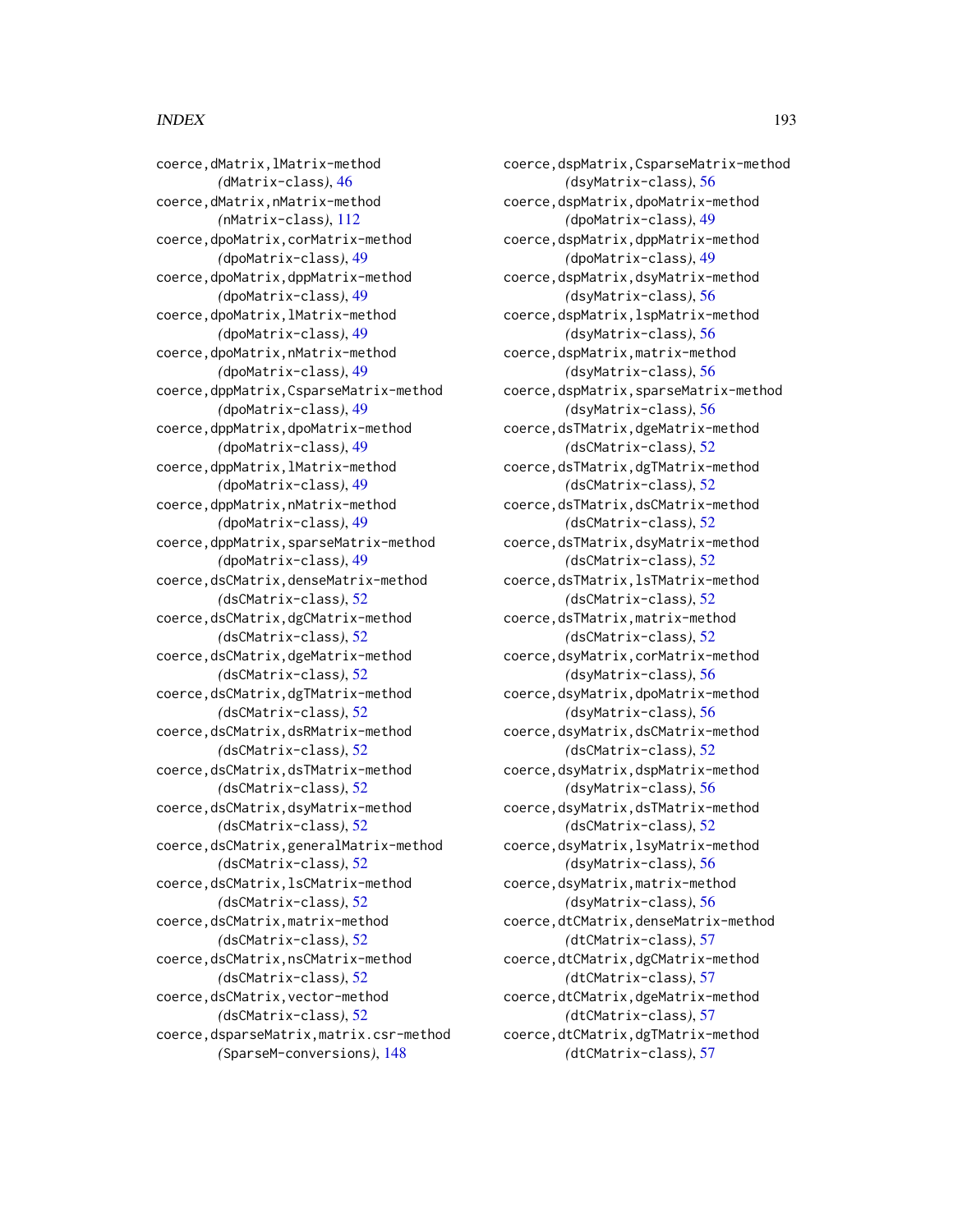coerce,dMatrix,lMatrix-method
(dMatrix-class), 46
coerce,dMatrix,nMatrix-method
(nMatrix-class), 112
coerce,dpoMatrix,corMatrix-method
(dpoMatrix-class), 49
coerce,dpoMatrix,dppMatrix-method
(dpoMatrix-class), 49
coerce,dpoMatrix,lMatrix-method
(dpoMatrix-class), 49
coerce,dpoMatrix,nMatrix-method
(dpoMatrix-class), 49
coerce,dppMatrix,CsparseMatrix-method
(dpoMatrix-class), 49
coerce,dppMatrix,dpoMatrix-method
(dpoMatrix-class), 49
coerce,dppMatrix,lMatrix-method
(dpoMatrix-class), 49
coerce,dppMatrix,nMatrix-method
(dpoMatrix-class), 49
coerce,dppMatrix,sparseMatrix-method
(dpoMatrix-class), 49
coerce,dsCMatrix,denseMatrix-method
(dsCMatrix-class), 52
coerce,dsCMatrix,dgCMatrix-method
(dsCMatrix-class), 52
coerce,dsCMatrix,dgeMatrix-method
(dsCMatrix-class), 52
coerce,dsCMatrix,dgTMatrix-method
(dsCMatrix-class), 52
coerce,dsCMatrix,dsRMatrix-method
(dsCMatrix-class), 52
coerce,dsCMatrix,dsTMatrix-method
(dsCMatrix-class), 52
coerce,dsCMatrix,dsyMatrix-method
(dsCMatrix-class), 52
coerce,dsCMatrix,generalMatrix-method
(dsCMatrix-class), 52
coerce,dsCMatrix,lsCMatrix-method
(dsCMatrix-class), 52
coerce,dsCMatrix,matrix-method
(dsCMatrix-class), 52
coerce,dsCMatrix,nsCMatrix-method
(dsCMatrix-class), 52
coerce,dsCMatrix,vector-method
(dsCMatrix-class), 52
coerce,dsparseMatrix,matrix.csr-method
(SparseM-conversions), 148
coerce,dspMatrix,CsparseMatrix-method
(dsyMatrix-class), 56
coerce,dspMatrix,dpoMatrix-method
(dpoMatrix-class), 49
coerce,dspMatrix,dppMatrix-method
(dpoMatrix-class), 49
coerce,dspMatrix,dsyMatrix-method
(dsyMatrix-class), 56
coerce,dspMatrix,lspMatrix-method
(dsyMatrix-class), 56
coerce,dspMatrix,matrix-method
(dsyMatrix-class), 56
coerce,dspMatrix,sparseMatrix-method
(dsyMatrix-class), 56
coerce,dsTMatrix,dgeMatrix-method
(dsCMatrix-class), 52
coerce,dsTMatrix,dgTMatrix-method
(dsCMatrix-class), 52
coerce,dsTMatrix,dsCMatrix-method
(dsCMatrix-class), 52
coerce,dsTMatrix,dsyMatrix-method
(dsCMatrix-class), 52
coerce,dsTMatrix,lsTMatrix-method
(dsCMatrix-class), 52
coerce,dsTMatrix,matrix-method
(dsCMatrix-class), 52
coerce,dsyMatrix,corMatrix-method
(dsyMatrix-class), 56
coerce,dsyMatrix,dpoMatrix-method
(dsyMatrix-class), 56
coerce,dsyMatrix,dsCMatrix-method
(dsCMatrix-class), 52
coerce,dsyMatrix,dspMatrix-method
(dsyMatrix-class), 56
coerce,dsyMatrix,dsTMatrix-method
(dsCMatrix-class), 52
coerce,dsyMatrix,lsyMatrix-method
(dsyMatrix-class), 56
coerce,dsyMatrix,matrix-method
(dsyMatrix-class), 56
coerce,dtCMatrix,denseMatrix-method
(dtCMatrix-class), 57
coerce,dtCMatrix,dgCMatrix-method
(dtCMatrix-class), 57
coerce,dtCMatrix,dgeMatrix-method
(dtCMatrix-class), 57
coerce,dtCMatrix,dgTMatrix-method
(dtCMatrix-class), 57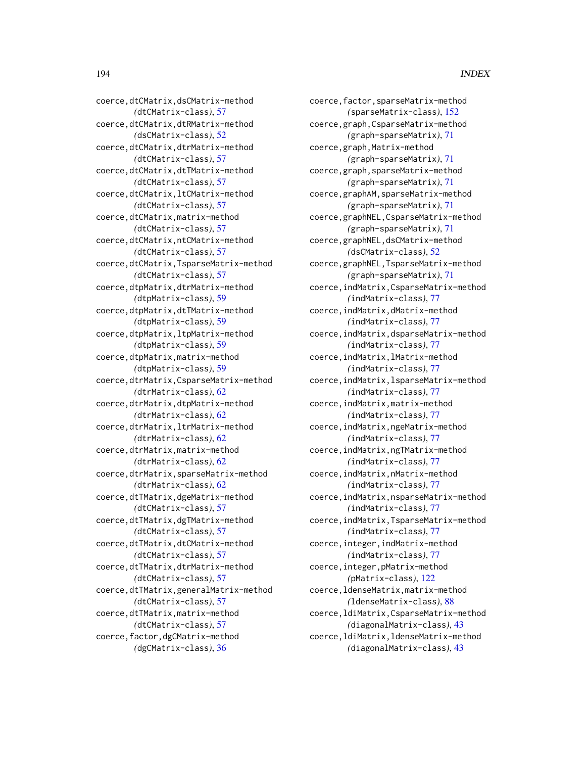coerce,dtCMatrix,dsCMatrix-method
(dtCMatrix-class), 57
coerce,dtCMatrix,dtRMatrix-method
(dsCMatrix-class), 52
coerce,dtCMatrix,dtrMatrix-method
(dtCMatrix-class), 57
coerce,dtCMatrix,dtTMatrix-method
(dtCMatrix-class), 57
coerce,dtCMatrix,ltCMatrix-method
(dtCMatrix-class), 57
coerce,dtCMatrix,matrix-method
(dtCMatrix-class), 57
coerce,dtCMatrix,ntCMatrix-method
(dtCMatrix-class), 57
coerce,dtCMatrix,TsparseMatrix-method
(dtCMatrix-class), 57
coerce,dtpMatrix,dtrMatrix-method
(dtpMatrix-class), 59
coerce,dtpMatrix,dtTMatrix-method
(dtpMatrix-class), 59
coerce,dtpMatrix,ltpMatrix-method
(dtpMatrix-class), 59
coerce,dtpMatrix,matrix-method
(dtpMatrix-class), 59
coerce,dtrMatrix,CsparseMatrix-method
(dtrMatrix-class), 62
coerce,dtrMatrix,dtpMatrix-method
(dtrMatrix-class), 62
coerce,dtrMatrix,ltrMatrix-method
(dtrMatrix-class), 62
coerce,dtrMatrix,matrix-method
(dtrMatrix-class), 62
coerce,dtrMatrix,sparseMatrix-method
(dtrMatrix-class), 62
coerce,dtTMatrix,dgeMatrix-method
(dtCMatrix-class), 57
coerce,dtTMatrix,dgTMatrix-method
(dtCMatrix-class), 57
coerce,dtTMatrix,dtCMatrix-method
(dtCMatrix-class), 57
coerce,dtTMatrix,dtrMatrix-method
(dtCMatrix-class), 57
coerce,dtTMatrix,generalMatrix-method
(dtCMatrix-class), 57
coerce,dtTMatrix,matrix-method
(dtCMatrix-class), 57
coerce,factor,dgCMatrix-method
(dgCMatrix-class), 36
coerce,factor,sparseMatrix-method
(sparseMatrix-class), 152
coerce,graph,CsparseMatrix-method
(graph-sparseMatrix), 71
coerce,graph,Matrix-method
(graph-sparseMatrix), 71
coerce,graph,sparseMatrix-method
(graph-sparseMatrix), 71
coerce,graphAM,sparseMatrix-method
(graph-sparseMatrix), 71
coerce,graphNEL,CsparseMatrix-method
(graph-sparseMatrix), 71
coerce,graphNEL,dsCMatrix-method
(dsCMatrix-class), 52
coerce,graphNEL,TsparseMatrix-method
(graph-sparseMatrix), 71
coerce,indMatrix,CsparseMatrix-method
(indMatrix-class), 77
coerce,indMatrix,dMatrix-method
(indMatrix-class), 77
coerce,indMatrix,dsparseMatrix-method
(indMatrix-class), 77
coerce,indMatrix,lMatrix-method
(indMatrix-class), 77
coerce,indMatrix,lsparseMatrix-method
(indMatrix-class), 77
coerce,indMatrix,matrix-method
(indMatrix-class), 77
coerce,indMatrix,ngeMatrix-method
(indMatrix-class), 77
coerce,indMatrix,ngTMatrix-method
(indMatrix-class), 77
coerce,indMatrix,nMatrix-method
(indMatrix-class), 77
coerce,indMatrix,nsparseMatrix-method
(indMatrix-class), 77
coerce,indMatrix,TsparseMatrix-method
(indMatrix-class), 77
coerce,integer,indMatrix-method
(indMatrix-class), 77
coerce,integer,pMatrix-method
(pMatrix-class), 122
coerce,ldenseMatrix,matrix-method
(ldenseMatrix-class), 88
coerce,ldiMatrix,CsparseMatrix-method
(diagonalMatrix-class), 43
coerce,ldiMatrix,ldenseMatrix-method
(diagonalMatrix-class), 43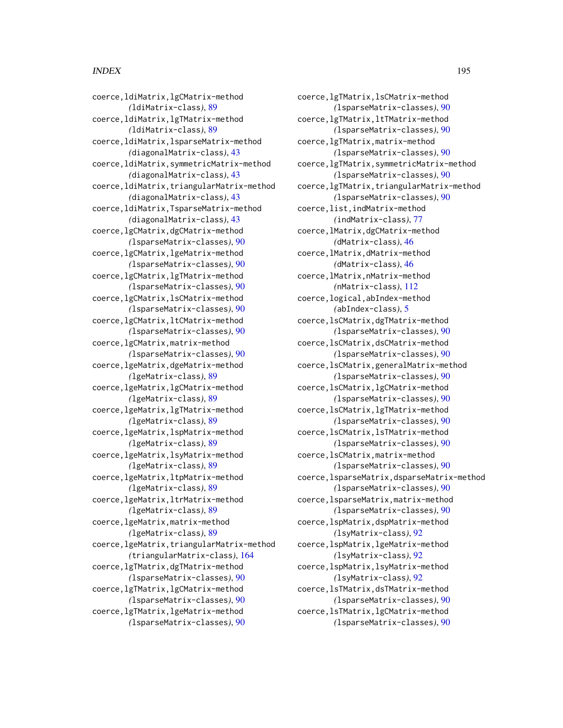coerce,ldiMatrix,lgCMatrix-method
(ldiMatrix-class), 89
coerce,ldiMatrix,lgTMatrix-method
(ldiMatrix-class), 89
coerce,ldiMatrix,lsparseMatrix-method
(diagonalMatrix-class), 43
coerce,ldiMatrix,symmetricMatrix-method
(diagonalMatrix-class), 43
coerce,ldiMatrix,triangularMatrix-method
(diagonalMatrix-class), 43
coerce,ldiMatrix,TsparseMatrix-method
(diagonalMatrix-class), 43
coerce,lgCMatrix,dgCMatrix-method
(lsparseMatrix-classes), 90
coerce,lgCMatrix,lgeMatrix-method
(lsparseMatrix-classes), 90
coerce,lgCMatrix,lgTMatrix-method
(lsparseMatrix-classes), 90
coerce,lgCMatrix,lsCMatrix-method
(lsparseMatrix-classes), 90
coerce,lgCMatrix,ltCMatrix-method
(lsparseMatrix-classes), 90
coerce,lgCMatrix,matrix-method
(lsparseMatrix-classes), 90
coerce,lgeMatrix,dgeMatrix-method
(lgeMatrix-class), 89
coerce,lgeMatrix,lgCMatrix-method
(lgeMatrix-class), 89
coerce,lgeMatrix,lgTMatrix-method
(lgeMatrix-class), 89
coerce,lgeMatrix,lspMatrix-method
(lgeMatrix-class), 89
coerce,lgeMatrix,lsyMatrix-method
(lgeMatrix-class), 89
coerce,lgeMatrix,ltpMatrix-method
(lgeMatrix-class), 89
coerce,lgeMatrix,ltrMatrix-method
(lgeMatrix-class), 89
coerce,lgeMatrix,matrix-method
(lgeMatrix-class), 89
coerce,lgeMatrix,triangularMatrix-method
(triangularMatrix-class), 164
coerce,lgTMatrix,dgTMatrix-method
(lsparseMatrix-classes), 90
coerce,lgTMatrix,lgCMatrix-method
(lsparseMatrix-classes), 90
coerce,lgTMatrix,lgeMatrix-method
(lsparseMatrix-classes), 90
coerce,lgTMatrix,lsCMatrix-method
(lsparseMatrix-classes), 90
coerce,lgTMatrix,ltTMatrix-method
(lsparseMatrix-classes), 90
coerce,lgTMatrix,matrix-method
(lsparseMatrix-classes), 90
coerce,lgTMatrix,symmetricMatrix-method
(lsparseMatrix-classes), 90
coerce,lgTMatrix,triangularMatrix-method
(lsparseMatrix-classes), 90
coerce,list,indMatrix-method
(indMatrix-class), 77
coerce,lMatrix,dgCMatrix-method
(dMatrix-class), 46
coerce,lMatrix,dMatrix-method
(dMatrix-class), 46
coerce,lMatrix,nMatrix-method
(nMatrix-class), 112
coerce,logical,abIndex-method
(abIndex-class), 5
coerce,lsCMatrix,dgTMatrix-method
(lsparseMatrix-classes), 90
coerce,lsCMatrix,dsCMatrix-method
(lsparseMatrix-classes), 90
coerce,lsCMatrix,generalMatrix-method
(lsparseMatrix-classes), 90
coerce,lsCMatrix,lgCMatrix-method
(lsparseMatrix-classes), 90
coerce,lsCMatrix,lgTMatrix-method
(lsparseMatrix-classes), 90
coerce,lsCMatrix,lsTMatrix-method
(lsparseMatrix-classes), 90
coerce,lsCMatrix,matrix-method
(lsparseMatrix-classes), 90
coerce,lsparseMatrix,dsparseMatrix-method
(lsparseMatrix-classes), 90
coerce,lsparseMatrix,matrix-method
(lsparseMatrix-classes), 90
coerce,lspMatrix,dspMatrix-method
(lsyMatrix-class), 92
coerce,lspMatrix,lgeMatrix-method
(lsyMatrix-class), 92
coerce,lspMatrix,lsyMatrix-method
(lsyMatrix-class), 92
coerce,lsTMatrix,dsTMatrix-method
(lsparseMatrix-classes), 90
coerce,lsTMatrix,lgCMatrix-method
(lsparseMatrix-classes), 90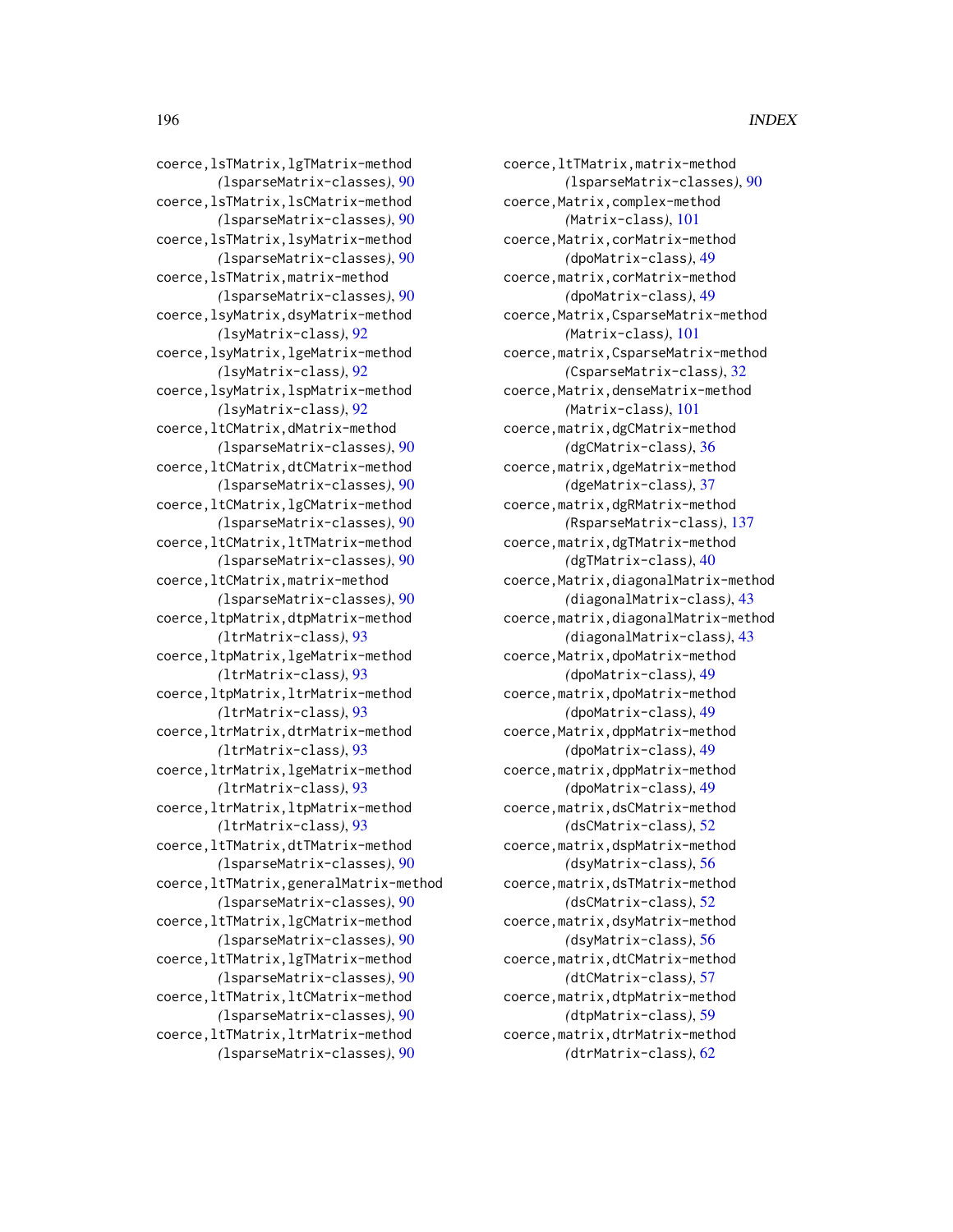coerce,lsTMatrix,lgTMatrix-method
*(*lsparseMatrix-classes*)*, 90
coerce,lsTMatrix,lsCMatrix-method
*(*lsparseMatrix-classes*)*, 90
coerce,lsTMatrix,lsyMatrix-method
*(*lsparseMatrix-classes*)*, 90
coerce,lsTMatrix,matrix-method
*(*lsparseMatrix-classes*)*, 90
coerce,lsyMatrix,dsyMatrix-method
*(*lsyMatrix-class*)*, 92
coerce,lsyMatrix,lgeMatrix-method
*(*lsyMatrix-class*)*, 92
coerce,lsyMatrix,lspMatrix-method
*(*lsyMatrix-class*)*, 92
coerce,ltCMatrix,dMatrix-method
*(*lsparseMatrix-classes*)*, 90
coerce,ltCMatrix,dtCMatrix-method
*(*lsparseMatrix-classes*)*, 90
coerce,ltCMatrix,lgCMatrix-method
*(*lsparseMatrix-classes*)*, 90
coerce,ltCMatrix,ltTMatrix-method
*(*lsparseMatrix-classes*)*, 90
coerce,ltCMatrix,matrix-method
*(*lsparseMatrix-classes*)*, 90
coerce,ltpMatrix,dtpMatrix-method
*(*ltrMatrix-class*)*, 93
coerce,ltpMatrix,lgeMatrix-method
*(*ltrMatrix-class*)*, 93
coerce,ltpMatrix,ltrMatrix-method
*(*ltrMatrix-class*)*, 93
coerce,ltrMatrix,dtrMatrix-method
*(*ltrMatrix-class*)*, 93
coerce,ltrMatrix,lgeMatrix-method
*(*ltrMatrix-class*)*, 93
coerce,ltrMatrix,ltpMatrix-method
*(*ltrMatrix-class*)*, 93
coerce,ltTMatrix,dtTMatrix-method
*(*lsparseMatrix-classes*)*, 90
coerce,ltTMatrix,generalMatrix-method
*(*lsparseMatrix-classes*)*, 90
coerce,ltTMatrix,lgCMatrix-method
*(*lsparseMatrix-classes*)*, 90
coerce,ltTMatrix,lgTMatrix-method
*(*lsparseMatrix-classes*)*, 90
coerce,ltTMatrix,ltCMatrix-method
*(*lsparseMatrix-classes*)*, 90
coerce,ltTMatrix,ltrMatrix-method
*(*lsparseMatrix-classes*)*, 90
coerce,ltTMatrix,matrix-method
*(*lsparseMatrix-classes*)*, 90
coerce,Matrix,complex-method
*(*Matrix-class*)*, 101
coerce,Matrix,corMatrix-method
*(*dpoMatrix-class*)*, 49
coerce,matrix,corMatrix-method
*(*dpoMatrix-class*)*, 49
coerce,Matrix,CsparseMatrix-method
*(*Matrix-class*)*, 101
coerce,matrix,CsparseMatrix-method
*(*CsparseMatrix-class*)*, 32
coerce,Matrix,denseMatrix-method
*(*Matrix-class*)*, 101
coerce,matrix,dgCMatrix-method
*(*dgCMatrix-class*)*, 36
coerce,matrix,dgeMatrix-method
*(*dgeMatrix-class*)*, 37
coerce,matrix,dgRMatrix-method
*(*RsparseMatrix-class*)*, 137
coerce,matrix,dgTMatrix-method
*(*dgTMatrix-class*)*, 40
coerce,Matrix,diagonalMatrix-method
*(*diagonalMatrix-class*)*, 43
coerce,matrix,diagonalMatrix-method
*(*diagonalMatrix-class*)*, 43
coerce,Matrix,dpoMatrix-method
*(*dpoMatrix-class*)*, 49
coerce,matrix,dpoMatrix-method
*(*dpoMatrix-class*)*, 49
coerce,Matrix,dppMatrix-method
*(*dpoMatrix-class*)*, 49
coerce,matrix,dppMatrix-method
*(*dpoMatrix-class*)*, 49
coerce,matrix,dsCMatrix-method
*(*dsCMatrix-class*)*, 52
coerce,matrix,dspMatrix-method
*(*dsyMatrix-class*)*, 56
coerce,matrix,dsTMatrix-method
*(*dsCMatrix-class*)*, 52
coerce,matrix,dsyMatrix-method
*(*dsyMatrix-class*)*, 56
coerce,matrix,dtCMatrix-method
*(*dtCMatrix-class*)*, 57
coerce,matrix,dtpMatrix-method
*(*dtpMatrix-class*)*, 59
coerce,matrix,dtrMatrix-method
*(*dtrMatrix-class*)*, 62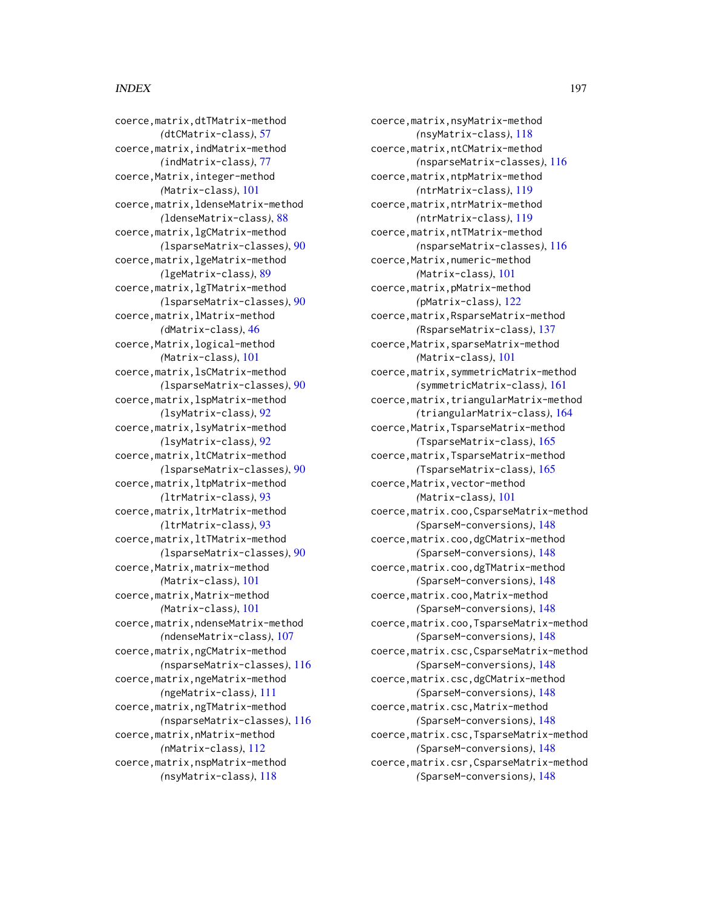coerce,matrix,dtTMatrix-method
*(*dtCMatrix-class*)*, 57
coerce,matrix,indMatrix-method
*(*indMatrix-class*)*, 77
coerce,Matrix,integer-method
*(*Matrix-class*)*, 101
coerce,matrix,ldenseMatrix-method
*(*ldenseMatrix-class*)*, 88
coerce,matrix,lgCMatrix-method
*(*lsparseMatrix-classes*)*, 90
coerce,matrix,lgeMatrix-method
*(*lgeMatrix-class*)*, 89
coerce,matrix,lgTMatrix-method
*(*lsparseMatrix-classes*)*, 90
coerce,matrix,lMatrix-method
*(*dMatrix-class*)*, 46
coerce,Matrix,logical-method
*(*Matrix-class*)*, 101
coerce,matrix,lsCMatrix-method
*(*lsparseMatrix-classes*)*, 90
coerce,matrix,lspMatrix-method
*(*lsyMatrix-class*)*, 92
coerce,matrix,lsyMatrix-method
*(*lsyMatrix-class*)*, 92
coerce,matrix,ltCMatrix-method
*(*lsparseMatrix-classes*)*, 90
coerce,matrix,ltpMatrix-method
*(*ltrMatrix-class*)*, 93
coerce,matrix,ltrMatrix-method
*(*ltrMatrix-class*)*, 93
coerce,matrix,ltTMatrix-method
*(*lsparseMatrix-classes*)*, 90
coerce,Matrix,matrix-method
*(*Matrix-class*)*, 101
coerce,matrix,Matrix-method
*(*Matrix-class*)*, 101
coerce,matrix,ndenseMatrix-method
*(*ndenseMatrix-class*)*, 107
coerce,matrix,ngCMatrix-method
*(*nsparseMatrix-classes*)*, 116
coerce,matrix,ngeMatrix-method
*(*ngeMatrix-class*)*, 111
coerce,matrix,ngTMatrix-method
*(*nsparseMatrix-classes*)*, 116
coerce,matrix,nMatrix-method
*(*nMatrix-class*)*, 112
coerce,matrix,nspMatrix-method
*(*nsyMatrix-class*)*, 118
coerce,matrix,nsyMatrix-method
*(*nsyMatrix-class*)*, 118
coerce,matrix,ntCMatrix-method
*(*nsparseMatrix-classes*)*, 116
coerce,matrix,ntpMatrix-method
*(*ntrMatrix-class*)*, 119
coerce,matrix,ntrMatrix-method
*(*ntrMatrix-class*)*, 119
coerce,matrix,ntTMatrix-method
*(*nsparseMatrix-classes*)*, 116
coerce,Matrix,numeric-method
*(*Matrix-class*)*, 101
coerce,matrix,pMatrix-method
*(*pMatrix-class*)*, 122
coerce,matrix,RsparseMatrix-method
*(*RsparseMatrix-class*)*, 137
coerce,Matrix,sparseMatrix-method
*(*Matrix-class*)*, 101
coerce,matrix,symmetricMatrix-method
*(*symmetricMatrix-class*)*, 161
coerce,matrix,triangularMatrix-method
*(*triangularMatrix-class*)*, 164
coerce,Matrix,TsparseMatrix-method
*(*TsparseMatrix-class*)*, 165
coerce,matrix,TsparseMatrix-method
*(*TsparseMatrix-class*)*, 165
coerce,Matrix,vector-method
*(*Matrix-class*)*, 101
coerce,matrix.coo,CsparseMatrix-method
*(*SparseM-conversions*)*, 148
coerce,matrix.coo,dgCMatrix-method
*(*SparseM-conversions*)*, 148
coerce,matrix.coo,dgTMatrix-method
*(*SparseM-conversions*)*, 148
coerce,matrix.coo,Matrix-method
*(*SparseM-conversions*)*, 148
coerce,matrix.coo,TsparseMatrix-method
*(*SparseM-conversions*)*, 148
coerce,matrix.csc,CsparseMatrix-method
*(*SparseM-conversions*)*, 148
coerce,matrix.csc,dgCMatrix-method
*(*SparseM-conversions*)*, 148
coerce,matrix.csc,Matrix-method
*(*SparseM-conversions*)*, 148
coerce,matrix.csc,TsparseMatrix-method
*(*SparseM-conversions*)*, 148
coerce,matrix.csr,CsparseMatrix-method
*(*SparseM-conversions*)*, 148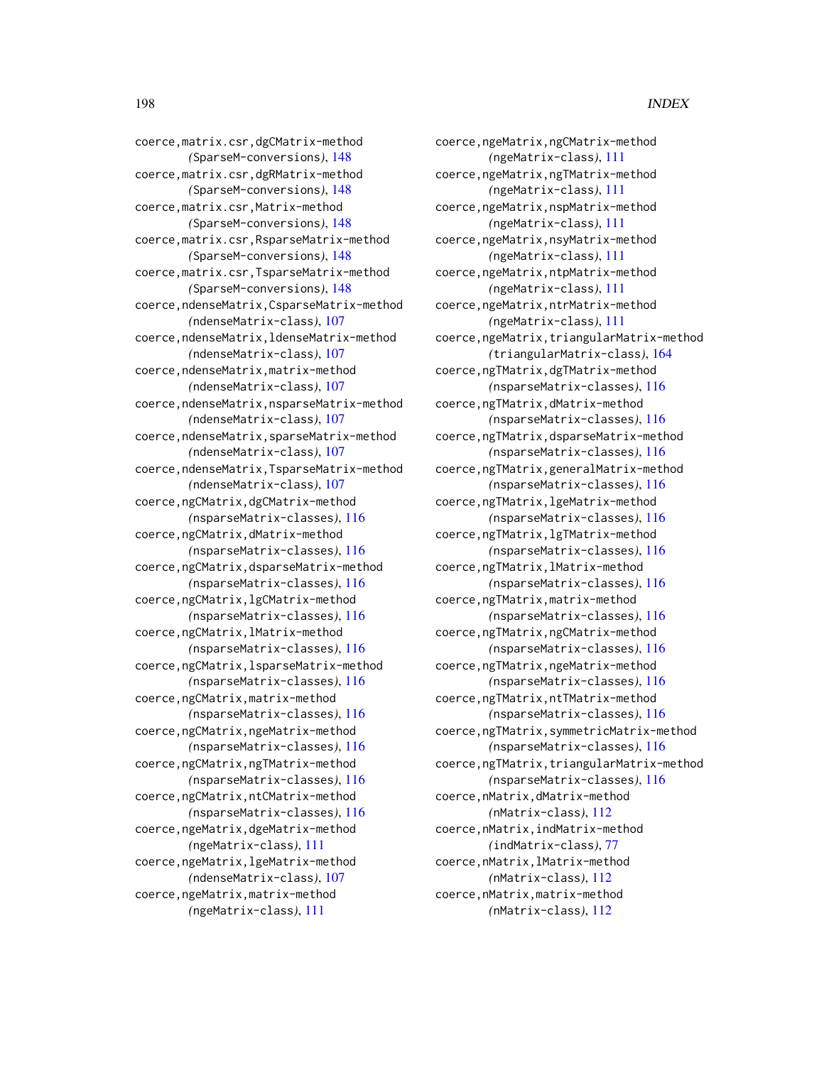coerce,matrix.csr,dgCMatrix-method
*(SparseM-conversions)*, 148
coerce,matrix.csr,dgRMatrix-method
*(SparseM-conversions)*, 148
coerce,matrix.csr,Matrix-method
*(SparseM-conversions)*, 148
coerce,matrix.csr,RsparseMatrix-method
*(SparseM-conversions)*, 148
coerce,matrix.csr,TsparseMatrix-method
*(SparseM-conversions)*, 148
coerce,ndenseMatrix,CsparseMatrix-method
*(ndenseMatrix-class)*, 107
coerce,ndenseMatrix,ldenseMatrix-method
*(ndenseMatrix-class)*, 107
coerce,ndenseMatrix,matrix-method
*(ndenseMatrix-class)*, 107
coerce,ndenseMatrix,nsparseMatrix-method
*(ndenseMatrix-class)*, 107
coerce,ndenseMatrix,sparseMatrix-method
*(ndenseMatrix-class)*, 107
coerce,ndenseMatrix,TsparseMatrix-method
*(ndenseMatrix-class)*, 107
coerce,ngCMatrix,dgCMatrix-method
*(nsparseMatrix-classes)*, 116
coerce,ngCMatrix,dMatrix-method
*(nsparseMatrix-classes)*, 116
coerce,ngCMatrix,dsparseMatrix-method
*(nsparseMatrix-classes)*, 116
coerce,ngCMatrix,lgCMatrix-method
*(nsparseMatrix-classes)*, 116
coerce,ngCMatrix,lMatrix-method
*(nsparseMatrix-classes)*, 116
coerce,ngCMatrix,lsparseMatrix-method
*(nsparseMatrix-classes)*, 116
coerce,ngCMatrix,matrix-method
*(nsparseMatrix-classes)*, 116
coerce,ngCMatrix,ngeMatrix-method
*(nsparseMatrix-classes)*, 116
coerce,ngCMatrix,ngTMatrix-method
*(nsparseMatrix-classes)*, 116
coerce,ngCMatrix,ntCMatrix-method
*(nsparseMatrix-classes)*, 116
coerce,ngeMatrix,dgeMatrix-method
*(ngeMatrix-class)*, 111
coerce,ngeMatrix,lgeMatrix-method
*(ndenseMatrix-class)*, 107
coerce,ngeMatrix,matrix-method
*(ngeMatrix-class)*, 111
coerce,ngeMatrix,ngCMatrix-method
*(ngeMatrix-class)*, 111
coerce,ngeMatrix,ngTMatrix-method
*(ngeMatrix-class)*, 111
coerce,ngeMatrix,nspMatrix-method
*(ngeMatrix-class)*, 111
coerce,ngeMatrix,nsyMatrix-method
*(ngeMatrix-class)*, 111
coerce,ngeMatrix,ntpMatrix-method
*(ngeMatrix-class)*, 111
coerce,ngeMatrix,ntrMatrix-method
*(ngeMatrix-class)*, 111
coerce,ngeMatrix,triangularMatrix-method
*(triangularMatrix-class)*, 164
coerce,ngTMatrix,dgTMatrix-method
*(nsparseMatrix-classes)*, 116
coerce,ngTMatrix,dMatrix-method
*(nsparseMatrix-classes)*, 116
coerce,ngTMatrix,dsparseMatrix-method
*(nsparseMatrix-classes)*, 116
coerce,ngTMatrix,generalMatrix-method
*(nsparseMatrix-classes)*, 116
coerce,ngTMatrix,lgeMatrix-method
*(nsparseMatrix-classes)*, 116
coerce,ngTMatrix,lgTMatrix-method
*(nsparseMatrix-classes)*, 116
coerce,ngTMatrix,lMatrix-method
*(nsparseMatrix-classes)*, 116
coerce,ngTMatrix,matrix-method
*(nsparseMatrix-classes)*, 116
coerce,ngTMatrix,ngCMatrix-method
*(nsparseMatrix-classes)*, 116
coerce,ngTMatrix,ngeMatrix-method
*(nsparseMatrix-classes)*, 116
coerce,ngTMatrix,ntTMatrix-method
*(nsparseMatrix-classes)*, 116
coerce,ngTMatrix,symmetricMatrix-method
*(nsparseMatrix-classes)*, 116
coerce,ngTMatrix,triangularMatrix-method
*(nsparseMatrix-classes)*, 116
coerce,nMatrix,dMatrix-method
*(nMatrix-class)*, 112
coerce,nMatrix,indMatrix-method
*(indMatrix-class)*, 77
coerce,nMatrix,lMatrix-method
*(nMatrix-class)*, 112
coerce,nMatrix,matrix-method
*(nMatrix-class)*, 112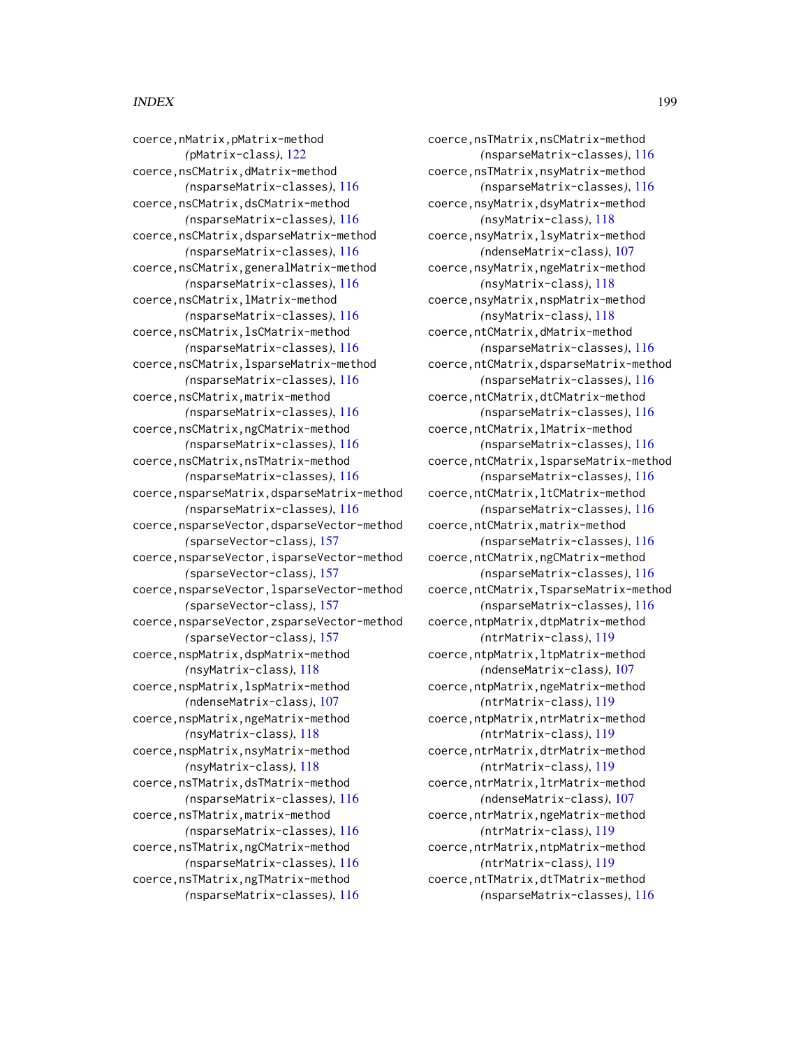coerce,nMatrix,pMatrix-method
*(*pMatrix-class*)*, 122
coerce,nsCMatrix,dMatrix-method
*(*nsparseMatrix-classes*)*, 116
coerce,nsCMatrix,dsCMatrix-method
*(*nsparseMatrix-classes*)*, 116
coerce,nsCMatrix,dsparseMatrix-method
*(*nsparseMatrix-classes*)*, 116
coerce,nsCMatrix,generalMatrix-method
*(*nsparseMatrix-classes*)*, 116
coerce,nsCMatrix,lMatrix-method
*(*nsparseMatrix-classes*)*, 116
coerce,nsCMatrix,lsCMatrix-method
*(*nsparseMatrix-classes*)*, 116
coerce,nsCMatrix,lsparseMatrix-method
*(*nsparseMatrix-classes*)*, 116
coerce,nsCMatrix,matrix-method
*(*nsparseMatrix-classes*)*, 116
coerce,nsCMatrix,ngCMatrix-method
*(*nsparseMatrix-classes*)*, 116
coerce,nsCMatrix,nsTMatrix-method
*(*nsparseMatrix-classes*)*, 116
coerce,nsparseMatrix,dsparseMatrix-method
*(*nsparseMatrix-classes*)*, 116
coerce,nsparseVector,dsparseVector-method
*(*sparseVector-class*)*, 157
coerce,nsparseVector,isparseVector-method
*(*sparseVector-class*)*, 157
coerce,nsparseVector,lsparseVector-method
*(*sparseVector-class*)*, 157
coerce,nsparseVector,zsparseVector-method
*(*sparseVector-class*)*, 157
coerce,nspMatrix,dspMatrix-method
*(*nsyMatrix-class*)*, 118
coerce,nspMatrix,lspMatrix-method
*(*ndenseMatrix-class*)*, 107
coerce,nspMatrix,ngeMatrix-method
*(*nsyMatrix-class*)*, 118
coerce,nspMatrix,nsyMatrix-method
*(*nsyMatrix-class*)*, 118
coerce,nsTMatrix,dsTMatrix-method
*(*nsparseMatrix-classes*)*, 116
coerce,nsTMatrix,matrix-method
*(*nsparseMatrix-classes*)*, 116
coerce,nsTMatrix,ngCMatrix-method
*(*nsparseMatrix-classes*)*, 116
coerce,nsTMatrix,ngTMatrix-method
*(*nsparseMatrix-classes*)*, 116
coerce,nsTMatrix,nsCMatrix-method
*(*nsparseMatrix-classes*)*, 116
coerce,nsTMatrix,nsyMatrix-method
*(*nsparseMatrix-classes*)*, 116
coerce,nsyMatrix,dsyMatrix-method
*(*nsyMatrix-class*)*, 118
coerce,nsyMatrix,lsyMatrix-method
*(*ndenseMatrix-class*)*, 107
coerce,nsyMatrix,ngeMatrix-method
*(*nsyMatrix-class*)*, 118
coerce,nsyMatrix,nspMatrix-method
*(*nsyMatrix-class*)*, 118
coerce,ntCMatrix,dMatrix-method
*(*nsparseMatrix-classes*)*, 116
coerce,ntCMatrix,dsparseMatrix-method
*(*nsparseMatrix-classes*)*, 116
coerce,ntCMatrix,dtCMatrix-method
*(*nsparseMatrix-classes*)*, 116
coerce,ntCMatrix,lMatrix-method
*(*nsparseMatrix-classes*)*, 116
coerce,ntCMatrix,lsparseMatrix-method
*(*nsparseMatrix-classes*)*, 116
coerce,ntCMatrix,ltCMatrix-method
*(*nsparseMatrix-classes*)*, 116
coerce,ntCMatrix,matrix-method
*(*nsparseMatrix-classes*)*, 116
coerce,ntCMatrix,ngCMatrix-method
*(*nsparseMatrix-classes*)*, 116
coerce,ntCMatrix,TsparseMatrix-method
*(*nsparseMatrix-classes*)*, 116
coerce,ntpMatrix,dtpMatrix-method
*(*ntrMatrix-class*)*, 119
coerce,ntpMatrix,ltpMatrix-method
*(*ndenseMatrix-class*)*, 107
coerce,ntpMatrix,ngeMatrix-method
*(*ntrMatrix-class*)*, 119
coerce,ntpMatrix,ntrMatrix-method
*(*ntrMatrix-class*)*, 119
coerce,ntrMatrix,dtrMatrix-method
*(*ntrMatrix-class*)*, 119
coerce,ntrMatrix,ltrMatrix-method
*(*ndenseMatrix-class*)*, 107
coerce,ntrMatrix,ngeMatrix-method
*(*ntrMatrix-class*)*, 119
coerce,ntrMatrix,ntpMatrix-method
*(*ntrMatrix-class*)*, 119
coerce,ntTMatrix,dtTMatrix-method
*(*nsparseMatrix-classes*)*, 116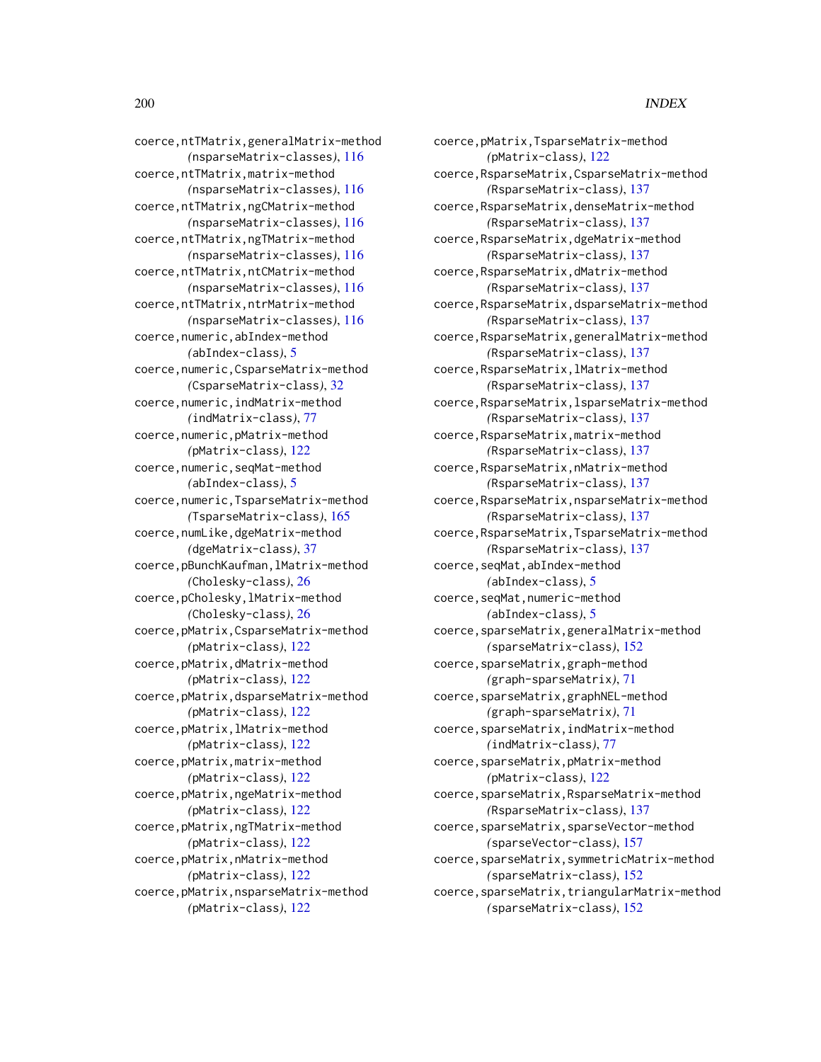coerce,ntTMatrix,generalMatrix-method
  *(*nsparseMatrix-classes*)*, 116
coerce,ntTMatrix,matrix-method
  *(*nsparseMatrix-classes*)*, 116
coerce,ntTMatrix,ngCMatrix-method
  *(*nsparseMatrix-classes*)*, 116
coerce,ntTMatrix,ngTMatrix-method
  *(*nsparseMatrix-classes*)*, 116
coerce,ntTMatrix,ntCMatrix-method
  *(*nsparseMatrix-classes*)*, 116
coerce,ntTMatrix,ntrMatrix-method
  *(*nsparseMatrix-classes*)*, 116
coerce,numeric,abIndex-method
  *(*abIndex-class*)*, 5
coerce,numeric,CsparseMatrix-method
  *(*CsparseMatrix-class*)*, 32
coerce,numeric,indMatrix-method
  *(*indMatrix-class*)*, 77
coerce,numeric,pMatrix-method
  *(*pMatrix-class*)*, 122
coerce,numeric,seqMat-method
  *(*abIndex-class*)*, 5
coerce,numeric,TsparseMatrix-method
  *(*TsparseMatrix-class*)*, 165
coerce,numLike,dgeMatrix-method
  *(*dgeMatrix-class*)*, 37
coerce,pBunchKaufman,lMatrix-method
  *(*Cholesky-class*)*, 26
coerce,pCholesky,lMatrix-method
  *(*Cholesky-class*)*, 26
coerce,pMatrix,CsparseMatrix-method
  *(*pMatrix-class*)*, 122
coerce,pMatrix,dMatrix-method
  *(*pMatrix-class*)*, 122
coerce,pMatrix,dsparseMatrix-method
  *(*pMatrix-class*)*, 122
coerce,pMatrix,lMatrix-method
  *(*pMatrix-class*)*, 122
coerce,pMatrix,matrix-method
  *(*pMatrix-class*)*, 122
coerce,pMatrix,ngeMatrix-method
  *(*pMatrix-class*)*, 122
coerce,pMatrix,ngTMatrix-method
  *(*pMatrix-class*)*, 122
coerce,pMatrix,nMatrix-method
  *(*pMatrix-class*)*, 122
coerce,pMatrix,nsparseMatrix-method
  *(*pMatrix-class*)*, 122
coerce,pMatrix,TsparseMatrix-method
  *(*pMatrix-class*)*, 122
coerce,RsparseMatrix,CsparseMatrix-method
  *(*RsparseMatrix-class*)*, 137
coerce,RsparseMatrix,denseMatrix-method
  *(*RsparseMatrix-class*)*, 137
coerce,RsparseMatrix,dgeMatrix-method
  *(*RsparseMatrix-class*)*, 137
coerce,RsparseMatrix,dMatrix-method
  *(*RsparseMatrix-class*)*, 137
coerce,RsparseMatrix,dsparseMatrix-method
  *(*RsparseMatrix-class*)*, 137
coerce,RsparseMatrix,generalMatrix-method
  *(*RsparseMatrix-class*)*, 137
coerce,RsparseMatrix,lMatrix-method
  *(*RsparseMatrix-class*)*, 137
coerce,RsparseMatrix,lsparseMatrix-method
  *(*RsparseMatrix-class*)*, 137
coerce,RsparseMatrix,matrix-method
  *(*RsparseMatrix-class*)*, 137
coerce,RsparseMatrix,nMatrix-method
  *(*RsparseMatrix-class*)*, 137
coerce,RsparseMatrix,nsparseMatrix-method
  *(*RsparseMatrix-class*)*, 137
coerce,RsparseMatrix,TsparseMatrix-method
  *(*RsparseMatrix-class*)*, 137
coerce,seqMat,abIndex-method
  *(*abIndex-class*)*, 5
coerce,seqMat,numeric-method
  *(*abIndex-class*)*, 5
coerce,sparseMatrix,generalMatrix-method
  *(*sparseMatrix-class*)*, 152
coerce,sparseMatrix,graph-method
  *(*graph-sparseMatrix*)*, 71
coerce,sparseMatrix,graphNEL-method
  *(*graph-sparseMatrix*)*, 71
coerce,sparseMatrix,indMatrix-method
  *(*indMatrix-class*)*, 77
coerce,sparseMatrix,pMatrix-method
  *(*pMatrix-class*)*, 122
coerce,sparseMatrix,RsparseMatrix-method
  *(*RsparseMatrix-class*)*, 137
coerce,sparseMatrix,sparseVector-method
  *(*sparseVector-class*)*, 157
coerce,sparseMatrix,symmetricMatrix-method
  *(*sparseMatrix-class*)*, 152
coerce,sparseMatrix,triangularMatrix-method
  *(*sparseMatrix-class*)*, 152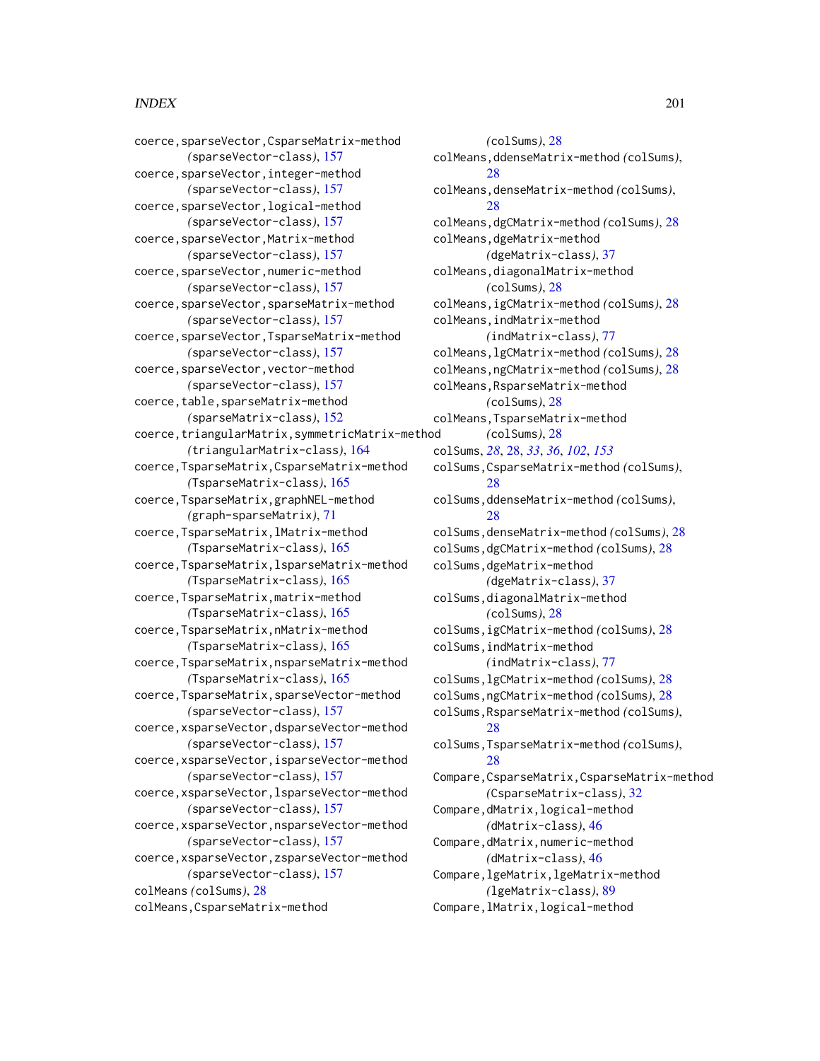coerce,sparseVector,CsparseMatrix-method (sparseVector-class), 157
coerce,sparseVector,integer-method (sparseVector-class), 157
coerce,sparseVector,logical-method (sparseVector-class), 157
coerce,sparseVector,Matrix-method (sparseVector-class), 157
coerce,sparseVector,numeric-method (sparseVector-class), 157
coerce,sparseVector,sparseMatrix-method (sparseVector-class), 157
coerce,sparseVector,TsparseMatrix-method (sparseVector-class), 157
coerce,sparseVector,vector-method (sparseVector-class), 157
coerce,table,sparseMatrix-method (sparseMatrix-class), 152
coerce,triangularMatrix,symmetricMatrix-method (triangularMatrix-class), 164
coerce,TsparseMatrix,CsparseMatrix-method (TsparseMatrix-class), 165
coerce,TsparseMatrix,graphNEL-method (graph-sparseMatrix), 71
coerce,TsparseMatrix,lMatrix-method (TsparseMatrix-class), 165
coerce,TsparseMatrix,lsparseMatrix-method (TsparseMatrix-class), 165
coerce,TsparseMatrix,matrix-method (TsparseMatrix-class), 165
coerce,TsparseMatrix,nMatrix-method (TsparseMatrix-class), 165
coerce,TsparseMatrix,nsparseMatrix-method (TsparseMatrix-class), 165
coerce,TsparseMatrix,sparseVector-method (sparseVector-class), 157
coerce,xsparseVector,dsparseVector-method (sparseVector-class), 157
coerce,xsparseVector,isparseVector-method (sparseVector-class), 157
coerce,xsparseVector,lsparseVector-method (sparseVector-class), 157
coerce,xsparseVector,nsparseVector-method (sparseVector-class), 157
coerce,xsparseVector,zsparseVector-method (sparseVector-class), 157
colMeans (colSums), 28
colMeans,CsparseMatrix-method (colSums), 28
colMeans,ddenseMatrix-method (colSums), 28
colMeans,denseMatrix-method (colSums), 28
colMeans,dgCMatrix-method (colSums), 28
colMeans,dgeMatrix-method (dgeMatrix-class), 37
colMeans,diagonalMatrix-method (colSums), 28
colMeans,igCMatrix-method (colSums), 28
colMeans,indMatrix-method (indMatrix-class), 77
colMeans,lgCMatrix-method (colSums), 28
colMeans,ngCMatrix-method (colSums), 28
colMeans,RsparseMatrix-method (colSums), 28
colMeans,TsparseMatrix-method (colSums), 28
colSums, *28*, 28, *33*, *36*, *102*, *153*
colSums,CsparseMatrix-method (colSums), 28
colSums,ddenseMatrix-method (colSums), 28
colSums,denseMatrix-method (colSums), 28
colSums,dgCMatrix-method (colSums), 28
colSums,dgeMatrix-method (dgeMatrix-class), 37
colSums,diagonalMatrix-method (colSums), 28
colSums,igCMatrix-method (colSums), 28
colSums,indMatrix-method (indMatrix-class), 77
colSums,lgCMatrix-method (colSums), 28
colSums,ngCMatrix-method (colSums), 28
colSums,RsparseMatrix-method (colSums), 28
colSums,TsparseMatrix-method (colSums), 28
Compare,CsparseMatrix,CsparseMatrix-method (CsparseMatrix-class), 32
Compare,dMatrix,logical-method (dMatrix-class), 46
Compare,dMatrix,numeric-method (dMatrix-class), 46
Compare,lgeMatrix,lgeMatrix-method (lgeMatrix-class), 89
Compare,lMatrix,logical-method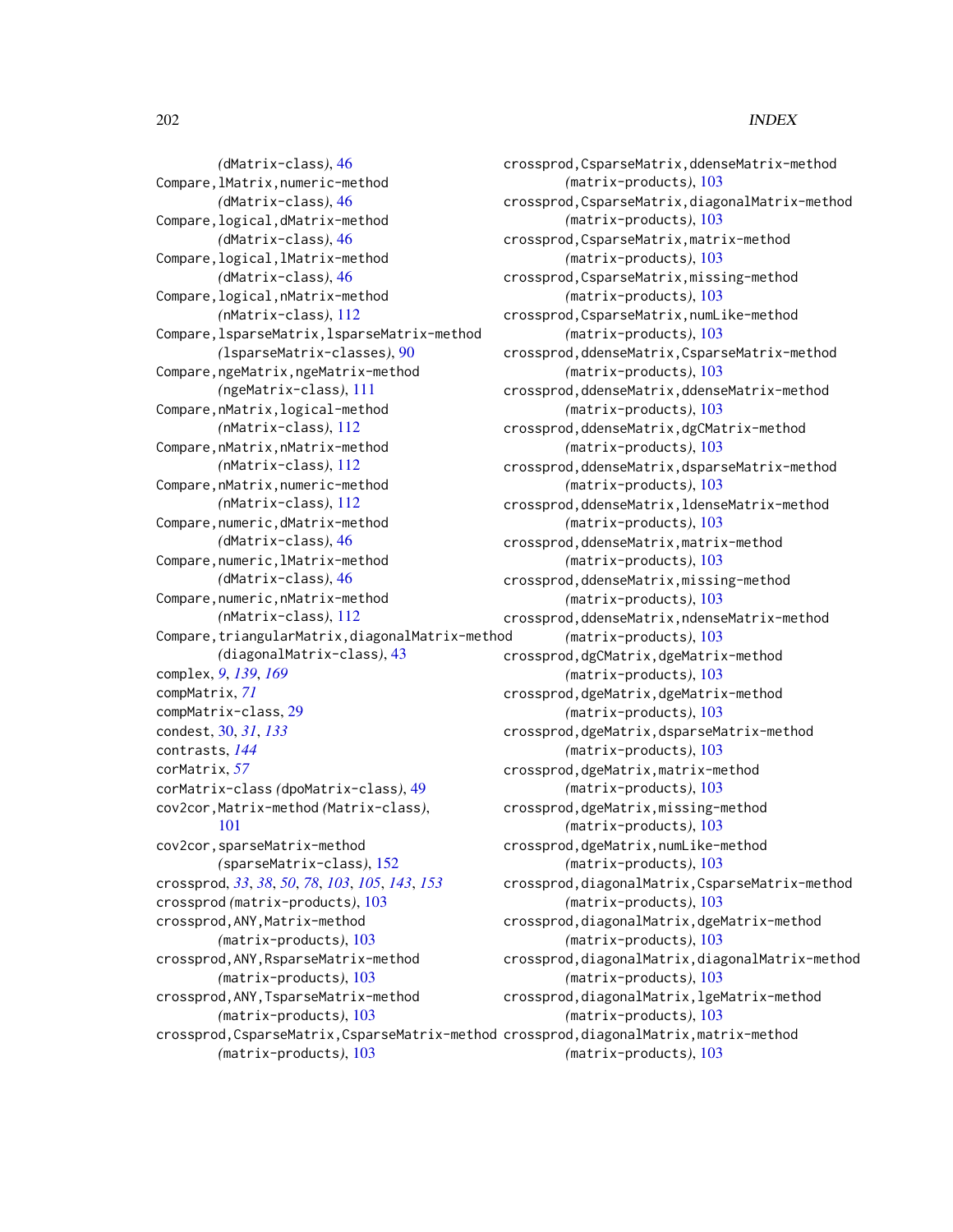(dMatrix-class), 46
Compare,lMatrix,numeric-method
(dMatrix-class), 46
Compare,logical,dMatrix-method
(dMatrix-class), 46
Compare,logical,lMatrix-method
(dMatrix-class), 46
Compare,logical,nMatrix-method
(nMatrix-class), 112
Compare,lsparseMatrix,lsparseMatrix-method
(lsparseMatrix-classes), 90
Compare,ngeMatrix,ngeMatrix-method
(ngeMatrix-class), 111
Compare,nMatrix,logical-method
(nMatrix-class), 112
Compare,nMatrix,nMatrix-method
(nMatrix-class), 112
Compare,nMatrix,numeric-method
(nMatrix-class), 112
Compare,numeric,dMatrix-method
(dMatrix-class), 46
Compare,numeric,lMatrix-method
(dMatrix-class), 46
Compare,numeric,nMatrix-method
(nMatrix-class), 112
Compare,triangularMatrix,diagonalMatrix-method
(diagonalMatrix-class), 43
complex, *9*, *139*, *169*
compMatrix, *71*
compMatrix-class, 29
condest, 30, *31*, *133*
contrasts, *144*
corMatrix, *57*
corMatrix-class (dpoMatrix-class), 49
cov2cor,Matrix-method (Matrix-class), 101
cov2cor,sparseMatrix-method
(sparseMatrix-class), 152
crossprod, *33*, *38*, *50*, *78*, *103*, *105*, *143*, *153*
crossprod (matrix-products), 103
crossprod,ANY,Matrix-method
(matrix-products), 103
crossprod,ANY,RsparseMatrix-method
(matrix-products), 103
crossprod,ANY,TsparseMatrix-method
(matrix-products), 103
crossprod,CsparseMatrix,CsparseMatrix-method
(matrix-products), 103
crossprod,CsparseMatrix,ddenseMatrix-method
(matrix-products), 103
crossprod,CsparseMatrix,diagonalMatrix-method
(matrix-products), 103
crossprod,CsparseMatrix,matrix-method
(matrix-products), 103
crossprod,CsparseMatrix,missing-method
(matrix-products), 103
crossprod,CsparseMatrix,numLike-method
(matrix-products), 103
crossprod,ddenseMatrix,CsparseMatrix-method
(matrix-products), 103
crossprod,ddenseMatrix,ddenseMatrix-method
(matrix-products), 103
crossprod,ddenseMatrix,dgCMatrix-method
(matrix-products), 103
crossprod,ddenseMatrix,dsparseMatrix-method
(matrix-products), 103
crossprod,ddenseMatrix,ldenseMatrix-method
(matrix-products), 103
crossprod,ddenseMatrix,matrix-method
(matrix-products), 103
crossprod,ddenseMatrix,missing-method
(matrix-products), 103
crossprod,ddenseMatrix,ndenseMatrix-method
(matrix-products), 103
crossprod,dgCMatrix,dgeMatrix-method
(matrix-products), 103
crossprod,dgeMatrix,dgeMatrix-method
(matrix-products), 103
crossprod,dgeMatrix,dsparseMatrix-method
(matrix-products), 103
crossprod,dgeMatrix,matrix-method
(matrix-products), 103
crossprod,dgeMatrix,missing-method
(matrix-products), 103
crossprod,dgeMatrix,numLike-method
(matrix-products), 103
crossprod,diagonalMatrix,CsparseMatrix-method
(matrix-products), 103
crossprod,diagonalMatrix,dgeMatrix-method
(matrix-products), 103
crossprod,diagonalMatrix,diagonalMatrix-method
(matrix-products), 103
crossprod,diagonalMatrix,lgeMatrix-method
(matrix-products), 103
crossprod,diagonalMatrix,matrix-method
(matrix-products), 103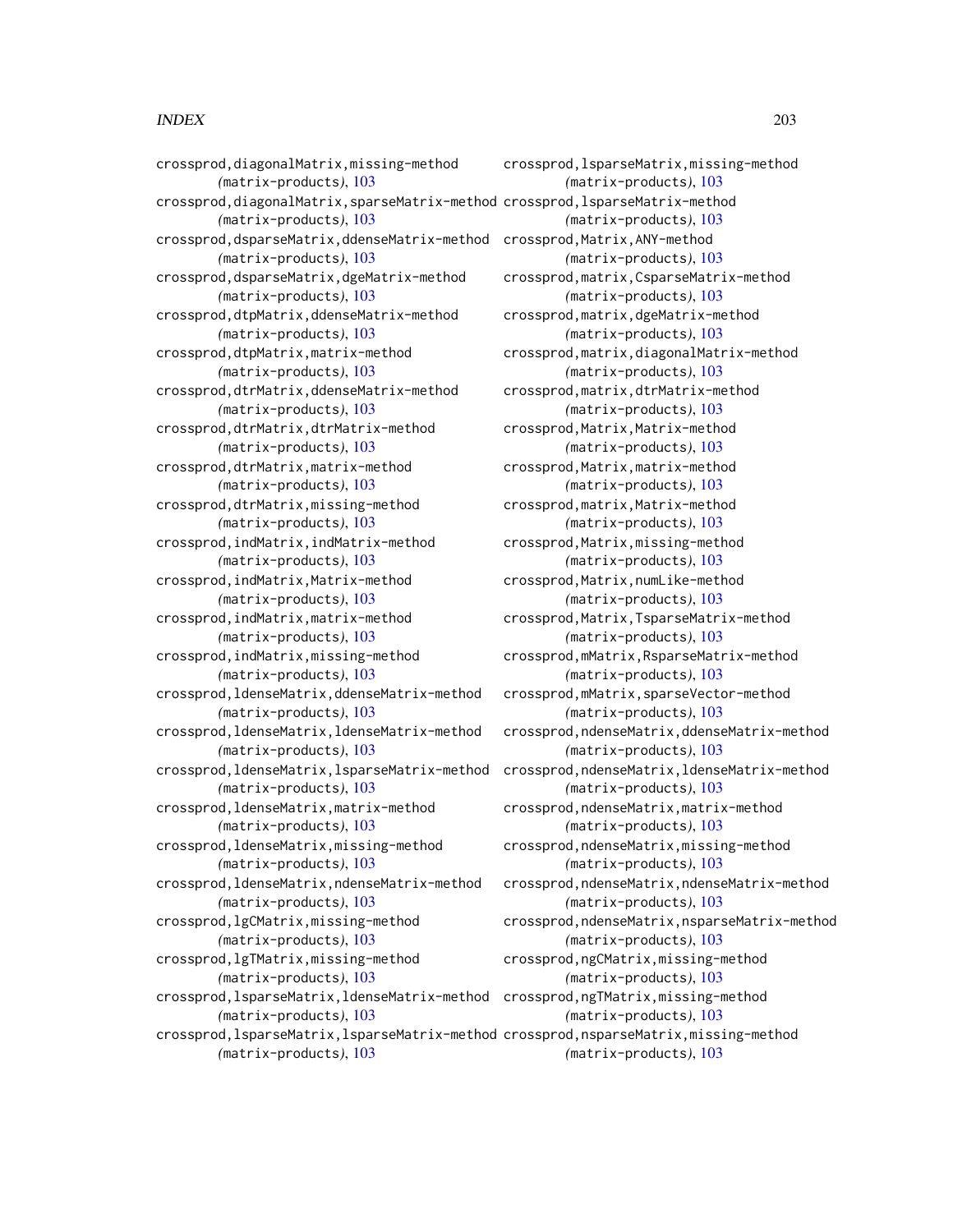crossprod,diagonalMatrix,missing-method
*(matrix-products)*, 103
crossprod,diagonalMatrix,sparseMatrix-method
*(matrix-products)*, 103
crossprod,dsparseMatrix,ddenseMatrix-method
*(matrix-products)*, 103
crossprod,dsparseMatrix,dgeMatrix-method
*(matrix-products)*, 103
crossprod,dtpMatrix,ddenseMatrix-method
*(matrix-products)*, 103
crossprod,dtpMatrix,matrix-method
*(matrix-products)*, 103
crossprod,dtrMatrix,ddenseMatrix-method
*(matrix-products)*, 103
crossprod,dtrMatrix,dtrMatrix-method
*(matrix-products)*, 103
crossprod,dtrMatrix,matrix-method
*(matrix-products)*, 103
crossprod,dtrMatrix,missing-method
*(matrix-products)*, 103
crossprod,indMatrix,indMatrix-method
*(matrix-products)*, 103
crossprod,indMatrix,Matrix-method
*(matrix-products)*, 103
crossprod,indMatrix,matrix-method
*(matrix-products)*, 103
crossprod,indMatrix,missing-method
*(matrix-products)*, 103
crossprod,ldenseMatrix,ddenseMatrix-method
*(matrix-products)*, 103
crossprod,ldenseMatrix,ldenseMatrix-method
*(matrix-products)*, 103
crossprod,ldenseMatrix,lsparseMatrix-method
*(matrix-products)*, 103
crossprod,ldenseMatrix,matrix-method
*(matrix-products)*, 103
crossprod,ldenseMatrix,missing-method
*(matrix-products)*, 103
crossprod,ldenseMatrix,ndenseMatrix-method
*(matrix-products)*, 103
crossprod,lgCMatrix,missing-method
*(matrix-products)*, 103
crossprod,lgTMatrix,missing-method
*(matrix-products)*, 103
crossprod,lsparseMatrix,ldenseMatrix-method
*(matrix-products)*, 103
crossprod,lsparseMatrix,lsparseMatrix-method
*(matrix-products)*, 103
crossprod,lsparseMatrix,missing-method
*(matrix-products)*, 103
crossprod,lsparseMatrix-method
*(matrix-products)*, 103
crossprod,Matrix,ANY-method
*(matrix-products)*, 103
crossprod,matrix,CsparseMatrix-method
*(matrix-products)*, 103
crossprod,matrix,dgeMatrix-method
*(matrix-products)*, 103
crossprod,matrix,diagonalMatrix-method
*(matrix-products)*, 103
crossprod,matrix,dtrMatrix-method
*(matrix-products)*, 103
crossprod,Matrix,Matrix-method
*(matrix-products)*, 103
crossprod,Matrix,matrix-method
*(matrix-products)*, 103
crossprod,matrix,Matrix-method
*(matrix-products)*, 103
crossprod,Matrix,missing-method
*(matrix-products)*, 103
crossprod,Matrix,numLike-method
*(matrix-products)*, 103
crossprod,Matrix,TsparseMatrix-method
*(matrix-products)*, 103
crossprod,mMatrix,RsparseMatrix-method
*(matrix-products)*, 103
crossprod,mMatrix,sparseVector-method
*(matrix-products)*, 103
crossprod,ndenseMatrix,ddenseMatrix-method
*(matrix-products)*, 103
crossprod,ndenseMatrix,ldenseMatrix-method
*(matrix-products)*, 103
crossprod,ndenseMatrix,matrix-method
*(matrix-products)*, 103
crossprod,ndenseMatrix,missing-method
*(matrix-products)*, 103
crossprod,ndenseMatrix,ndenseMatrix-method
*(matrix-products)*, 103
crossprod,ndenseMatrix,nsparseMatrix-method
*(matrix-products)*, 103
crossprod,ngCMatrix,missing-method
*(matrix-products)*, 103
crossprod,ngTMatrix,missing-method
*(matrix-products)*, 103
crossprod,nsparseMatrix,missing-method
*(matrix-products)*, 103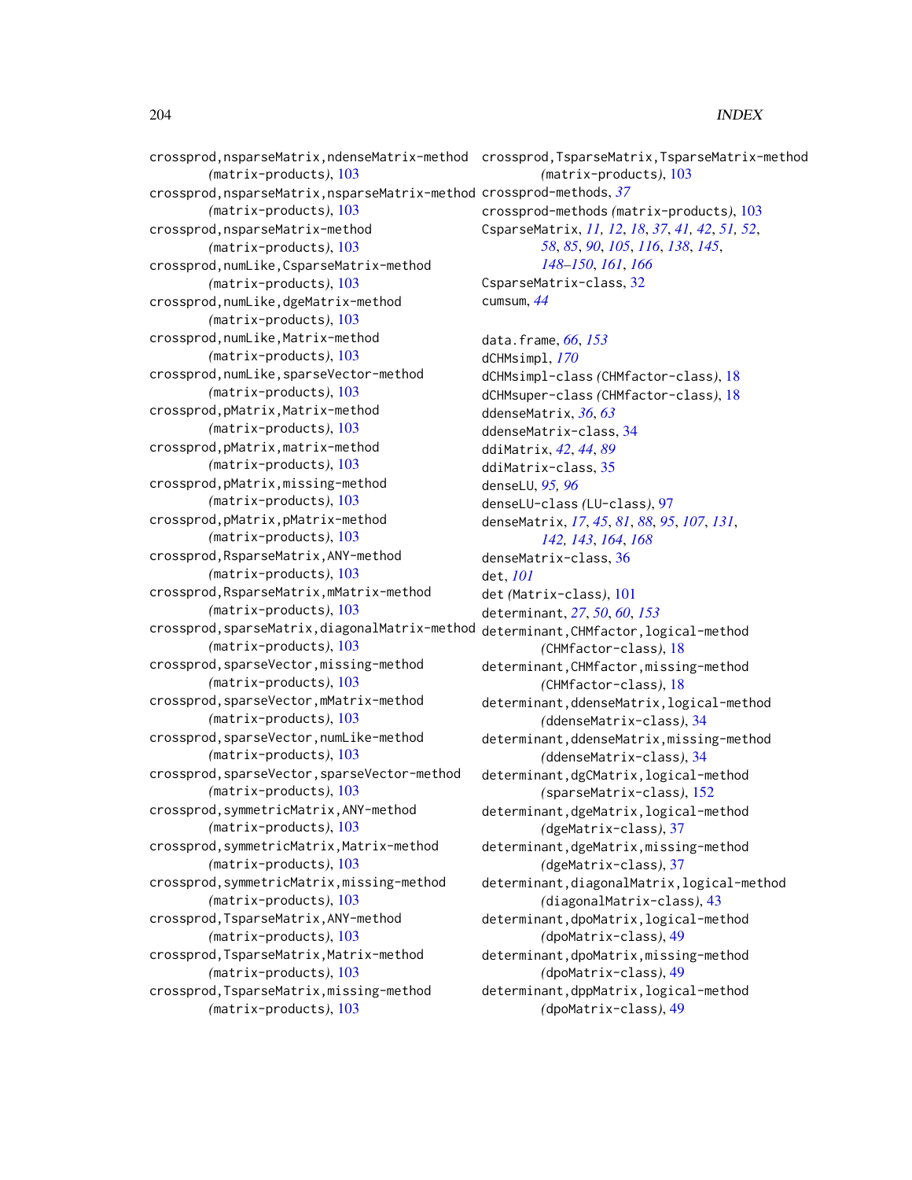crossprod,nsparseMatrix,ndenseMatrix-method *(*matrix-products*)*, 103
crossprod,nsparseMatrix,nsparseMatrix-method *(*matrix-products*)*, 103
crossprod,nsparseMatrix-method *(*matrix-products*)*, 103
crossprod,numLike,CsparseMatrix-method *(*matrix-products*)*, 103
crossprod,numLike,dgeMatrix-method *(*matrix-products*)*, 103
crossprod,numLike,Matrix-method *(*matrix-products*)*, 103
crossprod,numLike,sparseVector-method *(*matrix-products*)*, 103
crossprod,pMatrix,Matrix-method *(*matrix-products*)*, 103
crossprod,pMatrix,matrix-method *(*matrix-products*)*, 103
crossprod,pMatrix,missing-method *(*matrix-products*)*, 103
crossprod,pMatrix,pMatrix-method *(*matrix-products*)*, 103
crossprod,RsparseMatrix,ANY-method *(*matrix-products*)*, 103
crossprod,RsparseMatrix,mMatrix-method *(*matrix-products*)*, 103
crossprod,sparseMatrix,diagonalMatrix-method *(*matrix-products*)*, 103
crossprod,sparseVector,missing-method *(*matrix-products*)*, 103
crossprod,sparseVector,mMatrix-method *(*matrix-products*)*, 103
crossprod,sparseVector,numLike-method *(*matrix-products*)*, 103
crossprod,sparseVector,sparseVector-method *(*matrix-products*)*, 103
crossprod,symmetricMatrix,ANY-method *(*matrix-products*)*, 103
crossprod,symmetricMatrix,Matrix-method *(*matrix-products*)*, 103
crossprod,symmetricMatrix,missing-method *(*matrix-products*)*, 103
crossprod,TsparseMatrix,ANY-method *(*matrix-products*)*, 103
crossprod,TsparseMatrix,Matrix-method *(*matrix-products*)*, 103
crossprod,TsparseMatrix,missing-method *(*matrix-products*)*, 103
crossprod,TsparseMatrix,TsparseMatrix-method *(*matrix-products*)*, 103
crossprod-methods, *37*
crossprod-methods *(*matrix-products*)*, 103
CsparseMatrix, *11, 12*, *18*, *37*, *41, 42*, *51, 52*, *58*, *85*, *90*, *105*, *116*, *138*, *145*, *148–150*, *161*, *166*
CsparseMatrix-class, 32
cumsum, *44*

data.frame, *66*, *153*
dCHMsimpl, *170*
dCHMsimpl-class *(*CHMfactor-class*)*, 18
dCHMsuper-class *(*CHMfactor-class*)*, 18
ddenseMatrix, *36*, *63*
ddenseMatrix-class, 34
ddiMatrix, *42*, *44*, *89*
ddiMatrix-class, 35
denseLU, *95, 96*
denseLU-class *(*LU-class*)*, 97
denseMatrix, *17*, *45*, *81*, *88*, *95*, *107*, *131*, *142, 143*, *164*, *168*
denseMatrix-class, 36
det, *101*
det *(*Matrix-class*)*, 101
determinant, *27*, *50*, *60*, *153*
determinant,CHMfactor,logical-method *(*CHMfactor-class*)*, 18
determinant,CHMfactor,missing-method *(*CHMfactor-class*)*, 18
determinant,ddenseMatrix,logical-method *(*ddenseMatrix-class*)*, 34
determinant,ddenseMatrix,missing-method *(*ddenseMatrix-class*)*, 34
determinant,dgCMatrix,logical-method *(*sparseMatrix-class*)*, 152
determinant,dgeMatrix,logical-method *(*dgeMatrix-class*)*, 37
determinant,dgeMatrix,missing-method *(*dgeMatrix-class*)*, 37
determinant,diagonalMatrix,logical-method *(*diagonalMatrix-class*)*, 43
determinant,dpoMatrix,logical-method *(*dpoMatrix-class*)*, 49
determinant,dpoMatrix,missing-method *(*dpoMatrix-class*)*, 49
determinant,dppMatrix,logical-method *(*dpoMatrix-class*)*, 49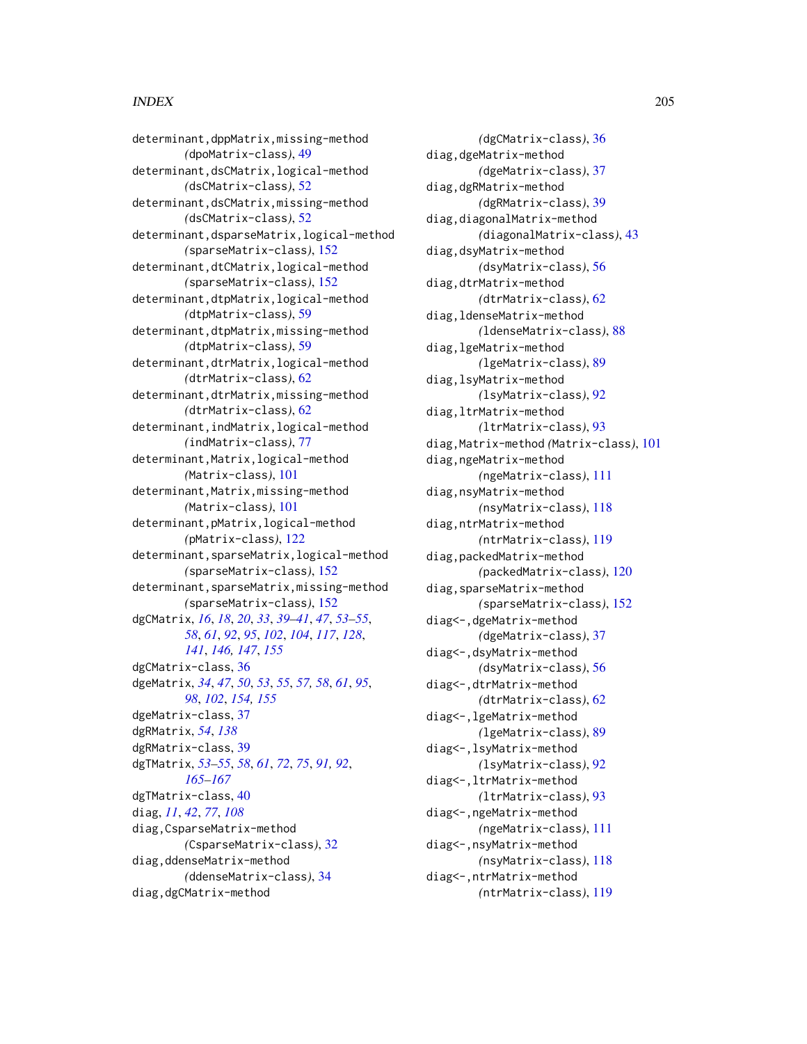determinant,dppMatrix,missing-method (dpoMatrix-class), 49
determinant,dsCMatrix,logical-method (dsCMatrix-class), 52
determinant,dsCMatrix,missing-method (dsCMatrix-class), 52
determinant,dsparseMatrix,logical-method (sparseMatrix-class), 152
determinant,dtCMatrix,logical-method (sparseMatrix-class), 152
determinant,dtpMatrix,logical-method (dtpMatrix-class), 59
determinant,dtpMatrix,missing-method (dtpMatrix-class), 59
determinant,dtrMatrix,logical-method (dtrMatrix-class), 62
determinant,dtrMatrix,missing-method (dtrMatrix-class), 62
determinant,indMatrix,logical-method (indMatrix-class), 77
determinant,Matrix,logical-method (Matrix-class), 101
determinant,Matrix,missing-method (Matrix-class), 101
determinant,pMatrix,logical-method (pMatrix-class), 122
determinant,sparseMatrix,logical-method (sparseMatrix-class), 152
determinant,sparseMatrix,missing-method (sparseMatrix-class), 152
dgCMatrix, *16*, *18*, *20*, *33*, *39–41*, *47*, *53–55*, *58*, *61*, *92*, *95*, *102*, *104*, *117*, *128*, *141*, *146, 147*, *155*
dgCMatrix-class, 36
dgeMatrix, *34*, *47*, *50*, *53*, *55*, *57, 58*, *61*, *95*, *98*, *102*, *154, 155*
dgeMatrix-class, 37
dgRMatrix, *54*, *138*
dgRMatrix-class, 39
dgTMatrix, *53–55*, *58*, *61*, *72*, *75*, *91, 92*, *165–167*
dgTMatrix-class, 40
diag, *11*, *42*, *77*, *108*
diag,CsparseMatrix-method (CsparseMatrix-class), 32
diag,ddenseMatrix-method (ddenseMatrix-class), 34
diag,dgCMatrix-method (dgCMatrix-class), 36
diag,dgeMatrix-method (dgeMatrix-class), 37
diag,dgRMatrix-method (dgRMatrix-class), 39
diag,diagonalMatrix-method (diagonalMatrix-class), 43
diag,dsyMatrix-method (dsyMatrix-class), 56
diag,dtrMatrix-method (dtrMatrix-class), 62
diag,ldenseMatrix-method (ldenseMatrix-class), 88
diag,lgeMatrix-method (lgeMatrix-class), 89
diag,lsyMatrix-method (lsyMatrix-class), 92
diag,ltrMatrix-method (ltrMatrix-class), 93
diag,Matrix-method (Matrix-class), 101
diag,ngeMatrix-method (ngeMatrix-class), 111
diag,nsyMatrix-method (nsyMatrix-class), 118
diag,ntrMatrix-method (ntrMatrix-class), 119
diag,packedMatrix-method (packedMatrix-class), 120
diag,sparseMatrix-method (sparseMatrix-class), 152
diag<-,dgeMatrix-method (dgeMatrix-class), 37
diag<-,dsyMatrix-method (dsyMatrix-class), 56
diag<-,dtrMatrix-method (dtrMatrix-class), 62
diag<-,lgeMatrix-method (lgeMatrix-class), 89
diag<-,lsyMatrix-method (lsyMatrix-class), 92
diag<-,ltrMatrix-method (ltrMatrix-class), 93
diag<-,ngeMatrix-method (ngeMatrix-class), 111
diag<-,nsyMatrix-method (nsyMatrix-class), 118
diag<-,ntrMatrix-method (ntrMatrix-class), 119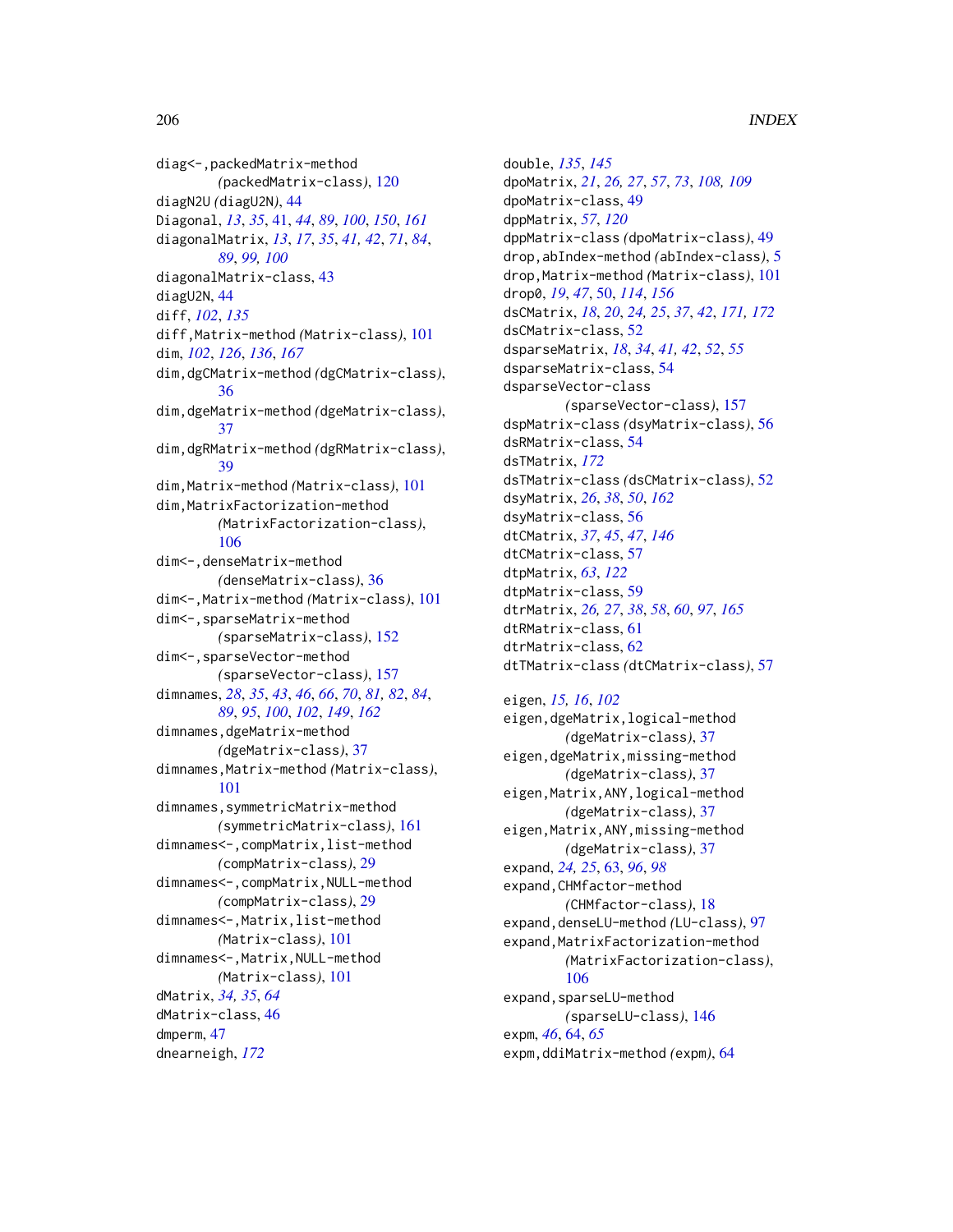diag<-,packedMatrix-method *(packedMatrix-class)*, 120
diagN2U *(diagU2N)*, 44
Diagonal, *13*, *35*, 41, *44*, *89*, *100*, *150*, *161*
diagonalMatrix, *13*, *17*, *35*, *41, 42*, *71*, *84*, *89*, *99, 100*
diagonalMatrix-class, 43
diagU2N, 44
diff, *102*, *135*
diff,Matrix-method *(Matrix-class)*, 101
dim, *102*, *126*, *136*, *167*
dim,dgCMatrix-method *(dgCMatrix-class)*, 36
dim,dgeMatrix-method *(dgeMatrix-class)*, 37
dim,dgRMatrix-method *(dgRMatrix-class)*, 39
dim,Matrix-method *(Matrix-class)*, 101
dim,MatrixFactorization-method *(MatrixFactorization-class)*, 106
dim<-,denseMatrix-method *(denseMatrix-class)*, 36
dim<-,Matrix-method *(Matrix-class)*, 101
dim<-,sparseMatrix-method *(sparseMatrix-class)*, 152
dim<-,sparseVector-method *(sparseVector-class)*, 157
dimnames, *28*, *35*, *43*, *46*, *66*, *70*, *81, 82*, *84*, *89*, *95*, *100*, *102*, *149*, *162*
dimnames,dgeMatrix-method *(dgeMatrix-class)*, 37
dimnames,Matrix-method *(Matrix-class)*, 101
dimnames,symmetricMatrix-method *(symmetricMatrix-class)*, 161
dimnames<-,compMatrix,list-method *(compMatrix-class)*, 29
dimnames<-,compMatrix,NULL-method *(compMatrix-class)*, 29
dimnames<-,Matrix,list-method *(Matrix-class)*, 101
dimnames<-,Matrix,NULL-method *(Matrix-class)*, 101
dMatrix, *34, 35*, *64*
dMatrix-class, 46
dmperm, 47
dnearneigh, *172*
double, *135*, *145*
dpoMatrix, *21*, *26, 27*, *57*, *73*, *108, 109*
dpoMatrix-class, 49
dppMatrix, *57*, *120*
dppMatrix-class *(dpoMatrix-class)*, 49
drop,abIndex-method *(abIndex-class)*, 5
drop,Matrix-method *(Matrix-class)*, 101
drop0, *19*, *47*, 50, *114*, *156*
dsCMatrix, *18*, *20*, *24, 25*, *37*, *42*, *171, 172*
dsCMatrix-class, 52
dsparseMatrix, *18*, *34*, *41, 42*, *52*, *55*
dsparseMatrix-class, 54
dsparseVector-class *(sparseVector-class)*, 157
dspMatrix-class *(dsyMatrix-class)*, 56
dsRMatrix-class, 54
dsTMatrix, *172*
dsTMatrix-class *(dsCMatrix-class)*, 52
dsyMatrix, *26*, *38*, *50*, *162*
dsyMatrix-class, 56
dtCMatrix, *37*, *45*, *47*, *146*
dtCMatrix-class, 57
dtpMatrix, *63*, *122*
dtpMatrix-class, 59
dtrMatrix, *26, 27*, *38*, *58*, *60*, *97*, *165*
dtRMatrix-class, 61
dtrMatrix-class, 62
dtTMatrix-class *(dtCMatrix-class)*, 57

eigen, *15, 16*, *102*
eigen,dgeMatrix,logical-method *(dgeMatrix-class)*, 37
eigen,dgeMatrix,missing-method *(dgeMatrix-class)*, 37
eigen,Matrix,ANY,logical-method *(dgeMatrix-class)*, 37
eigen,Matrix,ANY,missing-method *(dgeMatrix-class)*, 37
expand, *24, 25*, 63, *96*, *98*
expand,CHMfactor-method *(CHMfactor-class)*, 18
expand,denseLU-method *(LU-class)*, 97
expand,MatrixFactorization-method *(MatrixFactorization-class)*, 106
expand,sparseLU-method *(sparseLU-class)*, 146
expm, *46*, 64, *65*
expm,ddiMatrix-method *(expm)*, 64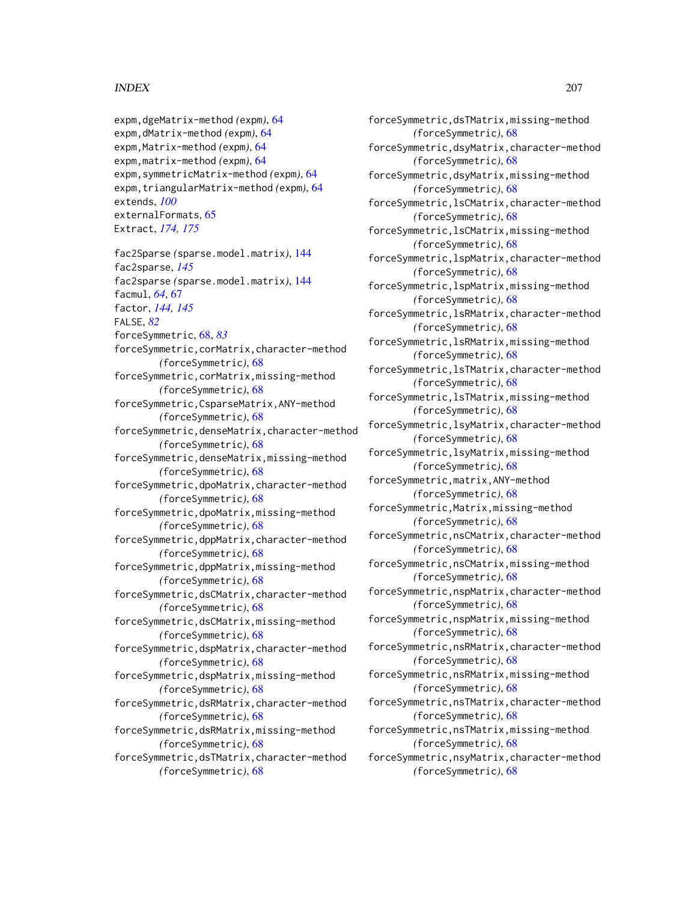expm,dgeMatrix-method *(expm)*, 64
expm,dMatrix-method *(expm)*, 64
expm,Matrix-method *(expm)*, 64
expm,matrix-method *(expm)*, 64
expm,symmetricMatrix-method *(expm)*, 64
expm,triangularMatrix-method *(expm)*, 64
extends, *100*
externalFormats, 65
Extract, *174, 175*

fac2Sparse *(sparse.model.matrix)*, 144
fac2sparse, *145*
fac2sparse *(sparse.model.matrix)*, 144
facmul, *64*, 67
factor, *144, 145*
FALSE, *82*
forceSymmetric, 68, *83*
forceSymmetric,corMatrix,character-method *(forceSymmetric)*, 68
forceSymmetric,corMatrix,missing-method *(forceSymmetric)*, 68
forceSymmetric,CsparseMatrix,ANY-method *(forceSymmetric)*, 68
forceSymmetric,denseMatrix,character-method *(forceSymmetric)*, 68
forceSymmetric,denseMatrix,missing-method *(forceSymmetric)*, 68
forceSymmetric,dpoMatrix,character-method *(forceSymmetric)*, 68
forceSymmetric,dpoMatrix,missing-method *(forceSymmetric)*, 68
forceSymmetric,dppMatrix,character-method *(forceSymmetric)*, 68
forceSymmetric,dppMatrix,missing-method *(forceSymmetric)*, 68
forceSymmetric,dsCMatrix,character-method *(forceSymmetric)*, 68
forceSymmetric,dsCMatrix,missing-method *(forceSymmetric)*, 68
forceSymmetric,dspMatrix,character-method *(forceSymmetric)*, 68
forceSymmetric,dspMatrix,missing-method *(forceSymmetric)*, 68
forceSymmetric,dsRMatrix,character-method *(forceSymmetric)*, 68
forceSymmetric,dsRMatrix,missing-method *(forceSymmetric)*, 68
forceSymmetric,dsTMatrix,character-method *(forceSymmetric)*, 68
forceSymmetric,dsTMatrix,missing-method *(forceSymmetric)*, 68
forceSymmetric,dsyMatrix,character-method *(forceSymmetric)*, 68
forceSymmetric,dsyMatrix,missing-method *(forceSymmetric)*, 68
forceSymmetric,lsCMatrix,character-method *(forceSymmetric)*, 68
forceSymmetric,lsCMatrix,missing-method *(forceSymmetric)*, 68
forceSymmetric,lspMatrix,character-method *(forceSymmetric)*, 68
forceSymmetric,lspMatrix,missing-method *(forceSymmetric)*, 68
forceSymmetric,lsRMatrix,character-method *(forceSymmetric)*, 68
forceSymmetric,lsRMatrix,missing-method *(forceSymmetric)*, 68
forceSymmetric,lsTMatrix,character-method *(forceSymmetric)*, 68
forceSymmetric,lsTMatrix,missing-method *(forceSymmetric)*, 68
forceSymmetric,lsyMatrix,character-method *(forceSymmetric)*, 68
forceSymmetric,lsyMatrix,missing-method *(forceSymmetric)*, 68
forceSymmetric,matrix,ANY-method *(forceSymmetric)*, 68
forceSymmetric,Matrix,missing-method *(forceSymmetric)*, 68
forceSymmetric,nsCMatrix,character-method *(forceSymmetric)*, 68
forceSymmetric,nsCMatrix,missing-method *(forceSymmetric)*, 68
forceSymmetric,nspMatrix,character-method *(forceSymmetric)*, 68
forceSymmetric,nspMatrix,missing-method *(forceSymmetric)*, 68
forceSymmetric,nsRMatrix,character-method *(forceSymmetric)*, 68
forceSymmetric,nsRMatrix,missing-method *(forceSymmetric)*, 68
forceSymmetric,nsTMatrix,character-method *(forceSymmetric)*, 68
forceSymmetric,nsTMatrix,missing-method *(forceSymmetric)*, 68
forceSymmetric,nsyMatrix,character-method *(forceSymmetric)*, 68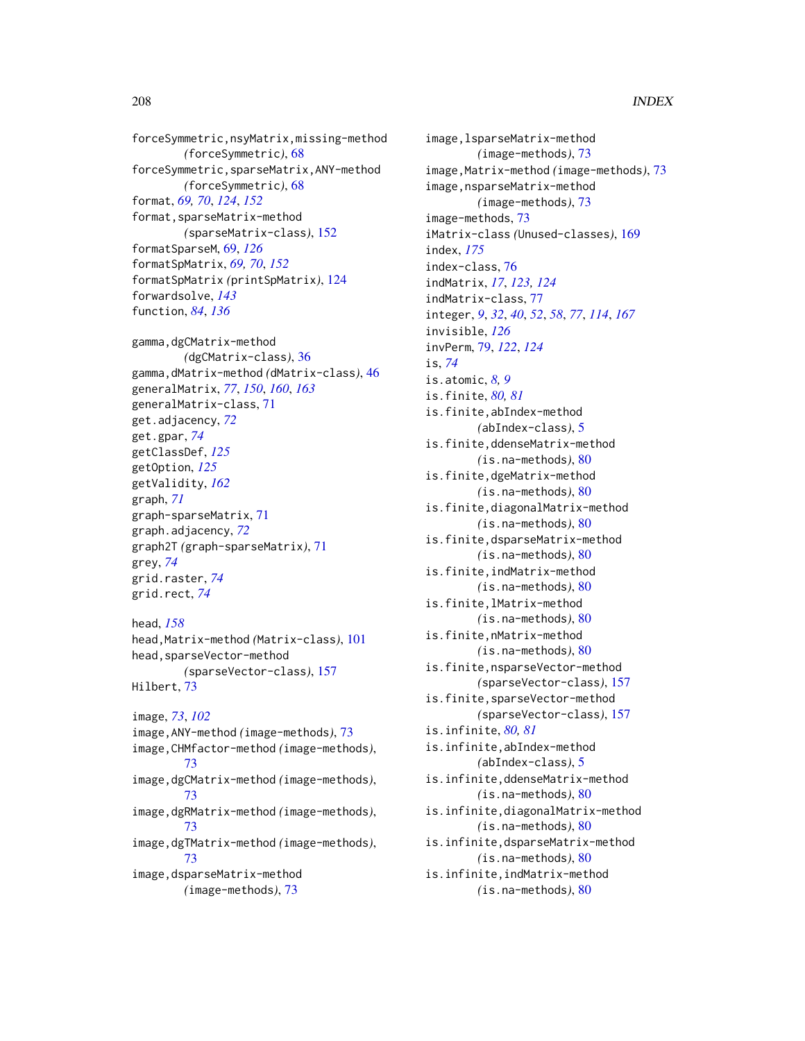forceSymmetric,nsyMatrix,missing-method *(*forceSymmetric*)*, 68
forceSymmetric,sparseMatrix,ANY-method *(*forceSymmetric*)*, 68
format, *69, 70*, *124*, *152*
format,sparseMatrix-method *(*sparseMatrix-class*)*, 152
formatSparseM, 69, *126*
formatSpMatrix, *69, 70*, *152*
formatSpMatrix *(*printSpMatrix*)*, 124
forwardsolve, *143*
function, *84*, *136*

gamma,dgCMatrix-method *(*dgCMatrix-class*)*, 36
gamma,dMatrix-method *(*dMatrix-class*)*, 46
generalMatrix, *77*, *150*, *160*, *163*
generalMatrix-class, 71
get.adjacency, *72*
get.gpar, *74*
getClassDef, *125*
getOption, *125*
getValidity, *162*
graph, *71*
graph-sparseMatrix, 71
graph.adjacency, *72*
graph2T *(*graph-sparseMatrix*)*, 71
grey, *74*
grid.raster, *74*
grid.rect, *74*

head, *158*
head,Matrix-method *(*Matrix-class*)*, 101
head,sparseVector-method *(*sparseVector-class*)*, 157
Hilbert, 73

image, *73*, *102*
image,ANY-method *(*image-methods*)*, 73
image,CHMfactor-method *(*image-methods*)*, 73
image,dgCMatrix-method *(*image-methods*)*, 73
image,dgRMatrix-method *(*image-methods*)*, 73
image,dgTMatrix-method *(*image-methods*)*, 73
image,dsparseMatrix-method *(*image-methods*)*, 73
image,lsparseMatrix-method *(*image-methods*)*, 73
image,Matrix-method *(*image-methods*)*, 73
image,nsparseMatrix-method *(*image-methods*)*, 73
image-methods, 73
iMatrix-class *(*Unused-classes*)*, 169
index, *175*
index-class, 76
indMatrix, *17*, *123, 124*
indMatrix-class, 77
integer, *9*, *32*, *40*, *52*, *58*, *77*, *114*, *167*
invisible, *126*
invPerm, 79, *122*, *124*
is, *74*
is.atomic, *8, 9*
is.finite, *80, 81*
is.finite,abIndex-method *(*abIndex-class*)*, 5
is.finite,ddenseMatrix-method *(*is.na-methods*)*, 80
is.finite,dgeMatrix-method *(*is.na-methods*)*, 80
is.finite,diagonalMatrix-method *(*is.na-methods*)*, 80
is.finite,dsparseMatrix-method *(*is.na-methods*)*, 80
is.finite,indMatrix-method *(*is.na-methods*)*, 80
is.finite,lMatrix-method *(*is.na-methods*)*, 80
is.finite,nMatrix-method *(*is.na-methods*)*, 80
is.finite,nsparseVector-method *(*sparseVector-class*)*, 157
is.finite,sparseVector-method *(*sparseVector-class*)*, 157
is.infinite, *80, 81*
is.infinite,abIndex-method *(*abIndex-class*)*, 5
is.infinite,ddenseMatrix-method *(*is.na-methods*)*, 80
is.infinite,diagonalMatrix-method *(*is.na-methods*)*, 80
is.infinite,dsparseMatrix-method *(*is.na-methods*)*, 80
is.infinite,indMatrix-method *(*is.na-methods*)*, 80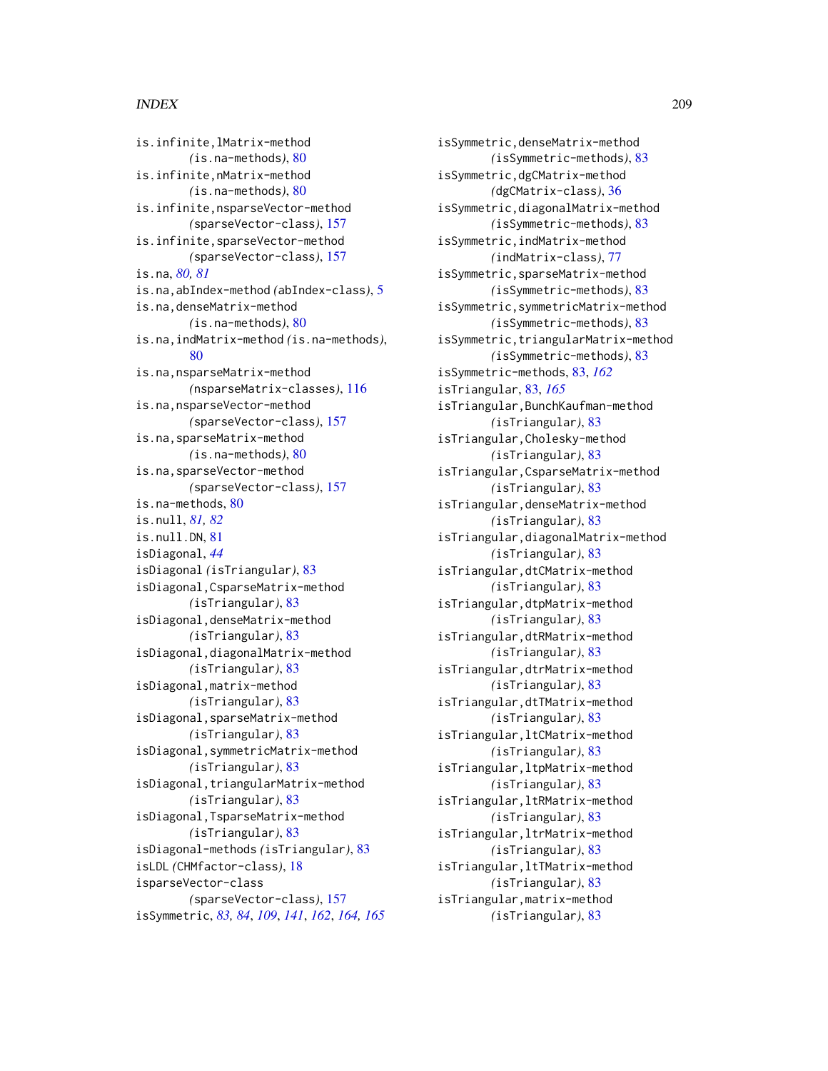is.infinite,lMatrix-method
  (is.na-methods), 80
is.infinite,nMatrix-method
  (is.na-methods), 80
is.infinite,nsparseVector-method
  (sparseVector-class), 157
is.infinite,sparseVector-method
  (sparseVector-class), 157
is.na, *80, 81*
is.na,abIndex-method (abIndex-class), 5
is.na,denseMatrix-method
  (is.na-methods), 80
is.na,indMatrix-method (is.na-methods),
  80
is.na,nsparseMatrix-method
  (nsparseMatrix-classes), 116
is.na,nsparseVector-method
  (sparseVector-class), 157
is.na,sparseMatrix-method
  (is.na-methods), 80
is.na,sparseVector-method
  (sparseVector-class), 157
is.na-methods, 80
is.null, *81, 82*
is.null.DN, 81
isDiagonal, *44*
isDiagonal (isTriangular), 83
isDiagonal,CsparseMatrix-method
  (isTriangular), 83
isDiagonal,denseMatrix-method
  (isTriangular), 83
isDiagonal,diagonalMatrix-method
  (isTriangular), 83
isDiagonal,matrix-method
  (isTriangular), 83
isDiagonal,sparseMatrix-method
  (isTriangular), 83
isDiagonal,symmetricMatrix-method
  (isTriangular), 83
isDiagonal,triangularMatrix-method
  (isTriangular), 83
isDiagonal,TsparseMatrix-method
  (isTriangular), 83
isDiagonal-methods (isTriangular), 83
isLDL (CHMfactor-class), 18
isparseVector-class
  (sparseVector-class), 157
isSymmetric, *83, 84*, *109*, *141*, *162*, *164, 165*
isSymmetric,denseMatrix-method
  (isSymmetric-methods), 83
isSymmetric,dgCMatrix-method
  (dgCMatrix-class), 36
isSymmetric,diagonalMatrix-method
  (isSymmetric-methods), 83
isSymmetric,indMatrix-method
  (indMatrix-class), 77
isSymmetric,sparseMatrix-method
  (isSymmetric-methods), 83
isSymmetric,symmetricMatrix-method
  (isSymmetric-methods), 83
isSymmetric,triangularMatrix-method
  (isSymmetric-methods), 83
isSymmetric-methods, 83, *162*
isTriangular, 83, *165*
isTriangular,BunchKaufman-method
  (isTriangular), 83
isTriangular,Cholesky-method
  (isTriangular), 83
isTriangular,CsparseMatrix-method
  (isTriangular), 83
isTriangular,denseMatrix-method
  (isTriangular), 83
isTriangular,diagonalMatrix-method
  (isTriangular), 83
isTriangular,dtCMatrix-method
  (isTriangular), 83
isTriangular,dtpMatrix-method
  (isTriangular), 83
isTriangular,dtRMatrix-method
  (isTriangular), 83
isTriangular,dtrMatrix-method
  (isTriangular), 83
isTriangular,dtTMatrix-method
  (isTriangular), 83
isTriangular,ltCMatrix-method
  (isTriangular), 83
isTriangular,ltpMatrix-method
  (isTriangular), 83
isTriangular,ltRMatrix-method
  (isTriangular), 83
isTriangular,ltrMatrix-method
  (isTriangular), 83
isTriangular,ltTMatrix-method
  (isTriangular), 83
isTriangular,matrix-method
  (isTriangular), 83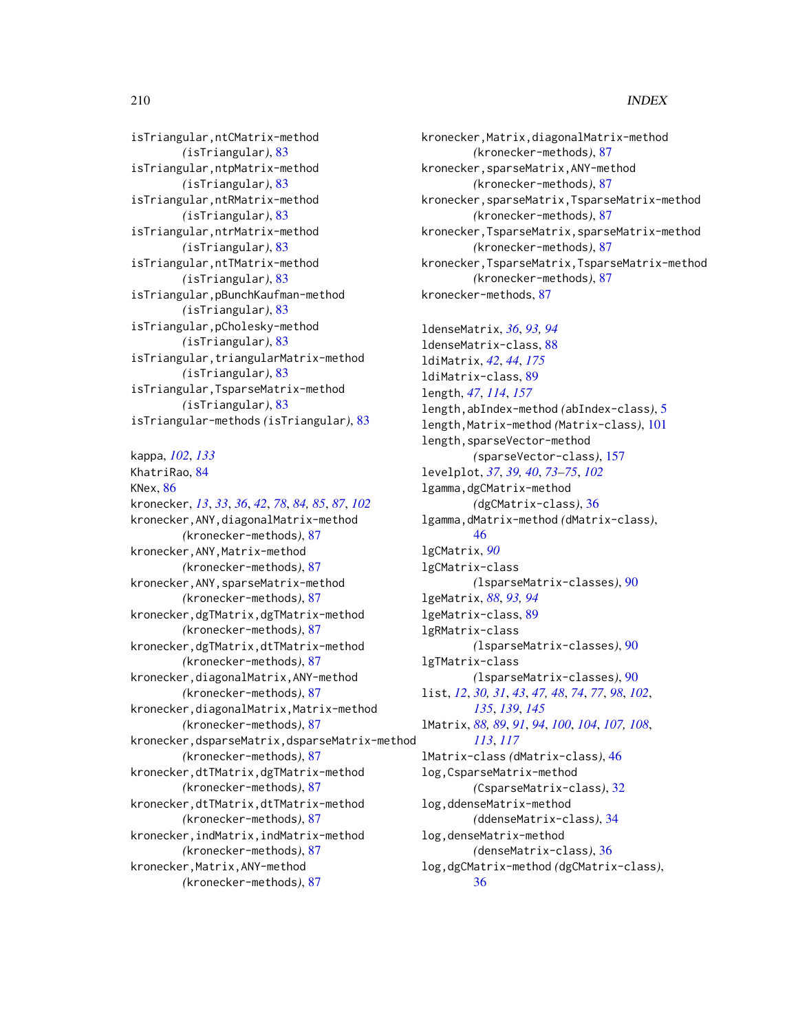isTriangular,ntCMatrix-method (isTriangular), 83
isTriangular,ntpMatrix-method (isTriangular), 83
isTriangular,ntRMatrix-method (isTriangular), 83
isTriangular,ntrMatrix-method (isTriangular), 83
isTriangular,ntTMatrix-method (isTriangular), 83
isTriangular,pBunchKaufman-method (isTriangular), 83
isTriangular,pCholesky-method (isTriangular), 83
isTriangular,triangularMatrix-method (isTriangular), 83
isTriangular,TsparseMatrix-method (isTriangular), 83
isTriangular-methods (isTriangular), 83

kappa, *102*, *133*
KhatriRao, 84
KNex, 86
kronecker, *13*, *33*, *36*, *42*, *78*, *84, 85*, *87*, *102*
kronecker,ANY,diagonalMatrix-method (kronecker-methods), 87
kronecker,ANY,Matrix-method (kronecker-methods), 87
kronecker,ANY,sparseMatrix-method (kronecker-methods), 87
kronecker,dgTMatrix,dgTMatrix-method (kronecker-methods), 87
kronecker,dgTMatrix,dtTMatrix-method (kronecker-methods), 87
kronecker,diagonalMatrix,ANY-method (kronecker-methods), 87
kronecker,diagonalMatrix,Matrix-method (kronecker-methods), 87
kronecker,dsparseMatrix,dsparseMatrix-method (kronecker-methods), 87
kronecker,dtTMatrix,dgTMatrix-method (kronecker-methods), 87
kronecker,dtTMatrix,dtTMatrix-method (kronecker-methods), 87
kronecker,indMatrix,indMatrix-method (kronecker-methods), 87
kronecker,Matrix,ANY-method (kronecker-methods), 87
kronecker,Matrix,diagonalMatrix-method (kronecker-methods), 87
kronecker,sparseMatrix,ANY-method (kronecker-methods), 87
kronecker,sparseMatrix,TsparseMatrix-method (kronecker-methods), 87
kronecker,TsparseMatrix,sparseMatrix-method (kronecker-methods), 87
kronecker,TsparseMatrix,TsparseMatrix-method (kronecker-methods), 87
kronecker-methods, 87

ldenseMatrix, *36*, *93, 94*
ldenseMatrix-class, 88
ldiMatrix, *42*, *44*, *175*
ldiMatrix-class, 89
length, *47*, *114*, *157*
length,abIndex-method (abIndex-class), 5
length,Matrix-method (Matrix-class), 101
length,sparseVector-method (sparseVector-class), 157
levelplot, *37*, *39, 40*, *73–75*, *102*
lgamma,dgCMatrix-method (dgCMatrix-class), 36
lgamma,dMatrix-method (dMatrix-class), 46
lgCMatrix, *90*
lgCMatrix-class (lsparseMatrix-classes), 90
lgeMatrix, *88*, *93, 94*
lgeMatrix-class, 89
lgRMatrix-class (lsparseMatrix-classes), 90
lgTMatrix-class (lsparseMatrix-classes), 90
list, *12*, *30, 31*, *43*, *47, 48*, *74*, *77*, *98*, *102*, *135*, *139*, *145*
lMatrix, *88, 89*, *91*, *94*, *100*, *104*, *107, 108*, *113*, *117*
lMatrix-class (dMatrix-class), 46
log,CsparseMatrix-method (CsparseMatrix-class), 32
log,ddenseMatrix-method (ddenseMatrix-class), 34
log,denseMatrix-method (denseMatrix-class), 36
log,dgCMatrix-method (dgCMatrix-class), 36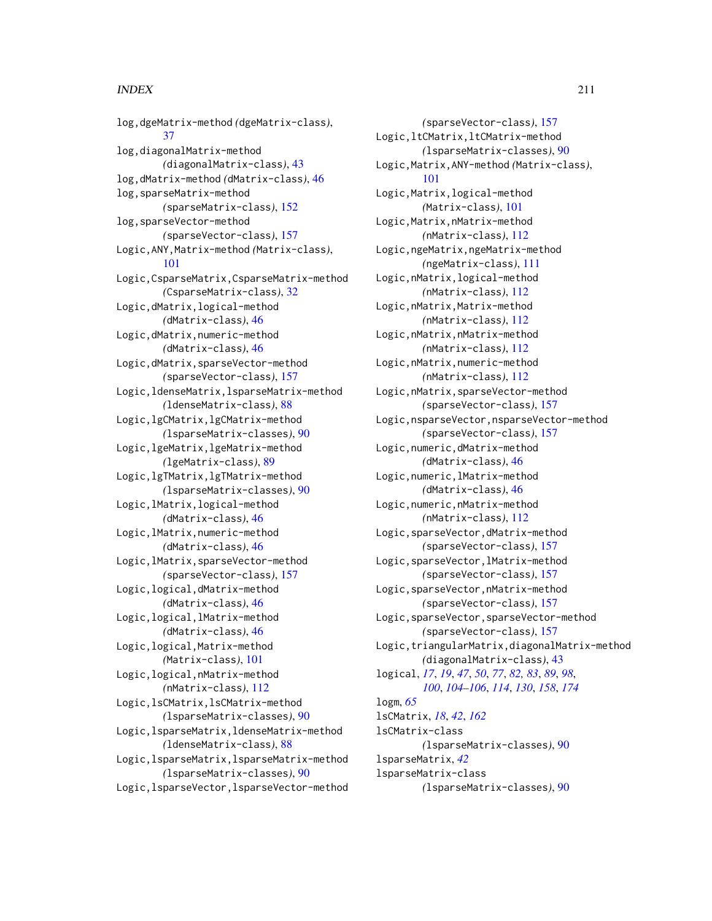log,dgeMatrix-method *(dgeMatrix-class)*, 37
log,diagonalMatrix-method *(diagonalMatrix-class)*, 43
log,dMatrix-method *(dMatrix-class)*, 46
log,sparseMatrix-method *(sparseMatrix-class)*, 152
log,sparseVector-method *(sparseVector-class)*, 157
Logic,ANY,Matrix-method *(Matrix-class)*, 101
Logic,CsparseMatrix,CsparseMatrix-method *(CsparseMatrix-class)*, 32
Logic,dMatrix,logical-method *(dMatrix-class)*, 46
Logic,dMatrix,numeric-method *(dMatrix-class)*, 46
Logic,dMatrix,sparseVector-method *(sparseVector-class)*, 157
Logic,ldenseMatrix,lsparseMatrix-method *(ldenseMatrix-class)*, 88
Logic,lgCMatrix,lgCMatrix-method *(lsparseMatrix-classes)*, 90
Logic,lgeMatrix,lgeMatrix-method *(lgeMatrix-class)*, 89
Logic,lgTMatrix,lgTMatrix-method *(lsparseMatrix-classes)*, 90
Logic,lMatrix,logical-method *(dMatrix-class)*, 46
Logic,lMatrix,numeric-method *(dMatrix-class)*, 46
Logic,lMatrix,sparseVector-method *(sparseVector-class)*, 157
Logic,logical,dMatrix-method *(dMatrix-class)*, 46
Logic,logical,lMatrix-method *(dMatrix-class)*, 46
Logic,logical,Matrix-method *(Matrix-class)*, 101
Logic,logical,nMatrix-method *(nMatrix-class)*, 112
Logic,lsCMatrix,lsCMatrix-method *(lsparseMatrix-classes)*, 90
Logic,lsparseMatrix,ldenseMatrix-method *(ldenseMatrix-class)*, 88
Logic,lsparseMatrix,lsparseMatrix-method *(lsparseMatrix-classes)*, 90
Logic,lsparseVector,lsparseVector-method *(sparseVector-class)*, 157
Logic,ltCMatrix,ltCMatrix-method *(lsparseMatrix-classes)*, 90
Logic,Matrix,ANY-method *(Matrix-class)*, 101
Logic,Matrix,logical-method *(Matrix-class)*, 101
Logic,Matrix,nMatrix-method *(nMatrix-class)*, 112
Logic,ngeMatrix,ngeMatrix-method *(ngeMatrix-class)*, 111
Logic,nMatrix,logical-method *(nMatrix-class)*, 112
Logic,nMatrix,Matrix-method *(nMatrix-class)*, 112
Logic,nMatrix,nMatrix-method *(nMatrix-class)*, 112
Logic,nMatrix,numeric-method *(nMatrix-class)*, 112
Logic,nMatrix,sparseVector-method *(sparseVector-class)*, 157
Logic,nsparseVector,nsparseVector-method *(sparseVector-class)*, 157
Logic,numeric,dMatrix-method *(dMatrix-class)*, 46
Logic,numeric,lMatrix-method *(dMatrix-class)*, 46
Logic,numeric,nMatrix-method *(nMatrix-class)*, 112
Logic,sparseVector,dMatrix-method *(sparseVector-class)*, 157
Logic,sparseVector,lMatrix-method *(sparseVector-class)*, 157
Logic,sparseVector,nMatrix-method *(sparseVector-class)*, 157
Logic,sparseVector,sparseVector-method *(sparseVector-class)*, 157
Logic,triangularMatrix,diagonalMatrix-method *(diagonalMatrix-class)*, 43
logical, *17*, *19*, *47*, *50*, *77*, *82, 83*, *89*, *98*, *100*, *104–106*, *114*, *130*, *158*, *174*
logm, *65*
lsCMatrix, *18*, *42*, *162*
lsCMatrix-class *(lsparseMatrix-classes)*, 90
lsparseMatrix, *42*
lsparseMatrix-class *(lsparseMatrix-classes)*, 90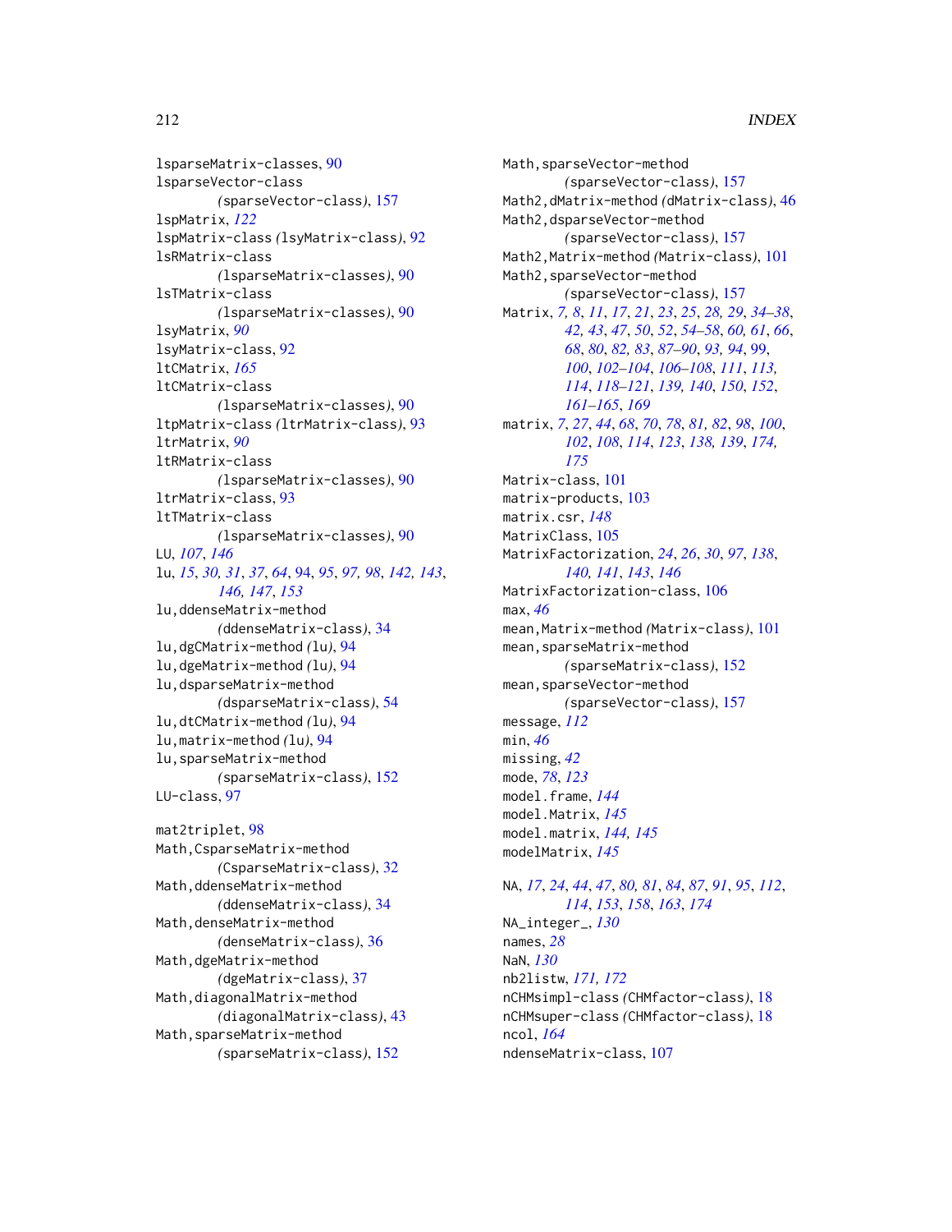lsparseMatrix-classes, 90
lsparseVector-class
(sparseVector-class), 157
lspMatrix, *122*
lspMatrix-class (lsyMatrix-class), 92
lsRMatrix-class
(lsparseMatrix-classes), 90
lsTMatrix-class
(lsparseMatrix-classes), 90
lsyMatrix, *90*
lsyMatrix-class, 92
ltCMatrix, *165*
ltCMatrix-class
(lsparseMatrix-classes), 90
ltpMatrix-class (ltrMatrix-class), 93
ltrMatrix, *90*
ltRMatrix-class
(lsparseMatrix-classes), 90
ltrMatrix-class, 93
ltTMatrix-class
(lsparseMatrix-classes), 90
LU, *107*, *146*
lu, *15*, *30, 31*, *37*, *64*, 94, *95*, *97, 98*, *142, 143*, *146, 147*, *153*
lu,ddenseMatrix-method
(ddenseMatrix-class), 34
lu,dgCMatrix-method (lu), 94
lu,dgeMatrix-method (lu), 94
lu,dsparseMatrix-method
(dsparseMatrix-class), 54
lu,dtCMatrix-method (lu), 94
lu,matrix-method (lu), 94
lu,sparseMatrix-method
(sparseMatrix-class), 152
LU-class, 97

mat2triplet, 98
Math,CsparseMatrix-method
(CsparseMatrix-class), 32
Math,ddenseMatrix-method
(ddenseMatrix-class), 34
Math,denseMatrix-method
(denseMatrix-class), 36
Math,dgeMatrix-method
(dgeMatrix-class), 37
Math,diagonalMatrix-method
(diagonalMatrix-class), 43
Math,sparseMatrix-method
(sparseMatrix-class), 152
Math,sparseVector-method
(sparseVector-class), 157
Math2,dMatrix-method (dMatrix-class), 46
Math2,dsparseVector-method
(sparseVector-class), 157
Math2,Matrix-method (Matrix-class), 101
Math2,sparseVector-method
(sparseVector-class), 157
Matrix, *7, 8*, *11*, *17*, *21*, *23*, *25*, *28, 29*, *34–38*, *42, 43*, *47*, *50*, *52*, *54–58*, *60, 61*, *66*, *68*, *80*, *82, 83*, *87–90*, *93, 94*, *99*, *100*, *102–104*, *106–108*, *111*, *113, 114*, *118–121*, *139, 140*, *150*, *152*, *161–165*, *169*
matrix, *7*, *27*, *44*, *68*, *70*, *78*, *81, 82*, *98*, *100*, *102*, *108*, *114*, *123*, *138, 139*, *174, 175*
Matrix-class, 101
matrix-products, 103
matrix.csr, *148*
MatrixClass, 105
MatrixFactorization, *24*, *26*, *30*, *97*, *138*, *140, 141*, *143*, *146*
MatrixFactorization-class, 106
max, *46*
mean,Matrix-method (Matrix-class), 101
mean,sparseMatrix-method
(sparseMatrix-class), 152
mean,sparseVector-method
(sparseVector-class), 157
message, *112*
min, *46*
missing, *42*
mode, *78*, *123*
model.frame, *144*
model.Matrix, *145*
model.matrix, *144, 145*
modelMatrix, *145*

NA, *17*, *24*, *44*, *47*, *80, 81*, *84*, *87*, *91*, *95*, *112*, *114*, *153*, *158*, *163*, *174*
NA_integer_, *130*
names, *28*
NaN, *130*
nb2listw, *171, 172*
nCHMsimpl-class (CHMfactor-class), 18
nCHMsuper-class (CHMfactor-class), 18
ncol, *164*
ndenseMatrix-class, 107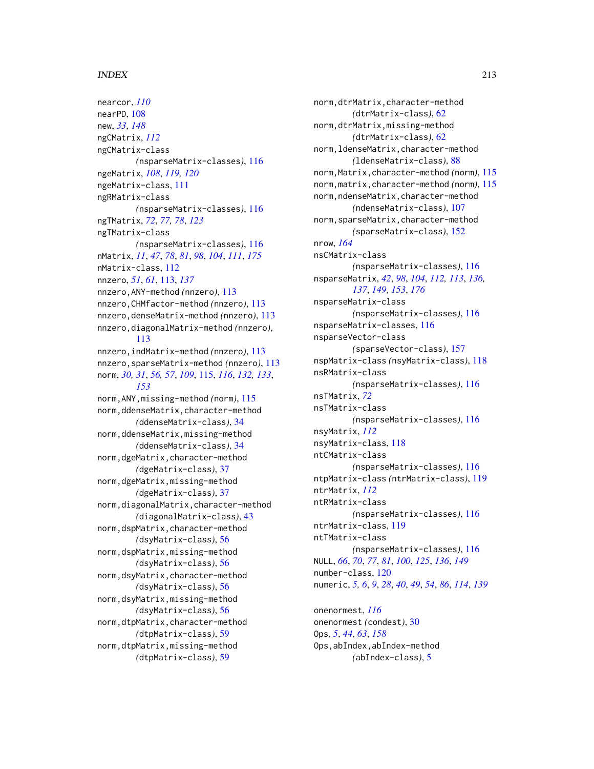nearcor, *110*
nearPD, 108
new, *33*, *148*
ngCMatrix, *112*
ngCMatrix-class
*(nsparseMatrix-classes)*, 116
ngeMatrix, *108*, *119, 120*
ngeMatrix-class, 111
ngRMatrix-class
*(nsparseMatrix-classes)*, 116
ngTMatrix, *72*, *77, 78*, *123*
ngTMatrix-class
*(nsparseMatrix-classes)*, 116
nMatrix, *11*, *47*, *78*, *81*, *98*, *104*, *111*, *175*
nMatrix-class, 112
nnzero, *51*, *61*, 113, *137*
nnzero,ANY-method *(nnzero)*, 113
nnzero,CHMfactor-method *(nnzero)*, 113
nnzero,denseMatrix-method *(nnzero)*, 113
nnzero,diagonalMatrix-method *(nnzero)*, 113
nnzero,indMatrix-method *(nnzero)*, 113
nnzero,sparseMatrix-method *(nnzero)*, 113
norm, *30, 31*, *56, 57*, *109*, 115, *116*, *132, 133*, *153*
norm,ANY,missing-method *(norm)*, 115
norm,ddenseMatrix,character-method
*(ddenseMatrix-class)*, 34
norm,ddenseMatrix,missing-method
*(ddenseMatrix-class)*, 34
norm,dgeMatrix,character-method
*(dgeMatrix-class)*, 37
norm,dgeMatrix,missing-method
*(dgeMatrix-class)*, 37
norm,diagonalMatrix,character-method
*(diagonalMatrix-class)*, 43
norm,dspMatrix,character-method
*(dsyMatrix-class)*, 56
norm,dspMatrix,missing-method
*(dsyMatrix-class)*, 56
norm,dsyMatrix,character-method
*(dsyMatrix-class)*, 56
norm,dsyMatrix,missing-method
*(dsyMatrix-class)*, 56
norm,dtpMatrix,character-method
*(dtpMatrix-class)*, 59
norm,dtpMatrix,missing-method
*(dtpMatrix-class)*, 59
norm,dtrMatrix,character-method
*(dtrMatrix-class)*, 62
norm,dtrMatrix,missing-method
*(dtrMatrix-class)*, 62
norm,ldenseMatrix,character-method
*(ldenseMatrix-class)*, 88
norm,Matrix,character-method *(norm)*, 115
norm,matrix,character-method *(norm)*, 115
norm,ndenseMatrix,character-method
*(ndenseMatrix-class)*, 107
norm,sparseMatrix,character-method
*(sparseMatrix-class)*, 152
nrow, *164*
nsCMatrix-class
*(nsparseMatrix-classes)*, 116
nsparseMatrix, *42*, *98*, *104*, *112, 113*, *136, 137*, *149*, *153*, *176*
nsparseMatrix-class
*(nsparseMatrix-classes)*, 116
nsparseMatrix-classes, 116
nsparseVector-class
*(sparseVector-class)*, 157
nspMatrix-class *(nsyMatrix-class)*, 118
nsRMatrix-class
*(nsparseMatrix-classes)*, 116
nsTMatrix, *72*
nsTMatrix-class
*(nsparseMatrix-classes)*, 116
nsyMatrix, *112*
nsyMatrix-class, 118
ntCMatrix-class
*(nsparseMatrix-classes)*, 116
ntpMatrix-class *(ntrMatrix-class)*, 119
ntrMatrix, *112*
ntRMatrix-class
*(nsparseMatrix-classes)*, 116
ntrMatrix-class, 119
ntTMatrix-class
*(nsparseMatrix-classes)*, 116
NULL, *66*, *70*, *77*, *81*, *100*, *125*, *136*, *149*
number-class, 120
numeric, *5, 6*, *9*, *28*, *40*, *49*, *54*, *86*, *114*, *139*

onenormest, *116*
onenormest *(condest)*, 30
Ops, *5*, *44*, *63*, *158*
Ops,abIndex,abIndex-method
*(abIndex-class)*, 5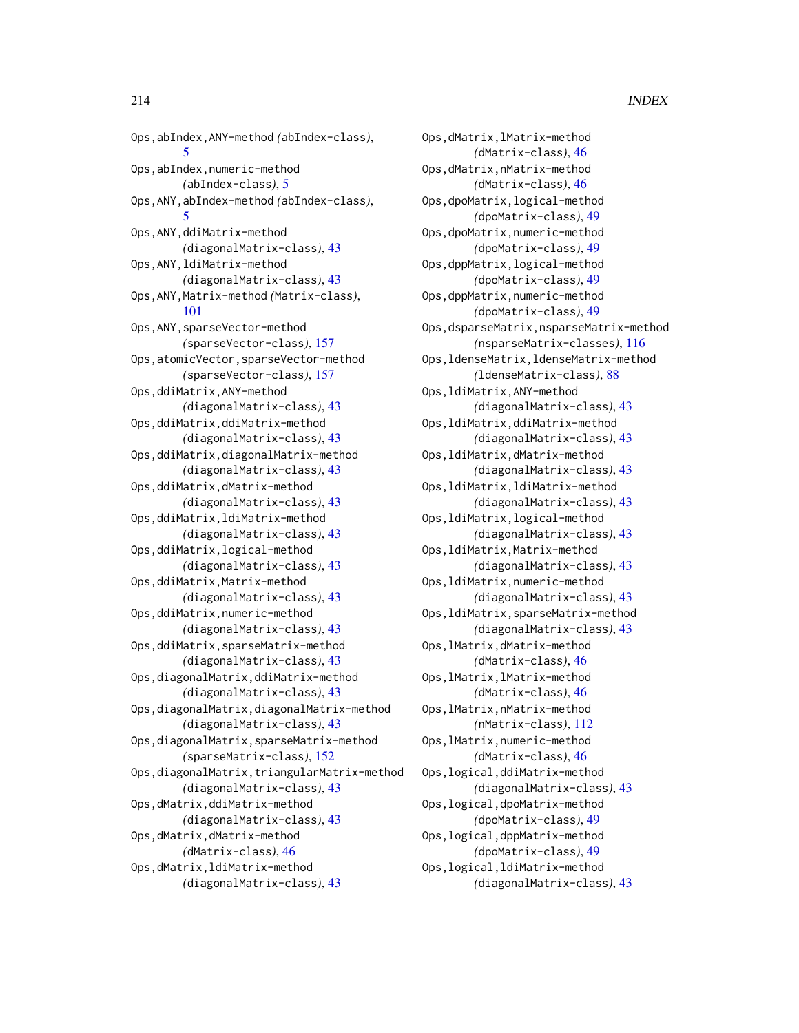Ops,abIndex,ANY-method *(*abIndex-class*)*, 5
Ops,abIndex,numeric-method *(*abIndex-class*)*, 5
Ops,ANY,abIndex-method *(*abIndex-class*)*, 5
Ops,ANY,ddiMatrix-method *(*diagonalMatrix-class*)*, 43
Ops,ANY,ldiMatrix-method *(*diagonalMatrix-class*)*, 43
Ops,ANY,Matrix-method *(*Matrix-class*)*, 101
Ops,ANY,sparseVector-method *(*sparseVector-class*)*, 157
Ops,atomicVector,sparseVector-method *(*sparseVector-class*)*, 157
Ops,ddiMatrix,ANY-method *(*diagonalMatrix-class*)*, 43
Ops,ddiMatrix,ddiMatrix-method *(*diagonalMatrix-class*)*, 43
Ops,ddiMatrix,diagonalMatrix-method *(*diagonalMatrix-class*)*, 43
Ops,ddiMatrix,dMatrix-method *(*diagonalMatrix-class*)*, 43
Ops,ddiMatrix,ldiMatrix-method *(*diagonalMatrix-class*)*, 43
Ops,ddiMatrix,logical-method *(*diagonalMatrix-class*)*, 43
Ops,ddiMatrix,Matrix-method *(*diagonalMatrix-class*)*, 43
Ops,ddiMatrix,numeric-method *(*diagonalMatrix-class*)*, 43
Ops,ddiMatrix,sparseMatrix-method *(*diagonalMatrix-class*)*, 43
Ops,diagonalMatrix,ddiMatrix-method *(*diagonalMatrix-class*)*, 43
Ops,diagonalMatrix,diagonalMatrix-method *(*diagonalMatrix-class*)*, 43
Ops,diagonalMatrix,sparseMatrix-method *(*sparseMatrix-class*)*, 152
Ops,diagonalMatrix,triangularMatrix-method *(*diagonalMatrix-class*)*, 43
Ops,dMatrix,ddiMatrix-method *(*diagonalMatrix-class*)*, 43
Ops,dMatrix,dMatrix-method *(*dMatrix-class*)*, 46
Ops,dMatrix,ldiMatrix-method *(*diagonalMatrix-class*)*, 43
Ops,dMatrix,lMatrix-method *(*dMatrix-class*)*, 46
Ops,dMatrix,nMatrix-method *(*dMatrix-class*)*, 46
Ops,dpoMatrix,logical-method *(*dpoMatrix-class*)*, 49
Ops,dpoMatrix,numeric-method *(*dpoMatrix-class*)*, 49
Ops,dppMatrix,logical-method *(*dpoMatrix-class*)*, 49
Ops,dppMatrix,numeric-method *(*dpoMatrix-class*)*, 49
Ops,dsparseMatrix,nsparseMatrix-method *(*nsparseMatrix-classes*)*, 116
Ops,ldenseMatrix,ldenseMatrix-method *(*ldenseMatrix-class*)*, 88
Ops,ldiMatrix,ANY-method *(*diagonalMatrix-class*)*, 43
Ops,ldiMatrix,ddiMatrix-method *(*diagonalMatrix-class*)*, 43
Ops,ldiMatrix,dMatrix-method *(*diagonalMatrix-class*)*, 43
Ops,ldiMatrix,ldiMatrix-method *(*diagonalMatrix-class*)*, 43
Ops,ldiMatrix,logical-method *(*diagonalMatrix-class*)*, 43
Ops,ldiMatrix,Matrix-method *(*diagonalMatrix-class*)*, 43
Ops,ldiMatrix,numeric-method *(*diagonalMatrix-class*)*, 43
Ops,ldiMatrix,sparseMatrix-method *(*diagonalMatrix-class*)*, 43
Ops,lMatrix,dMatrix-method *(*dMatrix-class*)*, 46
Ops,lMatrix,lMatrix-method *(*dMatrix-class*)*, 46
Ops,lMatrix,nMatrix-method *(*nMatrix-class*)*, 112
Ops,lMatrix,numeric-method *(*dMatrix-class*)*, 46
Ops,logical,ddiMatrix-method *(*diagonalMatrix-class*)*, 43
Ops,logical,dpoMatrix-method *(*dpoMatrix-class*)*, 49
Ops,logical,dppMatrix-method *(*dpoMatrix-class*)*, 49
Ops,logical,ldiMatrix-method *(*diagonalMatrix-class*)*, 43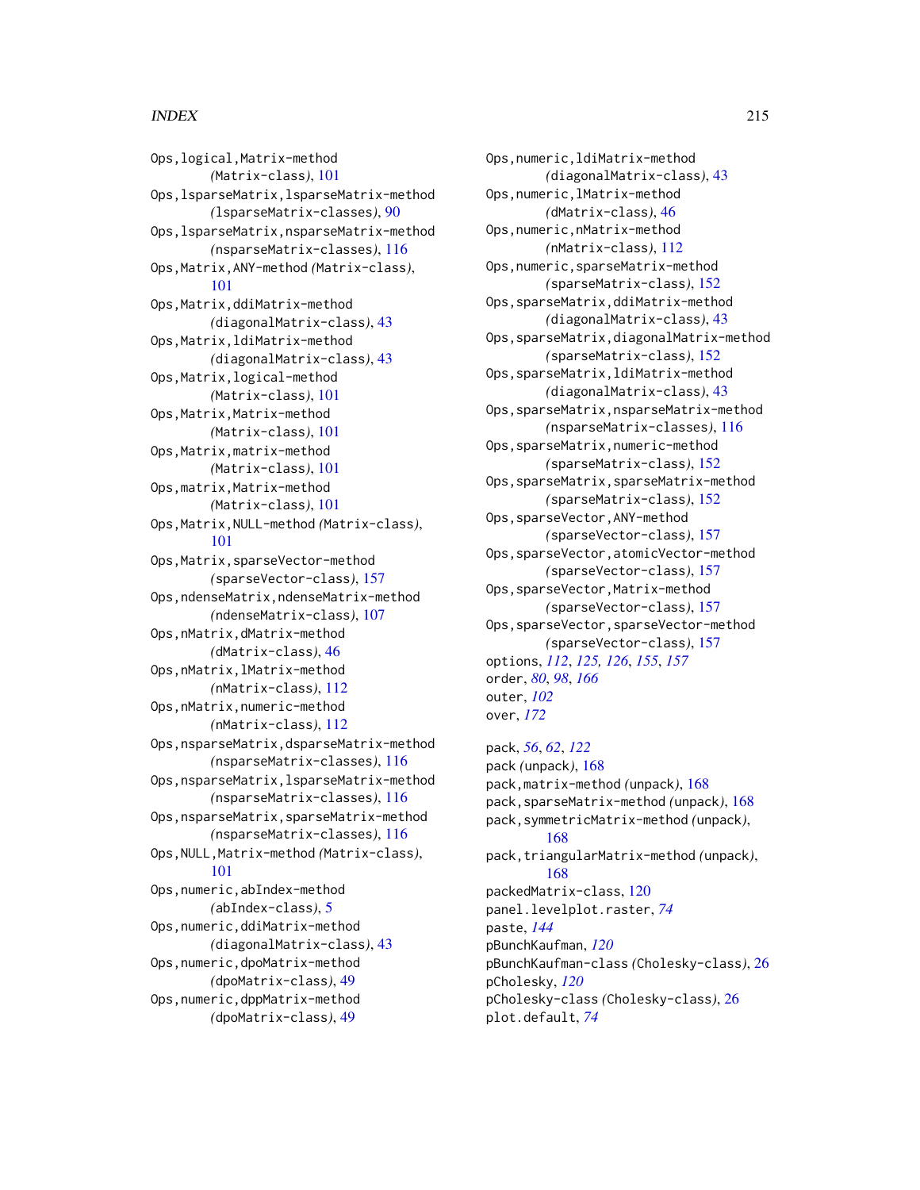Ops,logical,Matrix-method (Matrix-class), 101
Ops,lsparseMatrix,lsparseMatrix-method (lsparseMatrix-classes), 90
Ops,lsparseMatrix,nsparseMatrix-method (nsparseMatrix-classes), 116
Ops,Matrix,ANY-method (Matrix-class), 101
Ops,Matrix,ddiMatrix-method (diagonalMatrix-class), 43
Ops,Matrix,ldiMatrix-method (diagonalMatrix-class), 43
Ops,Matrix,logical-method (Matrix-class), 101
Ops,Matrix,Matrix-method (Matrix-class), 101
Ops,Matrix,matrix-method (Matrix-class), 101
Ops,matrix,Matrix-method (Matrix-class), 101
Ops,Matrix,NULL-method (Matrix-class), 101
Ops,Matrix,sparseVector-method (sparseVector-class), 157
Ops,ndenseMatrix,ndenseMatrix-method (ndenseMatrix-class), 107
Ops,nMatrix,dMatrix-method (dMatrix-class), 46
Ops,nMatrix,lMatrix-method (nMatrix-class), 112
Ops,nMatrix,numeric-method (nMatrix-class), 112
Ops,nsparseMatrix,dsparseMatrix-method (nsparseMatrix-classes), 116
Ops,nsparseMatrix,lsparseMatrix-method (nsparseMatrix-classes), 116
Ops,nsparseMatrix,sparseMatrix-method (nsparseMatrix-classes), 116
Ops,NULL,Matrix-method (Matrix-class), 101
Ops,numeric,abIndex-method (abIndex-class), 5
Ops,numeric,ddiMatrix-method (diagonalMatrix-class), 43
Ops,numeric,dpoMatrix-method (dpoMatrix-class), 49
Ops,numeric,dppMatrix-method (dpoMatrix-class), 49
Ops,numeric,ldiMatrix-method (diagonalMatrix-class), 43
Ops,numeric,lMatrix-method (dMatrix-class), 46
Ops,numeric,nMatrix-method (nMatrix-class), 112
Ops,numeric,sparseMatrix-method (sparseMatrix-class), 152
Ops,sparseMatrix,ddiMatrix-method (diagonalMatrix-class), 43
Ops,sparseMatrix,diagonalMatrix-method (sparseMatrix-class), 152
Ops,sparseMatrix,ldiMatrix-method (diagonalMatrix-class), 43
Ops,sparseMatrix,nsparseMatrix-method (nsparseMatrix-classes), 116
Ops,sparseMatrix,numeric-method (sparseMatrix-class), 152
Ops,sparseMatrix,sparseMatrix-method (sparseMatrix-class), 152
Ops,sparseVector,ANY-method (sparseVector-class), 157
Ops,sparseVector,atomicVector-method (sparseVector-class), 157
Ops,sparseVector,Matrix-method (sparseVector-class), 157
Ops,sparseVector,sparseVector-method (sparseVector-class), 157
options, *112*, *125*, *126*, *155*, *157*
order, *80*, *98*, *166*
outer, *102*
over, *172*

pack, *56*, *62*, *122*
pack (unpack), 168
pack,matrix-method (unpack), 168
pack,sparseMatrix-method (unpack), 168
pack,symmetricMatrix-method (unpack), 168
pack,triangularMatrix-method (unpack), 168
packedMatrix-class, 120
panel.levelplot.raster, *74*
paste, *144*
pBunchKaufman, *120*
pBunchKaufman-class (Cholesky-class), 26
pCholesky, *120*
pCholesky-class (Cholesky-class), 26
plot.default, *74*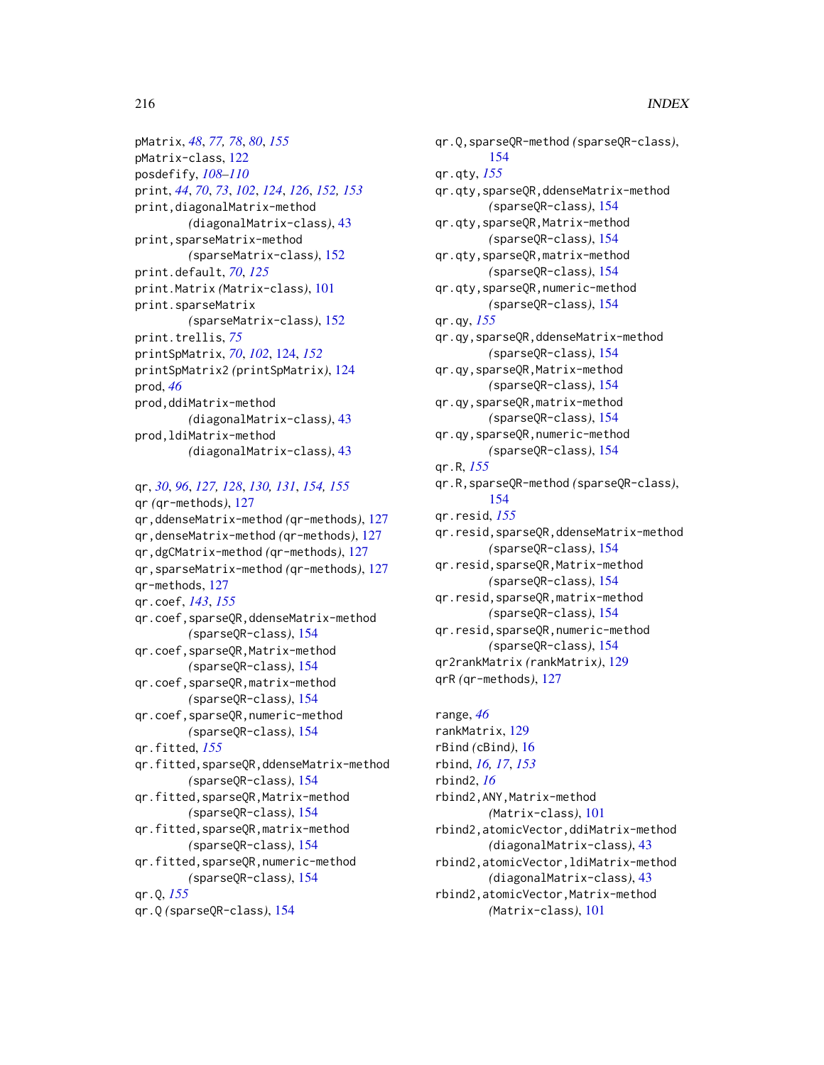pMatrix, *48*, *77, 78*, *80*, *155*
pMatrix-class, 122
posdefify, *108–110*
print, *44*, *70*, *73*, *102*, *124*, *126*, *152, 153*
print,diagonalMatrix-method
(diagonalMatrix-class), 43
print,sparseMatrix-method
(sparseMatrix-class), 152
print.default, *70*, *125*
print.Matrix (Matrix-class), 101
print.sparseMatrix
(sparseMatrix-class), 152
print.trellis, *75*
printSpMatrix, *70*, *102*, 124, *152*
printSpMatrix2 (printSpMatrix), 124
prod, *46*
prod,ddiMatrix-method
(diagonalMatrix-class), 43
prod,ldiMatrix-method
(diagonalMatrix-class), 43

qr, *30*, *96*, *127, 128*, *130, 131*, *154, 155*
qr (qr-methods), 127
qr,ddenseMatrix-method (qr-methods), 127
qr,denseMatrix-method (qr-methods), 127
qr,dgCMatrix-method (qr-methods), 127
qr,sparseMatrix-method (qr-methods), 127
qr-methods, 127
qr.coef, *143*, *155*
qr.coef,sparseQR,ddenseMatrix-method
(sparseQR-class), 154
qr.coef,sparseQR,Matrix-method
(sparseQR-class), 154
qr.coef,sparseQR,matrix-method
(sparseQR-class), 154
qr.coef,sparseQR,numeric-method
(sparseQR-class), 154
qr.fitted, *155*
qr.fitted,sparseQR,ddenseMatrix-method
(sparseQR-class), 154
qr.fitted,sparseQR,Matrix-method
(sparseQR-class), 154
qr.fitted,sparseQR,matrix-method
(sparseQR-class), 154
qr.fitted,sparseQR,numeric-method
(sparseQR-class), 154
qr.Q, *155*
qr.Q (sparseQR-class), 154
qr.Q,sparseQR-method (sparseQR-class),
154
qr.qty, *155*
qr.qty,sparseQR,ddenseMatrix-method
(sparseQR-class), 154
qr.qty,sparseQR,Matrix-method
(sparseQR-class), 154
qr.qty,sparseQR,matrix-method
(sparseQR-class), 154
qr.qty,sparseQR,numeric-method
(sparseQR-class), 154
qr.qy, *155*
qr.qy,sparseQR,ddenseMatrix-method
(sparseQR-class), 154
qr.qy,sparseQR,Matrix-method
(sparseQR-class), 154
qr.qy,sparseQR,matrix-method
(sparseQR-class), 154
qr.qy,sparseQR,numeric-method
(sparseQR-class), 154
qr.R, *155*
qr.R,sparseQR-method (sparseQR-class),
154
qr.resid, *155*
qr.resid,sparseQR,ddenseMatrix-method
(sparseQR-class), 154
qr.resid,sparseQR,Matrix-method
(sparseQR-class), 154
qr.resid,sparseQR,matrix-method
(sparseQR-class), 154
qr.resid,sparseQR,numeric-method
(sparseQR-class), 154
qr2rankMatrix (rankMatrix), 129
qrR (qr-methods), 127

range, *46*
rankMatrix, 129
rBind (cBind), 16
rbind, *16, 17*, *153*
rbind2, *16*
rbind2,ANY,Matrix-method
(Matrix-class), 101
rbind2,atomicVector,ddiMatrix-method
(diagonalMatrix-class), 43
rbind2,atomicVector,ldiMatrix-method
(diagonalMatrix-class), 43
rbind2,atomicVector,Matrix-method
(Matrix-class), 101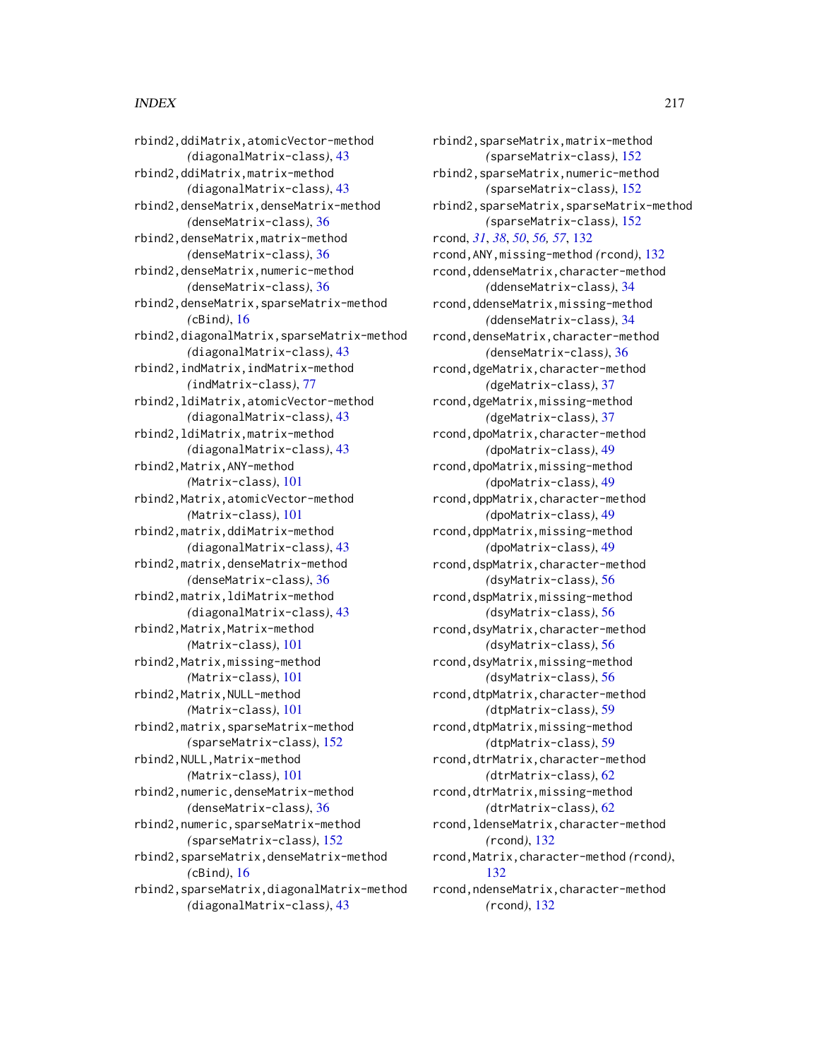rbind2,ddiMatrix,atomicVector-method
    *(*diagonalMatrix-class*)*, 43
rbind2,ddiMatrix,matrix-method
    *(*diagonalMatrix-class*)*, 43
rbind2,denseMatrix,denseMatrix-method
    *(*denseMatrix-class*)*, 36
rbind2,denseMatrix,matrix-method
    *(*denseMatrix-class*)*, 36
rbind2,denseMatrix,numeric-method
    *(*denseMatrix-class*)*, 36
rbind2,denseMatrix,sparseMatrix-method
    *(*cBind*)*, 16
rbind2,diagonalMatrix,sparseMatrix-method
    *(*diagonalMatrix-class*)*, 43
rbind2,indMatrix,indMatrix-method
    *(*indMatrix-class*)*, 77
rbind2,ldiMatrix,atomicVector-method
    *(*diagonalMatrix-class*)*, 43
rbind2,ldiMatrix,matrix-method
    *(*diagonalMatrix-class*)*, 43
rbind2,Matrix,ANY-method
    *(*Matrix-class*)*, 101
rbind2,Matrix,atomicVector-method
    *(*Matrix-class*)*, 101
rbind2,matrix,ddiMatrix-method
    *(*diagonalMatrix-class*)*, 43
rbind2,matrix,denseMatrix-method
    *(*denseMatrix-class*)*, 36
rbind2,matrix,ldiMatrix-method
    *(*diagonalMatrix-class*)*, 43
rbind2,Matrix,Matrix-method
    *(*Matrix-class*)*, 101
rbind2,Matrix,missing-method
    *(*Matrix-class*)*, 101
rbind2,Matrix,NULL-method
    *(*Matrix-class*)*, 101
rbind2,matrix,sparseMatrix-method
    *(*sparseMatrix-class*)*, 152
rbind2,NULL,Matrix-method
    *(*Matrix-class*)*, 101
rbind2,numeric,denseMatrix-method
    *(*denseMatrix-class*)*, 36
rbind2,numeric,sparseMatrix-method
    *(*sparseMatrix-class*)*, 152
rbind2,sparseMatrix,denseMatrix-method
    *(*cBind*)*, 16
rbind2,sparseMatrix,diagonalMatrix-method
    *(*diagonalMatrix-class*)*, 43
rbind2,sparseMatrix,matrix-method
    *(*sparseMatrix-class*)*, 152
rbind2,sparseMatrix,numeric-method
    *(*sparseMatrix-class*)*, 152
rbind2,sparseMatrix,sparseMatrix-method
    *(*sparseMatrix-class*)*, 152
rcond, *31*, *38*, *50*, *56, 57*, 132
rcond,ANY,missing-method *(*rcond*)*, 132
rcond,ddenseMatrix,character-method
    *(*ddenseMatrix-class*)*, 34
rcond,ddenseMatrix,missing-method
    *(*ddenseMatrix-class*)*, 34
rcond,denseMatrix,character-method
    *(*denseMatrix-class*)*, 36
rcond,dgeMatrix,character-method
    *(*dgeMatrix-class*)*, 37
rcond,dgeMatrix,missing-method
    *(*dgeMatrix-class*)*, 37
rcond,dpoMatrix,character-method
    *(*dpoMatrix-class*)*, 49
rcond,dpoMatrix,missing-method
    *(*dpoMatrix-class*)*, 49
rcond,dppMatrix,character-method
    *(*dpoMatrix-class*)*, 49
rcond,dppMatrix,missing-method
    *(*dpoMatrix-class*)*, 49
rcond,dspMatrix,character-method
    *(*dsyMatrix-class*)*, 56
rcond,dspMatrix,missing-method
    *(*dsyMatrix-class*)*, 56
rcond,dsyMatrix,character-method
    *(*dsyMatrix-class*)*, 56
rcond,dsyMatrix,missing-method
    *(*dsyMatrix-class*)*, 56
rcond,dtpMatrix,character-method
    *(*dtpMatrix-class*)*, 59
rcond,dtpMatrix,missing-method
    *(*dtpMatrix-class*)*, 59
rcond,dtrMatrix,character-method
    *(*dtrMatrix-class*)*, 62
rcond,dtrMatrix,missing-method
    *(*dtrMatrix-class*)*, 62
rcond,ldenseMatrix,character-method
    *(*rcond*)*, 132
rcond,Matrix,character-method *(*rcond*)*,
    132
rcond,ndenseMatrix,character-method
    *(*rcond*)*, 132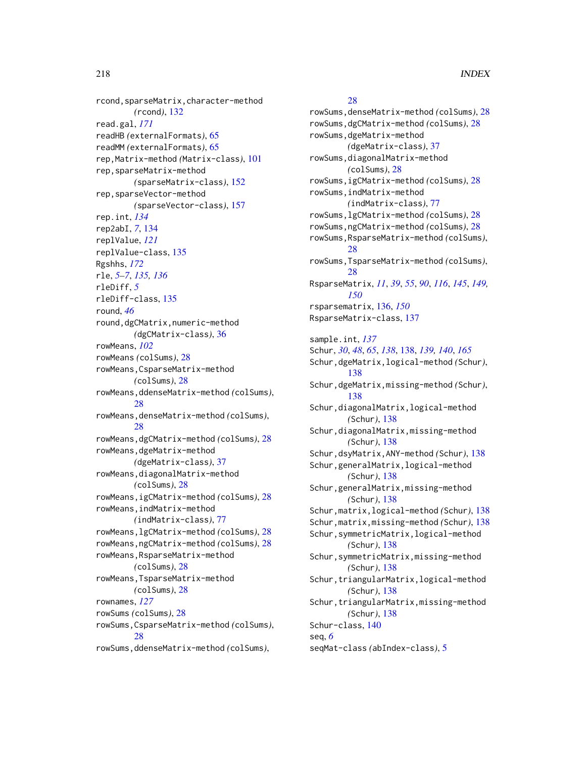rcond,sparseMatrix,character-method
 (rcond), 132
read.gal, *171*
readHB (externalFormats), 65
readMM (externalFormats), 65
rep,Matrix-method (Matrix-class), 101
rep,sparseMatrix-method
 (sparseMatrix-class), 152
rep,sparseVector-method
 (sparseVector-class), 157
rep.int, *134*
rep2abI, *7*, 134
replValue, *121*
replValue-class, 135
Rgshhs, *172*
rle, *5–7*, *135, 136*
rleDiff, *5*
rleDiff-class, 135
round, *46*
round,dgCMatrix,numeric-method
 (dgCMatrix-class), 36
rowMeans, *102*
rowMeans (colSums), 28
rowMeans,CsparseMatrix-method
 (colSums), 28
rowMeans,ddenseMatrix-method (colSums),
 28
rowMeans,denseMatrix-method (colSums),
 28
rowMeans,dgCMatrix-method (colSums), 28
rowMeans,dgeMatrix-method
 (dgeMatrix-class), 37
rowMeans,diagonalMatrix-method
 (colSums), 28
rowMeans,igCMatrix-method (colSums), 28
rowMeans,indMatrix-method
 (indMatrix-class), 77
rowMeans,lgCMatrix-method (colSums), 28
rowMeans,ngCMatrix-method (colSums), 28
rowMeans,RsparseMatrix-method
 (colSums), 28
rowMeans,TsparseMatrix-method
 (colSums), 28
rownames, *127*
rowSums (colSums), 28
rowSums,CsparseMatrix-method (colSums),
 28
rowSums,ddenseMatrix-method (colSums),
 28
rowSums,denseMatrix-method (colSums), 28
rowSums,dgCMatrix-method (colSums), 28
rowSums,dgeMatrix-method
 (dgeMatrix-class), 37
rowSums,diagonalMatrix-method
 (colSums), 28
rowSums,igCMatrix-method (colSums), 28
rowSums,indMatrix-method
 (indMatrix-class), 77
rowSums,lgCMatrix-method (colSums), 28
rowSums,ngCMatrix-method (colSums), 28
rowSums,RsparseMatrix-method (colSums),
 28
rowSums,TsparseMatrix-method (colSums),
 28
RsparseMatrix, *11*, *39*, *55*, *90*, *116*, *145*, *149*,
 *150*
rsparsematrix, 136, *150*
RsparseMatrix-class, 137

sample.int, *137*
Schur, *30*, *48*, *65*, *138*, 138, *139, 140*, *165*
Schur,dgeMatrix,logical-method (Schur),
 138
Schur,dgeMatrix,missing-method (Schur),
 138
Schur,diagonalMatrix,logical-method
 (Schur), 138
Schur,diagonalMatrix,missing-method
 (Schur), 138
Schur,dsyMatrix,ANY-method (Schur), 138
Schur,generalMatrix,logical-method
 (Schur), 138
Schur,generalMatrix,missing-method
 (Schur), 138
Schur,matrix,logical-method (Schur), 138
Schur,matrix,missing-method (Schur), 138
Schur,symmetricMatrix,logical-method
 (Schur), 138
Schur,symmetricMatrix,missing-method
 (Schur), 138
Schur,triangularMatrix,logical-method
 (Schur), 138
Schur,triangularMatrix,missing-method
 (Schur), 138
Schur-class, 140
seq, *6*
seqMat-class (abIndex-class), 5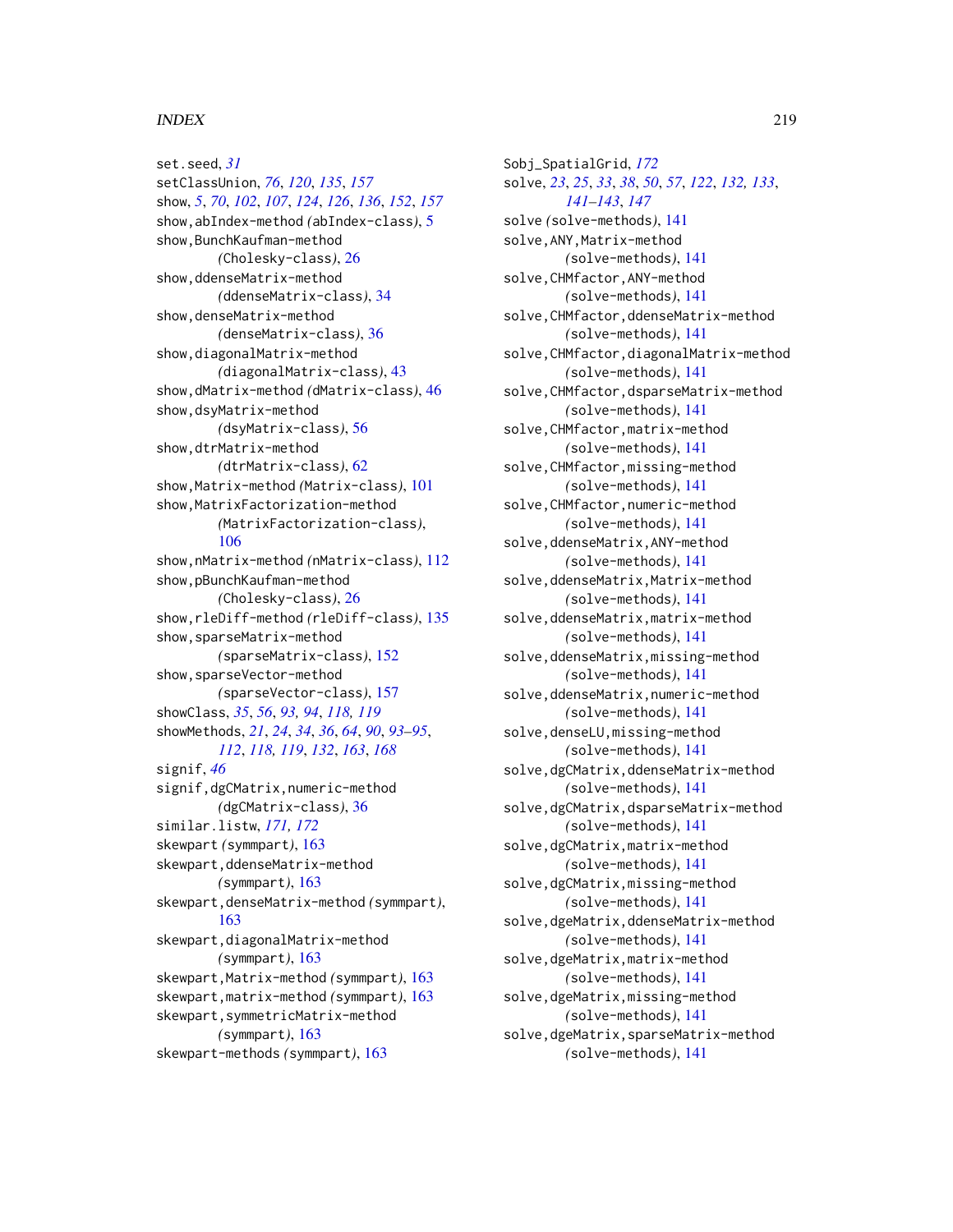set.seed, *31*
setClassUnion, *76*, *120*, *135*, *157*
show, *5*, *70*, *102*, *107*, *124*, *126*, *136*, *152*, *157*
show,abIndex-method *(*abIndex-class*)*, 5
show,BunchKaufman-method *(*Cholesky-class*)*, 26
show,ddenseMatrix-method *(*ddenseMatrix-class*)*, 34
show,denseMatrix-method *(*denseMatrix-class*)*, 36
show,diagonalMatrix-method *(*diagonalMatrix-class*)*, 43
show,dMatrix-method *(*dMatrix-class*)*, 46
show,dsyMatrix-method *(*dsyMatrix-class*)*, 56
show,dtrMatrix-method *(*dtrMatrix-class*)*, 62
show,Matrix-method *(*Matrix-class*)*, 101
show,MatrixFactorization-method *(*MatrixFactorization-class*)*, 106
show,nMatrix-method *(*nMatrix-class*)*, 112
show,pBunchKaufman-method *(*Cholesky-class*)*, 26
show,rleDiff-method *(*rleDiff-class*)*, 135
show,sparseMatrix-method *(*sparseMatrix-class*)*, 152
show,sparseVector-method *(*sparseVector-class*)*, 157
showClass, *35*, *56*, *93, 94*, *118, 119*
showMethods, *21*, *24*, *34*, *36*, *64*, *90*, *93–95*, *112*, *118, 119*, *132*, *163*, *168*
signif, *46*
signif,dgCMatrix,numeric-method *(*dgCMatrix-class*)*, 36
similar.listw, *171, 172*
skewpart *(*symmpart*)*, 163
skewpart,ddenseMatrix-method *(*symmpart*)*, 163
skewpart,denseMatrix-method *(*symmpart*)*, 163
skewpart,diagonalMatrix-method *(*symmpart*)*, 163
skewpart,Matrix-method *(*symmpart*)*, 163
skewpart,matrix-method *(*symmpart*)*, 163
skewpart,symmetricMatrix-method *(*symmpart*)*, 163
skewpart-methods *(*symmpart*)*, 163
Sobj_SpatialGrid, *172*
solve, *23*, *25*, *33*, *38*, *50*, *57*, *122*, *132, 133*, *141–143*, *147*
solve *(*solve-methods*)*, 141
solve,ANY,Matrix-method *(*solve-methods*)*, 141
solve,CHMfactor,ANY-method *(*solve-methods*)*, 141
solve,CHMfactor,ddenseMatrix-method *(*solve-methods*)*, 141
solve,CHMfactor,diagonalMatrix-method *(*solve-methods*)*, 141
solve,CHMfactor,dsparseMatrix-method *(*solve-methods*)*, 141
solve,CHMfactor,matrix-method *(*solve-methods*)*, 141
solve,CHMfactor,missing-method *(*solve-methods*)*, 141
solve,CHMfactor,numeric-method *(*solve-methods*)*, 141
solve,ddenseMatrix,ANY-method *(*solve-methods*)*, 141
solve,ddenseMatrix,Matrix-method *(*solve-methods*)*, 141
solve,ddenseMatrix,matrix-method *(*solve-methods*)*, 141
solve,ddenseMatrix,missing-method *(*solve-methods*)*, 141
solve,ddenseMatrix,numeric-method *(*solve-methods*)*, 141
solve,denseLU,missing-method *(*solve-methods*)*, 141
solve,dgCMatrix,ddenseMatrix-method *(*solve-methods*)*, 141
solve,dgCMatrix,dsparseMatrix-method *(*solve-methods*)*, 141
solve,dgCMatrix,matrix-method *(*solve-methods*)*, 141
solve,dgCMatrix,missing-method *(*solve-methods*)*, 141
solve,dgeMatrix,ddenseMatrix-method *(*solve-methods*)*, 141
solve,dgeMatrix,matrix-method *(*solve-methods*)*, 141
solve,dgeMatrix,missing-method *(*solve-methods*)*, 141
solve,dgeMatrix,sparseMatrix-method *(*solve-methods*)*, 141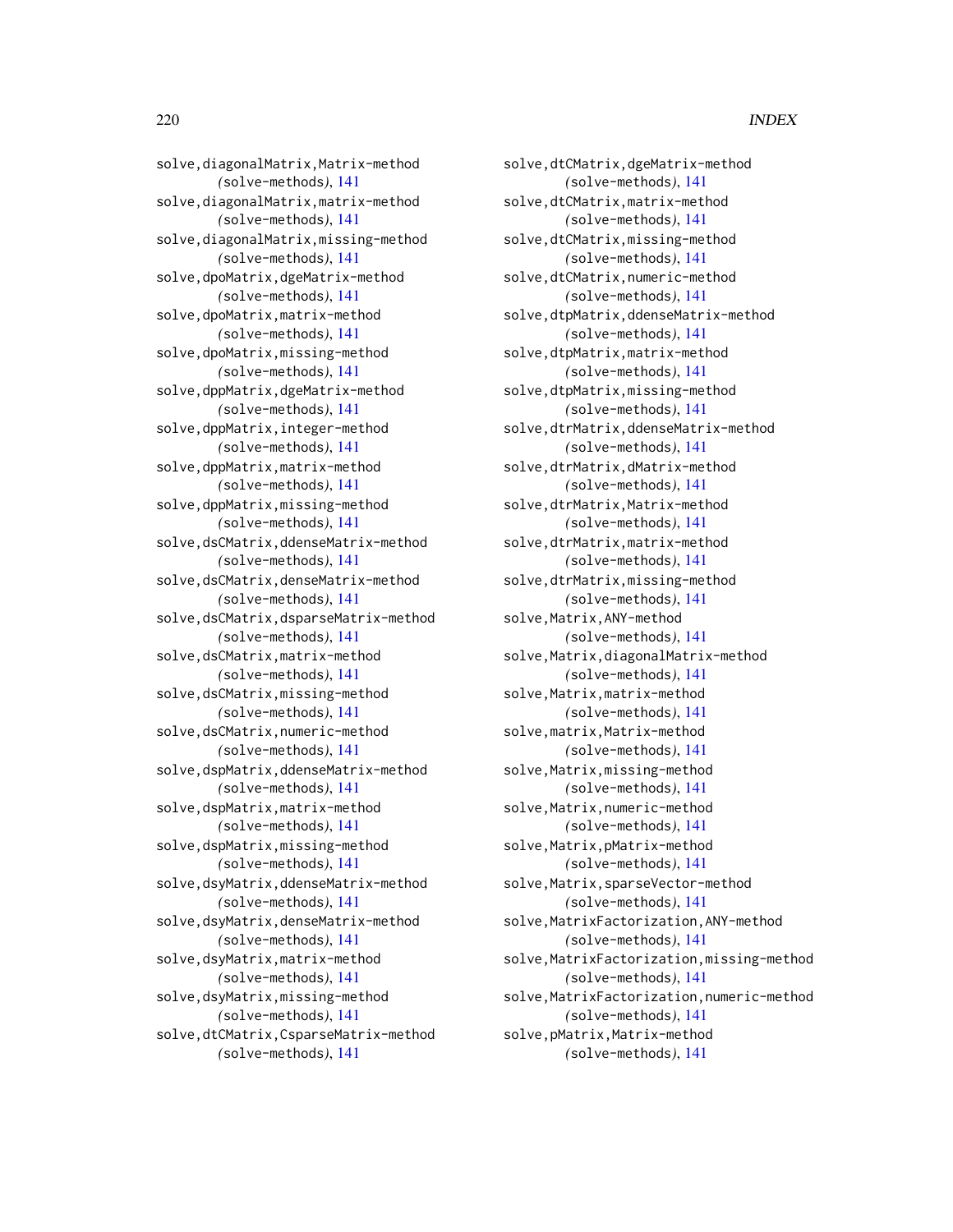solve,diagonalMatrix,Matrix-method
    *(*solve-methods*)*, 141
solve,diagonalMatrix,matrix-method
    *(*solve-methods*)*, 141
solve,diagonalMatrix,missing-method
    *(*solve-methods*)*, 141
solve,dpoMatrix,dgeMatrix-method
    *(*solve-methods*)*, 141
solve,dpoMatrix,matrix-method
    *(*solve-methods*)*, 141
solve,dpoMatrix,missing-method
    *(*solve-methods*)*, 141
solve,dppMatrix,dgeMatrix-method
    *(*solve-methods*)*, 141
solve,dppMatrix,integer-method
    *(*solve-methods*)*, 141
solve,dppMatrix,matrix-method
    *(*solve-methods*)*, 141
solve,dppMatrix,missing-method
    *(*solve-methods*)*, 141
solve,dsCMatrix,ddenseMatrix-method
    *(*solve-methods*)*, 141
solve,dsCMatrix,denseMatrix-method
    *(*solve-methods*)*, 141
solve,dsCMatrix,dsparseMatrix-method
    *(*solve-methods*)*, 141
solve,dsCMatrix,matrix-method
    *(*solve-methods*)*, 141
solve,dsCMatrix,missing-method
    *(*solve-methods*)*, 141
solve,dsCMatrix,numeric-method
    *(*solve-methods*)*, 141
solve,dspMatrix,ddenseMatrix-method
    *(*solve-methods*)*, 141
solve,dspMatrix,matrix-method
    *(*solve-methods*)*, 141
solve,dspMatrix,missing-method
    *(*solve-methods*)*, 141
solve,dsyMatrix,ddenseMatrix-method
    *(*solve-methods*)*, 141
solve,dsyMatrix,denseMatrix-method
    *(*solve-methods*)*, 141
solve,dsyMatrix,matrix-method
    *(*solve-methods*)*, 141
solve,dsyMatrix,missing-method
    *(*solve-methods*)*, 141
solve,dtCMatrix,CsparseMatrix-method
    *(*solve-methods*)*, 141
solve,dtCMatrix,dgeMatrix-method
    *(*solve-methods*)*, 141
solve,dtCMatrix,matrix-method
    *(*solve-methods*)*, 141
solve,dtCMatrix,missing-method
    *(*solve-methods*)*, 141
solve,dtCMatrix,numeric-method
    *(*solve-methods*)*, 141
solve,dtpMatrix,ddenseMatrix-method
    *(*solve-methods*)*, 141
solve,dtpMatrix,matrix-method
    *(*solve-methods*)*, 141
solve,dtpMatrix,missing-method
    *(*solve-methods*)*, 141
solve,dtrMatrix,ddenseMatrix-method
    *(*solve-methods*)*, 141
solve,dtrMatrix,dMatrix-method
    *(*solve-methods*)*, 141
solve,dtrMatrix,Matrix-method
    *(*solve-methods*)*, 141
solve,dtrMatrix,matrix-method
    *(*solve-methods*)*, 141
solve,dtrMatrix,missing-method
    *(*solve-methods*)*, 141
solve,Matrix,ANY-method
    *(*solve-methods*)*, 141
solve,Matrix,diagonalMatrix-method
    *(*solve-methods*)*, 141
solve,Matrix,matrix-method
    *(*solve-methods*)*, 141
solve,matrix,Matrix-method
    *(*solve-methods*)*, 141
solve,Matrix,missing-method
    *(*solve-methods*)*, 141
solve,Matrix,numeric-method
    *(*solve-methods*)*, 141
solve,Matrix,pMatrix-method
    *(*solve-methods*)*, 141
solve,Matrix,sparseVector-method
    *(*solve-methods*)*, 141
solve,MatrixFactorization,ANY-method
    *(*solve-methods*)*, 141
solve,MatrixFactorization,missing-method
    *(*solve-methods*)*, 141
solve,MatrixFactorization,numeric-method
    *(*solve-methods*)*, 141
solve,pMatrix,Matrix-method
    *(*solve-methods*)*, 141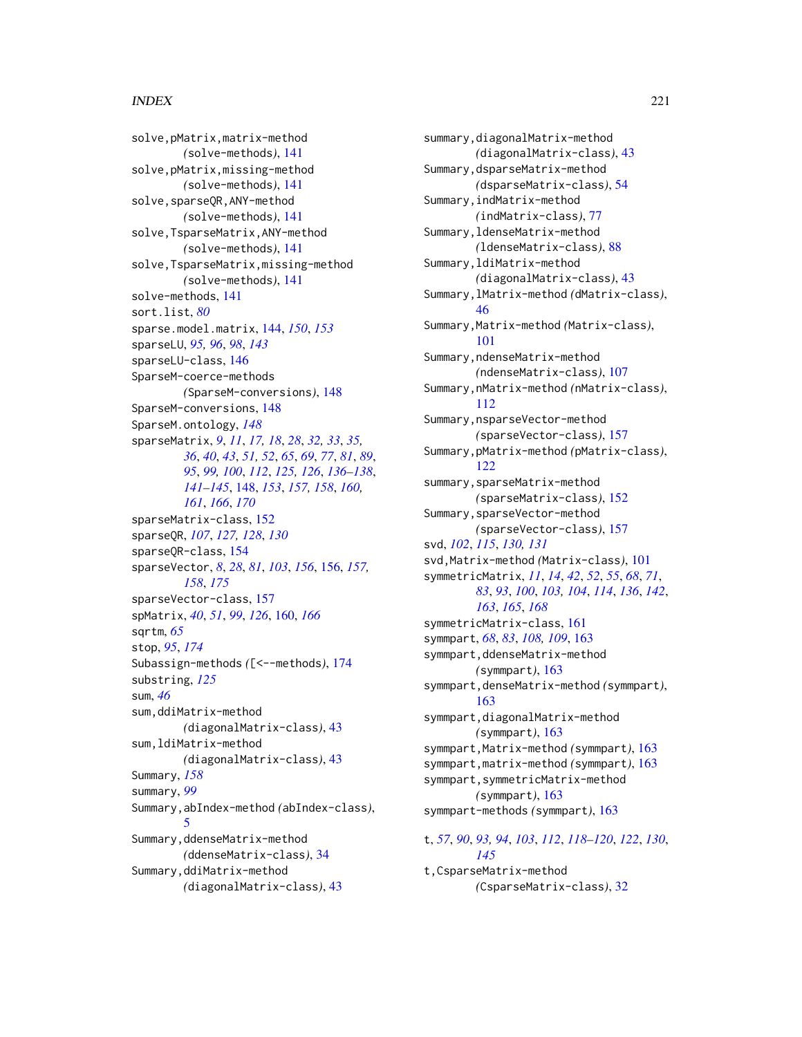solve,pMatrix,matrix-method
*(*solve-methods*)*, 141
solve,pMatrix,missing-method
*(*solve-methods*)*, 141
solve,sparseQR,ANY-method
*(*solve-methods*)*, 141
solve,TsparseMatrix,ANY-method
*(*solve-methods*)*, 141
solve,TsparseMatrix,missing-method
*(*solve-methods*)*, 141
solve-methods, 141
sort.list, *80*
sparse.model.matrix, 144, *150*, *153*
sparseLU, *95, 96*, *98*, *143*
sparseLU-class, 146
SparseM-coerce-methods
*(*SparseM-conversions*)*, 148
SparseM-conversions, 148
SparseM.ontology, *148*
sparseMatrix, *9*, *11*, *17, 18*, *28*, *32, 33*, *35, 36*, *40*, *43*, *51, 52*, *65*, *69*, *77*, *81*, *89*, *95*, *99, 100*, *112*, *125, 126*, *136–138*, *141–145*, 148, *153*, *157, 158*, *160, 161*, *166*, *170*
sparseMatrix-class, 152
sparseQR, *107*, *127, 128*, *130*
sparseQR-class, 154
sparseVector, *8*, *28*, *81*, *103*, *156*, 156, *157, 158*, *175*
sparseVector-class, 157
spMatrix, *40*, *51*, *99*, *126*, 160, *166*
sqrtm, *65*
stop, *95*, *174*
Subassign-methods *(*[<--methods*)*, 174
substring, *125*
sum, *46*
sum,ddiMatrix-method
*(*diagonalMatrix-class*)*, 43
sum,ldiMatrix-method
*(*diagonalMatrix-class*)*, 43
Summary, *158*
summary, *99*
Summary,abIndex-method *(*abIndex-class*)*, 5
Summary,ddenseMatrix-method
*(*ddenseMatrix-class*)*, 34
Summary,ddiMatrix-method
*(*diagonalMatrix-class*)*, 43
summary,diagonalMatrix-method
*(*diagonalMatrix-class*)*, 43
Summary,dsparseMatrix-method
*(*dsparseMatrix-class*)*, 54
Summary,indMatrix-method
*(*indMatrix-class*)*, 77
Summary,ldenseMatrix-method
*(*ldenseMatrix-class*)*, 88
Summary,ldiMatrix-method
*(*diagonalMatrix-class*)*, 43
Summary,lMatrix-method *(*dMatrix-class*)*, 46
Summary,Matrix-method *(*Matrix-class*)*, 101
Summary,ndenseMatrix-method
*(*ndenseMatrix-class*)*, 107
Summary,nMatrix-method *(*nMatrix-class*)*, 112
Summary,nsparseVector-method
*(*sparseVector-class*)*, 157
Summary,pMatrix-method *(*pMatrix-class*)*, 122
summary,sparseMatrix-method
*(*sparseMatrix-class*)*, 152
Summary,sparseVector-method
*(*sparseVector-class*)*, 157
svd, *102*, *115*, *130, 131*
svd,Matrix-method *(*Matrix-class*)*, 101
symmetricMatrix, *11*, *14*, *42*, *52*, *55*, *68*, *71*, *83*, *93*, *100*, *103, 104*, *114*, *136*, *142*, *163*, *165*, *168*
symmetricMatrix-class, 161
symmpart, *68*, *83*, *108, 109*, 163
symmpart,ddenseMatrix-method
*(*symmpart*)*, 163
symmpart,denseMatrix-method *(*symmpart*)*, 163
symmpart,diagonalMatrix-method
*(*symmpart*)*, 163
symmpart,Matrix-method *(*symmpart*)*, 163
symmpart,matrix-method *(*symmpart*)*, 163
symmpart,symmetricMatrix-method
*(*symmpart*)*, 163
symmpart-methods *(*symmpart*)*, 163

t, *57*, *90*, *93, 94*, *103*, *112*, *118–120*, *122*, *130*, *145*
t,CsparseMatrix-method
*(*CsparseMatrix-class*)*, 32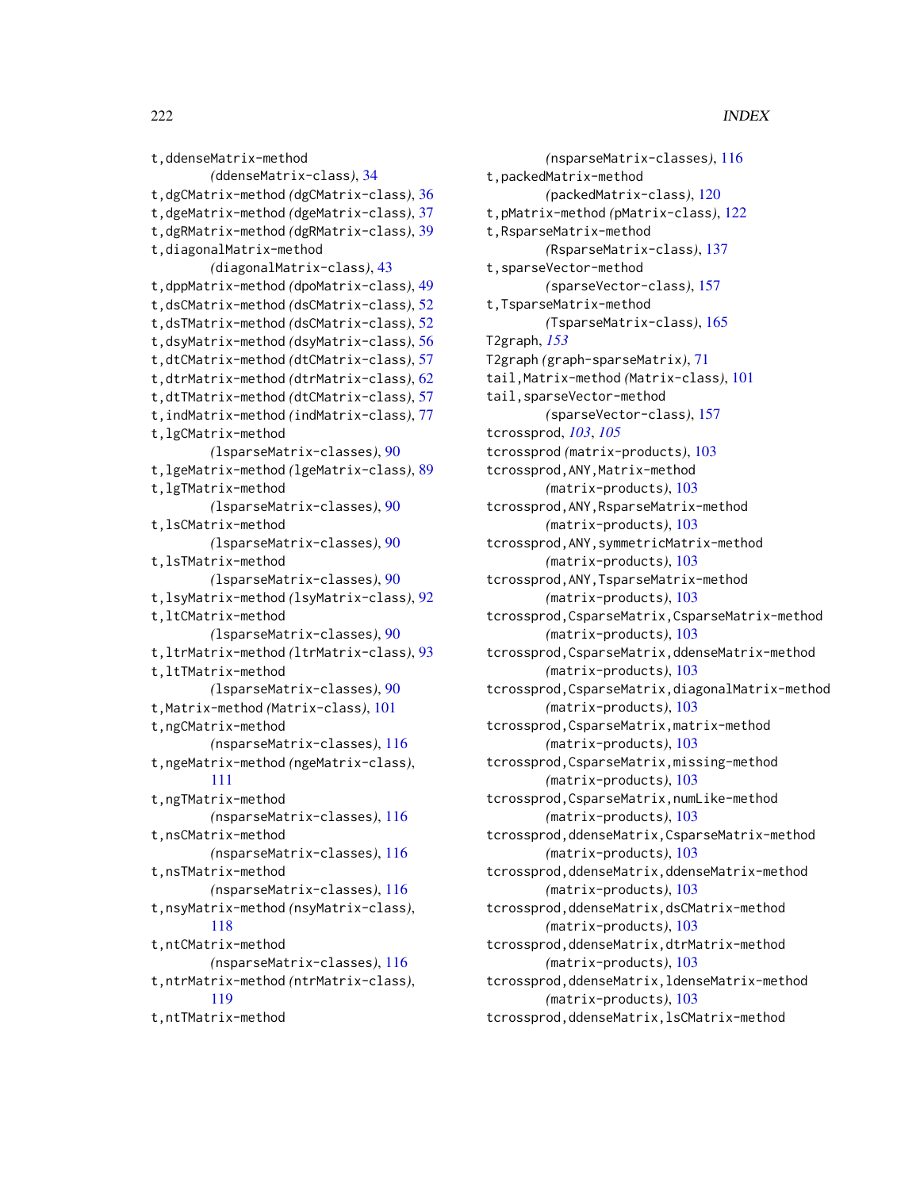t,ddenseMatrix-method
  *(*ddenseMatrix-class*)*, 34
t,dgCMatrix-method *(*dgCMatrix-class*)*, 36
t,dgeMatrix-method *(*dgeMatrix-class*)*, 37
t,dgRMatrix-method *(*dgRMatrix-class*)*, 39
t,diagonalMatrix-method
  *(*diagonalMatrix-class*)*, 43
t,dppMatrix-method *(*dpoMatrix-class*)*, 49
t,dsCMatrix-method *(*dsCMatrix-class*)*, 52
t,dsTMatrix-method *(*dsCMatrix-class*)*, 52
t,dsyMatrix-method *(*dsyMatrix-class*)*, 56
t,dtCMatrix-method *(*dtCMatrix-class*)*, 57
t,dtrMatrix-method *(*dtrMatrix-class*)*, 62
t,dtTMatrix-method *(*dtCMatrix-class*)*, 57
t,indMatrix-method *(*indMatrix-class*)*, 77
t,lgCMatrix-method
  *(*lsparseMatrix-classes*)*, 90
t,lgeMatrix-method *(*lgeMatrix-class*)*, 89
t,lgTMatrix-method
  *(*lsparseMatrix-classes*)*, 90
t,lsCMatrix-method
  *(*lsparseMatrix-classes*)*, 90
t,lsTMatrix-method
  *(*lsparseMatrix-classes*)*, 90
t,lsyMatrix-method *(*lsyMatrix-class*)*, 92
t,ltCMatrix-method
  *(*lsparseMatrix-classes*)*, 90
t,ltrMatrix-method *(*ltrMatrix-class*)*, 93
t,ltTMatrix-method
  *(*lsparseMatrix-classes*)*, 90
t,Matrix-method *(*Matrix-class*)*, 101
t,ngCMatrix-method
  *(*nsparseMatrix-classes*)*, 116
t,ngeMatrix-method *(*ngeMatrix-class*)*,
  111
t,ngTMatrix-method
  *(*nsparseMatrix-classes*)*, 116
t,nsCMatrix-method
  *(*nsparseMatrix-classes*)*, 116
t,nsTMatrix-method
  *(*nsparseMatrix-classes*)*, 116
t,nsyMatrix-method *(*nsyMatrix-class*)*,
  118
t,ntCMatrix-method
  *(*nsparseMatrix-classes*)*, 116
t,ntrMatrix-method *(*ntrMatrix-class*)*,
  119
t,ntTMatrix-method
  *(*nsparseMatrix-classes*)*, 116
t,packedMatrix-method
  *(*packedMatrix-class*)*, 120
t,pMatrix-method *(*pMatrix-class*)*, 122
t,RsparseMatrix-method
  *(*RsparseMatrix-class*)*, 137
t,sparseVector-method
  *(*sparseVector-class*)*, 157
t,TsparseMatrix-method
  *(*TsparseMatrix-class*)*, 165
T2graph, *153*
T2graph *(*graph-sparseMatrix*)*, 71
tail,Matrix-method *(*Matrix-class*)*, 101
tail,sparseVector-method
  *(*sparseVector-class*)*, 157
tcrossprod, *103*, *105*
tcrossprod *(*matrix-products*)*, 103
tcrossprod,ANY,Matrix-method
  *(*matrix-products*)*, 103
tcrossprod,ANY,RsparseMatrix-method
  *(*matrix-products*)*, 103
tcrossprod,ANY,symmetricMatrix-method
  *(*matrix-products*)*, 103
tcrossprod,ANY,TsparseMatrix-method
  *(*matrix-products*)*, 103
tcrossprod,CsparseMatrix,CsparseMatrix-method
  *(*matrix-products*)*, 103
tcrossprod,CsparseMatrix,ddenseMatrix-method
  *(*matrix-products*)*, 103
tcrossprod,CsparseMatrix,diagonalMatrix-method
  *(*matrix-products*)*, 103
tcrossprod,CsparseMatrix,matrix-method
  *(*matrix-products*)*, 103
tcrossprod,CsparseMatrix,missing-method
  *(*matrix-products*)*, 103
tcrossprod,CsparseMatrix,numLike-method
  *(*matrix-products*)*, 103
tcrossprod,ddenseMatrix,CsparseMatrix-method
  *(*matrix-products*)*, 103
tcrossprod,ddenseMatrix,ddenseMatrix-method
  *(*matrix-products*)*, 103
tcrossprod,ddenseMatrix,dsCMatrix-method
  *(*matrix-products*)*, 103
tcrossprod,ddenseMatrix,dtrMatrix-method
  *(*matrix-products*)*, 103
tcrossprod,ddenseMatrix,ldenseMatrix-method
  *(*matrix-products*)*, 103
tcrossprod,ddenseMatrix,lsCMatrix-method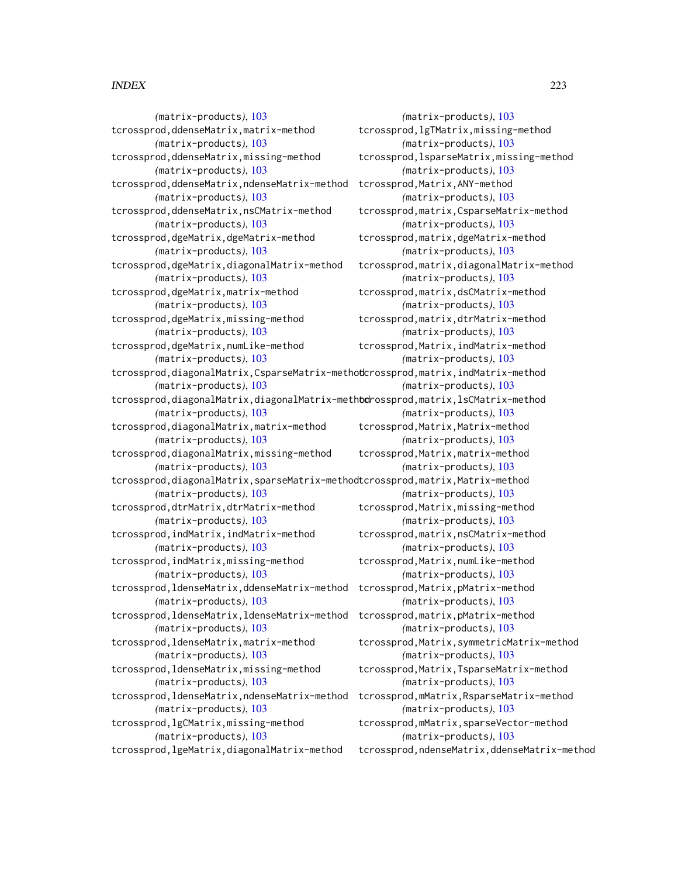(matrix-products), 103
tcrossprod,ddenseMatrix,matrix-method
(matrix-products), 103
tcrossprod,ddenseMatrix,missing-method
(matrix-products), 103
tcrossprod,ddenseMatrix,ndenseMatrix-method
(matrix-products), 103
tcrossprod,ddenseMatrix,nsCMatrix-method
(matrix-products), 103
tcrossprod,dgeMatrix,dgeMatrix-method
(matrix-products), 103
tcrossprod,dgeMatrix,diagonalMatrix-method
(matrix-products), 103
tcrossprod,dgeMatrix,matrix-method
(matrix-products), 103
tcrossprod,dgeMatrix,missing-method
(matrix-products), 103
tcrossprod,dgeMatrix,numLike-method
(matrix-products), 103
tcrossprod,diagonalMatrix,CsparseMatrix-method
(matrix-products), 103
tcrossprod,diagonalMatrix,diagonalMatrix-method
(matrix-products), 103
tcrossprod,diagonalMatrix,matrix-method
(matrix-products), 103
tcrossprod,diagonalMatrix,missing-method
(matrix-products), 103
tcrossprod,diagonalMatrix,sparseMatrix-method
(matrix-products), 103
tcrossprod,dtrMatrix,dtrMatrix-method
(matrix-products), 103
tcrossprod,indMatrix,indMatrix-method
(matrix-products), 103
tcrossprod,indMatrix,missing-method
(matrix-products), 103
tcrossprod,ldenseMatrix,ddenseMatrix-method
(matrix-products), 103
tcrossprod,ldenseMatrix,ldenseMatrix-method
(matrix-products), 103
tcrossprod,ldenseMatrix,matrix-method
(matrix-products), 103
tcrossprod,ldenseMatrix,missing-method
(matrix-products), 103
tcrossprod,ldenseMatrix,ndenseMatrix-method
(matrix-products), 103
tcrossprod,lgCMatrix,missing-method
(matrix-products), 103
tcrossprod,lgeMatrix,diagonalMatrix-method
(matrix-products), 103
tcrossprod,lgTMatrix,missing-method
(matrix-products), 103
tcrossprod,lsparseMatrix,missing-method
(matrix-products), 103
tcrossprod,Matrix,ANY-method
(matrix-products), 103
tcrossprod,matrix,CsparseMatrix-method
(matrix-products), 103
tcrossprod,matrix,dgeMatrix-method
(matrix-products), 103
tcrossprod,matrix,diagonalMatrix-method
(matrix-products), 103
tcrossprod,matrix,dsCMatrix-method
(matrix-products), 103
tcrossprod,matrix,dtrMatrix-method
(matrix-products), 103
tcrossprod,Matrix,indMatrix-method
(matrix-products), 103
tcrossprod,matrix,indMatrix-method
(matrix-products), 103
tcrossprod,matrix,lsCMatrix-method
(matrix-products), 103
tcrossprod,Matrix,Matrix-method
(matrix-products), 103
tcrossprod,Matrix,matrix-method
(matrix-products), 103
tcrossprod,matrix,Matrix-method
(matrix-products), 103
tcrossprod,Matrix,missing-method
(matrix-products), 103
tcrossprod,matrix,nsCMatrix-method
(matrix-products), 103
tcrossprod,Matrix,numLike-method
(matrix-products), 103
tcrossprod,Matrix,pMatrix-method
(matrix-products), 103
tcrossprod,matrix,pMatrix-method
(matrix-products), 103
tcrossprod,Matrix,symmetricMatrix-method
(matrix-products), 103
tcrossprod,Matrix,TsparseMatrix-method
(matrix-products), 103
tcrossprod,mMatrix,RsparseMatrix-method
(matrix-products), 103
tcrossprod,mMatrix,sparseVector-method
(matrix-products), 103
tcrossprod,ndenseMatrix,ddenseMatrix-method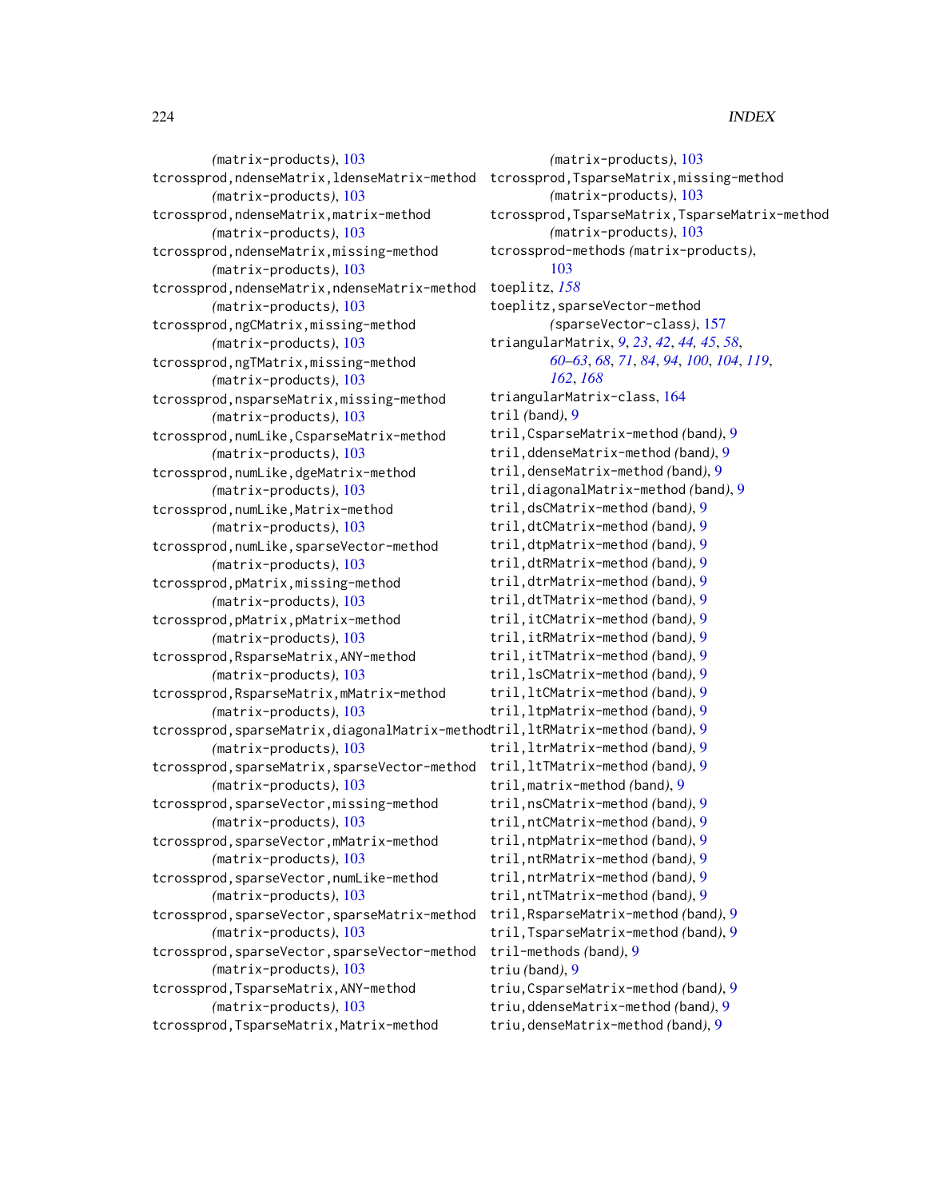(matrix-products), 103
tcrossprod,ndenseMatrix,ldenseMatrix-method (matrix-products), 103
tcrossprod,ndenseMatrix,matrix-method (matrix-products), 103
tcrossprod,ndenseMatrix,missing-method (matrix-products), 103
tcrossprod,ndenseMatrix,ndenseMatrix-method (matrix-products), 103
tcrossprod,ngCMatrix,missing-method (matrix-products), 103
tcrossprod,ngTMatrix,missing-method (matrix-products), 103
tcrossprod,nsparseMatrix,missing-method (matrix-products), 103
tcrossprod,numLike,CsparseMatrix-method (matrix-products), 103
tcrossprod,numLike,dgeMatrix-method (matrix-products), 103
tcrossprod,numLike,Matrix-method (matrix-products), 103
tcrossprod,numLike,sparseVector-method (matrix-products), 103
tcrossprod,pMatrix,missing-method (matrix-products), 103
tcrossprod,pMatrix,pMatrix-method (matrix-products), 103
tcrossprod,RsparseMatrix,ANY-method (matrix-products), 103
tcrossprod,RsparseMatrix,mMatrix-method (matrix-products), 103
tcrossprod,sparseMatrix,diagonalMatrix-method (matrix-products), 103
tcrossprod,sparseMatrix,sparseVector-method (matrix-products), 103
tcrossprod,sparseVector,missing-method (matrix-products), 103
tcrossprod,sparseVector,mMatrix-method (matrix-products), 103
tcrossprod,sparseVector,numLike-method (matrix-products), 103
tcrossprod,sparseVector,sparseMatrix-method (matrix-products), 103
tcrossprod,sparseVector,sparseVector-method (matrix-products), 103
tcrossprod,TsparseMatrix,ANY-method (matrix-products), 103
tcrossprod,TsparseMatrix,Matrix-method (matrix-products), 103
tcrossprod,TsparseMatrix,missing-method (matrix-products), 103
tcrossprod,TsparseMatrix,TsparseMatrix-method (matrix-products), 103
tcrossprod-methods (matrix-products), 103
toeplitz, *158*
toeplitz,sparseVector-method (sparseVector-class), 157
triangularMatrix, *9*, *23*, *42*, *44, 45*, *58*, *60–63*, *68*, *71*, *84*, *94*, *100*, *104*, *119*, *162*, *168*
triangularMatrix-class, 164
tril (band), 9
tril,CsparseMatrix-method (band), 9
tril,ddenseMatrix-method (band), 9
tril,denseMatrix-method (band), 9
tril,diagonalMatrix-method (band), 9
tril,dsCMatrix-method (band), 9
tril,dtCMatrix-method (band), 9
tril,dtpMatrix-method (band), 9
tril,dtRMatrix-method (band), 9
tril,dtrMatrix-method (band), 9
tril,dtTMatrix-method (band), 9
tril,itCMatrix-method (band), 9
tril,itRMatrix-method (band), 9
tril,itTMatrix-method (band), 9
tril,lsCMatrix-method (band), 9
tril,ltCMatrix-method (band), 9
tril,ltpMatrix-method (band), 9
tril,ltRMatrix-method (band), 9
tril,ltrMatrix-method (band), 9
tril,ltTMatrix-method (band), 9
tril,matrix-method (band), 9
tril,nsCMatrix-method (band), 9
tril,ntCMatrix-method (band), 9
tril,ntpMatrix-method (band), 9
tril,ntRMatrix-method (band), 9
tril,ntrMatrix-method (band), 9
tril,ntTMatrix-method (band), 9
tril,RsparseMatrix-method (band), 9
tril,TsparseMatrix-method (band), 9
tril-methods (band), 9
triu (band), 9
triu,CsparseMatrix-method (band), 9
triu,ddenseMatrix-method (band), 9
triu,denseMatrix-method (band), 9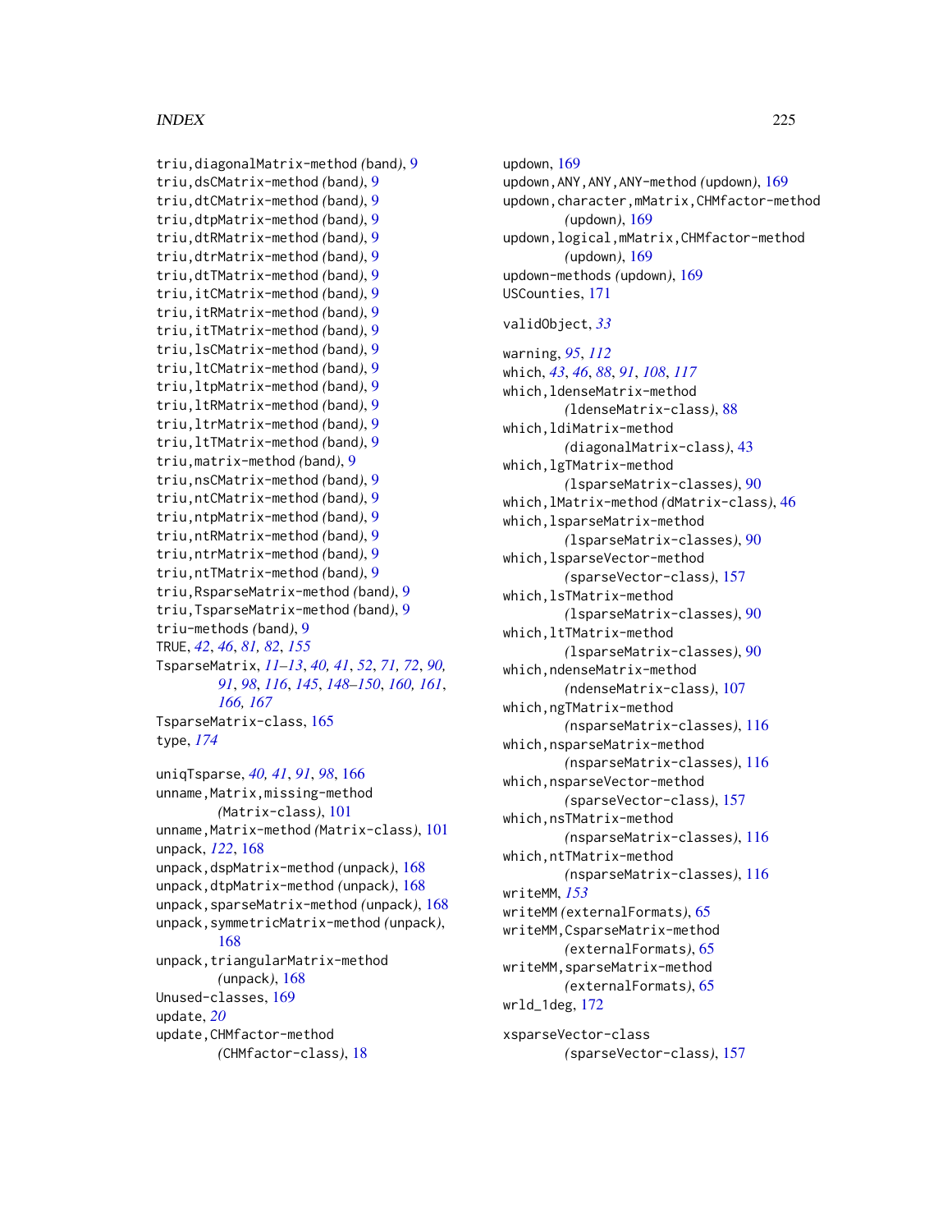triu,diagonalMatrix-method *(band)*, 9
triu,dsCMatrix-method *(band)*, 9
triu,dtCMatrix-method *(band)*, 9
triu,dtpMatrix-method *(band)*, 9
triu,dtRMatrix-method *(band)*, 9
triu,dtrMatrix-method *(band)*, 9
triu,dtTMatrix-method *(band)*, 9
triu,itCMatrix-method *(band)*, 9
triu,itRMatrix-method *(band)*, 9
triu,itTMatrix-method *(band)*, 9
triu,lsCMatrix-method *(band)*, 9
triu,ltCMatrix-method *(band)*, 9
triu,ltpMatrix-method *(band)*, 9
triu,ltRMatrix-method *(band)*, 9
triu,ltrMatrix-method *(band)*, 9
triu,ltTMatrix-method *(band)*, 9
triu,matrix-method *(band)*, 9
triu,nsCMatrix-method *(band)*, 9
triu,ntCMatrix-method *(band)*, 9
triu,ntpMatrix-method *(band)*, 9
triu,ntRMatrix-method *(band)*, 9
triu,ntrMatrix-method *(band)*, 9
triu,ntTMatrix-method *(band)*, 9
triu,RsparseMatrix-method *(band)*, 9
triu,TsparseMatrix-method *(band)*, 9
triu-methods *(band)*, 9
TRUE, *42*, *46*, *81, 82*, *155*
TsparseMatrix, *11–13*, *40, 41*, *52*, *71, 72*, *90, 91*, *98*, *116*, *145*, *148–150*, *160, 161*, *166, 167*
TsparseMatrix-class, 165
type, *174*

uniqTsparse, *40, 41*, *91*, *98*, 166
unname,Matrix,missing-method *(Matrix-class)*, 101
unname,Matrix-method *(Matrix-class)*, 101
unpack, *122*, 168
unpack,dspMatrix-method *(unpack)*, 168
unpack,dtpMatrix-method *(unpack)*, 168
unpack,sparseMatrix-method *(unpack)*, 168
unpack,symmetricMatrix-method *(unpack)*, 168
unpack,triangularMatrix-method *(unpack)*, 168
Unused-classes, 169
update, *20*
update,CHMfactor-method *(CHMfactor-class)*, 18
updown, 169
updown,ANY,ANY,ANY-method *(updown)*, 169
updown,character,mMatrix,CHMfactor-method *(updown)*, 169
updown,logical,mMatrix,CHMfactor-method *(updown)*, 169
updown-methods *(updown)*, 169
USCounties, 171

validObject, *33*

warning, *95*, *112*
which, *43*, *46*, *88*, *91*, *108*, *117*
which,ldenseMatrix-method *(ldenseMatrix-class)*, 88
which,ldiMatrix-method *(diagonalMatrix-class)*, 43
which,lgTMatrix-method *(lsparseMatrix-classes)*, 90
which,lMatrix-method *(dMatrix-class)*, 46
which,lsparseMatrix-method *(lsparseMatrix-classes)*, 90
which,lsparseVector-method *(sparseVector-class)*, 157
which,lsTMatrix-method *(lsparseMatrix-classes)*, 90
which,ltTMatrix-method *(lsparseMatrix-classes)*, 90
which,ndenseMatrix-method *(ndenseMatrix-class)*, 107
which,ngTMatrix-method *(nsparseMatrix-classes)*, 116
which,nsparseMatrix-method *(nsparseMatrix-classes)*, 116
which,nsparseVector-method *(sparseVector-class)*, 157
which,nsTMatrix-method *(nsparseMatrix-classes)*, 116
which,ntTMatrix-method *(nsparseMatrix-classes)*, 116
writeMM, *153*
writeMM *(externalFormats)*, 65
writeMM,CsparseMatrix-method *(externalFormats)*, 65
writeMM,sparseMatrix-method *(externalFormats)*, 65
wrld_1deg, 172

xsparseVector-class *(sparseVector-class)*, 157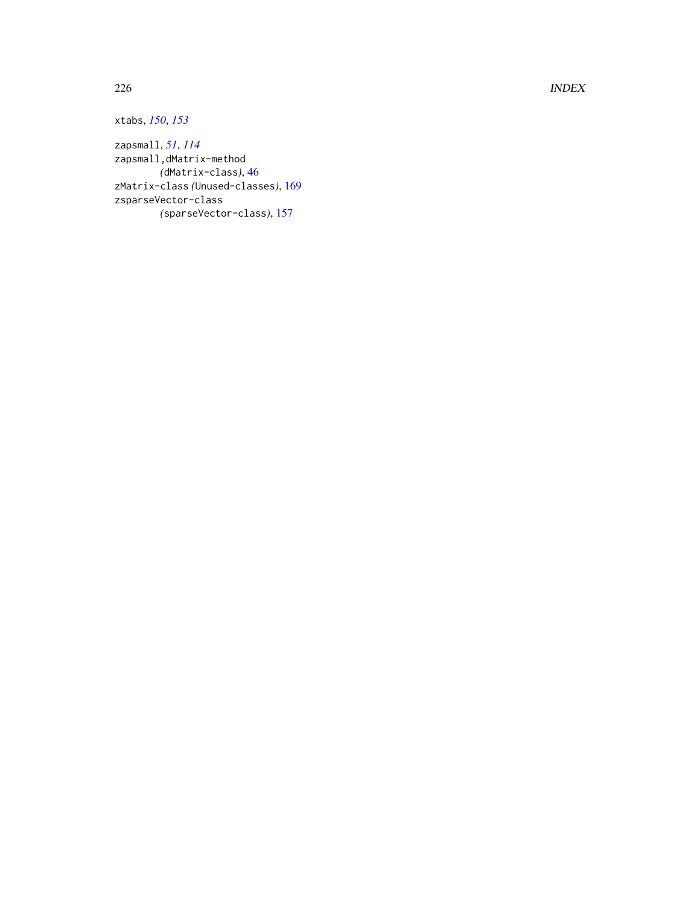xtabs, *150*, *153*

zapsmall, *51*, *114*
zapsmall,dMatrix-method
        (dMatrix-class), 46
zMatrix-class (Unused-classes), 169
zsparseVector-class
        (sparseVector-class), 157